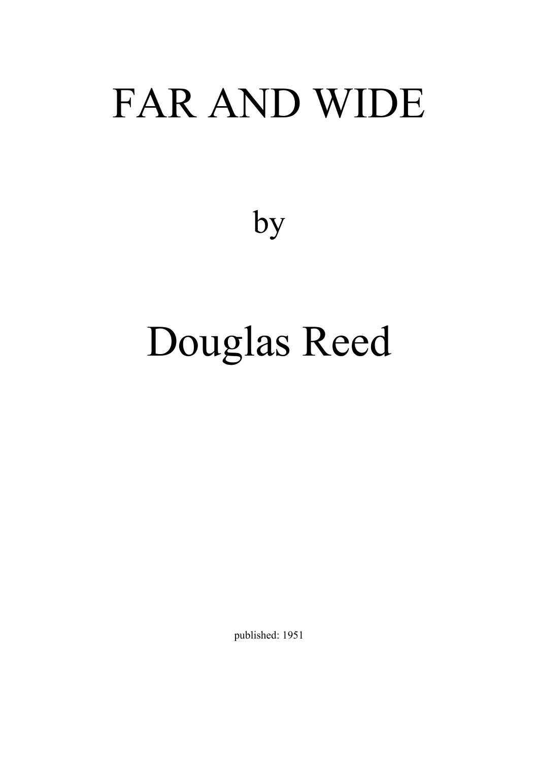# FAR AND WIDE

by

# Douglas Reed

published: 1951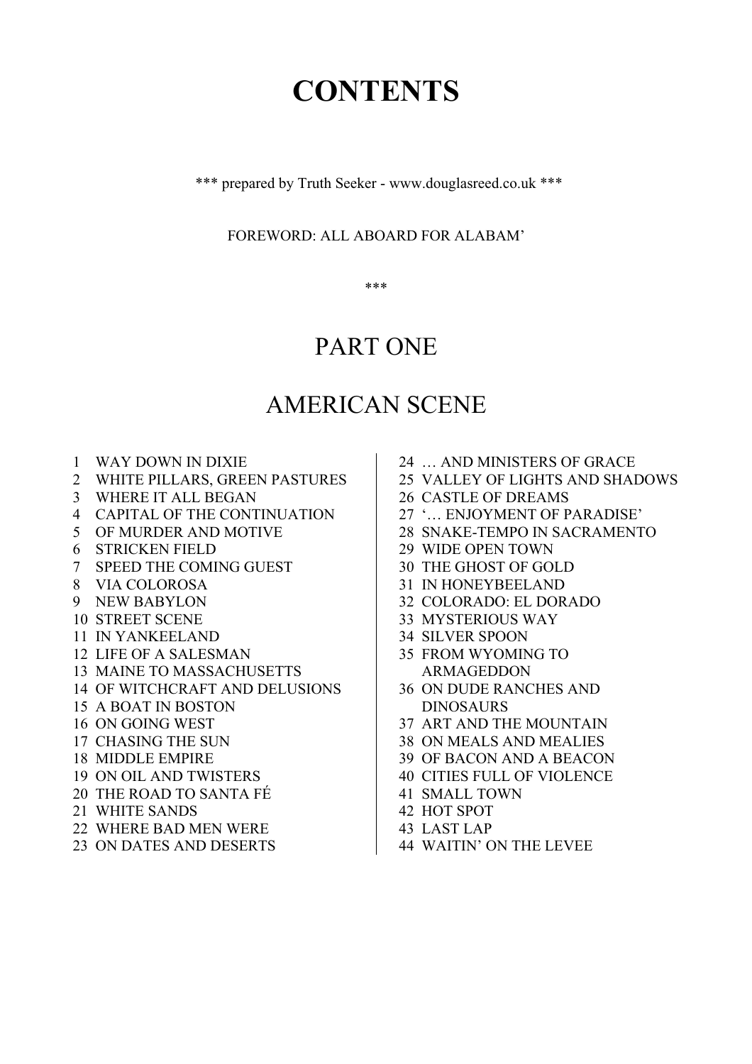# CONTENTS

\*\*\* prepared by Truth Seeker - www.douglasreed.co.uk \*\*\*

FOREWORD: ALL ABOARD FOR ALABAM'

\*\*\*

## PART ONE

## AMERICAN SCENE

1 WAY DOWN IN DIXIE
2 WHITE PILLARS, GREEN PASTURES
3 WHERE IT ALL BEGAN
4 CAPITAL OF THE CONTINUATION
5 OF MURDER AND MOTIVE
6 STRICKEN FIELD
7 SPEED THE COMING GUEST
8 VIA COLOROSA
9 NEW BABYLON
10 STREET SCENE
11 IN YANKEELAND
12 LIFE OF A SALESMAN
13 MAINE TO MASSACHUSETTS
14 OF WITCHCRAFT AND DELUSIONS
15 A BOAT IN BOSTON
16 ON GOING WEST
17 CHASING THE SUN
18 MIDDLE EMPIRE
19 ON OIL AND TWISTERS
20 THE ROAD TO SANTA FÉ
21 WHITE SANDS
22 WHERE BAD MEN WERE
23 ON DATES AND DESERTS
24 … AND MINISTERS OF GRACE
25 VALLEY OF LIGHTS AND SHADOWS
26 CASTLE OF DREAMS
27 '… ENJOYMENT OF PARADISE'
28 SNAKE-TEMPO IN SACRAMENTO
29 WIDE OPEN TOWN
30 THE GHOST OF GOLD
31 IN HONEYBEELAND
32 COLORADO: EL DORADO
33 MYSTERIOUS WAY
34 SILVER SPOON
35 FROM WYOMING TO ARMAGEDDON
36 ON DUDE RANCHES AND DINOSAURS
37 ART AND THE MOUNTAIN
38 ON MEALS AND MEALIES
39 OF BACON AND A BEACON
40 CITIES FULL OF VIOLENCE
41 SMALL TOWN
42 HOT SPOT
43 LAST LAP
44 WAITIN' ON THE LEVEE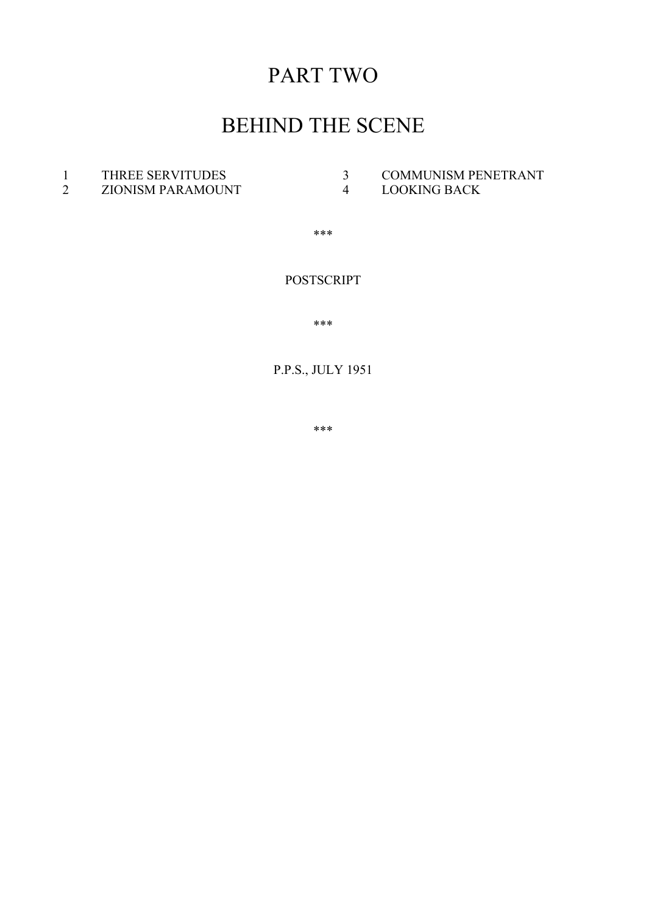# PART TWO

# BEHIND THE SCENE

1. THREE SERVITUDES
2. ZIONISM PARAMOUNT
3. COMMUNISM PENETRANT
4. LOOKING BACK

***

POSTSCRIPT

***

P.P.S., JULY 1951

***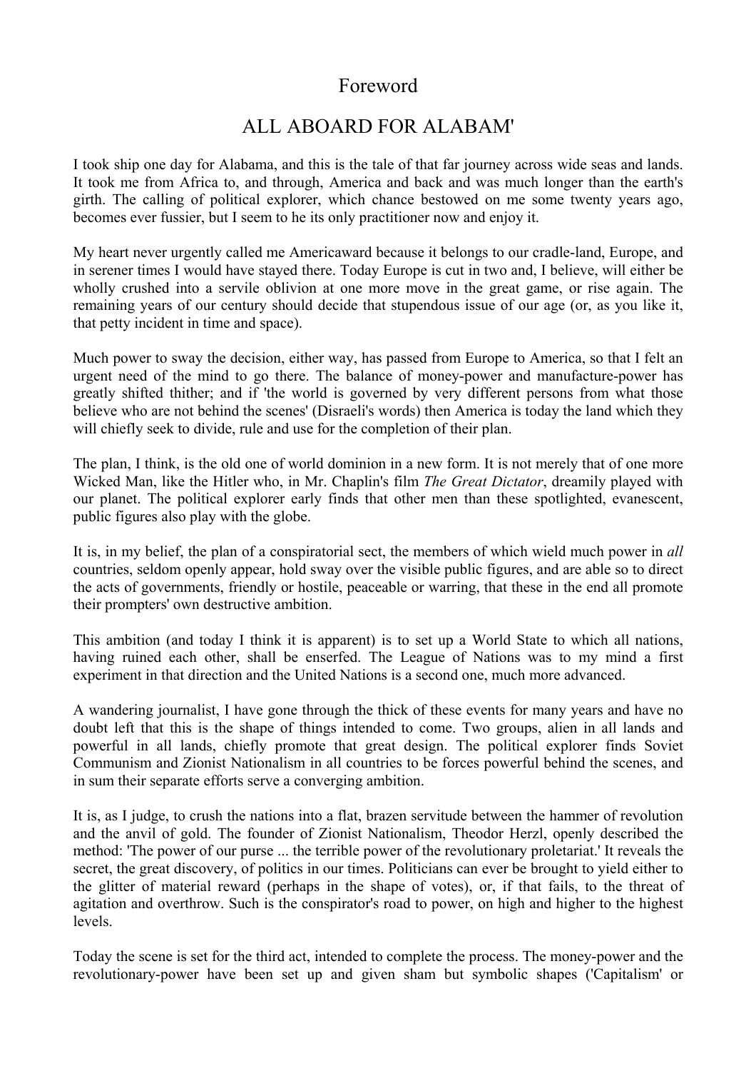# Foreword

## ALL ABOARD FOR ALABAM'

I took ship one day for Alabama, and this is the tale of that far journey across wide seas and lands. It took me from Africa to, and through, America and back and was much longer than the earth's girth. The calling of political explorer, which chance bestowed on me some twenty years ago, becomes ever fussier, but I seem to he its only practitioner now and enjoy it.

My heart never urgently called me Americaward because it belongs to our cradle-land, Europe, and in serener times I would have stayed there. Today Europe is cut in two and, I believe, will either be wholly crushed into a servile oblivion at one more move in the great game, or rise again. The remaining years of our century should decide that stupendous issue of our age (or, as you like it, that petty incident in time and space).

Much power to sway the decision, either way, has passed from Europe to America, so that I felt an urgent need of the mind to go there. The balance of money-power and manufacture-power has greatly shifted thither; and if 'the world is governed by very different persons from what those believe who are not behind the scenes' (Disraeli's words) then America is today the land which they will chiefly seek to divide, rule and use for the completion of their plan.

The plan, I think, is the old one of world dominion in a new form. It is not merely that of one more Wicked Man, like the Hitler who, in Mr. Chaplin's film *The Great Dictator*, dreamily played with our planet. The political explorer early finds that other men than these spotlighted, evanescent, public figures also play with the globe.

It is, in my belief, the plan of a conspiratorial sect, the members of which wield much power in *all* countries, seldom openly appear, hold sway over the visible public figures, and are able so to direct the acts of governments, friendly or hostile, peaceable or warring, that these in the end all promote their prompters' own destructive ambition.

This ambition (and today I think it is apparent) is to set up a World State to which all nations, having ruined each other, shall be enserfed. The League of Nations was to my mind a first experiment in that direction and the United Nations is a second one, much more advanced.

A wandering journalist, I have gone through the thick of these events for many years and have no doubt left that this is the shape of things intended to come. Two groups, alien in all lands and powerful in all lands, chiefly promote that great design. The political explorer finds Soviet Communism and Zionist Nationalism in all countries to be forces powerful behind the scenes, and in sum their separate efforts serve a converging ambition.

It is, as I judge, to crush the nations into a flat, brazen servitude between the hammer of revolution and the anvil of gold. The founder of Zionist Nationalism, Theodor Herzl, openly described the method: 'The power of our purse ... the terrible power of the revolutionary proletariat.' It reveals the secret, the great discovery, of politics in our times. Politicians can ever be brought to yield either to the glitter of material reward (perhaps in the shape of votes), or, if that fails, to the threat of agitation and overthrow. Such is the conspirator's road to power, on high and higher to the highest levels.

Today the scene is set for the third act, intended to complete the process. The money-power and the revolutionary-power have been set up and given sham but symbolic shapes ('Capitalism' or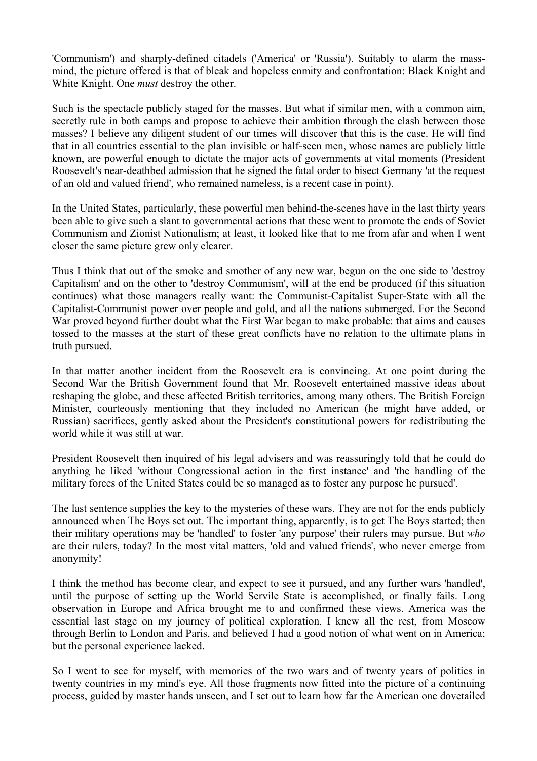'Communism') and sharply-defined citadels ('America' or 'Russia'). Suitably to alarm the mass-mind, the picture offered is that of bleak and hopeless enmity and confrontation: Black Knight and White Knight. One *must* destroy the other.

Such is the spectacle publicly staged for the masses. But what if similar men, with a common aim, secretly rule in both camps and propose to achieve their ambition through the clash between those masses? I believe any diligent student of our times will discover that this is the case. He will find that in all countries essential to the plan invisible or half-seen men, whose names are publicly little known, are powerful enough to dictate the major acts of governments at vital moments (President Roosevelt's near-deathbed admission that he signed the fatal order to bisect Germany 'at the request of an old and valued friend', who remained nameless, is a recent case in point).

In the United States, particularly, these powerful men behind-the-scenes have in the last thirty years been able to give such a slant to governmental actions that these went to promote the ends of Soviet Communism and Zionist Nationalism; at least, it looked like that to me from afar and when I went closer the same picture grew only clearer.

Thus I think that out of the smoke and smother of any new war, begun on the one side to 'destroy Capitalism' and on the other to 'destroy Communism', will at the end be produced (if this situation continues) what those managers really want: the Communist-Capitalist Super-State with all the Capitalist-Communist power over people and gold, and all the nations submerged. For the Second War proved beyond further doubt what the First War began to make probable: that aims and causes tossed to the masses at the start of these great conflicts have no relation to the ultimate plans in truth pursued.

In that matter another incident from the Roosevelt era is convincing. At one point during the Second War the British Government found that Mr. Roosevelt entertained massive ideas about reshaping the globe, and these affected British territories, among many others. The British Foreign Minister, courteously mentioning that they included no American (he might have added, or Russian) sacrifices, gently asked about the President's constitutional powers for redistributing the world while it was still at war.

President Roosevelt then inquired of his legal advisers and was reassuringly told that he could do anything he liked 'without Congressional action in the first instance' and 'the handling of the military forces of the United States could be so managed as to foster any purpose he pursued'.

The last sentence supplies the key to the mysteries of these wars. They are not for the ends publicly announced when The Boys set out. The important thing, apparently, is to get The Boys started; then their military operations may be 'handled' to foster 'any purpose' their rulers may pursue. But *who* are their rulers, today? In the most vital matters, 'old and valued friends', who never emerge from anonymity!

I think the method has become clear, and expect to see it pursued, and any further wars 'handled', until the purpose of setting up the World Servile State is accomplished, or finally fails. Long observation in Europe and Africa brought me to and confirmed these views. America was the essential last stage on my journey of political exploration. I knew all the rest, from Moscow through Berlin to London and Paris, and believed I had a good notion of what went on in America; but the personal experience lacked.

So I went to see for myself, with memories of the two wars and of twenty years of politics in twenty countries in my mind's eye. All those fragments now fitted into the picture of a continuing process, guided by master hands unseen, and I set out to learn how far the American one dovetailed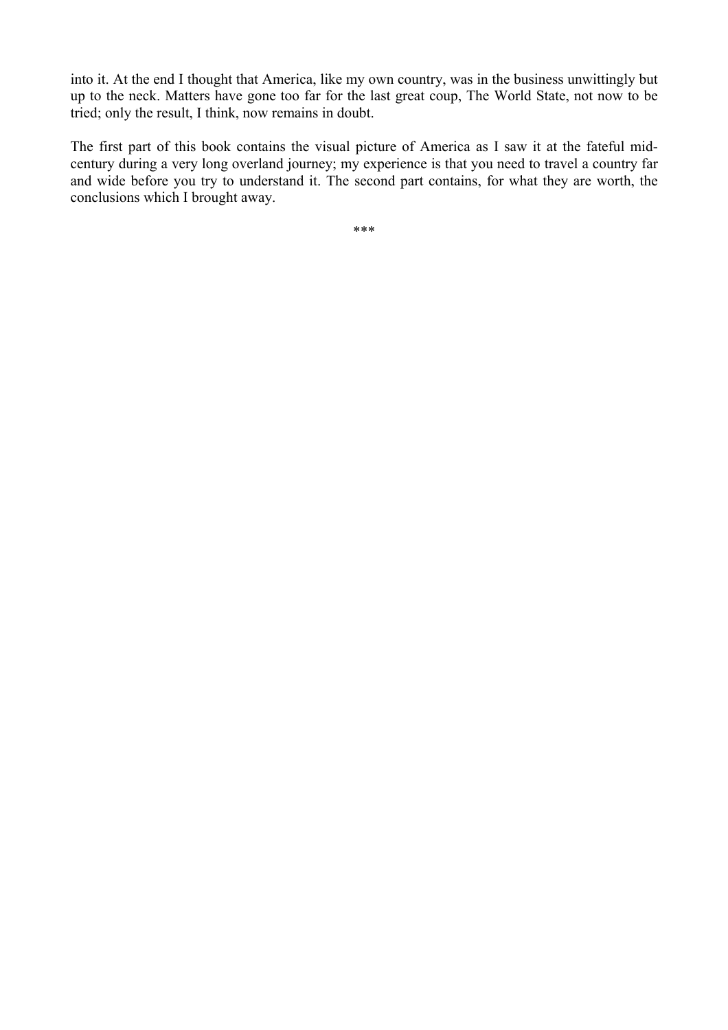into it. At the end I thought that America, like my own country, was in the business unwittingly but up to the neck. Matters have gone too far for the last great coup, The World State, not now to be tried; only the result, I think, now remains in doubt.

The first part of this book contains the visual picture of America as I saw it at the fateful mid-century during a very long overland journey; my experience is that you need to travel a country far and wide before you try to understand it. The second part contains, for what they are worth, the conclusions which I brought away.

***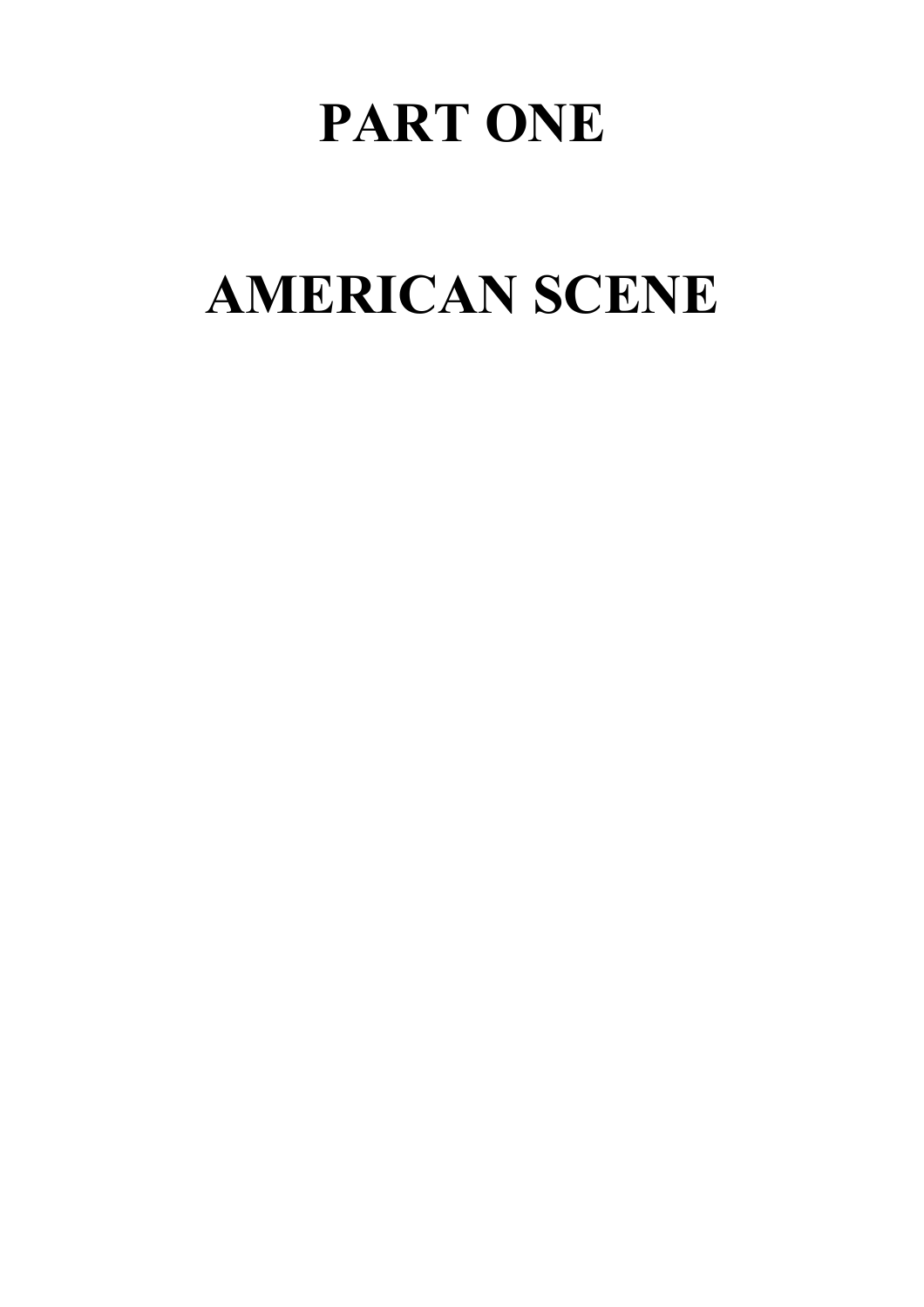# PART ONE

# AMERICAN SCENE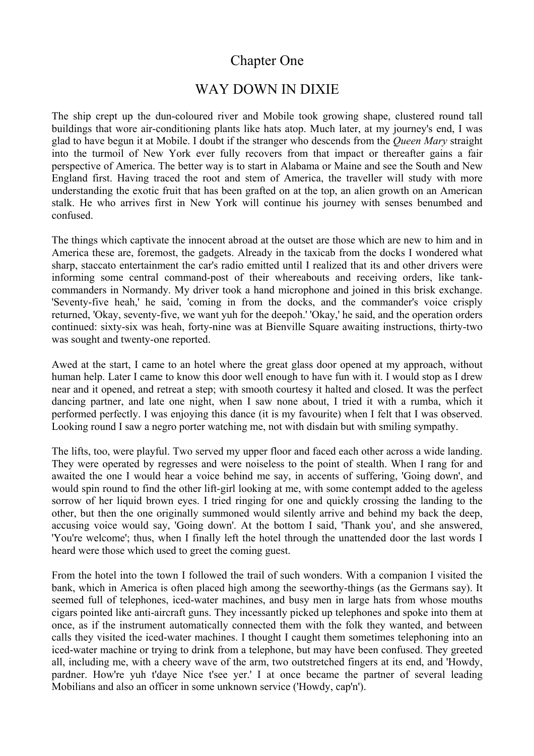# Chapter One

## WAY DOWN IN DIXIE

The ship crept up the dun-coloured river and Mobile took growing shape, clustered round tall buildings that wore air-conditioning plants like hats atop. Much later, at my journey's end, I was glad to have begun it at Mobile. I doubt if the stranger who descends from the *Queen Mary* straight into the turmoil of New York ever fully recovers from that impact or thereafter gains a fair perspective of America. The better way is to start in Alabama or Maine and see the South and New England first. Having traced the root and stem of America, the traveller will study with more understanding the exotic fruit that has been grafted on at the top, an alien growth on an American stalk. He who arrives first in New York will continue his journey with senses benumbed and confused.

The things which captivate the innocent abroad at the outset are those which are new to him and in America these are, foremost, the gadgets. Already in the taxicab from the docks I wondered what sharp, staccato entertainment the car's radio emitted until I realized that its and other drivers were informing some central command-post of their whereabouts and receiving orders, like tank-commanders in Normandy. My driver took a hand microphone and joined in this brisk exchange. 'Seventy-five heah,' he said, 'coming in from the docks, and the commander's voice crisply returned, 'Okay, seventy-five, we want yuh for the deepoh.' 'Okay,' he said, and the operation orders continued: sixty-six was heah, forty-nine was at Bienville Square awaiting instructions, thirty-two was sought and twenty-one reported.

Awed at the start, I came to an hotel where the great glass door opened at my approach, without human help. Later I came to know this door well enough to have fun with it. I would stop as I drew near and it opened, and retreat a step; with smooth courtesy it halted and closed. It was the perfect dancing partner, and late one night, when I saw none about, I tried it with a rumba, which it performed perfectly. I was enjoying this dance (it is my favourite) when I felt that I was observed. Looking round I saw a negro porter watching me, not with disdain but with smiling sympathy.

The lifts, too, were playful. Two served my upper floor and faced each other across a wide landing. They were operated by regresses and were noiseless to the point of stealth. When I rang for and awaited the one I would hear a voice behind me say, in accents of suffering, 'Going down', and would spin round to find the other lift-girl looking at me, with some contempt added to the ageless sorrow of her liquid brown eyes. I tried ringing for one and quickly crossing the landing to the other, but then the one originally summoned would silently arrive and behind my back the deep, accusing voice would say, 'Going down'. At the bottom I said, 'Thank you', and she answered, 'You're welcome'; thus, when I finally left the hotel through the unattended door the last words I heard were those which used to greet the coming guest.

From the hotel into the town I followed the trail of such wonders. With a companion I visited the bank, which in America is often placed high among the seeworthy-things (as the Germans say). It seemed full of telephones, iced-water machines, and busy men in large hats from whose mouths cigars pointed like anti-aircraft guns. They incessantly picked up telephones and spoke into them at once, as if the instrument automatically connected them with the folk they wanted, and between calls they visited the iced-water machines. I thought I caught them sometimes telephoning into an iced-water machine or trying to drink from a telephone, but may have been confused. They greeted all, including me, with a cheery wave of the arm, two outstretched fingers at its end, and 'Howdy, pardner. How're yuh t'daye Nice t'see yer.' I at once became the partner of several leading Mobilians and also an officer in some unknown service ('Howdy, cap'n').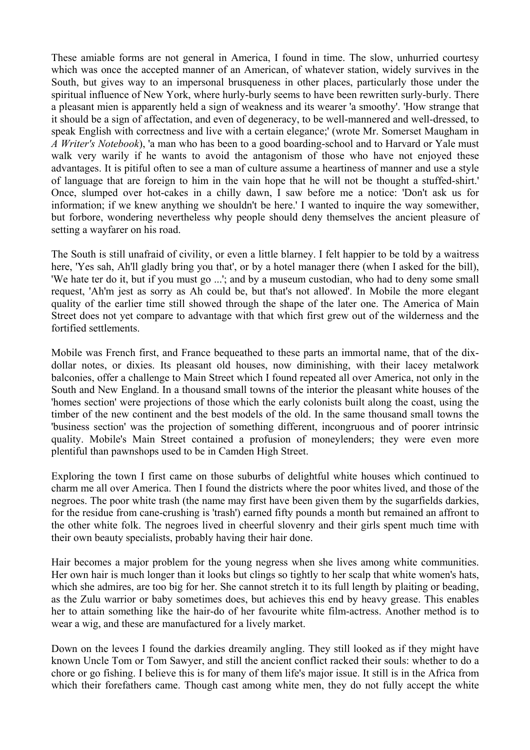These amiable forms are not general in America, I found in time. The slow, unhurried courtesy which was once the accepted manner of an American, of whatever station, widely survives in the South, but gives way to an impersonal brusqueness in other places, particularly those under the spiritual influence of New York, where hurly-burly seems to have been rewritten surly-burly. There a pleasant mien is apparently held a sign of weakness and its wearer 'a smoothy'. 'How strange that it should be a sign of affectation, and even of degeneracy, to be well-mannered and well-dressed, to speak English with correctness and live with a certain elegance;' (wrote Mr. Somerset Maugham in *A Writer's Notebook*), 'a man who has been to a good boarding-school and to Harvard or Yale must walk very warily if he wants to avoid the antagonism of those who have not enjoyed these advantages. It is pitiful often to see a man of culture assume a heartiness of manner and use a style of language that are foreign to him in the vain hope that he will not be thought a stuffed-shirt.' Once, slumped over hot-cakes in a chilly dawn, I saw before me a notice: 'Don't ask us for information; if we knew anything we shouldn't be here.' I wanted to inquire the way somewither, but forbore, wondering nevertheless why people should deny themselves the ancient pleasure of setting a wayfarer on his road.

The South is still unafraid of civility, or even a little blarney. I felt happier to be told by a waitress here, 'Yes sah, Ah'll gladly bring you that', or by a hotel manager there (when I asked for the bill), 'We hate ter do it, but if you must go ...'; and by a museum custodian, who had to deny some small request, 'Ah'm jest as sorry as Ah could be, but that's not allowed'. In Mobile the more elegant quality of the earlier time still showed through the shape of the later one. The America of Main Street does not yet compare to advantage with that which first grew out of the wilderness and the fortified settlements.

Mobile was French first, and France bequeathed to these parts an immortal name, that of the dix-dollar notes, or dixies. Its pleasant old houses, now diminishing, with their lacey metalwork balconies, offer a challenge to Main Street which I found repeated all over America, not only in the South and New England. In a thousand small towns of the interior the pleasant white houses of the 'homes section' were projections of those which the early colonists built along the coast, using the timber of the new continent and the best models of the old. In the same thousand small towns the 'business section' was the projection of something different, incongruous and of poorer intrinsic quality. Mobile's Main Street contained a profusion of moneylenders; they were even more plentiful than pawnshops used to be in Camden High Street.

Exploring the town I first came on those suburbs of delightful white houses which continued to charm me all over America. Then I found the districts where the poor whites lived, and those of the negroes. The poor white trash (the name may first have been given them by the sugarfields darkies, for the residue from cane-crushing is 'trash') earned fifty pounds a month but remained an affront to the other white folk. The negroes lived in cheerful slovenry and their girls spent much time with their own beauty specialists, probably having their hair done.

Hair becomes a major problem for the young negress when she lives among white communities. Her own hair is much longer than it looks but clings so tightly to her scalp that white women's hats, which she admires, are too big for her. She cannot stretch it to its full length by plaiting or beading, as the Zulu warrior or baby sometimes does, but achieves this end by heavy grease. This enables her to attain something like the hair-do of her favourite white film-actress. Another method is to wear a wig, and these are manufactured for a lively market.

Down on the levees I found the darkies dreamily angling. They still looked as if they might have known Uncle Tom or Tom Sawyer, and still the ancient conflict racked their souls: whether to do a chore or go fishing. I believe this is for many of them life's major issue. It still is in the Africa from which their forefathers came. Though cast among white men, they do not fully accept the white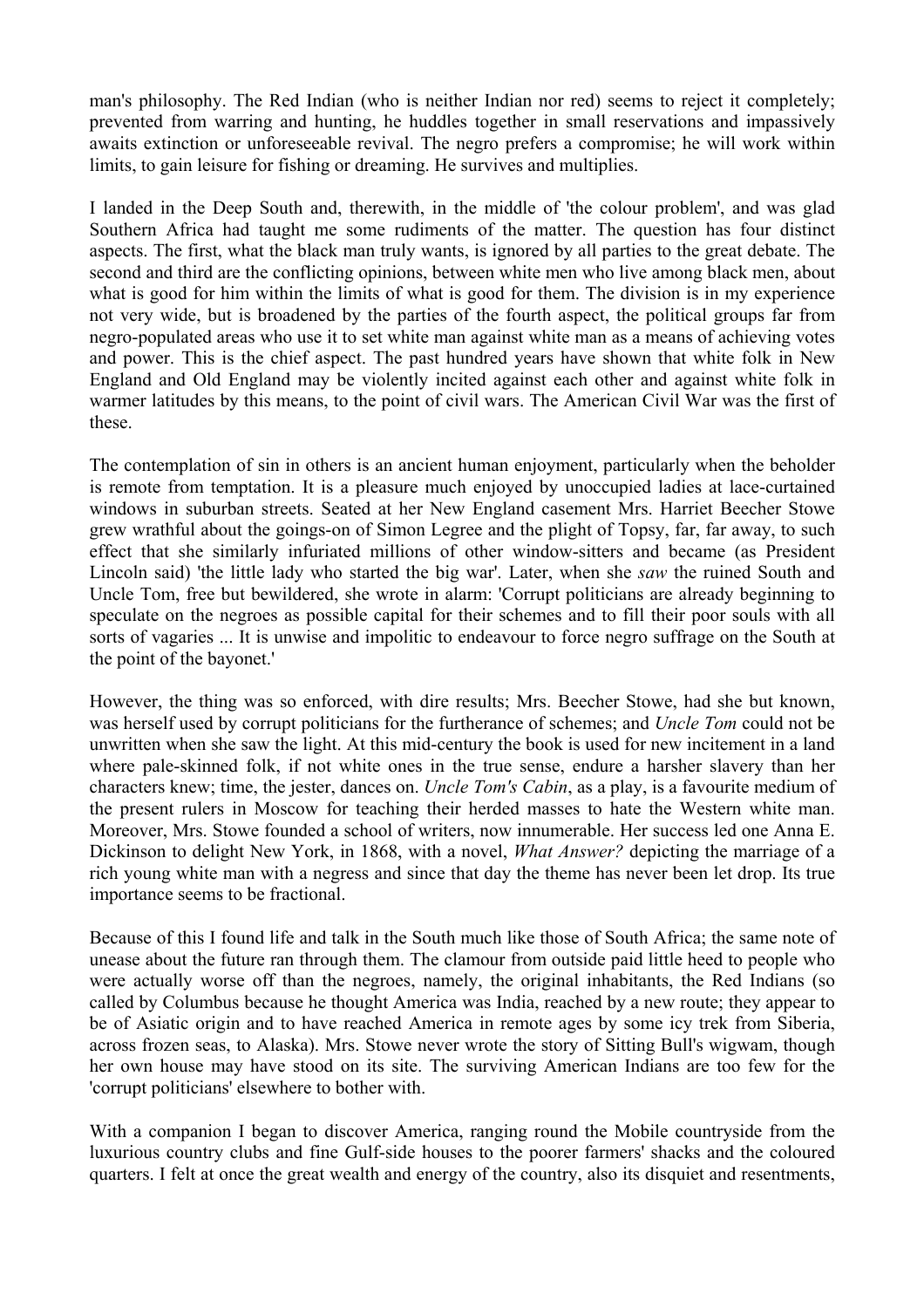man's philosophy. The Red Indian (who is neither Indian nor red) seems to reject it completely; prevented from warring and hunting, he huddles together in small reservations and impassively awaits extinction or unforeseeable revival. The negro prefers a compromise; he will work within limits, to gain leisure for fishing or dreaming. He survives and multiplies.

I landed in the Deep South and, therewith, in the middle of 'the colour problem', and was glad Southern Africa had taught me some rudiments of the matter. The question has four distinct aspects. The first, what the black man truly wants, is ignored by all parties to the great debate. The second and third are the conflicting opinions, between white men who live among black men, about what is good for him within the limits of what is good for them. The division is in my experience not very wide, but is broadened by the parties of the fourth aspect, the political groups far from negro-populated areas who use it to set white man against white man as a means of achieving votes and power. This is the chief aspect. The past hundred years have shown that white folk in New England and Old England may be violently incited against each other and against white folk in warmer latitudes by this means, to the point of civil wars. The American Civil War was the first of these.

The contemplation of sin in others is an ancient human enjoyment, particularly when the beholder is remote from temptation. It is a pleasure much enjoyed by unoccupied ladies at lace-curtained windows in suburban streets. Seated at her New England casement Mrs. Harriet Beecher Stowe grew wrathful about the goings-on of Simon Legree and the plight of Topsy, far, far away, to such effect that she similarly infuriated millions of other window-sitters and became (as President Lincoln said) 'the little lady who started the big war'. Later, when she *saw* the ruined South and Uncle Tom, free but bewildered, she wrote in alarm: 'Corrupt politicians are already beginning to speculate on the negroes as possible capital for their schemes and to fill their poor souls with all sorts of vagaries ... It is unwise and impolitic to endeavour to force negro suffrage on the South at the point of the bayonet.'

However, the thing was so enforced, with dire results; Mrs. Beecher Stowe, had she but known, was herself used by corrupt politicians for the furtherance of schemes; and *Uncle Tom* could not be unwritten when she saw the light. At this mid-century the book is used for new incitement in a land where pale-skinned folk, if not white ones in the true sense, endure a harsher slavery than her characters knew; time, the jester, dances on. *Uncle Tom's Cabin*, as a play, is a favourite medium of the present rulers in Moscow for teaching their herded masses to hate the Western white man. Moreover, Mrs. Stowe founded a school of writers, now innumerable. Her success led one Anna E. Dickinson to delight New York, in 1868, with a novel, *What Answer?* depicting the marriage of a rich young white man with a negress and since that day the theme has never been let drop. Its true importance seems to be fractional.

Because of this I found life and talk in the South much like those of South Africa; the same note of unease about the future ran through them. The clamour from outside paid little heed to people who were actually worse off than the negroes, namely, the original inhabitants, the Red Indians (so called by Columbus because he thought America was India, reached by a new route; they appear to be of Asiatic origin and to have reached America in remote ages by some icy trek from Siberia, across frozen seas, to Alaska). Mrs. Stowe never wrote the story of Sitting Bull's wigwam, though her own house may have stood on its site. The surviving American Indians are too few for the 'corrupt politicians' elsewhere to bother with.

With a companion I began to discover America, ranging round the Mobile countryside from the luxurious country clubs and fine Gulf-side houses to the poorer farmers' shacks and the coloured quarters. I felt at once the great wealth and energy of the country, also its disquiet and resentments,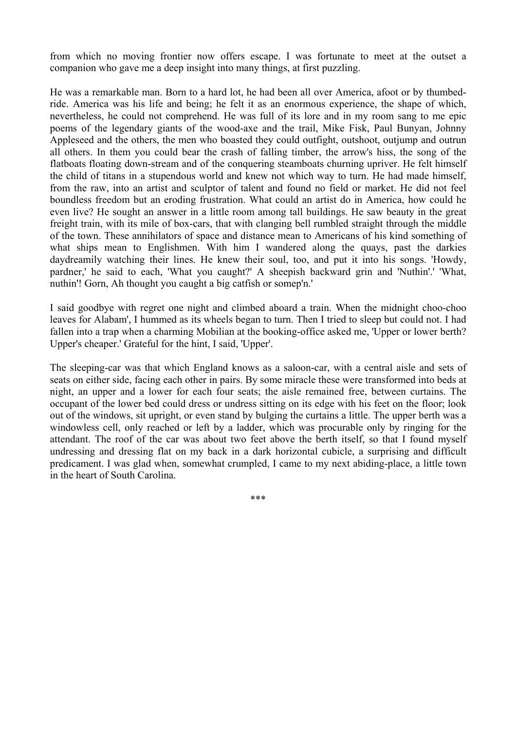from which no moving frontier now offers escape. I was fortunate to meet at the outset a companion who gave me a deep insight into many things, at first puzzling.

He was a remarkable man. Born to a hard lot, he had been all over America, afoot or by thumbed-ride. America was his life and being; he felt it as an enormous experience, the shape of which, nevertheless, he could not comprehend. He was full of its lore and in my room sang to me epic poems of the legendary giants of the wood-axe and the trail, Mike Fisk, Paul Bunyan, Johnny Appleseed and the others, the men who boasted they could outfight, outshoot, outjump and outrun all others. In them you could bear the crash of falling timber, the arrow's hiss, the song of the flatboats floating down-stream and of the conquering steamboats churning upriver. He felt himself the child of titans in a stupendous world and knew not which way to turn. He had made himself, from the raw, into an artist and sculptor of talent and found no field or market. He did not feel boundless freedom but an eroding frustration. What could an artist do in America, how could he even live? He sought an answer in a little room among tall buildings. He saw beauty in the great freight train, with its mile of box-cars, that with clanging bell rumbled straight through the middle of the town. These annihilators of space and distance mean to Americans of his kind something of what ships mean to Englishmen. With him I wandered along the quays, past the darkies daydreamily watching their lines. He knew their soul, too, and put it into his songs. 'Howdy, pardner,' he said to each, 'What you caught?' A sheepish backward grin and 'Nuthin'.' 'What, nuthin'! Gorn, Ah thought you caught a big catfish or somep'n.'

I said goodbye with regret one night and climbed aboard a train. When the midnight choo-choo leaves for Alabam', I hummed as its wheels began to turn. Then I tried to sleep but could not. I had fallen into a trap when a charming Mobilian at the booking-office asked me, 'Upper or lower berth? Upper's cheaper.' Grateful for the hint, I said, 'Upper'.

The sleeping-car was that which England knows as a saloon-car, with a central aisle and sets of seats on either side, facing each other in pairs. By some miracle these were transformed into beds at night, an upper and a lower for each four seats; the aisle remained free, between curtains. The occupant of the lower bed could dress or undress sitting on its edge with his feet on the floor; look out of the windows, sit upright, or even stand by bulging the curtains a little. The upper berth was a windowless cell, only reached or left by a ladder, which was procurable only by ringing for the attendant. The roof of the car was about two feet above the berth itself, so that I found myself undressing and dressing flat on my back in a dark horizontal cubicle, a surprising and difficult predicament. I was glad when, somewhat crumpled, I came to my next abiding-place, a little town in the heart of South Carolina.

\*\*\*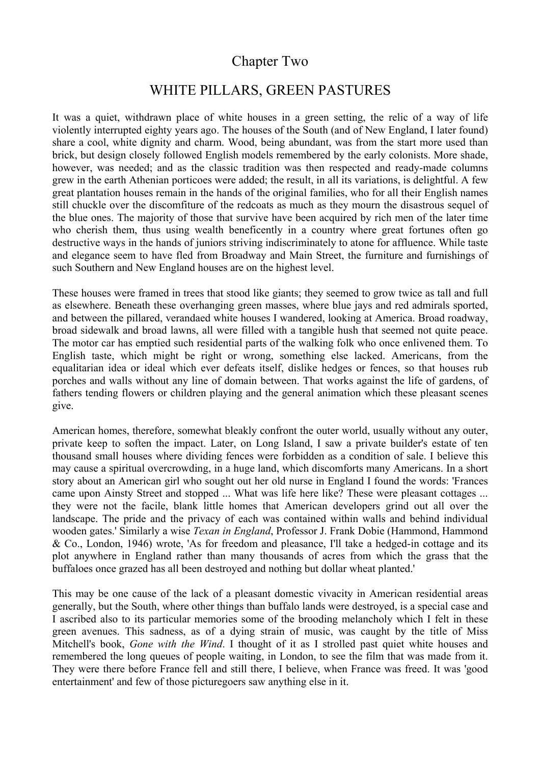# Chapter Two

## WHITE PILLARS, GREEN PASTURES

It was a quiet, withdrawn place of white houses in a green setting, the relic of a way of life violently interrupted eighty years ago. The houses of the South (and of New England, I later found) share a cool, white dignity and charm. Wood, being abundant, was from the start more used than brick, but design closely followed English models remembered by the early colonists. More shade, however, was needed; and as the classic tradition was then respected and ready-made columns grew in the earth Athenian porticoes were added; the result, in all its variations, is delightful. A few great plantation houses remain in the hands of the original families, who for all their English names still chuckle over the discomfiture of the redcoats as much as they mourn the disastrous sequel of the blue ones. The majority of those that survive have been acquired by rich men of the later time who cherish them, thus using wealth beneficently in a country where great fortunes often go destructive ways in the hands of juniors striving indiscriminately to atone for affluence. While taste and elegance seem to have fled from Broadway and Main Street, the furniture and furnishings of such Southern and New England houses are on the highest level.

These houses were framed in trees that stood like giants; they seemed to grow twice as tall and full as elsewhere. Beneath these overhanging green masses, where blue jays and red admirals sported, and between the pillared, verandaed white houses I wandered, looking at America. Broad roadway, broad sidewalk and broad lawns, all were filled with a tangible hush that seemed not quite peace. The motor car has emptied such residential parts of the walking folk who once enlivened them. To English taste, which might be right or wrong, something else lacked. Americans, from the equalitarian idea or ideal which ever defeats itself, dislike hedges or fences, so that houses rub porches and walls without any line of domain between. That works against the life of gardens, of fathers tending flowers or children playing and the general animation which these pleasant scenes give.

American homes, therefore, somewhat bleakly confront the outer world, usually without any outer, private keep to soften the impact. Later, on Long Island, I saw a private builder's estate of ten thousand small houses where dividing fences were forbidden as a condition of sale. I believe this may cause a spiritual overcrowding, in a huge land, which discomforts many Americans. In a short story about an American girl who sought out her old nurse in England I found the words: 'Frances came upon Ainsty Street and stopped ... What was life here like? These were pleasant cottages ... they were not the facile, blank little homes that American developers grind out all over the landscape. The pride and the privacy of each was contained within walls and behind individual wooden gates.' Similarly a wise *Texan in England*, Professor J. Frank Dobie (Hammond, Hammond & Co., London, 1946) wrote, 'As for freedom and pleasance, I'll take a hedged-in cottage and its plot anywhere in England rather than many thousands of acres from which the grass that the buffaloes once grazed has all been destroyed and nothing but dollar wheat planted.'

This may be one cause of the lack of a pleasant domestic vivacity in American residential areas generally, but the South, where other things than buffalo lands were destroyed, is a special case and I ascribed also to its particular memories some of the brooding melancholy which I felt in these green avenues. This sadness, as of a dying strain of music, was caught by the title of Miss Mitchell's book, *Gone with the Wind*. I thought of it as I strolled past quiet white houses and remembered the long queues of people waiting, in London, to see the film that was made from it. They were there before France fell and still there, I believe, when France was freed. It was 'good entertainment' and few of those picturegoers saw anything else in it.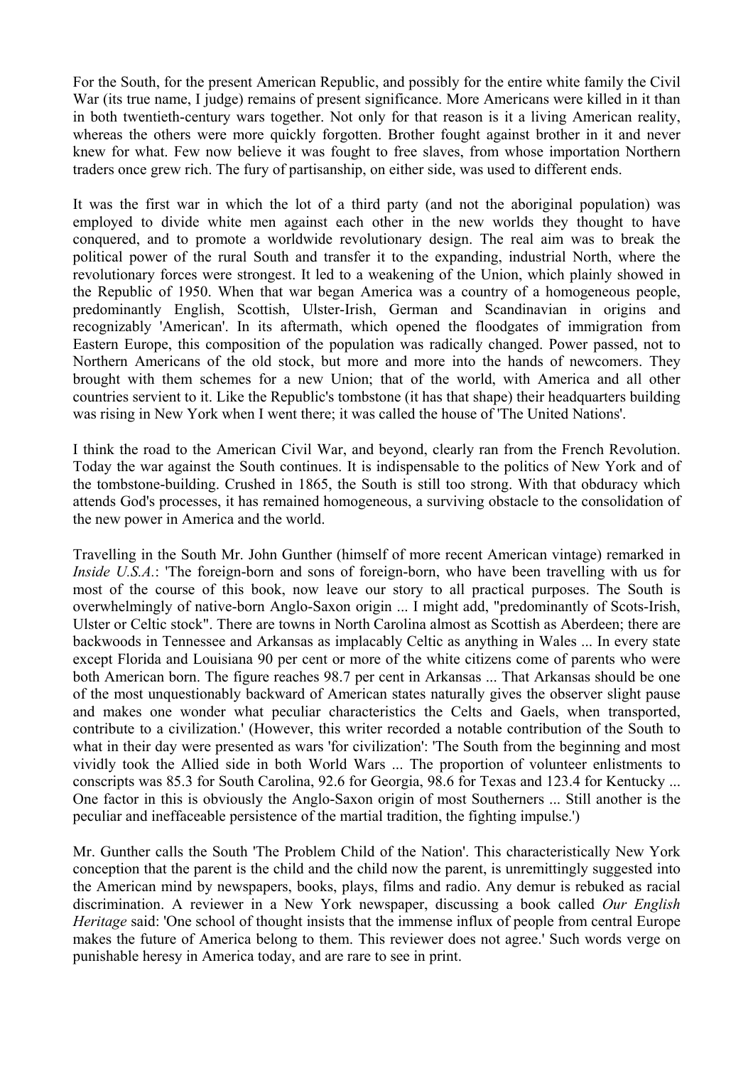For the South, for the present American Republic, and possibly for the entire white family the Civil War (its true name, I judge) remains of present significance. More Americans were killed in it than in both twentieth-century wars together. Not only for that reason is it a living American reality, whereas the others were more quickly forgotten. Brother fought against brother in it and never knew for what. Few now believe it was fought to free slaves, from whose importation Northern traders once grew rich. The fury of partisanship, on either side, was used to different ends.

It was the first war in which the lot of a third party (and not the aboriginal population) was employed to divide white men against each other in the new worlds they thought to have conquered, and to promote a worldwide revolutionary design. The real aim was to break the political power of the rural South and transfer it to the expanding, industrial North, where the revolutionary forces were strongest. It led to a weakening of the Union, which plainly showed in the Republic of 1950. When that war began America was a country of a homogeneous people, predominantly English, Scottish, Ulster-Irish, German and Scandinavian in origins and recognizably 'American'. In its aftermath, which opened the floodgates of immigration from Eastern Europe, this composition of the population was radically changed. Power passed, not to Northern Americans of the old stock, but more and more into the hands of newcomers. They brought with them schemes for a new Union; that of the world, with America and all other countries servient to it. Like the Republic's tombstone (it has that shape) their headquarters building was rising in New York when I went there; it was called the house of 'The United Nations'.

I think the road to the American Civil War, and beyond, clearly ran from the French Revolution. Today the war against the South continues. It is indispensable to the politics of New York and of the tombstone-building. Crushed in 1865, the South is still too strong. With that obduracy which attends God's processes, it has remained homogeneous, a surviving obstacle to the consolidation of the new power in America and the world.

Travelling in the South Mr. John Gunther (himself of more recent American vintage) remarked in *Inside U.S.A.*: 'The foreign-born and sons of foreign-born, who have been travelling with us for most of the course of this book, now leave our story to all practical purposes. The South is overwhelmingly of native-born Anglo-Saxon origin ... I might add, "predominantly of Scots-Irish, Ulster or Celtic stock". There are towns in North Carolina almost as Scottish as Aberdeen; there are backwoods in Tennessee and Arkansas as implacably Celtic as anything in Wales ... In every state except Florida and Louisiana 90 per cent or more of the white citizens come of parents who were both American born. The figure reaches 98.7 per cent in Arkansas ... That Arkansas should be one of the most unquestionably backward of American states naturally gives the observer slight pause and makes one wonder what peculiar characteristics the Celts and Gaels, when transported, contribute to a civilization.' (However, this writer recorded a notable contribution of the South to what in their day were presented as wars 'for civilization': 'The South from the beginning and most vividly took the Allied side in both World Wars ... The proportion of volunteer enlistments to conscripts was 85.3 for South Carolina, 92.6 for Georgia, 98.6 for Texas and 123.4 for Kentucky ... One factor in this is obviously the Anglo-Saxon origin of most Southerners ... Still another is the peculiar and ineffaceable persistence of the martial tradition, the fighting impulse.')

Mr. Gunther calls the South 'The Problem Child of the Nation'. This characteristically New York conception that the parent is the child and the child now the parent, is unremittingly suggested into the American mind by newspapers, books, plays, films and radio. Any demur is rebuked as racial discrimination. A reviewer in a New York newspaper, discussing a book called *Our English Heritage* said: 'One school of thought insists that the immense influx of people from central Europe makes the future of America belong to them. This reviewer does not agree.' Such words verge on punishable heresy in America today, and are rare to see in print.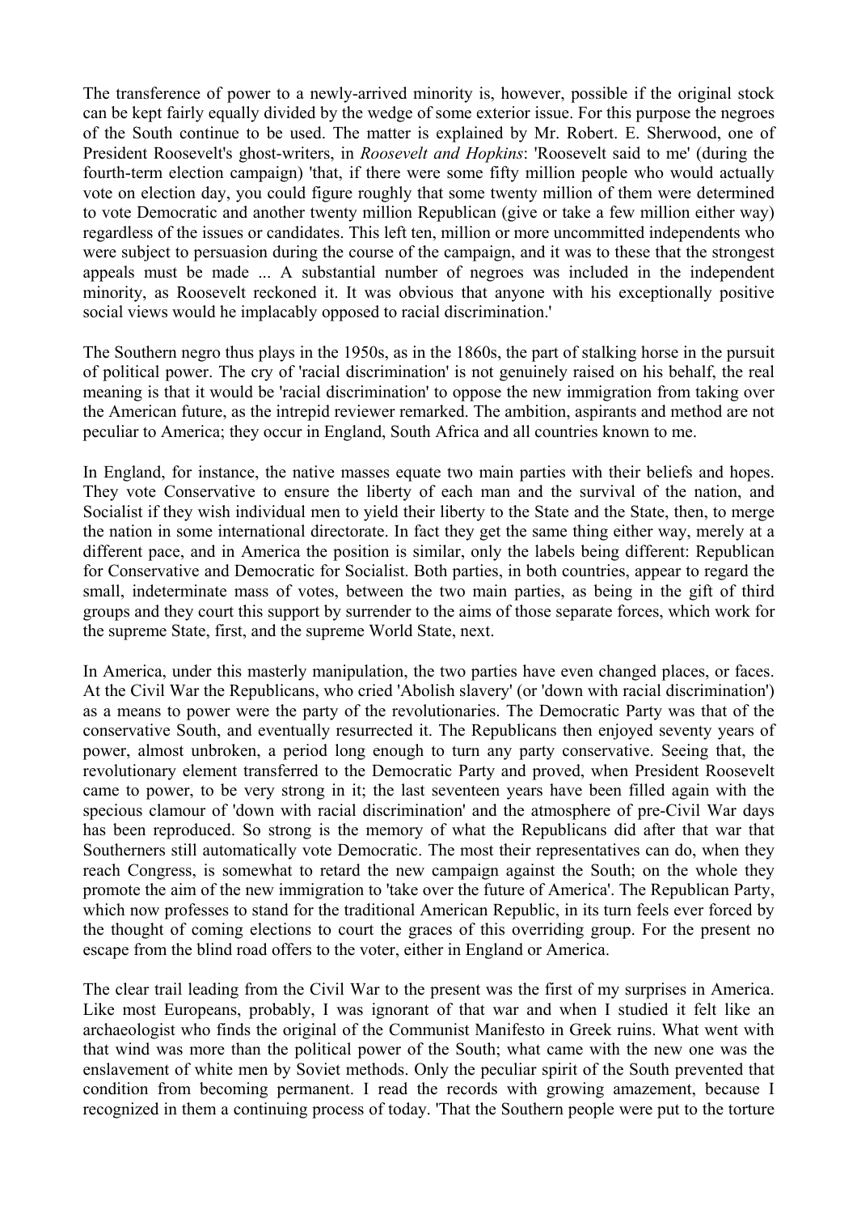The transference of power to a newly-arrived minority is, however, possible if the original stock can be kept fairly equally divided by the wedge of some exterior issue. For this purpose the negroes of the South continue to be used. The matter is explained by Mr. Robert. E. Sherwood, one of President Roosevelt's ghost-writers, in *Roosevelt and Hopkins*: 'Roosevelt said to me' (during the fourth-term election campaign) 'that, if there were some fifty million people who would actually vote on election day, you could figure roughly that some twenty million of them were determined to vote Democratic and another twenty million Republican (give or take a few million either way) regardless of the issues or candidates. This left ten, million or more uncommitted independents who were subject to persuasion during the course of the campaign, and it was to these that the strongest appeals must be made ... A substantial number of negroes was included in the independent minority, as Roosevelt reckoned it. It was obvious that anyone with his exceptionally positive social views would he implacably opposed to racial discrimination.'

The Southern negro thus plays in the 1950s, as in the 1860s, the part of stalking horse in the pursuit of political power. The cry of 'racial discrimination' is not genuinely raised on his behalf, the real meaning is that it would be 'racial discrimination' to oppose the new immigration from taking over the American future, as the intrepid reviewer remarked. The ambition, aspirants and method are not peculiar to America; they occur in England, South Africa and all countries known to me.

In England, for instance, the native masses equate two main parties with their beliefs and hopes. They vote Conservative to ensure the liberty of each man and the survival of the nation, and Socialist if they wish individual men to yield their liberty to the State and the State, then, to merge the nation in some international directorate. In fact they get the same thing either way, merely at a different pace, and in America the position is similar, only the labels being different: Republican for Conservative and Democratic for Socialist. Both parties, in both countries, appear to regard the small, indeterminate mass of votes, between the two main parties, as being in the gift of third groups and they court this support by surrender to the aims of those separate forces, which work for the supreme State, first, and the supreme World State, next.

In America, under this masterly manipulation, the two parties have even changed places, or faces. At the Civil War the Republicans, who cried 'Abolish slavery' (or 'down with racial discrimination') as a means to power were the party of the revolutionaries. The Democratic Party was that of the conservative South, and eventually resurrected it. The Republicans then enjoyed seventy years of power, almost unbroken, a period long enough to turn any party conservative. Seeing that, the revolutionary element transferred to the Democratic Party and proved, when President Roosevelt came to power, to be very strong in it; the last seventeen years have been filled again with the specious clamour of 'down with racial discrimination' and the atmosphere of pre-Civil War days has been reproduced. So strong is the memory of what the Republicans did after that war that Southerners still automatically vote Democratic. The most their representatives can do, when they reach Congress, is somewhat to retard the new campaign against the South; on the whole they promote the aim of the new immigration to 'take over the future of America'. The Republican Party, which now professes to stand for the traditional American Republic, in its turn feels ever forced by the thought of coming elections to court the graces of this overriding group. For the present no escape from the blind road offers to the voter, either in England or America.

The clear trail leading from the Civil War to the present was the first of my surprises in America. Like most Europeans, probably, I was ignorant of that war and when I studied it felt like an archaeologist who finds the original of the Communist Manifesto in Greek ruins. What went with that wind was more than the political power of the South; what came with the new one was the enslavement of white men by Soviet methods. Only the peculiar spirit of the South prevented that condition from becoming permanent. I read the records with growing amazement, because I recognized in them a continuing process of today. 'That the Southern people were put to the torture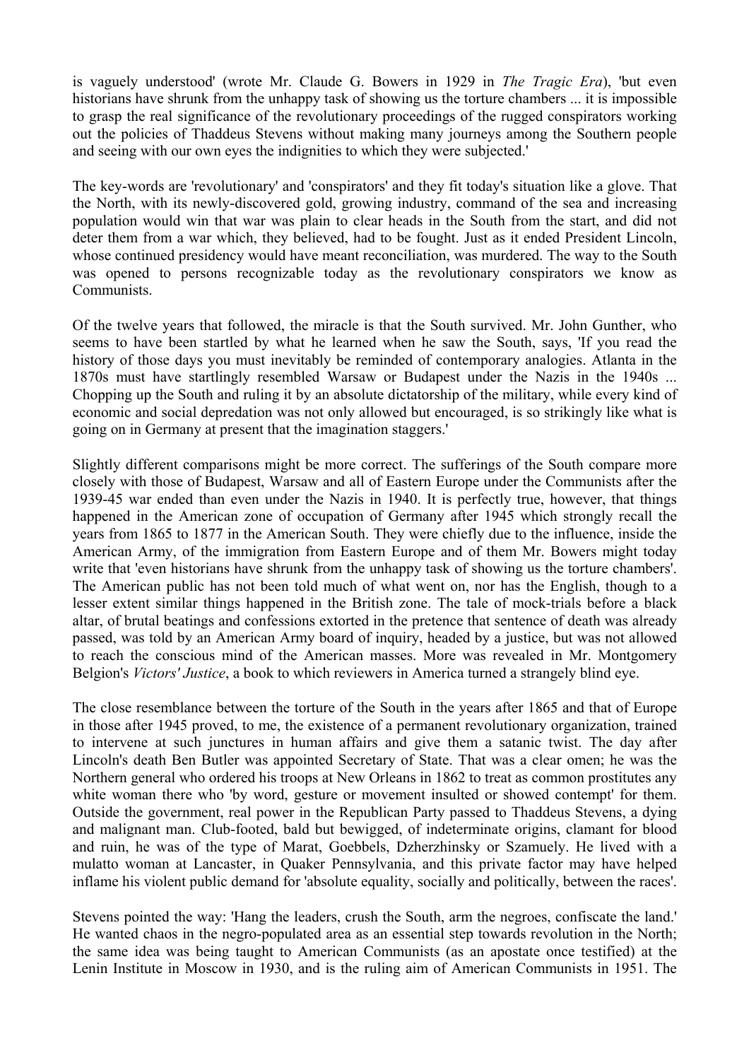is vaguely understood' (wrote Mr. Claude G. Bowers in 1929 in *The Tragic Era*), 'but even historians have shrunk from the unhappy task of showing us the torture chambers ... it is impossible to grasp the real significance of the revolutionary proceedings of the rugged conspirators working out the policies of Thaddeus Stevens without making many journeys among the Southern people and seeing with our own eyes the indignities to which they were subjected.'

The key-words are 'revolutionary' and 'conspirators' and they fit today's situation like a glove. That the North, with its newly-discovered gold, growing industry, command of the sea and increasing population would win that war was plain to clear heads in the South from the start, and did not deter them from a war which, they believed, had to be fought. Just as it ended President Lincoln, whose continued presidency would have meant reconciliation, was murdered. The way to the South was opened to persons recognizable today as the revolutionary conspirators we know as Communists.

Of the twelve years that followed, the miracle is that the South survived. Mr. John Gunther, who seems to have been startled by what he learned when he saw the South, says, 'If you read the history of those days you must inevitably be reminded of contemporary analogies. Atlanta in the 1870s must have startlingly resembled Warsaw or Budapest under the Nazis in the 1940s ... Chopping up the South and ruling it by an absolute dictatorship of the military, while every kind of economic and social depredation was not only allowed but encouraged, is so strikingly like what is going on in Germany at present that the imagination staggers.'

Slightly different comparisons might be more correct. The sufferings of the South compare more closely with those of Budapest, Warsaw and all of Eastern Europe under the Communists after the 1939-45 war ended than even under the Nazis in 1940. It is perfectly true, however, that things happened in the American zone of occupation of Germany after 1945 which strongly recall the years from 1865 to 1877 in the American South. They were chiefly due to the influence, inside the American Army, of the immigration from Eastern Europe and of them Mr. Bowers might today write that 'even historians have shrunk from the unhappy task of showing us the torture chambers'. The American public has not been told much of what went on, nor has the English, though to a lesser extent similar things happened in the British zone. The tale of mock-trials before a black altar, of brutal beatings and confessions extorted in the pretence that sentence of death was already passed, was told by an American Army board of inquiry, headed by a justice, but was not allowed to reach the conscious mind of the American masses. More was revealed in Mr. Montgomery Belgion's *Victors' Justice*, a book to which reviewers in America turned a strangely blind eye.

The close resemblance between the torture of the South in the years after 1865 and that of Europe in those after 1945 proved, to me, the existence of a permanent revolutionary organization, trained to intervene at such junctures in human affairs and give them a satanic twist. The day after Lincoln's death Ben Butler was appointed Secretary of State. That was a clear omen; he was the Northern general who ordered his troops at New Orleans in 1862 to treat as common prostitutes any white woman there who 'by word, gesture or movement insulted or showed contempt' for them. Outside the government, real power in the Republican Party passed to Thaddeus Stevens, a dying and malignant man. Club-footed, bald but bewigged, of indeterminate origins, clamant for blood and ruin, he was of the type of Marat, Goebbels, Dzherzhinsky or Szamuely. He lived with a mulatto woman at Lancaster, in Quaker Pennsylvania, and this private factor may have helped inflame his violent public demand for 'absolute equality, socially and politically, between the races'.

Stevens pointed the way: 'Hang the leaders, crush the South, arm the negroes, confiscate the land.' He wanted chaos in the negro-populated area as an essential step towards revolution in the North; the same idea was being taught to American Communists (as an apostate once testified) at the Lenin Institute in Moscow in 1930, and is the ruling aim of American Communists in 1951. The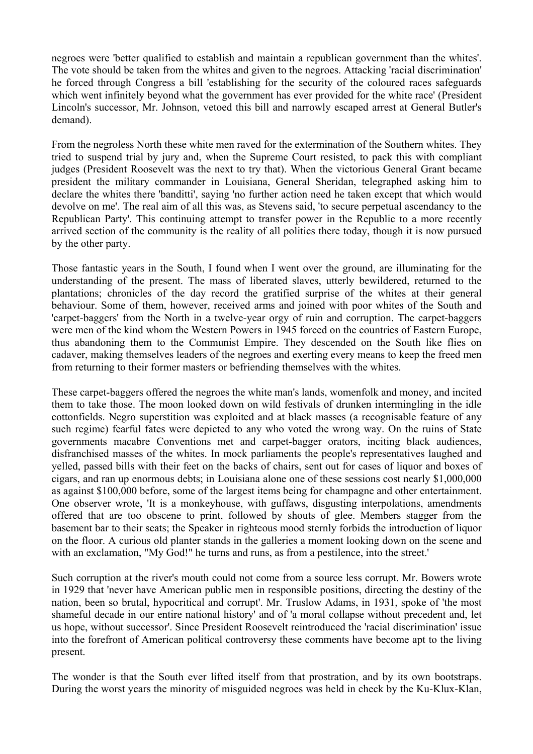negroes were 'better qualified to establish and maintain a republican government than the whites'. The vote should be taken from the whites and given to the negroes. Attacking 'racial discrimination' he forced through Congress a bill 'establishing for the security of the coloured races safeguards which went infinitely beyond what the government has ever provided for the white race' (President Lincoln's successor, Mr. Johnson, vetoed this bill and narrowly escaped arrest at General Butler's demand).

From the negroless North these white men raved for the extermination of the Southern whites. They tried to suspend trial by jury and, when the Supreme Court resisted, to pack this with compliant judges (President Roosevelt was the next to try that). When the victorious General Grant became president the military commander in Louisiana, General Sheridan, telegraphed asking him to declare the whites there 'banditti', saying 'no further action need he taken except that which would devolve on me'. The real aim of all this was, as Stevens said, 'to secure perpetual ascendancy to the Republican Party'. This continuing attempt to transfer power in the Republic to a more recently arrived section of the community is the reality of all politics there today, though it is now pursued by the other party.

Those fantastic years in the South, I found when I went over the ground, are illuminating for the understanding of the present. The mass of liberated slaves, utterly bewildered, returned to the plantations; chronicles of the day record the gratified surprise of the whites at their general behaviour. Some of them, however, received arms and joined with poor whites of the South and 'carpet-baggers' from the North in a twelve-year orgy of ruin and corruption. The carpet-baggers were men of the kind whom the Western Powers in 1945 forced on the countries of Eastern Europe, thus abandoning them to the Communist Empire. They descended on the South like flies on cadaver, making themselves leaders of the negroes and exerting every means to keep the freed men from returning to their former masters or befriending themselves with the whites.

These carpet-baggers offered the negroes the white man's lands, womenfolk and money, and incited them to take those. The moon looked down on wild festivals of drunken intermingling in the idle cottonfields. Negro superstition was exploited and at black masses (a recognisable feature of any such regime) fearful fates were depicted to any who voted the wrong way. On the ruins of State governments macabre Conventions met and carpet-bagger orators, inciting black audiences, disfranchised masses of the whites. In mock parliaments the people's representatives laughed and yelled, passed bills with their feet on the backs of chairs, sent out for cases of liquor and boxes of cigars, and ran up enormous debts; in Louisiana alone one of these sessions cost nearly $1,000,000 as against $100,000 before, some of the largest items being for champagne and other entertainment. One observer wrote, 'It is a monkeyhouse, with guffaws, disgusting interpolations, amendments offered that are too obscene to print, followed by shouts of glee. Members stagger from the basement bar to their seats; the Speaker in righteous mood sternly forbids the introduction of liquor on the floor. A curious old planter stands in the galleries a moment looking down on the scene and with an exclamation, "My God!" he turns and runs, as from a pestilence, into the street.'

Such corruption at the river's mouth could not come from a source less corrupt. Mr. Bowers wrote in 1929 that 'never have American public men in responsible positions, directing the destiny of the nation, been so brutal, hypocritical and corrupt'. Mr. Truslow Adams, in 1931, spoke of 'the most shameful decade in our entire national history' and of 'a moral collapse without precedent and, let us hope, without successor'. Since President Roosevelt reintroduced the 'racial discrimination' issue into the forefront of American political controversy these comments have become apt to the living present.

The wonder is that the South ever lifted itself from that prostration, and by its own bootstraps. During the worst years the minority of misguided negroes was held in check by the Ku-Klux-Klan,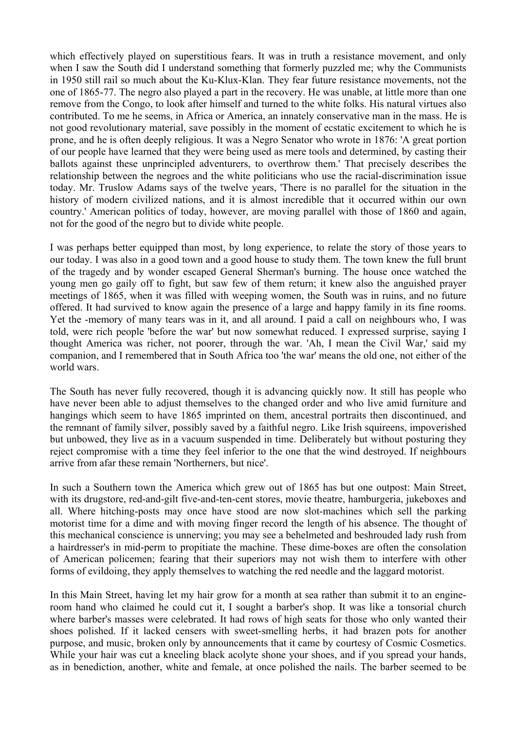which effectively played on superstitious fears. It was in truth a resistance movement, and only when I saw the South did I understand something that formerly puzzled me; why the Communists in 1950 still rail so much about the Ku-Klux-Klan. They fear future resistance movements, not the one of 1865-77. The negro also played a part in the recovery. He was unable, at little more than one remove from the Congo, to look after himself and turned to the white folks. His natural virtues also contributed. To me he seems, in Africa or America, an innately conservative man in the mass. He is not good revolutionary material, save possibly in the moment of ecstatic excitement to which he is prone, and he is often deeply religious. It was a Negro Senator who wrote in 1876: 'A great portion of our people have learned that they were being used as mere tools and determined, by casting their ballots against these unprincipled adventurers, to overthrow them.' That precisely describes the relationship between the negroes and the white politicians who use the racial-discrimination issue today. Mr. Truslow Adams says of the twelve years, 'There is no parallel for the situation in the history of modern civilized nations, and it is almost incredible that it occurred within our own country.' American politics of today, however, are moving parallel with those of 1860 and again, not for the good of the negro but to divide white people.

I was perhaps better equipped than most, by long experience, to relate the story of those years to our today. I was also in a good town and a good house to study them. The town knew the full brunt of the tragedy and by wonder escaped General Sherman's burning. The house once watched the young men go gaily off to fight, but saw few of them return; it knew also the anguished prayer meetings of 1865, when it was filled with weeping women, the South was in ruins, and no future offered. It had survived to know again the presence of a large and happy family in its fine rooms. Yet the -memory of many tears was in it, and all around. I paid a call on neighbours who, I was told, were rich people 'before the war' but now somewhat reduced. I expressed surprise, saying I thought America was richer, not poorer, through the war. 'Ah, I mean the Civil War,' said my companion, and I remembered that in South Africa too 'the war' means the old one, not either of the world wars.

The South has never fully recovered, though it is advancing quickly now. It still has people who have never been able to adjust themselves to the changed order and who live amid furniture and hangings which seem to have 1865 imprinted on them, ancestral portraits then discontinued, and the remnant of family silver, possibly saved by a faithful negro. Like Irish squireens, impoverished but unbowed, they live as in a vacuum suspended in time. Deliberately but without posturing they reject compromise with a time they feel inferior to the one that the wind destroyed. If neighbours arrive from afar these remain 'Northerners, but nice'.

In such a Southern town the America which grew out of 1865 has but one outpost: Main Street, with its drugstore, red-and-gilt five-and-ten-cent stores, movie theatre, hamburgeria, jukeboxes and all. Where hitching-posts may once have stood are now slot-machines which sell the parking motorist time for a dime and with moving finger record the length of his absence. The thought of this mechanical conscience is unnerving; you may see a behelmeted and beshrouded lady rush from a hairdresser's in mid-perm to propitiate the machine. These dime-boxes are often the consolation of American policemen; fearing that their superiors may not wish them to interfere with other forms of evildoing, they apply themselves to watching the red needle and the laggard motorist.

In this Main Street, having let my hair grow for a month at sea rather than submit it to an engine-room hand who claimed he could cut it, I sought a barber's shop. It was like a tonsorial church where barber's masses were celebrated. It had rows of high seats for those who only wanted their shoes polished. If it lacked censers with sweet-smelling herbs, it had brazen pots for another purpose, and music, broken only by announcements that it came by courtesy of Cosmic Cosmetics. While your hair was cut a kneeling black acolyte shone your shoes, and if you spread your hands, as in benediction, another, white and female, at once polished the nails. The barber seemed to be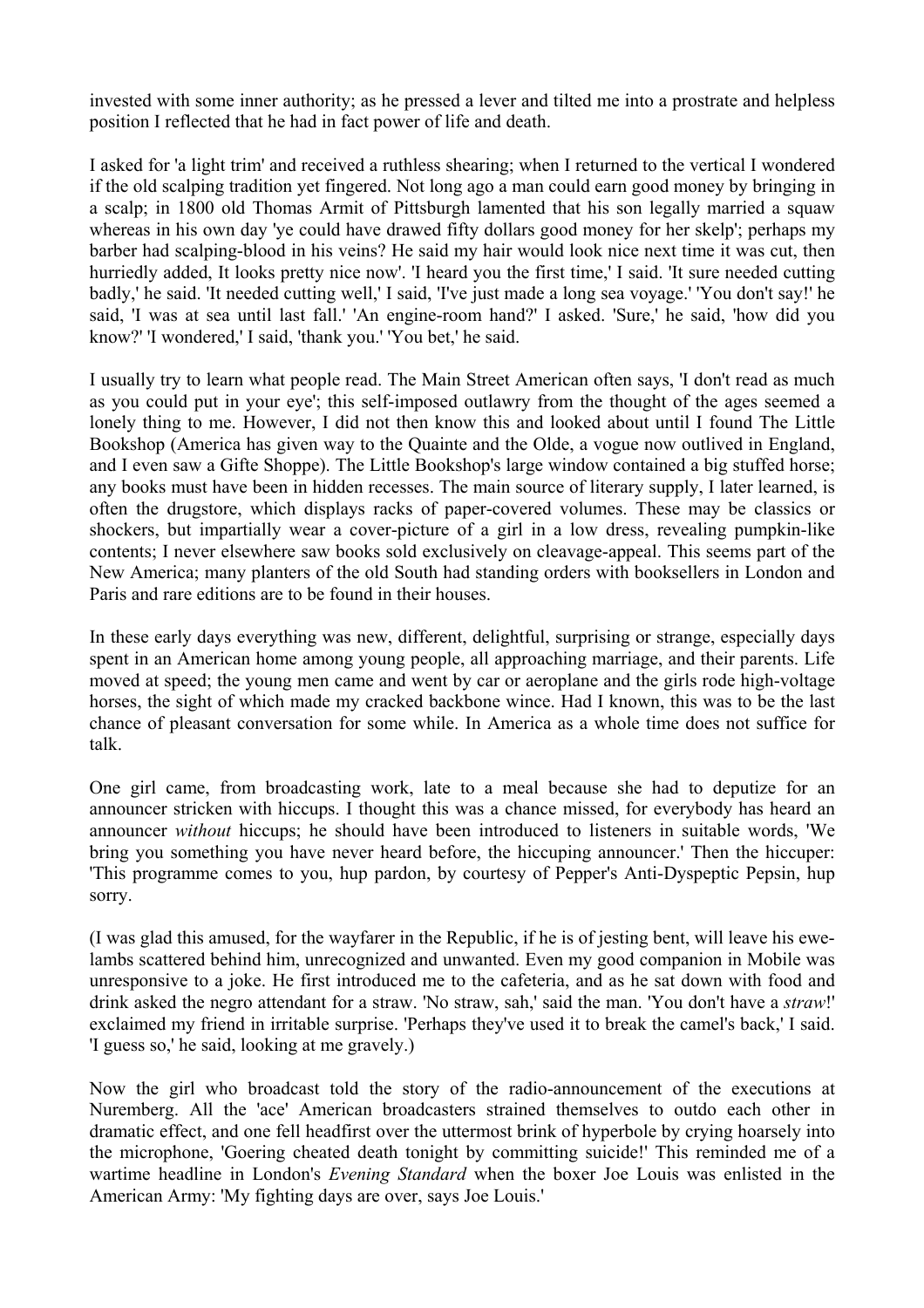invested with some inner authority; as he pressed a lever and tilted me into a prostrate and helpless position I reflected that he had in fact power of life and death.

I asked for 'a light trim' and received a ruthless shearing; when I returned to the vertical I wondered if the old scalping tradition yet fingered. Not long ago a man could earn good money by bringing in a scalp; in 1800 old Thomas Armit of Pittsburgh lamented that his son legally married a squaw whereas in his own day 'ye could have drawed fifty dollars good money for her skelp'; perhaps my barber had scalping-blood in his veins? He said my hair would look nice next time it was cut, then hurriedly added, It looks pretty nice now'. 'I heard you the first time,' I said. 'It sure needed cutting badly,' he said. 'It needed cutting well,' I said, 'I've just made a long sea voyage.' 'You don't say!' he said, 'I was at sea until last fall.' 'An engine-room hand?' I asked. 'Sure,' he said, 'how did you know?' 'I wondered,' I said, 'thank you.' 'You bet,' he said.

I usually try to learn what people read. The Main Street American often says, 'I don't read as much as you could put in your eye'; this self-imposed outlawry from the thought of the ages seemed a lonely thing to me. However, I did not then know this and looked about until I found The Little Bookshop (America has given way to the Quainte and the Olde, a vogue now outlived in England, and I even saw a Gifte Shoppe). The Little Bookshop's large window contained a big stuffed horse; any books must have been in hidden recesses. The main source of literary supply, I later learned, is often the drugstore, which displays racks of paper-covered volumes. These may be classics or shockers, but impartially wear a cover-picture of a girl in a low dress, revealing pumpkin-like contents; I never elsewhere saw books sold exclusively on cleavage-appeal. This seems part of the New America; many planters of the old South had standing orders with booksellers in London and Paris and rare editions are to be found in their houses.

In these early days everything was new, different, delightful, surprising or strange, especially days spent in an American home among young people, all approaching marriage, and their parents. Life moved at speed; the young men came and went by car or aeroplane and the girls rode high-voltage horses, the sight of which made my cracked backbone wince. Had I known, this was to be the last chance of pleasant conversation for some while. In America as a whole time does not suffice for talk.

One girl came, from broadcasting work, late to a meal because she had to deputize for an announcer stricken with hiccups. I thought this was a chance missed, for everybody has heard an announcer *without* hiccups; he should have been introduced to listeners in suitable words, 'We bring you something you have never heard before, the hiccuping announcer.' Then the hiccuper: 'This programme comes to you, hup pardon, by courtesy of Pepper's Anti-Dyspeptic Pepsin, hup sorry.

(I was glad this amused, for the wayfarer in the Republic, if he is of jesting bent, will leave his ewe-lambs scattered behind him, unrecognized and unwanted. Even my good companion in Mobile was unresponsive to a joke. He first introduced me to the cafeteria, and as he sat down with food and drink asked the negro attendant for a straw. 'No straw, sah,' said the man. 'You don't have a *straw*!' exclaimed my friend in irritable surprise. 'Perhaps they've used it to break the camel's back,' I said. 'I guess so,' he said, looking at me gravely.)

Now the girl who broadcast told the story of the radio-announcement of the executions at Nuremberg. All the 'ace' American broadcasters strained themselves to outdo each other in dramatic effect, and one fell headfirst over the uttermost brink of hyperbole by crying hoarsely into the microphone, 'Goering cheated death tonight by committing suicide!' This reminded me of a wartime headline in London's *Evening Standard* when the boxer Joe Louis was enlisted in the American Army: 'My fighting days are over, says Joe Louis.'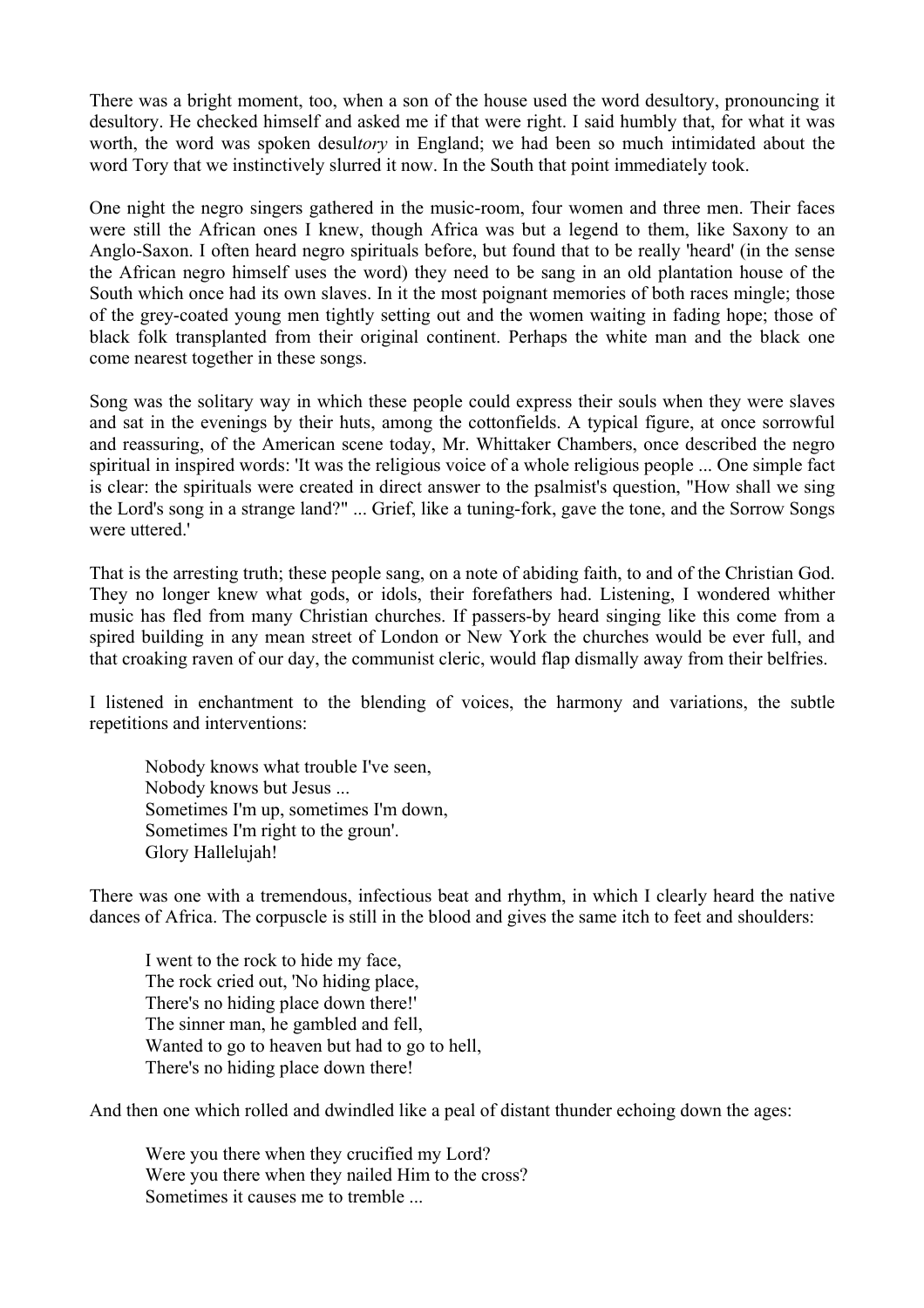There was a bright moment, too, when a son of the house used the word desultory, pronouncing it desultory. He checked himself and asked me if that were right. I said humbly that, for what it was worth, the word was spoken desul*tory* in England; we had been so much intimidated about the word Tory that we instinctively slurred it now. In the South that point immediately took.

One night the negro singers gathered in the music-room, four women and three men. Their faces were still the African ones I knew, though Africa was but a legend to them, like Saxony to an Anglo-Saxon. I often heard negro spirituals before, but found that to be really 'heard' (in the sense the African negro himself uses the word) they need to be sang in an old plantation house of the South which once had its own slaves. In it the most poignant memories of both races mingle; those of the grey-coated young men tightly setting out and the women waiting in fading hope; those of black folk transplanted from their original continent. Perhaps the white man and the black one come nearest together in these songs.

Song was the solitary way in which these people could express their souls when they were slaves and sat in the evenings by their huts, among the cottonfields. A typical figure, at once sorrowful and reassuring, of the American scene today, Mr. Whittaker Chambers, once described the negro spiritual in inspired words: 'It was the religious voice of a whole religious people ... One simple fact is clear: the spirituals were created in direct answer to the psalmist's question, "How shall we sing the Lord's song in a strange land?" ... Grief, like a tuning-fork, gave the tone, and the Sorrow Songs were uttered.'

That is the arresting truth; these people sang, on a note of abiding faith, to and of the Christian God. They no longer knew what gods, or idols, their forefathers had. Listening, I wondered whither music has fled from many Christian churches. If passers-by heard singing like this come from a spired building in any mean street of London or New York the churches would be ever full, and that croaking raven of our day, the communist cleric, would flap dismally away from their belfries.

I listened in enchantment to the blending of voices, the harmony and variations, the subtle repetitions and interventions:

> Nobody knows what trouble I've seen,
> Nobody knows but Jesus ...
> Sometimes I'm up, sometimes I'm down,
> Sometimes I'm right to the groun'.
> Glory Hallelujah!

There was one with a tremendous, infectious beat and rhythm, in which I clearly heard the native dances of Africa. The corpuscle is still in the blood and gives the same itch to feet and shoulders:

> I went to the rock to hide my face,
> The rock cried out, 'No hiding place,
> There's no hiding place down there!'
> The sinner man, he gambled and fell,
> Wanted to go to heaven but had to go to hell,
> There's no hiding place down there!

And then one which rolled and dwindled like a peal of distant thunder echoing down the ages:

> Were you there when they crucified my Lord?
> Were you there when they nailed Him to the cross?
> Sometimes it causes me to tremble ...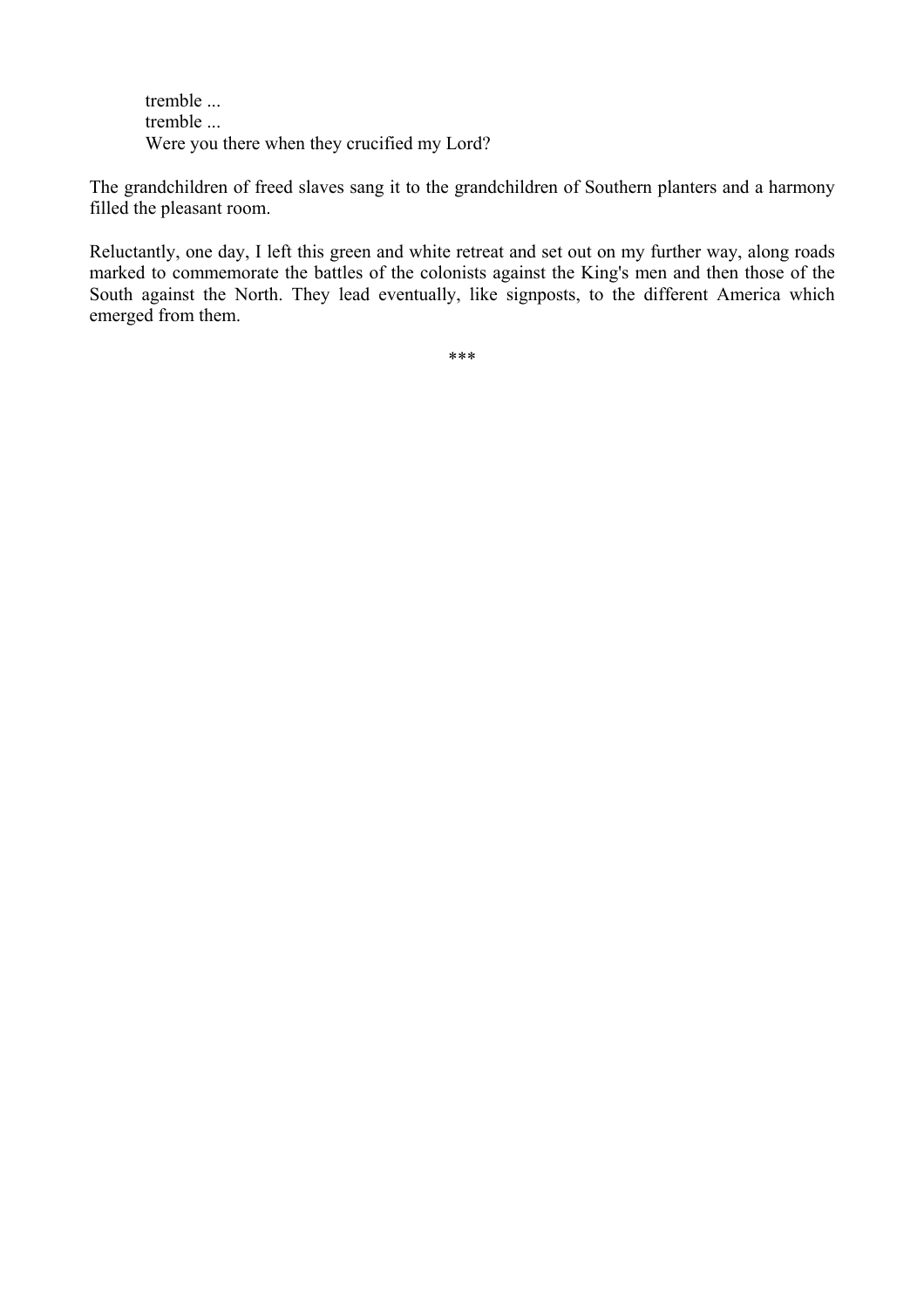> tremble ...
> tremble ...
> Were you there when they crucified my Lord?

The grandchildren of freed slaves sang it to the grandchildren of Southern planters and a harmony filled the pleasant room.

Reluctantly, one day, I left this green and white retreat and set out on my further way, along roads marked to commemorate the battles of the colonists against the King's men and then those of the South against the North. They lead eventually, like signposts, to the different America which emerged from them.

\*\*\*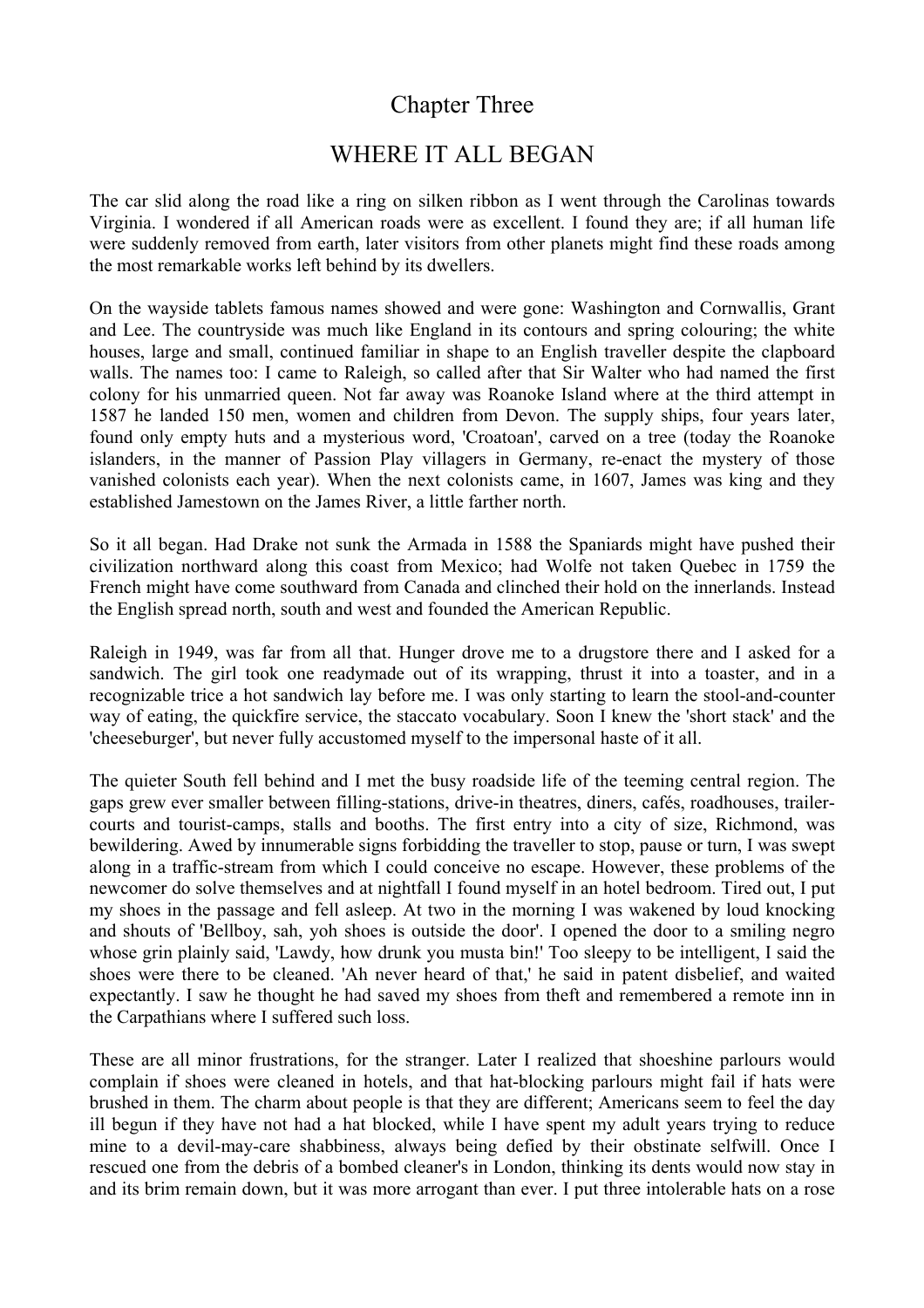# Chapter Three

## WHERE IT ALL BEGAN

The car slid along the road like a ring on silken ribbon as I went through the Carolinas towards Virginia. I wondered if all American roads were as excellent. I found they are; if all human life were suddenly removed from earth, later visitors from other planets might find these roads among the most remarkable works left behind by its dwellers.

On the wayside tablets famous names showed and were gone: Washington and Cornwallis, Grant and Lee. The countryside was much like England in its contours and spring colouring; the white houses, large and small, continued familiar in shape to an English traveller despite the clapboard walls. The names too: I came to Raleigh, so called after that Sir Walter who had named the first colony for his unmarried queen. Not far away was Roanoke Island where at the third attempt in 1587 he landed 150 men, women and children from Devon. The supply ships, four years later, found only empty huts and a mysterious word, 'Croatoan', carved on a tree (today the Roanoke islanders, in the manner of Passion Play villagers in Germany, re-enact the mystery of those vanished colonists each year). When the next colonists came, in 1607, James was king and they established Jamestown on the James River, a little farther north.

So it all began. Had Drake not sunk the Armada in 1588 the Spaniards might have pushed their civilization northward along this coast from Mexico; had Wolfe not taken Quebec in 1759 the French might have come southward from Canada and clinched their hold on the innerlands. Instead the English spread north, south and west and founded the American Republic.

Raleigh in 1949, was far from all that. Hunger drove me to a drugstore there and I asked for a sandwich. The girl took one readymade out of its wrapping, thrust it into a toaster, and in a recognizable trice a hot sandwich lay before me. I was only starting to learn the stool-and-counter way of eating, the quickfire service, the staccato vocabulary. Soon I knew the 'short stack' and the 'cheeseburger', but never fully accustomed myself to the impersonal haste of it all.

The quieter South fell behind and I met the busy roadside life of the teeming central region. The gaps grew ever smaller between filling-stations, drive-in theatres, diners, cafés, roadhouses, trailer-courts and tourist-camps, stalls and booths. The first entry into a city of size, Richmond, was bewildering. Awed by innumerable signs forbidding the traveller to stop, pause or turn, I was swept along in a traffic-stream from which I could conceive no escape. However, these problems of the newcomer do solve themselves and at nightfall I found myself in an hotel bedroom. Tired out, I put my shoes in the passage and fell asleep. At two in the morning I was wakened by loud knocking and shouts of 'Bellboy, sah, yoh shoes is outside the door'. I opened the door to a smiling negro whose grin plainly said, 'Lawdy, how drunk you musta bin!' Too sleepy to be intelligent, I said the shoes were there to be cleaned. 'Ah never heard of that,' he said in patent disbelief, and waited expectantly. I saw he thought he had saved my shoes from theft and remembered a remote inn in the Carpathians where I suffered such loss.

These are all minor frustrations, for the stranger. Later I realized that shoeshine parlours would complain if shoes were cleaned in hotels, and that hat-blocking parlours might fail if hats were brushed in them. The charm about people is that they are different; Americans seem to feel the day ill begun if they have not had a hat blocked, while I have spent my adult years trying to reduce mine to a devil-may-care shabbiness, always being defied by their obstinate selfwill. Once I rescued one from the debris of a bombed cleaner's in London, thinking its dents would now stay in and its brim remain down, but it was more arrogant than ever. I put three intolerable hats on a rose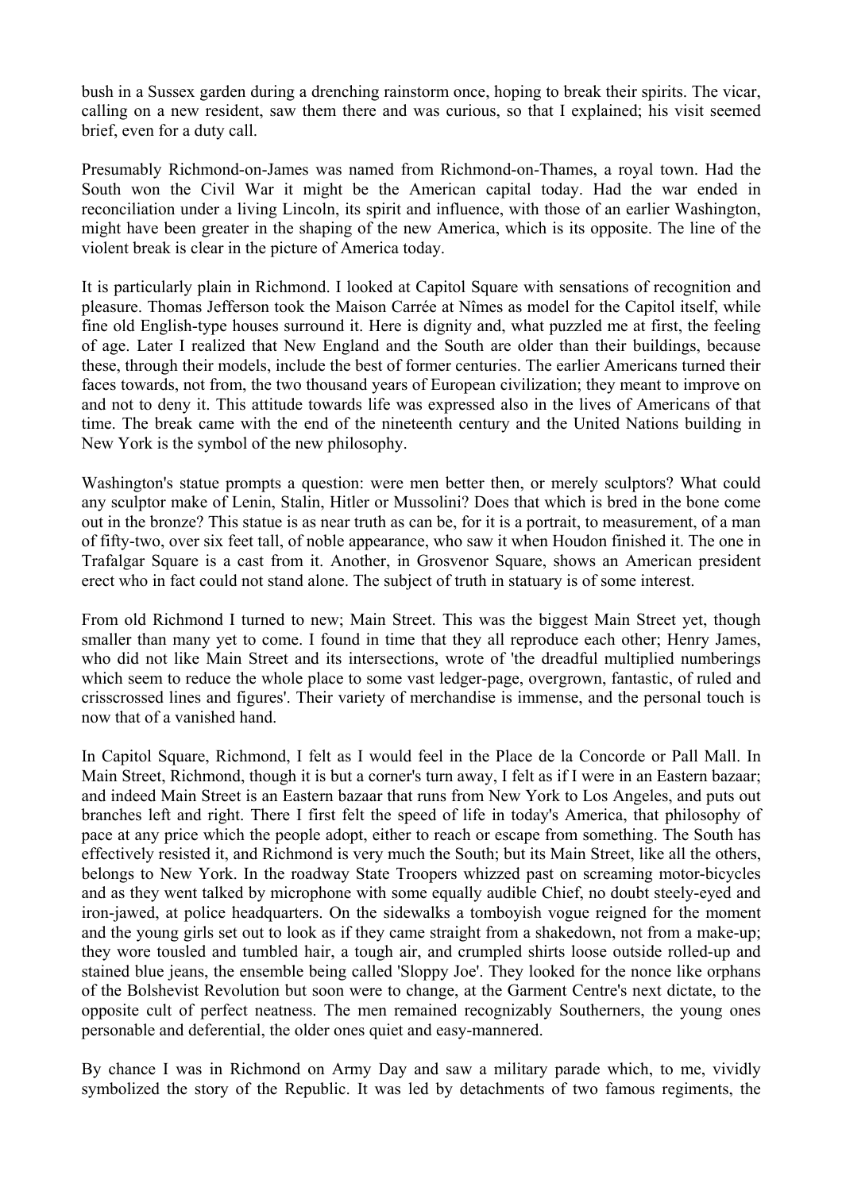bush in a Sussex garden during a drenching rainstorm once, hoping to break their spirits. The vicar, calling on a new resident, saw them there and was curious, so that I explained; his visit seemed brief, even for a duty call.

Presumably Richmond-on-James was named from Richmond-on-Thames, a royal town. Had the South won the Civil War it might be the American capital today. Had the war ended in reconciliation under a living Lincoln, its spirit and influence, with those of an earlier Washington, might have been greater in the shaping of the new America, which is its opposite. The line of the violent break is clear in the picture of America today.

It is particularly plain in Richmond. I looked at Capitol Square with sensations of recognition and pleasure. Thomas Jefferson took the Maison Carrée at Nîmes as model for the Capitol itself, while fine old English-type houses surround it. Here is dignity and, what puzzled me at first, the feeling of age. Later I realized that New England and the South are older than their buildings, because these, through their models, include the best of former centuries. The earlier Americans turned their faces towards, not from, the two thousand years of European civilization; they meant to improve on and not to deny it. This attitude towards life was expressed also in the lives of Americans of that time. The break came with the end of the nineteenth century and the United Nations building in New York is the symbol of the new philosophy.

Washington's statue prompts a question: were men better then, or merely sculptors? What could any sculptor make of Lenin, Stalin, Hitler or Mussolini? Does that which is bred in the bone come out in the bronze? This statue is as near truth as can be, for it is a portrait, to measurement, of a man of fifty-two, over six feet tall, of noble appearance, who saw it when Houdon finished it. The one in Trafalgar Square is a cast from it. Another, in Grosvenor Square, shows an American president erect who in fact could not stand alone. The subject of truth in statuary is of some interest.

From old Richmond I turned to new; Main Street. This was the biggest Main Street yet, though smaller than many yet to come. I found in time that they all reproduce each other; Henry James, who did not like Main Street and its intersections, wrote of 'the dreadful multiplied numberings which seem to reduce the whole place to some vast ledger-page, overgrown, fantastic, of ruled and crisscrossed lines and figures'. Their variety of merchandise is immense, and the personal touch is now that of a vanished hand.

In Capitol Square, Richmond, I felt as I would feel in the Place de la Concorde or Pall Mall. In Main Street, Richmond, though it is but a corner's turn away, I felt as if I were in an Eastern bazaar; and indeed Main Street is an Eastern bazaar that runs from New York to Los Angeles, and puts out branches left and right. There I first felt the speed of life in today's America, that philosophy of pace at any price which the people adopt, either to reach or escape from something. The South has effectively resisted it, and Richmond is very much the South; but its Main Street, like all the others, belongs to New York. In the roadway State Troopers whizzed past on screaming motor-bicycles and as they went talked by microphone with some equally audible Chief, no doubt steely-eyed and iron-jawed, at police headquarters. On the sidewalks a tomboyish vogue reigned for the moment and the young girls set out to look as if they came straight from a shakedown, not from a make-up; they wore tousled and tumbled hair, a tough air, and crumpled shirts loose outside rolled-up and stained blue jeans, the ensemble being called 'Sloppy Joe'. They looked for the nonce like orphans of the Bolshevist Revolution but soon were to change, at the Garment Centre's next dictate, to the opposite cult of perfect neatness. The men remained recognizably Southerners, the young ones personable and deferential, the older ones quiet and easy-mannered.

By chance I was in Richmond on Army Day and saw a military parade which, to me, vividly symbolized the story of the Republic. It was led by detachments of two famous regiments, the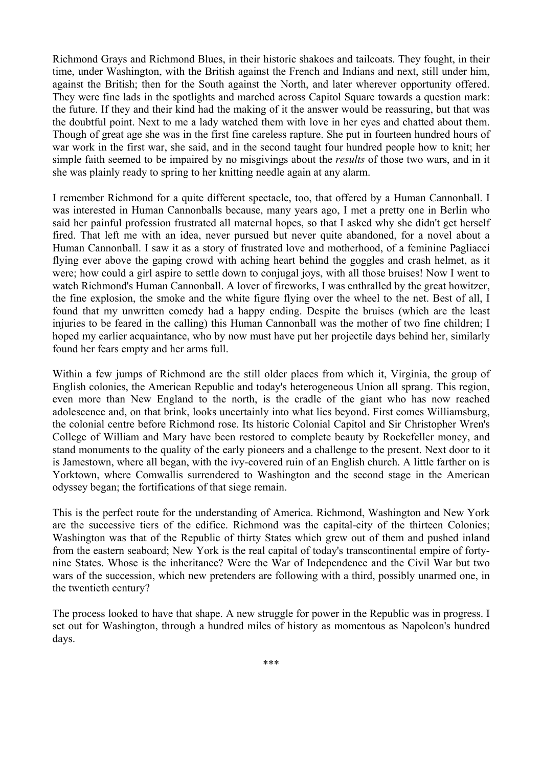Richmond Grays and Richmond Blues, in their historic shakoes and tailcoats. They fought, in their time, under Washington, with the British against the French and Indians and next, still under him, against the British; then for the South against the North, and later wherever opportunity offered. They were fine lads in the spotlights and marched across Capitol Square towards a question mark: the future. If they and their kind had the making of it the answer would be reassuring, but that was the doubtful point. Next to me a lady watched them with love in her eyes and chatted about them. Though of great age she was in the first fine careless rapture. She put in fourteen hundred hours of war work in the first war, she said, and in the second taught four hundred people how to knit; her simple faith seemed to be impaired by no misgivings about the *results* of those two wars, and in it she was plainly ready to spring to her knitting needle again at any alarm.

I remember Richmond for a quite different spectacle, too, that offered by a Human Cannonball. I was interested in Human Cannonballs because, many years ago, I met a pretty one in Berlin who said her painful profession frustrated all maternal hopes, so that I asked why she didn't get herself fired. That left me with an idea, never pursued but never quite abandoned, for a novel about a Human Cannonball. I saw it as a story of frustrated love and motherhood, of a feminine Pagliacci flying ever above the gaping crowd with aching heart behind the goggles and crash helmet, as it were; how could a girl aspire to settle down to conjugal joys, with all those bruises! Now I went to watch Richmond's Human Cannonball. A lover of fireworks, I was enthralled by the great howitzer, the fine explosion, the smoke and the white figure flying over the wheel to the net. Best of all, I found that my unwritten comedy had a happy ending. Despite the bruises (which are the least injuries to be feared in the calling) this Human Cannonball was the mother of two fine children; I hoped my earlier acquaintance, who by now must have put her projectile days behind her, similarly found her fears empty and her arms full.

Within a few jumps of Richmond are the still older places from which it, Virginia, the group of English colonies, the American Republic and today's heterogeneous Union all sprang. This region, even more than New England to the north, is the cradle of the giant who has now reached adolescence and, on that brink, looks uncertainly into what lies beyond. First comes Williamsburg, the colonial centre before Richmond rose. Its historic Colonial Capitol and Sir Christopher Wren's College of William and Mary have been restored to complete beauty by Rockefeller money, and stand monuments to the quality of the early pioneers and a challenge to the present. Next door to it is Jamestown, where all began, with the ivy-covered ruin of an English church. A little farther on is Yorktown, where Comwallis surrendered to Washington and the second stage in the American odyssey began; the fortifications of that siege remain.

This is the perfect route for the understanding of America. Richmond, Washington and New York are the successive tiers of the edifice. Richmond was the capital-city of the thirteen Colonies; Washington was that of the Republic of thirty States which grew out of them and pushed inland from the eastern seaboard; New York is the real capital of today's transcontinental empire of forty-nine States. Whose is the inheritance? Were the War of Independence and the Civil War but two wars of the succession, which new pretenders are following with a third, possibly unarmed one, in the twentieth century?

The process looked to have that shape. A new struggle for power in the Republic was in progress. I set out for Washington, through a hundred miles of history as momentous as Napoleon's hundred days.

\*\*\*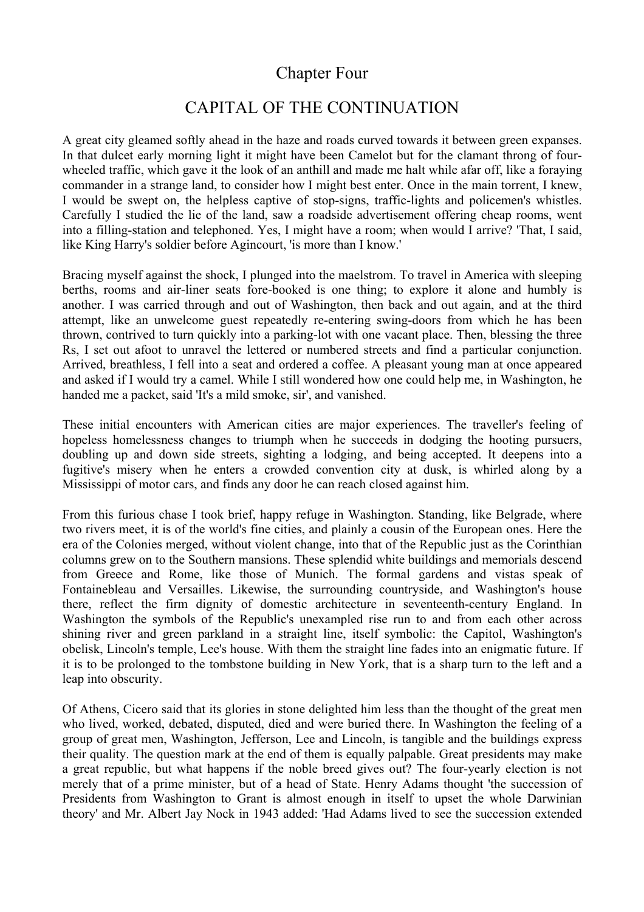# Chapter Four

## CAPITAL OF THE CONTINUATION

A great city gleamed softly ahead in the haze and roads curved towards it between green expanses. In that dulcet early morning light it might have been Camelot but for the clamant throng of four-wheeled traffic, which gave it the look of an anthill and made me halt while afar off, like a foraying commander in a strange land, to consider how I might best enter. Once in the main torrent, I knew, I would be swept on, the helpless captive of stop-signs, traffic-lights and policemen's whistles. Carefully I studied the lie of the land, saw a roadside advertisement offering cheap rooms, went into a filling-station and telephoned. Yes, I might have a room; when would I arrive? 'That, I said, like King Harry's soldier before Agincourt, 'is more than I know.'

Bracing myself against the shock, I plunged into the maelstrom. To travel in America with sleeping berths, rooms and air-liner seats fore-booked is one thing; to explore it alone and humbly is another. I was carried through and out of Washington, then back and out again, and at the third attempt, like an unwelcome guest repeatedly re-entering swing-doors from which he has been thrown, contrived to turn quickly into a parking-lot with one vacant place. Then, blessing the three Rs, I set out afoot to unravel the lettered or numbered streets and find a particular conjunction. Arrived, breathless, I fell into a seat and ordered a coffee. A pleasant young man at once appeared and asked if I would try a camel. While I still wondered how one could help me, in Washington, he handed me a packet, said 'It's a mild smoke, sir', and vanished.

These initial encounters with American cities are major experiences. The traveller's feeling of hopeless homelessness changes to triumph when he succeeds in dodging the hooting pursuers, doubling up and down side streets, sighting a lodging, and being accepted. It deepens into a fugitive's misery when he enters a crowded convention city at dusk, is whirled along by a Mississippi of motor cars, and finds any door he can reach closed against him.

From this furious chase I took brief, happy refuge in Washington. Standing, like Belgrade, where two rivers meet, it is of the world's fine cities, and plainly a cousin of the European ones. Here the era of the Colonies merged, without violent change, into that of the Republic just as the Corinthian columns grew on to the Southern mansions. These splendid white buildings and memorials descend from Greece and Rome, like those of Munich. The formal gardens and vistas speak of Fontainebleau and Versailles. Likewise, the surrounding countryside, and Washington's house there, reflect the firm dignity of domestic architecture in seventeenth-century England. In Washington the symbols of the Republic's unexampled rise run to and from each other across shining river and green parkland in a straight line, itself symbolic: the Capitol, Washington's obelisk, Lincoln's temple, Lee's house. With them the straight line fades into an enigmatic future. If it is to be prolonged to the tombstone building in New York, that is a sharp turn to the left and a leap into obscurity.

Of Athens, Cicero said that its glories in stone delighted him less than the thought of the great men who lived, worked, debated, disputed, died and were buried there. In Washington the feeling of a group of great men, Washington, Jefferson, Lee and Lincoln, is tangible and the buildings express their quality. The question mark at the end of them is equally palpable. Great presidents may make a great republic, but what happens if the noble breed gives out? The four-yearly election is not merely that of a prime minister, but of a head of State. Henry Adams thought 'the succession of Presidents from Washington to Grant is almost enough in itself to upset the whole Darwinian theory' and Mr. Albert Jay Nock in 1943 added: 'Had Adams lived to see the succession extended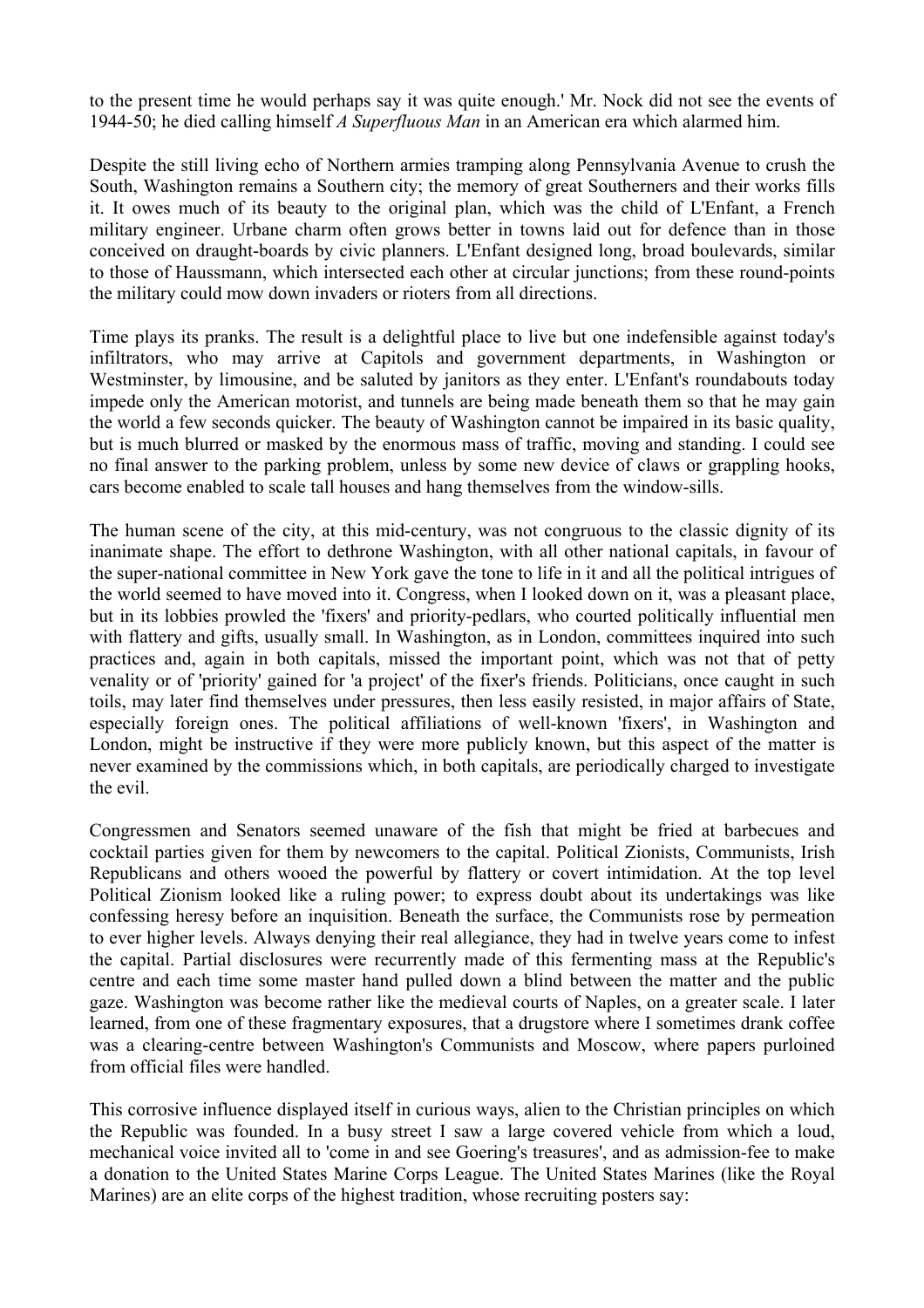to the present time he would perhaps say it was quite enough.' Mr. Nock did not see the events of 1944-50; he died calling himself *A Superfluous Man* in an American era which alarmed him.

Despite the still living echo of Northern armies tramping along Pennsylvania Avenue to crush the South, Washington remains a Southern city; the memory of great Southerners and their works fills it. It owes much of its beauty to the original plan, which was the child of L'Enfant, a French military engineer. Urbane charm often grows better in towns laid out for defence than in those conceived on draught-boards by civic planners. L'Enfant designed long, broad boulevards, similar to those of Haussmann, which intersected each other at circular junctions; from these round-points the military could mow down invaders or rioters from all directions.

Time plays its pranks. The result is a delightful place to live but one indefensible against today's infiltrators, who may arrive at Capitols and government departments, in Washington or Westminster, by limousine, and be saluted by janitors as they enter. L'Enfant's roundabouts today impede only the American motorist, and tunnels are being made beneath them so that he may gain the world a few seconds quicker. The beauty of Washington cannot be impaired in its basic quality, but is much blurred or masked by the enormous mass of traffic, moving and standing. I could see no final answer to the parking problem, unless by some new device of claws or grappling hooks, cars become enabled to scale tall houses and hang themselves from the window-sills.

The human scene of the city, at this mid-century, was not congruous to the classic dignity of its inanimate shape. The effort to dethrone Washington, with all other national capitals, in favour of the super-national committee in New York gave the tone to life in it and all the political intrigues of the world seemed to have moved into it. Congress, when I looked down on it, was a pleasant place, but in its lobbies prowled the 'fixers' and priority-pedlars, who courted politically influential men with flattery and gifts, usually small. In Washington, as in London, committees inquired into such practices and, again in both capitals, missed the important point, which was not that of petty venality or of 'priority' gained for 'a project' of the fixer's friends. Politicians, once caught in such toils, may later find themselves under pressures, then less easily resisted, in major affairs of State, especially foreign ones. The political affiliations of well-known 'fixers', in Washington and London, might be instructive if they were more publicly known, but this aspect of the matter is never examined by the commissions which, in both capitals, are periodically charged to investigate the evil.

Congressmen and Senators seemed unaware of the fish that might be fried at barbecues and cocktail parties given for them by newcomers to the capital. Political Zionists, Communists, Irish Republicans and others wooed the powerful by flattery or covert intimidation. At the top level Political Zionism looked like a ruling power; to express doubt about its undertakings was like confessing heresy before an inquisition. Beneath the surface, the Communists rose by permeation to ever higher levels. Always denying their real allegiance, they had in twelve years come to infest the capital. Partial disclosures were recurrently made of this fermenting mass at the Republic's centre and each time some master hand pulled down a blind between the matter and the public gaze. Washington was become rather like the medieval courts of Naples, on a greater scale. I later learned, from one of these fragmentary exposures, that a drugstore where I sometimes drank coffee was a clearing-centre between Washington's Communists and Moscow, where papers purloined from official files were handled.

This corrosive influence displayed itself in curious ways, alien to the Christian principles on which the Republic was founded. In a busy street I saw a large covered vehicle from which a loud, mechanical voice invited all to 'come in and see Goering's treasures', and as admission-fee to make a donation to the United States Marine Corps League. The United States Marines (like the Royal Marines) are an elite corps of the highest tradition, whose recruiting posters say: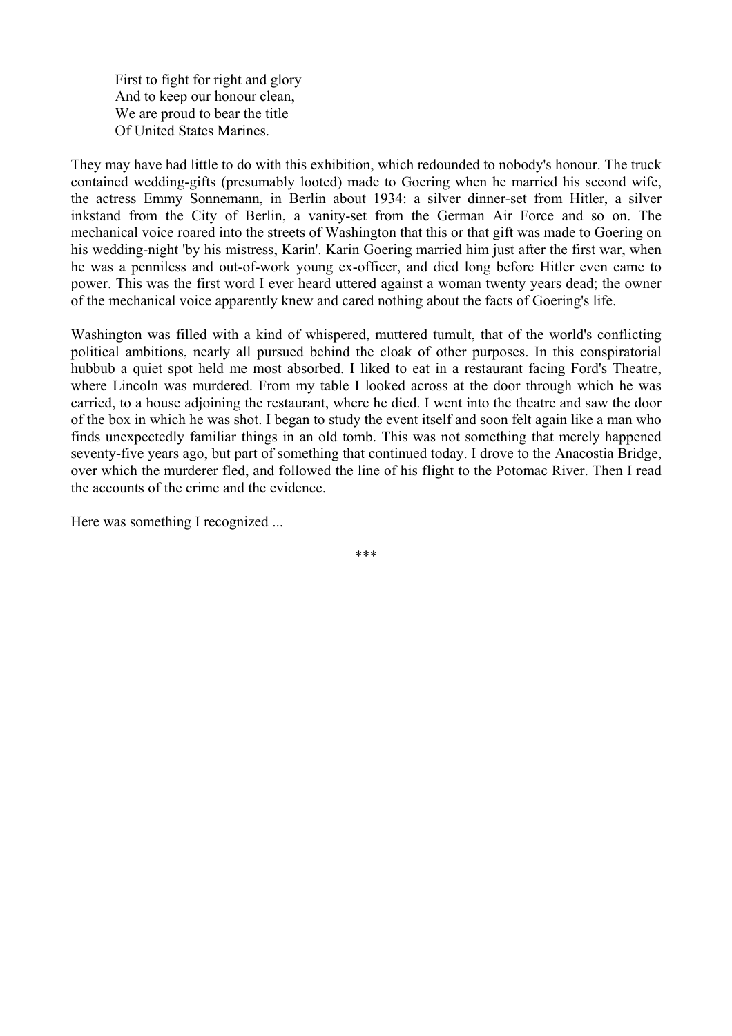First to fight for right and glory  
And to keep our honour clean,  
We are proud to bear the title  
Of United States Marines.

They may have had little to do with this exhibition, which redounded to nobody's honour. The truck contained wedding-gifts (presumably looted) made to Goering when he married his second wife, the actress Emmy Sonnemann, in Berlin about 1934: a silver dinner-set from Hitler, a silver inkstand from the City of Berlin, a vanity-set from the German Air Force and so on. The mechanical voice roared into the streets of Washington that this or that gift was made to Goering on his wedding-night 'by his mistress, Karin'. Karin Goering married him just after the first war, when he was a penniless and out-of-work young ex-officer, and died long before Hitler even came to power. This was the first word I ever heard uttered against a woman twenty years dead; the owner of the mechanical voice apparently knew and cared nothing about the facts of Goering's life.

Washington was filled with a kind of whispered, muttered tumult, that of the world's conflicting political ambitions, nearly all pursued behind the cloak of other purposes. In this conspiratorial hubbub a quiet spot held me most absorbed. I liked to eat in a restaurant facing Ford's Theatre, where Lincoln was murdered. From my table I looked across at the door through which he was carried, to a house adjoining the restaurant, where he died. I went into the theatre and saw the door of the box in which he was shot. I began to study the event itself and soon felt again like a man who finds unexpectedly familiar things in an old tomb. This was not something that merely happened seventy-five years ago, but part of something that continued today. I drove to the Anacostia Bridge, over which the murderer fled, and followed the line of his flight to the Potomac River. Then I read the accounts of the crime and the evidence.

Here was something I recognized ...

***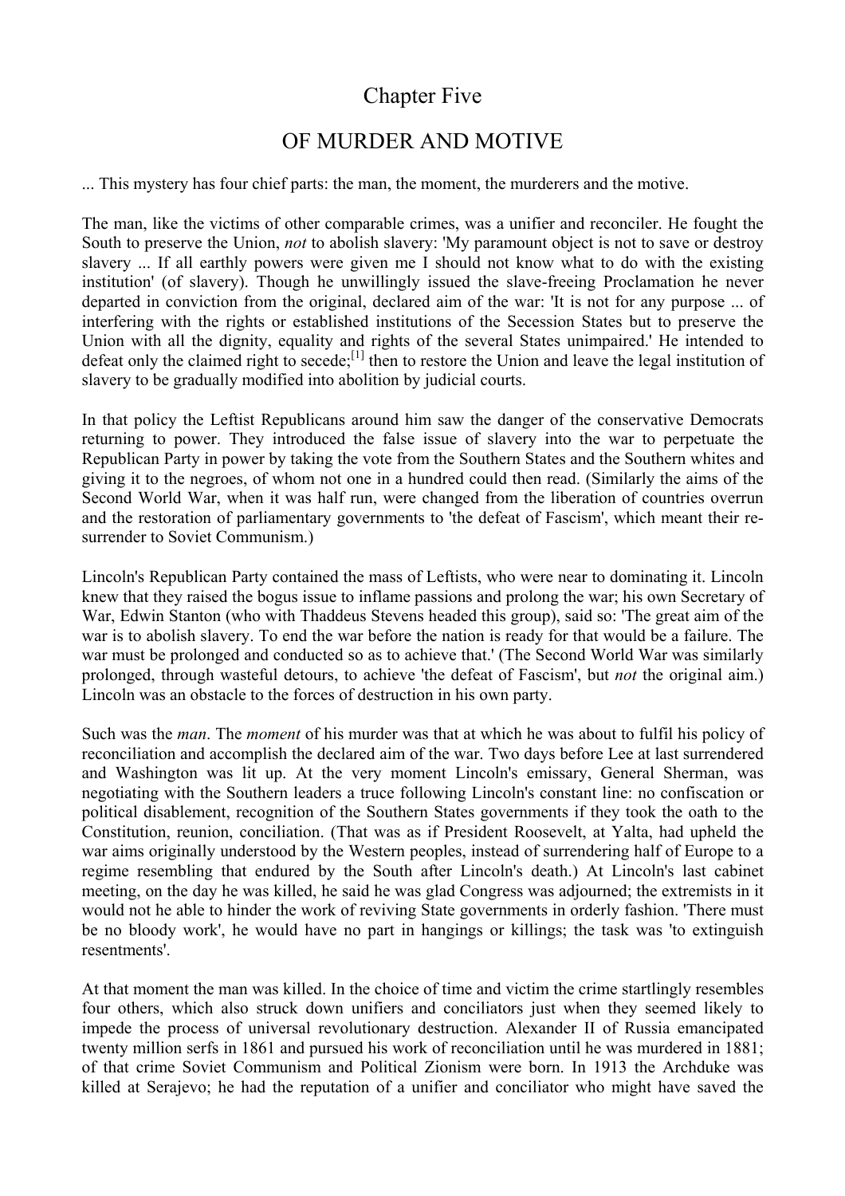# Chapter Five

## OF MURDER AND MOTIVE

... This mystery has four chief parts: the man, the moment, the murderers and the motive.

The man, like the victims of other comparable crimes, was a unifier and reconciler. He fought the South to preserve the Union, *not* to abolish slavery: 'My paramount object is not to save or destroy slavery ... If all earthly powers were given me I should not know what to do with the existing institution' (of slavery). Though he unwillingly issued the slave-freeing Proclamation he never departed in conviction from the original, declared aim of the war: 'It is not for any purpose ... of interfering with the rights or established institutions of the Secession States but to preserve the Union with all the dignity, equality and rights of the several States unimpaired.' He intended to defeat only the claimed right to secede;[1] then to restore the Union and leave the legal institution of slavery to be gradually modified into abolition by judicial courts.

In that policy the Leftist Republicans around him saw the danger of the conservative Democrats returning to power. They introduced the false issue of slavery into the war to perpetuate the Republican Party in power by taking the vote from the Southern States and the Southern whites and giving it to the negroes, of whom not one in a hundred could then read. (Similarly the aims of the Second World War, when it was half run, were changed from the liberation of countries overrun and the restoration of parliamentary governments to 'the defeat of Fascism', which meant their re-surrender to Soviet Communism.)

Lincoln's Republican Party contained the mass of Leftists, who were near to dominating it. Lincoln knew that they raised the bogus issue to inflame passions and prolong the war; his own Secretary of War, Edwin Stanton (who with Thaddeus Stevens headed this group), said so: 'The great aim of the war is to abolish slavery. To end the war before the nation is ready for that would be a failure. The war must be prolonged and conducted so as to achieve that.' (The Second World War was similarly prolonged, through wasteful detours, to achieve 'the defeat of Fascism', but *not* the original aim.) Lincoln was an obstacle to the forces of destruction in his own party.

Such was the *man*. The *moment* of his murder was that at which he was about to fulfil his policy of reconciliation and accomplish the declared aim of the war. Two days before Lee at last surrendered and Washington was lit up. At the very moment Lincoln's emissary, General Sherman, was negotiating with the Southern leaders a truce following Lincoln's constant line: no confiscation or political disablement, recognition of the Southern States governments if they took the oath to the Constitution, reunion, conciliation. (That was as if President Roosevelt, at Yalta, had upheld the war aims originally understood by the Western peoples, instead of surrendering half of Europe to a regime resembling that endured by the South after Lincoln's death.) At Lincoln's last cabinet meeting, on the day he was killed, he said he was glad Congress was adjourned; the extremists in it would not he able to hinder the work of reviving State governments in orderly fashion. 'There must be no bloody work', he would have no part in hangings or killings; the task was 'to extinguish resentments'.

At that moment the man was killed. In the choice of time and victim the crime startlingly resembles four others, which also struck down unifiers and conciliators just when they seemed likely to impede the process of universal revolutionary destruction. Alexander II of Russia emancipated twenty million serfs in 1861 and pursued his work of reconciliation until he was murdered in 1881; of that crime Soviet Communism and Political Zionism were born. In 1913 the Archduke was killed at Serajevo; he had the reputation of a unifier and conciliator who might have saved the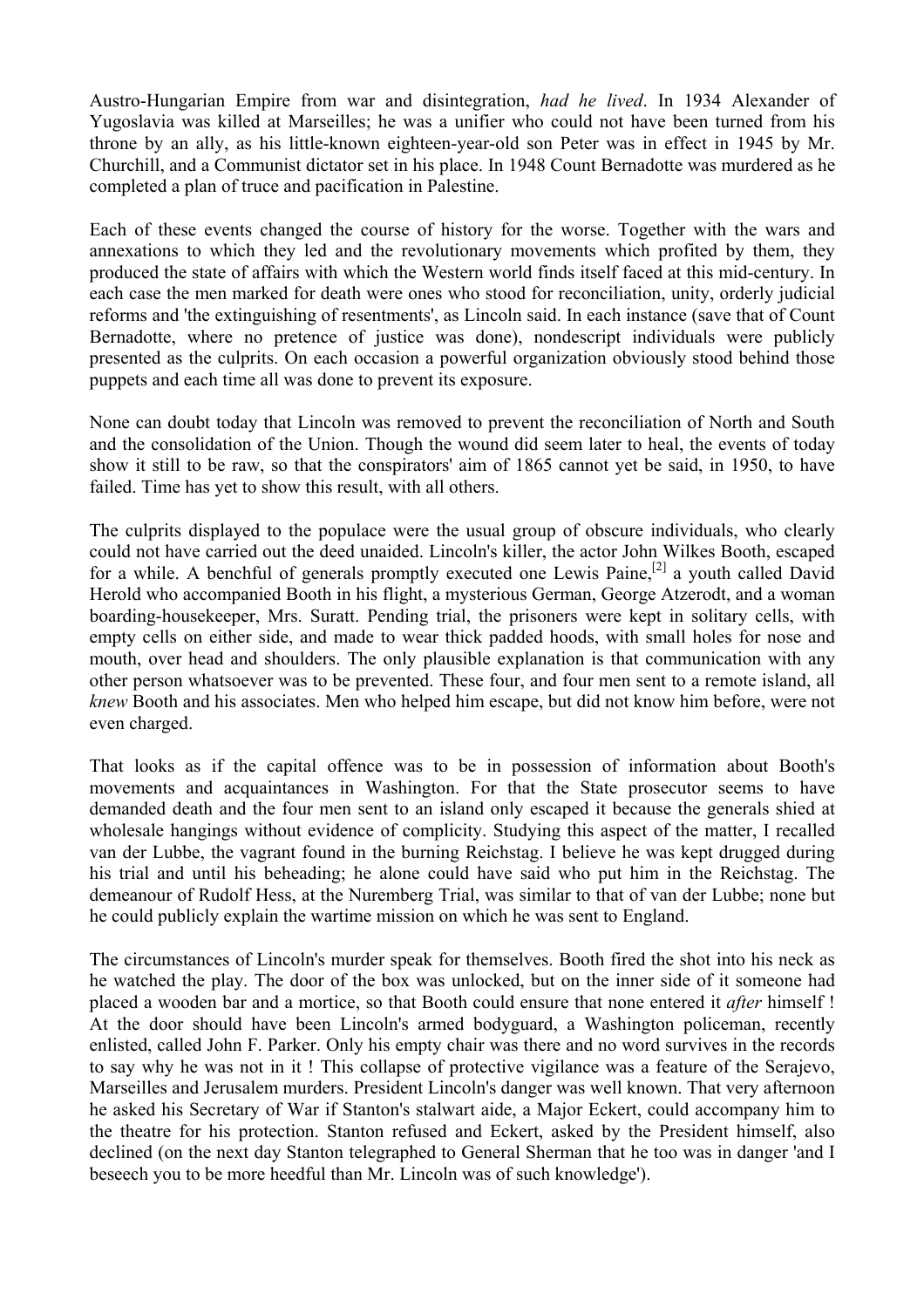Austro-Hungarian Empire from war and disintegration, *had he lived*. In 1934 Alexander of Yugoslavia was killed at Marseilles; he was a unifier who could not have been turned from his throne by an ally, as his little-known eighteen-year-old son Peter was in effect in 1945 by Mr. Churchill, and a Communist dictator set in his place. In 1948 Count Bernadotte was murdered as he completed a plan of truce and pacification in Palestine.

Each of these events changed the course of history for the worse. Together with the wars and annexations to which they led and the revolutionary movements which profited by them, they produced the state of affairs with which the Western world finds itself faced at this mid-century. In each case the men marked for death were ones who stood for reconciliation, unity, orderly judicial reforms and 'the extinguishing of resentments', as Lincoln said. In each instance (save that of Count Bernadotte, where no pretence of justice was done), nondescript individuals were publicly presented as the culprits. On each occasion a powerful organization obviously stood behind those puppets and each time all was done to prevent its exposure.

None can doubt today that Lincoln was removed to prevent the reconciliation of North and South and the consolidation of the Union. Though the wound did seem later to heal, the events of today show it still to be raw, so that the conspirators' aim of 1865 cannot yet be said, in 1950, to have failed. Time has yet to show this result, with all others.

The culprits displayed to the populace were the usual group of obscure individuals, who clearly could not have carried out the deed unaided. Lincoln's killer, the actor John Wilkes Booth, escaped for a while. A benchful of generals promptly executed one Lewis Paine,[2] a youth called David Herold who accompanied Booth in his flight, a mysterious German, George Atzerodt, and a woman boarding-housekeeper, Mrs. Suratt. Pending trial, the prisoners were kept in solitary cells, with empty cells on either side, and made to wear thick padded hoods, with small holes for nose and mouth, over head and shoulders. The only plausible explanation is that communication with any other person whatsoever was to be prevented. These four, and four men sent to a remote island, all *knew* Booth and his associates. Men who helped him escape, but did not know him before, were not even charged.

That looks as if the capital offence was to be in possession of information about Booth's movements and acquaintances in Washington. For that the State prosecutor seems to have demanded death and the four men sent to an island only escaped it because the generals shied at wholesale hangings without evidence of complicity. Studying this aspect of the matter, I recalled van der Lubbe, the vagrant found in the burning Reichstag. I believe he was kept drugged during his trial and until his beheading; he alone could have said who put him in the Reichstag. The demeanour of Rudolf Hess, at the Nuremberg Trial, was similar to that of van der Lubbe; none but he could publicly explain the wartime mission on which he was sent to England.

The circumstances of Lincoln's murder speak for themselves. Booth fired the shot into his neck as he watched the play. The door of the box was unlocked, but on the inner side of it someone had placed a wooden bar and a mortice, so that Booth could ensure that none entered it *after* himself ! At the door should have been Lincoln's armed bodyguard, a Washington policeman, recently enlisted, called John F. Parker. Only his empty chair was there and no word survives in the records to say why he was not in it ! This collapse of protective vigilance was a feature of the Serajevo, Marseilles and Jerusalem murders. President Lincoln's danger was well known. That very afternoon he asked his Secretary of War if Stanton's stalwart aide, a Major Eckert, could accompany him to the theatre for his protection. Stanton refused and Eckert, asked by the President himself, also declined (on the next day Stanton telegraphed to General Sherman that he too was in danger 'and I beseech you to be more heedful than Mr. Lincoln was of such knowledge').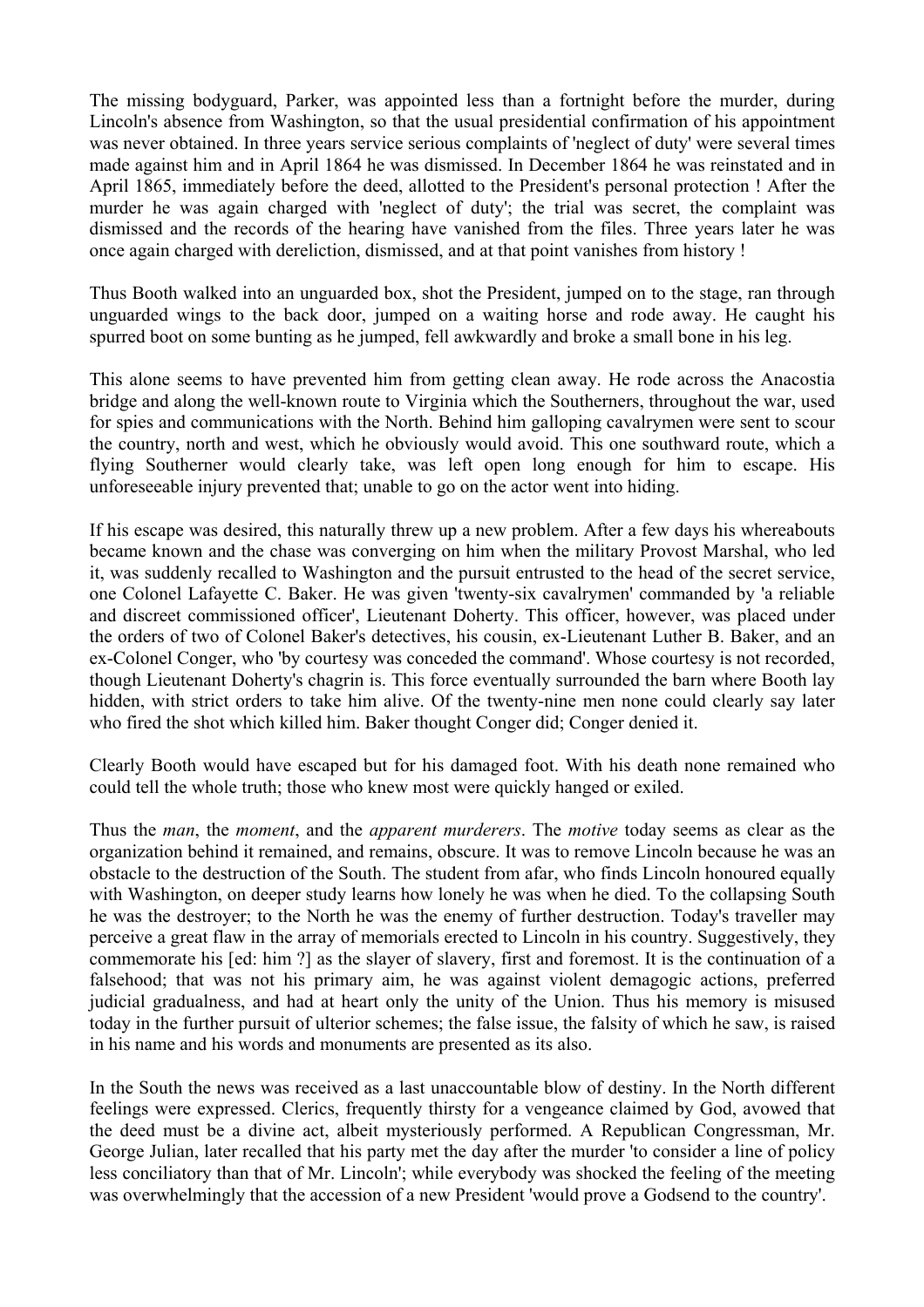The missing bodyguard, Parker, was appointed less than a fortnight before the murder, during Lincoln's absence from Washington, so that the usual presidential confirmation of his appointment was never obtained. In three years service serious complaints of 'neglect of duty' were several times made against him and in April 1864 he was dismissed. In December 1864 he was reinstated and in April 1865, immediately before the deed, allotted to the President's personal protection ! After the murder he was again charged with 'neglect of duty'; the trial was secret, the complaint was dismissed and the records of the hearing have vanished from the files. Three years later he was once again charged with dereliction, dismissed, and at that point vanishes from history !

Thus Booth walked into an unguarded box, shot the President, jumped on to the stage, ran through unguarded wings to the back door, jumped on a waiting horse and rode away. He caught his spurred boot on some bunting as he jumped, fell awkwardly and broke a small bone in his leg.

This alone seems to have prevented him from getting clean away. He rode across the Anacostia bridge and along the well-known route to Virginia which the Southerners, throughout the war, used for spies and communications with the North. Behind him galloping cavalrymen were sent to scour the country, north and west, which he obviously would avoid. This one southward route, which a flying Southerner would clearly take, was left open long enough for him to escape. His unforeseeable injury prevented that; unable to go on the actor went into hiding.

If his escape was desired, this naturally threw up a new problem. After a few days his whereabouts became known and the chase was converging on him when the military Provost Marshal, who led it, was suddenly recalled to Washington and the pursuit entrusted to the head of the secret service, one Colonel Lafayette C. Baker. He was given 'twenty-six cavalrymen' commanded by 'a reliable and discreet commissioned officer', Lieutenant Doherty. This officer, however, was placed under the orders of two of Colonel Baker's detectives, his cousin, ex-Lieutenant Luther B. Baker, and an ex-Colonel Conger, who 'by courtesy was conceded the command'. Whose courtesy is not recorded, though Lieutenant Doherty's chagrin is. This force eventually surrounded the barn where Booth lay hidden, with strict orders to take him alive. Of the twenty-nine men none could clearly say later who fired the shot which killed him. Baker thought Conger did; Conger denied it.

Clearly Booth would have escaped but for his damaged foot. With his death none remained who could tell the whole truth; those who knew most were quickly hanged or exiled.

Thus the *man*, the *moment*, and the *apparent murderers*. The *motive* today seems as clear as the organization behind it remained, and remains, obscure. It was to remove Lincoln because he was an obstacle to the destruction of the South. The student from afar, who finds Lincoln honoured equally with Washington, on deeper study learns how lonely he was when he died. To the collapsing South he was the destroyer; to the North he was the enemy of further destruction. Today's traveller may perceive a great flaw in the array of memorials erected to Lincoln in his country. Suggestively, they commemorate his [ed: him ?] as the slayer of slavery, first and foremost. It is the continuation of a falsehood; that was not his primary aim, he was against violent demagogic actions, preferred judicial gradualness, and had at heart only the unity of the Union. Thus his memory is misused today in the further pursuit of ulterior schemes; the false issue, the falsity of which he saw, is raised in his name and his words and monuments are presented as its also.

In the South the news was received as a last unaccountable blow of destiny. In the North different feelings were expressed. Clerics, frequently thirsty for a vengeance claimed by God, avowed that the deed must be a divine act, albeit mysteriously performed. A Republican Congressman, Mr. George Julian, later recalled that his party met the day after the murder 'to consider a line of policy less conciliatory than that of Mr. Lincoln'; while everybody was shocked the feeling of the meeting was overwhelmingly that the accession of a new President 'would prove a Godsend to the country'.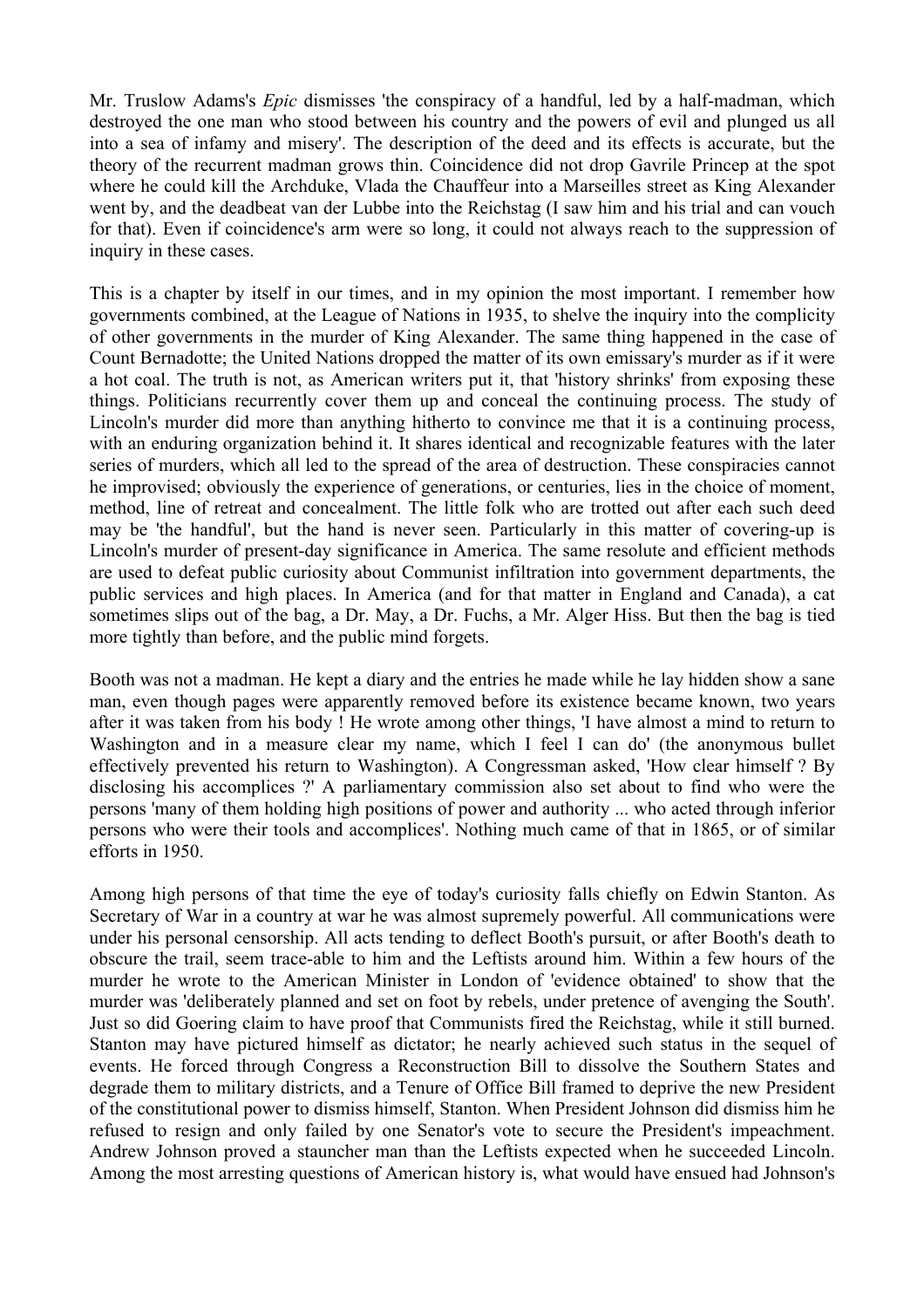Mr. Truslow Adams's *Epic* dismisses 'the conspiracy of a handful, led by a half-madman, which destroyed the one man who stood between his country and the powers of evil and plunged us all into a sea of infamy and misery'. The description of the deed and its effects is accurate, but the theory of the recurrent madman grows thin. Coincidence did not drop Gavrile Princep at the spot where he could kill the Archduke, Vlada the Chauffeur into a Marseilles street as King Alexander went by, and the deadbeat van der Lubbe into the Reichstag (I saw him and his trial and can vouch for that). Even if coincidence's arm were so long, it could not always reach to the suppression of inquiry in these cases.

This is a chapter by itself in our times, and in my opinion the most important. I remember how governments combined, at the League of Nations in 1935, to shelve the inquiry into the complicity of other governments in the murder of King Alexander. The same thing happened in the case of Count Bernadotte; the United Nations dropped the matter of its own emissary's murder as if it were a hot coal. The truth is not, as American writers put it, that 'history shrinks' from exposing these things. Politicians recurrently cover them up and conceal the continuing process. The study of Lincoln's murder did more than anything hitherto to convince me that it is a continuing process, with an enduring organization behind it. It shares identical and recognizable features with the later series of murders, which all led to the spread of the area of destruction. These conspiracies cannot he improvised; obviously the experience of generations, or centuries, lies in the choice of moment, method, line of retreat and concealment. The little folk who are trotted out after each such deed may be 'the handful', but the hand is never seen. Particularly in this matter of covering-up is Lincoln's murder of present-day significance in America. The same resolute and efficient methods are used to defeat public curiosity about Communist infiltration into government departments, the public services and high places. In America (and for that matter in England and Canada), a cat sometimes slips out of the bag, a Dr. May, a Dr. Fuchs, a Mr. Alger Hiss. But then the bag is tied more tightly than before, and the public mind forgets.

Booth was not a madman. He kept a diary and the entries he made while he lay hidden show a sane man, even though pages were apparently removed before its existence became known, two years after it was taken from his body ! He wrote among other things, 'I have almost a mind to return to Washington and in a measure clear my name, which I feel I can do' (the anonymous bullet effectively prevented his return to Washington). A Congressman asked, 'How clear himself ? By disclosing his accomplices ?' A parliamentary commission also set about to find who were the persons 'many of them holding high positions of power and authority ... who acted through inferior persons who were their tools and accomplices'. Nothing much came of that in 1865, or of similar efforts in 1950.

Among high persons of that time the eye of today's curiosity falls chiefly on Edwin Stanton. As Secretary of War in a country at war he was almost supremely powerful. All communications were under his personal censorship. All acts tending to deflect Booth's pursuit, or after Booth's death to obscure the trail, seem trace-able to him and the Leftists around him. Within a few hours of the murder he wrote to the American Minister in London of 'evidence obtained' to show that the murder was 'deliberately planned and set on foot by rebels, under pretence of avenging the South'. Just so did Goering claim to have proof that Communists fired the Reichstag, while it still burned. Stanton may have pictured himself as dictator; he nearly achieved such status in the sequel of events. He forced through Congress a Reconstruction Bill to dissolve the Southern States and degrade them to military districts, and a Tenure of Office Bill framed to deprive the new President of the constitutional power to dismiss himself, Stanton. When President Johnson did dismiss him he refused to resign and only failed by one Senator's vote to secure the President's impeachment. Andrew Johnson proved a stauncher man than the Leftists expected when he succeeded Lincoln. Among the most arresting questions of American history is, what would have ensued had Johnson's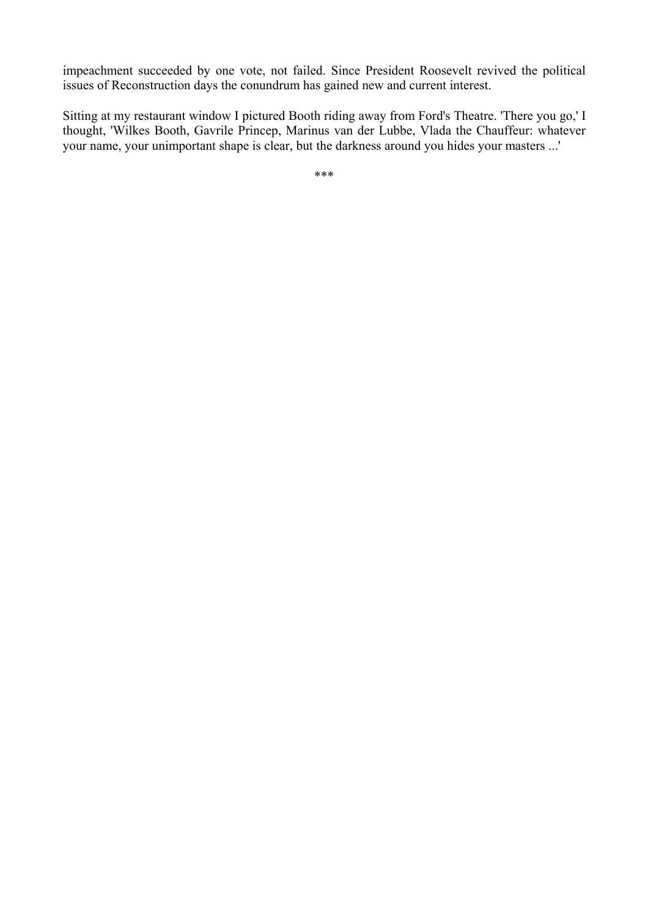impeachment succeeded by one vote, not failed. Since President Roosevelt revived the political issues of Reconstruction days the conundrum has gained new and current interest.

Sitting at my restaurant window I pictured Booth riding away from Ford's Theatre. 'There you go,' I thought, 'Wilkes Booth, Gavrile Princep, Marinus van der Lubbe, Vlada the Chauffeur: whatever your name, your unimportant shape is clear, but the darkness around you hides your masters ...'

***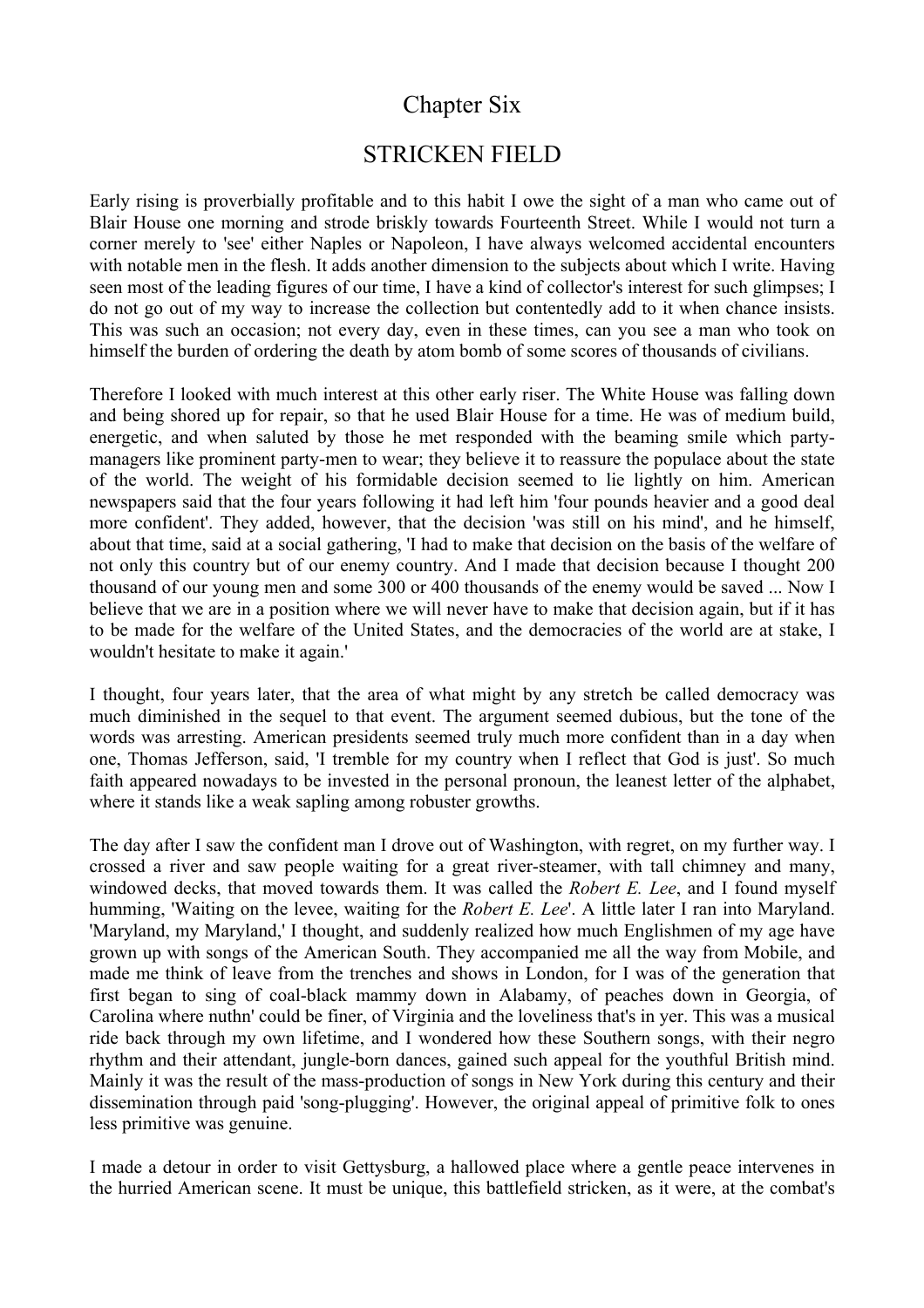# Chapter Six

## STRICKEN FIELD

Early rising is proverbially profitable and to this habit I owe the sight of a man who came out of Blair House one morning and strode briskly towards Fourteenth Street. While I would not turn a corner merely to 'see' either Naples or Napoleon, I have always welcomed accidental encounters with notable men in the flesh. It adds another dimension to the subjects about which I write. Having seen most of the leading figures of our time, I have a kind of collector's interest for such glimpses; I do not go out of my way to increase the collection but contentedly add to it when chance insists. This was such an occasion; not every day, even in these times, can you see a man who took on himself the burden of ordering the death by atom bomb of some scores of thousands of civilians.

Therefore I looked with much interest at this other early riser. The White House was falling down and being shored up for repair, so that he used Blair House for a time. He was of medium build, energetic, and when saluted by those he met responded with the beaming smile which party-managers like prominent party-men to wear; they believe it to reassure the populace about the state of the world. The weight of his formidable decision seemed to lie lightly on him. American newspapers said that the four years following it had left him 'four pounds heavier and a good deal more confident'. They added, however, that the decision 'was still on his mind', and he himself, about that time, said at a social gathering, 'I had to make that decision on the basis of the welfare of not only this country but of our enemy country. And I made that decision because I thought 200 thousand of our young men and some 300 or 400 thousands of the enemy would be saved ... Now I believe that we are in a position where we will never have to make that decision again, but if it has to be made for the welfare of the United States, and the democracies of the world are at stake, I wouldn't hesitate to make it again.'

I thought, four years later, that the area of what might by any stretch be called democracy was much diminished in the sequel to that event. The argument seemed dubious, but the tone of the words was arresting. American presidents seemed truly much more confident than in a day when one, Thomas Jefferson, said, 'I tremble for my country when I reflect that God is just'. So much faith appeared nowadays to be invested in the personal pronoun, the leanest letter of the alphabet, where it stands like a weak sapling among robuster growths.

The day after I saw the confident man I drove out of Washington, with regret, on my further way. I crossed a river and saw people waiting for a great river-steamer, with tall chimney and many, windowed decks, that moved towards them. It was called the *Robert E. Lee*, and I found myself humming, 'Waiting on the levee, waiting for the *Robert E. Lee*'. A little later I ran into Maryland. 'Maryland, my Maryland,' I thought, and suddenly realized how much Englishmen of my age have grown up with songs of the American South. They accompanied me all the way from Mobile, and made me think of leave from the trenches and shows in London, for I was of the generation that first began to sing of coal-black mammy down in Alabamy, of peaches down in Georgia, of Carolina where nuthn' could be finer, of Virginia and the loveliness that's in yer. This was a musical ride back through my own lifetime, and I wondered how these Southern songs, with their negro rhythm and their attendant, jungle-born dances, gained such appeal for the youthful British mind. Mainly it was the result of the mass-production of songs in New York during this century and their dissemination through paid 'song-plugging'. However, the original appeal of primitive folk to ones less primitive was genuine.

I made a detour in order to visit Gettysburg, a hallowed place where a gentle peace intervenes in the hurried American scene. It must be unique, this battlefield stricken, as it were, at the combat's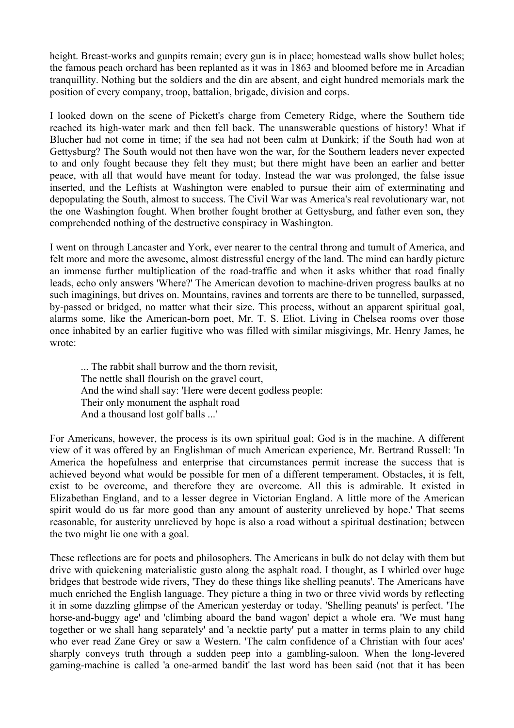height. Breast-works and gunpits remain; every gun is in place; homestead walls show bullet holes; the famous peach orchard has been replanted as it was in 1863 and bloomed before me in Arcadian tranquillity. Nothing but the soldiers and the din are absent, and eight hundred memorials mark the position of every company, troop, battalion, brigade, division and corps.

I looked down on the scene of Pickett's charge from Cemetery Ridge, where the Southern tide reached its high-water mark and then fell back. The unanswerable questions of history! What if Blucher had not come in time; if the sea had not been calm at Dunkirk; if the South had won at Gettysburg? The South would not then have won the war, for the Southern leaders never expected to and only fought because they felt they must; but there might have been an earlier and better peace, with all that would have meant for today. Instead the war was prolonged, the false issue inserted, and the Leftists at Washington were enabled to pursue their aim of exterminating and depopulating the South, almost to success. The Civil War was America's real revolutionary war, not the one Washington fought. When brother fought brother at Gettysburg, and father even son, they comprehended nothing of the destructive conspiracy in Washington.

I went on through Lancaster and York, ever nearer to the central throng and tumult of America, and felt more and more the awesome, almost distressful energy of the land. The mind can hardly picture an immense further multiplication of the road-traffic and when it asks whither that road finally leads, echo only answers 'Where?' The American devotion to machine-driven progress baulks at no such imaginings, but drives on. Mountains, ravines and torrents are there to be tunnelled, surpassed, by-passed or bridged, no matter what their size. This process, without an apparent spiritual goal, alarms some, like the American-born poet, Mr. T. S. Eliot. Living in Chelsea rooms over those once inhabited by an earlier fugitive who was filled with similar misgivings, Mr. Henry James, he wrote:

> ... The rabbit shall burrow and the thorn revisit,
> The nettle shall flourish on the gravel court,
> And the wind shall say: 'Here were decent godless people:
> Their only monument the asphalt road
> And a thousand lost golf balls ...'

For Americans, however, the process is its own spiritual goal; God is in the machine. A different view of it was offered by an Englishman of much American experience, Mr. Bertrand Russell: 'In America the hopefulness and enterprise that circumstances permit increase the success that is achieved beyond what would be possible for men of a different temperament. Obstacles, it is felt, exist to be overcome, and therefore they are overcome. All this is admirable. It existed in Elizabethan England, and to a lesser degree in Victorian England. A little more of the American spirit would do us far more good than any amount of austerity unrelieved by hope.' That seems reasonable, for austerity unrelieved by hope is also a road without a spiritual destination; between the two might lie one with a goal.

These reflections are for poets and philosophers. The Americans in bulk do not delay with them but drive with quickening materialistic gusto along the asphalt road. I thought, as I whirled over huge bridges that bestrode wide rivers, 'They do these things like shelling peanuts'. The Americans have much enriched the English language. They picture a thing in two or three vivid words by reflecting it in some dazzling glimpse of the American yesterday or today. 'Shelling peanuts' is perfect. 'The horse-and-buggy age' and 'climbing aboard the band wagon' depict a whole era. 'We must hang together or we shall hang separately' and 'a necktie party' put a matter in terms plain to any child who ever read Zane Grey or saw a Western. 'The calm confidence of a Christian with four aces' sharply conveys truth through a sudden peep into a gambling-saloon. When the long-levered gaming-machine is called 'a one-armed bandit' the last word has been said (not that it has been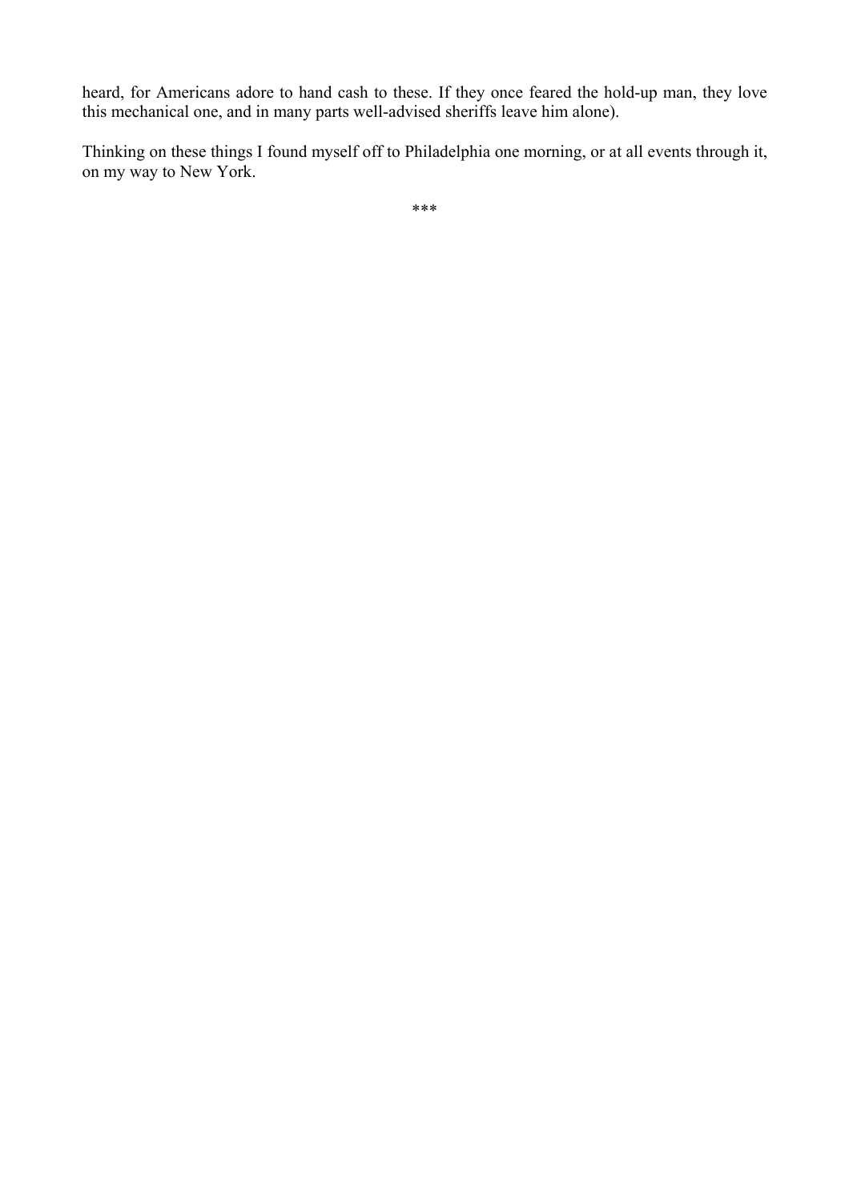heard, for Americans adore to hand cash to these. If they once feared the hold-up man, they love this mechanical one, and in many parts well-advised sheriffs leave him alone).

Thinking on these things I found myself off to Philadelphia one morning, or at all events through it, on my way to New York.

***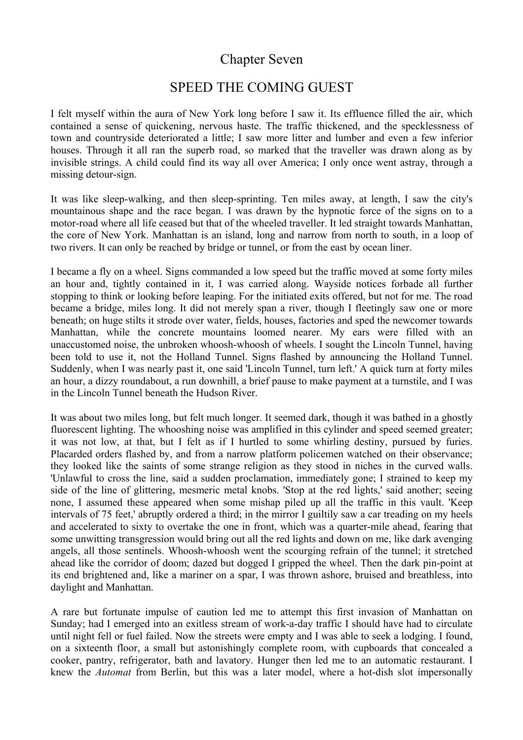# Chapter Seven

## SPEED THE COMING GUEST

I felt myself within the aura of New York long before I saw it. Its effluence filled the air, which contained a sense of quickening, nervous haste. The traffic thickened, and the specklessness of town and countryside deteriorated a little; I saw more litter and lumber and even a few inferior houses. Through it all ran the superb road, so marked that the traveller was drawn along as by invisible strings. A child could find its way all over America; I only once went astray, through a missing detour-sign.

It was like sleep-walking, and then sleep-sprinting. Ten miles away, at length, I saw the city's mountainous shape and the race began. I was drawn by the hypnotic force of the signs on to a motor-road where all life ceased but that of the wheeled traveller. It led straight towards Manhattan, the core of New York. Manhattan is an island, long and narrow from north to south, in a loop of two rivers. It can only be reached by bridge or tunnel, or from the east by ocean liner.

I became a fly on a wheel. Signs commanded a low speed but the traffic moved at some forty miles an hour and, tightly contained in it, I was carried along. Wayside notices forbade all further stopping to think or looking before leaping. For the initiated exits offered, but not for me. The road became a bridge, miles long. It did not merely span a river, though I fleetingly saw one or more beneath; on huge stilts it strode over water, fields, houses, factories and sped the newcomer towards Manhattan, while the concrete mountains loomed nearer. My ears were filled with an unaccustomed noise, the unbroken whoosh-whoosh of wheels. I sought the Lincoln Tunnel, having been told to use it, not the Holland Tunnel. Signs flashed by announcing the Holland Tunnel. Suddenly, when I was nearly past it, one said 'Lincoln Tunnel, turn left.' A quick turn at forty miles an hour, a dizzy roundabout, a run downhill, a brief pause to make payment at a turnstile, and I was in the Lincoln Tunnel beneath the Hudson River.

It was about two miles long, but felt much longer. It seemed dark, though it was bathed in a ghostly fluorescent lighting. The whooshing noise was amplified in this cylinder and speed seemed greater; it was not low, at that, but I felt as if I hurtled to some whirling destiny, pursued by furies. Placarded orders flashed by, and from a narrow platform policemen watched on their observance; they looked like the saints of some strange religion as they stood in niches in the curved walls. 'Unlawful to cross the line, said a sudden proclamation, immediately gone; I strained to keep my side of the line of glittering, mesmeric metal knobs. 'Stop at the red lights,' said another; seeing none, I assumed these appeared when some mishap piled up all the traffic in this vault. 'Keep intervals of 75 feet,' abruptly ordered a third; in the mirror I guiltily saw a car treading on my heels and accelerated to sixty to overtake the one in front, which was a quarter-mile ahead, fearing that some unwitting transgression would bring out all the red lights and down on me, like dark avenging angels, all those sentinels. Whoosh-whoosh went the scourging refrain of the tunnel; it stretched ahead like the corridor of doom; dazed but dogged I gripped the wheel. Then the dark pin-point at its end brightened and, like a mariner on a spar, I was thrown ashore, bruised and breathless, into daylight and Manhattan.

A rare but fortunate impulse of caution led me to attempt this first invasion of Manhattan on Sunday; had I emerged into an exitless stream of work-a-day traffic I should have had to circulate until night fell or fuel failed. Now the streets were empty and I was able to seek a lodging. I found, on a sixteenth floor, a small but astonishingly complete room, with cupboards that concealed a cooker, pantry, refrigerator, bath and lavatory. Hunger then led me to an automatic restaurant. I knew the *Automat* from Berlin, but this was a later model, where a hot-dish slot impersonally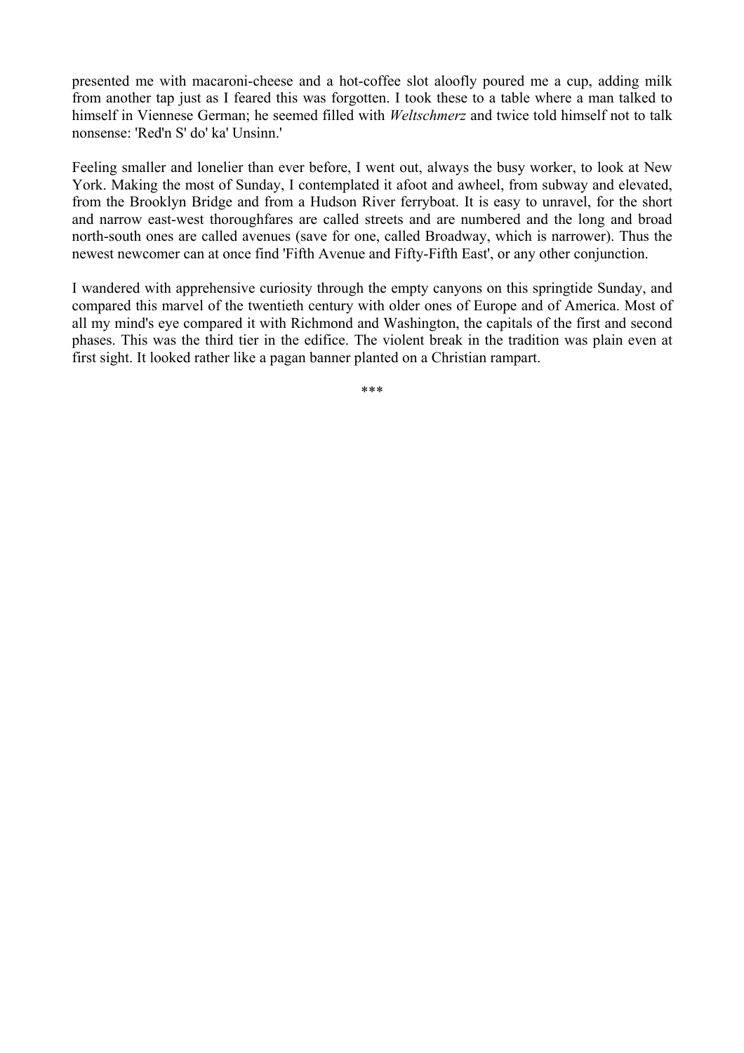presented me with macaroni-cheese and a hot-coffee slot aloofly poured me a cup, adding milk from another tap just as I feared this was forgotten. I took these to a table where a man talked to himself in Viennese German; he seemed filled with *Weltschmerz* and twice told himself not to talk nonsense: 'Red'n S' do' ka' Unsinn.'

Feeling smaller and lonelier than ever before, I went out, always the busy worker, to look at New York. Making the most of Sunday, I contemplated it afoot and awheel, from subway and elevated, from the Brooklyn Bridge and from a Hudson River ferryboat. It is easy to unravel, for the short and narrow east-west thoroughfares are called streets and are numbered and the long and broad north-south ones are called avenues (save for one, called Broadway, which is narrower). Thus the newest newcomer can at once find 'Fifth Avenue and Fifty-Fifth East', or any other conjunction.

I wandered with apprehensive curiosity through the empty canyons on this springtide Sunday, and compared this marvel of the twentieth century with older ones of Europe and of America. Most of all my mind's eye compared it with Richmond and Washington, the capitals of the first and second phases. This was the third tier in the edifice. The violent break in the tradition was plain even at first sight. It looked rather like a pagan banner planted on a Christian rampart.

\*\*\*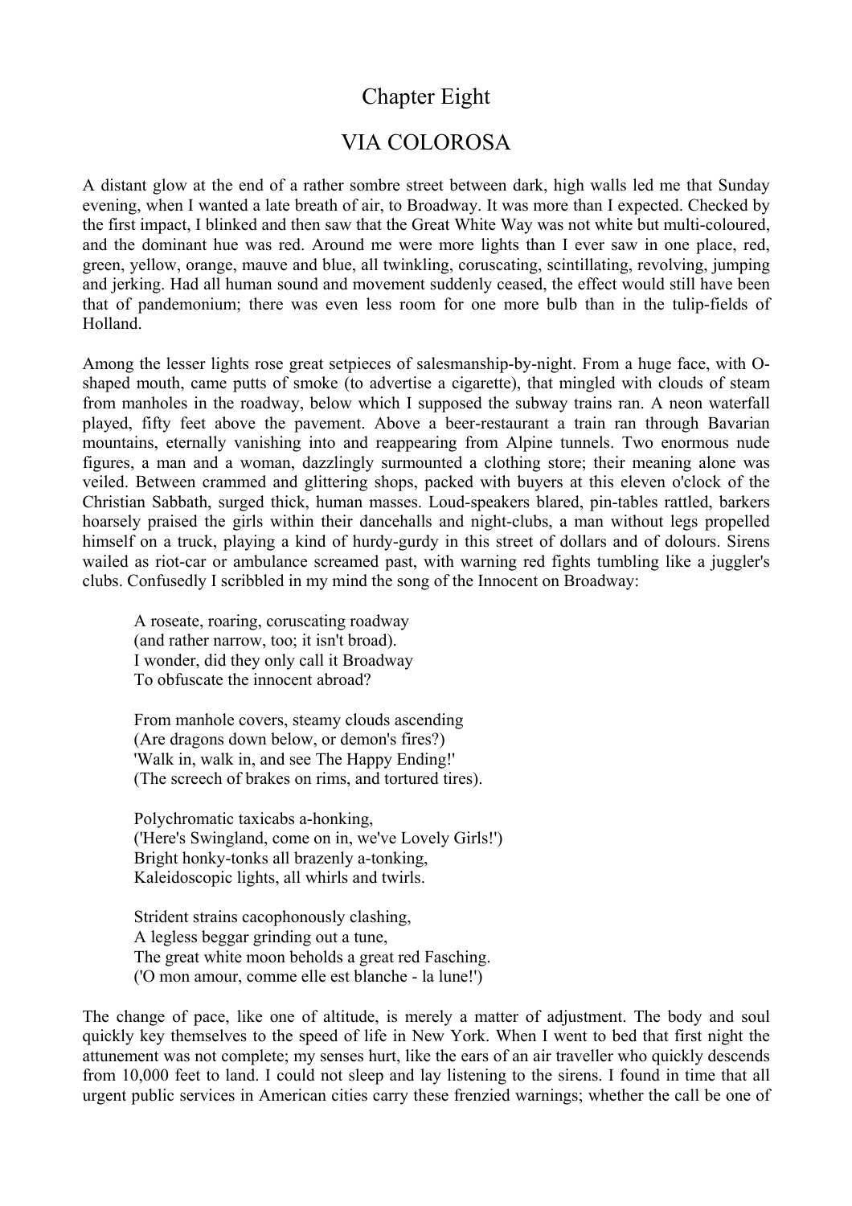# Chapter Eight

## VIA COLOROSA

A distant glow at the end of a rather sombre street between dark, high walls led me that Sunday evening, when I wanted a late breath of air, to Broadway. It was more than I expected. Checked by the first impact, I blinked and then saw that the Great White Way was not white but multi-coloured, and the dominant hue was red. Around me were more lights than I ever saw in one place, red, green, yellow, orange, mauve and blue, all twinkling, coruscating, scintillating, revolving, jumping and jerking. Had all human sound and movement suddenly ceased, the effect would still have been that of pandemonium; there was even less room for one more bulb than in the tulip-fields of Holland.

Among the lesser lights rose great setpieces of salesmanship-by-night. From a huge face, with O-shaped mouth, came putts of smoke (to advertise a cigarette), that mingled with clouds of steam from manholes in the roadway, below which I supposed the subway trains ran. A neon waterfall played, fifty feet above the pavement. Above a beer-restaurant a train ran through Bavarian mountains, eternally vanishing into and reappearing from Alpine tunnels. Two enormous nude figures, a man and a woman, dazzlingly surmounted a clothing store; their meaning alone was veiled. Between crammed and glittering shops, packed with buyers at this eleven o'clock of the Christian Sabbath, surged thick, human masses. Loud-speakers blared, pin-tables rattled, barkers hoarsely praised the girls within their dancehalls and night-clubs, a man without legs propelled himself on a truck, playing a kind of hurdy-gurdy in this street of dollars and of dolours. Sirens wailed as riot-car or ambulance screamed past, with warning red fights tumbling like a juggler's clubs. Confusedly I scribbled in my mind the song of the Innocent on Broadway:

> A roseate, roaring, coruscating roadway
> (and rather narrow, too; it isn't broad).
> I wonder, did they only call it Broadway
> To obfuscate the innocent abroad?
>
> From manhole covers, steamy clouds ascending
> (Are dragons down below, or demon's fires?)
> 'Walk in, walk in, and see The Happy Ending!'
> (The screech of brakes on rims, and tortured tires).
>
> Polychromatic taxicabs a-honking,
> ('Here's Swingland, come on in, we've Lovely Girls!')
> Bright honky-tonks all brazenly a-tonking,
> Kaleidoscopic lights, all whirls and twirls.
>
> Strident strains cacophonously clashing,
> A legless beggar grinding out a tune,
> The great white moon beholds a great red Fasching.
> ('O mon amour, comme elle est blanche - la lune!')

The change of pace, like one of altitude, is merely a matter of adjustment. The body and soul quickly key themselves to the speed of life in New York. When I went to bed that first night the attunement was not complete; my senses hurt, like the ears of an air traveller who quickly descends from 10,000 feet to land. I could not sleep and lay listening to the sirens. I found in time that all urgent public services in American cities carry these frenzied warnings; whether the call be one of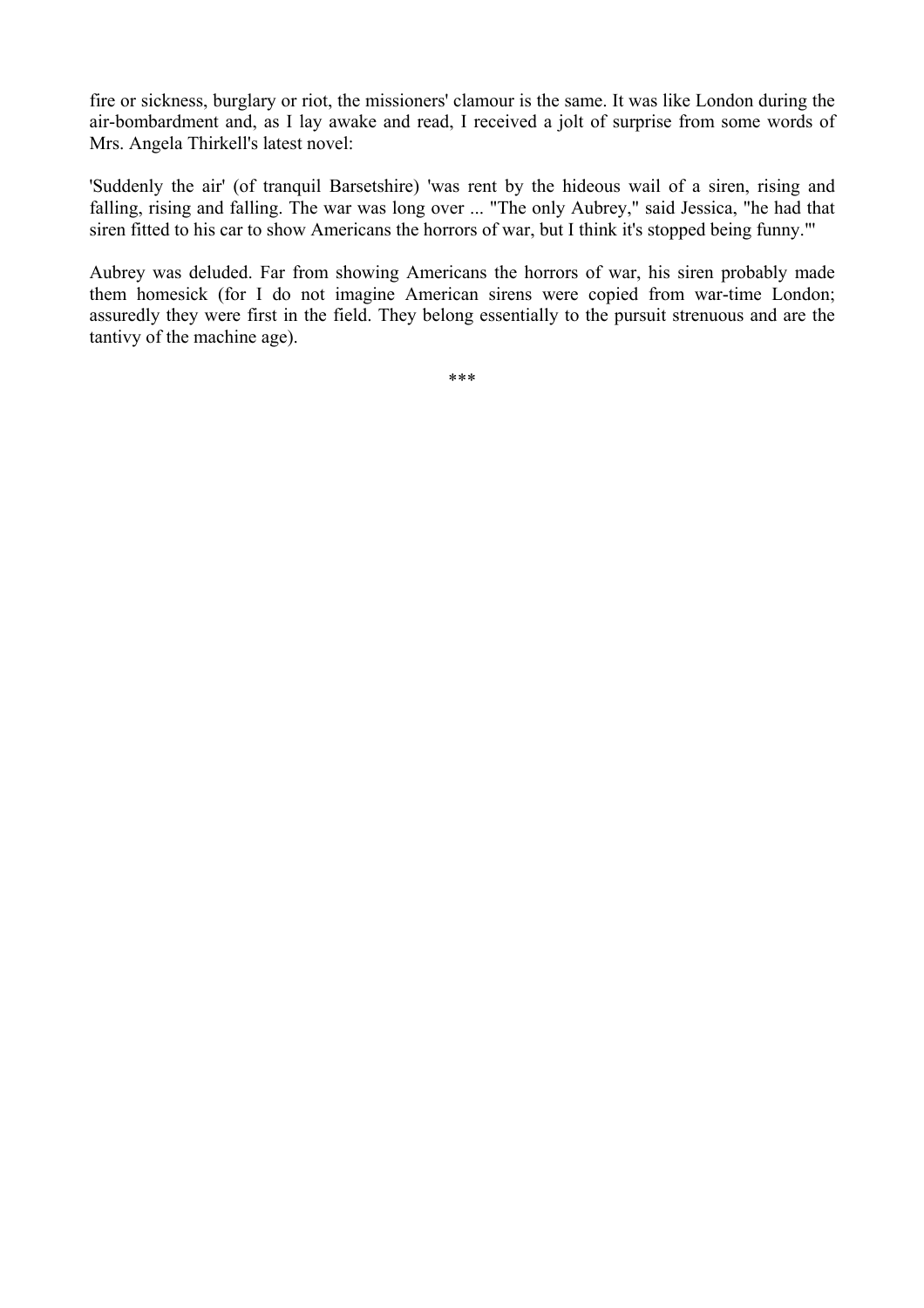fire or sickness, burglary or riot, the missioners' clamour is the same. It was like London during the air-bombardment and, as I lay awake and read, I received a jolt of surprise from some words of Mrs. Angela Thirkell's latest novel:

'Suddenly the air' (of tranquil Barsetshire) 'was rent by the hideous wail of a siren, rising and falling, rising and falling. The war was long over ... "The only Aubrey," said Jessica, "he had that siren fitted to his car to show Americans the horrors of war, but I think it's stopped being funny."'

Aubrey was deluded. Far from showing Americans the horrors of war, his siren probably made them homesick (for I do not imagine American sirens were copied from war-time London; assuredly they were first in the field. They belong essentially to the pursuit strenuous and are the tantivy of the machine age).

***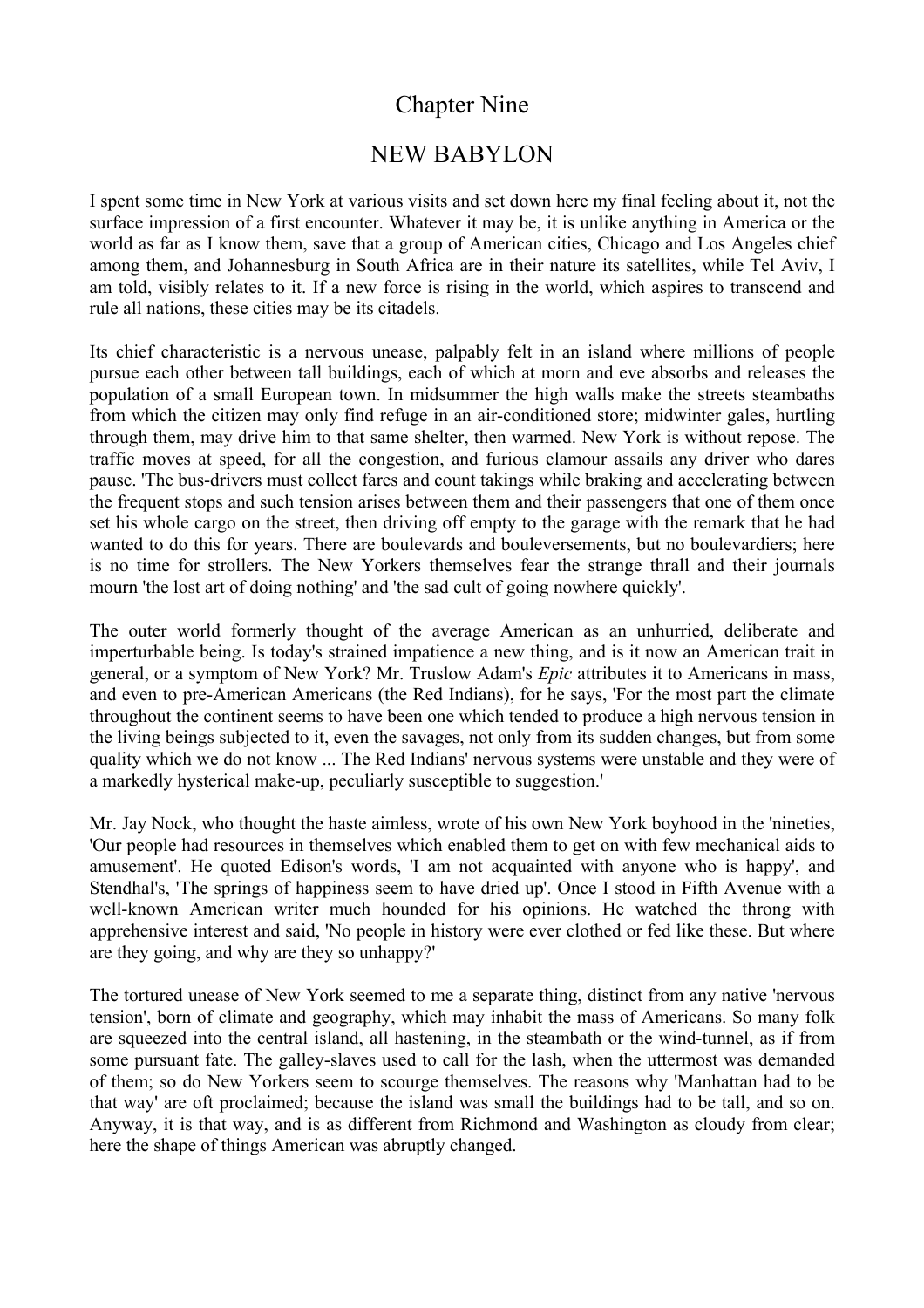# Chapter Nine

## NEW BABYLON

I spent some time in New York at various visits and set down here my final feeling about it, not the surface impression of a first encounter. Whatever it may be, it is unlike anything in America or the world as far as I know them, save that a group of American cities, Chicago and Los Angeles chief among them, and Johannesburg in South Africa are in their nature its satellites, while Tel Aviv, I am told, visibly relates to it. If a new force is rising in the world, which aspires to transcend and rule all nations, these cities may be its citadels.

Its chief characteristic is a nervous unease, palpably felt in an island where millions of people pursue each other between tall buildings, each of which at morn and eve absorbs and releases the population of a small European town. In midsummer the high walls make the streets steambaths from which the citizen may only find refuge in an air-conditioned store; midwinter gales, hurtling through them, may drive him to that same shelter, then warmed. New York is without repose. The traffic moves at speed, for all the congestion, and furious clamour assails any driver who dares pause. 'The bus-drivers must collect fares and count takings while braking and accelerating between the frequent stops and such tension arises between them and their passengers that one of them once set his whole cargo on the street, then driving off empty to the garage with the remark that he had wanted to do this for years. There are boulevards and bouleversements, but no boulevardiers; here is no time for strollers. The New Yorkers themselves fear the strange thrall and their journals mourn 'the lost art of doing nothing' and 'the sad cult of going nowhere quickly'.

The outer world formerly thought of the average American as an unhurried, deliberate and imperturbable being. Is today's strained impatience a new thing, and is it now an American trait in general, or a symptom of New York? Mr. Truslow Adam's *Epic* attributes it to Americans in mass, and even to pre-American Americans (the Red Indians), for he says, 'For the most part the climate throughout the continent seems to have been one which tended to produce a high nervous tension in the living beings subjected to it, even the savages, not only from its sudden changes, but from some quality which we do not know ... The Red Indians' nervous systems were unstable and they were of a markedly hysterical make-up, peculiarly susceptible to suggestion.'

Mr. Jay Nock, who thought the haste aimless, wrote of his own New York boyhood in the 'nineties, 'Our people had resources in themselves which enabled them to get on with few mechanical aids to amusement'. He quoted Edison's words, 'I am not acquainted with anyone who is happy', and Stendhal's, 'The springs of happiness seem to have dried up'. Once I stood in Fifth Avenue with a well-known American writer much hounded for his opinions. He watched the throng with apprehensive interest and said, 'No people in history were ever clothed or fed like these. But where are they going, and why are they so unhappy?'

The tortured unease of New York seemed to me a separate thing, distinct from any native 'nervous tension', born of climate and geography, which may inhabit the mass of Americans. So many folk are squeezed into the central island, all hastening, in the steambath or the wind-tunnel, as if from some pursuant fate. The galley-slaves used to call for the lash, when the uttermost was demanded of them; so do New Yorkers seem to scourge themselves. The reasons why 'Manhattan had to be that way' are oft proclaimed; because the island was small the buildings had to be tall, and so on. Anyway, it is that way, and is as different from Richmond and Washington as cloudy from clear; here the shape of things American was abruptly changed.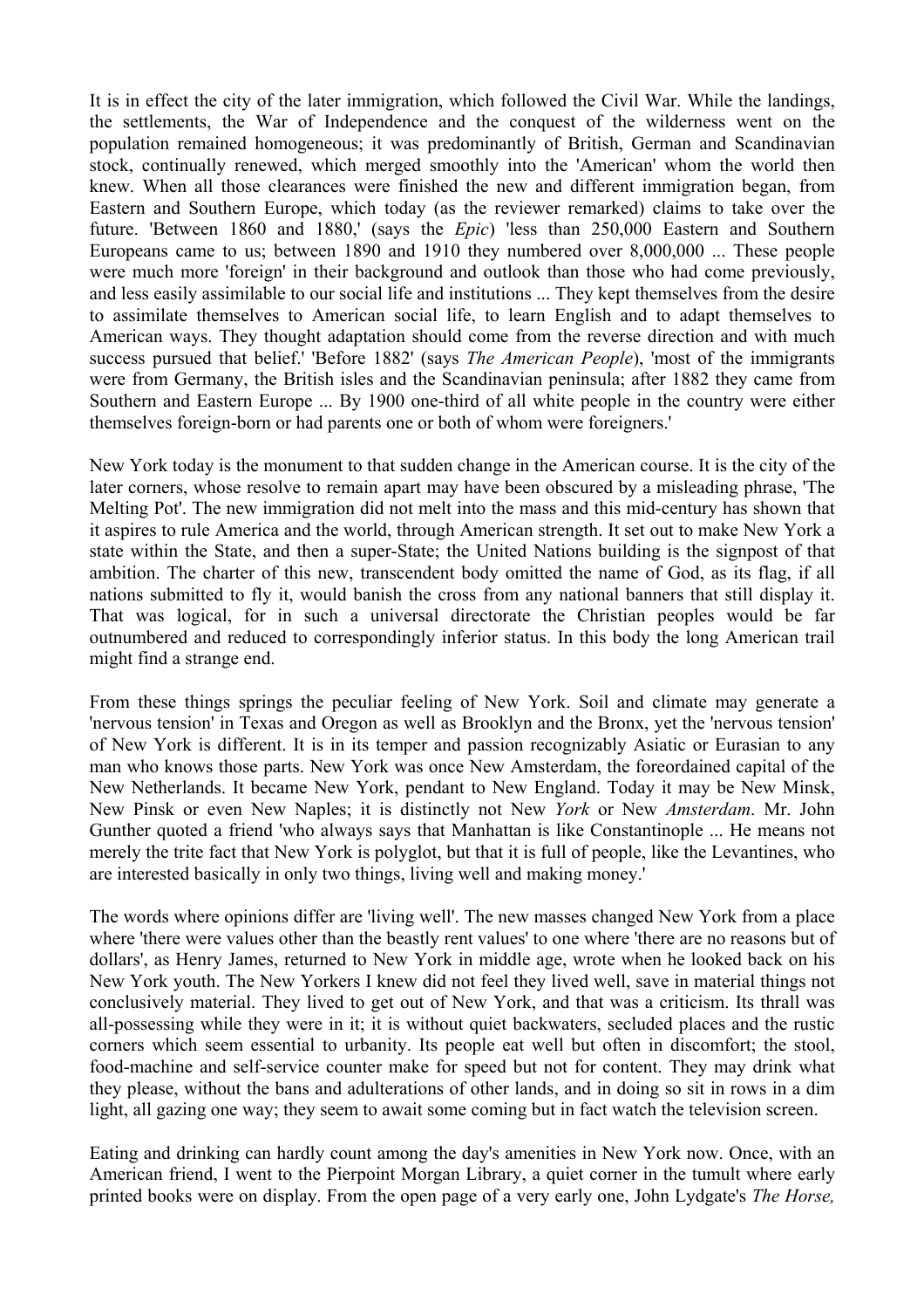It is in effect the city of the later immigration, which followed the Civil War. While the landings, the settlements, the War of Independence and the conquest of the wilderness went on the population remained homogeneous; it was predominantly of British, German and Scandinavian stock, continually renewed, which merged smoothly into the 'American' whom the world then knew. When all those clearances were finished the new and different immigration began, from Eastern and Southern Europe, which today (as the reviewer remarked) claims to take over the future. 'Between 1860 and 1880,' (says the *Epic*) 'less than 250,000 Eastern and Southern Europeans came to us; between 1890 and 1910 they numbered over 8,000,000 ... These people were much more 'foreign' in their background and outlook than those who had come previously, and less easily assimilable to our social life and institutions ... They kept themselves from the desire to assimilate themselves to American social life, to learn English and to adapt themselves to American ways. They thought adaptation should come from the reverse direction and with much success pursued that belief.' 'Before 1882' (says *The American People*), 'most of the immigrants were from Germany, the British isles and the Scandinavian peninsula; after 1882 they came from Southern and Eastern Europe ... By 1900 one-third of all white people in the country were either themselves foreign-born or had parents one or both of whom were foreigners.'

New York today is the monument to that sudden change in the American course. It is the city of the later corners, whose resolve to remain apart may have been obscured by a misleading phrase, 'The Melting Pot'. The new immigration did not melt into the mass and this mid-century has shown that it aspires to rule America and the world, through American strength. It set out to make New York a state within the State, and then a super-State; the United Nations building is the signpost of that ambition. The charter of this new, transcendent body omitted the name of God, as its flag, if all nations submitted to fly it, would banish the cross from any national banners that still display it. That was logical, for in such a universal directorate the Christian peoples would be far outnumbered and reduced to correspondingly inferior status. In this body the long American trail might find a strange end.

From these things springs the peculiar feeling of New York. Soil and climate may generate a 'nervous tension' in Texas and Oregon as well as Brooklyn and the Bronx, yet the 'nervous tension' of New York is different. It is in its temper and passion recognizably Asiatic or Eurasian to any man who knows those parts. New York was once New Amsterdam, the foreordained capital of the New Netherlands. It became New York, pendant to New England. Today it may be New Minsk, New Pinsk or even New Naples; it is distinctly not New *York* or New *Amsterdam*. Mr. John Gunther quoted a friend 'who always says that Manhattan is like Constantinople ... He means not merely the trite fact that New York is polyglot, but that it is full of people, like the Levantines, who are interested basically in only two things, living well and making money.'

The words where opinions differ are 'living well'. The new masses changed New York from a place where 'there were values other than the beastly rent values' to one where 'there are no reasons but of dollars', as Henry James, returned to New York in middle age, wrote when he looked back on his New York youth. The New Yorkers I knew did not feel they lived well, save in material things not conclusively material. They lived to get out of New York, and that was a criticism. Its thrall was all-possessing while they were in it; it is without quiet backwaters, secluded places and the rustic corners which seem essential to urbanity. Its people eat well but often in discomfort; the stool, food-machine and self-service counter make for speed but not for content. They may drink what they please, without the bans and adulterations of other lands, and in doing so sit in rows in a dim light, all gazing one way; they seem to await some coming but in fact watch the television screen.

Eating and drinking can hardly count among the day's amenities in New York now. Once, with an American friend, I went to the Pierpoint Morgan Library, a quiet corner in the tumult where early printed books were on display. From the open page of a very early one, John Lydgate's *The Horse,*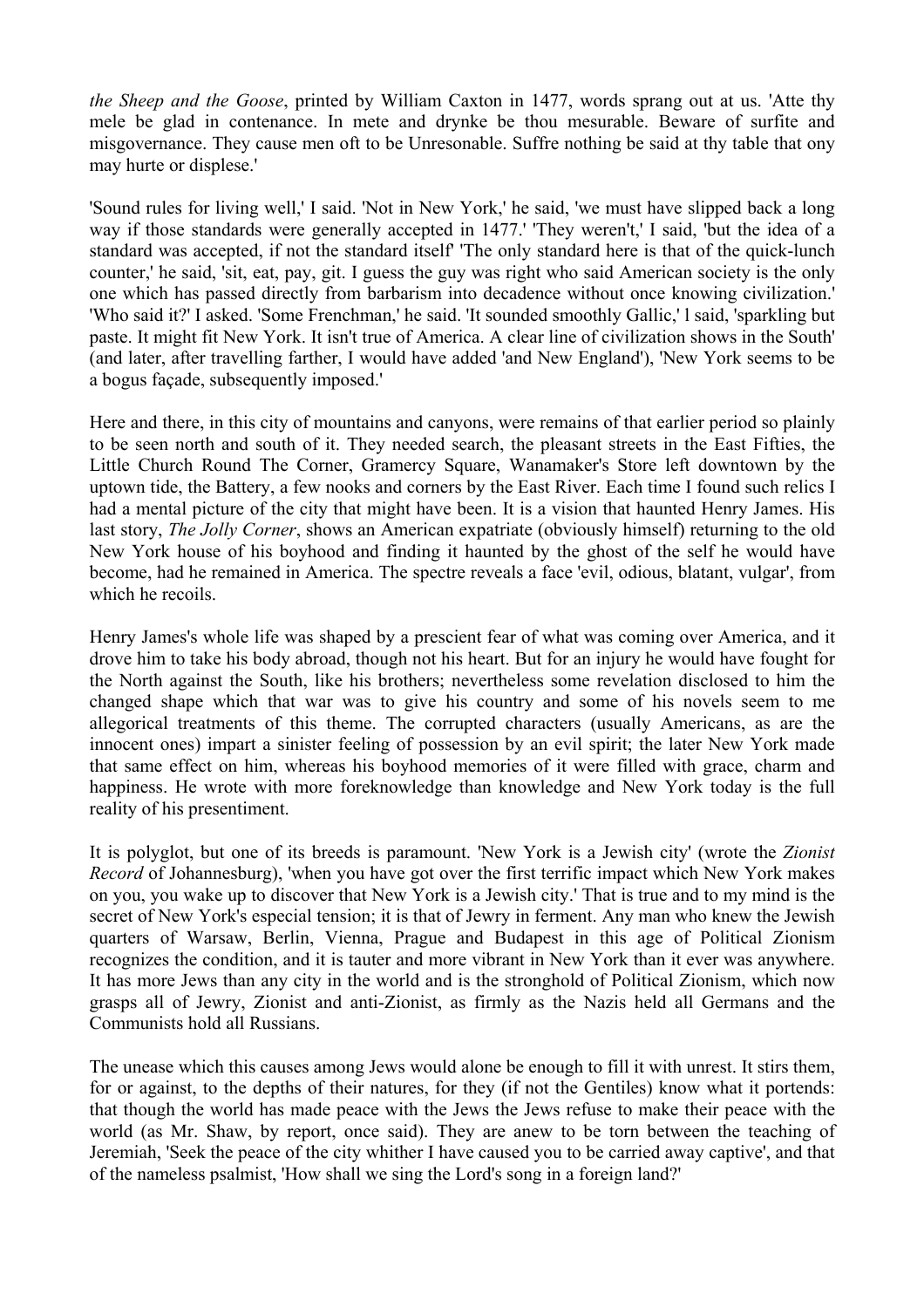*the Sheep and the Goose*, printed by William Caxton in 1477, words sprang out at us. 'Atte thy mele be glad in contenance. In mete and drynke be thou mesurable. Beware of surfite and misgovernance. They cause men oft to be Unresonable. Suffre nothing be said at thy table that ony may hurte or displese.'

'Sound rules for living well,' I said. 'Not in New York,' he said, 'we must have slipped back a long way if those standards were generally accepted in 1477.' 'They weren't,' I said, 'but the idea of a standard was accepted, if not the standard itself' 'The only standard here is that of the quick-lunch counter,' he said, 'sit, eat, pay, git. I guess the guy was right who said American society is the only one which has passed directly from barbarism into decadence without once knowing civilization.' 'Who said it?' I asked. 'Some Frenchman,' he said. 'It sounded smoothly Gallic,' l said, 'sparkling but paste. It might fit New York. It isn't true of America. A clear line of civilization shows in the South' (and later, after travelling farther, I would have added 'and New England'), 'New York seems to be a bogus façade, subsequently imposed.'

Here and there, in this city of mountains and canyons, were remains of that earlier period so plainly to be seen north and south of it. They needed search, the pleasant streets in the East Fifties, the Little Church Round The Corner, Gramercy Square, Wanamaker's Store left downtown by the uptown tide, the Battery, a few nooks and corners by the East River. Each time I found such relics I had a mental picture of the city that might have been. It is a vision that haunted Henry James. His last story, *The Jolly Corner*, shows an American expatriate (obviously himself) returning to the old New York house of his boyhood and finding it haunted by the ghost of the self he would have become, had he remained in America. The spectre reveals a face 'evil, odious, blatant, vulgar', from which he recoils.

Henry James's whole life was shaped by a prescient fear of what was coming over America, and it drove him to take his body abroad, though not his heart. But for an injury he would have fought for the North against the South, like his brothers; nevertheless some revelation disclosed to him the changed shape which that war was to give his country and some of his novels seem to me allegorical treatments of this theme. The corrupted characters (usually Americans, as are the innocent ones) impart a sinister feeling of possession by an evil spirit; the later New York made that same effect on him, whereas his boyhood memories of it were filled with grace, charm and happiness. He wrote with more foreknowledge than knowledge and New York today is the full reality of his presentiment.

It is polyglot, but one of its breeds is paramount. 'New York is a Jewish city' (wrote the *Zionist Record* of Johannesburg), 'when you have got over the first terrific impact which New York makes on you, you wake up to discover that New York is a Jewish city.' That is true and to my mind is the secret of New York's especial tension; it is that of Jewry in ferment. Any man who knew the Jewish quarters of Warsaw, Berlin, Vienna, Prague and Budapest in this age of Political Zionism recognizes the condition, and it is tauter and more vibrant in New York than it ever was anywhere. It has more Jews than any city in the world and is the stronghold of Political Zionism, which now grasps all of Jewry, Zionist and anti-Zionist, as firmly as the Nazis held all Germans and the Communists hold all Russians.

The unease which this causes among Jews would alone be enough to fill it with unrest. It stirs them, for or against, to the depths of their natures, for they (if not the Gentiles) know what it portends: that though the world has made peace with the Jews the Jews refuse to make their peace with the world (as Mr. Shaw, by report, once said). They are anew to be torn between the teaching of Jeremiah, 'Seek the peace of the city whither I have caused you to be carried away captive', and that of the nameless psalmist, 'How shall we sing the Lord's song in a foreign land?'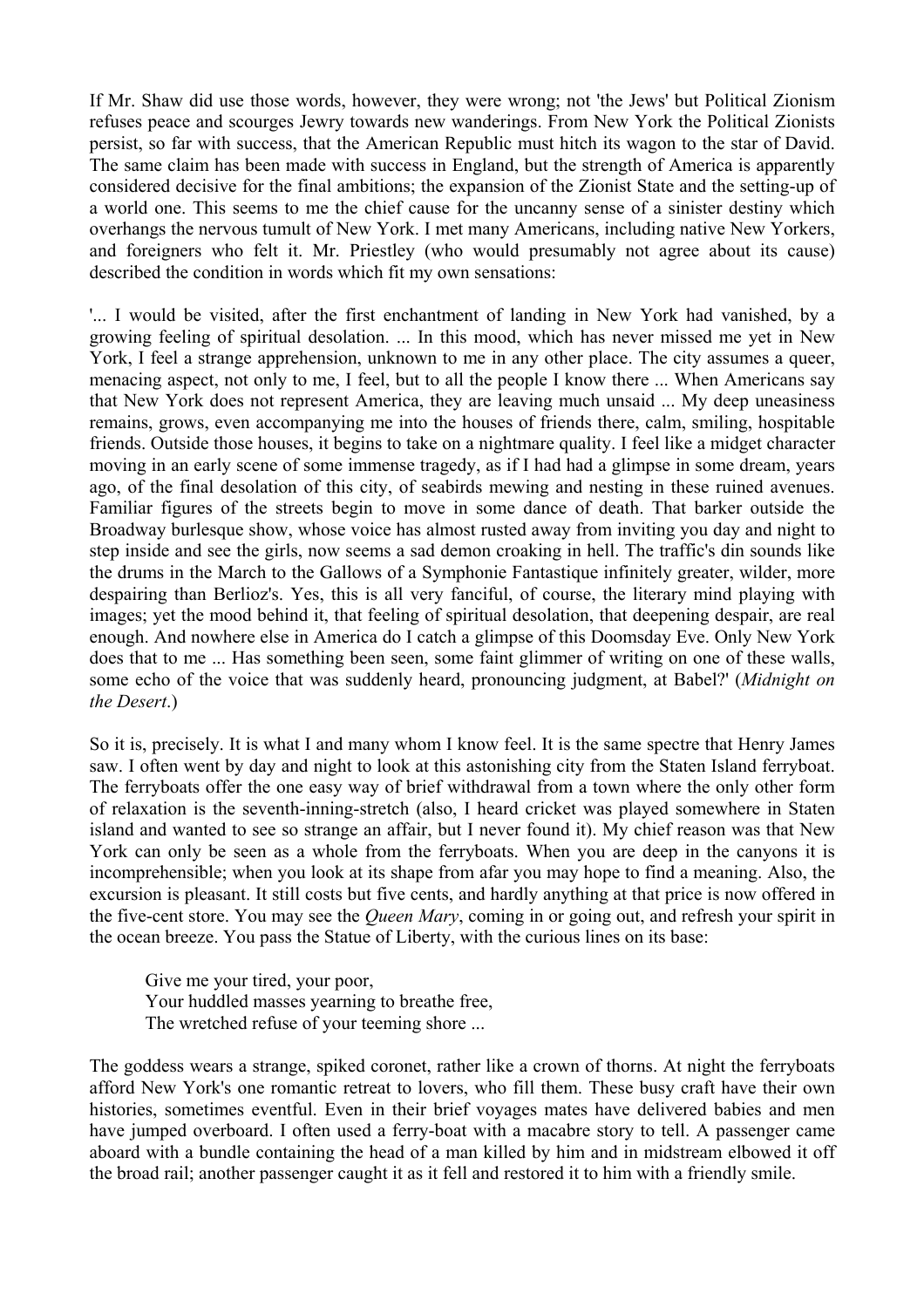If Mr. Shaw did use those words, however, they were wrong; not 'the Jews' but Political Zionism refuses peace and scourges Jewry towards new wanderings. From New York the Political Zionists persist, so far with success, that the American Republic must hitch its wagon to the star of David. The same claim has been made with success in England, but the strength of America is apparently considered decisive for the final ambitions; the expansion of the Zionist State and the setting-up of a world one. This seems to me the chief cause for the uncanny sense of a sinister destiny which overhangs the nervous tumult of New York. I met many Americans, including native New Yorkers, and foreigners who felt it. Mr. Priestley (who would presumably not agree about its cause) described the condition in words which fit my own sensations:

'... I would be visited, after the first enchantment of landing in New York had vanished, by a growing feeling of spiritual desolation. ... In this mood, which has never missed me yet in New York, I feel a strange apprehension, unknown to me in any other place. The city assumes a queer, menacing aspect, not only to me, I feel, but to all the people I know there ... When Americans say that New York does not represent America, they are leaving much unsaid ... My deep uneasiness remains, grows, even accompanying me into the houses of friends there, calm, smiling, hospitable friends. Outside those houses, it begins to take on a nightmare quality. I feel like a midget character moving in an early scene of some immense tragedy, as if I had had a glimpse in some dream, years ago, of the final desolation of this city, of seabirds mewing and nesting in these ruined avenues. Familiar figures of the streets begin to move in some dance of death. That barker outside the Broadway burlesque show, whose voice has almost rusted away from inviting you day and night to step inside and see the girls, now seems a sad demon croaking in hell. The traffic's din sounds like the drums in the March to the Gallows of a Symphonie Fantastique infinitely greater, wilder, more despairing than Berlioz's. Yes, this is all very fanciful, of course, the literary mind playing with images; yet the mood behind it, that feeling of spiritual desolation, that deepening despair, are real enough. And nowhere else in America do I catch a glimpse of this Doomsday Eve. Only New York does that to me ... Has something been seen, some faint glimmer of writing on one of these walls, some echo of the voice that was suddenly heard, pronouncing judgment, at Babel?' (*Midnight on the Desert*.)

So it is, precisely. It is what I and many whom I know feel. It is the same spectre that Henry James saw. I often went by day and night to look at this astonishing city from the Staten Island ferryboat. The ferryboats offer the one easy way of brief withdrawal from a town where the only other form of relaxation is the seventh-inning-stretch (also, I heard cricket was played somewhere in Staten island and wanted to see so strange an affair, but I never found it). My chief reason was that New York can only be seen as a whole from the ferryboats. When you are deep in the canyons it is incomprehensible; when you look at its shape from afar you may hope to find a meaning. Also, the excursion is pleasant. It still costs but five cents, and hardly anything at that price is now offered in the five-cent store. You may see the *Queen Mary*, coming in or going out, and refresh your spirit in the ocean breeze. You pass the Statue of Liberty, with the curious lines on its base:

> Give me your tired, your poor,
> Your huddled masses yearning to breathe free,
> The wretched refuse of your teeming shore ...

The goddess wears a strange, spiked coronet, rather like a crown of thorns. At night the ferryboats afford New York's one romantic retreat to lovers, who fill them. These busy craft have their own histories, sometimes eventful. Even in their brief voyages mates have delivered babies and men have jumped overboard. I often used a ferry-boat with a macabre story to tell. A passenger came aboard with a bundle containing the head of a man killed by him and in midstream elbowed it off the broad rail; another passenger caught it as it fell and restored it to him with a friendly smile.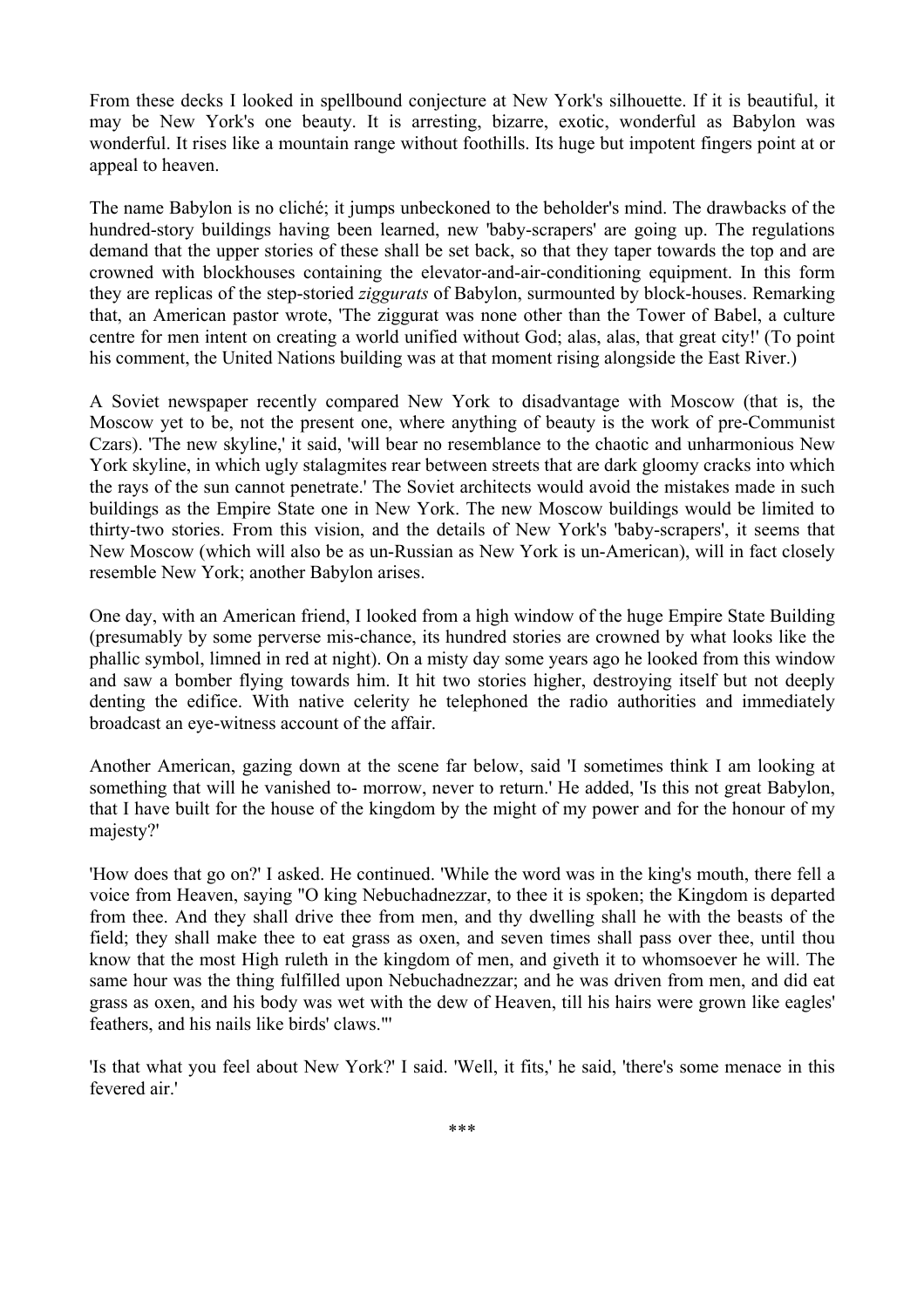From these decks I looked in spellbound conjecture at New York's silhouette. If it is beautiful, it may be New York's one beauty. It is arresting, bizarre, exotic, wonderful as Babylon was wonderful. It rises like a mountain range without foothills. Its huge but impotent fingers point at or appeal to heaven.

The name Babylon is no cliché; it jumps unbeckoned to the beholder's mind. The drawbacks of the hundred-story buildings having been learned, new 'baby-scrapers' are going up. The regulations demand that the upper stories of these shall be set back, so that they taper towards the top and are crowned with blockhouses containing the elevator-and-air-conditioning equipment. In this form they are replicas of the step-storied *ziggurats* of Babylon, surmounted by block-houses. Remarking that, an American pastor wrote, 'The ziggurat was none other than the Tower of Babel, a culture centre for men intent on creating a world unified without God; alas, alas, that great city!' (To point his comment, the United Nations building was at that moment rising alongside the East River.)

A Soviet newspaper recently compared New York to disadvantage with Moscow (that is, the Moscow yet to be, not the present one, where anything of beauty is the work of pre-Communist Czars). 'The new skyline,' it said, 'will bear no resemblance to the chaotic and unharmonious New York skyline, in which ugly stalagmites rear between streets that are dark gloomy cracks into which the rays of the sun cannot penetrate.' The Soviet architects would avoid the mistakes made in such buildings as the Empire State one in New York. The new Moscow buildings would be limited to thirty-two stories. From this vision, and the details of New York's 'baby-scrapers', it seems that New Moscow (which will also be as un-Russian as New York is un-American), will in fact closely resemble New York; another Babylon arises.

One day, with an American friend, I looked from a high window of the huge Empire State Building (presumably by some perverse mis-chance, its hundred stories are crowned by what looks like the phallic symbol, limned in red at night). On a misty day some years ago he looked from this window and saw a bomber flying towards him. It hit two stories higher, destroying itself but not deeply denting the edifice. With native celerity he telephoned the radio authorities and immediately broadcast an eye-witness account of the affair.

Another American, gazing down at the scene far below, said 'I sometimes think I am looking at something that will he vanished to- morrow, never to return.' He added, 'Is this not great Babylon, that I have built for the house of the kingdom by the might of my power and for the honour of my majesty?'

'How does that go on?' I asked. He continued. 'While the word was in the king's mouth, there fell a voice from Heaven, saying "O king Nebuchadnezzar, to thee it is spoken; the Kingdom is departed from thee. And they shall drive thee from men, and thy dwelling shall he with the beasts of the field; they shall make thee to eat grass as oxen, and seven times shall pass over thee, until thou know that the most High ruleth in the kingdom of men, and giveth it to whomsoever he will. The same hour was the thing fulfilled upon Nebuchadnezzar; and he was driven from men, and did eat grass as oxen, and his body was wet with the dew of Heaven, till his hairs were grown like eagles' feathers, and his nails like birds' claws."'

'Is that what you feel about New York?' I said. 'Well, it fits,' he said, 'there's some menace in this fevered air.'

***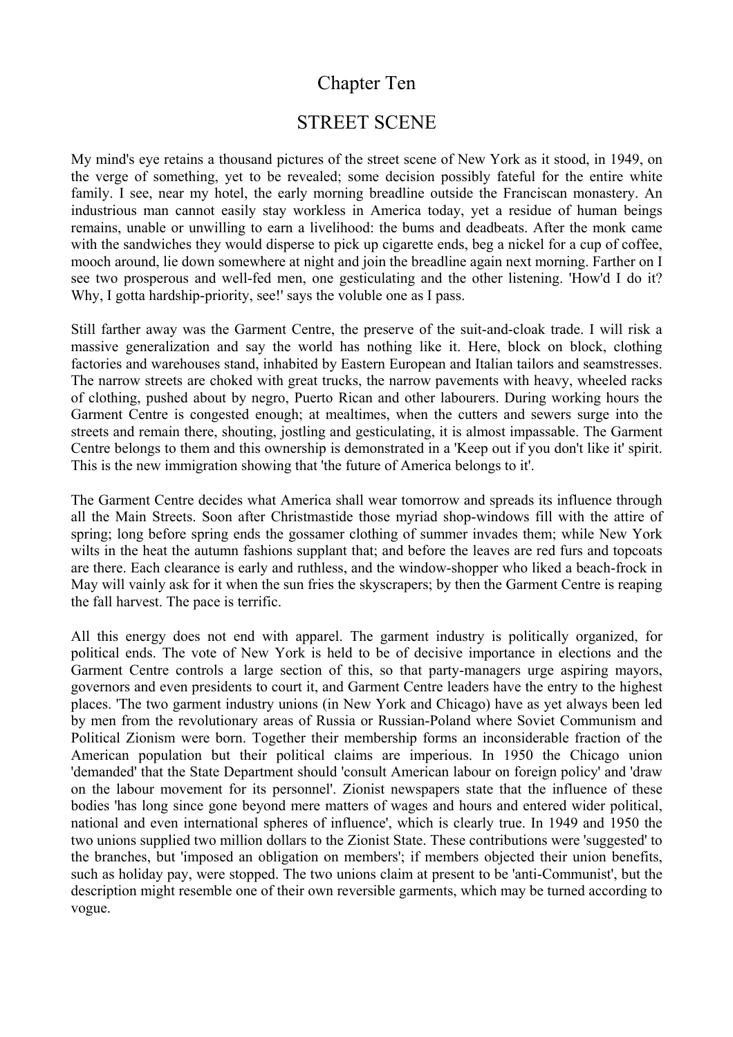# Chapter Ten

## STREET SCENE

My mind's eye retains a thousand pictures of the street scene of New York as it stood, in 1949, on the verge of something, yet to be revealed; some decision possibly fateful for the entire white family. I see, near my hotel, the early morning breadline outside the Franciscan monastery. An industrious man cannot easily stay workless in America today, yet a residue of human beings remains, unable or unwilling to earn a livelihood: the bums and deadbeats. After the monk came with the sandwiches they would disperse to pick up cigarette ends, beg a nickel for a cup of coffee, mooch around, lie down somewhere at night and join the breadline again next morning. Farther on I see two prosperous and well-fed men, one gesticulating and the other listening. 'How'd I do it? Why, I gotta hardship-priority, see!' says the voluble one as I pass.

Still farther away was the Garment Centre, the preserve of the suit-and-cloak trade. I will risk a massive generalization and say the world has nothing like it. Here, block on block, clothing factories and warehouses stand, inhabited by Eastern European and Italian tailors and seamstresses. The narrow streets are choked with great trucks, the narrow pavements with heavy, wheeled racks of clothing, pushed about by negro, Puerto Rican and other labourers. During working hours the Garment Centre is congested enough; at mealtimes, when the cutters and sewers surge into the streets and remain there, shouting, jostling and gesticulating, it is almost impassable. The Garment Centre belongs to them and this ownership is demonstrated in a 'Keep out if you don't like it' spirit. This is the new immigration showing that 'the future of America belongs to it'.

The Garment Centre decides what America shall wear tomorrow and spreads its influence through all the Main Streets. Soon after Christmastide those myriad shop-windows fill with the attire of spring; long before spring ends the gossamer clothing of summer invades them; while New York wilts in the heat the autumn fashions supplant that; and before the leaves are red furs and topcoats are there. Each clearance is early and ruthless, and the window-shopper who liked a beach-frock in May will vainly ask for it when the sun fries the skyscrapers; by then the Garment Centre is reaping the fall harvest. The pace is terrific.

All this energy does not end with apparel. The garment industry is politically organized, for political ends. The vote of New York is held to be of decisive importance in elections and the Garment Centre controls a large section of this, so that party-managers urge aspiring mayors, governors and even presidents to court it, and Garment Centre leaders have the entry to the highest places. 'The two garment industry unions (in New York and Chicago) have as yet always been led by men from the revolutionary areas of Russia or Russian-Poland where Soviet Communism and Political Zionism were born. Together their membership forms an inconsiderable fraction of the American population but their political claims are imperious. In 1950 the Chicago union 'demanded' that the State Department should 'consult American labour on foreign policy' and 'draw on the labour movement for its personnel'. Zionist newspapers state that the influence of these bodies 'has long since gone beyond mere matters of wages and hours and entered wider political, national and even international spheres of influence', which is clearly true. In 1949 and 1950 the two unions supplied two million dollars to the Zionist State. These contributions were 'suggested' to the branches, but 'imposed an obligation on members'; if members objected their union benefits, such as holiday pay, were stopped. The two unions claim at present to be 'anti-Communist', but the description might resemble one of their own reversible garments, which may be turned according to vogue.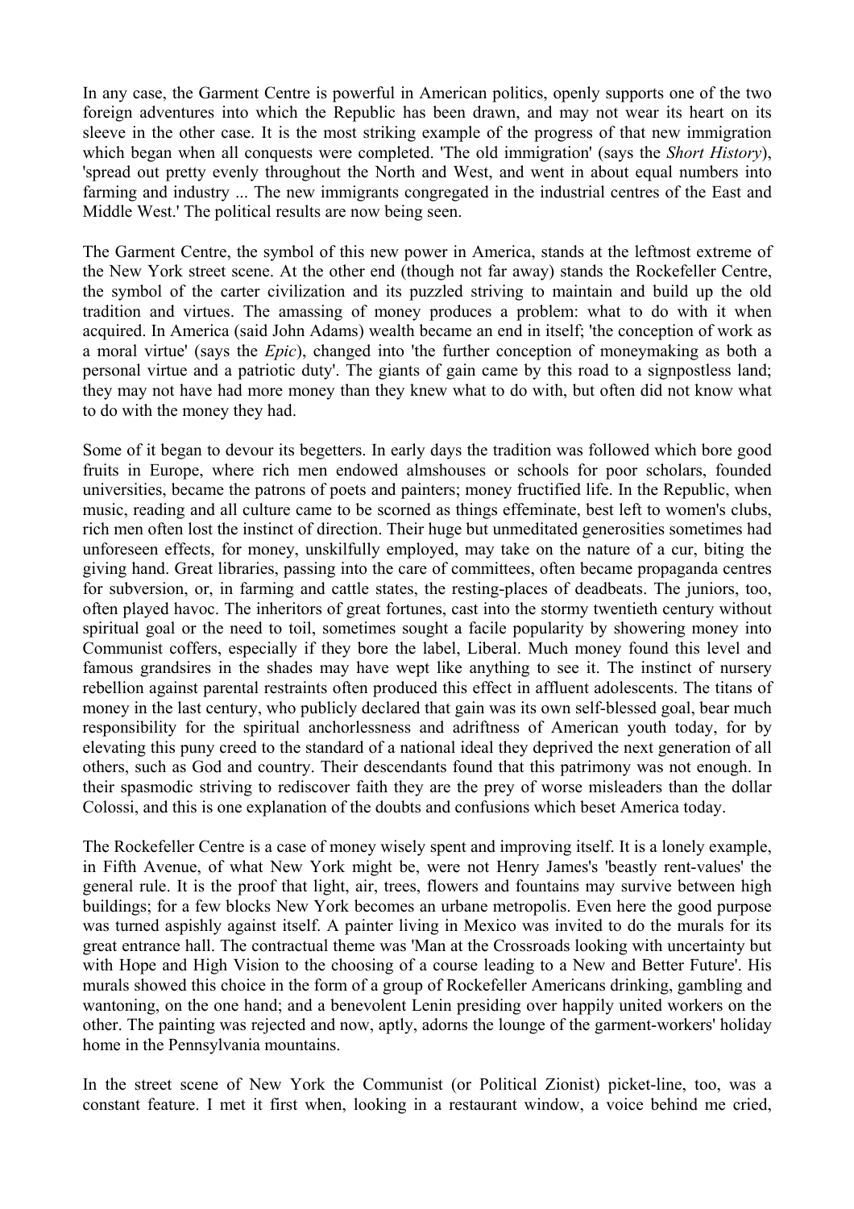In any case, the Garment Centre is powerful in American politics, openly supports one of the two foreign adventures into which the Republic has been drawn, and may not wear its heart on its sleeve in the other case. It is the most striking example of the progress of that new immigration which began when all conquests were completed. 'The old immigration' (says the *Short History*), 'spread out pretty evenly throughout the North and West, and went in about equal numbers into farming and industry ... The new immigrants congregated in the industrial centres of the East and Middle West.' The political results are now being seen.

The Garment Centre, the symbol of this new power in America, stands at the leftmost extreme of the New York street scene. At the other end (though not far away) stands the Rockefeller Centre, the symbol of the carter civilization and its puzzled striving to maintain and build up the old tradition and virtues. The amassing of money produces a problem: what to do with it when acquired. In America (said John Adams) wealth became an end in itself; 'the conception of work as a moral virtue' (says the *Epic*), changed into 'the further conception of moneymaking as both a personal virtue and a patriotic duty'. The giants of gain came by this road to a signpostless land; they may not have had more money than they knew what to do with, but often did not know what to do with the money they had.

Some of it began to devour its begetters. In early days the tradition was followed which bore good fruits in Europe, where rich men endowed almshouses or schools for poor scholars, founded universities, became the patrons of poets and painters; money fructified life. In the Republic, when music, reading and all culture came to be scorned as things effeminate, best left to women's clubs, rich men often lost the instinct of direction. Their huge but unmeditated generosities sometimes had unforeseen effects, for money, unskilfully employed, may take on the nature of a cur, biting the giving hand. Great libraries, passing into the care of committees, often became propaganda centres for subversion, or, in farming and cattle states, the resting-places of deadbeats. The juniors, too, often played havoc. The inheritors of great fortunes, cast into the stormy twentieth century without spiritual goal or the need to toil, sometimes sought a facile popularity by showering money into Communist coffers, especially if they bore the label, Liberal. Much money found this level and famous grandsires in the shades may have wept like anything to see it. The instinct of nursery rebellion against parental restraints often produced this effect in affluent adolescents. The titans of money in the last century, who publicly declared that gain was its own self-blessed goal, bear much responsibility for the spiritual anchorlessness and adriftness of American youth today, for by elevating this puny creed to the standard of a national ideal they deprived the next generation of all others, such as God and country. Their descendants found that this patrimony was not enough. In their spasmodic striving to rediscover faith they are the prey of worse misleaders than the dollar Colossi, and this is one explanation of the doubts and confusions which beset America today.

The Rockefeller Centre is a case of money wisely spent and improving itself. It is a lonely example, in Fifth Avenue, of what New York might be, were not Henry James's 'beastly rent-values' the general rule. It is the proof that light, air, trees, flowers and fountains may survive between high buildings; for a few blocks New York becomes an urbane metropolis. Even here the good purpose was turned aspishly against itself. A painter living in Mexico was invited to do the murals for its great entrance hall. The contractual theme was 'Man at the Crossroads looking with uncertainty but with Hope and High Vision to the choosing of a course leading to a New and Better Future'. His murals showed this choice in the form of a group of Rockefeller Americans drinking, gambling and wantoning, on the one hand; and a benevolent Lenin presiding over happily united workers on the other. The painting was rejected and now, aptly, adorns the lounge of the garment-workers' holiday home in the Pennsylvania mountains.

In the street scene of New York the Communist (or Political Zionist) picket-line, too, was a constant feature. I met it first when, looking in a restaurant window, a voice behind me cried,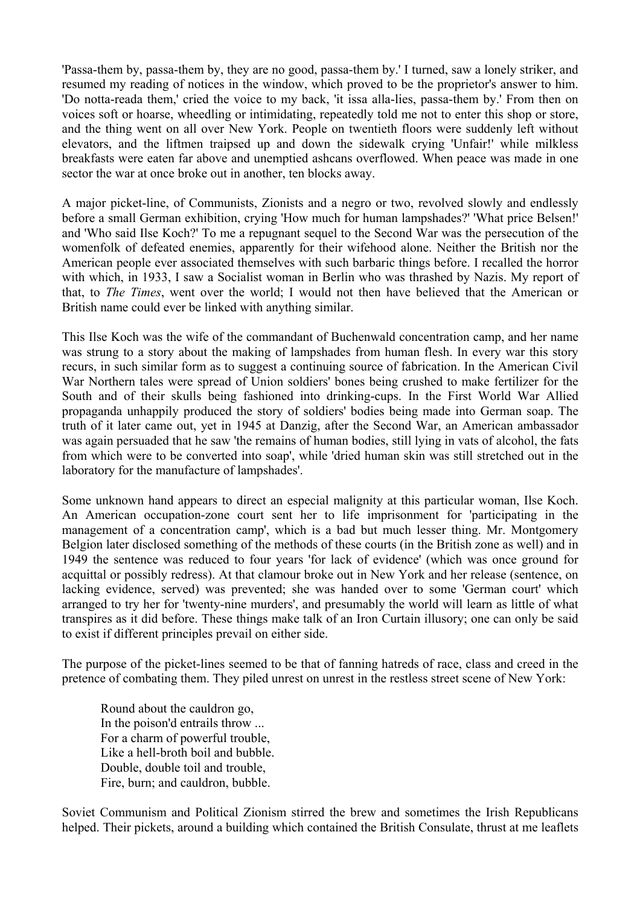'Passa-them by, passa-them by, they are no good, passa-them by.' I turned, saw a lonely striker, and resumed my reading of notices in the window, which proved to be the proprietor's answer to him. 'Do notta-reada them,' cried the voice to my back, 'it issa alla-lies, passa-them by.' From then on voices soft or hoarse, wheedling or intimidating, repeatedly told me not to enter this shop or store, and the thing went on all over New York. People on twentieth floors were suddenly left without elevators, and the liftmen traipsed up and down the sidewalk crying 'Unfair!' while milkless breakfasts were eaten far above and unemptied ashcans overflowed. When peace was made in one sector the war at once broke out in another, ten blocks away.

A major picket-line, of Communists, Zionists and a negro or two, revolved slowly and endlessly before a small German exhibition, crying 'How much for human lampshades?' 'What price Belsen!' and 'Who said Ilse Koch?' To me a repugnant sequel to the Second War was the persecution of the womenfolk of defeated enemies, apparently for their wifehood alone. Neither the British nor the American people ever associated themselves with such barbaric things before. I recalled the horror with which, in 1933, I saw a Socialist woman in Berlin who was thrashed by Nazis. My report of that, to *The Times*, went over the world; I would not then have believed that the American or British name could ever be linked with anything similar.

This Ilse Koch was the wife of the commandant of Buchenwald concentration camp, and her name was strung to a story about the making of lampshades from human flesh. In every war this story recurs, in such similar form as to suggest a continuing source of fabrication. In the American Civil War Northern tales were spread of Union soldiers' bones being crushed to make fertilizer for the South and of their skulls being fashioned into drinking-cups. In the First World War Allied propaganda unhappily produced the story of soldiers' bodies being made into German soap. The truth of it later came out, yet in 1945 at Danzig, after the Second War, an American ambassador was again persuaded that he saw 'the remains of human bodies, still lying in vats of alcohol, the fats from which were to be converted into soap', while 'dried human skin was still stretched out in the laboratory for the manufacture of lampshades'.

Some unknown hand appears to direct an especial malignity at this particular woman, Ilse Koch. An American occupation-zone court sent her to life imprisonment for 'participating in the management of a concentration camp', which is a bad but much lesser thing. Mr. Montgomery Belgion later disclosed something of the methods of these courts (in the British zone as well) and in 1949 the sentence was reduced to four years 'for lack of evidence' (which was once ground for acquittal or possibly redress). At that clamour broke out in New York and her release (sentence, on lacking evidence, served) was prevented; she was handed over to some 'German court' which arranged to try her for 'twenty-nine murders', and presumably the world will learn as little of what transpires as it did before. These things make talk of an Iron Curtain illusory; one can only be said to exist if different principles prevail on either side.

The purpose of the picket-lines seemed to be that of fanning hatreds of race, class and creed in the pretence of combating them. They piled unrest on unrest in the restless street scene of New York:

> Round about the cauldron go,
> In the poison'd entrails throw ...
> For a charm of powerful trouble,
> Like a hell-broth boil and bubble.
> Double, double toil and trouble,
> Fire, burn; and cauldron, bubble.

Soviet Communism and Political Zionism stirred the brew and sometimes the Irish Republicans helped. Their pickets, around a building which contained the British Consulate, thrust at me leaflets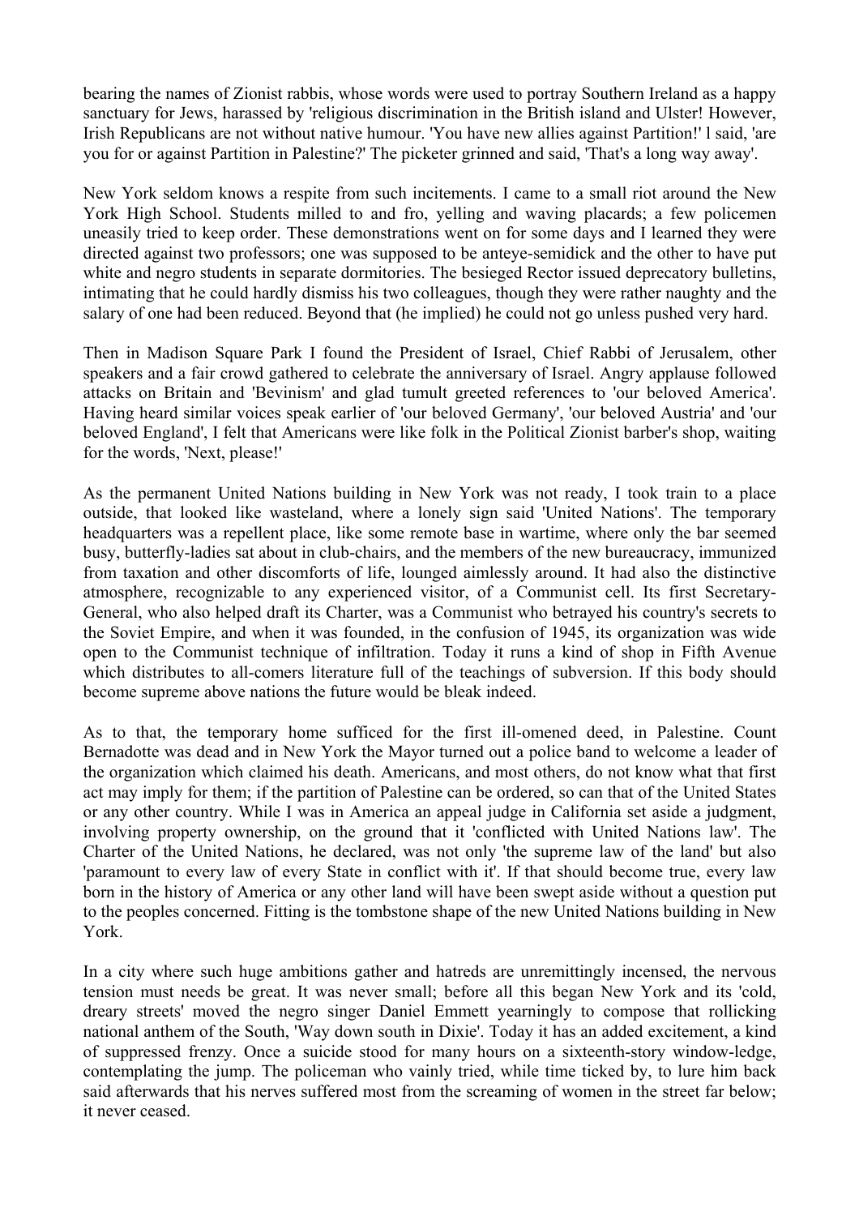bearing the names of Zionist rabbis, whose words were used to portray Southern Ireland as a happy sanctuary for Jews, harassed by 'religious discrimination in the British island and Ulster! However, Irish Republicans are not without native humour. 'You have new allies against Partition!' l said, 'are you for or against Partition in Palestine?' The picketer grinned and said, 'That's a long way away'.

New York seldom knows a respite from such incitements. I came to a small riot around the New York High School. Students milled to and fro, yelling and waving placards; a few policemen uneasily tried to keep order. These demonstrations went on for some days and I learned they were directed against two professors; one was supposed to be anteye-semidick and the other to have put white and negro students in separate dormitories. The besieged Rector issued deprecatory bulletins, intimating that he could hardly dismiss his two colleagues, though they were rather naughty and the salary of one had been reduced. Beyond that (he implied) he could not go unless pushed very hard.

Then in Madison Square Park I found the President of Israel, Chief Rabbi of Jerusalem, other speakers and a fair crowd gathered to celebrate the anniversary of Israel. Angry applause followed attacks on Britain and 'Bevinism' and glad tumult greeted references to 'our beloved America'. Having heard similar voices speak earlier of 'our beloved Germany', 'our beloved Austria' and 'our beloved England', I felt that Americans were like folk in the Political Zionist barber's shop, waiting for the words, 'Next, please!'

As the permanent United Nations building in New York was not ready, I took train to a place outside, that looked like wasteland, where a lonely sign said 'United Nations'. The temporary headquarters was a repellent place, like some remote base in wartime, where only the bar seemed busy, butterfly-ladies sat about in club-chairs, and the members of the new bureaucracy, immunized from taxation and other discomforts of life, lounged aimlessly around. It had also the distinctive atmosphere, recognizable to any experienced visitor, of a Communist cell. Its first Secretary-General, who also helped draft its Charter, was a Communist who betrayed his country's secrets to the Soviet Empire, and when it was founded, in the confusion of 1945, its organization was wide open to the Communist technique of infiltration. Today it runs a kind of shop in Fifth Avenue which distributes to all-comers literature full of the teachings of subversion. If this body should become supreme above nations the future would be bleak indeed.

As to that, the temporary home sufficed for the first ill-omened deed, in Palestine. Count Bernadotte was dead and in New York the Mayor turned out a police band to welcome a leader of the organization which claimed his death. Americans, and most others, do not know what that first act may imply for them; if the partition of Palestine can be ordered, so can that of the United States or any other country. While I was in America an appeal judge in California set aside a judgment, involving property ownership, on the ground that it 'conflicted with United Nations law'. The Charter of the United Nations, he declared, was not only 'the supreme law of the land' but also 'paramount to every law of every State in conflict with it'. If that should become true, every law born in the history of America or any other land will have been swept aside without a question put to the peoples concerned. Fitting is the tombstone shape of the new United Nations building in New York.

In a city where such huge ambitions gather and hatreds are unremittingly incensed, the nervous tension must needs be great. It was never small; before all this began New York and its 'cold, dreary streets' moved the negro singer Daniel Emmett yearningly to compose that rollicking national anthem of the South, 'Way down south in Dixie'. Today it has an added excitement, a kind of suppressed frenzy. Once a suicide stood for many hours on a sixteenth-story window-ledge, contemplating the jump. The policeman who vainly tried, while time ticked by, to lure him back said afterwards that his nerves suffered most from the screaming of women in the street far below; it never ceased.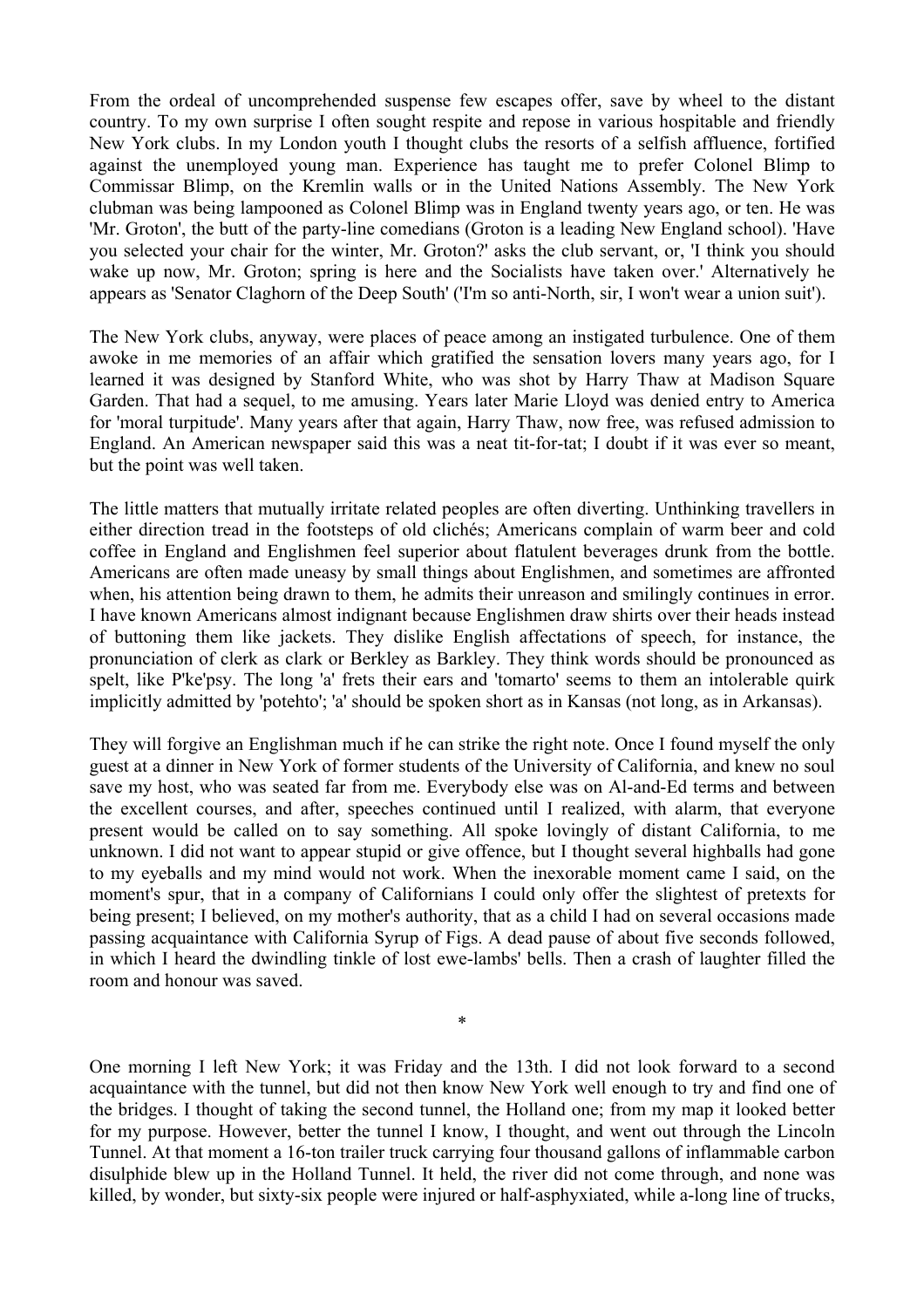From the ordeal of uncomprehended suspense few escapes offer, save by wheel to the distant country. To my own surprise I often sought respite and repose in various hospitable and friendly New York clubs. In my London youth I thought clubs the resorts of a selfish affluence, fortified against the unemployed young man. Experience has taught me to prefer Colonel Blimp to Commissar Blimp, on the Kremlin walls or in the United Nations Assembly. The New York clubman was being lampooned as Colonel Blimp was in England twenty years ago, or ten. He was 'Mr. Groton', the butt of the party-line comedians (Groton is a leading New England school). 'Have you selected your chair for the winter, Mr. Groton?' asks the club servant, or, 'I think you should wake up now, Mr. Groton; spring is here and the Socialists have taken over.' Alternatively he appears as 'Senator Claghorn of the Deep South' ('I'm so anti-North, sir, I won't wear a union suit').

The New York clubs, anyway, were places of peace among an instigated turbulence. One of them awoke in me memories of an affair which gratified the sensation lovers many years ago, for I learned it was designed by Stanford White, who was shot by Harry Thaw at Madison Square Garden. That had a sequel, to me amusing. Years later Marie Lloyd was denied entry to America for 'moral turpitude'. Many years after that again, Harry Thaw, now free, was refused admission to England. An American newspaper said this was a neat tit-for-tat; I doubt if it was ever so meant, but the point was well taken.

The little matters that mutually irritate related peoples are often diverting. Unthinking travellers in either direction tread in the footsteps of old clichés; Americans complain of warm beer and cold coffee in England and Englishmen feel superior about flatulent beverages drunk from the bottle. Americans are often made uneasy by small things about Englishmen, and sometimes are affronted when, his attention being drawn to them, he admits their unreason and smilingly continues in error. I have known Americans almost indignant because Englishmen draw shirts over their heads instead of buttoning them like jackets. They dislike English affectations of speech, for instance, the pronunciation of clerk as clark or Berkley as Barkley. They think words should be pronounced as spelt, like P'ke'psy. The long 'a' frets their ears and 'tomarto' seems to them an intolerable quirk implicitly admitted by 'potehto'; 'a' should be spoken short as in Kansas (not long, as in Arkansas).

They will forgive an Englishman much if he can strike the right note. Once I found myself the only guest at a dinner in New York of former students of the University of California, and knew no soul save my host, who was seated far from me. Everybody else was on Al-and-Ed terms and between the excellent courses, and after, speeches continued until I realized, with alarm, that everyone present would be called on to say something. All spoke lovingly of distant California, to me unknown. I did not want to appear stupid or give offence, but I thought several highballs had gone to my eyeballs and my mind would not work. When the inexorable moment came I said, on the moment's spur, that in a company of Californians I could only offer the slightest of pretexts for being present; I believed, on my mother's authority, that as a child I had on several occasions made passing acquaintance with California Syrup of Figs. A dead pause of about five seconds followed, in which I heard the dwindling tinkle of lost ewe-lambs' bells. Then a crash of laughter filled the room and honour was saved.

*

One morning I left New York; it was Friday and the 13th. I did not look forward to a second acquaintance with the tunnel, but did not then know New York well enough to try and find one of the bridges. I thought of taking the second tunnel, the Holland one; from my map it looked better for my purpose. However, better the tunnel I know, I thought, and went out through the Lincoln Tunnel. At that moment a 16-ton trailer truck carrying four thousand gallons of inflammable carbon disulphide blew up in the Holland Tunnel. It held, the river did not come through, and none was killed, by wonder, but sixty-six people were injured or half-asphyxiated, while a-long line of trucks,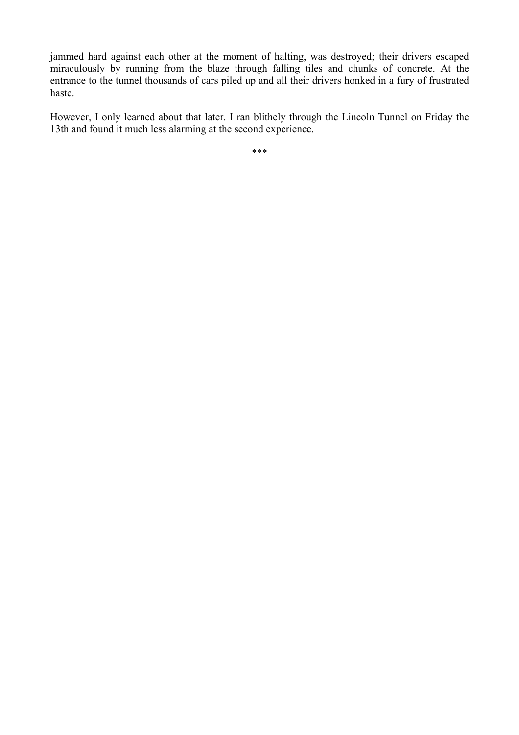jammed hard against each other at the moment of halting, was destroyed; their drivers escaped miraculously by running from the blaze through falling tiles and chunks of concrete. At the entrance to the tunnel thousands of cars piled up and all their drivers honked in a fury of frustrated haste.

However, I only learned about that later. I ran blithely through the Lincoln Tunnel on Friday the 13th and found it much less alarming at the second experience.

***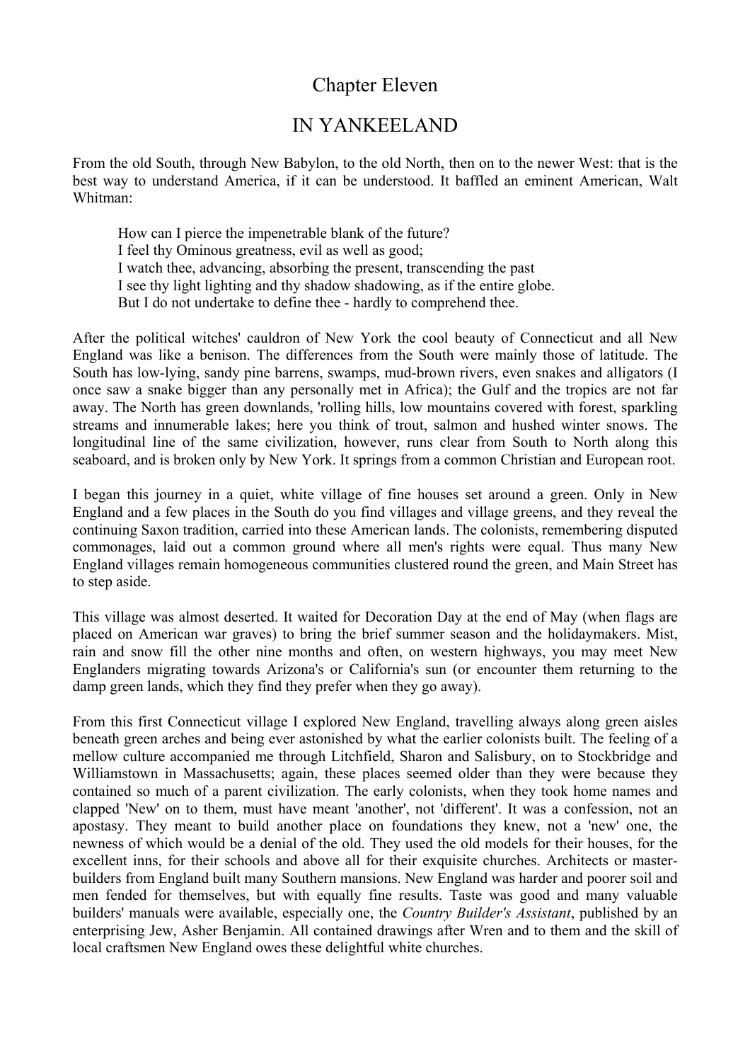# Chapter Eleven

## IN YANKEELAND

From the old South, through New Babylon, to the old North, then on to the newer West: that is the best way to understand America, if it can be understood. It baffled an eminent American, Walt Whitman:

> How can I pierce the impenetrable blank of the future?
> I feel thy Ominous greatness, evil as well as good;
> I watch thee, advancing, absorbing the present, transcending the past
> I see thy light lighting and thy shadow shadowing, as if the entire globe.
> But I do not undertake to define thee - hardly to comprehend thee.

After the political witches' cauldron of New York the cool beauty of Connecticut and all New England was like a benison. The differences from the South were mainly those of latitude. The South has low-lying, sandy pine barrens, swamps, mud-brown rivers, even snakes and alligators (I once saw a snake bigger than any personally met in Africa); the Gulf and the tropics are not far away. The North has green downlands, 'rolling hills, low mountains covered with forest, sparkling streams and innumerable lakes; here you think of trout, salmon and hushed winter snows. The longitudinal line of the same civilization, however, runs clear from South to North along this seaboard, and is broken only by New York. It springs from a common Christian and European root.

I began this journey in a quiet, white village of fine houses set around a green. Only in New England and a few places in the South do you find villages and village greens, and they reveal the continuing Saxon tradition, carried into these American lands. The colonists, remembering disputed commonages, laid out a common ground where all men's rights were equal. Thus many New England villages remain homogeneous communities clustered round the green, and Main Street has to step aside.

This village was almost deserted. It waited for Decoration Day at the end of May (when flags are placed on American war graves) to bring the brief summer season and the holidaymakers. Mist, rain and snow fill the other nine months and often, on western highways, you may meet New Englanders migrating towards Arizona's or California's sun (or encounter them returning to the damp green lands, which they find they prefer when they go away).

From this first Connecticut village I explored New England, travelling always along green aisles beneath green arches and being ever astonished by what the earlier colonists built. The feeling of a mellow culture accompanied me through Litchfield, Sharon and Salisbury, on to Stockbridge and Williamstown in Massachusetts; again, these places seemed older than they were because they contained so much of a parent civilization. The early colonists, when they took home names and clapped 'New' on to them, must have meant 'another', not 'different'. It was a confession, not an apostasy. They meant to build another place on foundations they knew, not a 'new' one, the newness of which would be a denial of the old. They used the old models for their houses, for the excellent inns, for their schools and above all for their exquisite churches. Architects or master-builders from England built many Southern mansions. New England was harder and poorer soil and men fended for themselves, but with equally fine results. Taste was good and many valuable builders' manuals were available, especially one, the *Country Builder's Assistant*, published by an enterprising Jew, Asher Benjamin. All contained drawings after Wren and to them and the skill of local craftsmen New England owes these delightful white churches.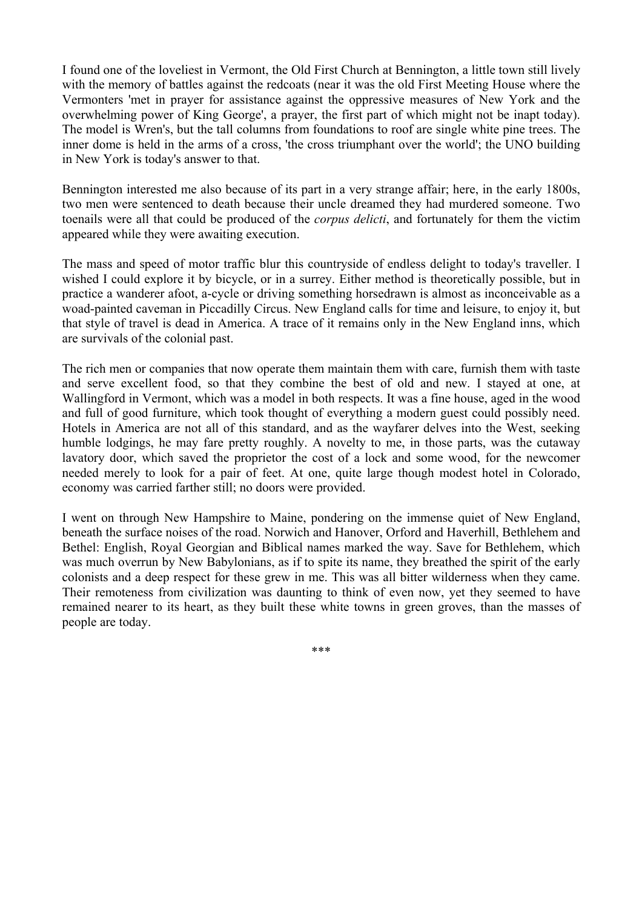I found one of the loveliest in Vermont, the Old First Church at Bennington, a little town still lively with the memory of battles against the redcoats (near it was the old First Meeting House where the Vermonters 'met in prayer for assistance against the oppressive measures of New York and the overwhelming power of King George', a prayer, the first part of which might not be inapt today). The model is Wren's, but the tall columns from foundations to roof are single white pine trees. The inner dome is held in the arms of a cross, 'the cross triumphant over the world'; the UNO building in New York is today's answer to that.

Bennington interested me also because of its part in a very strange affair; here, in the early 1800s, two men were sentenced to death because their uncle dreamed they had murdered someone. Two toenails were all that could be produced of the *corpus delicti*, and fortunately for them the victim appeared while they were awaiting execution.

The mass and speed of motor traffic blur this countryside of endless delight to today's traveller. I wished I could explore it by bicycle, or in a surrey. Either method is theoretically possible, but in practice a wanderer afoot, a-cycle or driving something horsedrawn is almost as inconceivable as a woad-painted caveman in Piccadilly Circus. New England calls for time and leisure, to enjoy it, but that style of travel is dead in America. A trace of it remains only in the New England inns, which are survivals of the colonial past.

The rich men or companies that now operate them maintain them with care, furnish them with taste and serve excellent food, so that they combine the best of old and new. I stayed at one, at Wallingford in Vermont, which was a model in both respects. It was a fine house, aged in the wood and full of good furniture, which took thought of everything a modern guest could possibly need. Hotels in America are not all of this standard, and as the wayfarer delves into the West, seeking humble lodgings, he may fare pretty roughly. A novelty to me, in those parts, was the cutaway lavatory door, which saved the proprietor the cost of a lock and some wood, for the newcomer needed merely to look for a pair of feet. At one, quite large though modest hotel in Colorado, economy was carried farther still; no doors were provided.

I went on through New Hampshire to Maine, pondering on the immense quiet of New England, beneath the surface noises of the road. Norwich and Hanover, Orford and Haverhill, Bethlehem and Bethel: English, Royal Georgian and Biblical names marked the way. Save for Bethlehem, which was much overrun by New Babylonians, as if to spite its name, they breathed the spirit of the early colonists and a deep respect for these grew in me. This was all bitter wilderness when they came. Their remoteness from civilization was daunting to think of even now, yet they seemed to have remained nearer to its heart, as they built these white towns in green groves, than the masses of people are today.

***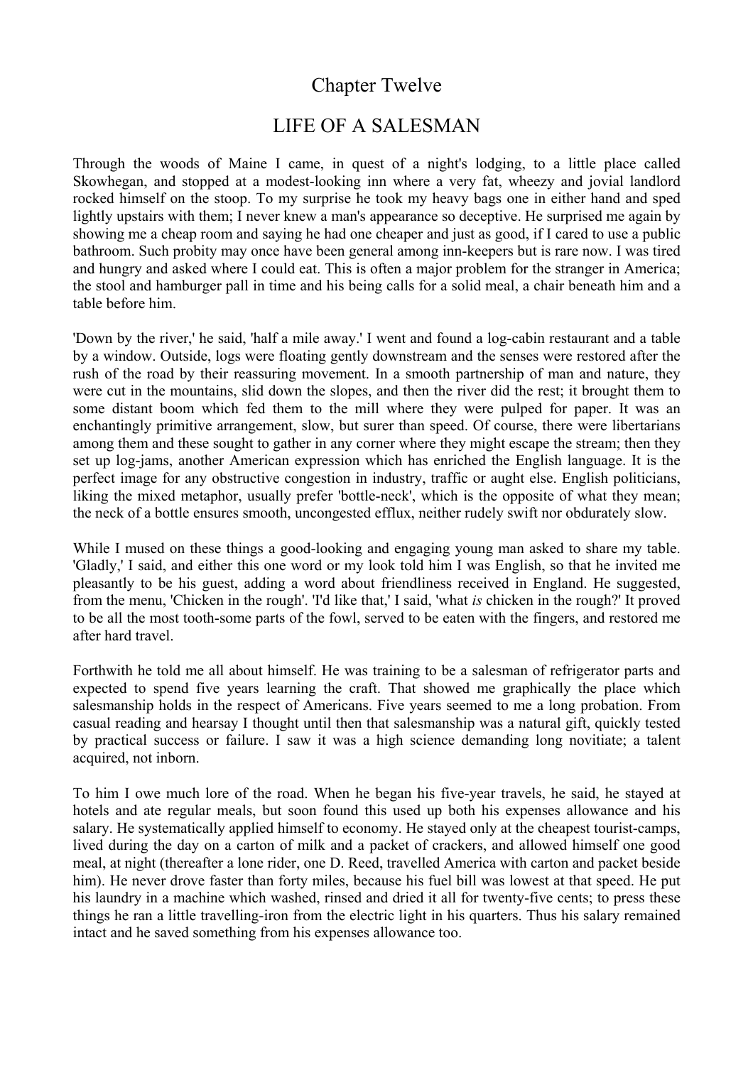# Chapter Twelve

## LIFE OF A SALESMAN

Through the woods of Maine I came, in quest of a night's lodging, to a little place called Skowhegan, and stopped at a modest-looking inn where a very fat, wheezy and jovial landlord rocked himself on the stoop. To my surprise he took my heavy bags one in either hand and sped lightly upstairs with them; I never knew a man's appearance so deceptive. He surprised me again by showing me a cheap room and saying he had one cheaper and just as good, if I cared to use a public bathroom. Such probity may once have been general among inn-keepers but is rare now. I was tired and hungry and asked where I could eat. This is often a major problem for the stranger in America; the stool and hamburger pall in time and his being calls for a solid meal, a chair beneath him and a table before him.

'Down by the river,' he said, 'half a mile away.' I went and found a log-cabin restaurant and a table by a window. Outside, logs were floating gently downstream and the senses were restored after the rush of the road by their reassuring movement. In a smooth partnership of man and nature, they were cut in the mountains, slid down the slopes, and then the river did the rest; it brought them to some distant boom which fed them to the mill where they were pulped for paper. It was an enchantingly primitive arrangement, slow, but surer than speed. Of course, there were libertarians among them and these sought to gather in any corner where they might escape the stream; then they set up log-jams, another American expression which has enriched the English language. It is the perfect image for any obstructive congestion in industry, traffic or aught else. English politicians, liking the mixed metaphor, usually prefer 'bottle-neck', which is the opposite of what they mean; the neck of a bottle ensures smooth, uncongested efflux, neither rudely swift nor obdurately slow.

While I mused on these things a good-looking and engaging young man asked to share my table. 'Gladly,' I said, and either this one word or my look told him I was English, so that he invited me pleasantly to be his guest, adding a word about friendliness received in England. He suggested, from the menu, 'Chicken in the rough'. 'I'd like that,' I said, 'what *is* chicken in the rough?' It proved to be all the most tooth-some parts of the fowl, served to be eaten with the fingers, and restored me after hard travel.

Forthwith he told me all about himself. He was training to be a salesman of refrigerator parts and expected to spend five years learning the craft. That showed me graphically the place which salesmanship holds in the respect of Americans. Five years seemed to me a long probation. From casual reading and hearsay I thought until then that salesmanship was a natural gift, quickly tested by practical success or failure. I saw it was a high science demanding long novitiate; a talent acquired, not inborn.

To him I owe much lore of the road. When he began his five-year travels, he said, he stayed at hotels and ate regular meals, but soon found this used up both his expenses allowance and his salary. He systematically applied himself to economy. He stayed only at the cheapest tourist-camps, lived during the day on a carton of milk and a packet of crackers, and allowed himself one good meal, at night (thereafter a lone rider, one D. Reed, travelled America with carton and packet beside him). He never drove faster than forty miles, because his fuel bill was lowest at that speed. He put his laundry in a machine which washed, rinsed and dried it all for twenty-five cents; to press these things he ran a little travelling-iron from the electric light in his quarters. Thus his salary remained intact and he saved something from his expenses allowance too.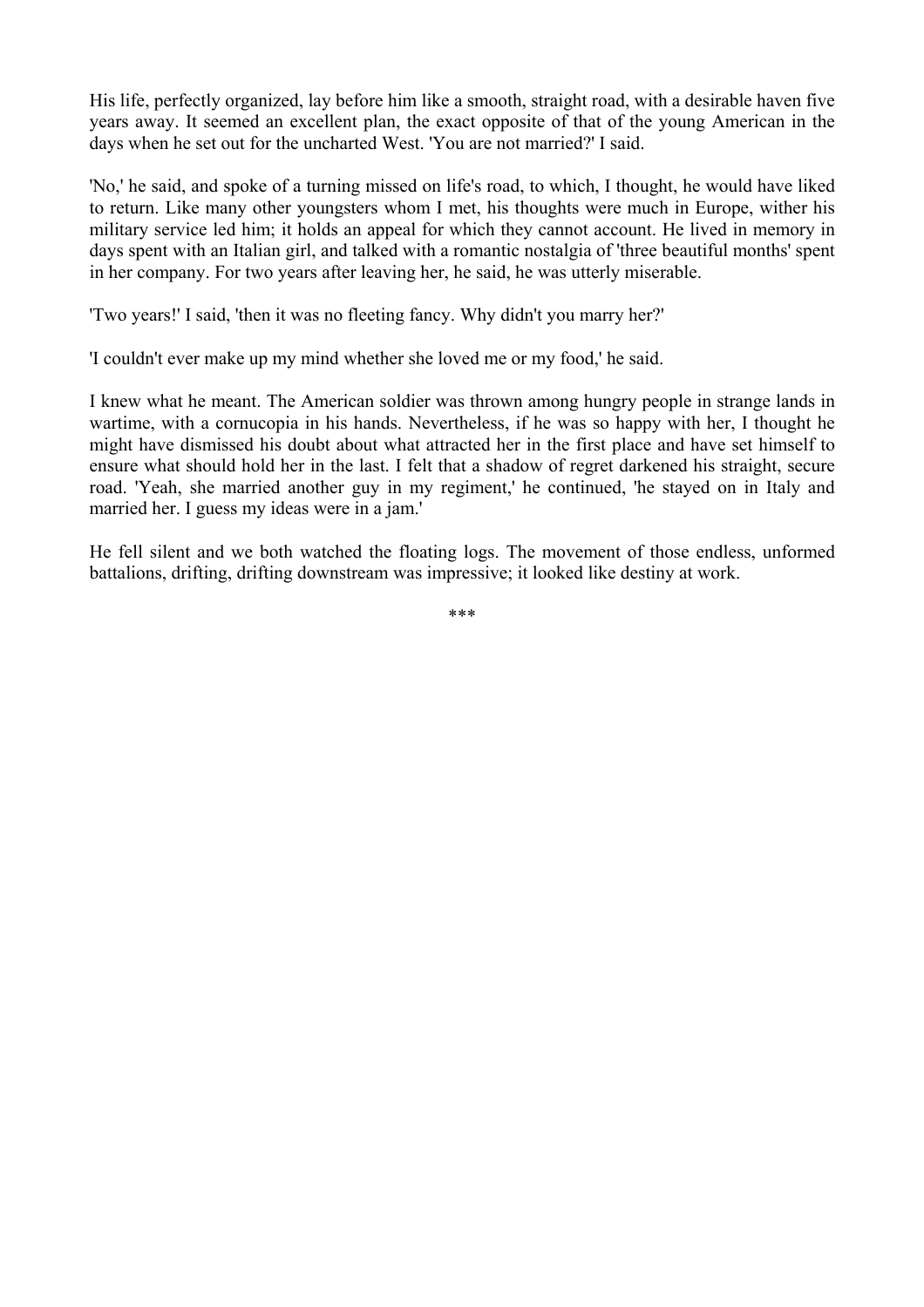His life, perfectly organized, lay before him like a smooth, straight road, with a desirable haven five years away. It seemed an excellent plan, the exact opposite of that of the young American in the days when he set out for the uncharted West. 'You are not married?' I said.

'No,' he said, and spoke of a turning missed on life's road, to which, I thought, he would have liked to return. Like many other youngsters whom I met, his thoughts were much in Europe, wither his military service led him; it holds an appeal for which they cannot account. He lived in memory in days spent with an Italian girl, and talked with a romantic nostalgia of 'three beautiful months' spent in her company. For two years after leaving her, he said, he was utterly miserable.

'Two years!' I said, 'then it was no fleeting fancy. Why didn't you marry her?'

'I couldn't ever make up my mind whether she loved me or my food,' he said.

I knew what he meant. The American soldier was thrown among hungry people in strange lands in wartime, with a cornucopia in his hands. Nevertheless, if he was so happy with her, I thought he might have dismissed his doubt about what attracted her in the first place and have set himself to ensure what should hold her in the last. I felt that a shadow of regret darkened his straight, secure road. 'Yeah, she married another guy in my regiment,' he continued, 'he stayed on in Italy and married her. I guess my ideas were in a jam.'

He fell silent and we both watched the floating logs. The movement of those endless, unformed battalions, drifting, drifting downstream was impressive; it looked like destiny at work.

***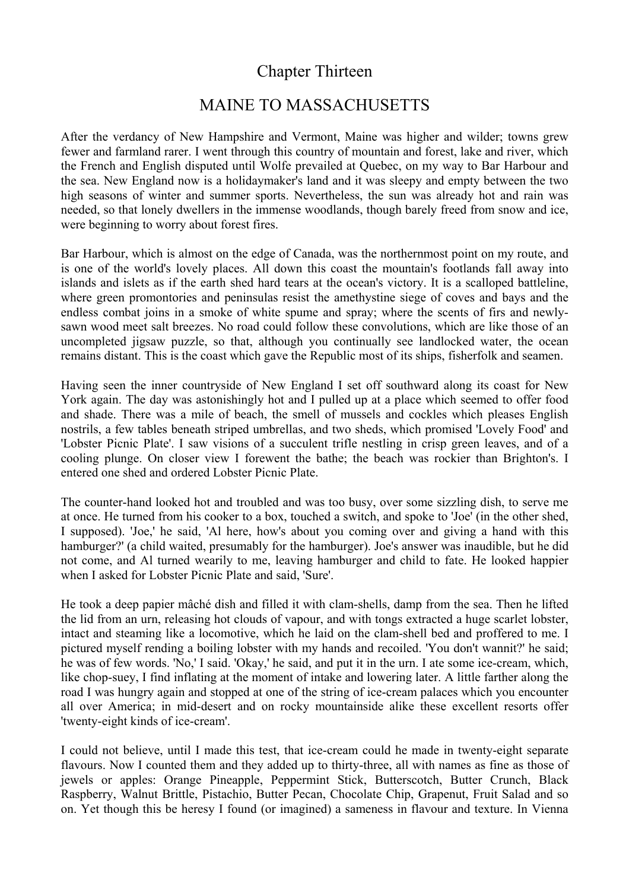# Chapter Thirteen

## MAINE TO MASSACHUSETTS

After the verdancy of New Hampshire and Vermont, Maine was higher and wilder; towns grew fewer and farmland rarer. I went through this country of mountain and forest, lake and river, which the French and English disputed until Wolfe prevailed at Quebec, on my way to Bar Harbour and the sea. New England now is a holidaymaker's land and it was sleepy and empty between the two high seasons of winter and summer sports. Nevertheless, the sun was already hot and rain was needed, so that lonely dwellers in the immense woodlands, though barely freed from snow and ice, were beginning to worry about forest fires.

Bar Harbour, which is almost on the edge of Canada, was the northernmost point on my route, and is one of the world's lovely places. All down this coast the mountain's footlands fall away into islands and islets as if the earth shed hard tears at the ocean's victory. It is a scalloped battleline, where green promontories and peninsulas resist the amethystine siege of coves and bays and the endless combat joins in a smoke of white spume and spray; where the scents of firs and newly-sawn wood meet salt breezes. No road could follow these convolutions, which are like those of an uncompleted jigsaw puzzle, so that, although you continually see landlocked water, the ocean remains distant. This is the coast which gave the Republic most of its ships, fisherfolk and seamen.

Having seen the inner countryside of New England I set off southward along its coast for New York again. The day was astonishingly hot and I pulled up at a place which seemed to offer food and shade. There was a mile of beach, the smell of mussels and cockles which pleases English nostrils, a few tables beneath striped umbrellas, and two sheds, which promised 'Lovely Food' and 'Lobster Picnic Plate'. I saw visions of a succulent trifle nestling in crisp green leaves, and of a cooling plunge. On closer view I forewent the bathe; the beach was rockier than Brighton's. I entered one shed and ordered Lobster Picnic Plate.

The counter-hand looked hot and troubled and was too busy, over some sizzling dish, to serve me at once. He turned from his cooker to a box, touched a switch, and spoke to 'Joe' (in the other shed, I supposed). 'Joe,' he said, 'Al here, how's about you coming over and giving a hand with this hamburger?' (a child waited, presumably for the hamburger). Joe's answer was inaudible, but he did not come, and Al turned wearily to me, leaving hamburger and child to fate. He looked happier when I asked for Lobster Picnic Plate and said, 'Sure'.

He took a deep papier mâché dish and filled it with clam-shells, damp from the sea. Then he lifted the lid from an urn, releasing hot clouds of vapour, and with tongs extracted a huge scarlet lobster, intact and steaming like a locomotive, which he laid on the clam-shell bed and proffered to me. I pictured myself rending a boiling lobster with my hands and recoiled. 'You don't wannit?' he said; he was of few words. 'No,' I said. 'Okay,' he said, and put it in the urn. I ate some ice-cream, which, like chop-suey, I find inflating at the moment of intake and lowering later. A little farther along the road I was hungry again and stopped at one of the string of ice-cream palaces which you encounter all over America; in mid-desert and on rocky mountainside alike these excellent resorts offer 'twenty-eight kinds of ice-cream'.

I could not believe, until I made this test, that ice-cream could he made in twenty-eight separate flavours. Now I counted them and they added up to thirty-three, all with names as fine as those of jewels or apples: Orange Pineapple, Peppermint Stick, Butterscotch, Butter Crunch, Black Raspberry, Walnut Brittle, Pistachio, Butter Pecan, Chocolate Chip, Grapenut, Fruit Salad and so on. Yet though this be heresy I found (or imagined) a sameness in flavour and texture. In Vienna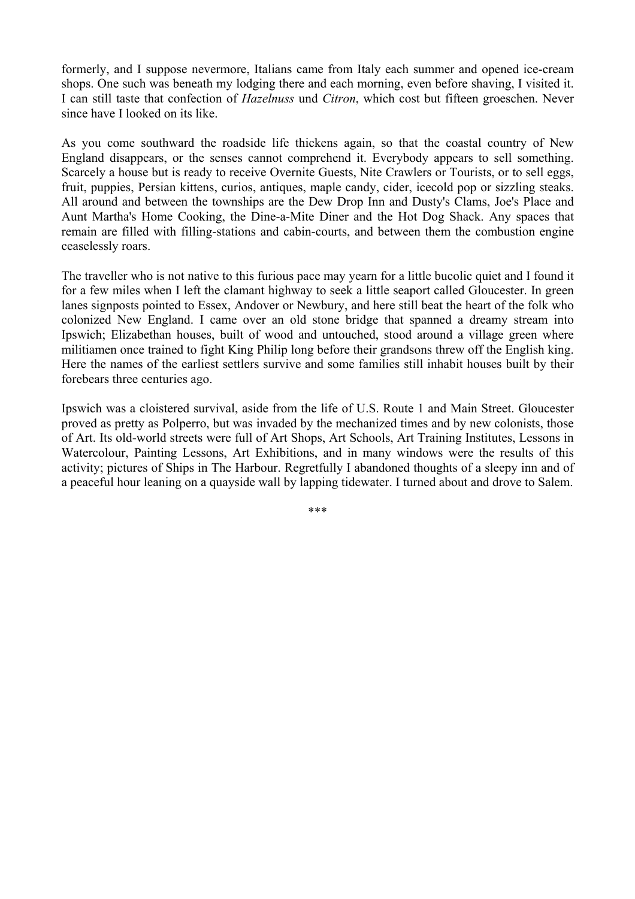formerly, and I suppose nevermore, Italians came from Italy each summer and opened ice-cream shops. One such was beneath my lodging there and each morning, even before shaving, I visited it. I can still taste that confection of *Hazelnuss* und *Citron*, which cost but fifteen groeschen. Never since have I looked on its like.

As you come southward the roadside life thickens again, so that the coastal country of New England disappears, or the senses cannot comprehend it. Everybody appears to sell something. Scarcely a house but is ready to receive Overnite Guests, Nite Crawlers or Tourists, or to sell eggs, fruit, puppies, Persian kittens, curios, antiques, maple candy, cider, icecold pop or sizzling steaks. All around and between the townships are the Dew Drop Inn and Dusty's Clams, Joe's Place and Aunt Martha's Home Cooking, the Dine-a-Mite Diner and the Hot Dog Shack. Any spaces that remain are filled with filling-stations and cabin-courts, and between them the combustion engine ceaselessly roars.

The traveller who is not native to this furious pace may yearn for a little bucolic quiet and I found it for a few miles when I left the clamant highway to seek a little seaport called Gloucester. In green lanes signposts pointed to Essex, Andover or Newbury, and here still beat the heart of the folk who colonized New England. I came over an old stone bridge that spanned a dreamy stream into Ipswich; Elizabethan houses, built of wood and untouched, stood around a village green where militiamen once trained to fight King Philip long before their grandsons threw off the English king. Here the names of the earliest settlers survive and some families still inhabit houses built by their forebears three centuries ago.

Ipswich was a cloistered survival, aside from the life of U.S. Route 1 and Main Street. Gloucester proved as pretty as Polperro, but was invaded by the mechanized times and by new colonists, those of Art. Its old-world streets were full of Art Shops, Art Schools, Art Training Institutes, Lessons in Watercolour, Painting Lessons, Art Exhibitions, and in many windows were the results of this activity; pictures of Ships in The Harbour. Regretfully I abandoned thoughts of a sleepy inn and of a peaceful hour leaning on a quayside wall by lapping tidewater. I turned about and drove to Salem.

***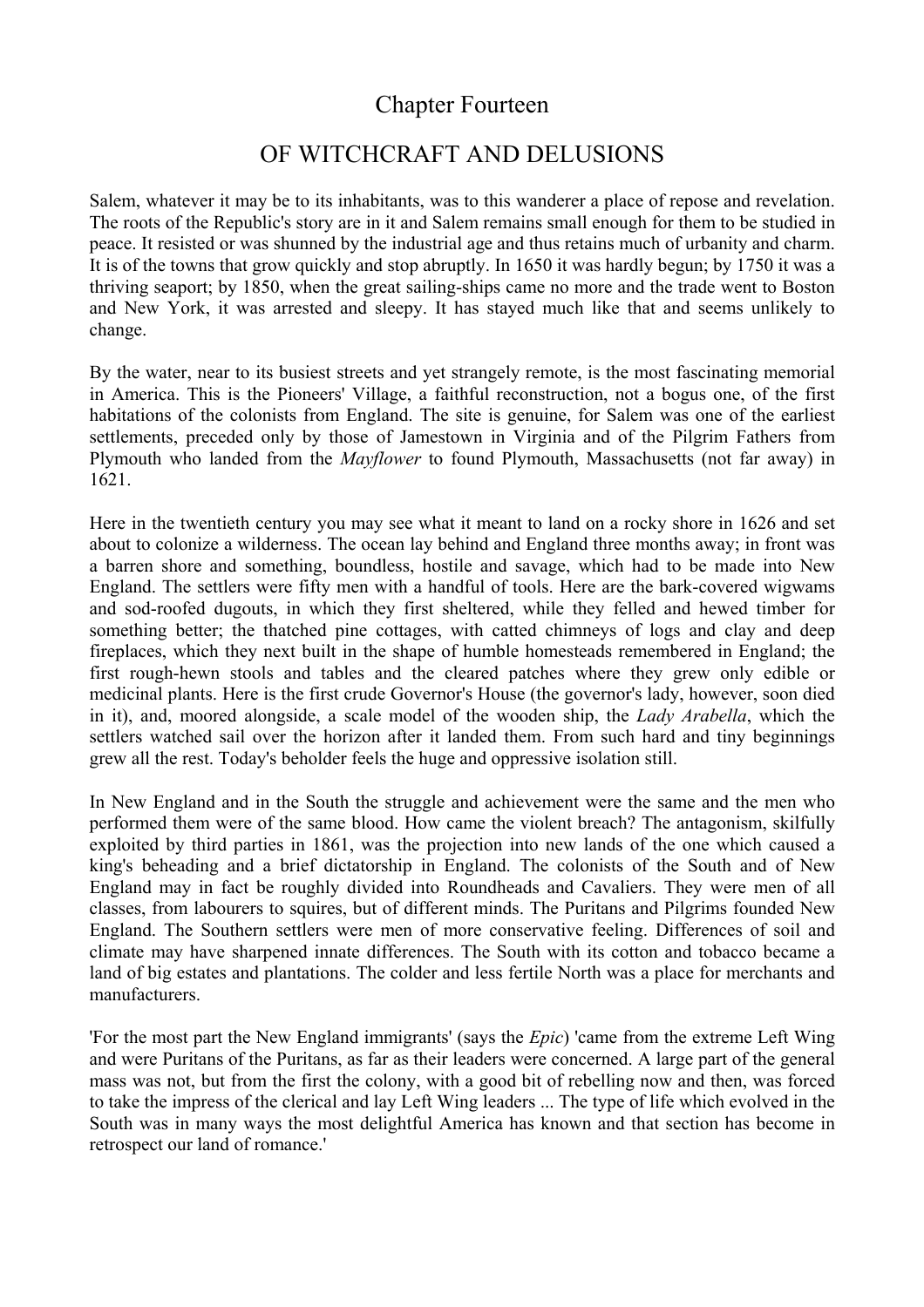## Chapter Fourteen

# OF WITCHCRAFT AND DELUSIONS

Salem, whatever it may be to its inhabitants, was to this wanderer a place of repose and revelation. The roots of the Republic's story are in it and Salem remains small enough for them to be studied in peace. It resisted or was shunned by the industrial age and thus retains much of urbanity and charm. It is of the towns that grow quickly and stop abruptly. In 1650 it was hardly begun; by 1750 it was a thriving seaport; by 1850, when the great sailing-ships came no more and the trade went to Boston and New York, it was arrested and sleepy. It has stayed much like that and seems unlikely to change.

By the water, near to its busiest streets and yet strangely remote, is the most fascinating memorial in America. This is the Pioneers' Village, a faithful reconstruction, not a bogus one, of the first habitations of the colonists from England. The site is genuine, for Salem was one of the earliest settlements, preceded only by those of Jamestown in Virginia and of the Pilgrim Fathers from Plymouth who landed from the *Mayflower* to found Plymouth, Massachusetts (not far away) in 1621.

Here in the twentieth century you may see what it meant to land on a rocky shore in 1626 and set about to colonize a wilderness. The ocean lay behind and England three months away; in front was a barren shore and something, boundless, hostile and savage, which had to be made into New England. The settlers were fifty men with a handful of tools. Here are the bark-covered wigwams and sod-roofed dugouts, in which they first sheltered, while they felled and hewed timber for something better; the thatched pine cottages, with catted chimneys of logs and clay and deep fireplaces, which they next built in the shape of humble homesteads remembered in England; the first rough-hewn stools and tables and the cleared patches where they grew only edible or medicinal plants. Here is the first crude Governor's House (the governor's lady, however, soon died in it), and, moored alongside, a scale model of the wooden ship, the *Lady Arabella*, which the settlers watched sail over the horizon after it landed them. From such hard and tiny beginnings grew all the rest. Today's beholder feels the huge and oppressive isolation still.

In New England and in the South the struggle and achievement were the same and the men who performed them were of the same blood. How came the violent breach? The antagonism, skilfully exploited by third parties in 1861, was the projection into new lands of the one which caused a king's beheading and a brief dictatorship in England. The colonists of the South and of New England may in fact be roughly divided into Roundheads and Cavaliers. They were men of all classes, from labourers to squires, but of different minds. The Puritans and Pilgrims founded New England. The Southern settlers were men of more conservative feeling. Differences of soil and climate may have sharpened innate differences. The South with its cotton and tobacco became a land of big estates and plantations. The colder and less fertile North was a place for merchants and manufacturers.

'For the most part the New England immigrants' (says the *Epic*) 'came from the extreme Left Wing and were Puritans of the Puritans, as far as their leaders were concerned. A large part of the general mass was not, but from the first the colony, with a good bit of rebelling now and then, was forced to take the impress of the clerical and lay Left Wing leaders ... The type of life which evolved in the South was in many ways the most delightful America has known and that section has become in retrospect our land of romance.'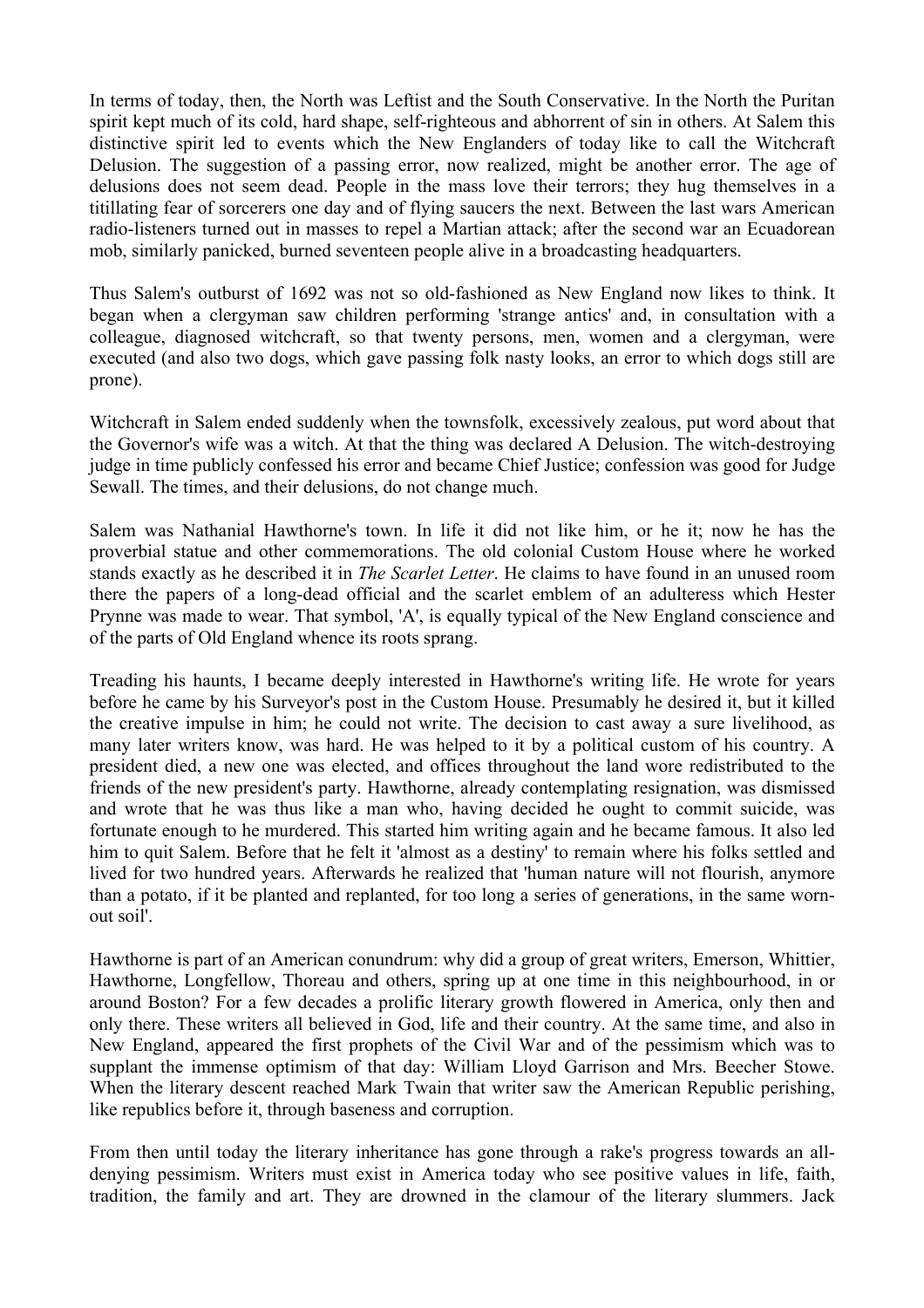In terms of today, then, the North was Leftist and the South Conservative. In the North the Puritan spirit kept much of its cold, hard shape, self-righteous and abhorrent of sin in others. At Salem this distinctive spirit led to events which the New Englanders of today like to call the Witchcraft Delusion. The suggestion of a passing error, now realized, might be another error. The age of delusions does not seem dead. People in the mass love their terrors; they hug themselves in a titillating fear of sorcerers one day and of flying saucers the next. Between the last wars American radio-listeners turned out in masses to repel a Martian attack; after the second war an Ecuadorean mob, similarly panicked, burned seventeen people alive in a broadcasting headquarters.

Thus Salem's outburst of 1692 was not so old-fashioned as New England now likes to think. It began when a clergyman saw children performing 'strange antics' and, in consultation with a colleague, diagnosed witchcraft, so that twenty persons, men, women and a clergyman, were executed (and also two dogs, which gave passing folk nasty looks, an error to which dogs still are prone).

Witchcraft in Salem ended suddenly when the townsfolk, excessively zealous, put word about that the Governor's wife was a witch. At that the thing was declared A Delusion. The witch-destroying judge in time publicly confessed his error and became Chief Justice; confession was good for Judge Sewall. The times, and their delusions, do not change much.

Salem was Nathanial Hawthorne's town. In life it did not like him, or he it; now he has the proverbial statue and other commemorations. The old colonial Custom House where he worked stands exactly as he described it in *The Scarlet Letter*. He claims to have found in an unused room there the papers of a long-dead official and the scarlet emblem of an adulteress which Hester Prynne was made to wear. That symbol, 'A', is equally typical of the New England conscience and of the parts of Old England whence its roots sprang.

Treading his haunts, I became deeply interested in Hawthorne's writing life. He wrote for years before he came by his Surveyor's post in the Custom House. Presumably he desired it, but it killed the creative impulse in him; he could not write. The decision to cast away a sure livelihood, as many later writers know, was hard. He was helped to it by a political custom of his country. A president died, a new one was elected, and offices throughout the land wore redistributed to the friends of the new president's party. Hawthorne, already contemplating resignation, was dismissed and wrote that he was thus like a man who, having decided he ought to commit suicide, was fortunate enough to he murdered. This started him writing again and he became famous. It also led him to quit Salem. Before that he felt it 'almost as a destiny' to remain where his folks settled and lived for two hundred years. Afterwards he realized that 'human nature will not flourish, anymore than a potato, if it be planted and replanted, for too long a series of generations, in the same worn-out soil'.

Hawthorne is part of an American conundrum: why did a group of great writers, Emerson, Whittier, Hawthorne, Longfellow, Thoreau and others, spring up at one time in this neighbourhood, in or around Boston? For a few decades a prolific literary growth flowered in America, only then and only there. These writers all believed in God, life and their country. At the same time, and also in New England, appeared the first prophets of the Civil War and of the pessimism which was to supplant the immense optimism of that day: William Lloyd Garrison and Mrs. Beecher Stowe. When the literary descent reached Mark Twain that writer saw the American Republic perishing, like republics before it, through baseness and corruption.

From then until today the literary inheritance has gone through a rake's progress towards an all-denying pessimism. Writers must exist in America today who see positive values in life, faith, tradition, the family and art. They are drowned in the clamour of the literary slummers. Jack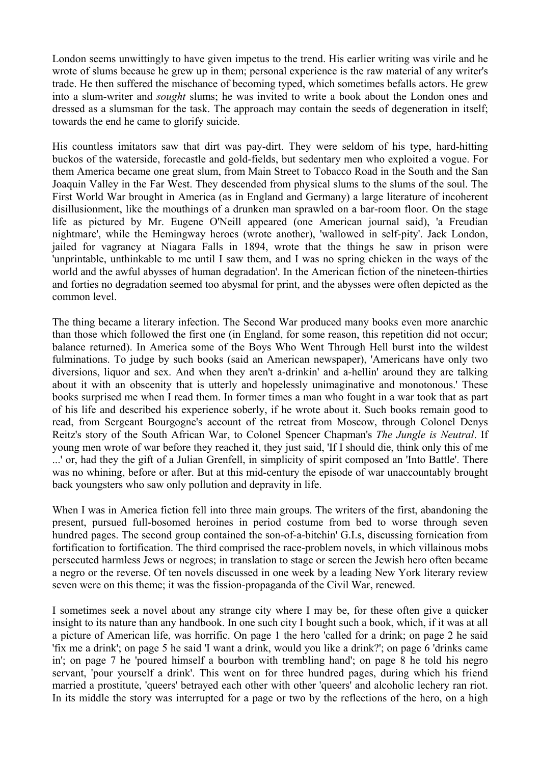London seems unwittingly to have given impetus to the trend. His earlier writing was virile and he wrote of slums because he grew up in them; personal experience is the raw material of any writer's trade. He then suffered the mischance of becoming typed, which sometimes befalls actors. He grew into a slum-writer and *sought* slums; he was invited to write a book about the London ones and dressed as a slumsman for the task. The approach may contain the seeds of degeneration in itself; towards the end he came to glorify suicide.

His countless imitators saw that dirt was pay-dirt. They were seldom of his type, hard-hitting buckos of the waterside, forecastle and gold-fields, but sedentary men who exploited a vogue. For them America became one great slum, from Main Street to Tobacco Road in the South and the San Joaquin Valley in the Far West. They descended from physical slums to the slums of the soul. The First World War brought in America (as in England and Germany) a large literature of incoherent disillusionment, like the mouthings of a drunken man sprawled on a bar-room floor. On the stage life as pictured by Mr. Eugene O'Neill appeared (one American journal said), 'a Freudian nightmare', while the Hemingway heroes (wrote another), 'wallowed in self-pity'. Jack London, jailed for vagrancy at Niagara Falls in 1894, wrote that the things he saw in prison were 'unprintable, unthinkable to me until I saw them, and I was no spring chicken in the ways of the world and the awful abysses of human degradation'. In the American fiction of the nineteen-thirties and forties no degradation seemed too abysmal for print, and the abysses were often depicted as the common level.

The thing became a literary infection. The Second War produced many books even more anarchic than those which followed the first one (in England, for some reason, this repetition did not occur; balance returned). In America some of the Boys Who Went Through Hell burst into the wildest fulminations. To judge by such books (said an American newspaper), 'Americans have only two diversions, liquor and sex. And when they aren't a-drinkin' and a-hellin' around they are talking about it with an obscenity that is utterly and hopelessly unimaginative and monotonous.' These books surprised me when I read them. In former times a man who fought in a war took that as part of his life and described his experience soberly, if he wrote about it. Such books remain good to read, from Sergeant Bourgogne's account of the retreat from Moscow, through Colonel Denys Reitz's story of the South African War, to Colonel Spencer Chapman's *The Jungle is Neutral*. If young men wrote of war before they reached it, they just said, 'If I should die, think only this of me ...' or, had they the gift of a Julian Grenfell, in simplicity of spirit composed an 'Into Battle'. There was no whining, before or after. But at this mid-century the episode of war unaccountably brought back youngsters who saw only pollution and depravity in life.

When I was in America fiction fell into three main groups. The writers of the first, abandoning the present, pursued full-bosomed heroines in period costume from bed to worse through seven hundred pages. The second group contained the son-of-a-bitchin' G.I.s, discussing fornication from fortification to fortification. The third comprised the race-problem novels, in which villainous mobs persecuted harmless Jews or negroes; in translation to stage or screen the Jewish hero often became a negro or the reverse. Of ten novels discussed in one week by a leading New York literary review seven were on this theme; it was the fission-propaganda of the Civil War, renewed.

I sometimes seek a novel about any strange city where I may be, for these often give a quicker insight to its nature than any handbook. In one such city I bought such a book, which, if it was at all a picture of American life, was horrific. On page 1 the hero 'called for a drink; on page 2 he said 'fix me a drink'; on page 5 he said 'I want a drink, would you like a drink?'; on page 6 'drinks came in'; on page 7 he 'poured himself a bourbon with trembling hand'; on page 8 he told his negro servant, 'pour yourself a drink'. This went on for three hundred pages, during which his friend married a prostitute, 'queers' betrayed each other with other 'queers' and alcoholic lechery ran riot. In its middle the story was interrupted for a page or two by the reflections of the hero, on a high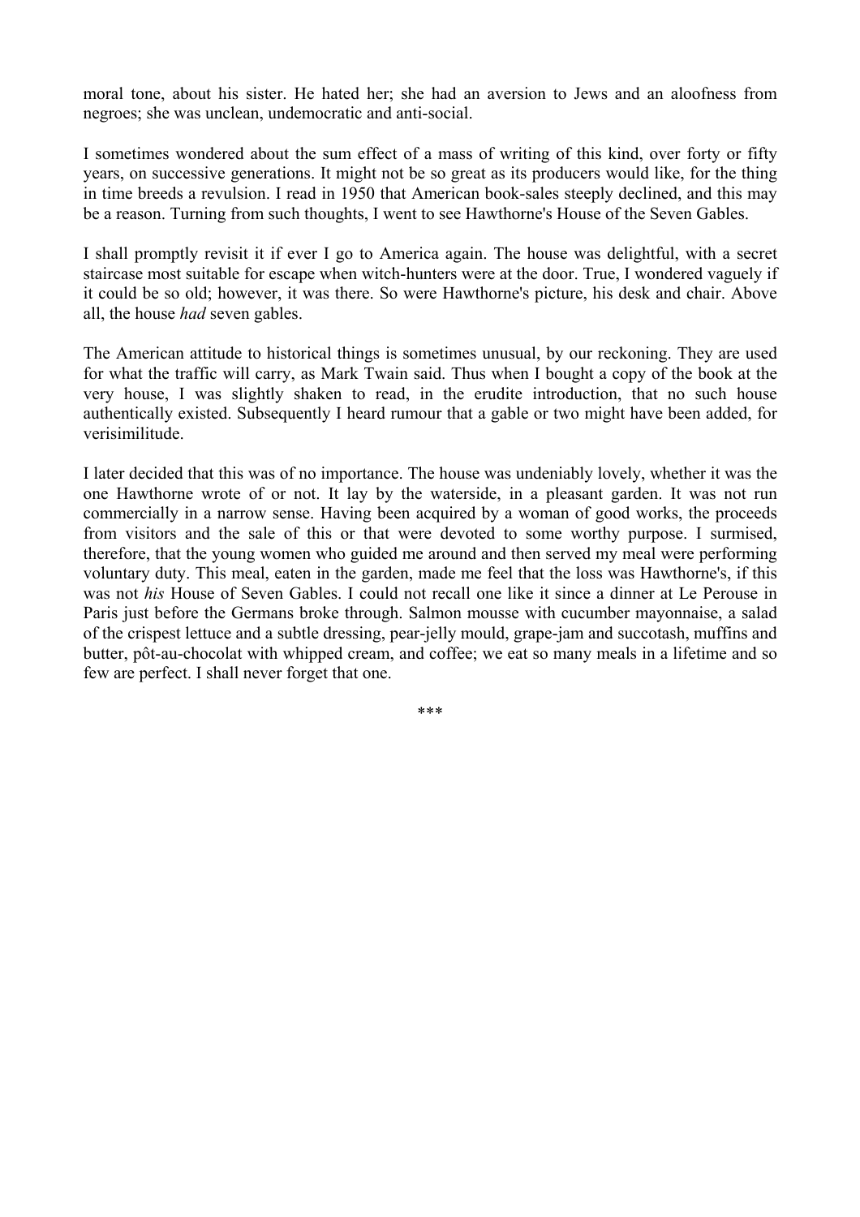moral tone, about his sister. He hated her; she had an aversion to Jews and an aloofness from negroes; she was unclean, undemocratic and anti-social.

I sometimes wondered about the sum effect of a mass of writing of this kind, over forty or fifty years, on successive generations. It might not be so great as its producers would like, for the thing in time breeds a revulsion. I read in 1950 that American book-sales steeply declined, and this may be a reason. Turning from such thoughts, I went to see Hawthorne's House of the Seven Gables.

I shall promptly revisit it if ever I go to America again. The house was delightful, with a secret staircase most suitable for escape when witch-hunters were at the door. True, I wondered vaguely if it could be so old; however, it was there. So were Hawthorne's picture, his desk and chair. Above all, the house *had* seven gables.

The American attitude to historical things is sometimes unusual, by our reckoning. They are used for what the traffic will carry, as Mark Twain said. Thus when I bought a copy of the book at the very house, I was slightly shaken to read, in the erudite introduction, that no such house authentically existed. Subsequently I heard rumour that a gable or two might have been added, for verisimilitude.

I later decided that this was of no importance. The house was undeniably lovely, whether it was the one Hawthorne wrote of or not. It lay by the waterside, in a pleasant garden. It was not run commercially in a narrow sense. Having been acquired by a woman of good works, the proceeds from visitors and the sale of this or that were devoted to some worthy purpose. I surmised, therefore, that the young women who guided me around and then served my meal were performing voluntary duty. This meal, eaten in the garden, made me feel that the loss was Hawthorne's, if this was not *his* House of Seven Gables. I could not recall one like it since a dinner at Le Perouse in Paris just before the Germans broke through. Salmon mousse with cucumber mayonnaise, a salad of the crispest lettuce and a subtle dressing, pear-jelly mould, grape-jam and succotash, muffins and butter, pôt-au-chocolat with whipped cream, and coffee; we eat so many meals in a lifetime and so few are perfect. I shall never forget that one.

\*\*\*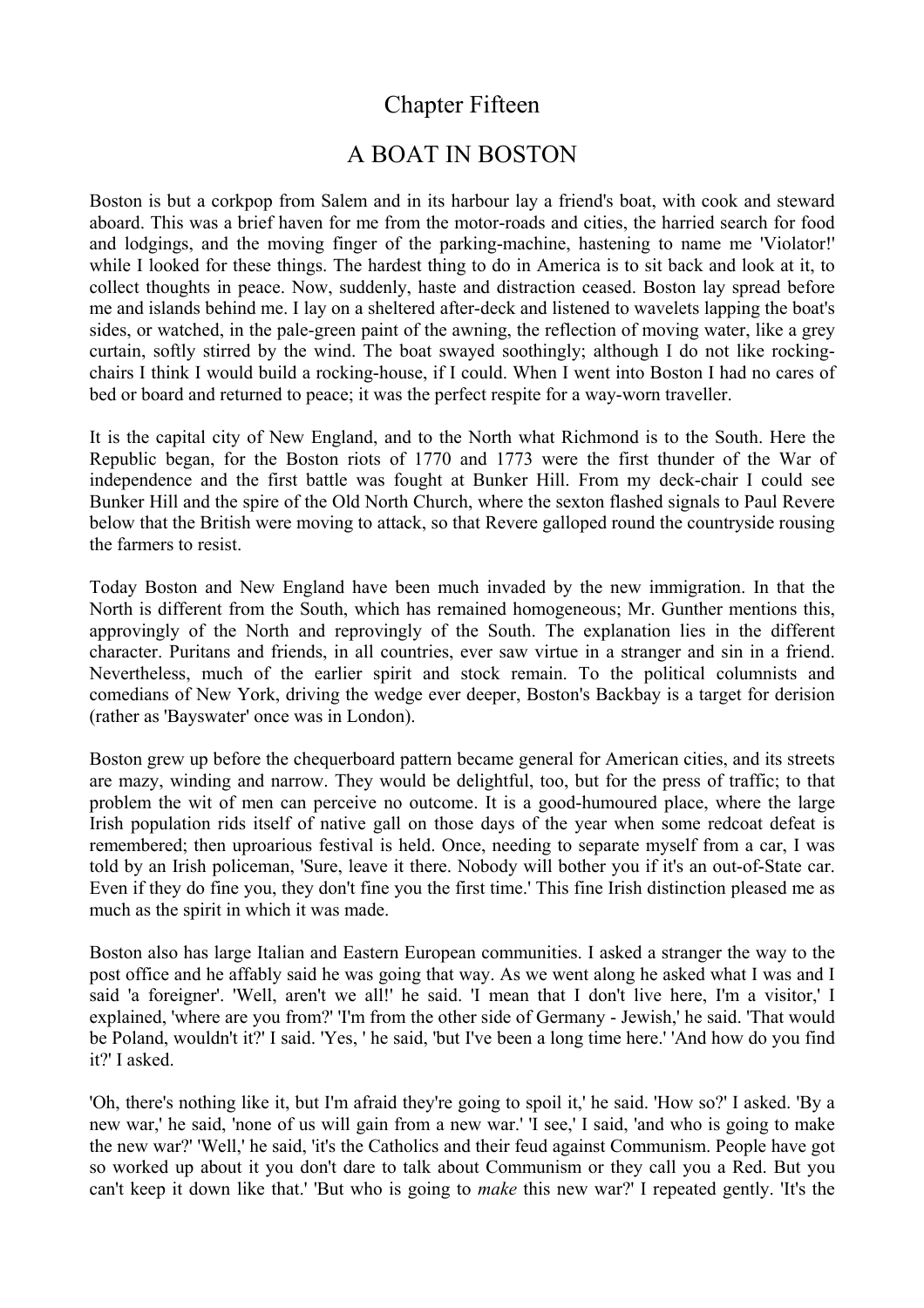# Chapter Fifteen

## A BOAT IN BOSTON

Boston is but a corkpop from Salem and in its harbour lay a friend's boat, with cook and steward aboard. This was a brief haven for me from the motor-roads and cities, the harried search for food and lodgings, and the moving finger of the parking-machine, hastening to name me 'Violator!' while I looked for these things. The hardest thing to do in America is to sit back and look at it, to collect thoughts in peace. Now, suddenly, haste and distraction ceased. Boston lay spread before me and islands behind me. I lay on a sheltered after-deck and listened to wavelets lapping the boat's sides, or watched, in the pale-green paint of the awning, the reflection of moving water, like a grey curtain, softly stirred by the wind. The boat swayed soothingly; although I do not like rocking-chairs I think I would build a rocking-house, if I could. When I went into Boston I had no cares of bed or board and returned to peace; it was the perfect respite for a way-worn traveller.

It is the capital city of New England, and to the North what Richmond is to the South. Here the Republic began, for the Boston riots of 1770 and 1773 were the first thunder of the War of independence and the first battle was fought at Bunker Hill. From my deck-chair I could see Bunker Hill and the spire of the Old North Church, where the sexton flashed signals to Paul Revere below that the British were moving to attack, so that Revere galloped round the countryside rousing the farmers to resist.

Today Boston and New England have been much invaded by the new immigration. In that the North is different from the South, which has remained homogeneous; Mr. Gunther mentions this, approvingly of the North and reprovingly of the South. The explanation lies in the different character. Puritans and friends, in all countries, ever saw virtue in a stranger and sin in a friend. Nevertheless, much of the earlier spirit and stock remain. To the political columnists and comedians of New York, driving the wedge ever deeper, Boston's Backbay is a target for derision (rather as 'Bayswater' once was in London).

Boston grew up before the chequerboard pattern became general for American cities, and its streets are mazy, winding and narrow. They would be delightful, too, but for the press of traffic; to that problem the wit of men can perceive no outcome. It is a good-humoured place, where the large Irish population rids itself of native gall on those days of the year when some redcoat defeat is remembered; then uproarious festival is held. Once, needing to separate myself from a car, I was told by an Irish policeman, 'Sure, leave it there. Nobody will bother you if it's an out-of-State car. Even if they do fine you, they don't fine you the first time.' This fine Irish distinction pleased me as much as the spirit in which it was made.

Boston also has large Italian and Eastern European communities. I asked a stranger the way to the post office and he affably said he was going that way. As we went along he asked what I was and I said 'a foreigner'. 'Well, aren't we all!' he said. 'I mean that I don't live here, I'm a visitor,' I explained, 'where are you from?' 'I'm from the other side of Germany - Jewish,' he said. 'That would be Poland, wouldn't it?' I said. 'Yes, ' he said, 'but I've been a long time here.' 'And how do you find it?' I asked.

'Oh, there's nothing like it, but I'm afraid they're going to spoil it,' he said. 'How so?' I asked. 'By a new war,' he said, 'none of us will gain from a new war.' 'I see,' I said, 'and who is going to make the new war?' 'Well,' he said, 'it's the Catholics and their feud against Communism. People have got so worked up about it you don't dare to talk about Communism or they call you a Red. But you can't keep it down like that.' 'But who is going to *make* this new war?' I repeated gently. 'It's the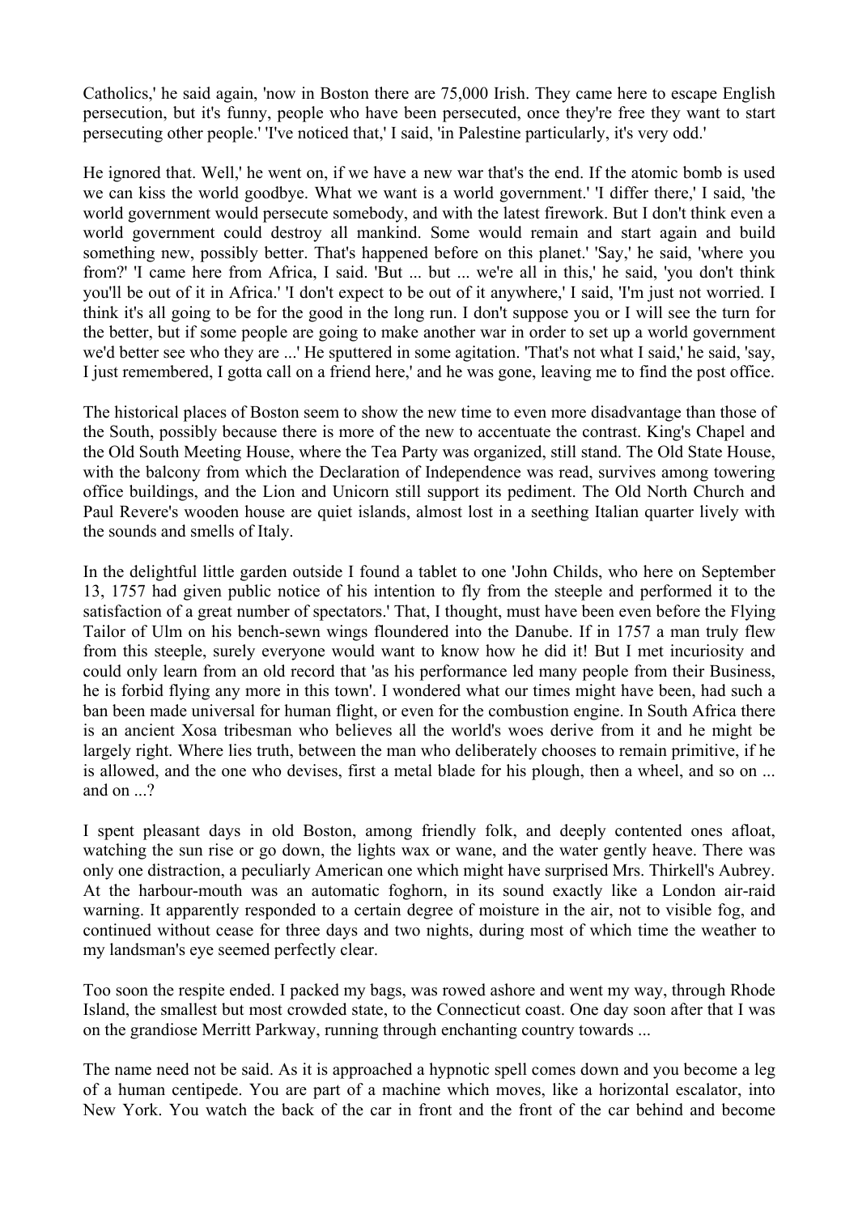Catholics,' he said again, 'now in Boston there are 75,000 Irish. They came here to escape English persecution, but it's funny, people who have been persecuted, once they're free they want to start persecuting other people.' 'I've noticed that,' I said, 'in Palestine particularly, it's very odd.'

He ignored that. Well,' he went on, if we have a new war that's the end. If the atomic bomb is used we can kiss the world goodbye. What we want is a world government.' 'I differ there,' I said, 'the world government would persecute somebody, and with the latest firework. But I don't think even a world government could destroy all mankind. Some would remain and start again and build something new, possibly better. That's happened before on this planet.' 'Say,' he said, 'where you from?' 'I came here from Africa, I said. 'But ... but ... we're all in this,' he said, 'you don't think you'll be out of it in Africa.' 'I don't expect to be out of it anywhere,' I said, 'I'm just not worried. I think it's all going to be for the good in the long run. I don't suppose you or I will see the turn for the better, but if some people are going to make another war in order to set up a world government we'd better see who they are ...' He sputtered in some agitation. 'That's not what I said,' he said, 'say, I just remembered, I gotta call on a friend here,' and he was gone, leaving me to find the post office.

The historical places of Boston seem to show the new time to even more disadvantage than those of the South, possibly because there is more of the new to accentuate the contrast. King's Chapel and the Old South Meeting House, where the Tea Party was organized, still stand. The Old State House, with the balcony from which the Declaration of Independence was read, survives among towering office buildings, and the Lion and Unicorn still support its pediment. The Old North Church and Paul Revere's wooden house are quiet islands, almost lost in a seething Italian quarter lively with the sounds and smells of Italy.

In the delightful little garden outside I found a tablet to one 'John Childs, who here on September 13, 1757 had given public notice of his intention to fly from the steeple and performed it to the satisfaction of a great number of spectators.' That, I thought, must have been even before the Flying Tailor of Ulm on his bench-sewn wings floundered into the Danube. If in 1757 a man truly flew from this steeple, surely everyone would want to know how he did it! But I met incuriosity and could only learn from an old record that 'as his performance led many people from their Business, he is forbid flying any more in this town'. I wondered what our times might have been, had such a ban been made universal for human flight, or even for the combustion engine. In South Africa there is an ancient Xosa tribesman who believes all the world's woes derive from it and he might be largely right. Where lies truth, between the man who deliberately chooses to remain primitive, if he is allowed, and the one who devises, first a metal blade for his plough, then a wheel, and so on ... and on ...?

I spent pleasant days in old Boston, among friendly folk, and deeply contented ones afloat, watching the sun rise or go down, the lights wax or wane, and the water gently heave. There was only one distraction, a peculiarly American one which might have surprised Mrs. Thirkell's Aubrey. At the harbour-mouth was an automatic foghorn, in its sound exactly like a London air-raid warning. It apparently responded to a certain degree of moisture in the air, not to visible fog, and continued without cease for three days and two nights, during most of which time the weather to my landsman's eye seemed perfectly clear.

Too soon the respite ended. I packed my bags, was rowed ashore and went my way, through Rhode Island, the smallest but most crowded state, to the Connecticut coast. One day soon after that I was on the grandiose Merritt Parkway, running through enchanting country towards ...

The name need not be said. As it is approached a hypnotic spell comes down and you become a leg of a human centipede. You are part of a machine which moves, like a horizontal escalator, into New York. You watch the back of the car in front and the front of the car behind and become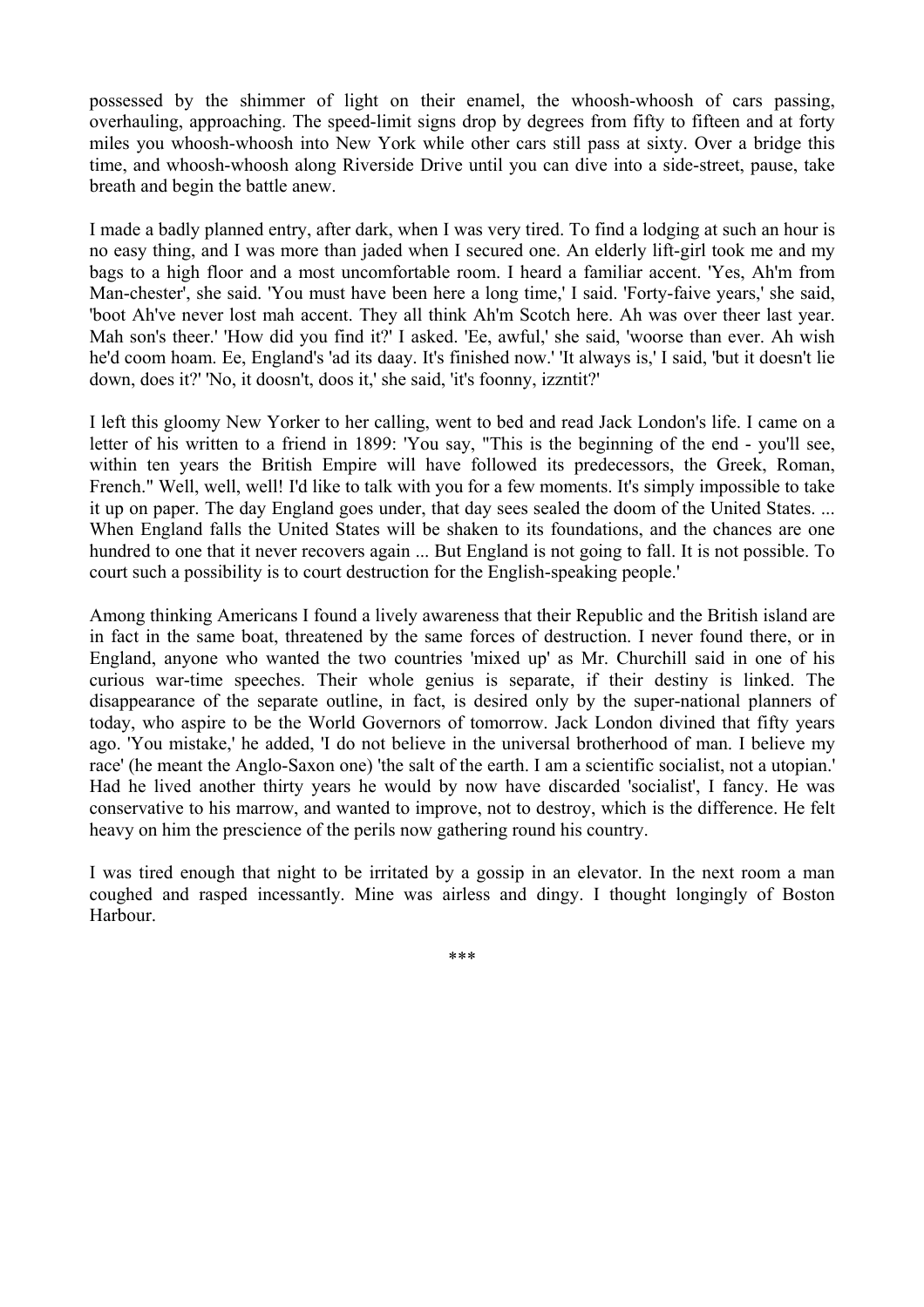possessed by the shimmer of light on their enamel, the whoosh-whoosh of cars passing, overhauling, approaching. The speed-limit signs drop by degrees from fifty to fifteen and at forty miles you whoosh-whoosh into New York while other cars still pass at sixty. Over a bridge this time, and whoosh-whoosh along Riverside Drive until you can dive into a side-street, pause, take breath and begin the battle anew.

I made a badly planned entry, after dark, when I was very tired. To find a lodging at such an hour is no easy thing, and I was more than jaded when I secured one. An elderly lift-girl took me and my bags to a high floor and a most uncomfortable room. I heard a familiar accent. 'Yes, Ah'm from Man-chester', she said. 'You must have been here a long time,' I said. 'Forty-faive years,' she said, 'boot Ah've never lost mah accent. They all think Ah'm Scotch here. Ah was over theer last year. Mah son's theer.' 'How did you find it?' I asked. 'Ee, awful,' she said, 'woorse than ever. Ah wish he'd coom hoam. Ee, England's 'ad its daay. It's finished now.' 'It always is,' I said, 'but it doesn't lie down, does it?' 'No, it doosn't, doos it,' she said, 'it's foonny, izzntit?'

I left this gloomy New Yorker to her calling, went to bed and read Jack London's life. I came on a letter of his written to a friend in 1899: 'You say, "This is the beginning of the end - you'll see, within ten years the British Empire will have followed its predecessors, the Greek, Roman, French." Well, well, well! I'd like to talk with you for a few moments. It's simply impossible to take it up on paper. The day England goes under, that day sees sealed the doom of the United States. ... When England falls the United States will be shaken to its foundations, and the chances are one hundred to one that it never recovers again ... But England is not going to fall. It is not possible. To court such a possibility is to court destruction for the English-speaking people.'

Among thinking Americans I found a lively awareness that their Republic and the British island are in fact in the same boat, threatened by the same forces of destruction. I never found there, or in England, anyone who wanted the two countries 'mixed up' as Mr. Churchill said in one of his curious war-time speeches. Their whole genius is separate, if their destiny is linked. The disappearance of the separate outline, in fact, is desired only by the super-national planners of today, who aspire to be the World Governors of tomorrow. Jack London divined that fifty years ago. 'You mistake,' he added, 'I do not believe in the universal brotherhood of man. I believe my race' (he meant the Anglo-Saxon one) 'the salt of the earth. I am a scientific socialist, not a utopian.' Had he lived another thirty years he would by now have discarded 'socialist', I fancy. He was conservative to his marrow, and wanted to improve, not to destroy, which is the difference. He felt heavy on him the prescience of the perils now gathering round his country.

I was tired enough that night to be irritated by a gossip in an elevator. In the next room a man coughed and rasped incessantly. Mine was airless and dingy. I thought longingly of Boston Harbour.

\*\*\*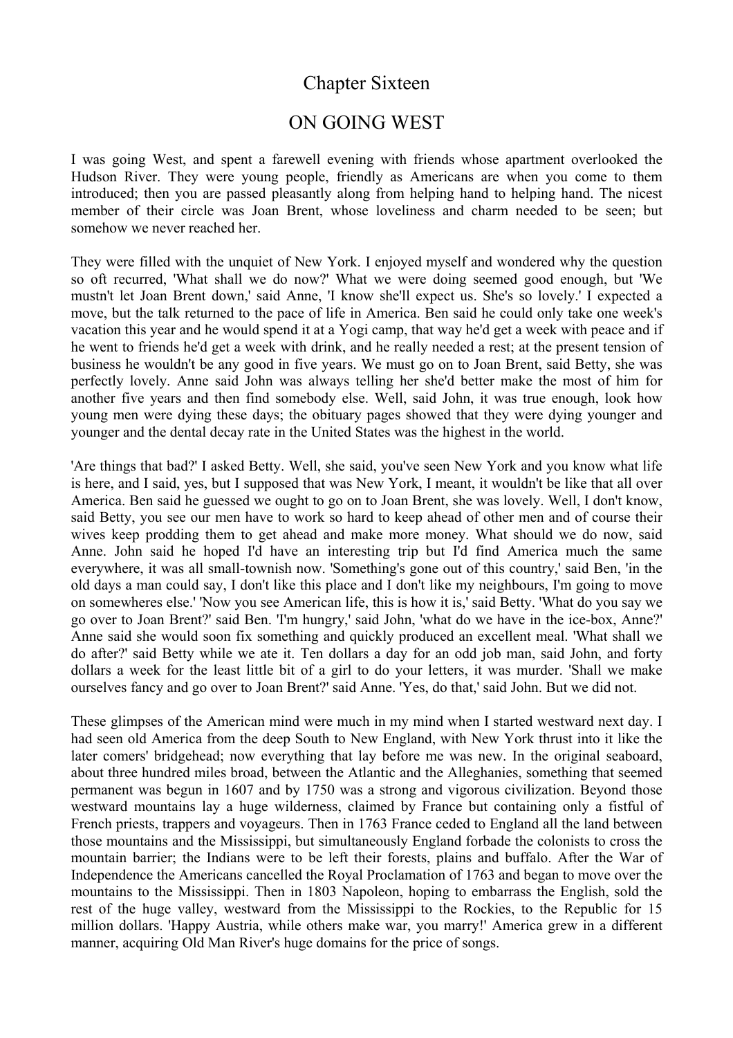# Chapter Sixteen

## ON GOING WEST

I was going West, and spent a farewell evening with friends whose apartment overlooked the Hudson River. They were young people, friendly as Americans are when you come to them introduced; then you are passed pleasantly along from helping hand to helping hand. The nicest member of their circle was Joan Brent, whose loveliness and charm needed to be seen; but somehow we never reached her.

They were filled with the unquiet of New York. I enjoyed myself and wondered why the question so oft recurred, 'What shall we do now?' What we were doing seemed good enough, but 'We mustn't let Joan Brent down,' said Anne, 'I know she'll expect us. She's so lovely.' I expected a move, but the talk returned to the pace of life in America. Ben said he could only take one week's vacation this year and he would spend it at a Yogi camp, that way he'd get a week with peace and if he went to friends he'd get a week with drink, and he really needed a rest; at the present tension of business he wouldn't be any good in five years. We must go on to Joan Brent, said Betty, she was perfectly lovely. Anne said John was always telling her she'd better make the most of him for another five years and then find somebody else. Well, said John, it was true enough, look how young men were dying these days; the obituary pages showed that they were dying younger and younger and the dental decay rate in the United States was the highest in the world.

'Are things that bad?' I asked Betty. Well, she said, you've seen New York and you know what life is here, and I said, yes, but I supposed that was New York, I meant, it wouldn't be like that all over America. Ben said he guessed we ought to go on to Joan Brent, she was lovely. Well, I don't know, said Betty, you see our men have to work so hard to keep ahead of other men and of course their wives keep prodding them to get ahead and make more money. What should we do now, said Anne. John said he hoped I'd have an interesting trip but I'd find America much the same everywhere, it was all small-townish now. 'Something's gone out of this country,' said Ben, 'in the old days a man could say, I don't like this place and I don't like my neighbours, I'm going to move on somewheres else.' 'Now you see American life, this is how it is,' said Betty. 'What do you say we go over to Joan Brent?' said Ben. 'I'm hungry,' said John, 'what do we have in the ice-box, Anne?' Anne said she would soon fix something and quickly produced an excellent meal. 'What shall we do after?' said Betty while we ate it. Ten dollars a day for an odd job man, said John, and forty dollars a week for the least little bit of a girl to do your letters, it was murder. 'Shall we make ourselves fancy and go over to Joan Brent?' said Anne. 'Yes, do that,' said John. But we did not.

These glimpses of the American mind were much in my mind when I started westward next day. I had seen old America from the deep South to New England, with New York thrust into it like the later comers' bridgehead; now everything that lay before me was new. In the original seaboard, about three hundred miles broad, between the Atlantic and the Alleghanies, something that seemed permanent was begun in 1607 and by 1750 was a strong and vigorous civilization. Beyond those westward mountains lay a huge wilderness, claimed by France but containing only a fistful of French priests, trappers and voyageurs. Then in 1763 France ceded to England all the land between those mountains and the Mississippi, but simultaneously England forbade the colonists to cross the mountain barrier; the Indians were to be left their forests, plains and buffalo. After the War of Independence the Americans cancelled the Royal Proclamation of 1763 and began to move over the mountains to the Mississippi. Then in 1803 Napoleon, hoping to embarrass the English, sold the rest of the huge valley, westward from the Mississippi to the Rockies, to the Republic for 15 million dollars. 'Happy Austria, while others make war, you marry!' America grew in a different manner, acquiring Old Man River's huge domains for the price of songs.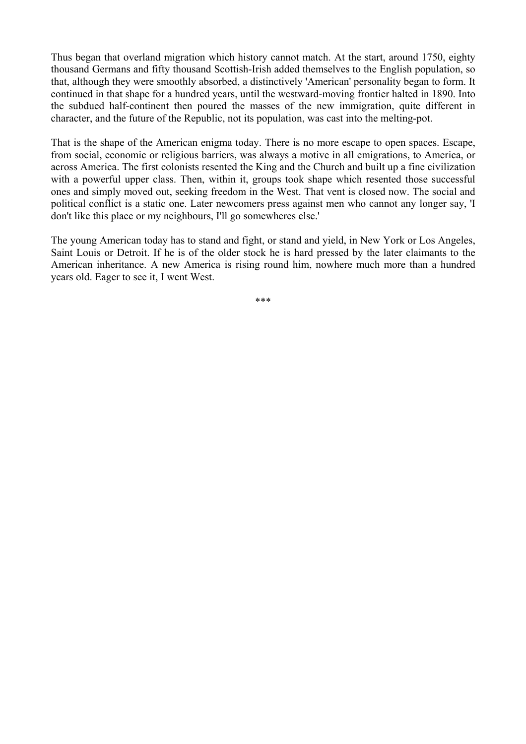Thus began that overland migration which history cannot match. At the start, around 1750, eighty thousand Germans and fifty thousand Scottish-Irish added themselves to the English population, so that, although they were smoothly absorbed, a distinctively 'American' personality began to form. It continued in that shape for a hundred years, until the westward-moving frontier halted in 1890. Into the subdued half-continent then poured the masses of the new immigration, quite different in character, and the future of the Republic, not its population, was cast into the melting-pot.

That is the shape of the American enigma today. There is no more escape to open spaces. Escape, from social, economic or religious barriers, was always a motive in all emigrations, to America, or across America. The first colonists resented the King and the Church and built up a fine civilization with a powerful upper class. Then, within it, groups took shape which resented those successful ones and simply moved out, seeking freedom in the West. That vent is closed now. The social and political conflict is a static one. Later newcomers press against men who cannot any longer say, 'I don't like this place or my neighbours, I'll go somewheres else.'

The young American today has to stand and fight, or stand and yield, in New York or Los Angeles, Saint Louis or Detroit. If he is of the older stock he is hard pressed by the later claimants to the American inheritance. A new America is rising round him, nowhere much more than a hundred years old. Eager to see it, I went West.

***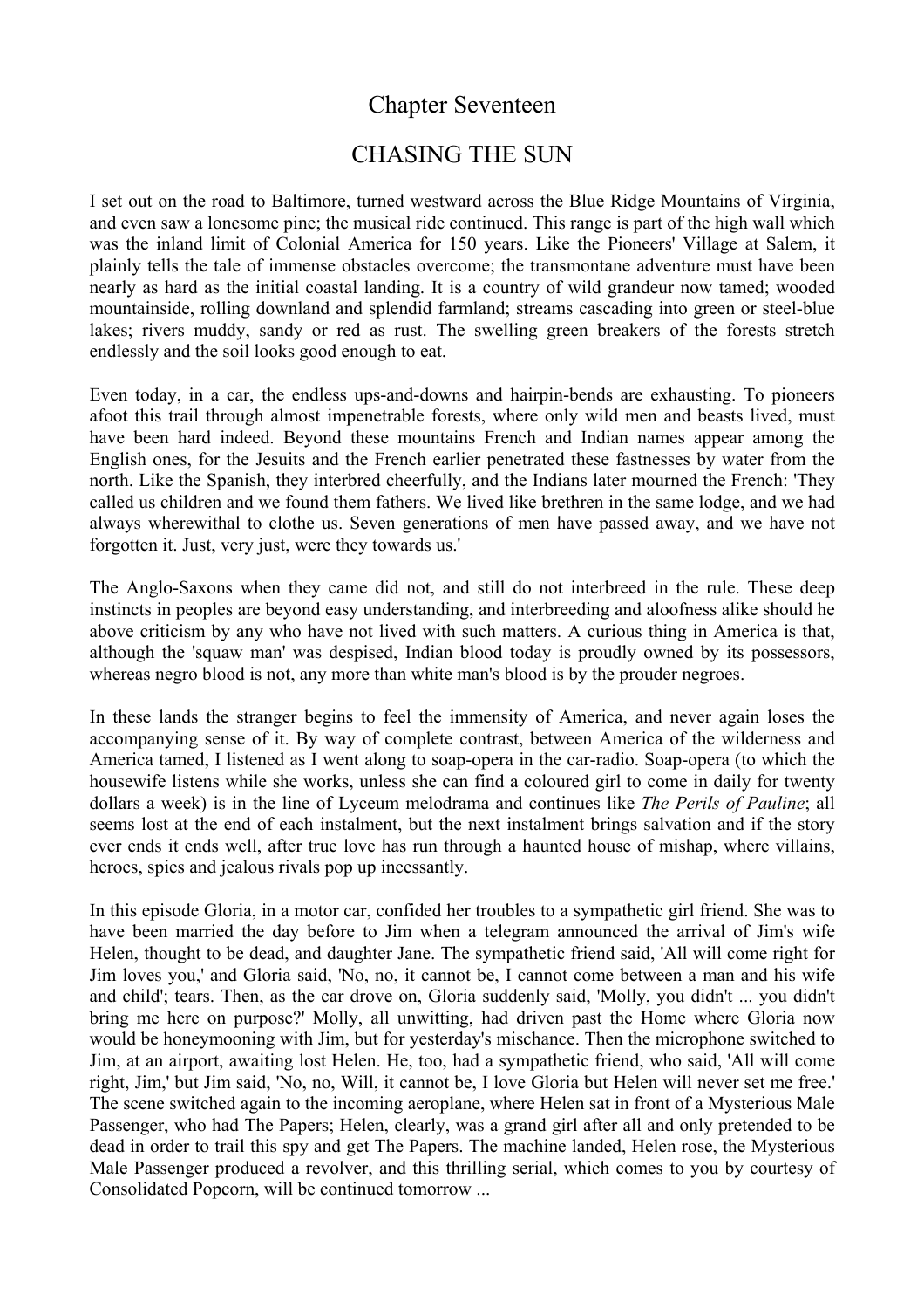# Chapter Seventeen

## CHASING THE SUN

I set out on the road to Baltimore, turned westward across the Blue Ridge Mountains of Virginia, and even saw a lonesome pine; the musical ride continued. This range is part of the high wall which was the inland limit of Colonial America for 150 years. Like the Pioneers' Village at Salem, it plainly tells the tale of immense obstacles overcome; the transmontane adventure must have been nearly as hard as the initial coastal landing. It is a country of wild grandeur now tamed; wooded mountainside, rolling downland and splendid farmland; streams cascading into green or steel-blue lakes; rivers muddy, sandy or red as rust. The swelling green breakers of the forests stretch endlessly and the soil looks good enough to eat.

Even today, in a car, the endless ups-and-downs and hairpin-bends are exhausting. To pioneers afoot this trail through almost impenetrable forests, where only wild men and beasts lived, must have been hard indeed. Beyond these mountains French and Indian names appear among the English ones, for the Jesuits and the French earlier penetrated these fastnesses by water from the north. Like the Spanish, they interbred cheerfully, and the Indians later mourned the French: 'They called us children and we found them fathers. We lived like brethren in the same lodge, and we had always wherewithal to clothe us. Seven generations of men have passed away, and we have not forgotten it. Just, very just, were they towards us.'

The Anglo-Saxons when they came did not, and still do not interbreed in the rule. These deep instincts in peoples are beyond easy understanding, and interbreeding and aloofness alike should he above criticism by any who have not lived with such matters. A curious thing in America is that, although the 'squaw man' was despised, Indian blood today is proudly owned by its possessors, whereas negro blood is not, any more than white man's blood is by the prouder negroes.

In these lands the stranger begins to feel the immensity of America, and never again loses the accompanying sense of it. By way of complete contrast, between America of the wilderness and America tamed, I listened as I went along to soap-opera in the car-radio. Soap-opera (to which the housewife listens while she works, unless she can find a coloured girl to come in daily for twenty dollars a week) is in the line of Lyceum melodrama and continues like *The Perils of Pauline*; all seems lost at the end of each instalment, but the next instalment brings salvation and if the story ever ends it ends well, after true love has run through a haunted house of mishap, where villains, heroes, spies and jealous rivals pop up incessantly.

In this episode Gloria, in a motor car, confided her troubles to a sympathetic girl friend. She was to have been married the day before to Jim when a telegram announced the arrival of Jim's wife Helen, thought to be dead, and daughter Jane. The sympathetic friend said, 'All will come right for Jim loves you,' and Gloria said, 'No, no, it cannot be, I cannot come between a man and his wife and child'; tears. Then, as the car drove on, Gloria suddenly said, 'Molly, you didn't ... you didn't bring me here on purpose?' Molly, all unwitting, had driven past the Home where Gloria now would be honeymooning with Jim, but for yesterday's mischance. Then the microphone switched to Jim, at an airport, awaiting lost Helen. He, too, had a sympathetic friend, who said, 'All will come right, Jim,' but Jim said, 'No, no, Will, it cannot be, I love Gloria but Helen will never set me free.' The scene switched again to the incoming aeroplane, where Helen sat in front of a Mysterious Male Passenger, who had The Papers; Helen, clearly, was a grand girl after all and only pretended to be dead in order to trail this spy and get The Papers. The machine landed, Helen rose, the Mysterious Male Passenger produced a revolver, and this thrilling serial, which comes to you by courtesy of Consolidated Popcorn, will be continued tomorrow ...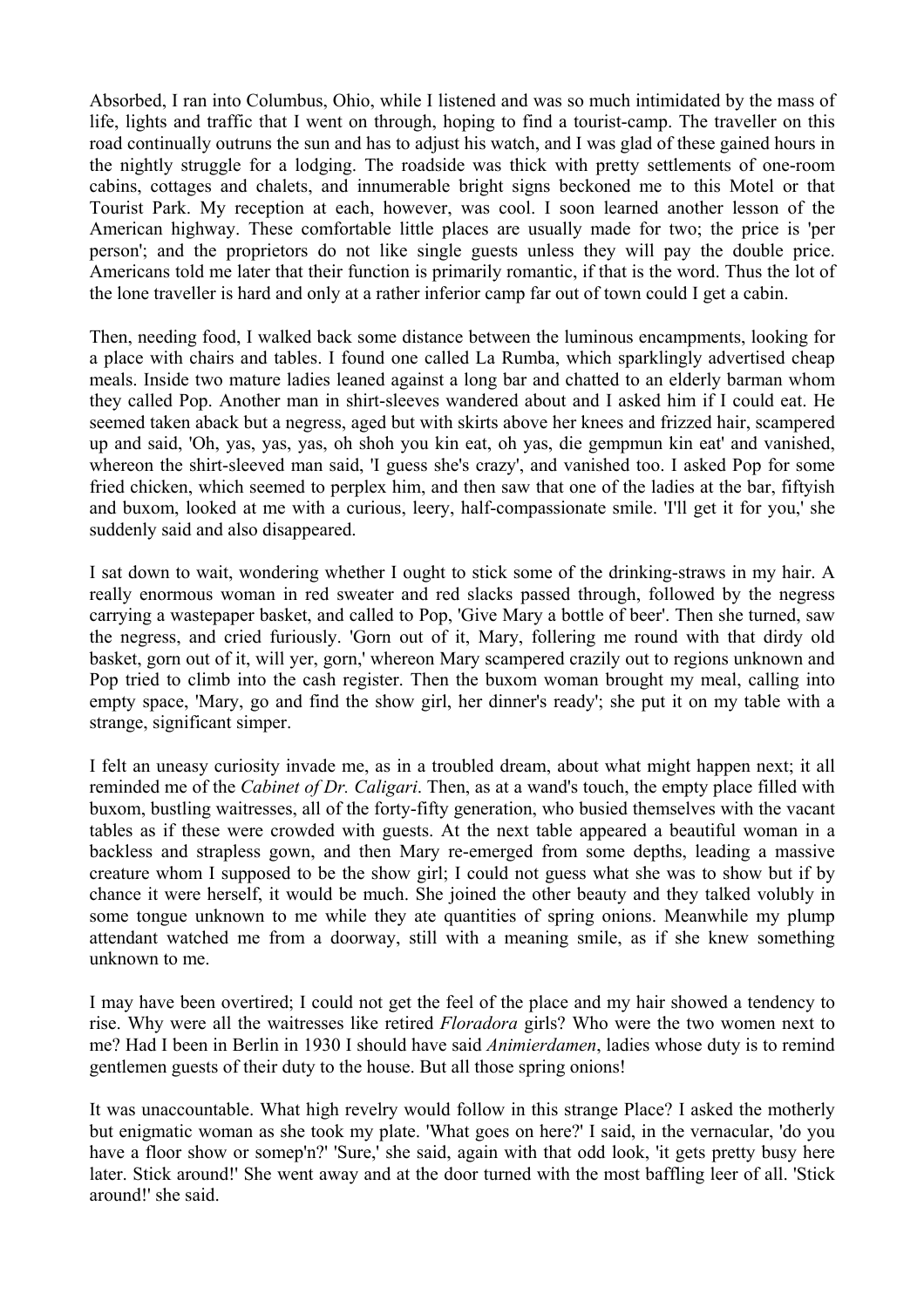Absorbed, I ran into Columbus, Ohio, while I listened and was so much intimidated by the mass of life, lights and traffic that I went on through, hoping to find a tourist-camp. The traveller on this road continually outruns the sun and has to adjust his watch, and I was glad of these gained hours in the nightly struggle for a lodging. The roadside was thick with pretty settlements of one-room cabins, cottages and chalets, and innumerable bright signs beckoned me to this Motel or that Tourist Park. My reception at each, however, was cool. I soon learned another lesson of the American highway. These comfortable little places are usually made for two; the price is 'per person'; and the proprietors do not like single guests unless they will pay the double price. Americans told me later that their function is primarily romantic, if that is the word. Thus the lot of the lone traveller is hard and only at a rather inferior camp far out of town could I get a cabin.

Then, needing food, I walked back some distance between the luminous encampments, looking for a place with chairs and tables. I found one called La Rumba, which sparklingly advertised cheap meals. Inside two mature ladies leaned against a long bar and chatted to an elderly barman whom they called Pop. Another man in shirt-sleeves wandered about and I asked him if I could eat. He seemed taken aback but a negress, aged but with skirts above her knees and frizzed hair, scampered up and said, 'Oh, yas, yas, yas, oh shoh you kin eat, oh yas, die gempmun kin eat' and vanished, whereon the shirt-sleeved man said, 'I guess she's crazy', and vanished too. I asked Pop for some fried chicken, which seemed to perplex him, and then saw that one of the ladies at the bar, fiftyish and buxom, looked at me with a curious, leery, half-compassionate smile. 'I'll get it for you,' she suddenly said and also disappeared.

I sat down to wait, wondering whether I ought to stick some of the drinking-straws in my hair. A really enormous woman in red sweater and red slacks passed through, followed by the negress carrying a wastepaper basket, and called to Pop, 'Give Mary a bottle of beer'. Then she turned, saw the negress, and cried furiously. 'Gorn out of it, Mary, follering me round with that dirdy old basket, gorn out of it, will yer, gorn,' whereon Mary scampered crazily out to regions unknown and Pop tried to climb into the cash register. Then the buxom woman brought my meal, calling into empty space, 'Mary, go and find the show girl, her dinner's ready'; she put it on my table with a strange, significant simper.

I felt an uneasy curiosity invade me, as in a troubled dream, about what might happen next; it all reminded me of the *Cabinet of Dr. Caligari*. Then, as at a wand's touch, the empty place filled with buxom, bustling waitresses, all of the forty-fifty generation, who busied themselves with the vacant tables as if these were crowded with guests. At the next table appeared a beautiful woman in a backless and strapless gown, and then Mary re-emerged from some depths, leading a massive creature whom I supposed to be the show girl; I could not guess what she was to show but if by chance it were herself, it would be much. She joined the other beauty and they talked volubly in some tongue unknown to me while they ate quantities of spring onions. Meanwhile my plump attendant watched me from a doorway, still with a meaning smile, as if she knew something unknown to me.

I may have been overtired; I could not get the feel of the place and my hair showed a tendency to rise. Why were all the waitresses like retired *Floradora* girls? Who were the two women next to me? Had I been in Berlin in 1930 I should have said *Animierdamen*, ladies whose duty is to remind gentlemen guests of their duty to the house. But all those spring onions!

It was unaccountable. What high revelry would follow in this strange Place? I asked the motherly but enigmatic woman as she took my plate. 'What goes on here?' I said, in the vernacular, 'do you have a floor show or somep'n?' 'Sure,' she said, again with that odd look, 'it gets pretty busy here later. Stick around!' She went away and at the door turned with the most baffling leer of all. 'Stick around!' she said.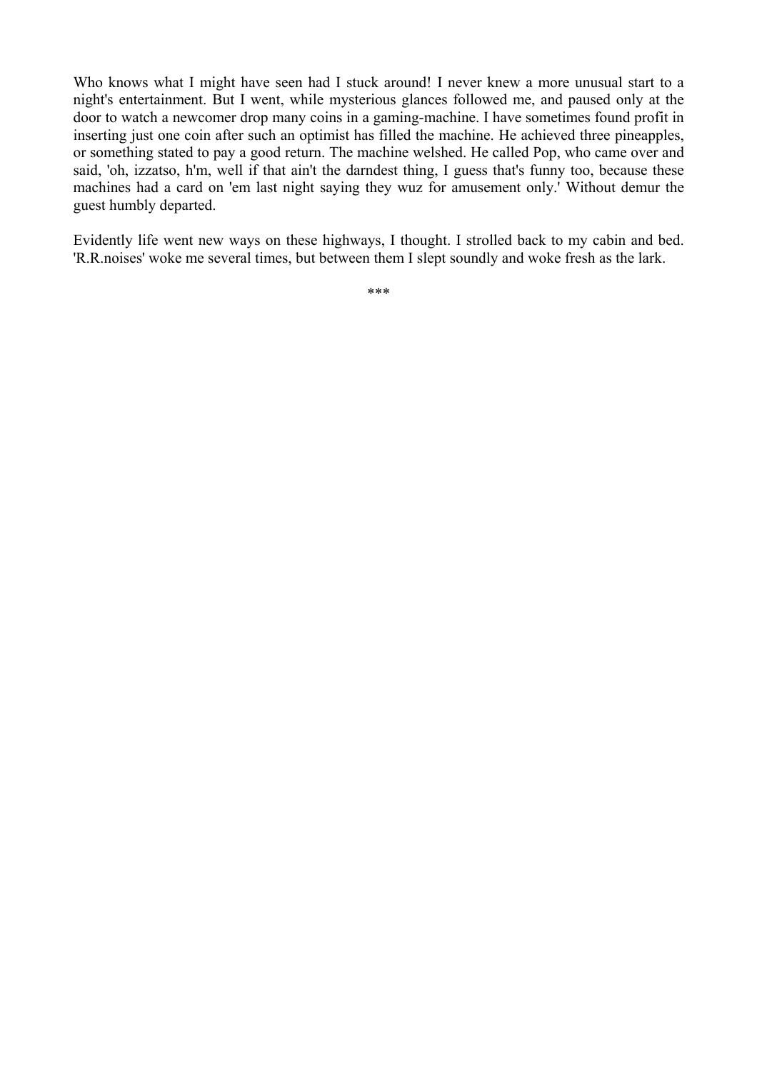Who knows what I might have seen had I stuck around! I never knew a more unusual start to a night's entertainment. But I went, while mysterious glances followed me, and paused only at the door to watch a newcomer drop many coins in a gaming-machine. I have sometimes found profit in inserting just one coin after such an optimist has filled the machine. He achieved three pineapples, or something stated to pay a good return. The machine welshed. He called Pop, who came over and said, 'oh, izzatso, h'm, well if that ain't the darndest thing, I guess that's funny too, because these machines had a card on 'em last night saying they wuz for amusement only.' Without demur the guest humbly departed.

Evidently life went new ways on these highways, I thought. I strolled back to my cabin and bed. 'R.R.noises' woke me several times, but between them I slept soundly and woke fresh as the lark.

***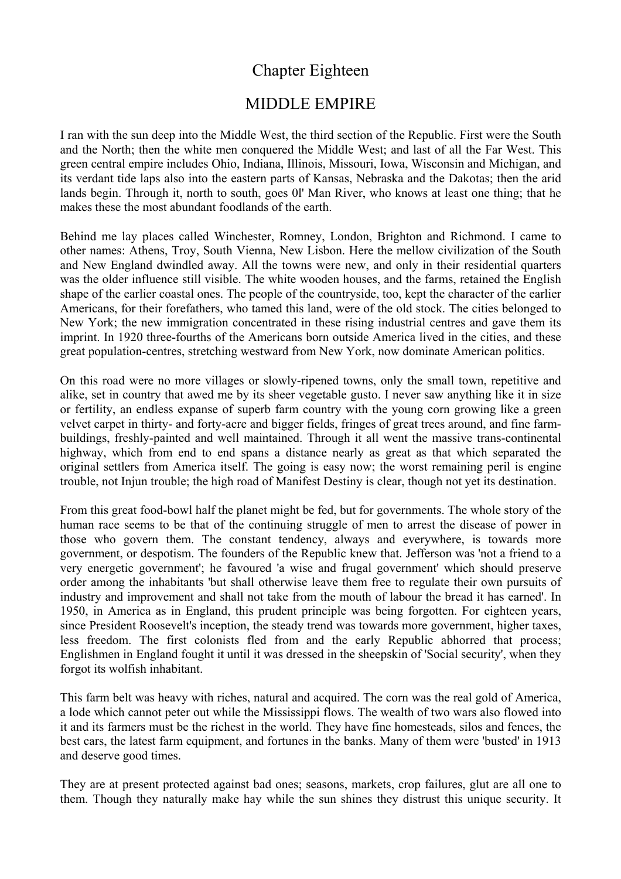# Chapter Eighteen

## MIDDLE EMPIRE

I ran with the sun deep into the Middle West, the third section of the Republic. First were the South and the North; then the white men conquered the Middle West; and last of all the Far West. This green central empire includes Ohio, Indiana, Illinois, Missouri, Iowa, Wisconsin and Michigan, and its verdant tide laps also into the eastern parts of Kansas, Nebraska and the Dakotas; then the arid lands begin. Through it, north to south, goes 0l' Man River, who knows at least one thing; that he makes these the most abundant foodlands of the earth.

Behind me lay places called Winchester, Romney, London, Brighton and Richmond. I came to other names: Athens, Troy, South Vienna, New Lisbon. Here the mellow civilization of the South and New England dwindled away. All the towns were new, and only in their residential quarters was the older influence still visible. The white wooden houses, and the farms, retained the English shape of the earlier coastal ones. The people of the countryside, too, kept the character of the earlier Americans, for their forefathers, who tamed this land, were of the old stock. The cities belonged to New York; the new immigration concentrated in these rising industrial centres and gave them its imprint. In 1920 three-fourths of the Americans born outside America lived in the cities, and these great population-centres, stretching westward from New York, now dominate American politics.

On this road were no more villages or slowly-ripened towns, only the small town, repetitive and alike, set in country that awed me by its sheer vegetable gusto. I never saw anything like it in size or fertility, an endless expanse of superb farm country with the young corn growing like a green velvet carpet in thirty- and forty-acre and bigger fields, fringes of great trees around, and fine farm-buildings, freshly-painted and well maintained. Through it all went the massive trans-continental highway, which from end to end spans a distance nearly as great as that which separated the original settlers from America itself. The going is easy now; the worst remaining peril is engine trouble, not Injun trouble; the high road of Manifest Destiny is clear, though not yet its destination.

From this great food-bowl half the planet might be fed, but for governments. The whole story of the human race seems to be that of the continuing struggle of men to arrest the disease of power in those who govern them. The constant tendency, always and everywhere, is towards more government, or despotism. The founders of the Republic knew that. Jefferson was 'not a friend to a very energetic government'; he favoured 'a wise and frugal government' which should preserve order among the inhabitants 'but shall otherwise leave them free to regulate their own pursuits of industry and improvement and shall not take from the mouth of labour the bread it has earned'. In 1950, in America as in England, this prudent principle was being forgotten. For eighteen years, since President Roosevelt's inception, the steady trend was towards more government, higher taxes, less freedom. The first colonists fled from and the early Republic abhorred that process; Englishmen in England fought it until it was dressed in the sheepskin of 'Social security', when they forgot its wolfish inhabitant.

This farm belt was heavy with riches, natural and acquired. The corn was the real gold of America, a lode which cannot peter out while the Mississippi flows. The wealth of two wars also flowed into it and its farmers must be the richest in the world. They have fine homesteads, silos and fences, the best cars, the latest farm equipment, and fortunes in the banks. Many of them were 'busted' in 1913 and deserve good times.

They are at present protected against bad ones; seasons, markets, crop failures, glut are all one to them. Though they naturally make hay while the sun shines they distrust this unique security. It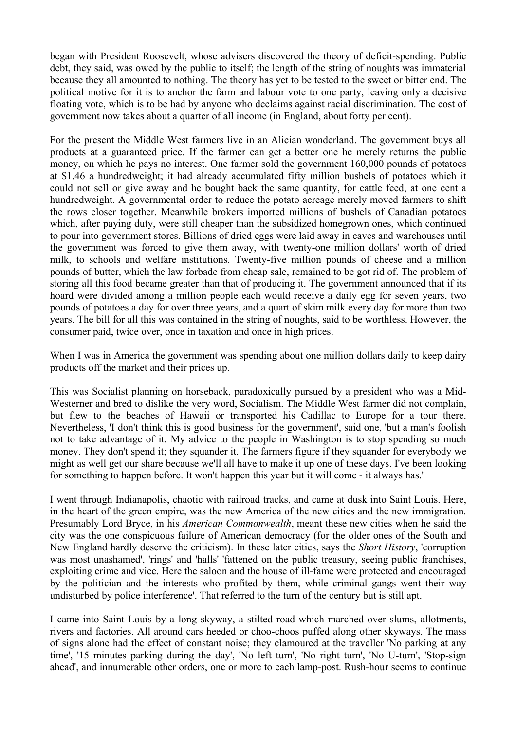began with President Roosevelt, whose advisers discovered the theory of deficit-spending. Public debt, they said, was owed by the public to itself; the length of the string of noughts was immaterial because they all amounted to nothing. The theory has yet to be tested to the sweet or bitter end. The political motive for it is to anchor the farm and labour vote to one party, leaving only a decisive floating vote, which is to be had by anyone who declaims against racial discrimination. The cost of government now takes about a quarter of all income (in England, about forty per cent).

For the present the Middle West farmers live in an Alician wonderland. The government buys all products at a guaranteed price. If the farmer can get a better one he merely returns the public money, on which he pays no interest. One farmer sold the government 160,000 pounds of potatoes at $1.46 a hundredweight; it had already accumulated fifty million bushels of potatoes which it could not sell or give away and he bought back the same quantity, for cattle feed, at one cent a hundredweight. A governmental order to reduce the potato acreage merely moved farmers to shift the rows closer together. Meanwhile brokers imported millions of bushels of Canadian potatoes which, after paying duty, were still cheaper than the subsidized homegrown ones, which continued to pour into government stores. Billions of dried eggs were laid away in caves and warehouses until the government was forced to give them away, with twenty-one million dollars' worth of dried milk, to schools and welfare institutions. Twenty-five million pounds of cheese and a million pounds of butter, which the law forbade from cheap sale, remained to be got rid of. The problem of storing all this food became greater than that of producing it. The government announced that if its hoard were divided among a million people each would receive a daily egg for seven years, two pounds of potatoes a day for over three years, and a quart of skim milk every day for more than two years. The bill for all this was contained in the string of noughts, said to be worthless. However, the consumer paid, twice over, once in taxation and once in high prices.

When I was in America the government was spending about one million dollars daily to keep dairy products off the market and their prices up.

This was Socialist planning on horseback, paradoxically pursued by a president who was a Mid-Westerner and bred to dislike the very word, Socialism. The Middle West farmer did not complain, but flew to the beaches of Hawaii or transported his Cadillac to Europe for a tour there. Nevertheless, 'I don't think this is good business for the government', said one, 'but a man's foolish not to take advantage of it. My advice to the people in Washington is to stop spending so much money. They don't spend it; they squander it. The farmers figure if they squander for everybody we might as well get our share because we'll all have to make it up one of these days. I've been looking for something to happen before. It won't happen this year but it will come - it always has.'

I went through Indianapolis, chaotic with railroad tracks, and came at dusk into Saint Louis. Here, in the heart of the green empire, was the new America of the new cities and the new immigration. Presumably Lord Bryce, in his *American Commonwealth*, meant these new cities when he said the city was the one conspicuous failure of American democracy (for the older ones of the South and New England hardly deserve the criticism). In these later cities, says the *Short History*, 'corruption was most unashamed', 'rings' and 'halls' 'fattened on the public treasury, seeing public franchises, exploiting crime and vice. Here the saloon and the house of ill-fame were protected and encouraged by the politician and the interests who profited by them, while criminal gangs went their way undisturbed by police interference'. That referred to the turn of the century but is still apt.

I came into Saint Louis by a long skyway, a stilted road which marched over slums, allotments, rivers and factories. All around cars heeded or choo-choos puffed along other skyways. The mass of signs alone had the effect of constant noise; they clamoured at the traveller 'No parking at any time', '15 minutes parking during the day', 'No left turn', 'No right turn', 'No U-turn', 'Stop-sign ahead', and innumerable other orders, one or more to each lamp-post. Rush-hour seems to continue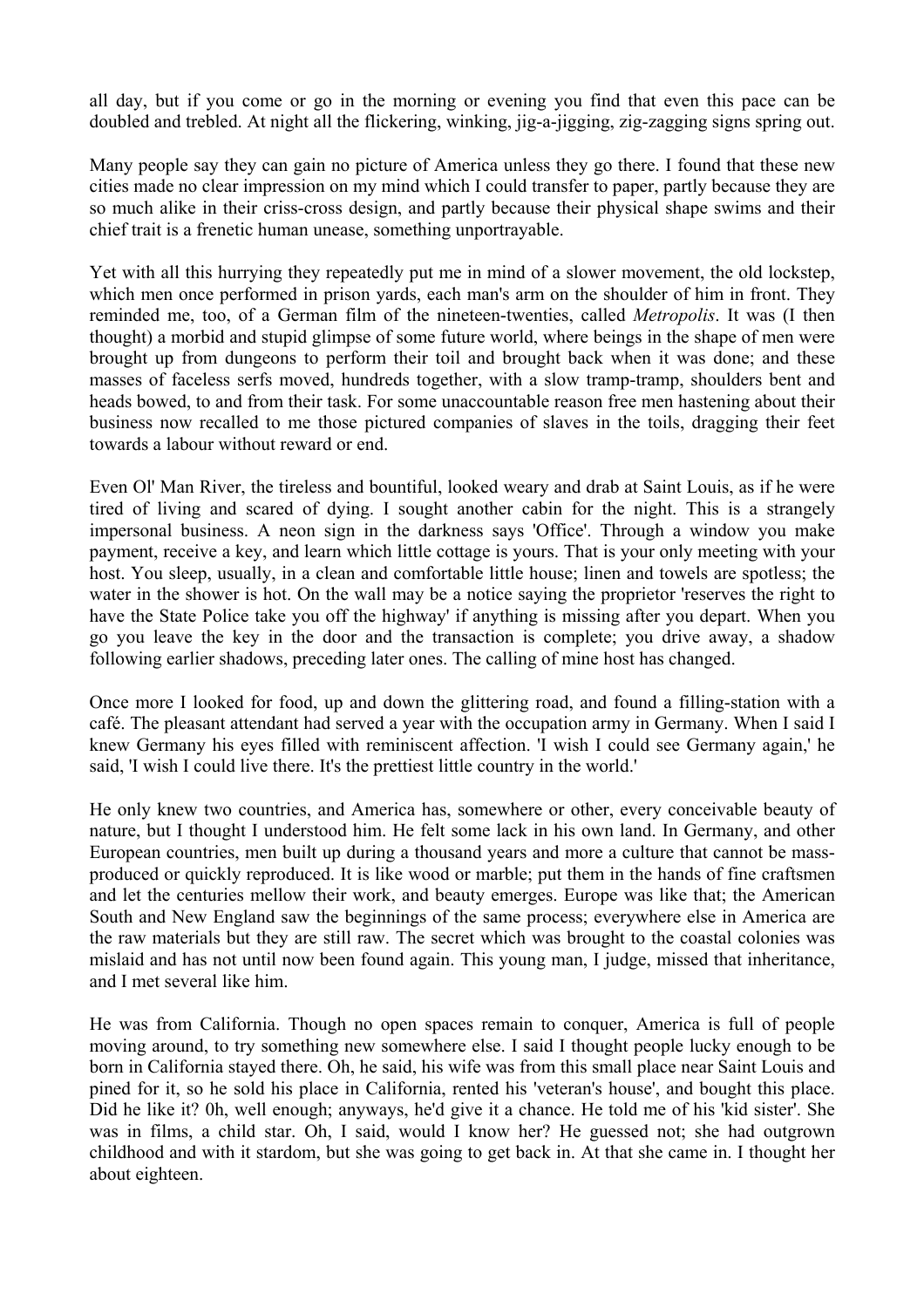all day, but if you come or go in the morning or evening you find that even this pace can be doubled and trebled. At night all the flickering, winking, jig-a-jigging, zig-zagging signs spring out.

Many people say they can gain no picture of America unless they go there. I found that these new cities made no clear impression on my mind which I could transfer to paper, partly because they are so much alike in their criss-cross design, and partly because their physical shape swims and their chief trait is a frenetic human unease, something unportrayable.

Yet with all this hurrying they repeatedly put me in mind of a slower movement, the old lockstep, which men once performed in prison yards, each man's arm on the shoulder of him in front. They reminded me, too, of a German film of the nineteen-twenties, called *Metropolis*. It was (I then thought) a morbid and stupid glimpse of some future world, where beings in the shape of men were brought up from dungeons to perform their toil and brought back when it was done; and these masses of faceless serfs moved, hundreds together, with a slow tramp-tramp, shoulders bent and heads bowed, to and from their task. For some unaccountable reason free men hastening about their business now recalled to me those pictured companies of slaves in the toils, dragging their feet towards a labour without reward or end.

Even Ol' Man River, the tireless and bountiful, looked weary and drab at Saint Louis, as if he were tired of living and scared of dying. I sought another cabin for the night. This is a strangely impersonal business. A neon sign in the darkness says 'Office'. Through a window you make payment, receive a key, and learn which little cottage is yours. That is your only meeting with your host. You sleep, usually, in a clean and comfortable little house; linen and towels are spotless; the water in the shower is hot. On the wall may be a notice saying the proprietor 'reserves the right to have the State Police take you off the highway' if anything is missing after you depart. When you go you leave the key in the door and the transaction is complete; you drive away, a shadow following earlier shadows, preceding later ones. The calling of mine host has changed.

Once more I looked for food, up and down the glittering road, and found a filling-station with a café. The pleasant attendant had served a year with the occupation army in Germany. When I said I knew Germany his eyes filled with reminiscent affection. 'I wish I could see Germany again,' he said, 'I wish I could live there. It's the prettiest little country in the world.'

He only knew two countries, and America has, somewhere or other, every conceivable beauty of nature, but I thought I understood him. He felt some lack in his own land. In Germany, and other European countries, men built up during a thousand years and more a culture that cannot be mass-produced or quickly reproduced. It is like wood or marble; put them in the hands of fine craftsmen and let the centuries mellow their work, and beauty emerges. Europe was like that; the American South and New England saw the beginnings of the same process; everywhere else in America are the raw materials but they are still raw. The secret which was brought to the coastal colonies was mislaid and has not until now been found again. This young man, I judge, missed that inheritance, and I met several like him.

He was from California. Though no open spaces remain to conquer, America is full of people moving around, to try something new somewhere else. I said I thought people lucky enough to be born in California stayed there. Oh, he said, his wife was from this small place near Saint Louis and pined for it, so he sold his place in California, rented his 'veteran's house', and bought this place. Did he like it? 0h, well enough; anyways, he'd give it a chance. He told me of his 'kid sister'. She was in films, a child star. Oh, I said, would I know her? He guessed not; she had outgrown childhood and with it stardom, but she was going to get back in. At that she came in. I thought her about eighteen.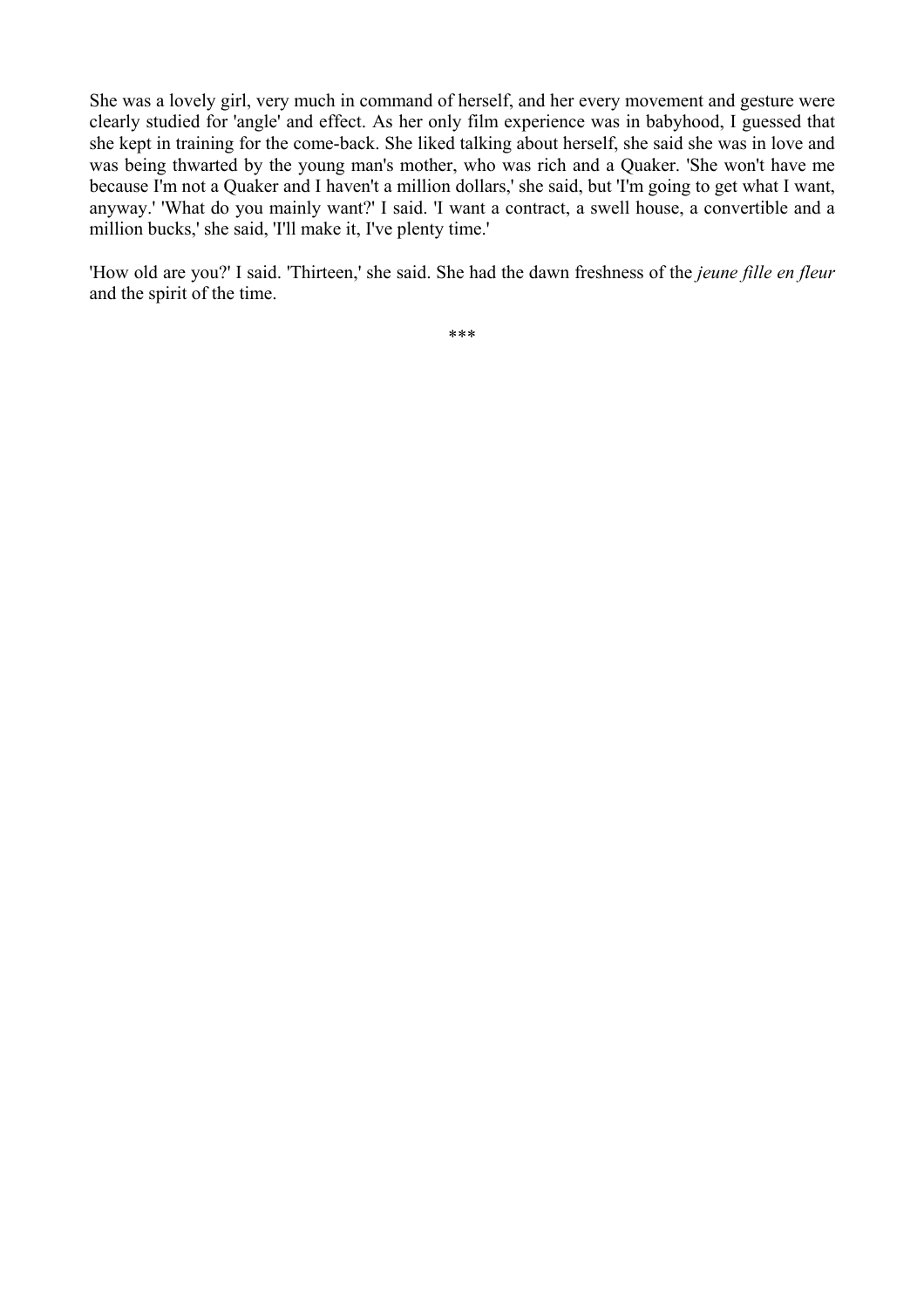She was a lovely girl, very much in command of herself, and her every movement and gesture were clearly studied for 'angle' and effect. As her only film experience was in babyhood, I guessed that she kept in training for the come-back. She liked talking about herself, she said she was in love and was being thwarted by the young man's mother, who was rich and a Quaker. 'She won't have me because I'm not a Quaker and I haven't a million dollars,' she said, but 'I'm going to get what I want, anyway.' 'What do you mainly want?' I said. 'I want a contract, a swell house, a convertible and a million bucks,' she said, 'I'll make it, I've plenty time.'

'How old are you?' I said. 'Thirteen,' she said. She had the dawn freshness of the *jeune fille en fleur* and the spirit of the time.

***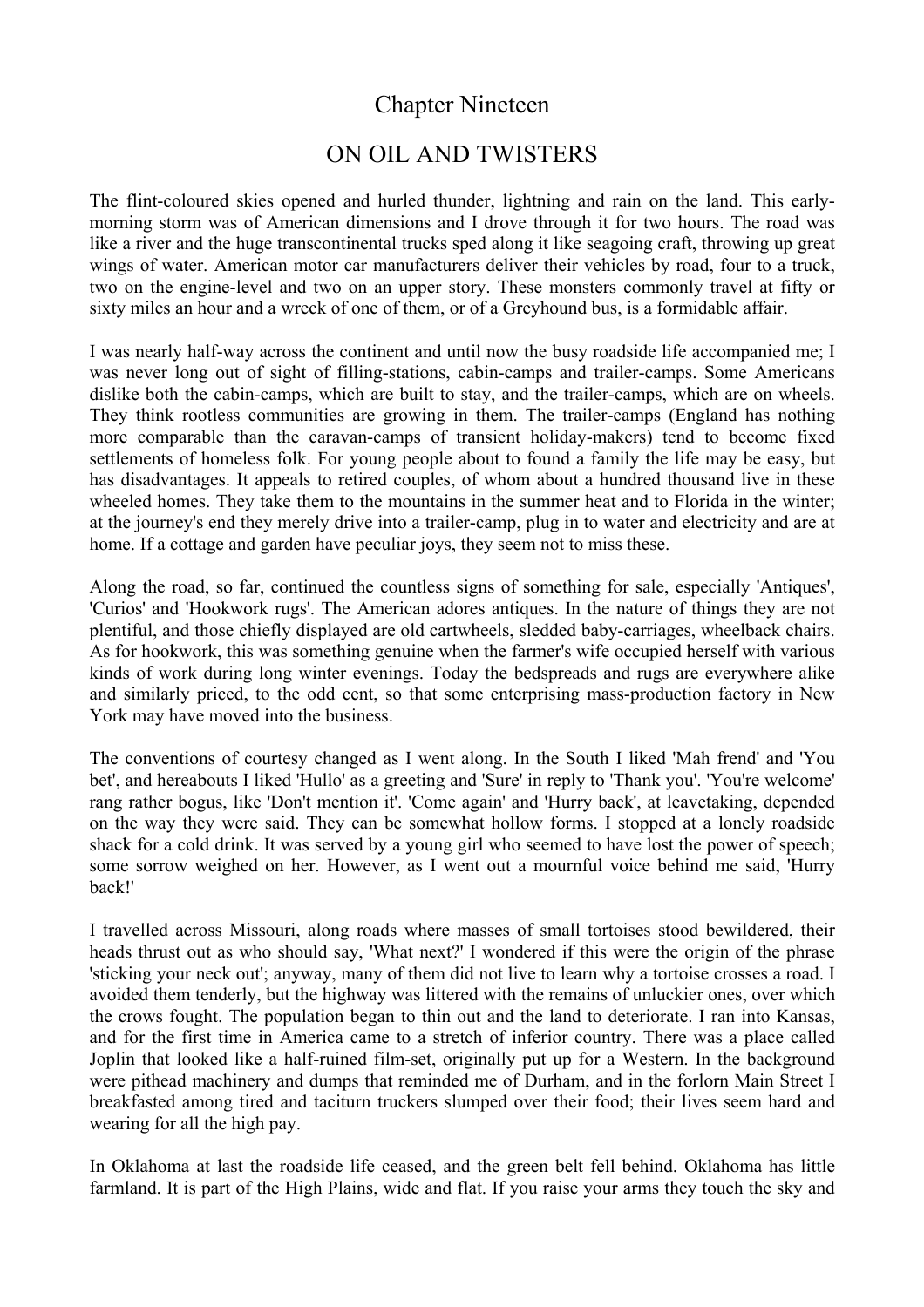# Chapter Nineteen

## ON OIL AND TWISTERS

The flint-coloured skies opened and hurled thunder, lightning and rain on the land. This early-morning storm was of American dimensions and I drove through it for two hours. The road was like a river and the huge transcontinental trucks sped along it like seagoing craft, throwing up great wings of water. American motor car manufacturers deliver their vehicles by road, four to a truck, two on the engine-level and two on an upper story. These monsters commonly travel at fifty or sixty miles an hour and a wreck of one of them, or of a Greyhound bus, is a formidable affair.

I was nearly half-way across the continent and until now the busy roadside life accompanied me; I was never long out of sight of filling-stations, cabin-camps and trailer-camps. Some Americans dislike both the cabin-camps, which are built to stay, and the trailer-camps, which are on wheels. They think rootless communities are growing in them. The trailer-camps (England has nothing more comparable than the caravan-camps of transient holiday-makers) tend to become fixed settlements of homeless folk. For young people about to found a family the life may be easy, but has disadvantages. It appeals to retired couples, of whom about a hundred thousand live in these wheeled homes. They take them to the mountains in the summer heat and to Florida in the winter; at the journey's end they merely drive into a trailer-camp, plug in to water and electricity and are at home. If a cottage and garden have peculiar joys, they seem not to miss these.

Along the road, so far, continued the countless signs of something for sale, especially 'Antiques', 'Curios' and 'Hookwork rugs'. The American adores antiques. In the nature of things they are not plentiful, and those chiefly displayed are old cartwheels, sledded baby-carriages, wheelback chairs. As for hookwork, this was something genuine when the farmer's wife occupied herself with various kinds of work during long winter evenings. Today the bedspreads and rugs are everywhere alike and similarly priced, to the odd cent, so that some enterprising mass-production factory in New York may have moved into the business.

The conventions of courtesy changed as I went along. In the South I liked 'Mah frend' and 'You bet', and hereabouts I liked 'Hullo' as a greeting and 'Sure' in reply to 'Thank you'. 'You're welcome' rang rather bogus, like 'Don't mention it'. 'Come again' and 'Hurry back', at leavetaking, depended on the way they were said. They can be somewhat hollow forms. I stopped at a lonely roadside shack for a cold drink. It was served by a young girl who seemed to have lost the power of speech; some sorrow weighed on her. However, as I went out a mournful voice behind me said, 'Hurry back!'

I travelled across Missouri, along roads where masses of small tortoises stood bewildered, their heads thrust out as who should say, 'What next?' I wondered if this were the origin of the phrase 'sticking your neck out'; anyway, many of them did not live to learn why a tortoise crosses a road. I avoided them tenderly, but the highway was littered with the remains of unluckier ones, over which the crows fought. The population began to thin out and the land to deteriorate. I ran into Kansas, and for the first time in America came to a stretch of inferior country. There was a place called Joplin that looked like a half-ruined film-set, originally put up for a Western. In the background were pithead machinery and dumps that reminded me of Durham, and in the forlorn Main Street I breakfasted among tired and taciturn truckers slumped over their food; their lives seem hard and wearing for all the high pay.

In Oklahoma at last the roadside life ceased, and the green belt fell behind. Oklahoma has little farmland. It is part of the High Plains, wide and flat. If you raise your arms they touch the sky and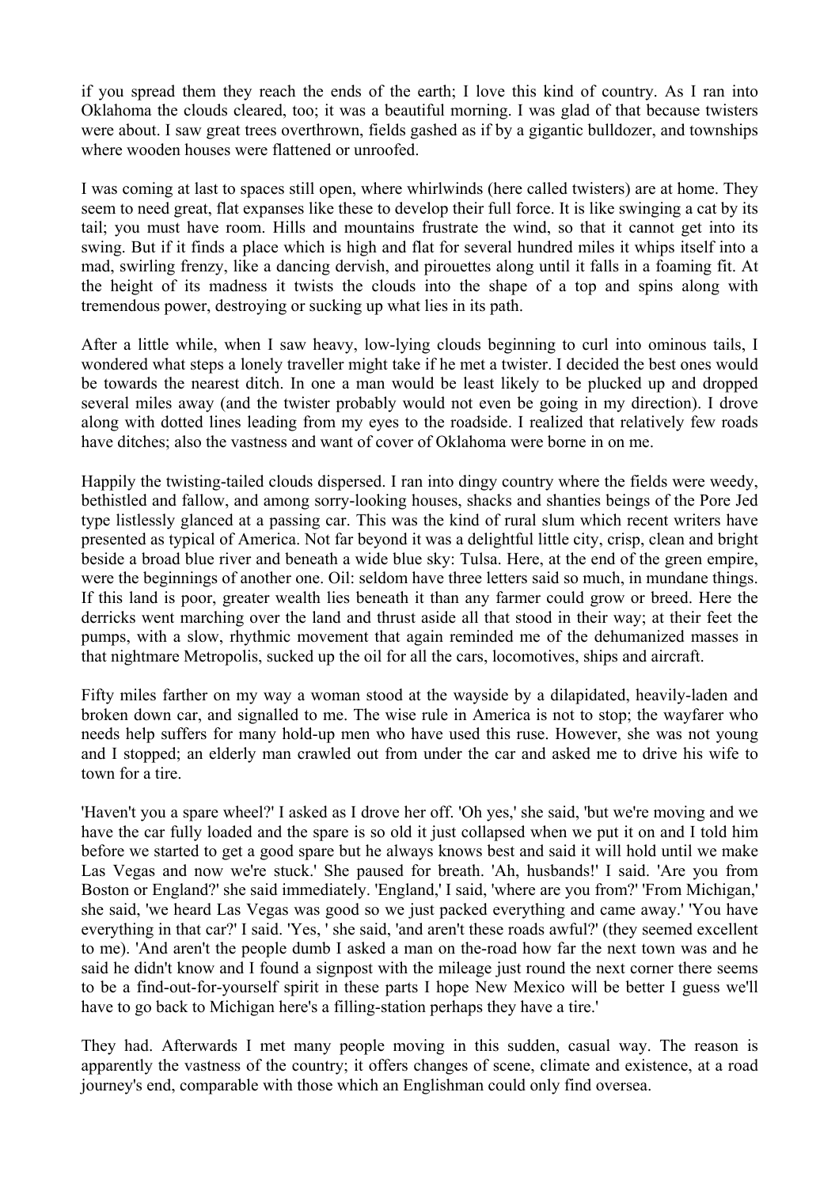if you spread them they reach the ends of the earth; I love this kind of country. As I ran into Oklahoma the clouds cleared, too; it was a beautiful morning. I was glad of that because twisters were about. I saw great trees overthrown, fields gashed as if by a gigantic bulldozer, and townships where wooden houses were flattened or unroofed.

I was coming at last to spaces still open, where whirlwinds (here called twisters) are at home. They seem to need great, flat expanses like these to develop their full force. It is like swinging a cat by its tail; you must have room. Hills and mountains frustrate the wind, so that it cannot get into its swing. But if it finds a place which is high and flat for several hundred miles it whips itself into a mad, swirling frenzy, like a dancing dervish, and pirouettes along until it falls in a foaming fit. At the height of its madness it twists the clouds into the shape of a top and spins along with tremendous power, destroying or sucking up what lies in its path.

After a little while, when I saw heavy, low-lying clouds beginning to curl into ominous tails, I wondered what steps a lonely traveller might take if he met a twister. I decided the best ones would be towards the nearest ditch. In one a man would be least likely to be plucked up and dropped several miles away (and the twister probably would not even be going in my direction). I drove along with dotted lines leading from my eyes to the roadside. I realized that relatively few roads have ditches; also the vastness and want of cover of Oklahoma were borne in on me.

Happily the twisting-tailed clouds dispersed. I ran into dingy country where the fields were weedy, bethistled and fallow, and among sorry-looking houses, shacks and shanties beings of the Pore Jed type listlessly glanced at a passing car. This was the kind of rural slum which recent writers have presented as typical of America. Not far beyond it was a delightful little city, crisp, clean and bright beside a broad blue river and beneath a wide blue sky: Tulsa. Here, at the end of the green empire, were the beginnings of another one. Oil: seldom have three letters said so much, in mundane things. If this land is poor, greater wealth lies beneath it than any farmer could grow or breed. Here the derricks went marching over the land and thrust aside all that stood in their way; at their feet the pumps, with a slow, rhythmic movement that again reminded me of the dehumanized masses in that nightmare Metropolis, sucked up the oil for all the cars, locomotives, ships and aircraft.

Fifty miles farther on my way a woman stood at the wayside by a dilapidated, heavily-laden and broken down car, and signalled to me. The wise rule in America is not to stop; the wayfarer who needs help suffers for many hold-up men who have used this ruse. However, she was not young and I stopped; an elderly man crawled out from under the car and asked me to drive his wife to town for a tire.

'Haven't you a spare wheel?' I asked as I drove her off. 'Oh yes,' she said, 'but we're moving and we have the car fully loaded and the spare is so old it just collapsed when we put it on and I told him before we started to get a good spare but he always knows best and said it will hold until we make Las Vegas and now we're stuck.' She paused for breath. 'Ah, husbands!' I said. 'Are you from Boston or England?' she said immediately. 'England,' I said, 'where are you from?' 'From Michigan,' she said, 'we heard Las Vegas was good so we just packed everything and came away.' 'You have everything in that car?' I said. 'Yes, ' she said, 'and aren't these roads awful?' (they seemed excellent to me). 'And aren't the people dumb I asked a man on the-road how far the next town was and he said he didn't know and I found a signpost with the mileage just round the next corner there seems to be a find-out-for-yourself spirit in these parts I hope New Mexico will be better I guess we'll have to go back to Michigan here's a filling-station perhaps they have a tire.'

They had. Afterwards I met many people moving in this sudden, casual way. The reason is apparently the vastness of the country; it offers changes of scene, climate and existence, at a road journey's end, comparable with those which an Englishman could only find oversea.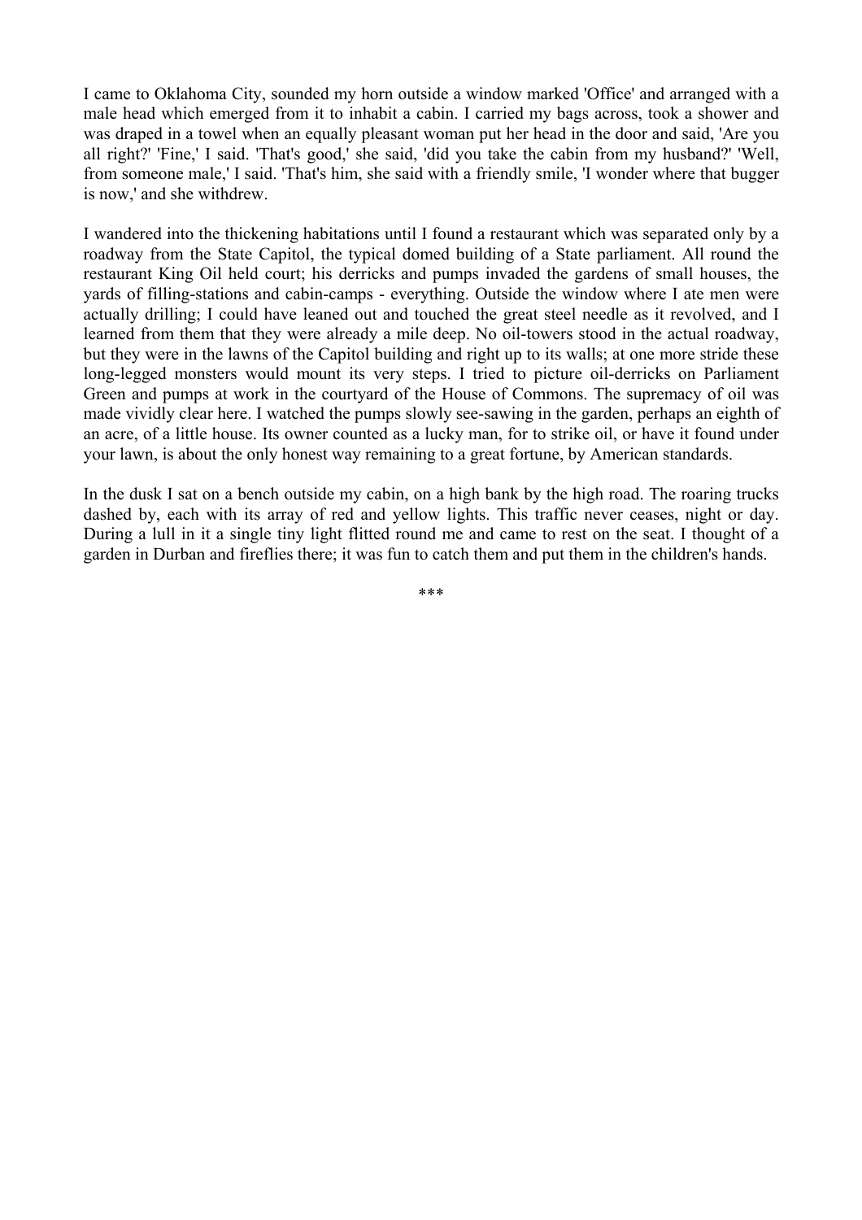I came to Oklahoma City, sounded my horn outside a window marked 'Office' and arranged with a male head which emerged from it to inhabit a cabin. I carried my bags across, took a shower and was draped in a towel when an equally pleasant woman put her head in the door and said, 'Are you all right?' 'Fine,' I said. 'That's good,' she said, 'did you take the cabin from my husband?' 'Well, from someone male,' I said. 'That's him, she said with a friendly smile, 'I wonder where that bugger is now,' and she withdrew.

I wandered into the thickening habitations until I found a restaurant which was separated only by a roadway from the State Capitol, the typical domed building of a State parliament. All round the restaurant King Oil held court; his derricks and pumps invaded the gardens of small houses, the yards of filling-stations and cabin-camps - everything. Outside the window where I ate men were actually drilling; I could have leaned out and touched the great steel needle as it revolved, and I learned from them that they were already a mile deep. No oil-towers stood in the actual roadway, but they were in the lawns of the Capitol building and right up to its walls; at one more stride these long-legged monsters would mount its very steps. I tried to picture oil-derricks on Parliament Green and pumps at work in the courtyard of the House of Commons. The supremacy of oil was made vividly clear here. I watched the pumps slowly see-sawing in the garden, perhaps an eighth of an acre, of a little house. Its owner counted as a lucky man, for to strike oil, or have it found under your lawn, is about the only honest way remaining to a great fortune, by American standards.

In the dusk I sat on a bench outside my cabin, on a high bank by the high road. The roaring trucks dashed by, each with its array of red and yellow lights. This traffic never ceases, night or day. During a lull in it a single tiny light flitted round me and came to rest on the seat. I thought of a garden in Durban and fireflies there; it was fun to catch them and put them in the children's hands.

***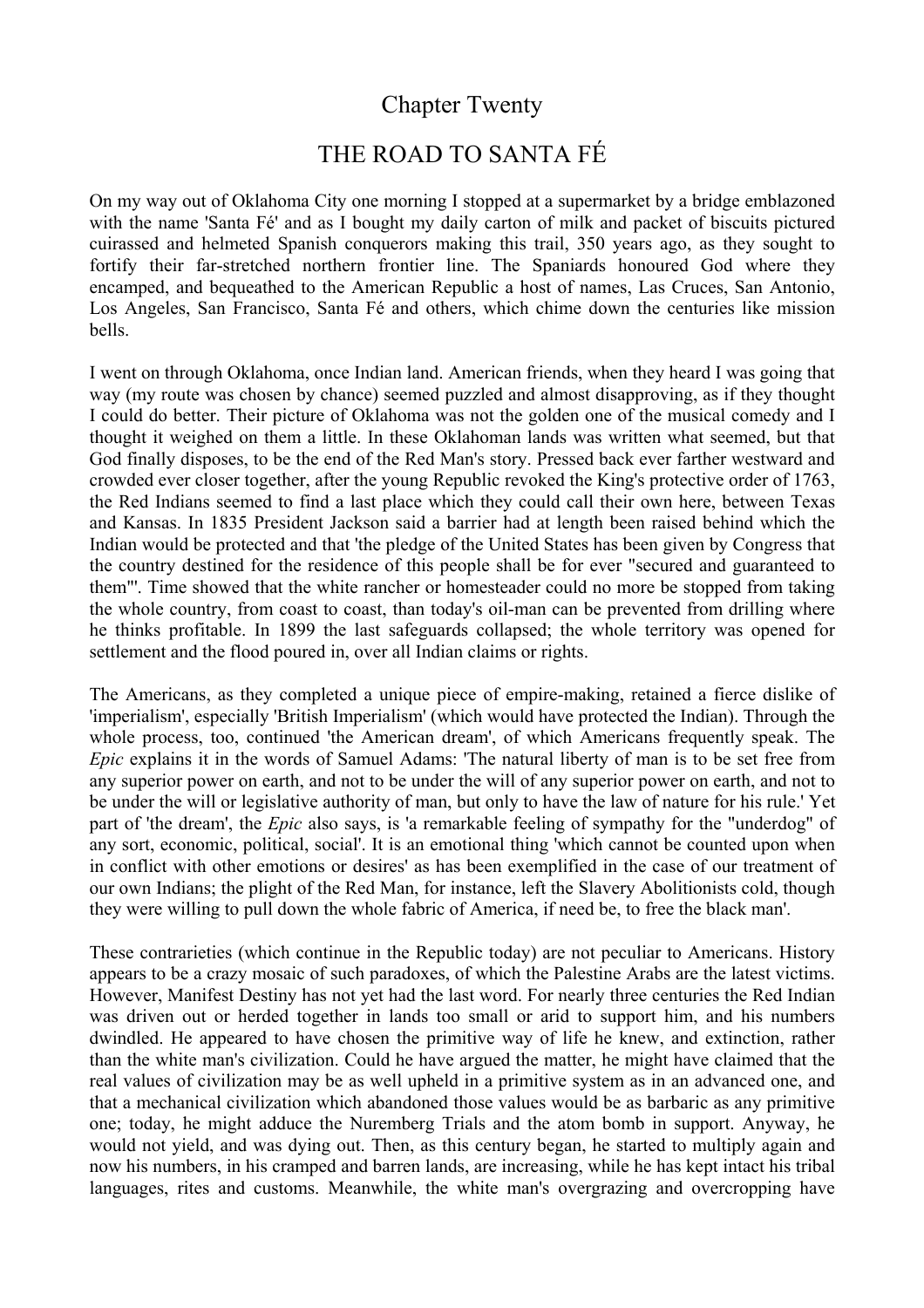# Chapter Twenty

## THE ROAD TO SANTA FÉ

On my way out of Oklahoma City one morning I stopped at a supermarket by a bridge emblazoned with the name 'Santa Fé' and as I bought my daily carton of milk and packet of biscuits pictured cuirassed and helmeted Spanish conquerors making this trail, 350 years ago, as they sought to fortify their far-stretched northern frontier line. The Spaniards honoured God where they encamped, and bequeathed to the American Republic a host of names, Las Cruces, San Antonio, Los Angeles, San Francisco, Santa Fé and others, which chime down the centuries like mission bells.

I went on through Oklahoma, once Indian land. American friends, when they heard I was going that way (my route was chosen by chance) seemed puzzled and almost disapproving, as if they thought I could do better. Their picture of Oklahoma was not the golden one of the musical comedy and I thought it weighed on them a little. In these Oklahoman lands was written what seemed, but that God finally disposes, to be the end of the Red Man's story. Pressed back ever farther westward and crowded ever closer together, after the young Republic revoked the King's protective order of 1763, the Red Indians seemed to find a last place which they could call their own here, between Texas and Kansas. In 1835 President Jackson said a barrier had at length been raised behind which the Indian would be protected and that 'the pledge of the United States has been given by Congress that the country destined for the residence of this people shall be for ever "secured and guaranteed to them"'. Time showed that the white rancher or homesteader could no more be stopped from taking the whole country, from coast to coast, than today's oil-man can be prevented from drilling where he thinks profitable. In 1899 the last safeguards collapsed; the whole territory was opened for settlement and the flood poured in, over all Indian claims or rights.

The Americans, as they completed a unique piece of empire-making, retained a fierce dislike of 'imperialism', especially 'British Imperialism' (which would have protected the Indian). Through the whole process, too, continued 'the American dream', of which Americans frequently speak. The *Epic* explains it in the words of Samuel Adams: 'The natural liberty of man is to be set free from any superior power on earth, and not to be under the will of any superior power on earth, and not to be under the will or legislative authority of man, but only to have the law of nature for his rule.' Yet part of 'the dream', the *Epic* also says, is 'a remarkable feeling of sympathy for the "underdog" of any sort, economic, political, social'. It is an emotional thing 'which cannot be counted upon when in conflict with other emotions or desires' as has been exemplified in the case of our treatment of our own Indians; the plight of the Red Man, for instance, left the Slavery Abolitionists cold, though they were willing to pull down the whole fabric of America, if need be, to free the black man'.

These contrarieties (which continue in the Republic today) are not peculiar to Americans. History appears to be a crazy mosaic of such paradoxes, of which the Palestine Arabs are the latest victims. However, Manifest Destiny has not yet had the last word. For nearly three centuries the Red Indian was driven out or herded together in lands too small or arid to support him, and his numbers dwindled. He appeared to have chosen the primitive way of life he knew, and extinction, rather than the white man's civilization. Could he have argued the matter, he might have claimed that the real values of civilization may be as well upheld in a primitive system as in an advanced one, and that a mechanical civilization which abandoned those values would be as barbaric as any primitive one; today, he might adduce the Nuremberg Trials and the atom bomb in support. Anyway, he would not yield, and was dying out. Then, as this century began, he started to multiply again and now his numbers, in his cramped and barren lands, are increasing, while he has kept intact his tribal languages, rites and customs. Meanwhile, the white man's overgrazing and overcropping have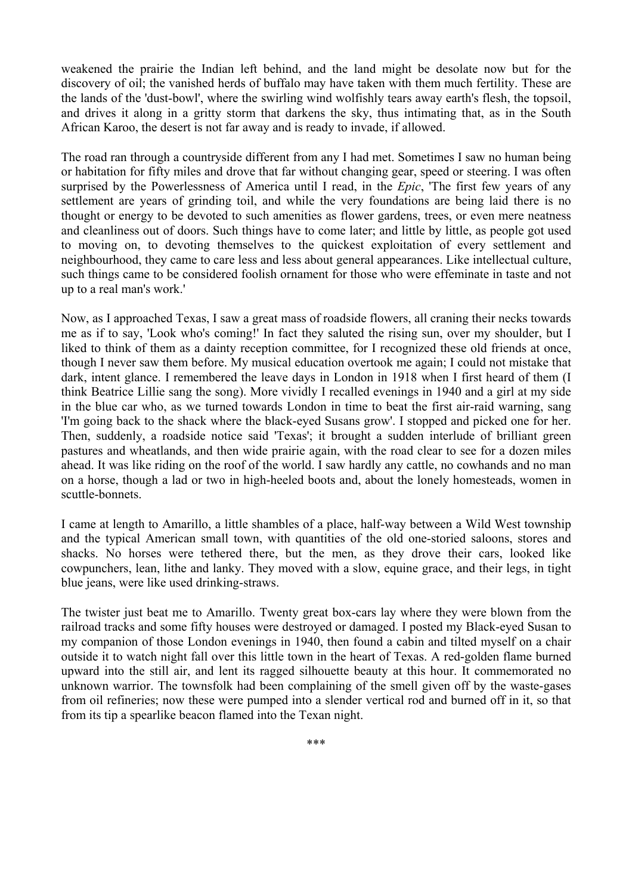weakened the prairie the Indian left behind, and the land might be desolate now but for the discovery of oil; the vanished herds of buffalo may have taken with them much fertility. These are the lands of the 'dust-bowl', where the swirling wind wolfishly tears away earth's flesh, the topsoil, and drives it along in a gritty storm that darkens the sky, thus intimating that, as in the South African Karoo, the desert is not far away and is ready to invade, if allowed.

The road ran through a countryside different from any I had met. Sometimes I saw no human being or habitation for fifty miles and drove that far without changing gear, speed or steering. I was often surprised by the Powerlessness of America until I read, in the *Epic*, 'The first few years of any settlement are years of grinding toil, and while the very foundations are being laid there is no thought or energy to be devoted to such amenities as flower gardens, trees, or even mere neatness and cleanliness out of doors. Such things have to come later; and little by little, as people got used to moving on, to devoting themselves to the quickest exploitation of every settlement and neighbourhood, they came to care less and less about general appearances. Like intellectual culture, such things came to be considered foolish ornament for those who were effeminate in taste and not up to a real man's work.'

Now, as I approached Texas, I saw a great mass of roadside flowers, all craning their necks towards me as if to say, 'Look who's coming!' In fact they saluted the rising sun, over my shoulder, but I liked to think of them as a dainty reception committee, for I recognized these old friends at once, though I never saw them before. My musical education overtook me again; I could not mistake that dark, intent glance. I remembered the leave days in London in 1918 when I first heard of them (I think Beatrice Lillie sang the song). More vividly I recalled evenings in 1940 and a girl at my side in the blue car who, as we turned towards London in time to beat the first air-raid warning, sang 'I'm going back to the shack where the black-eyed Susans grow'. I stopped and picked one for her. Then, suddenly, a roadside notice said 'Texas'; it brought a sudden interlude of brilliant green pastures and wheatlands, and then wide prairie again, with the road clear to see for a dozen miles ahead. It was like riding on the roof of the world. I saw hardly any cattle, no cowhands and no man on a horse, though a lad or two in high-heeled boots and, about the lonely homesteads, women in scuttle-bonnets.

I came at length to Amarillo, a little shambles of a place, half-way between a Wild West township and the typical American small town, with quantities of the old one-storied saloons, stores and shacks. No horses were tethered there, but the men, as they drove their cars, looked like cowpunchers, lean, lithe and lanky. They moved with a slow, equine grace, and their legs, in tight blue jeans, were like used drinking-straws.

The twister just beat me to Amarillo. Twenty great box-cars lay where they were blown from the railroad tracks and some fifty houses were destroyed or damaged. I posted my Black-eyed Susan to my companion of those London evenings in 1940, then found a cabin and tilted myself on a chair outside it to watch night fall over this little town in the heart of Texas. A red-golden flame burned upward into the still air, and lent its ragged silhouette beauty at this hour. It commemorated no unknown warrior. The townsfolk had been complaining of the smell given off by the waste-gases from oil refineries; now these were pumped into a slender vertical rod and burned off in it, so that from its tip a spearlike beacon flamed into the Texan night.

\*\*\*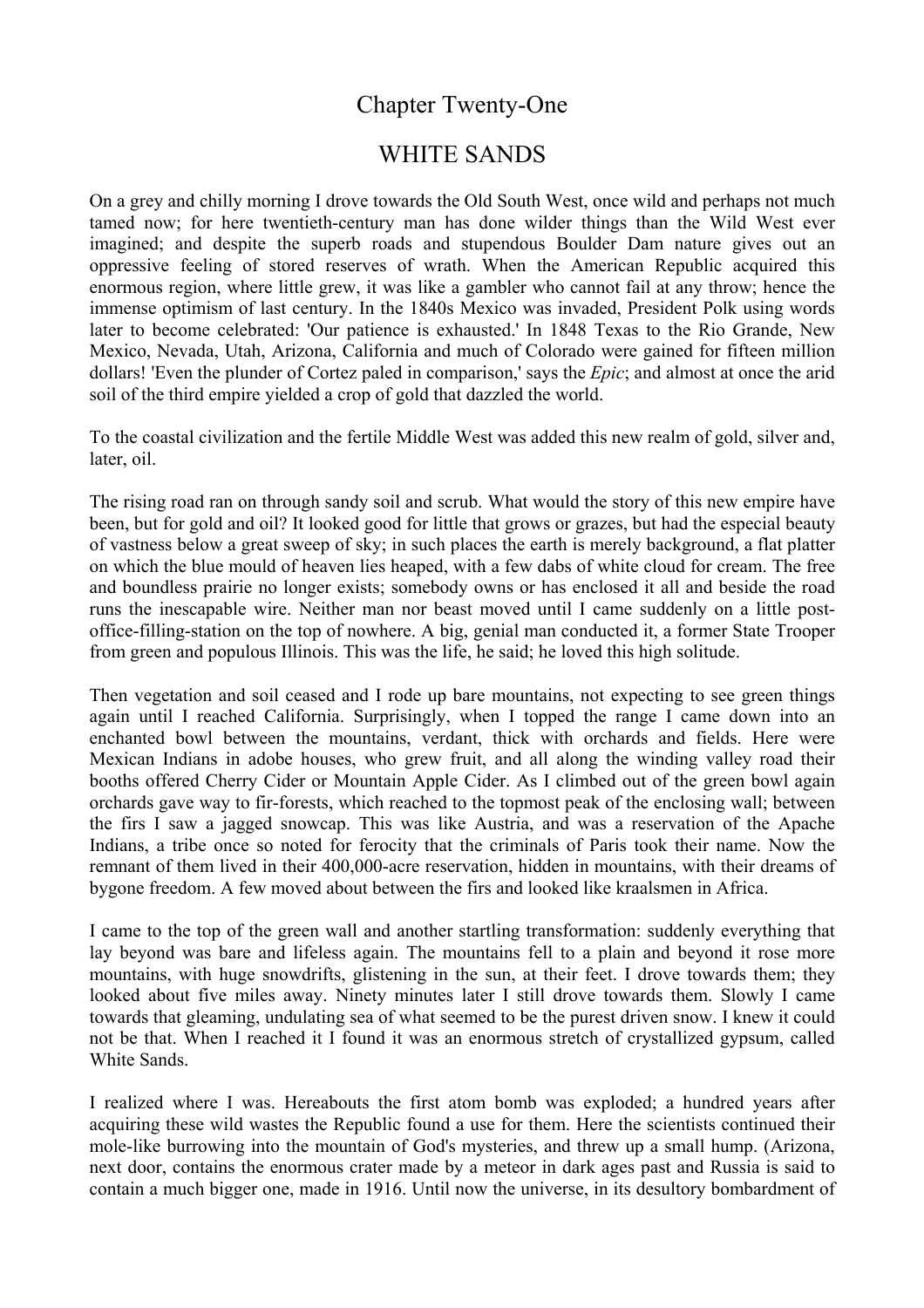# Chapter Twenty-One

## WHITE SANDS

On a grey and chilly morning I drove towards the Old South West, once wild and perhaps not much tamed now; for here twentieth-century man has done wilder things than the Wild West ever imagined; and despite the superb roads and stupendous Boulder Dam nature gives out an oppressive feeling of stored reserves of wrath. When the American Republic acquired this enormous region, where little grew, it was like a gambler who cannot fail at any throw; hence the immense optimism of last century. In the 1840s Mexico was invaded, President Polk using words later to become celebrated: 'Our patience is exhausted.' In 1848 Texas to the Rio Grande, New Mexico, Nevada, Utah, Arizona, California and much of Colorado were gained for fifteen million dollars! 'Even the plunder of Cortez paled in comparison,' says the *Epic*; and almost at once the arid soil of the third empire yielded a crop of gold that dazzled the world.

To the coastal civilization and the fertile Middle West was added this new realm of gold, silver and, later, oil.

The rising road ran on through sandy soil and scrub. What would the story of this new empire have been, but for gold and oil? It looked good for little that grows or grazes, but had the especial beauty of vastness below a great sweep of sky; in such places the earth is merely background, a flat platter on which the blue mould of heaven lies heaped, with a few dabs of white cloud for cream. The free and boundless prairie no longer exists; somebody owns or has enclosed it all and beside the road runs the inescapable wire. Neither man nor beast moved until I came suddenly on a little post-office-filling-station on the top of nowhere. A big, genial man conducted it, a former State Trooper from green and populous Illinois. This was the life, he said; he loved this high solitude.

Then vegetation and soil ceased and I rode up bare mountains, not expecting to see green things again until I reached California. Surprisingly, when I topped the range I came down into an enchanted bowl between the mountains, verdant, thick with orchards and fields. Here were Mexican Indians in adobe houses, who grew fruit, and all along the winding valley road their booths offered Cherry Cider or Mountain Apple Cider. As I climbed out of the green bowl again orchards gave way to fir-forests, which reached to the topmost peak of the enclosing wall; between the firs I saw a jagged snowcap. This was like Austria, and was a reservation of the Apache Indians, a tribe once so noted for ferocity that the criminals of Paris took their name. Now the remnant of them lived in their 400,000-acre reservation, hidden in mountains, with their dreams of bygone freedom. A few moved about between the firs and looked like kraalsmen in Africa.

I came to the top of the green wall and another startling transformation: suddenly everything that lay beyond was bare and lifeless again. The mountains fell to a plain and beyond it rose more mountains, with huge snowdrifts, glistening in the sun, at their feet. I drove towards them; they looked about five miles away. Ninety minutes later I still drove towards them. Slowly I came towards that gleaming, undulating sea of what seemed to be the purest driven snow. I knew it could not be that. When I reached it I found it was an enormous stretch of crystallized gypsum, called White Sands.

I realized where I was. Hereabouts the first atom bomb was exploded; a hundred years after acquiring these wild wastes the Republic found a use for them. Here the scientists continued their mole-like burrowing into the mountain of God's mysteries, and threw up a small hump. (Arizona, next door, contains the enormous crater made by a meteor in dark ages past and Russia is said to contain a much bigger one, made in 1916. Until now the universe, in its desultory bombardment of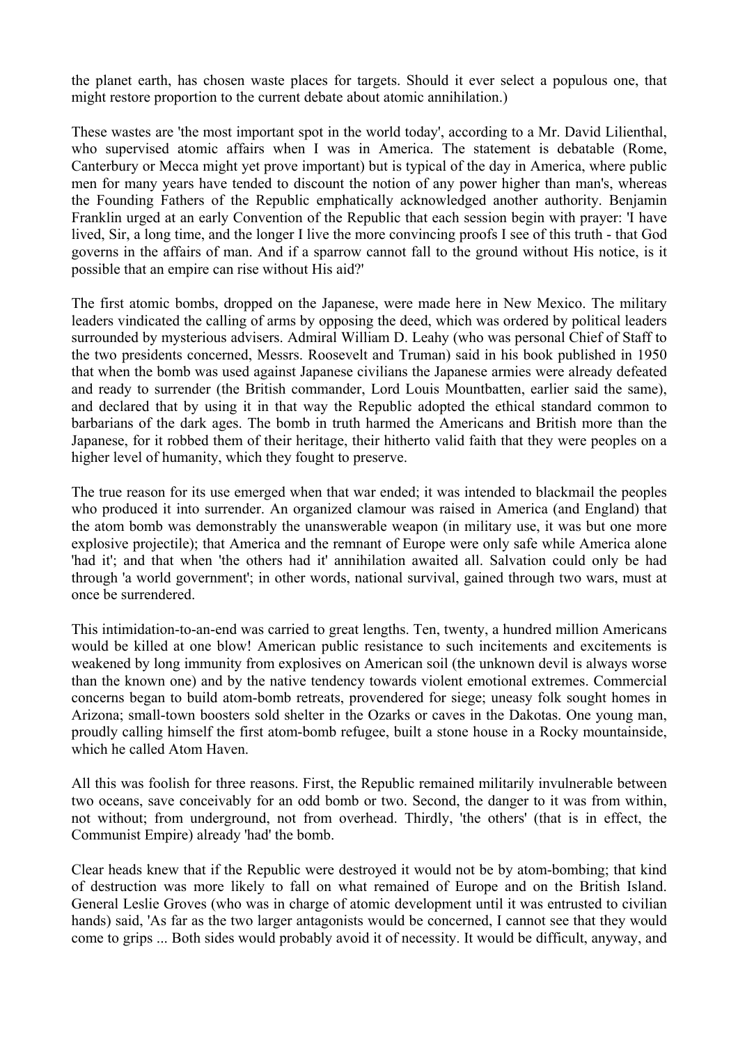the planet earth, has chosen waste places for targets. Should it ever select a populous one, that might restore proportion to the current debate about atomic annihilation.)

These wastes are 'the most important spot in the world today', according to a Mr. David Lilienthal, who supervised atomic affairs when I was in America. The statement is debatable (Rome, Canterbury or Mecca might yet prove important) but is typical of the day in America, where public men for many years have tended to discount the notion of any power higher than man's, whereas the Founding Fathers of the Republic emphatically acknowledged another authority. Benjamin Franklin urged at an early Convention of the Republic that each session begin with prayer: 'I have lived, Sir, a long time, and the longer I live the more convincing proofs I see of this truth - that God governs in the affairs of man. And if a sparrow cannot fall to the ground without His notice, is it possible that an empire can rise without His aid?'

The first atomic bombs, dropped on the Japanese, were made here in New Mexico. The military leaders vindicated the calling of arms by opposing the deed, which was ordered by political leaders surrounded by mysterious advisers. Admiral William D. Leahy (who was personal Chief of Staff to the two presidents concerned, Messrs. Roosevelt and Truman) said in his book published in 1950 that when the bomb was used against Japanese civilians the Japanese armies were already defeated and ready to surrender (the British commander, Lord Louis Mountbatten, earlier said the same), and declared that by using it in that way the Republic adopted the ethical standard common to barbarians of the dark ages. The bomb in truth harmed the Americans and British more than the Japanese, for it robbed them of their heritage, their hitherto valid faith that they were peoples on a higher level of humanity, which they fought to preserve.

The true reason for its use emerged when that war ended; it was intended to blackmail the peoples who produced it into surrender. An organized clamour was raised in America (and England) that the atom bomb was demonstrably the unanswerable weapon (in military use, it was but one more explosive projectile); that America and the remnant of Europe were only safe while America alone 'had it'; and that when 'the others had it' annihilation awaited all. Salvation could only be had through 'a world government'; in other words, national survival, gained through two wars, must at once be surrendered.

This intimidation-to-an-end was carried to great lengths. Ten, twenty, a hundred million Americans would be killed at one blow! American public resistance to such incitements and excitements is weakened by long immunity from explosives on American soil (the unknown devil is always worse than the known one) and by the native tendency towards violent emotional extremes. Commercial concerns began to build atom-bomb retreats, provendered for siege; uneasy folk sought homes in Arizona; small-town boosters sold shelter in the Ozarks or caves in the Dakotas. One young man, proudly calling himself the first atom-bomb refugee, built a stone house in a Rocky mountainside, which he called Atom Haven.

All this was foolish for three reasons. First, the Republic remained militarily invulnerable between two oceans, save conceivably for an odd bomb or two. Second, the danger to it was from within, not without; from underground, not from overhead. Thirdly, 'the others' (that is in effect, the Communist Empire) already 'had' the bomb.

Clear heads knew that if the Republic were destroyed it would not be by atom-bombing; that kind of destruction was more likely to fall on what remained of Europe and on the British Island. General Leslie Groves (who was in charge of atomic development until it was entrusted to civilian hands) said, 'As far as the two larger antagonists would be concerned, I cannot see that they would come to grips ... Both sides would probably avoid it of necessity. It would be difficult, anyway, and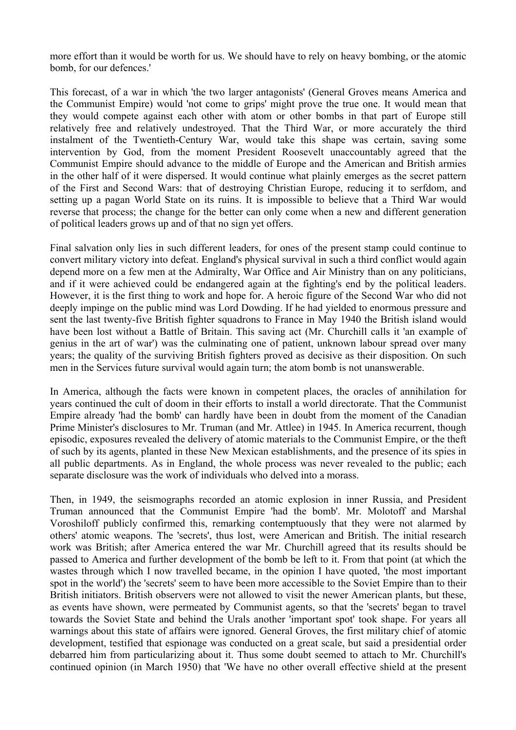more effort than it would be worth for us. We should have to rely on heavy bombing, or the atomic bomb, for our defences.'

This forecast, of a war in which 'the two larger antagonists' (General Groves means America and the Communist Empire) would 'not come to grips' might prove the true one. It would mean that they would compete against each other with atom or other bombs in that part of Europe still relatively free and relatively undestroyed. That the Third War, or more accurately the third instalment of the Twentieth-Century War, would take this shape was certain, saving some intervention by God, from the moment President Roosevelt unaccountably agreed that the Communist Empire should advance to the middle of Europe and the American and British armies in the other half of it were dispersed. It would continue what plainly emerges as the secret pattern of the First and Second Wars: that of destroying Christian Europe, reducing it to serfdom, and setting up a pagan World State on its ruins. It is impossible to believe that a Third War would reverse that process; the change for the better can only come when a new and different generation of political leaders grows up and of that no sign yet offers.

Final salvation only lies in such different leaders, for ones of the present stamp could continue to convert military victory into defeat. England's physical survival in such a third conflict would again depend more on a few men at the Admiralty, War Office and Air Ministry than on any politicians, and if it were achieved could be endangered again at the fighting's end by the political leaders. However, it is the first thing to work and hope for. A heroic figure of the Second War who did not deeply impinge on the public mind was Lord Dowding. If he had yielded to enormous pressure and sent the last twenty-five British fighter squadrons to France in May 1940 the British island would have been lost without a Battle of Britain. This saving act (Mr. Churchill calls it 'an example of genius in the art of war') was the culminating one of patient, unknown labour spread over many years; the quality of the surviving British fighters proved as decisive as their disposition. On such men in the Services future survival would again turn; the atom bomb is not unanswerable.

In America, although the facts were known in competent places, the oracles of annihilation for years continued the cult of doom in their efforts to install a world directorate. That the Communist Empire already 'had the bomb' can hardly have been in doubt from the moment of the Canadian Prime Minister's disclosures to Mr. Truman (and Mr. Attlee) in 1945. In America recurrent, though episodic, exposures revealed the delivery of atomic materials to the Communist Empire, or the theft of such by its agents, planted in these New Mexican establishments, and the presence of its spies in all public departments. As in England, the whole process was never revealed to the public; each separate disclosure was the work of individuals who delved into a morass.

Then, in 1949, the seismographs recorded an atomic explosion in inner Russia, and President Truman announced that the Communist Empire 'had the bomb'. Mr. Molotoff and Marshal Voroshiloff publicly confirmed this, remarking contemptuously that they were not alarmed by others' atomic weapons. The 'secrets', thus lost, were American and British. The initial research work was British; after America entered the war Mr. Churchill agreed that its results should be passed to America and further development of the bomb be left to it. From that point (at which the wastes through which I now travelled became, in the opinion I have quoted, 'the most important spot in the world') the 'secrets' seem to have been more accessible to the Soviet Empire than to their British initiators. British observers were not allowed to visit the newer American plants, but these, as events have shown, were permeated by Communist agents, so that the 'secrets' began to travel towards the Soviet State and behind the Urals another 'important spot' took shape. For years all warnings about this state of affairs were ignored. General Groves, the first military chief of atomic development, testified that espionage was conducted on a great scale, but said a presidential order debarred him from particularizing about it. Thus some doubt seemed to attach to Mr. Churchill's continued opinion (in March 1950) that 'We have no other overall effective shield at the present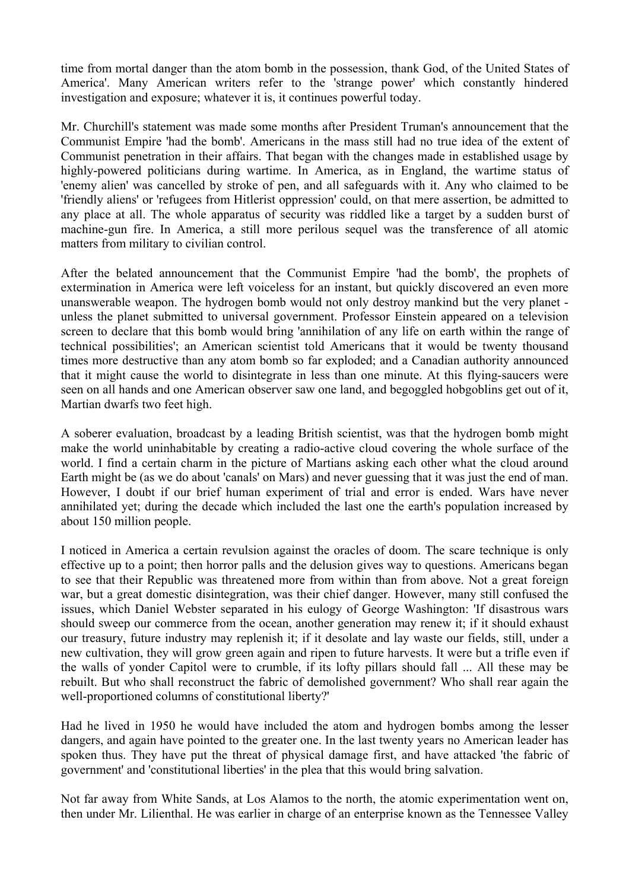time from mortal danger than the atom bomb in the possession, thank God, of the United States of America'. Many American writers refer to the 'strange power' which constantly hindered investigation and exposure; whatever it is, it continues powerful today.

Mr. Churchill's statement was made some months after President Truman's announcement that the Communist Empire 'had the bomb'. Americans in the mass still had no true idea of the extent of Communist penetration in their affairs. That began with the changes made in established usage by highly-powered politicians during wartime. In America, as in England, the wartime status of 'enemy alien' was cancelled by stroke of pen, and all safeguards with it. Any who claimed to be 'friendly aliens' or 'refugees from Hitlerist oppression' could, on that mere assertion, be admitted to any place at all. The whole apparatus of security was riddled like a target by a sudden burst of machine-gun fire. In America, a still more perilous sequel was the transference of all atomic matters from military to civilian control.

After the belated announcement that the Communist Empire 'had the bomb', the prophets of extermination in America were left voiceless for an instant, but quickly discovered an even more unanswerable weapon. The hydrogen bomb would not only destroy mankind but the very planet - unless the planet submitted to universal government. Professor Einstein appeared on a television screen to declare that this bomb would bring 'annihilation of any life on earth within the range of technical possibilities'; an American scientist told Americans that it would be twenty thousand times more destructive than any atom bomb so far exploded; and a Canadian authority announced that it might cause the world to disintegrate in less than one minute. At this flying-saucers were seen on all hands and one American observer saw one land, and begoggled hobgoblins get out of it, Martian dwarfs two feet high.

A soberer evaluation, broadcast by a leading British scientist, was that the hydrogen bomb might make the world uninhabitable by creating a radio-active cloud covering the whole surface of the world. I find a certain charm in the picture of Martians asking each other what the cloud around Earth might be (as we do about 'canals' on Mars) and never guessing that it was just the end of man. However, I doubt if our brief human experiment of trial and error is ended. Wars have never annihilated yet; during the decade which included the last one the earth's population increased by about 150 million people.

I noticed in America a certain revulsion against the oracles of doom. The scare technique is only effective up to a point; then horror palls and the delusion gives way to questions. Americans began to see that their Republic was threatened more from within than from above. Not a great foreign war, but a great domestic disintegration, was their chief danger. However, many still confused the issues, which Daniel Webster separated in his eulogy of George Washington: 'If disastrous wars should sweep our commerce from the ocean, another generation may renew it; if it should exhaust our treasury, future industry may replenish it; if it desolate and lay waste our fields, still, under a new cultivation, they will grow green again and ripen to future harvests. It were but a trifle even if the walls of yonder Capitol were to crumble, if its lofty pillars should fall ... All these may be rebuilt. But who shall reconstruct the fabric of demolished government? Who shall rear again the well-proportioned columns of constitutional liberty?'

Had he lived in 1950 he would have included the atom and hydrogen bombs among the lesser dangers, and again have pointed to the greater one. In the last twenty years no American leader has spoken thus. They have put the threat of physical damage first, and have attacked 'the fabric of government' and 'constitutional liberties' in the plea that this would bring salvation.

Not far away from White Sands, at Los Alamos to the north, the atomic experimentation went on, then under Mr. Lilienthal. He was earlier in charge of an enterprise known as the Tennessee Valley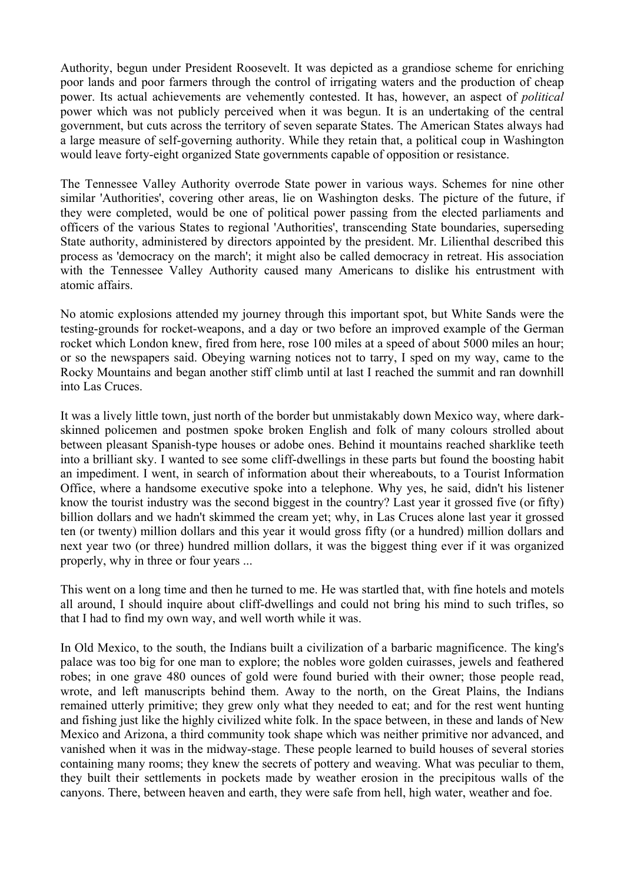Authority, begun under President Roosevelt. It was depicted as a grandiose scheme for enriching poor lands and poor farmers through the control of irrigating waters and the production of cheap power. Its actual achievements are vehemently contested. It has, however, an aspect of *political* power which was not publicly perceived when it was begun. It is an undertaking of the central government, but cuts across the territory of seven separate States. The American States always had a large measure of self-governing authority. While they retain that, a political coup in Washington would leave forty-eight organized State governments capable of opposition or resistance.

The Tennessee Valley Authority overrode State power in various ways. Schemes for nine other similar 'Authorities', covering other areas, lie on Washington desks. The picture of the future, if they were completed, would be one of political power passing from the elected parliaments and officers of the various States to regional 'Authorities', transcending State boundaries, superseding State authority, administered by directors appointed by the president. Mr. Lilienthal described this process as 'democracy on the march'; it might also be called democracy in retreat. His association with the Tennessee Valley Authority caused many Americans to dislike his entrustment with atomic affairs.

No atomic explosions attended my journey through this important spot, but White Sands were the testing-grounds for rocket-weapons, and a day or two before an improved example of the German rocket which London knew, fired from here, rose 100 miles at a speed of about 5000 miles an hour; or so the newspapers said. Obeying warning notices not to tarry, I sped on my way, came to the Rocky Mountains and began another stiff climb until at last I reached the summit and ran downhill into Las Cruces.

It was a lively little town, just north of the border but unmistakably down Mexico way, where dark-skinned policemen and postmen spoke broken English and folk of many colours strolled about between pleasant Spanish-type houses or adobe ones. Behind it mountains reached sharklike teeth into a brilliant sky. I wanted to see some cliff-dwellings in these parts but found the boosting habit an impediment. I went, in search of information about their whereabouts, to a Tourist Information Office, where a handsome executive spoke into a telephone. Why yes, he said, didn't his listener know the tourist industry was the second biggest in the country? Last year it grossed five (or fifty) billion dollars and we hadn't skimmed the cream yet; why, in Las Cruces alone last year it grossed ten (or twenty) million dollars and this year it would gross fifty (or a hundred) million dollars and next year two (or three) hundred million dollars, it was the biggest thing ever if it was organized properly, why in three or four years ...

This went on a long time and then he turned to me. He was startled that, with fine hotels and motels all around, I should inquire about cliff-dwellings and could not bring his mind to such trifles, so that I had to find my own way, and well worth while it was.

In Old Mexico, to the south, the Indians built a civilization of a barbaric magnificence. The king's palace was too big for one man to explore; the nobles wore golden cuirasses, jewels and feathered robes; in one grave 480 ounces of gold were found buried with their owner; those people read, wrote, and left manuscripts behind them. Away to the north, on the Great Plains, the Indians remained utterly primitive; they grew only what they needed to eat; and for the rest went hunting and fishing just like the highly civilized white folk. In the space between, in these and lands of New Mexico and Arizona, a third community took shape which was neither primitive nor advanced, and vanished when it was in the midway-stage. These people learned to build houses of several stories containing many rooms; they knew the secrets of pottery and weaving. What was peculiar to them, they built their settlements in pockets made by weather erosion in the precipitous walls of the canyons. There, between heaven and earth, they were safe from hell, high water, weather and foe.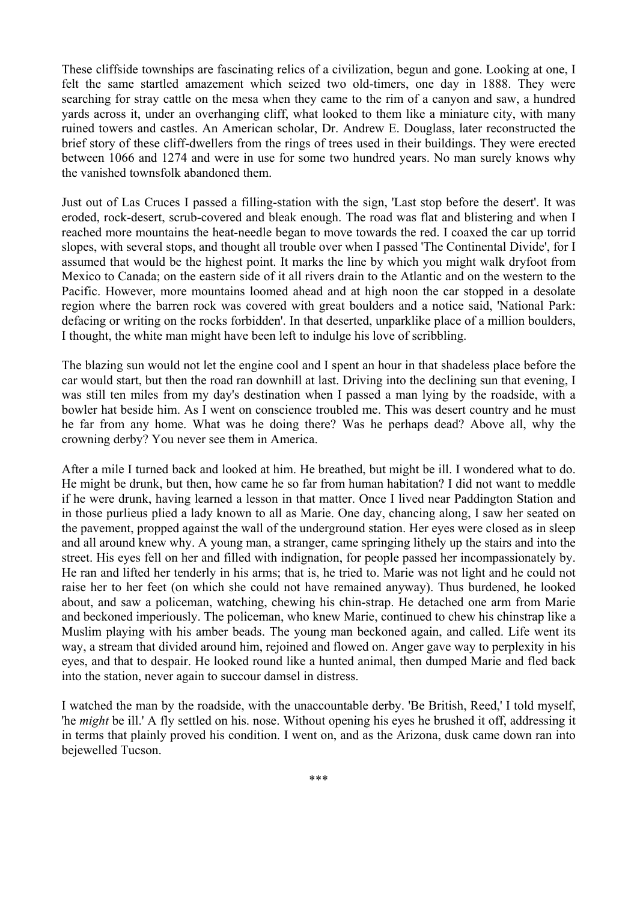These cliffside townships are fascinating relics of a civilization, begun and gone. Looking at one, I felt the same startled amazement which seized two old-timers, one day in 1888. They were searching for stray cattle on the mesa when they came to the rim of a canyon and saw, a hundred yards across it, under an overhanging cliff, what looked to them like a miniature city, with many ruined towers and castles. An American scholar, Dr. Andrew E. Douglass, later reconstructed the brief story of these cliff-dwellers from the rings of trees used in their buildings. They were erected between 1066 and 1274 and were in use for some two hundred years. No man surely knows why the vanished townsfolk abandoned them.

Just out of Las Cruces I passed a filling-station with the sign, 'Last stop before the desert'. It was eroded, rock-desert, scrub-covered and bleak enough. The road was flat and blistering and when I reached more mountains the heat-needle began to move towards the red. I coaxed the car up torrid slopes, with several stops, and thought all trouble over when I passed 'The Continental Divide', for I assumed that would be the highest point. It marks the line by which you might walk dryfoot from Mexico to Canada; on the eastern side of it all rivers drain to the Atlantic and on the western to the Pacific. However, more mountains loomed ahead and at high noon the car stopped in a desolate region where the barren rock was covered with great boulders and a notice said, 'National Park: defacing or writing on the rocks forbidden'. In that deserted, unparklike place of a million boulders, I thought, the white man might have been left to indulge his love of scribbling.

The blazing sun would not let the engine cool and I spent an hour in that shadeless place before the car would start, but then the road ran downhill at last. Driving into the declining sun that evening, I was still ten miles from my day's destination when I passed a man lying by the roadside, with a bowler hat beside him. As I went on conscience troubled me. This was desert country and he must he far from any home. What was he doing there? Was he perhaps dead? Above all, why the crowning derby? You never see them in America.

After a mile I turned back and looked at him. He breathed, but might be ill. I wondered what to do. He might be drunk, but then, how came he so far from human habitation? I did not want to meddle if he were drunk, having learned a lesson in that matter. Once I lived near Paddington Station and in those purlieus plied a lady known to all as Marie. One day, chancing along, I saw her seated on the pavement, propped against the wall of the underground station. Her eyes were closed as in sleep and all around knew why. A young man, a stranger, came springing lithely up the stairs and into the street. His eyes fell on her and filled with indignation, for people passed her incompassionately by. He ran and lifted her tenderly in his arms; that is, he tried to. Marie was not light and he could not raise her to her feet (on which she could not have remained anyway). Thus burdened, he looked about, and saw a policeman, watching, chewing his chin-strap. He detached one arm from Marie and beckoned imperiously. The policeman, who knew Marie, continued to chew his chinstrap like a Muslim playing with his amber beads. The young man beckoned again, and called. Life went its way, a stream that divided around him, rejoined and flowed on. Anger gave way to perplexity in his eyes, and that to despair. He looked round like a hunted animal, then dumped Marie and fled back into the station, never again to succour damsel in distress.

I watched the man by the roadside, with the unaccountable derby. 'Be British, Reed,' I told myself, 'he *might* be ill.' A fly settled on his. nose. Without opening his eyes he brushed it off, addressing it in terms that plainly proved his condition. I went on, and as the Arizona, dusk came down ran into bejewelled Tucson.

\*\*\*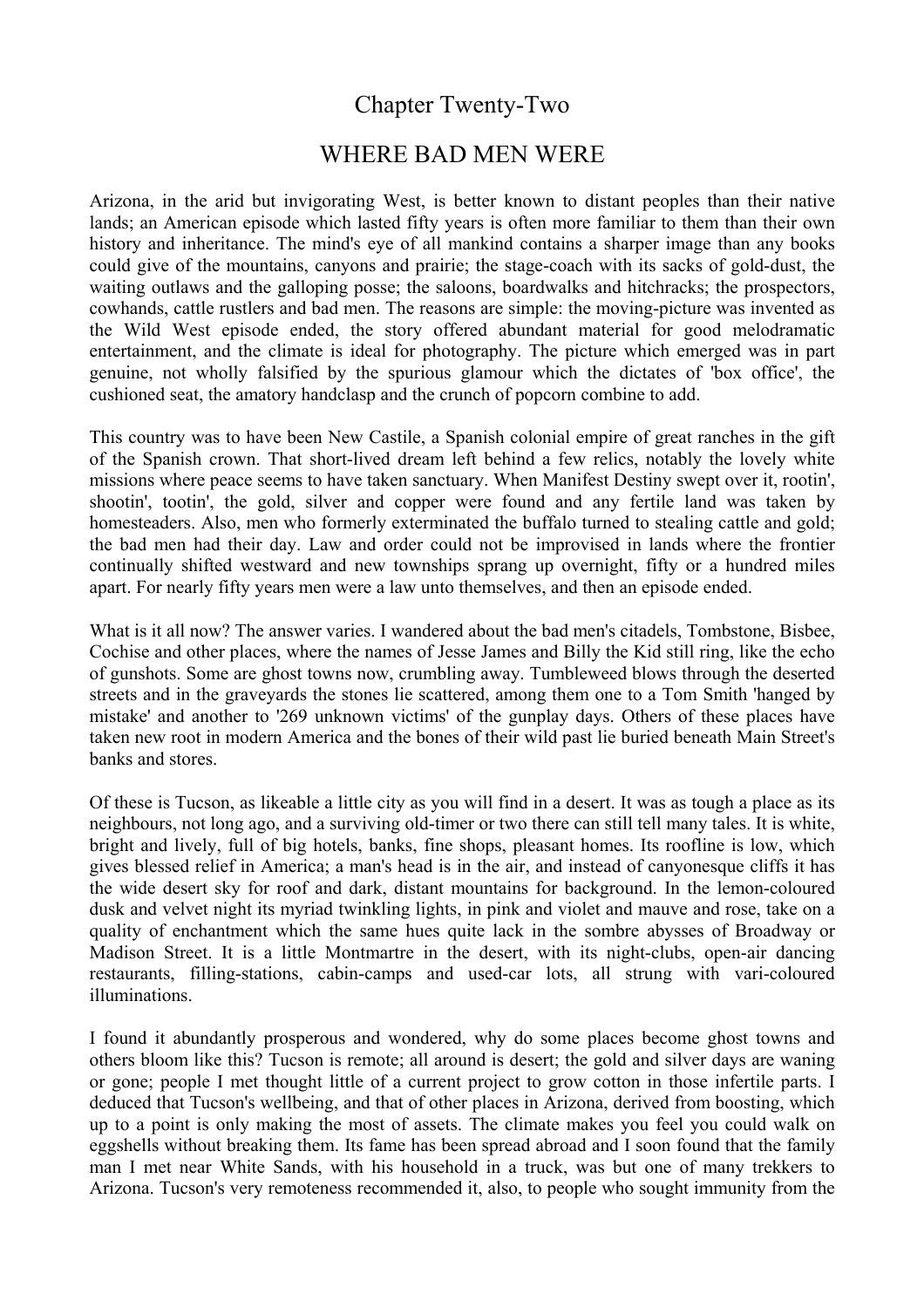# Chapter Twenty-Two

## WHERE BAD MEN WERE

Arizona, in the arid but invigorating West, is better known to distant peoples than their native lands; an American episode which lasted fifty years is often more familiar to them than their own history and inheritance. The mind's eye of all mankind contains a sharper image than any books could give of the mountains, canyons and prairie; the stage-coach with its sacks of gold-dust, the waiting outlaws and the galloping posse; the saloons, boardwalks and hitchracks; the prospectors, cowhands, cattle rustlers and bad men. The reasons are simple: the moving-picture was invented as the Wild West episode ended, the story offered abundant material for good melodramatic entertainment, and the climate is ideal for photography. The picture which emerged was in part genuine, not wholly falsified by the spurious glamour which the dictates of 'box office', the cushioned seat, the amatory handclasp and the crunch of popcorn combine to add.

This country was to have been New Castile, a Spanish colonial empire of great ranches in the gift of the Spanish crown. That short-lived dream left behind a few relics, notably the lovely white missions where peace seems to have taken sanctuary. When Manifest Destiny swept over it, rootin', shootin', tootin', the gold, silver and copper were found and any fertile land was taken by homesteaders. Also, men who formerly exterminated the buffalo turned to stealing cattle and gold; the bad men had their day. Law and order could not be improvised in lands where the frontier continually shifted westward and new townships sprang up overnight, fifty or a hundred miles apart. For nearly fifty years men were a law unto themselves, and then an episode ended.

What is it all now? The answer varies. I wandered about the bad men's citadels, Tombstone, Bisbee, Cochise and other places, where the names of Jesse James and Billy the Kid still ring, like the echo of gunshots. Some are ghost towns now, crumbling away. Tumbleweed blows through the deserted streets and in the graveyards the stones lie scattered, among them one to a Tom Smith 'hanged by mistake' and another to '269 unknown victims' of the gunplay days. Others of these places have taken new root in modern America and the bones of their wild past lie buried beneath Main Street's banks and stores.

Of these is Tucson, as likeable a little city as you will find in a desert. It was as tough a place as its neighbours, not long ago, and a surviving old-timer or two there can still tell many tales. It is white, bright and lively, full of big hotels, banks, fine shops, pleasant homes. Its roofline is low, which gives blessed relief in America; a man's head is in the air, and instead of canyonesque cliffs it has the wide desert sky for roof and dark, distant mountains for background. In the lemon-coloured dusk and velvet night its myriad twinkling lights, in pink and violet and mauve and rose, take on a quality of enchantment which the same hues quite lack in the sombre abysses of Broadway or Madison Street. It is a little Montmartre in the desert, with its night-clubs, open-air dancing restaurants, filling-stations, cabin-camps and used-car lots, all strung with vari-coloured illuminations.

I found it abundantly prosperous and wondered, why do some places become ghost towns and others bloom like this? Tucson is remote; all around is desert; the gold and silver days are waning or gone; people I met thought little of a current project to grow cotton in those infertile parts. I deduced that Tucson's wellbeing, and that of other places in Arizona, derived from boosting, which up to a point is only making the most of assets. The climate makes you feel you could walk on eggshells without breaking them. Its fame has been spread abroad and I soon found that the family man I met near White Sands, with his household in a truck, was but one of many trekkers to Arizona. Tucson's very remoteness recommended it, also, to people who sought immunity from the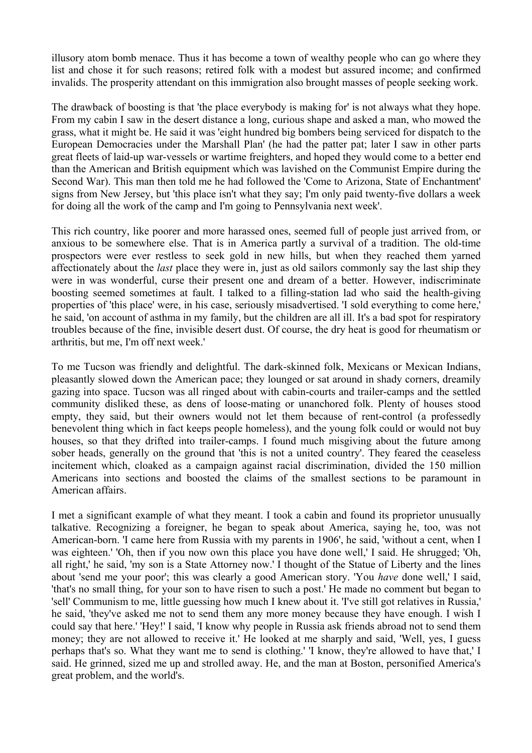illusory atom bomb menace. Thus it has become a town of wealthy people who can go where they list and chose it for such reasons; retired folk with a modest but assured income; and confirmed invalids. The prosperity attendant on this immigration also brought masses of people seeking work.

The drawback of boosting is that 'the place everybody is making for' is not always what they hope. From my cabin I saw in the desert distance a long, curious shape and asked a man, who mowed the grass, what it might be. He said it was 'eight hundred big bombers being serviced for dispatch to the European Democracies under the Marshall Plan' (he had the patter pat; later I saw in other parts great fleets of laid-up war-vessels or wartime freighters, and hoped they would come to a better end than the American and British equipment which was lavished on the Communist Empire during the Second War). This man then told me he had followed the 'Come to Arizona, State of Enchantment' signs from New Jersey, but 'this place isn't what they say; I'm only paid twenty-five dollars a week for doing all the work of the camp and I'm going to Pennsylvania next week'.

This rich country, like poorer and more harassed ones, seemed full of people just arrived from, or anxious to be somewhere else. That is in America partly a survival of a tradition. The old-time prospectors were ever restless to seek gold in new hills, but when they reached them yarned affectionately about the *last* place they were in, just as old sailors commonly say the last ship they were in was wonderful, curse their present one and dream of a better. However, indiscriminate boosting seemed sometimes at fault. I talked to a filling-station lad who said the health-giving properties of 'this place' were, in his case, seriously misadvertised. 'I sold everything to come here,' he said, 'on account of asthma in my family, but the children are all ill. It's a bad spot for respiratory troubles because of the fine, invisible desert dust. Of course, the dry heat is good for rheumatism or arthritis, but me, I'm off next week.'

To me Tucson was friendly and delightful. The dark-skinned folk, Mexicans or Mexican Indians, pleasantly slowed down the American pace; they lounged or sat around in shady corners, dreamily gazing into space. Tucson was all ringed about with cabin-courts and trailer-camps and the settled community disliked these, as dens of loose-mating or unanchored folk. Plenty of houses stood empty, they said, but their owners would not let them because of rent-control (a professedly benevolent thing which in fact keeps people homeless), and the young folk could or would not buy houses, so that they drifted into trailer-camps. I found much misgiving about the future among sober heads, generally on the ground that 'this is not a united country'. They feared the ceaseless incitement which, cloaked as a campaign against racial discrimination, divided the 150 million Americans into sections and boosted the claims of the smallest sections to be paramount in American affairs.

I met a significant example of what they meant. I took a cabin and found its proprietor unusually talkative. Recognizing a foreigner, he began to speak about America, saying he, too, was not American-born. 'I came here from Russia with my parents in 1906', he said, 'without a cent, when I was eighteen.' 'Oh, then if you now own this place you have done well,' I said. He shrugged; 'Oh, all right,' he said, 'my son is a State Attorney now.' I thought of the Statue of Liberty and the lines about 'send me your poor'; this was clearly a good American story. 'You *have* done well,' I said, 'that's no small thing, for your son to have risen to such a post.' He made no comment but began to 'sell' Communism to me, little guessing how much I knew about it. 'I've still got relatives in Russia,' he said, 'they've asked me not to send them any more money because they have enough. I wish I could say that here.' 'Hey!' I said, 'I know why people in Russia ask friends abroad not to send them money; they are not allowed to receive it.' He looked at me sharply and said, 'Well, yes, I guess perhaps that's so. What they want me to send is clothing.' 'I know, they're allowed to have that,' I said. He grinned, sized me up and strolled away. He, and the man at Boston, personified America's great problem, and the world's.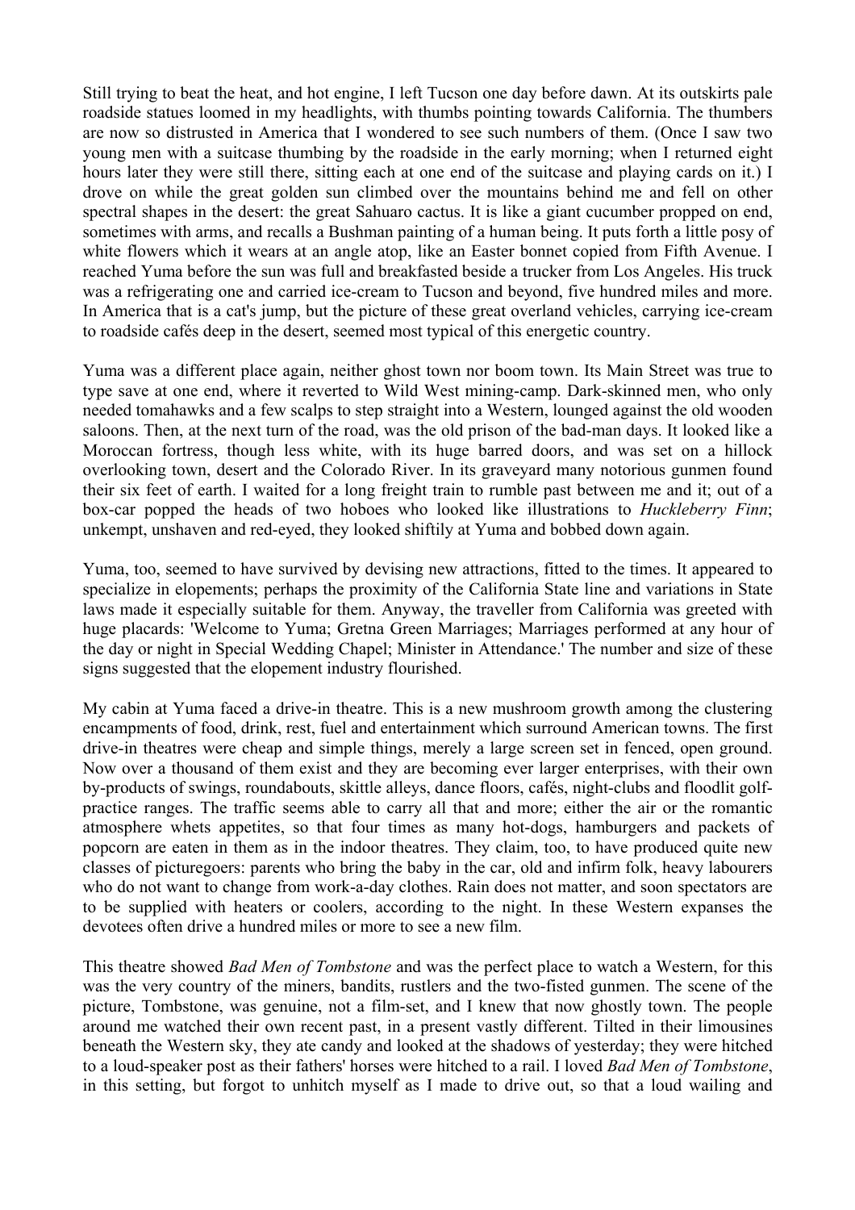Still trying to beat the heat, and hot engine, I left Tucson one day before dawn. At its outskirts pale roadside statues loomed in my headlights, with thumbs pointing towards California. The thumbers are now so distrusted in America that I wondered to see such numbers of them. (Once I saw two young men with a suitcase thumbing by the roadside in the early morning; when I returned eight hours later they were still there, sitting each at one end of the suitcase and playing cards on it.) I drove on while the great golden sun climbed over the mountains behind me and fell on other spectral shapes in the desert: the great Sahuaro cactus. It is like a giant cucumber propped on end, sometimes with arms, and recalls a Bushman painting of a human being. It puts forth a little posy of white flowers which it wears at an angle atop, like an Easter bonnet copied from Fifth Avenue. I reached Yuma before the sun was full and breakfasted beside a trucker from Los Angeles. His truck was a refrigerating one and carried ice-cream to Tucson and beyond, five hundred miles and more. In America that is a cat's jump, but the picture of these great overland vehicles, carrying ice-cream to roadside cafés deep in the desert, seemed most typical of this energetic country.

Yuma was a different place again, neither ghost town nor boom town. Its Main Street was true to type save at one end, where it reverted to Wild West mining-camp. Dark-skinned men, who only needed tomahawks and a few scalps to step straight into a Western, lounged against the old wooden saloons. Then, at the next turn of the road, was the old prison of the bad-man days. It looked like a Moroccan fortress, though less white, with its huge barred doors, and was set on a hillock overlooking town, desert and the Colorado River. In its graveyard many notorious gunmen found their six feet of earth. I waited for a long freight train to rumble past between me and it; out of a box-car popped the heads of two hoboes who looked like illustrations to *Huckleberry Finn*; unkempt, unshaven and red-eyed, they looked shiftily at Yuma and bobbed down again.

Yuma, too, seemed to have survived by devising new attractions, fitted to the times. It appeared to specialize in elopements; perhaps the proximity of the California State line and variations in State laws made it especially suitable for them. Anyway, the traveller from California was greeted with huge placards: 'Welcome to Yuma; Gretna Green Marriages; Marriages performed at any hour of the day or night in Special Wedding Chapel; Minister in Attendance.' The number and size of these signs suggested that the elopement industry flourished.

My cabin at Yuma faced a drive-in theatre. This is a new mushroom growth among the clustering encampments of food, drink, rest, fuel and entertainment which surround American towns. The first drive-in theatres were cheap and simple things, merely a large screen set in fenced, open ground. Now over a thousand of them exist and they are becoming ever larger enterprises, with their own by-products of swings, roundabouts, skittle alleys, dance floors, cafés, night-clubs and floodlit golf-practice ranges. The traffic seems able to carry all that and more; either the air or the romantic atmosphere whets appetites, so that four times as many hot-dogs, hamburgers and packets of popcorn are eaten in them as in the indoor theatres. They claim, too, to have produced quite new classes of picturegoers: parents who bring the baby in the car, old and infirm folk, heavy labourers who do not want to change from work-a-day clothes. Rain does not matter, and soon spectators are to be supplied with heaters or coolers, according to the night. In these Western expanses the devotees often drive a hundred miles or more to see a new film.

This theatre showed *Bad Men of Tombstone* and was the perfect place to watch a Western, for this was the very country of the miners, bandits, rustlers and the two-fisted gunmen. The scene of the picture, Tombstone, was genuine, not a film-set, and I knew that now ghostly town. The people around me watched their own recent past, in a present vastly different. Tilted in their limousines beneath the Western sky, they ate candy and looked at the shadows of yesterday; they were hitched to a loud-speaker post as their fathers' horses were hitched to a rail. I loved *Bad Men of Tombstone*, in this setting, but forgot to unhitch myself as I made to drive out, so that a loud wailing and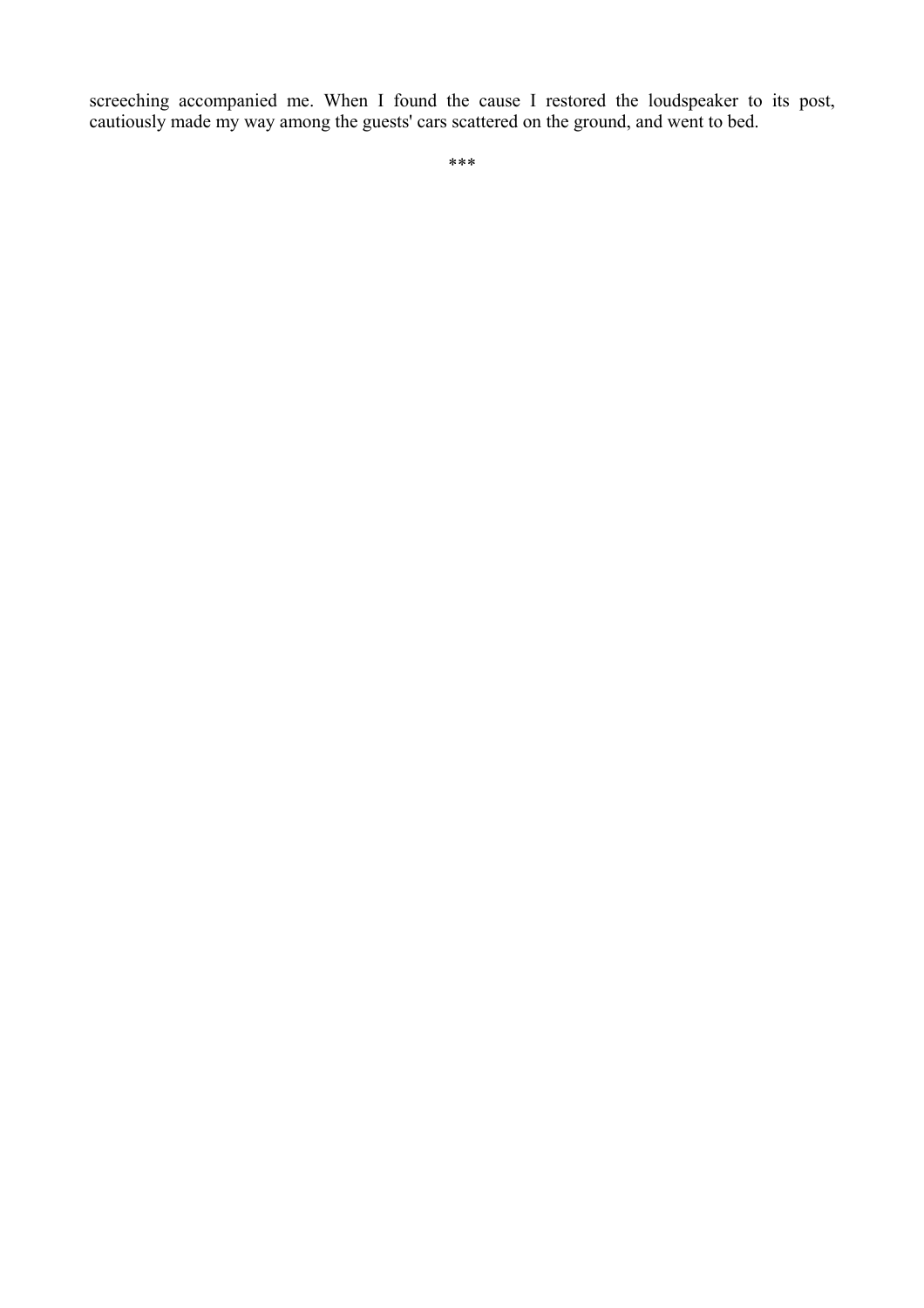screeching accompanied me. When I found the cause I restored the loudspeaker to its post, cautiously made my way among the guests' cars scattered on the ground, and went to bed.

***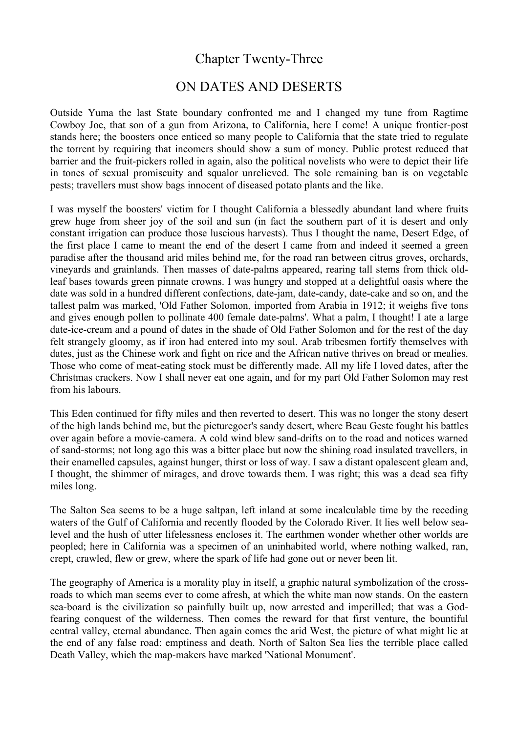## Chapter Twenty-Three

## ON DATES AND DESERTS

Outside Yuma the last State boundary confronted me and I changed my tune from Ragtime Cowboy Joe, that son of a gun from Arizona, to California, here I come! A unique frontier-post stands here; the boosters once enticed so many people to California that the state tried to regulate the torrent by requiring that incomers should show a sum of money. Public protest reduced that barrier and the fruit-pickers rolled in again, also the political novelists who were to depict their life in tones of sexual promiscuity and squalor unrelieved. The sole remaining ban is on vegetable pests; travellers must show bags innocent of diseased potato plants and the like.

I was myself the boosters' victim for I thought California a blessedly abundant land where fruits grew huge from sheer joy of the soil and sun (in fact the southern part of it is desert and only constant irrigation can produce those luscious harvests). Thus I thought the name, Desert Edge, of the first place I came to meant the end of the desert I came from and indeed it seemed a green paradise after the thousand arid miles behind me, for the road ran between citrus groves, orchards, vineyards and grainlands. Then masses of date-palms appeared, rearing tall stems from thick old-leaf bases towards green pinnate crowns. I was hungry and stopped at a delightful oasis where the date was sold in a hundred different confections, date-jam, date-candy, date-cake and so on, and the tallest palm was marked, 'Old Father Solomon, imported from Arabia in 1912; it weighs five tons and gives enough pollen to pollinate 400 female date-palms'. What a palm, I thought! I ate a large date-ice-cream and a pound of dates in the shade of Old Father Solomon and for the rest of the day felt strangely gloomy, as if iron had entered into my soul. Arab tribesmen fortify themselves with dates, just as the Chinese work and fight on rice and the African native thrives on bread or mealies. Those who come of meat-eating stock must be differently made. All my life I loved dates, after the Christmas crackers. Now I shall never eat one again, and for my part Old Father Solomon may rest from his labours.

This Eden continued for fifty miles and then reverted to desert. This was no longer the stony desert of the high lands behind me, but the picturegoer's sandy desert, where Beau Geste fought his battles over again before a movie-camera. A cold wind blew sand-drifts on to the road and notices warned of sand-storms; not long ago this was a bitter place but now the shining road insulated travellers, in their enamelled capsules, against hunger, thirst or loss of way. I saw a distant opalescent gleam and, I thought, the shimmer of mirages, and drove towards them. I was right; this was a dead sea fifty miles long.

The Salton Sea seems to be a huge saltpan, left inland at some incalculable time by the receding waters of the Gulf of California and recently flooded by the Colorado River. It lies well below sea-level and the hush of utter lifelessness encloses it. The earthmen wonder whether other worlds are peopled; here in California was a specimen of an uninhabited world, where nothing walked, ran, crept, crawled, flew or grew, where the spark of life had gone out or never been lit.

The geography of America is a morality play in itself, a graphic natural symbolization of the cross-roads to which man seems ever to come afresh, at which the white man now stands. On the eastern sea-board is the civilization so painfully built up, now arrested and imperilled; that was a God-fearing conquest of the wilderness. Then comes the reward for that first venture, the bountiful central valley, eternal abundance. Then again comes the arid West, the picture of what might lie at the end of any false road: emptiness and death. North of Salton Sea lies the terrible place called Death Valley, which the map-makers have marked 'National Monument'.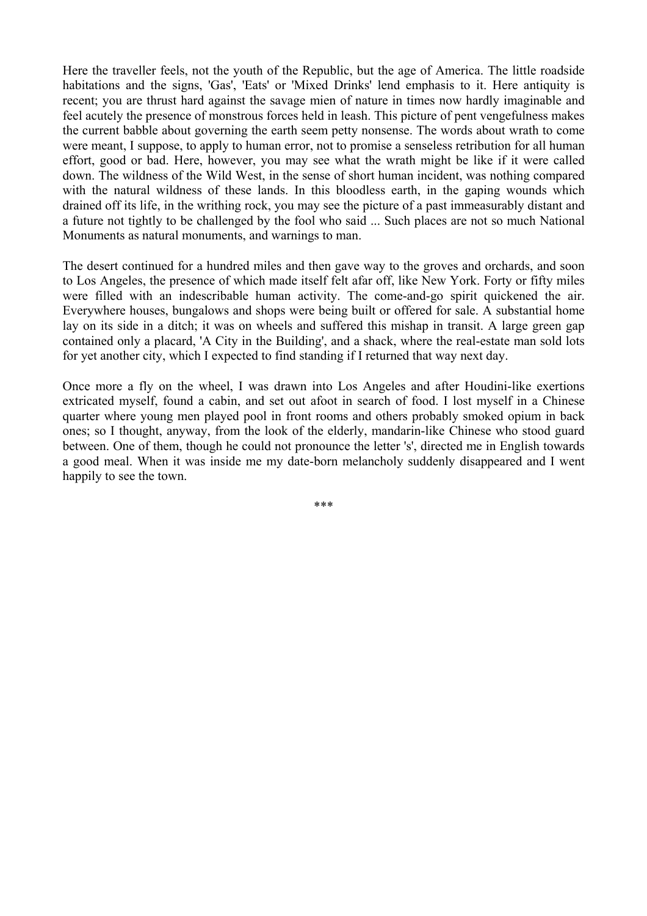Here the traveller feels, not the youth of the Republic, but the age of America. The little roadside habitations and the signs, 'Gas', 'Eats' or 'Mixed Drinks' lend emphasis to it. Here antiquity is recent; you are thrust hard against the savage mien of nature in times now hardly imaginable and feel acutely the presence of monstrous forces held in leash. This picture of pent vengefulness makes the current babble about governing the earth seem petty nonsense. The words about wrath to come were meant, I suppose, to apply to human error, not to promise a senseless retribution for all human effort, good or bad. Here, however, you may see what the wrath might be like if it were called down. The wildness of the Wild West, in the sense of short human incident, was nothing compared with the natural wildness of these lands. In this bloodless earth, in the gaping wounds which drained off its life, in the writhing rock, you may see the picture of a past immeasurably distant and a future not tightly to be challenged by the fool who said ... Such places are not so much National Monuments as natural monuments, and warnings to man.

The desert continued for a hundred miles and then gave way to the groves and orchards, and soon to Los Angeles, the presence of which made itself felt afar off, like New York. Forty or fifty miles were filled with an indescribable human activity. The come-and-go spirit quickened the air. Everywhere houses, bungalows and shops were being built or offered for sale. A substantial home lay on its side in a ditch; it was on wheels and suffered this mishap in transit. A large green gap contained only a placard, 'A City in the Building', and a shack, where the real-estate man sold lots for yet another city, which I expected to find standing if I returned that way next day.

Once more a fly on the wheel, I was drawn into Los Angeles and after Houdini-like exertions extricated myself, found a cabin, and set out afoot in search of food. I lost myself in a Chinese quarter where young men played pool in front rooms and others probably smoked opium in back ones; so I thought, anyway, from the look of the elderly, mandarin-like Chinese who stood guard between. One of them, though he could not pronounce the letter 's', directed me in English towards a good meal. When it was inside me my date-born melancholy suddenly disappeared and I went happily to see the town.

***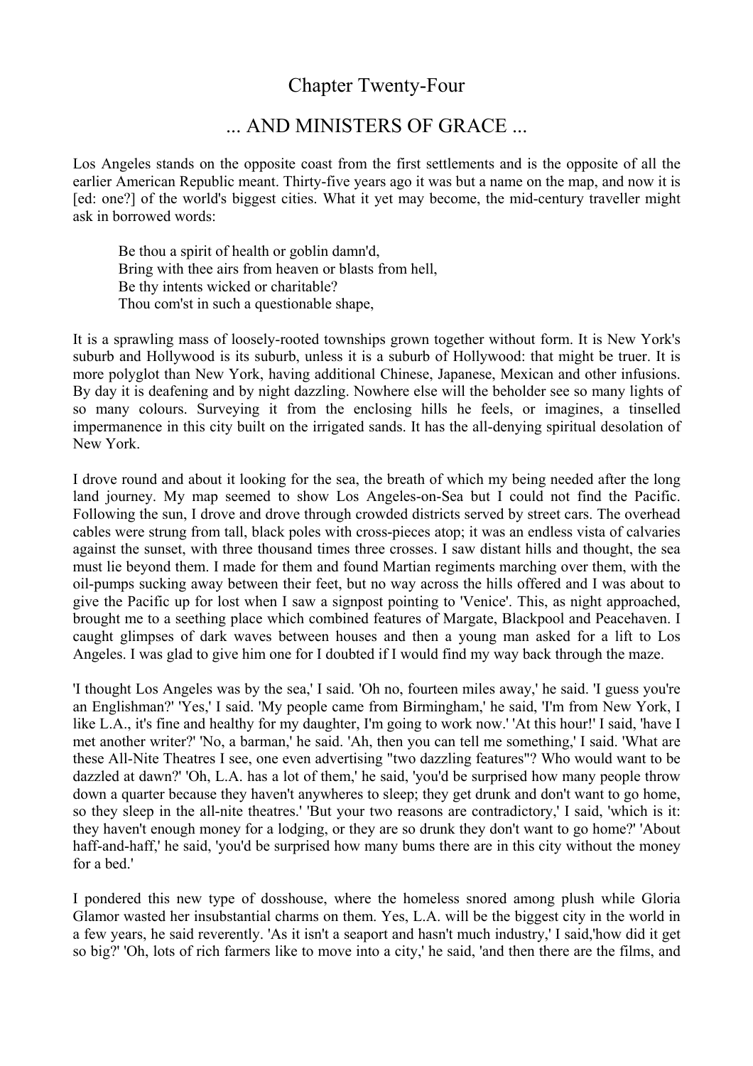# Chapter Twenty-Four

## ... AND MINISTERS OF GRACE ...

Los Angeles stands on the opposite coast from the first settlements and is the opposite of all the earlier American Republic meant. Thirty-five years ago it was but a name on the map, and now it is [ed: one?] of the world's biggest cities. What it yet may become, the mid-century traveller might ask in borrowed words:

> Be thou a spirit of health or goblin damn'd,
> Bring with thee airs from heaven or blasts from hell,
> Be thy intents wicked or charitable?
> Thou com'st in such a questionable shape,

It is a sprawling mass of loosely-rooted townships grown together without form. It is New York's suburb and Hollywood is its suburb, unless it is a suburb of Hollywood: that might be truer. It is more polyglot than New York, having additional Chinese, Japanese, Mexican and other infusions. By day it is deafening and by night dazzling. Nowhere else will the beholder see so many lights of so many colours. Surveying it from the enclosing hills he feels, or imagines, a tinselled impermanence in this city built on the irrigated sands. It has the all-denying spiritual desolation of New York.

I drove round and about it looking for the sea, the breath of which my being needed after the long land journey. My map seemed to show Los Angeles-on-Sea but I could not find the Pacific. Following the sun, I drove and drove through crowded districts served by street cars. The overhead cables were strung from tall, black poles with cross-pieces atop; it was an endless vista of calvaries against the sunset, with three thousand times three crosses. I saw distant hills and thought, the sea must lie beyond them. I made for them and found Martian regiments marching over them, with the oil-pumps sucking away between their feet, but no way across the hills offered and I was about to give the Pacific up for lost when I saw a signpost pointing to 'Venice'. This, as night approached, brought me to a seething place which combined features of Margate, Blackpool and Peacehaven. I caught glimpses of dark waves between houses and then a young man asked for a lift to Los Angeles. I was glad to give him one for I doubted if I would find my way back through the maze.

'I thought Los Angeles was by the sea,' I said. 'Oh no, fourteen miles away,' he said. 'I guess you're an Englishman?' 'Yes,' I said. 'My people came from Birmingham,' he said, 'I'm from New York, I like L.A., it's fine and healthy for my daughter, I'm going to work now.' 'At this hour!' I said, 'have I met another writer?' 'No, a barman,' he said. 'Ah, then you can tell me something,' I said. 'What are these All-Nite Theatres I see, one even advertising "two dazzling features"? Who would want to be dazzled at dawn?' 'Oh, L.A. has a lot of them,' he said, 'you'd be surprised how many people throw down a quarter because they haven't anywheres to sleep; they get drunk and don't want to go home, so they sleep in the all-nite theatres.' 'But your two reasons are contradictory,' I said, 'which is it: they haven't enough money for a lodging, or they are so drunk they don't want to go home?' 'About haff-and-haff,' he said, 'you'd be surprised how many bums there are in this city without the money for a bed.'

I pondered this new type of dosshouse, where the homeless snored among plush while Gloria Glamor wasted her insubstantial charms on them. Yes, L.A. will be the biggest city in the world in a few years, he said reverently. 'As it isn't a seaport and hasn't much industry,' I said,'how did it get so big?' 'Oh, lots of rich farmers like to move into a city,' he said, 'and then there are the films, and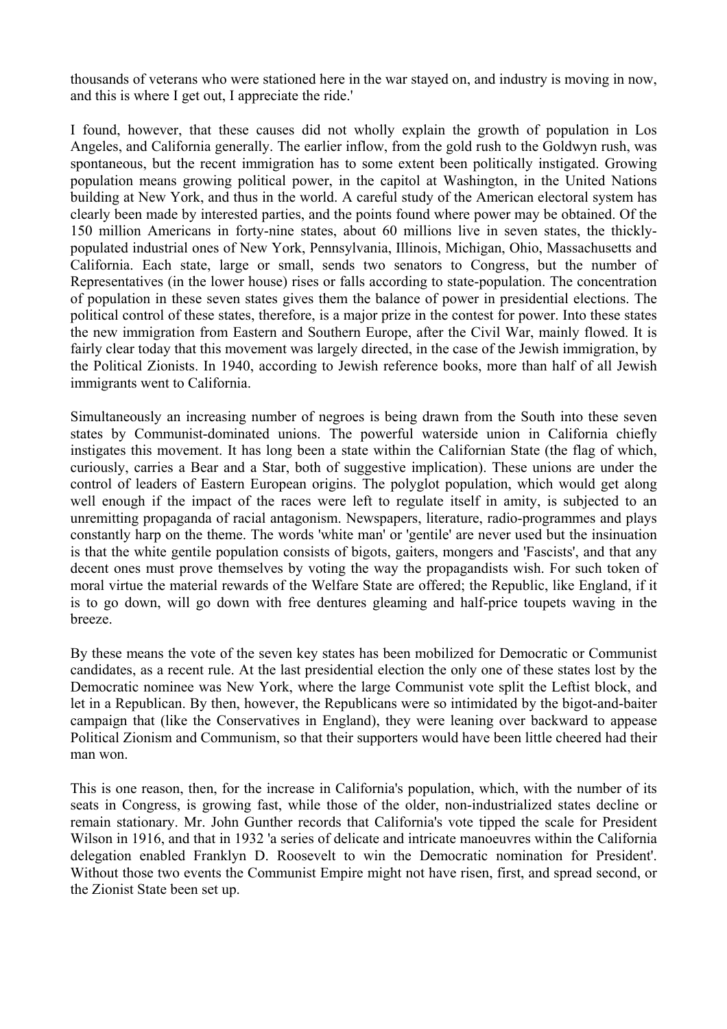thousands of veterans who were stationed here in the war stayed on, and industry is moving in now, and this is where I get out, I appreciate the ride.'

I found, however, that these causes did not wholly explain the growth of population in Los Angeles, and California generally. The earlier inflow, from the gold rush to the Goldwyn rush, was spontaneous, but the recent immigration has to some extent been politically instigated. Growing population means growing political power, in the capitol at Washington, in the United Nations building at New York, and thus in the world. A careful study of the American electoral system has clearly been made by interested parties, and the points found where power may be obtained. Of the 150 million Americans in forty-nine states, about 60 millions live in seven states, the thickly-populated industrial ones of New York, Pennsylvania, Illinois, Michigan, Ohio, Massachusetts and California. Each state, large or small, sends two senators to Congress, but the number of Representatives (in the lower house) rises or falls according to state-population. The concentration of population in these seven states gives them the balance of power in presidential elections. The political control of these states, therefore, is a major prize in the contest for power. Into these states the new immigration from Eastern and Southern Europe, after the Civil War, mainly flowed. It is fairly clear today that this movement was largely directed, in the case of the Jewish immigration, by the Political Zionists. In 1940, according to Jewish reference books, more than half of all Jewish immigrants went to California.

Simultaneously an increasing number of negroes is being drawn from the South into these seven states by Communist-dominated unions. The powerful waterside union in California chiefly instigates this movement. It has long been a state within the Californian State (the flag of which, curiously, carries a Bear and a Star, both of suggestive implication). These unions are under the control of leaders of Eastern European origins. The polyglot population, which would get along well enough if the impact of the races were left to regulate itself in amity, is subjected to an unremitting propaganda of racial antagonism. Newspapers, literature, radio-programmes and plays constantly harp on the theme. The words 'white man' or 'gentile' are never used but the insinuation is that the white gentile population consists of bigots, gaiters, mongers and 'Fascists', and that any decent ones must prove themselves by voting the way the propagandists wish. For such token of moral virtue the material rewards of the Welfare State are offered; the Republic, like England, if it is to go down, will go down with free dentures gleaming and half-price toupets waving in the breeze.

By these means the vote of the seven key states has been mobilized for Democratic or Communist candidates, as a recent rule. At the last presidential election the only one of these states lost by the Democratic nominee was New York, where the large Communist vote split the Leftist block, and let in a Republican. By then, however, the Republicans were so intimidated by the bigot-and-baiter campaign that (like the Conservatives in England), they were leaning over backward to appease Political Zionism and Communism, so that their supporters would have been little cheered had their man won.

This is one reason, then, for the increase in California's population, which, with the number of its seats in Congress, is growing fast, while those of the older, non-industrialized states decline or remain stationary. Mr. John Gunther records that California's vote tipped the scale for President Wilson in 1916, and that in 1932 'a series of delicate and intricate manoeuvres within the California delegation enabled Franklyn D. Roosevelt to win the Democratic nomination for President'. Without those two events the Communist Empire might not have risen, first, and spread second, or the Zionist State been set up.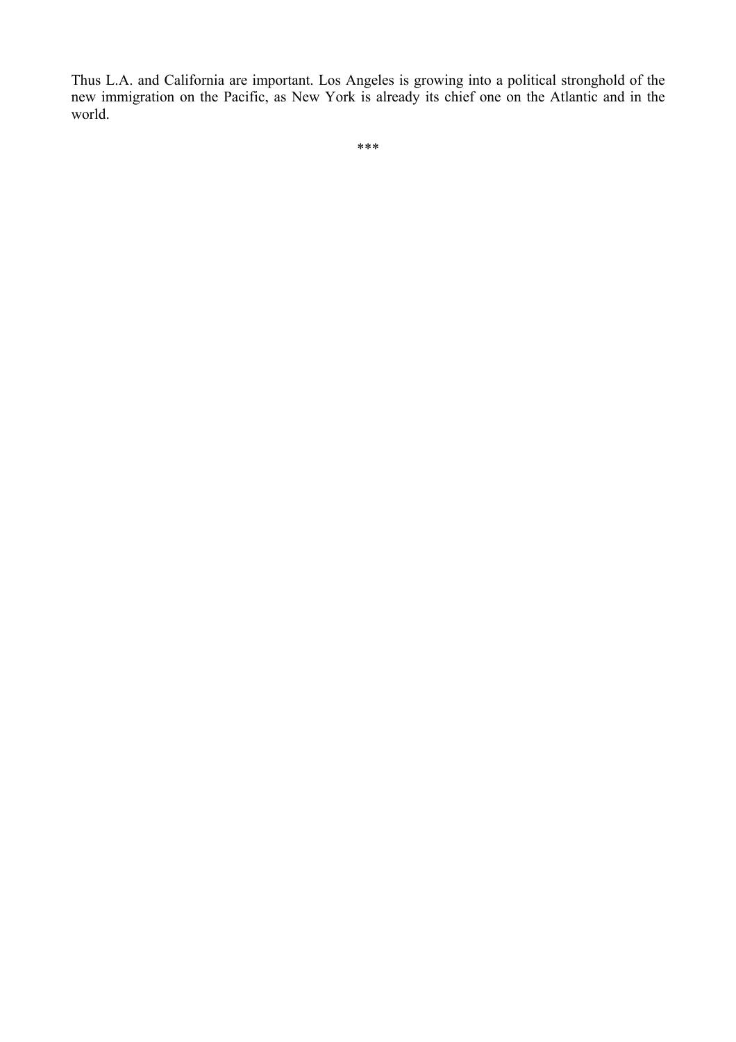Thus L.A. and California are important. Los Angeles is growing into a political stronghold of the new immigration on the Pacific, as New York is already its chief one on the Atlantic and in the world.

***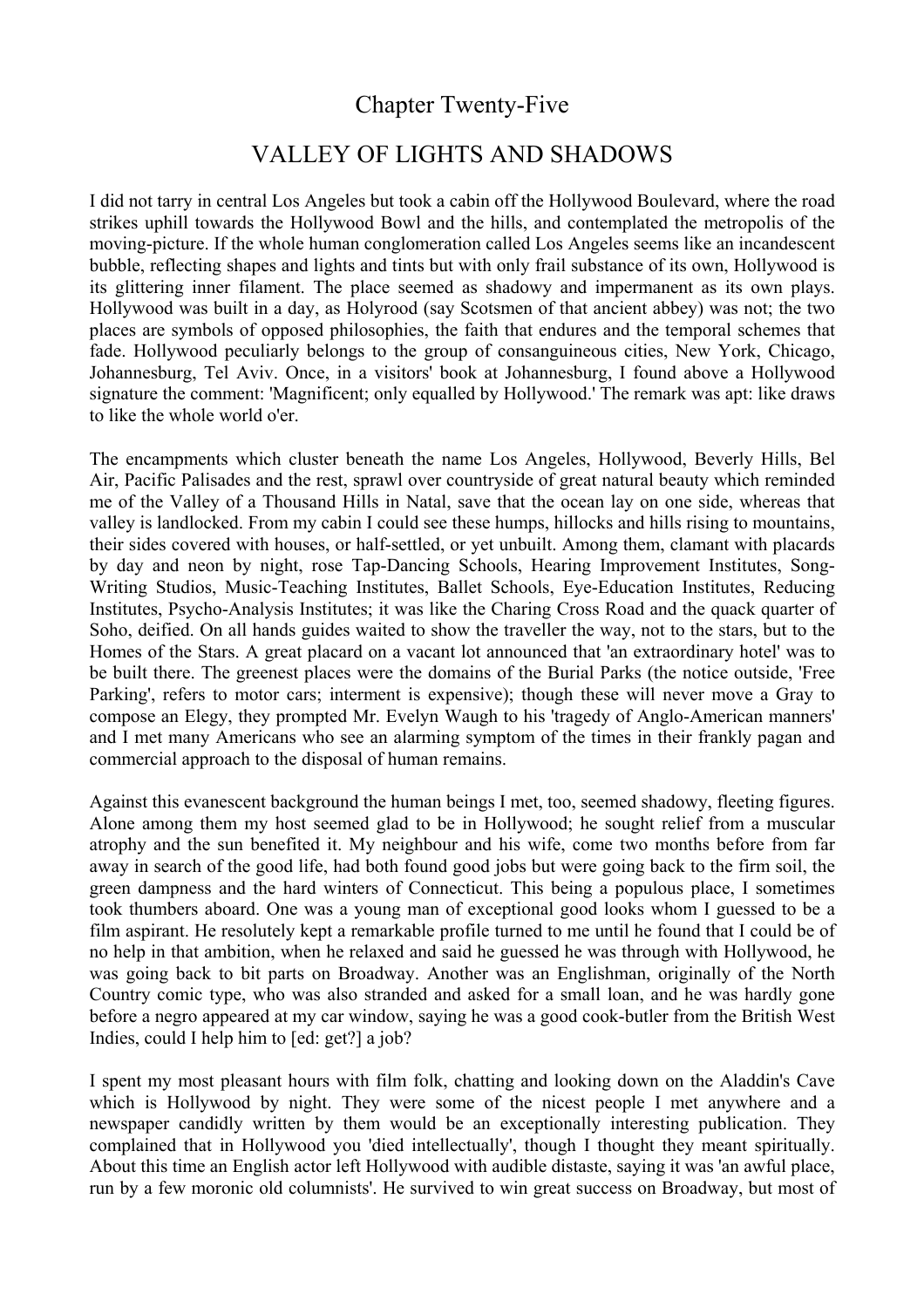# Chapter Twenty-Five

## VALLEY OF LIGHTS AND SHADOWS

I did not tarry in central Los Angeles but took a cabin off the Hollywood Boulevard, where the road strikes uphill towards the Hollywood Bowl and the hills, and contemplated the metropolis of the moving-picture. If the whole human conglomeration called Los Angeles seems like an incandescent bubble, reflecting shapes and lights and tints but with only frail substance of its own, Hollywood is its glittering inner filament. The place seemed as shadowy and impermanent as its own plays. Hollywood was built in a day, as Holyrood (say Scotsmen of that ancient abbey) was not; the two places are symbols of opposed philosophies, the faith that endures and the temporal schemes that fade. Hollywood peculiarly belongs to the group of consanguineous cities, New York, Chicago, Johannesburg, Tel Aviv. Once, in a visitors' book at Johannesburg, I found above a Hollywood signature the comment: 'Magnificent; only equalled by Hollywood.' The remark was apt: like draws to like the whole world o'er.

The encampments which cluster beneath the name Los Angeles, Hollywood, Beverly Hills, Bel Air, Pacific Palisades and the rest, sprawl over countryside of great natural beauty which reminded me of the Valley of a Thousand Hills in Natal, save that the ocean lay on one side, whereas that valley is landlocked. From my cabin I could see these humps, hillocks and hills rising to mountains, their sides covered with houses, or half-settled, or yet unbuilt. Among them, clamant with placards by day and neon by night, rose Tap-Dancing Schools, Hearing Improvement Institutes, Song-Writing Studios, Music-Teaching Institutes, Ballet Schools, Eye-Education Institutes, Reducing Institutes, Psycho-Analysis Institutes; it was like the Charing Cross Road and the quack quarter of Soho, deified. On all hands guides waited to show the traveller the way, not to the stars, but to the Homes of the Stars. A great placard on a vacant lot announced that 'an extraordinary hotel' was to be built there. The greenest places were the domains of the Burial Parks (the notice outside, 'Free Parking', refers to motor cars; interment is expensive); though these will never move a Gray to compose an Elegy, they prompted Mr. Evelyn Waugh to his 'tragedy of Anglo-American manners' and I met many Americans who see an alarming symptom of the times in their frankly pagan and commercial approach to the disposal of human remains.

Against this evanescent background the human beings I met, too, seemed shadowy, fleeting figures. Alone among them my host seemed glad to be in Hollywood; he sought relief from a muscular atrophy and the sun benefited it. My neighbour and his wife, come two months before from far away in search of the good life, had both found good jobs but were going back to the firm soil, the green dampness and the hard winters of Connecticut. This being a populous place, I sometimes took thumbers aboard. One was a young man of exceptional good looks whom I guessed to be a film aspirant. He resolutely kept a remarkable profile turned to me until he found that I could be of no help in that ambition, when he relaxed and said he guessed he was through with Hollywood, he was going back to bit parts on Broadway. Another was an Englishman, originally of the North Country comic type, who was also stranded and asked for a small loan, and he was hardly gone before a negro appeared at my car window, saying he was a good cook-butler from the British West Indies, could I help him to [ed: get?] a job?

I spent my most pleasant hours with film folk, chatting and looking down on the Aladdin's Cave which is Hollywood by night. They were some of the nicest people I met anywhere and a newspaper candidly written by them would be an exceptionally interesting publication. They complained that in Hollywood you 'died intellectually', though I thought they meant spiritually. About this time an English actor left Hollywood with audible distaste, saying it was 'an awful place, run by a few moronic old columnists'. He survived to win great success on Broadway, but most of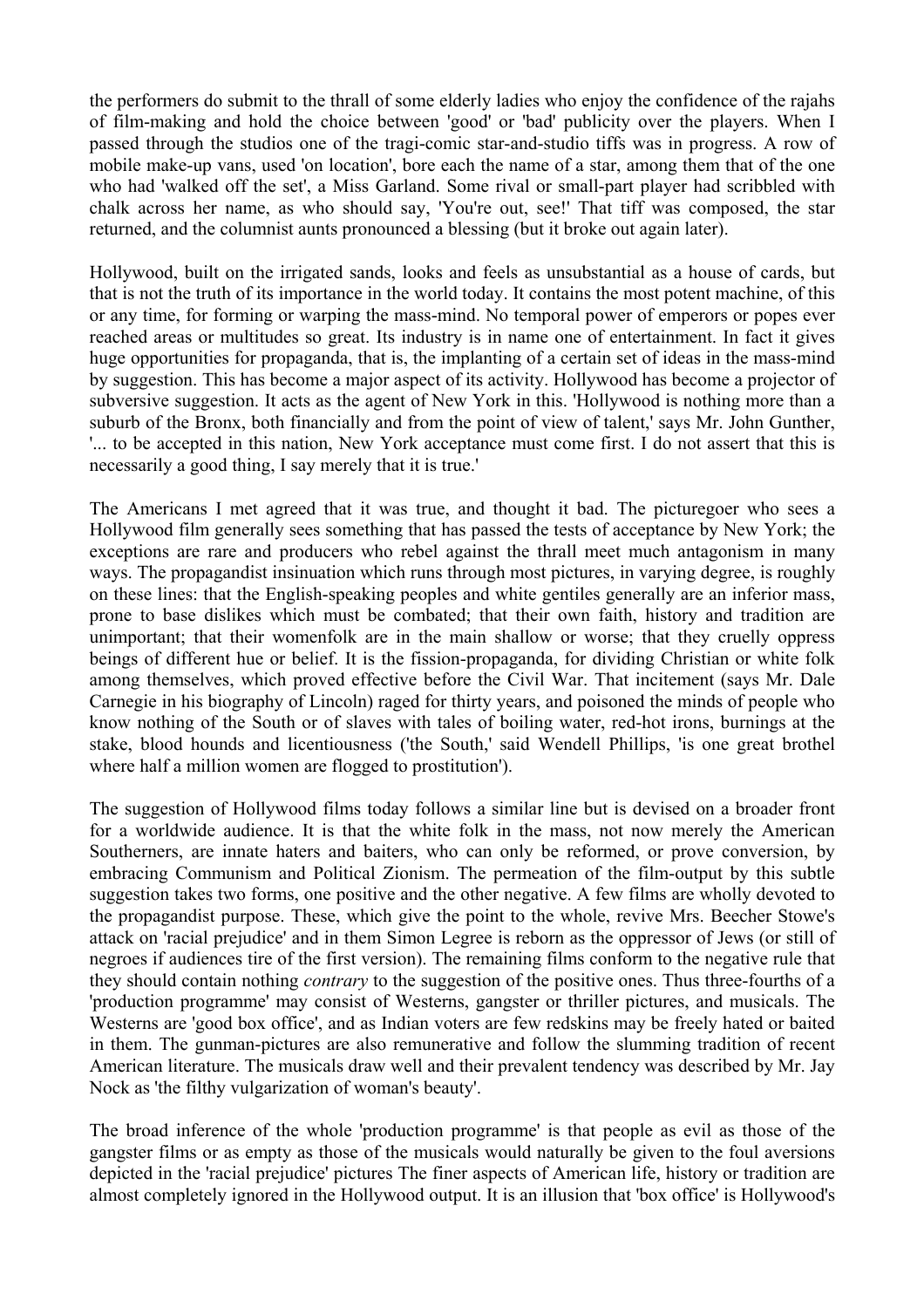the performers do submit to the thrall of some elderly ladies who enjoy the confidence of the rajahs of film-making and hold the choice between 'good' or 'bad' publicity over the players. When I passed through the studios one of the tragi-comic star-and-studio tiffs was in progress. A row of mobile make-up vans, used 'on location', bore each the name of a star, among them that of the one who had 'walked off the set', a Miss Garland. Some rival or small-part player had scribbled with chalk across her name, as who should say, 'You're out, see!' That tiff was composed, the star returned, and the columnist aunts pronounced a blessing (but it broke out again later).

Hollywood, built on the irrigated sands, looks and feels as unsubstantial as a house of cards, but that is not the truth of its importance in the world today. It contains the most potent machine, of this or any time, for forming or warping the mass-mind. No temporal power of emperors or popes ever reached areas or multitudes so great. Its industry is in name one of entertainment. In fact it gives huge opportunities for propaganda, that is, the implanting of a certain set of ideas in the mass-mind by suggestion. This has become a major aspect of its activity. Hollywood has become a projector of subversive suggestion. It acts as the agent of New York in this. 'Hollywood is nothing more than a suburb of the Bronx, both financially and from the point of view of talent,' says Mr. John Gunther, '... to be accepted in this nation, New York acceptance must come first. I do not assert that this is necessarily a good thing, I say merely that it is true.'

The Americans I met agreed that it was true, and thought it bad. The picturegoer who sees a Hollywood film generally sees something that has passed the tests of acceptance by New York; the exceptions are rare and producers who rebel against the thrall meet much antagonism in many ways. The propagandist insinuation which runs through most pictures, in varying degree, is roughly on these lines: that the English-speaking peoples and white gentiles generally are an inferior mass, prone to base dislikes which must be combated; that their own faith, history and tradition are unimportant; that their womenfolk are in the main shallow or worse; that they cruelly oppress beings of different hue or belief. It is the fission-propaganda, for dividing Christian or white folk among themselves, which proved effective before the Civil War. That incitement (says Mr. Dale Carnegie in his biography of Lincoln) raged for thirty years, and poisoned the minds of people who know nothing of the South or of slaves with tales of boiling water, red-hot irons, burnings at the stake, blood hounds and licentiousness ('the South,' said Wendell Phillips, 'is one great brothel where half a million women are flogged to prostitution').

The suggestion of Hollywood films today follows a similar line but is devised on a broader front for a worldwide audience. It is that the white folk in the mass, not now merely the American Southerners, are innate haters and baiters, who can only be reformed, or prove conversion, by embracing Communism and Political Zionism. The permeation of the film-output by this subtle suggestion takes two forms, one positive and the other negative. A few films are wholly devoted to the propagandist purpose. These, which give the point to the whole, revive Mrs. Beecher Stowe's attack on 'racial prejudice' and in them Simon Legree is reborn as the oppressor of Jews (or still of negroes if audiences tire of the first version). The remaining films conform to the negative rule that they should contain nothing *contrary* to the suggestion of the positive ones. Thus three-fourths of a 'production programme' may consist of Westerns, gangster or thriller pictures, and musicals. The Westerns are 'good box office', and as Indian voters are few redskins may be freely hated or baited in them. The gunman-pictures are also remunerative and follow the slumming tradition of recent American literature. The musicals draw well and their prevalent tendency was described by Mr. Jay Nock as 'the filthy vulgarization of woman's beauty'.

The broad inference of the whole 'production programme' is that people as evil as those of the gangster films or as empty as those of the musicals would naturally be given to the foul aversions depicted in the 'racial prejudice' pictures The finer aspects of American life, history or tradition are almost completely ignored in the Hollywood output. It is an illusion that 'box office' is Hollywood's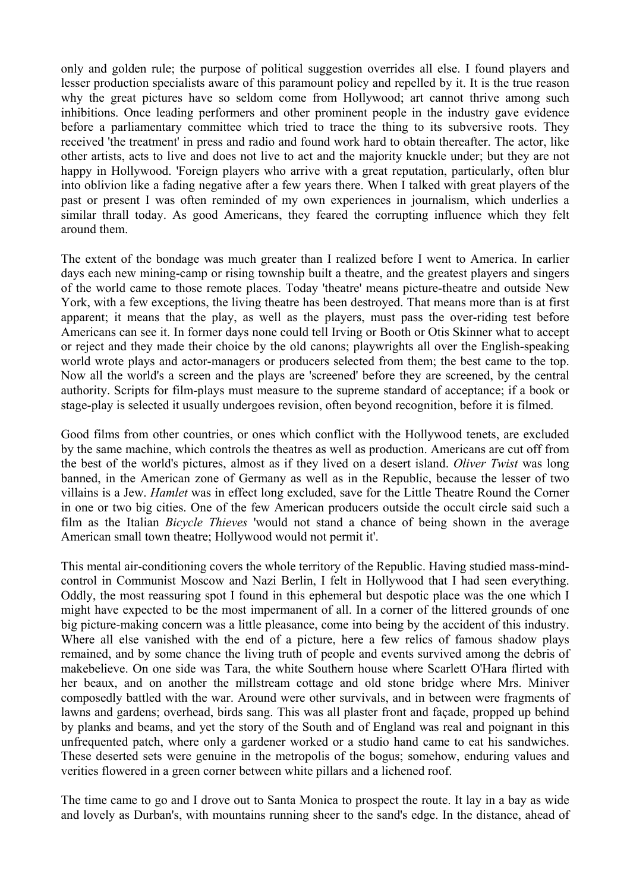only and golden rule; the purpose of political suggestion overrides all else. I found players and lesser production specialists aware of this paramount policy and repelled by it. It is the true reason why the great pictures have so seldom come from Hollywood; art cannot thrive among such inhibitions. Once leading performers and other prominent people in the industry gave evidence before a parliamentary committee which tried to trace the thing to its subversive roots. They received 'the treatment' in press and radio and found work hard to obtain thereafter. The actor, like other artists, acts to live and does not live to act and the majority knuckle under; but they are not happy in Hollywood. 'Foreign players who arrive with a great reputation, particularly, often blur into oblivion like a fading negative after a few years there. When I talked with great players of the past or present I was often reminded of my own experiences in journalism, which underlies a similar thrall today. As good Americans, they feared the corrupting influence which they felt around them.

The extent of the bondage was much greater than I realized before I went to America. In earlier days each new mining-camp or rising township built a theatre, and the greatest players and singers of the world came to those remote places. Today 'theatre' means picture-theatre and outside New York, with a few exceptions, the living theatre has been destroyed. That means more than is at first apparent; it means that the play, as well as the players, must pass the over-riding test before Americans can see it. In former days none could tell Irving or Booth or Otis Skinner what to accept or reject and they made their choice by the old canons; playwrights all over the English-speaking world wrote plays and actor-managers or producers selected from them; the best came to the top. Now all the world's a screen and the plays are 'screened' before they are screened, by the central authority. Scripts for film-plays must measure to the supreme standard of acceptance; if a book or stage-play is selected it usually undergoes revision, often beyond recognition, before it is filmed.

Good films from other countries, or ones which conflict with the Hollywood tenets, are excluded by the same machine, which controls the theatres as well as production. Americans are cut off from the best of the world's pictures, almost as if they lived on a desert island. *Oliver Twist* was long banned, in the American zone of Germany as well as in the Republic, because the lesser of two villains is a Jew. *Hamlet* was in effect long excluded, save for the Little Theatre Round the Corner in one or two big cities. One of the few American producers outside the occult circle said such a film as the Italian *Bicycle Thieves* 'would not stand a chance of being shown in the average American small town theatre; Hollywood would not permit it'.

This mental air-conditioning covers the whole territory of the Republic. Having studied mass-mind-control in Communist Moscow and Nazi Berlin, I felt in Hollywood that I had seen everything. Oddly, the most reassuring spot I found in this ephemeral but despotic place was the one which I might have expected to be the most impermanent of all. In a corner of the littered grounds of one big picture-making concern was a little pleasance, come into being by the accident of this industry. Where all else vanished with the end of a picture, here a few relics of famous shadow plays remained, and by some chance the living truth of people and events survived among the debris of makebelieve. On one side was Tara, the white Southern house where Scarlett O'Hara flirted with her beaux, and on another the millstream cottage and old stone bridge where Mrs. Miniver composedly battled with the war. Around were other survivals, and in between were fragments of lawns and gardens; overhead, birds sang. This was all plaster front and façade, propped up behind by planks and beams, and yet the story of the South and of England was real and poignant in this unfrequented patch, where only a gardener worked or a studio hand came to eat his sandwiches. These deserted sets were genuine in the metropolis of the bogus; somehow, enduring values and verities flowered in a green corner between white pillars and a lichened roof.

The time came to go and I drove out to Santa Monica to prospect the route. It lay in a bay as wide and lovely as Durban's, with mountains running sheer to the sand's edge. In the distance, ahead of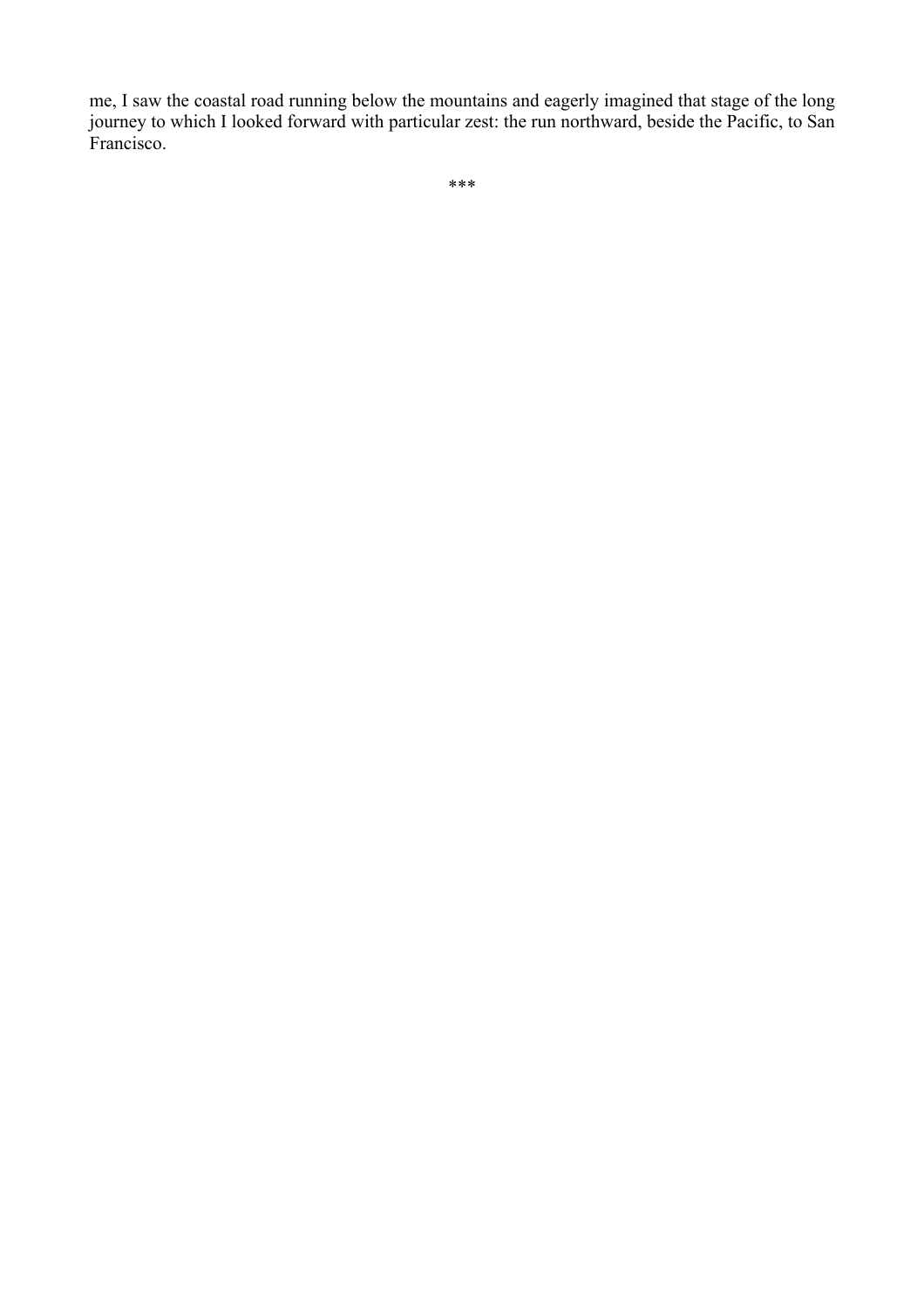me, I saw the coastal road running below the mountains and eagerly imagined that stage of the long journey to which I looked forward with particular zest: the run northward, beside the Pacific, to San Francisco.

***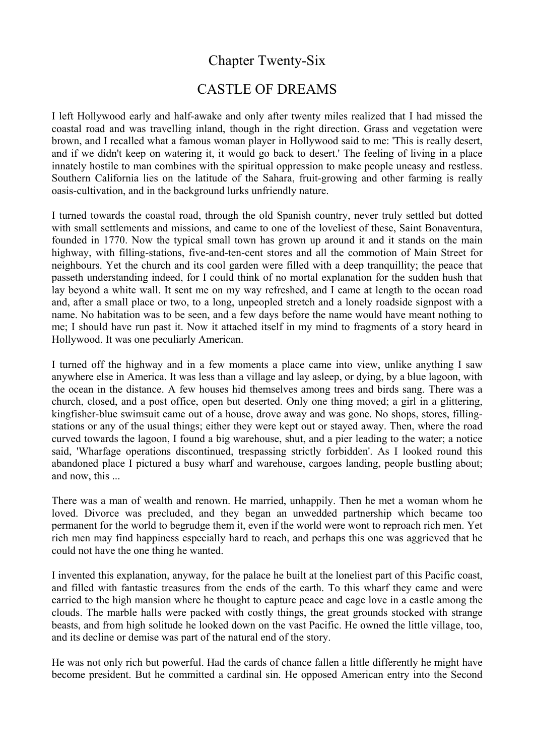# Chapter Twenty-Six

## CASTLE OF DREAMS

I left Hollywood early and half-awake and only after twenty miles realized that I had missed the coastal road and was travelling inland, though in the right direction. Grass and vegetation were brown, and I recalled what a famous woman player in Hollywood said to me: 'This is really desert, and if we didn't keep on watering it, it would go back to desert.' The feeling of living in a place innately hostile to man combines with the spiritual oppression to make people uneasy and restless. Southern California lies on the latitude of the Sahara, fruit-growing and other farming is really oasis-cultivation, and in the background lurks unfriendly nature.

I turned towards the coastal road, through the old Spanish country, never truly settled but dotted with small settlements and missions, and came to one of the loveliest of these, Saint Bonaventura, founded in 1770. Now the typical small town has grown up around it and it stands on the main highway, with filling-stations, five-and-ten-cent stores and all the commotion of Main Street for neighbours. Yet the church and its cool garden were filled with a deep tranquillity; the peace that passeth understanding indeed, for I could think of no mortal explanation for the sudden hush that lay beyond a white wall. It sent me on my way refreshed, and I came at length to the ocean road and, after a small place or two, to a long, unpeopled stretch and a lonely roadside signpost with a name. No habitation was to be seen, and a few days before the name would have meant nothing to me; I should have run past it. Now it attached itself in my mind to fragments of a story heard in Hollywood. It was one peculiarly American.

I turned off the highway and in a few moments a place came into view, unlike anything I saw anywhere else in America. It was less than a village and lay asleep, or dying, by a blue lagoon, with the ocean in the distance. A few houses hid themselves among trees and birds sang. There was a church, closed, and a post office, open but deserted. Only one thing moved; a girl in a glittering, kingfisher-blue swimsuit came out of a house, drove away and was gone. No shops, stores, filling-stations or any of the usual things; either they were kept out or stayed away. Then, where the road curved towards the lagoon, I found a big warehouse, shut, and a pier leading to the water; a notice said, 'Wharfage operations discontinued, trespassing strictly forbidden'. As I looked round this abandoned place I pictured a busy wharf and warehouse, cargoes landing, people bustling about; and now, this ...

There was a man of wealth and renown. He married, unhappily. Then he met a woman whom he loved. Divorce was precluded, and they began an unwedded partnership which became too permanent for the world to begrudge them it, even if the world were wont to reproach rich men. Yet rich men may find happiness especially hard to reach, and perhaps this one was aggrieved that he could not have the one thing he wanted.

I invented this explanation, anyway, for the palace he built at the loneliest part of this Pacific coast, and filled with fantastic treasures from the ends of the earth. To this wharf they came and were carried to the high mansion where he thought to capture peace and cage love in a castle among the clouds. The marble halls were packed with costly things, the great grounds stocked with strange beasts, and from high solitude he looked down on the vast Pacific. He owned the little village, too, and its decline or demise was part of the natural end of the story.

He was not only rich but powerful. Had the cards of chance fallen a little differently he might have become president. But he committed a cardinal sin. He opposed American entry into the Second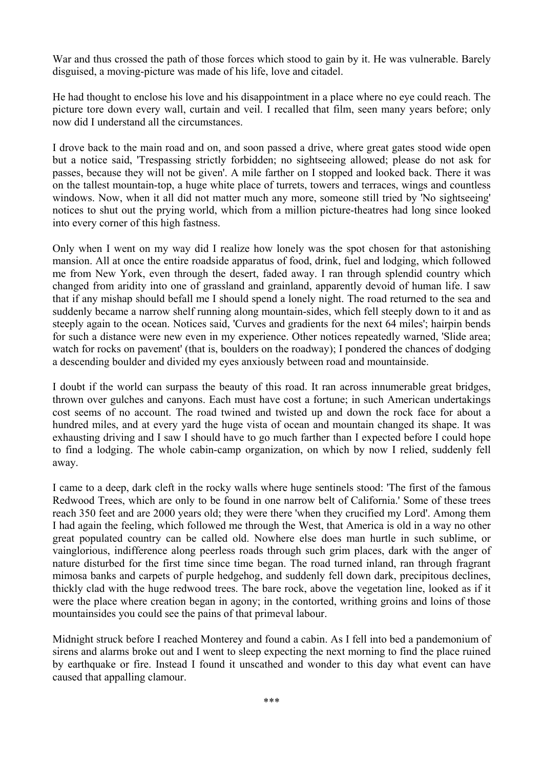War and thus crossed the path of those forces which stood to gain by it. He was vulnerable. Barely disguised, a moving-picture was made of his life, love and citadel.

He had thought to enclose his love and his disappointment in a place where no eye could reach. The picture tore down every wall, curtain and veil. I recalled that film, seen many years before; only now did I understand all the circumstances.

I drove back to the main road and on, and soon passed a drive, where great gates stood wide open but a notice said, 'Trespassing strictly forbidden; no sightseeing allowed; please do not ask for passes, because they will not be given'. A mile farther on I stopped and looked back. There it was on the tallest mountain-top, a huge white place of turrets, towers and terraces, wings and countless windows. Now, when it all did not matter much any more, someone still tried by 'No sightseeing' notices to shut out the prying world, which from a million picture-theatres had long since looked into every corner of this high fastness.

Only when I went on my way did I realize how lonely was the spot chosen for that astonishing mansion. All at once the entire roadside apparatus of food, drink, fuel and lodging, which followed me from New York, even through the desert, faded away. I ran through splendid country which changed from aridity into one of grassland and grainland, apparently devoid of human life. I saw that if any mishap should befall me I should spend a lonely night. The road returned to the sea and suddenly became a narrow shelf running along mountain-sides, which fell steeply down to it and as steeply again to the ocean. Notices said, 'Curves and gradients for the next 64 miles'; hairpin bends for such a distance were new even in my experience. Other notices repeatedly warned, 'Slide area; watch for rocks on pavement' (that is, boulders on the roadway); I pondered the chances of dodging a descending boulder and divided my eyes anxiously between road and mountainside.

I doubt if the world can surpass the beauty of this road. It ran across innumerable great bridges, thrown over gulches and canyons. Each must have cost a fortune; in such American undertakings cost seems of no account. The road twined and twisted up and down the rock face for about a hundred miles, and at every yard the huge vista of ocean and mountain changed its shape. It was exhausting driving and I saw I should have to go much farther than I expected before I could hope to find a lodging. The whole cabin-camp organization, on which by now I relied, suddenly fell away.

I came to a deep, dark cleft in the rocky walls where huge sentinels stood: 'The first of the famous Redwood Trees, which are only to be found in one narrow belt of California.' Some of these trees reach 350 feet and are 2000 years old; they were there 'when they crucified my Lord'. Among them I had again the feeling, which followed me through the West, that America is old in a way no other great populated country can be called old. Nowhere else does man hurtle in such sublime, or vainglorious, indifference along peerless roads through such grim places, dark with the anger of nature disturbed for the first time since time began. The road turned inland, ran through fragrant mimosa banks and carpets of purple hedgehog, and suddenly fell down dark, precipitous declines, thickly clad with the huge redwood trees. The bare rock, above the vegetation line, looked as if it were the place where creation began in agony; in the contorted, writhing groins and loins of those mountainsides you could see the pains of that primeval labour.

Midnight struck before I reached Monterey and found a cabin. As I fell into bed a pandemonium of sirens and alarms broke out and I went to sleep expecting the next morning to find the place ruined by earthquake or fire. Instead I found it unscathed and wonder to this day what event can have caused that appalling clamour.

***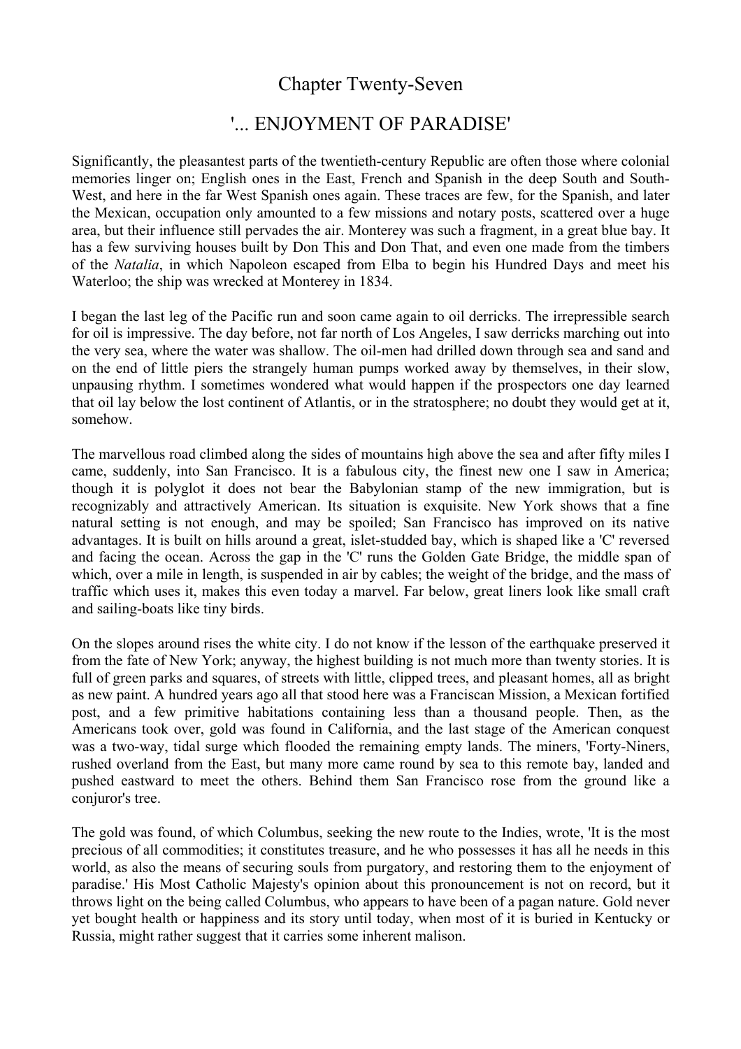# Chapter Twenty-Seven

## '... ENJOYMENT OF PARADISE'

Significantly, the pleasantest parts of the twentieth-century Republic are often those where colonial memories linger on; English ones in the East, French and Spanish in the deep South and South-West, and here in the far West Spanish ones again. These traces are few, for the Spanish, and later the Mexican, occupation only amounted to a few missions and notary posts, scattered over a huge area, but their influence still pervades the air. Monterey was such a fragment, in a great blue bay. It has a few surviving houses built by Don This and Don That, and even one made from the timbers of the *Natalia*, in which Napoleon escaped from Elba to begin his Hundred Days and meet his Waterloo; the ship was wrecked at Monterey in 1834.

I began the last leg of the Pacific run and soon came again to oil derricks. The irrepressible search for oil is impressive. The day before, not far north of Los Angeles, I saw derricks marching out into the very sea, where the water was shallow. The oil-men had drilled down through sea and sand and on the end of little piers the strangely human pumps worked away by themselves, in their slow, unpausing rhythm. I sometimes wondered what would happen if the prospectors one day learned that oil lay below the lost continent of Atlantis, or in the stratosphere; no doubt they would get at it, somehow.

The marvellous road climbed along the sides of mountains high above the sea and after fifty miles I came, suddenly, into San Francisco. It is a fabulous city, the finest new one I saw in America; though it is polyglot it does not bear the Babylonian stamp of the new immigration, but is recognizably and attractively American. Its situation is exquisite. New York shows that a fine natural setting is not enough, and may be spoiled; San Francisco has improved on its native advantages. It is built on hills around a great, islet-studded bay, which is shaped like a 'C' reversed and facing the ocean. Across the gap in the 'C' runs the Golden Gate Bridge, the middle span of which, over a mile in length, is suspended in air by cables; the weight of the bridge, and the mass of traffic which uses it, makes this even today a marvel. Far below, great liners look like small craft and sailing-boats like tiny birds.

On the slopes around rises the white city. I do not know if the lesson of the earthquake preserved it from the fate of New York; anyway, the highest building is not much more than twenty stories. It is full of green parks and squares, of streets with little, clipped trees, and pleasant homes, all as bright as new paint. A hundred years ago all that stood here was a Franciscan Mission, a Mexican fortified post, and a few primitive habitations containing less than a thousand people. Then, as the Americans took over, gold was found in California, and the last stage of the American conquest was a two-way, tidal surge which flooded the remaining empty lands. The miners, 'Forty-Niners, rushed overland from the East, but many more came round by sea to this remote bay, landed and pushed eastward to meet the others. Behind them San Francisco rose from the ground like a conjuror's tree.

The gold was found, of which Columbus, seeking the new route to the Indies, wrote, 'It is the most precious of all commodities; it constitutes treasure, and he who possesses it has all he needs in this world, as also the means of securing souls from purgatory, and restoring them to the enjoyment of paradise.' His Most Catholic Majesty's opinion about this pronouncement is not on record, but it throws light on the being called Columbus, who appears to have been of a pagan nature. Gold never yet bought health or happiness and its story until today, when most of it is buried in Kentucky or Russia, might rather suggest that it carries some inherent malison.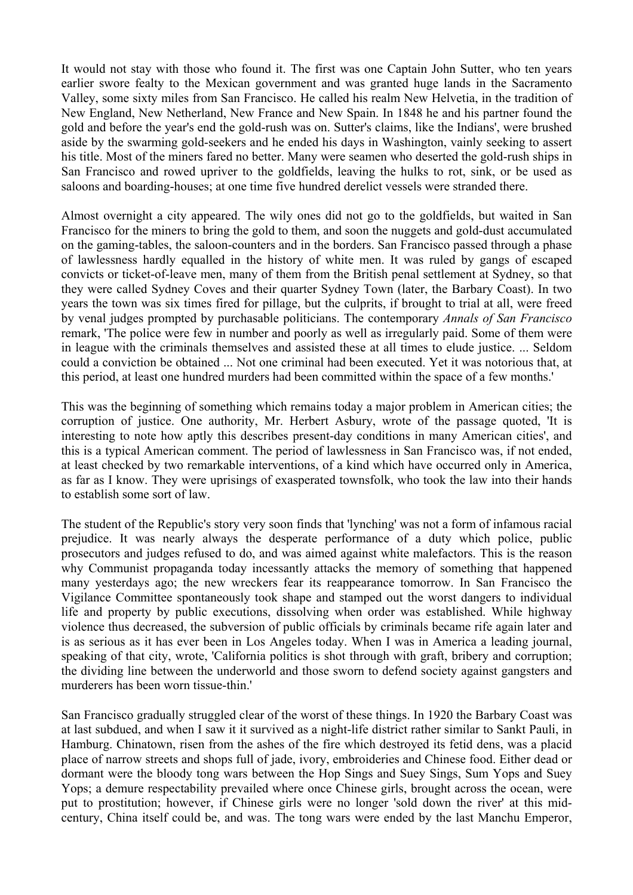It would not stay with those who found it. The first was one Captain John Sutter, who ten years earlier swore fealty to the Mexican government and was granted huge lands in the Sacramento Valley, some sixty miles from San Francisco. He called his realm New Helvetia, in the tradition of New England, New Netherland, New France and New Spain. In 1848 he and his partner found the gold and before the year's end the gold-rush was on. Sutter's claims, like the Indians', were brushed aside by the swarming gold-seekers and he ended his days in Washington, vainly seeking to assert his title. Most of the miners fared no better. Many were seamen who deserted the gold-rush ships in San Francisco and rowed upriver to the goldfields, leaving the hulks to rot, sink, or be used as saloons and boarding-houses; at one time five hundred derelict vessels were stranded there.

Almost overnight a city appeared. The wily ones did not go to the goldfields, but waited in San Francisco for the miners to bring the gold to them, and soon the nuggets and gold-dust accumulated on the gaming-tables, the saloon-counters and in the borders. San Francisco passed through a phase of lawlessness hardly equalled in the history of white men. It was ruled by gangs of escaped convicts or ticket-of-leave men, many of them from the British penal settlement at Sydney, so that they were called Sydney Coves and their quarter Sydney Town (later, the Barbary Coast). In two years the town was six times fired for pillage, but the culprits, if brought to trial at all, were freed by venal judges prompted by purchasable politicians. The contemporary *Annals of San Francisco* remark, 'The police were few in number and poorly as well as irregularly paid. Some of them were in league with the criminals themselves and assisted these at all times to elude justice. ... Seldom could a conviction be obtained ... Not one criminal had been executed. Yet it was notorious that, at this period, at least one hundred murders had been committed within the space of a few months.'

This was the beginning of something which remains today a major problem in American cities; the corruption of justice. One authority, Mr. Herbert Asbury, wrote of the passage quoted, 'It is interesting to note how aptly this describes present-day conditions in many American cities', and this is a typical American comment. The period of lawlessness in San Francisco was, if not ended, at least checked by two remarkable interventions, of a kind which have occurred only in America, as far as I know. They were uprisings of exasperated townsfolk, who took the law into their hands to establish some sort of law.

The student of the Republic's story very soon finds that 'lynching' was not a form of infamous racial prejudice. It was nearly always the desperate performance of a duty which police, public prosecutors and judges refused to do, and was aimed against white malefactors. This is the reason why Communist propaganda today incessantly attacks the memory of something that happened many yesterdays ago; the new wreckers fear its reappearance tomorrow. In San Francisco the Vigilance Committee spontaneously took shape and stamped out the worst dangers to individual life and property by public executions, dissolving when order was established. While highway violence thus decreased, the subversion of public officials by criminals became rife again later and is as serious as it has ever been in Los Angeles today. When I was in America a leading journal, speaking of that city, wrote, 'California politics is shot through with graft, bribery and corruption; the dividing line between the underworld and those sworn to defend society against gangsters and murderers has been worn tissue-thin.'

San Francisco gradually struggled clear of the worst of these things. In 1920 the Barbary Coast was at last subdued, and when I saw it it survived as a night-life district rather similar to Sankt Pauli, in Hamburg. Chinatown, risen from the ashes of the fire which destroyed its fetid dens, was a placid place of narrow streets and shops full of jade, ivory, embroideries and Chinese food. Either dead or dormant were the bloody tong wars between the Hop Sings and Suey Sings, Sum Yops and Suey Yops; a demure respectability prevailed where once Chinese girls, brought across the ocean, were put to prostitution; however, if Chinese girls were no longer 'sold down the river' at this mid-century, China itself could be, and was. The tong wars were ended by the last Manchu Emperor,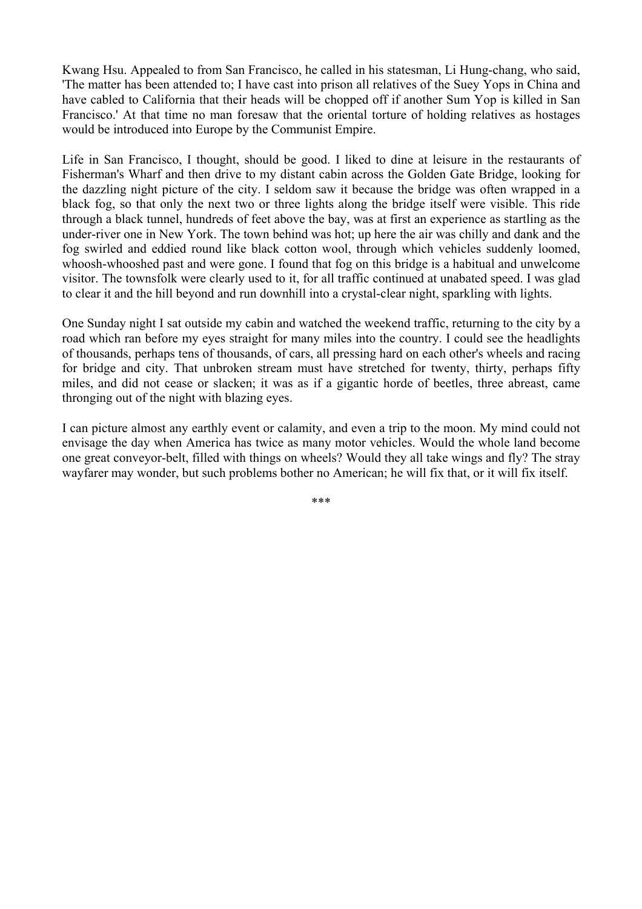Kwang Hsu. Appealed to from San Francisco, he called in his statesman, Li Hung-chang, who said, 'The matter has been attended to; I have cast into prison all relatives of the Suey Yops in China and have cabled to California that their heads will be chopped off if another Sum Yop is killed in San Francisco.' At that time no man foresaw that the oriental torture of holding relatives as hostages would be introduced into Europe by the Communist Empire.

Life in San Francisco, I thought, should be good. I liked to dine at leisure in the restaurants of Fisherman's Wharf and then drive to my distant cabin across the Golden Gate Bridge, looking for the dazzling night picture of the city. I seldom saw it because the bridge was often wrapped in a black fog, so that only the next two or three lights along the bridge itself were visible. This ride through a black tunnel, hundreds of feet above the bay, was at first an experience as startling as the under-river one in New York. The town behind was hot; up here the air was chilly and dank and the fog swirled and eddied round like black cotton wool, through which vehicles suddenly loomed, whoosh-whooshed past and were gone. I found that fog on this bridge is a habitual and unwelcome visitor. The townsfolk were clearly used to it, for all traffic continued at unabated speed. I was glad to clear it and the hill beyond and run downhill into a crystal-clear night, sparkling with lights.

One Sunday night I sat outside my cabin and watched the weekend traffic, returning to the city by a road which ran before my eyes straight for many miles into the country. I could see the headlights of thousands, perhaps tens of thousands, of cars, all pressing hard on each other's wheels and racing for bridge and city. That unbroken stream must have stretched for twenty, thirty, perhaps fifty miles, and did not cease or slacken; it was as if a gigantic horde of beetles, three abreast, came thronging out of the night with blazing eyes.

I can picture almost any earthly event or calamity, and even a trip to the moon. My mind could not envisage the day when America has twice as many motor vehicles. Would the whole land become one great conveyor-belt, filled with things on wheels? Would they all take wings and fly? The stray wayfarer may wonder, but such problems bother no American; he will fix that, or it will fix itself.

***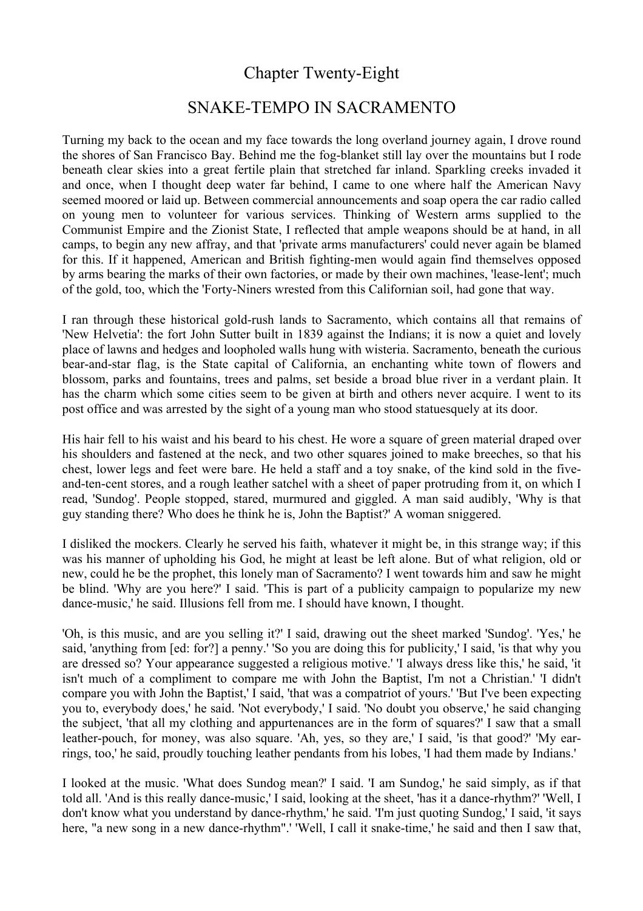# Chapter Twenty-Eight

## SNAKE-TEMPO IN SACRAMENTO

Turning my back to the ocean and my face towards the long overland journey again, I drove round the shores of San Francisco Bay. Behind me the fog-blanket still lay over the mountains but I rode beneath clear skies into a great fertile plain that stretched far inland. Sparkling creeks invaded it and once, when I thought deep water far behind, I came to one where half the American Navy seemed moored or laid up. Between commercial announcements and soap opera the car radio called on young men to volunteer for various services. Thinking of Western arms supplied to the Communist Empire and the Zionist State, I reflected that ample weapons should be at hand, in all camps, to begin any new affray, and that 'private arms manufacturers' could never again be blamed for this. If it happened, American and British fighting-men would again find themselves opposed by arms bearing the marks of their own factories, or made by their own machines, 'lease-lent'; much of the gold, too, which the 'Forty-Niners wrested from this Californian soil, had gone that way.

I ran through these historical gold-rush lands to Sacramento, which contains all that remains of 'New Helvetia': the fort John Sutter built in 1839 against the Indians; it is now a quiet and lovely place of lawns and hedges and loopholed walls hung with wisteria. Sacramento, beneath the curious bear-and-star flag, is the State capital of California, an enchanting white town of flowers and blossom, parks and fountains, trees and palms, set beside a broad blue river in a verdant plain. It has the charm which some cities seem to be given at birth and others never acquire. I went to its post office and was arrested by the sight of a young man who stood statuesquely at its door.

His hair fell to his waist and his beard to his chest. He wore a square of green material draped over his shoulders and fastened at the neck, and two other squares joined to make breeches, so that his chest, lower legs and feet were bare. He held a staff and a toy snake, of the kind sold in the five-and-ten-cent stores, and a rough leather satchel with a sheet of paper protruding from it, on which I read, 'Sundog'. People stopped, stared, murmured and giggled. A man said audibly, 'Why is that guy standing there? Who does he think he is, John the Baptist?' A woman sniggered.

I disliked the mockers. Clearly he served his faith, whatever it might be, in this strange way; if this was his manner of upholding his God, he might at least be left alone. But of what religion, old or new, could he be the prophet, this lonely man of Sacramento? I went towards him and saw he might be blind. 'Why are you here?' I said. 'This is part of a publicity campaign to popularize my new dance-music,' he said. Illusions fell from me. I should have known, I thought.

'Oh, is this music, and are you selling it?' I said, drawing out the sheet marked 'Sundog'. 'Yes,' he said, 'anything from [ed: for?] a penny.' 'So you are doing this for publicity,' I said, 'is that why you are dressed so? Your appearance suggested a religious motive.' 'I always dress like this,' he said, 'it isn't much of a compliment to compare me with John the Baptist, I'm not a Christian.' 'I didn't compare you with John the Baptist,' I said, 'that was a compatriot of yours.' 'But I've been expecting you to, everybody does,' he said. 'Not everybody,' I said. 'No doubt you observe,' he said changing the subject, 'that all my clothing and appurtenances are in the form of squares?' I saw that a small leather-pouch, for money, was also square. 'Ah, yes, so they are,' I said, 'is that good?' 'My ear-rings, too,' he said, proudly touching leather pendants from his lobes, 'I had them made by Indians.'

I looked at the music. 'What does Sundog mean?' I said. 'I am Sundog,' he said simply, as if that told all. 'And is this really dance-music,' I said, looking at the sheet, 'has it a dance-rhythm?' 'Well, I don't know what you understand by dance-rhythm,' he said. 'I'm just quoting Sundog,' I said, 'it says here, "a new song in a new dance-rhythm".' 'Well, I call it snake-time,' he said and then I saw that,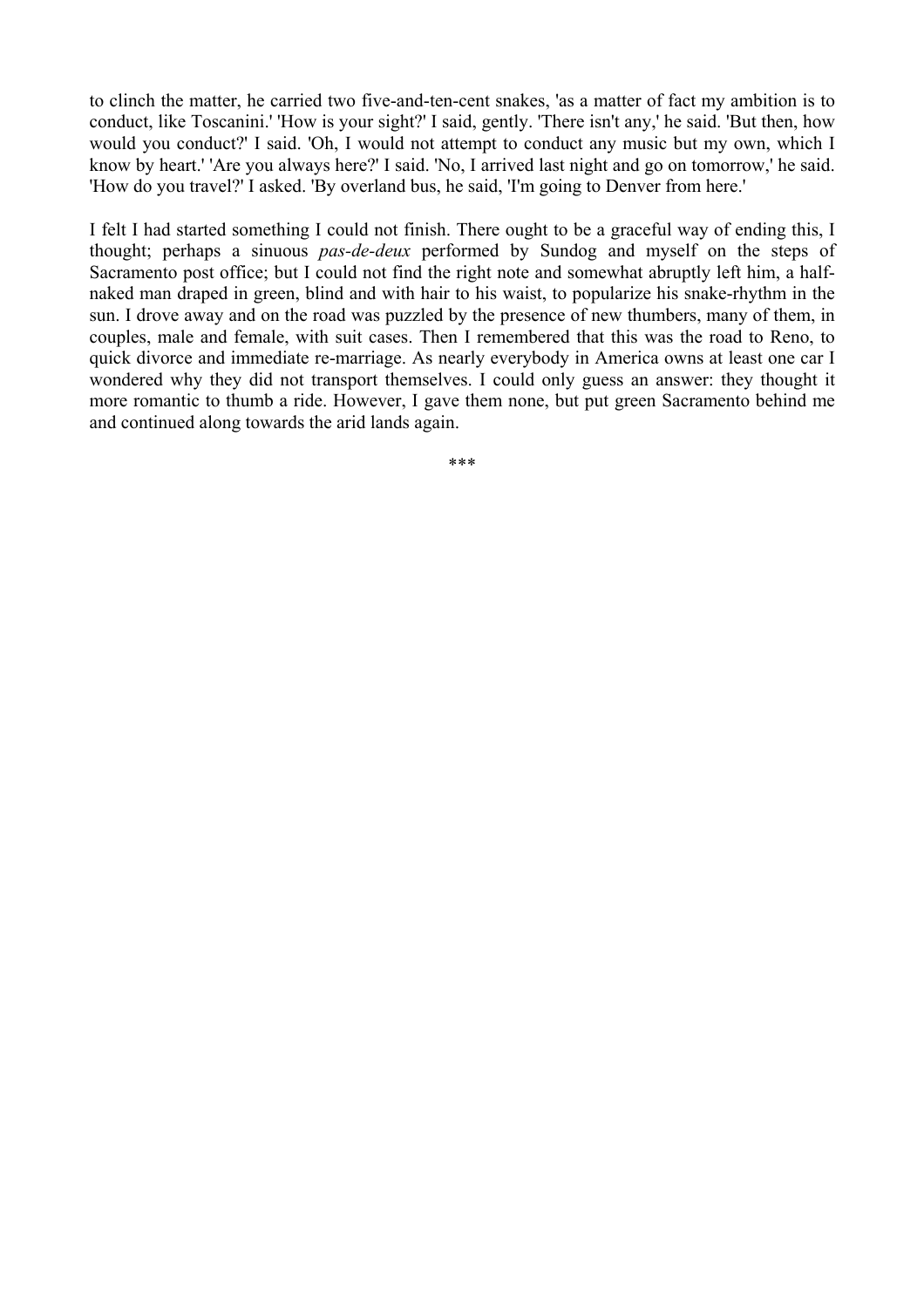to clinch the matter, he carried two five-and-ten-cent snakes, 'as a matter of fact my ambition is to conduct, like Toscanini.' 'How is your sight?' I said, gently. 'There isn't any,' he said. 'But then, how would you conduct?' I said. 'Oh, I would not attempt to conduct any music but my own, which I know by heart.' 'Are you always here?' I said. 'No, I arrived last night and go on tomorrow,' he said. 'How do you travel?' I asked. 'By overland bus, he said, 'I'm going to Denver from here.'

I felt I had started something I could not finish. There ought to be a graceful way of ending this, I thought; perhaps a sinuous *pas-de-deux* performed by Sundog and myself on the steps of Sacramento post office; but I could not find the right note and somewhat abruptly left him, a half-naked man draped in green, blind and with hair to his waist, to popularize his snake-rhythm in the sun. I drove away and on the road was puzzled by the presence of new thumbers, many of them, in couples, male and female, with suit cases. Then I remembered that this was the road to Reno, to quick divorce and immediate re-marriage. As nearly everybody in America owns at least one car I wondered why they did not transport themselves. I could only guess an answer: they thought it more romantic to thumb a ride. However, I gave them none, but put green Sacramento behind me and continued along towards the arid lands again.

***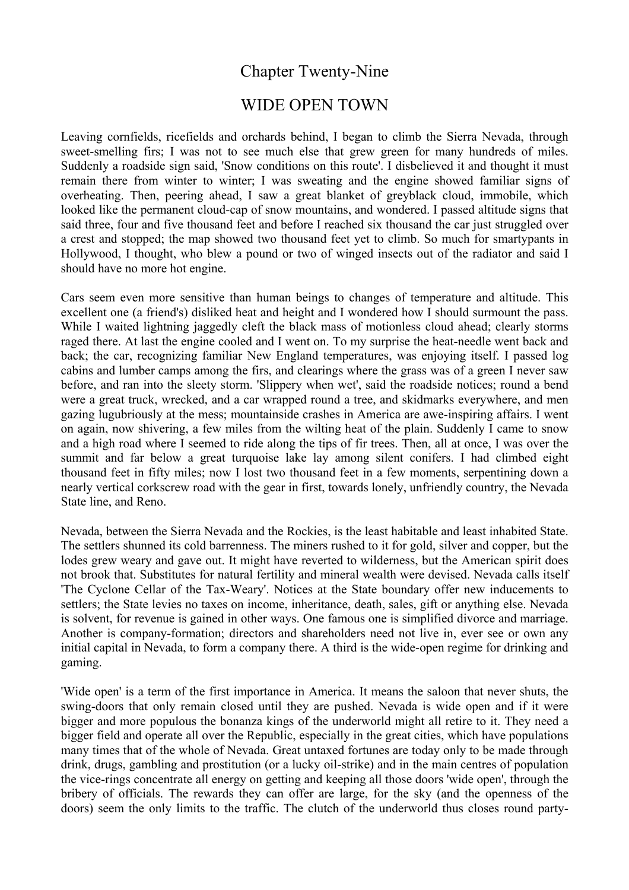# Chapter Twenty-Nine

## WIDE OPEN TOWN

Leaving cornfields, ricefields and orchards behind, I began to climb the Sierra Nevada, through sweet-smelling firs; I was not to see much else that grew green for many hundreds of miles. Suddenly a roadside sign said, 'Snow conditions on this route'. I disbelieved it and thought it must remain there from winter to winter; I was sweating and the engine showed familiar signs of overheating. Then, peering ahead, I saw a great blanket of greyblack cloud, immobile, which looked like the permanent cloud-cap of snow mountains, and wondered. I passed altitude signs that said three, four and five thousand feet and before I reached six thousand the car just struggled over a crest and stopped; the map showed two thousand feet yet to climb. So much for smartypants in Hollywood, I thought, who blew a pound or two of winged insects out of the radiator and said I should have no more hot engine.

Cars seem even more sensitive than human beings to changes of temperature and altitude. This excellent one (a friend's) disliked heat and height and I wondered how I should surmount the pass. While I waited lightning jaggedly cleft the black mass of motionless cloud ahead; clearly storms raged there. At last the engine cooled and I went on. To my surprise the heat-needle went back and back; the car, recognizing familiar New England temperatures, was enjoying itself. I passed log cabins and lumber camps among the firs, and clearings where the grass was of a green I never saw before, and ran into the sleety storm. 'Slippery when wet', said the roadside notices; round a bend were a great truck, wrecked, and a car wrapped round a tree, and skidmarks everywhere, and men gazing lugubriously at the mess; mountainside crashes in America are awe-inspiring affairs. I went on again, now shivering, a few miles from the wilting heat of the plain. Suddenly I came to snow and a high road where I seemed to ride along the tips of fir trees. Then, all at once, I was over the summit and far below a great turquoise lake lay among silent conifers. I had climbed eight thousand feet in fifty miles; now I lost two thousand feet in a few moments, serpentining down a nearly vertical corkscrew road with the gear in first, towards lonely, unfriendly country, the Nevada State line, and Reno.

Nevada, between the Sierra Nevada and the Rockies, is the least habitable and least inhabited State. The settlers shunned its cold barrenness. The miners rushed to it for gold, silver and copper, but the lodes grew weary and gave out. It might have reverted to wilderness, but the American spirit does not brook that. Substitutes for natural fertility and mineral wealth were devised. Nevada calls itself 'The Cyclone Cellar of the Tax-Weary'. Notices at the State boundary offer new inducements to settlers; the State levies no taxes on income, inheritance, death, sales, gift or anything else. Nevada is solvent, for revenue is gained in other ways. One famous one is simplified divorce and marriage. Another is company-formation; directors and shareholders need not live in, ever see or own any initial capital in Nevada, to form a company there. A third is the wide-open regime for drinking and gaming.

'Wide open' is a term of the first importance in America. It means the saloon that never shuts, the swing-doors that only remain closed until they are pushed. Nevada is wide open and if it were bigger and more populous the bonanza kings of the underworld might all retire to it. They need a bigger field and operate all over the Republic, especially in the great cities, which have populations many times that of the whole of Nevada. Great untaxed fortunes are today only to be made through drink, drugs, gambling and prostitution (or a lucky oil-strike) and in the main centres of population the vice-rings concentrate all energy on getting and keeping all those doors 'wide open', through the bribery of officials. The rewards they can offer are large, for the sky (and the openness of the doors) seem the only limits to the traffic. The clutch of the underworld thus closes round party-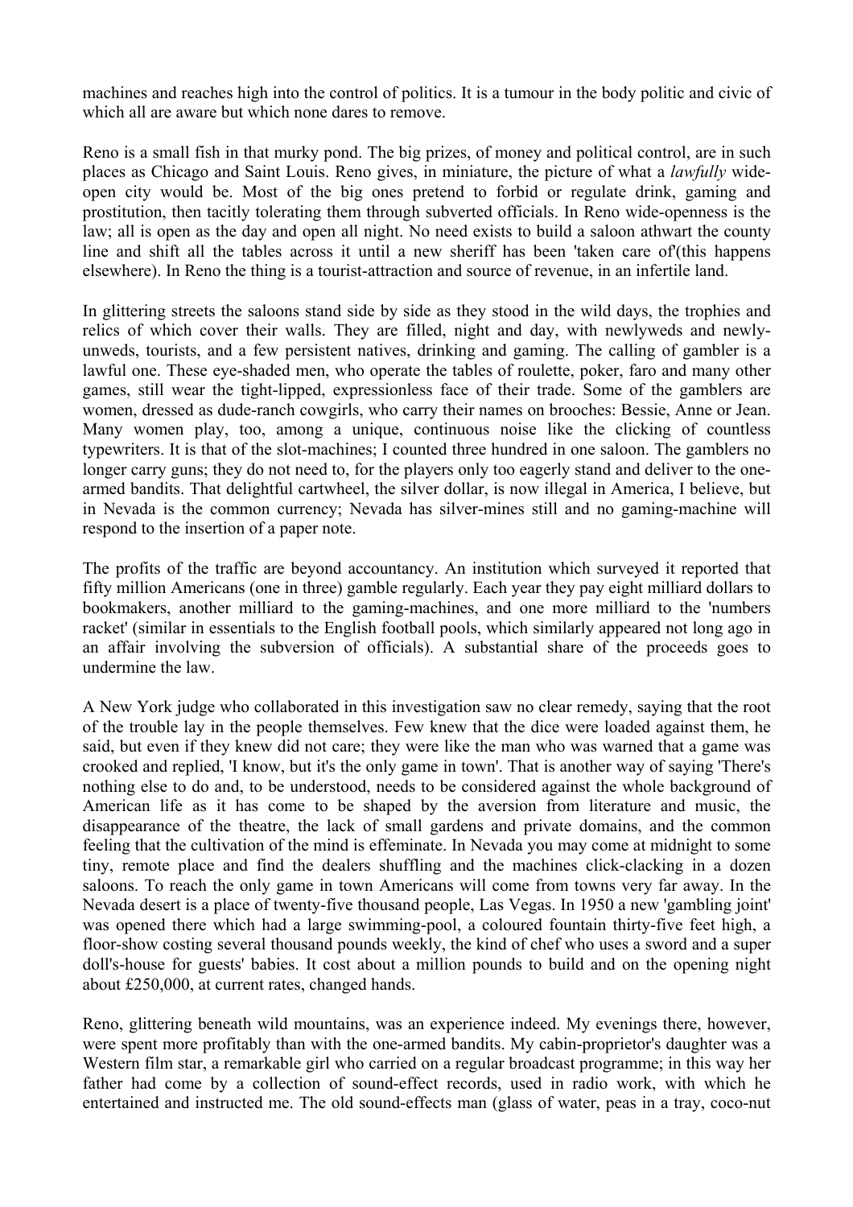machines and reaches high into the control of politics. It is a tumour in the body politic and civic of which all are aware but which none dares to remove.

Reno is a small fish in that murky pond. The big prizes, of money and political control, are in such places as Chicago and Saint Louis. Reno gives, in miniature, the picture of what a *lawfully* wide-open city would be. Most of the big ones pretend to forbid or regulate drink, gaming and prostitution, then tacitly tolerating them through subverted officials. In Reno wide-openness is the law; all is open as the day and open all night. No need exists to build a saloon athwart the county line and shift all the tables across it until a new sheriff has been 'taken care of'(this happens elsewhere). In Reno the thing is a tourist-attraction and source of revenue, in an infertile land.

In glittering streets the saloons stand side by side as they stood in the wild days, the trophies and relics of which cover their walls. They are filled, night and day, with newlyweds and newly-unweds, tourists, and a few persistent natives, drinking and gaming. The calling of gambler is a lawful one. These eye-shaded men, who operate the tables of roulette, poker, faro and many other games, still wear the tight-lipped, expressionless face of their trade. Some of the gamblers are women, dressed as dude-ranch cowgirls, who carry their names on brooches: Bessie, Anne or Jean. Many women play, too, among a unique, continuous noise like the clicking of countless typewriters. It is that of the slot-machines; I counted three hundred in one saloon. The gamblers no longer carry guns; they do not need to, for the players only too eagerly stand and deliver to the one-armed bandits. That delightful cartwheel, the silver dollar, is now illegal in America, I believe, but in Nevada is the common currency; Nevada has silver-mines still and no gaming-machine will respond to the insertion of a paper note.

The profits of the traffic are beyond accountancy. An institution which surveyed it reported that fifty million Americans (one in three) gamble regularly. Each year they pay eight milliard dollars to bookmakers, another milliard to the gaming-machines, and one more milliard to the 'numbers racket' (similar in essentials to the English football pools, which similarly appeared not long ago in an affair involving the subversion of officials). A substantial share of the proceeds goes to undermine the law.

A New York judge who collaborated in this investigation saw no clear remedy, saying that the root of the trouble lay in the people themselves. Few knew that the dice were loaded against them, he said, but even if they knew did not care; they were like the man who was warned that a game was crooked and replied, 'I know, but it's the only game in town'. That is another way of saying 'There's nothing else to do and, to be understood, needs to be considered against the whole background of American life as it has come to be shaped by the aversion from literature and music, the disappearance of the theatre, the lack of small gardens and private domains, and the common feeling that the cultivation of the mind is effeminate. In Nevada you may come at midnight to some tiny, remote place and find the dealers shuffling and the machines click-clacking in a dozen saloons. To reach the only game in town Americans will come from towns very far away. In the Nevada desert is a place of twenty-five thousand people, Las Vegas. In 1950 a new 'gambling joint' was opened there which had a large swimming-pool, a coloured fountain thirty-five feet high, a floor-show costing several thousand pounds weekly, the kind of chef who uses a sword and a super doll's-house for guests' babies. It cost about a million pounds to build and on the opening night about £250,000, at current rates, changed hands.

Reno, glittering beneath wild mountains, was an experience indeed. My evenings there, however, were spent more profitably than with the one-armed bandits. My cabin-proprietor's daughter was a Western film star, a remarkable girl who carried on a regular broadcast programme; in this way her father had come by a collection of sound-effect records, used in radio work, with which he entertained and instructed me. The old sound-effects man (glass of water, peas in a tray, coco-nut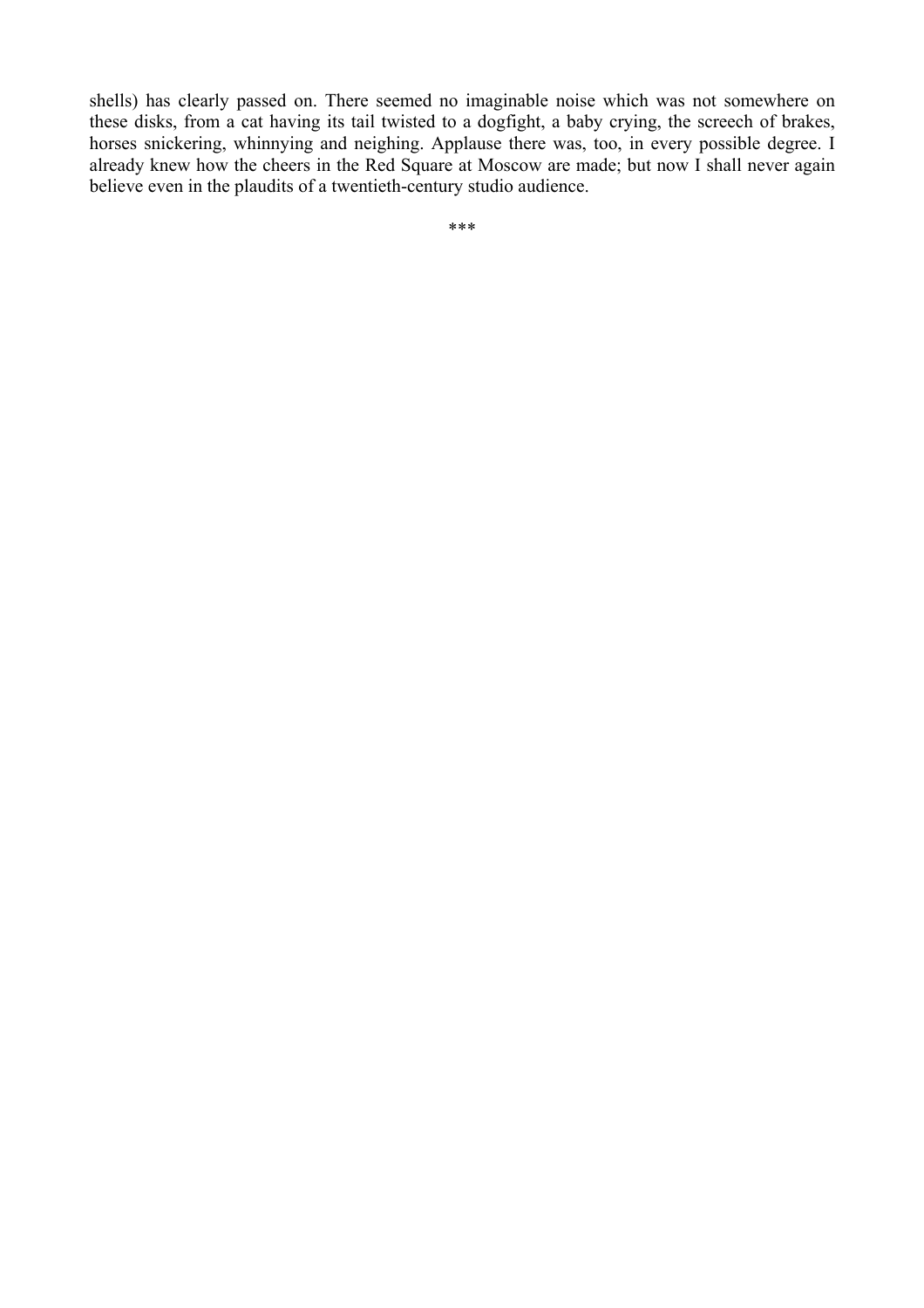shells) has clearly passed on. There seemed no imaginable noise which was not somewhere on these disks, from a cat having its tail twisted to a dogfight, a baby crying, the screech of brakes, horses snickering, whinnying and neighing. Applause there was, too, in every possible degree. I already knew how the cheers in the Red Square at Moscow are made; but now I shall never again believe even in the plaudits of a twentieth-century studio audience.

***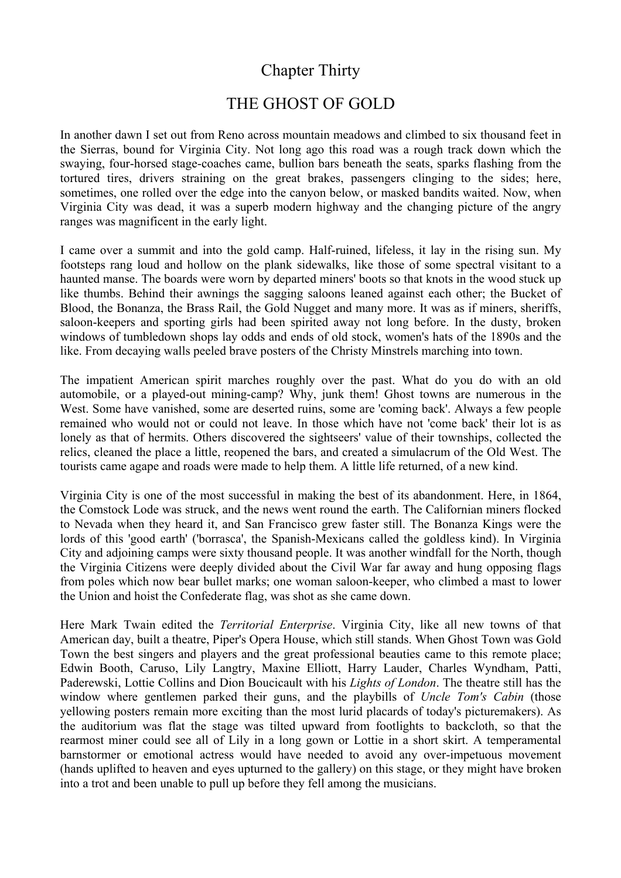# Chapter Thirty

## THE GHOST OF GOLD

In another dawn I set out from Reno across mountain meadows and climbed to six thousand feet in the Sierras, bound for Virginia City. Not long ago this road was a rough track down which the swaying, four-horsed stage-coaches came, bullion bars beneath the seats, sparks flashing from the tortured tires, drivers straining on the great brakes, passengers clinging to the sides; here, sometimes, one rolled over the edge into the canyon below, or masked bandits waited. Now, when Virginia City was dead, it was a superb modern highway and the changing picture of the angry ranges was magnificent in the early light.

I came over a summit and into the gold camp. Half-ruined, lifeless, it lay in the rising sun. My footsteps rang loud and hollow on the plank sidewalks, like those of some spectral visitant to a haunted manse. The boards were worn by departed miners' boots so that knots in the wood stuck up like thumbs. Behind their awnings the sagging saloons leaned against each other; the Bucket of Blood, the Bonanza, the Brass Rail, the Gold Nugget and many more. It was as if miners, sheriffs, saloon-keepers and sporting girls had been spirited away not long before. In the dusty, broken windows of tumbledown shops lay odds and ends of old stock, women's hats of the 1890s and the like. From decaying walls peeled brave posters of the Christy Minstrels marching into town.

The impatient American spirit marches roughly over the past. What do you do with an old automobile, or a played-out mining-camp? Why, junk them! Ghost towns are numerous in the West. Some have vanished, some are deserted ruins, some are 'coming back'. Always a few people remained who would not or could not leave. In those which have not 'come back' their lot is as lonely as that of hermits. Others discovered the sightseers' value of their townships, collected the relics, cleaned the place a little, reopened the bars, and created a simulacrum of the Old West. The tourists came agape and roads were made to help them. A little life returned, of a new kind.

Virginia City is one of the most successful in making the best of its abandonment. Here, in 1864, the Comstock Lode was struck, and the news went round the earth. The Californian miners flocked to Nevada when they heard it, and San Francisco grew faster still. The Bonanza Kings were the lords of this 'good earth' ('borrasca', the Spanish-Mexicans called the goldless kind). In Virginia City and adjoining camps were sixty thousand people. It was another windfall for the North, though the Virginia Citizens were deeply divided about the Civil War far away and hung opposing flags from poles which now bear bullet marks; one woman saloon-keeper, who climbed a mast to lower the Union and hoist the Confederate flag, was shot as she came down.

Here Mark Twain edited the *Territorial Enterprise*. Virginia City, like all new towns of that American day, built a theatre, Piper's Opera House, which still stands. When Ghost Town was Gold Town the best singers and players and the great professional beauties came to this remote place; Edwin Booth, Caruso, Lily Langtry, Maxine Elliott, Harry Lauder, Charles Wyndham, Patti, Paderewski, Lottie Collins and Dion Boucicault with his *Lights of London*. The theatre still has the window where gentlemen parked their guns, and the playbills of *Uncle Tom's Cabin* (those yellowing posters remain more exciting than the most lurid placards of today's picturemakers). As the auditorium was flat the stage was tilted upward from footlights to backcloth, so that the rearmost miner could see all of Lily in a long gown or Lottie in a short skirt. A temperamental barnstormer or emotional actress would have needed to avoid any over-impetuous movement (hands uplifted to heaven and eyes upturned to the gallery) on this stage, or they might have broken into a trot and been unable to pull up before they fell among the musicians.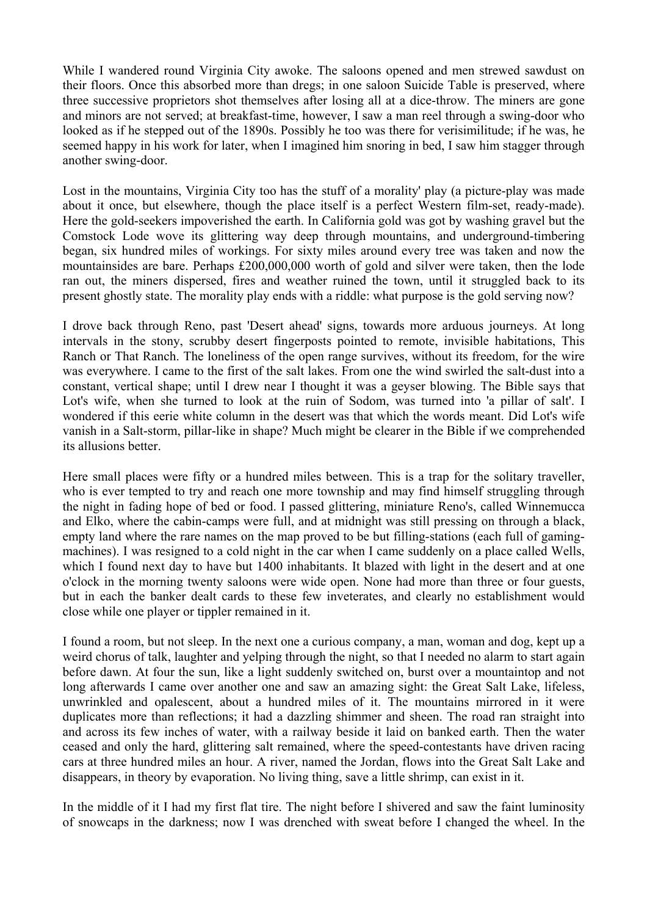While I wandered round Virginia City awoke. The saloons opened and men strewed sawdust on their floors. Once this absorbed more than dregs; in one saloon Suicide Table is preserved, where three successive proprietors shot themselves after losing all at a dice-throw. The miners are gone and minors are not served; at breakfast-time, however, I saw a man reel through a swing-door who looked as if he stepped out of the 1890s. Possibly he too was there for verisimilitude; if he was, he seemed happy in his work for later, when I imagined him snoring in bed, I saw him stagger through another swing-door.

Lost in the mountains, Virginia City too has the stuff of a morality' play (a picture-play was made about it once, but elsewhere, though the place itself is a perfect Western film-set, ready-made). Here the gold-seekers impoverished the earth. In California gold was got by washing gravel but the Comstock Lode wove its glittering way deep through mountains, and underground-timbering began, six hundred miles of workings. For sixty miles around every tree was taken and now the mountainsides are bare. Perhaps £200,000,000 worth of gold and silver were taken, then the lode ran out, the miners dispersed, fires and weather ruined the town, until it struggled back to its present ghostly state. The morality play ends with a riddle: what purpose is the gold serving now?

I drove back through Reno, past 'Desert ahead' signs, towards more arduous journeys. At long intervals in the stony, scrubby desert fingerposts pointed to remote, invisible habitations, This Ranch or That Ranch. The loneliness of the open range survives, without its freedom, for the wire was everywhere. I came to the first of the salt lakes. From one the wind swirled the salt-dust into a constant, vertical shape; until I drew near I thought it was a geyser blowing. The Bible says that Lot's wife, when she turned to look at the ruin of Sodom, was turned into 'a pillar of salt'. I wondered if this eerie white column in the desert was that which the words meant. Did Lot's wife vanish in a Salt-storm, pillar-like in shape? Much might be clearer in the Bible if we comprehended its allusions better.

Here small places were fifty or a hundred miles between. This is a trap for the solitary traveller, who is ever tempted to try and reach one more township and may find himself struggling through the night in fading hope of bed or food. I passed glittering, miniature Reno's, called Winnemucca and Elko, where the cabin-camps were full, and at midnight was still pressing on through a black, empty land where the rare names on the map proved to be but filling-stations (each full of gaming-machines). I was resigned to a cold night in the car when I came suddenly on a place called Wells, which I found next day to have but 1400 inhabitants. It blazed with light in the desert and at one o'clock in the morning twenty saloons were wide open. None had more than three or four guests, but in each the banker dealt cards to these few inveterates, and clearly no establishment would close while one player or tippler remained in it.

I found a room, but not sleep. In the next one a curious company, a man, woman and dog, kept up a weird chorus of talk, laughter and yelping through the night, so that I needed no alarm to start again before dawn. At four the sun, like a light suddenly switched on, burst over a mountaintop and not long afterwards I came over another one and saw an amazing sight: the Great Salt Lake, lifeless, unwrinkled and opalescent, about a hundred miles of it. The mountains mirrored in it were duplicates more than reflections; it had a dazzling shimmer and sheen. The road ran straight into and across its few inches of water, with a railway beside it laid on banked earth. Then the water ceased and only the hard, glittering salt remained, where the speed-contestants have driven racing cars at three hundred miles an hour. A river, named the Jordan, flows into the Great Salt Lake and disappears, in theory by evaporation. No living thing, save a little shrimp, can exist in it.

In the middle of it I had my first flat tire. The night before I shivered and saw the faint luminosity of snowcaps in the darkness; now I was drenched with sweat before I changed the wheel. In the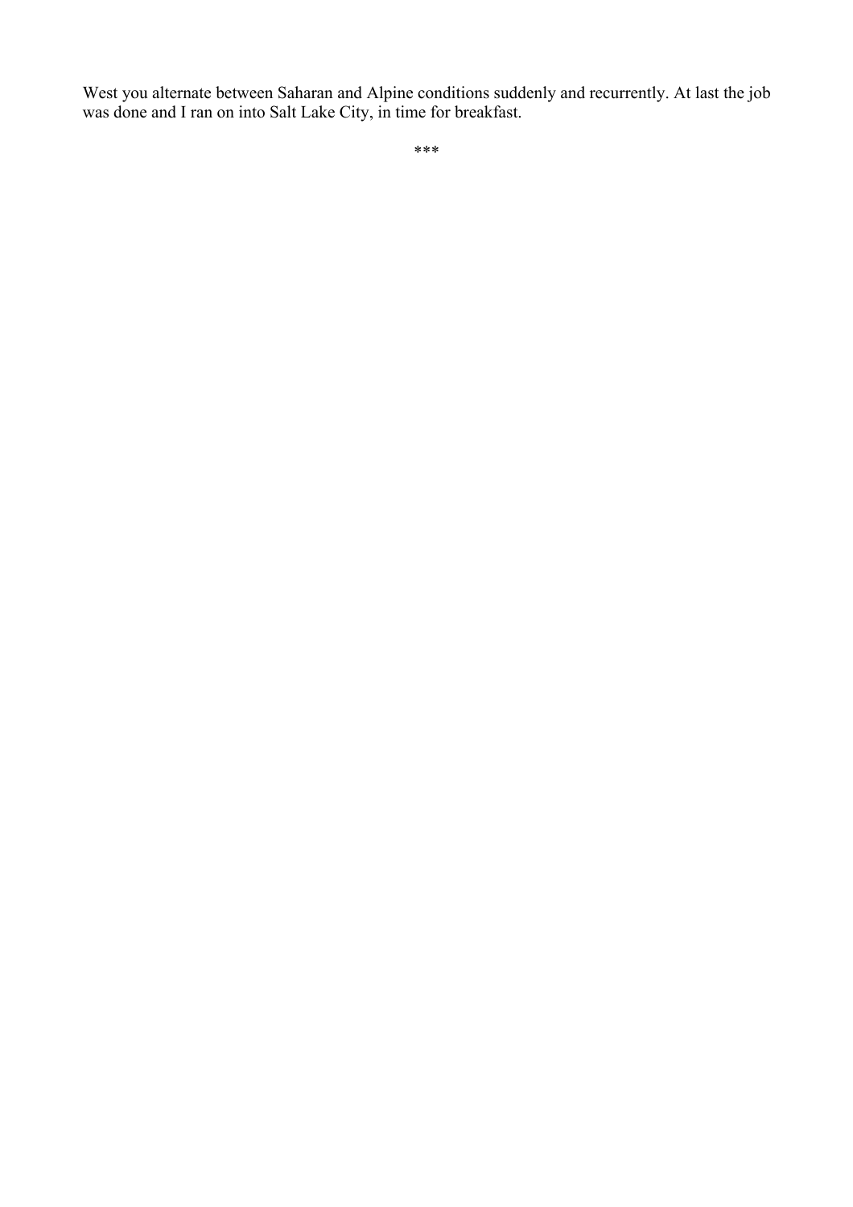West you alternate between Saharan and Alpine conditions suddenly and recurrently. At last the job was done and I ran on into Salt Lake City, in time for breakfast.

***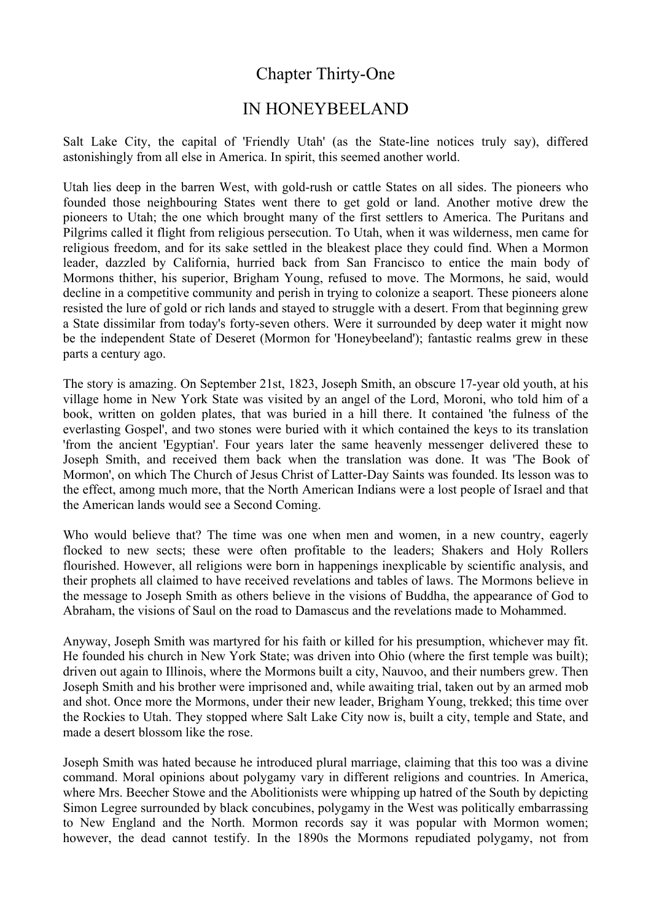# Chapter Thirty-One

## IN HONEYBEELAND

Salt Lake City, the capital of 'Friendly Utah' (as the State-line notices truly say), differed astonishingly from all else in America. In spirit, this seemed another world.

Utah lies deep in the barren West, with gold-rush or cattle States on all sides. The pioneers who founded those neighbouring States went there to get gold or land. Another motive drew the pioneers to Utah; the one which brought many of the first settlers to America. The Puritans and Pilgrims called it flight from religious persecution. To Utah, when it was wilderness, men came for religious freedom, and for its sake settled in the bleakest place they could find. When a Mormon leader, dazzled by California, hurried back from San Francisco to entice the main body of Mormons thither, his superior, Brigham Young, refused to move. The Mormons, he said, would decline in a competitive community and perish in trying to colonize a seaport. These pioneers alone resisted the lure of gold or rich lands and stayed to struggle with a desert. From that beginning grew a State dissimilar from today's forty-seven others. Were it surrounded by deep water it might now be the independent State of Deseret (Mormon for 'Honeybeeland'); fantastic realms grew in these parts a century ago.

The story is amazing. On September 21st, 1823, Joseph Smith, an obscure 17-year old youth, at his village home in New York State was visited by an angel of the Lord, Moroni, who told him of a book, written on golden plates, that was buried in a hill there. It contained 'the fulness of the everlasting Gospel', and two stones were buried with it which contained the keys to its translation 'from the ancient 'Egyptian'. Four years later the same heavenly messenger delivered these to Joseph Smith, and received them back when the translation was done. It was 'The Book of Mormon', on which The Church of Jesus Christ of Latter-Day Saints was founded. Its lesson was to the effect, among much more, that the North American Indians were a lost people of Israel and that the American lands would see a Second Coming.

Who would believe that? The time was one when men and women, in a new country, eagerly flocked to new sects; these were often profitable to the leaders; Shakers and Holy Rollers flourished. However, all religions were born in happenings inexplicable by scientific analysis, and their prophets all claimed to have received revelations and tables of laws. The Mormons believe in the message to Joseph Smith as others believe in the visions of Buddha, the appearance of God to Abraham, the visions of Saul on the road to Damascus and the revelations made to Mohammed.

Anyway, Joseph Smith was martyred for his faith or killed for his presumption, whichever may fit. He founded his church in New York State; was driven into Ohio (where the first temple was built); driven out again to Illinois, where the Mormons built a city, Nauvoo, and their numbers grew. Then Joseph Smith and his brother were imprisoned and, while awaiting trial, taken out by an armed mob and shot. Once more the Mormons, under their new leader, Brigham Young, trekked; this time over the Rockies to Utah. They stopped where Salt Lake City now is, built a city, temple and State, and made a desert blossom like the rose.

Joseph Smith was hated because he introduced plural marriage, claiming that this too was a divine command. Moral opinions about polygamy vary in different religions and countries. In America, where Mrs. Beecher Stowe and the Abolitionists were whipping up hatred of the South by depicting Simon Legree surrounded by black concubines, polygamy in the West was politically embarrassing to New England and the North. Mormon records say it was popular with Mormon women; however, the dead cannot testify. In the 1890s the Mormons repudiated polygamy, not from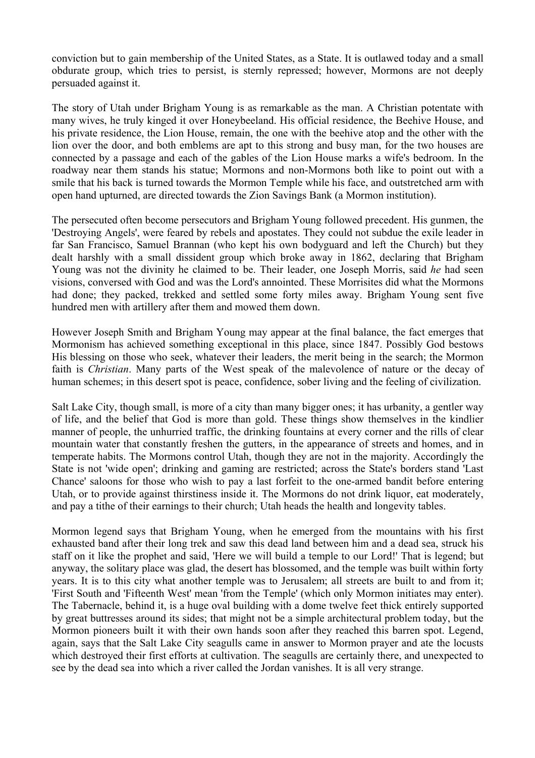conviction but to gain membership of the United States, as a State. It is outlawed today and a small obdurate group, which tries to persist, is sternly repressed; however, Mormons are not deeply persuaded against it.

The story of Utah under Brigham Young is as remarkable as the man. A Christian potentate with many wives, he truly kinged it over Honeybeeland. His official residence, the Beehive House, and his private residence, the Lion House, remain, the one with the beehive atop and the other with the lion over the door, and both emblems are apt to this strong and busy man, for the two houses are connected by a passage and each of the gables of the Lion House marks a wife's bedroom. In the roadway near them stands his statue; Mormons and non-Mormons both like to point out with a smile that his back is turned towards the Mormon Temple while his face, and outstretched arm with open hand upturned, are directed towards the Zion Savings Bank (a Mormon institution).

The persecuted often become persecutors and Brigham Young followed precedent. His gunmen, the 'Destroying Angels', were feared by rebels and apostates. They could not subdue the exile leader in far San Francisco, Samuel Brannan (who kept his own bodyguard and left the Church) but they dealt harshly with a small dissident group which broke away in 1862, declaring that Brigham Young was not the divinity he claimed to be. Their leader, one Joseph Morris, said *he* had seen visions, conversed with God and was the Lord's annointed. These Morrisites did what the Mormons had done; they packed, trekked and settled some forty miles away. Brigham Young sent five hundred men with artillery after them and mowed them down.

However Joseph Smith and Brigham Young may appear at the final balance, the fact emerges that Mormonism has achieved something exceptional in this place, since 1847. Possibly God bestows His blessing on those who seek, whatever their leaders, the merit being in the search; the Mormon faith is *Christian*. Many parts of the West speak of the malevolence of nature or the decay of human schemes; in this desert spot is peace, confidence, sober living and the feeling of civilization.

Salt Lake City, though small, is more of a city than many bigger ones; it has urbanity, a gentler way of life, and the belief that God is more than gold. These things show themselves in the kindlier manner of people, the unhurried traffic, the drinking fountains at every corner and the rills of clear mountain water that constantly freshen the gutters, in the appearance of streets and homes, and in temperate habits. The Mormons control Utah, though they are not in the majority. Accordingly the State is not 'wide open'; drinking and gaming are restricted; across the State's borders stand 'Last Chance' saloons for those who wish to pay a last forfeit to the one-armed bandit before entering Utah, or to provide against thirstiness inside it. The Mormons do not drink liquor, eat moderately, and pay a tithe of their earnings to their church; Utah heads the health and longevity tables.

Mormon legend says that Brigham Young, when he emerged from the mountains with his first exhausted band after their long trek and saw this dead land between him and a dead sea, struck his staff on it like the prophet and said, 'Here we will build a temple to our Lord!' That is legend; but anyway, the solitary place was glad, the desert has blossomed, and the temple was built within forty years. It is to this city what another temple was to Jerusalem; all streets are built to and from it; 'First South and 'Fifteenth West' mean 'from the Temple' (which only Mormon initiates may enter). The Tabernacle, behind it, is a huge oval building with a dome twelve feet thick entirely supported by great buttresses around its sides; that might not be a simple architectural problem today, but the Mormon pioneers built it with their own hands soon after they reached this barren spot. Legend, again, says that the Salt Lake City seagulls came in answer to Mormon prayer and ate the locusts which destroyed their first efforts at cultivation. The seagulls are certainly there, and unexpected to see by the dead sea into which a river called the Jordan vanishes. It is all very strange.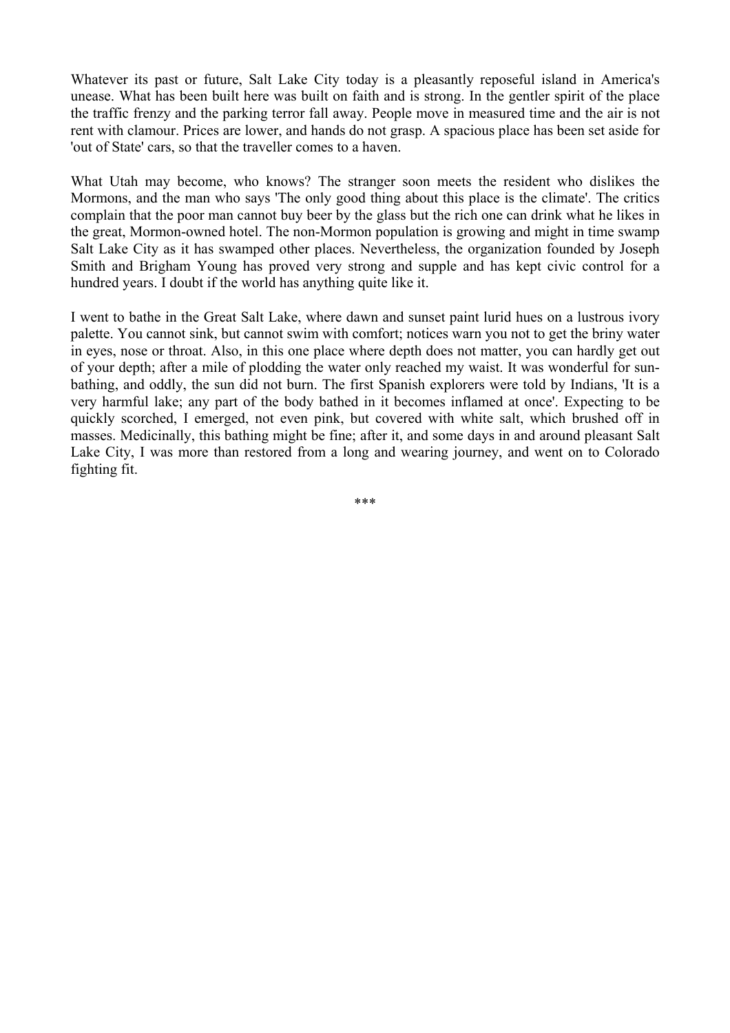Whatever its past or future, Salt Lake City today is a pleasantly reposeful island in America's unease. What has been built here was built on faith and is strong. In the gentler spirit of the place the traffic frenzy and the parking terror fall away. People move in measured time and the air is not rent with clamour. Prices are lower, and hands do not grasp. A spacious place has been set aside for 'out of State' cars, so that the traveller comes to a haven.

What Utah may become, who knows? The stranger soon meets the resident who dislikes the Mormons, and the man who says 'The only good thing about this place is the climate'. The critics complain that the poor man cannot buy beer by the glass but the rich one can drink what he likes in the great, Mormon-owned hotel. The non-Mormon population is growing and might in time swamp Salt Lake City as it has swamped other places. Nevertheless, the organization founded by Joseph Smith and Brigham Young has proved very strong and supple and has kept civic control for a hundred years. I doubt if the world has anything quite like it.

I went to bathe in the Great Salt Lake, where dawn and sunset paint lurid hues on a lustrous ivory palette. You cannot sink, but cannot swim with comfort; notices warn you not to get the briny water in eyes, nose or throat. Also, in this one place where depth does not matter, you can hardly get out of your depth; after a mile of plodding the water only reached my waist. It was wonderful for sun-bathing, and oddly, the sun did not burn. The first Spanish explorers were told by Indians, 'It is a very harmful lake; any part of the body bathed in it becomes inflamed at once'. Expecting to be quickly scorched, I emerged, not even pink, but covered with white salt, which brushed off in masses. Medicinally, this bathing might be fine; after it, and some days in and around pleasant Salt Lake City, I was more than restored from a long and wearing journey, and went on to Colorado fighting fit.

***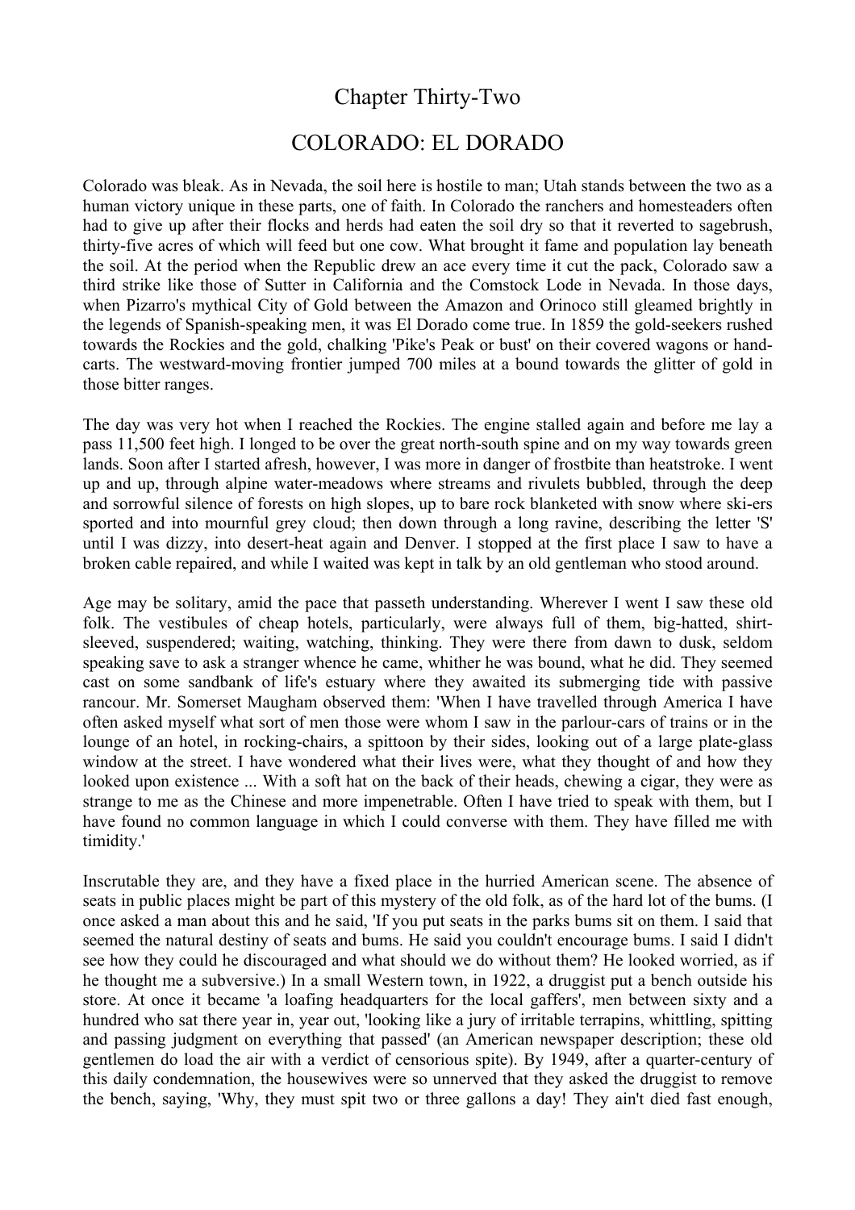# Chapter Thirty-Two

## COLORADO: EL DORADO

Colorado was bleak. As in Nevada, the soil here is hostile to man; Utah stands between the two as a human victory unique in these parts, one of faith. In Colorado the ranchers and homesteaders often had to give up after their flocks and herds had eaten the soil dry so that it reverted to sagebrush, thirty-five acres of which will feed but one cow. What brought it fame and population lay beneath the soil. At the period when the Republic drew an ace every time it cut the pack, Colorado saw a third strike like those of Sutter in California and the Comstock Lode in Nevada. In those days, when Pizarro's mythical City of Gold between the Amazon and Orinoco still gleamed brightly in the legends of Spanish-speaking men, it was El Dorado come true. In 1859 the gold-seekers rushed towards the Rockies and the gold, chalking 'Pike's Peak or bust' on their covered wagons or hand-carts. The westward-moving frontier jumped 700 miles at a bound towards the glitter of gold in those bitter ranges.

The day was very hot when I reached the Rockies. The engine stalled again and before me lay a pass 11,500 feet high. I longed to be over the great north-south spine and on my way towards green lands. Soon after I started afresh, however, I was more in danger of frostbite than heatstroke. I went up and up, through alpine water-meadows where streams and rivulets bubbled, through the deep and sorrowful silence of forests on high slopes, up to bare rock blanketed with snow where ski-ers sported and into mournful grey cloud; then down through a long ravine, describing the letter 'S' until I was dizzy, into desert-heat again and Denver. I stopped at the first place I saw to have a broken cable repaired, and while I waited was kept in talk by an old gentleman who stood around.

Age may be solitary, amid the pace that passeth understanding. Wherever I went I saw these old folk. The vestibules of cheap hotels, particularly, were always full of them, big-hatted, shirt-sleeved, suspendered; waiting, watching, thinking. They were there from dawn to dusk, seldom speaking save to ask a stranger whence he came, whither he was bound, what he did. They seemed cast on some sandbank of life's estuary where they awaited its submerging tide with passive rancour. Mr. Somerset Maugham observed them: 'When I have travelled through America I have often asked myself what sort of men those were whom I saw in the parlour-cars of trains or in the lounge of an hotel, in rocking-chairs, a spittoon by their sides, looking out of a large plate-glass window at the street. I have wondered what their lives were, what they thought of and how they looked upon existence ... With a soft hat on the back of their heads, chewing a cigar, they were as strange to me as the Chinese and more impenetrable. Often I have tried to speak with them, but I have found no common language in which I could converse with them. They have filled me with timidity.'

Inscrutable they are, and they have a fixed place in the hurried American scene. The absence of seats in public places might be part of this mystery of the old folk, as of the hard lot of the bums. (I once asked a man about this and he said, 'If you put seats in the parks bums sit on them. I said that seemed the natural destiny of seats and bums. He said you couldn't encourage bums. I said I didn't see how they could he discouraged and what should we do without them? He looked worried, as if he thought me a subversive.) In a small Western town, in 1922, a druggist put a bench outside his store. At once it became 'a loafing headquarters for the local gaffers', men between sixty and a hundred who sat there year in, year out, 'looking like a jury of irritable terrapins, whittling, spitting and passing judgment on everything that passed' (an American newspaper description; these old gentlemen do load the air with a verdict of censorious spite). By 1949, after a quarter-century of this daily condemnation, the housewives were so unnerved that they asked the druggist to remove the bench, saying, 'Why, they must spit two or three gallons a day! They ain't died fast enough,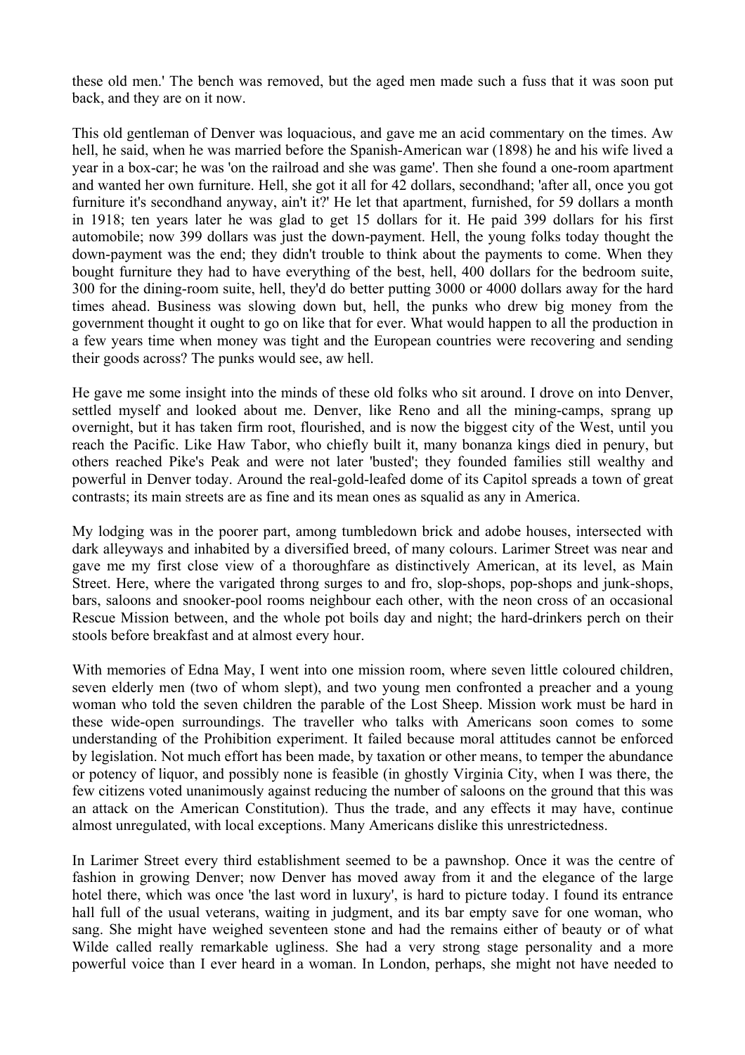these old men.' The bench was removed, but the aged men made such a fuss that it was soon put back, and they are on it now.

This old gentleman of Denver was loquacious, and gave me an acid commentary on the times. Aw hell, he said, when he was married before the Spanish-American war (1898) he and his wife lived a year in a box-car; he was 'on the railroad and she was game'. Then she found a one-room apartment and wanted her own furniture. Hell, she got it all for 42 dollars, secondhand; 'after all, once you got furniture it's secondhand anyway, ain't it?' He let that apartment, furnished, for 59 dollars a month in 1918; ten years later he was glad to get 15 dollars for it. He paid 399 dollars for his first automobile; now 399 dollars was just the down-payment. Hell, the young folks today thought the down-payment was the end; they didn't trouble to think about the payments to come. When they bought furniture they had to have everything of the best, hell, 400 dollars for the bedroom suite, 300 for the dining-room suite, hell, they'd do better putting 3000 or 4000 dollars away for the hard times ahead. Business was slowing down but, hell, the punks who drew big money from the government thought it ought to go on like that for ever. What would happen to all the production in a few years time when money was tight and the European countries were recovering and sending their goods across? The punks would see, aw hell.

He gave me some insight into the minds of these old folks who sit around. I drove on into Denver, settled myself and looked about me. Denver, like Reno and all the mining-camps, sprang up overnight, but it has taken firm root, flourished, and is now the biggest city of the West, until you reach the Pacific. Like Haw Tabor, who chiefly built it, many bonanza kings died in penury, but others reached Pike's Peak and were not later 'busted'; they founded families still wealthy and powerful in Denver today. Around the real-gold-leafed dome of its Capitol spreads a town of great contrasts; its main streets are as fine and its mean ones as squalid as any in America.

My lodging was in the poorer part, among tumbledown brick and adobe houses, intersected with dark alleyways and inhabited by a diversified breed, of many colours. Larimer Street was near and gave me my first close view of a thoroughfare as distinctively American, at its level, as Main Street. Here, where the varigated throng surges to and fro, slop-shops, pop-shops and junk-shops, bars, saloons and snooker-pool rooms neighbour each other, with the neon cross of an occasional Rescue Mission between, and the whole pot boils day and night; the hard-drinkers perch on their stools before breakfast and at almost every hour.

With memories of Edna May, I went into one mission room, where seven little coloured children, seven elderly men (two of whom slept), and two young men confronted a preacher and a young woman who told the seven children the parable of the Lost Sheep. Mission work must be hard in these wide-open surroundings. The traveller who talks with Americans soon comes to some understanding of the Prohibition experiment. It failed because moral attitudes cannot be enforced by legislation. Not much effort has been made, by taxation or other means, to temper the abundance or potency of liquor, and possibly none is feasible (in ghostly Virginia City, when I was there, the few citizens voted unanimously against reducing the number of saloons on the ground that this was an attack on the American Constitution). Thus the trade, and any effects it may have, continue almost unregulated, with local exceptions. Many Americans dislike this unrestrictedness.

In Larimer Street every third establishment seemed to be a pawnshop. Once it was the centre of fashion in growing Denver; now Denver has moved away from it and the elegance of the large hotel there, which was once 'the last word in luxury', is hard to picture today. I found its entrance hall full of the usual veterans, waiting in judgment, and its bar empty save for one woman, who sang. She might have weighed seventeen stone and had the remains either of beauty or of what Wilde called really remarkable ugliness. She had a very strong stage personality and a more powerful voice than I ever heard in a woman. In London, perhaps, she might not have needed to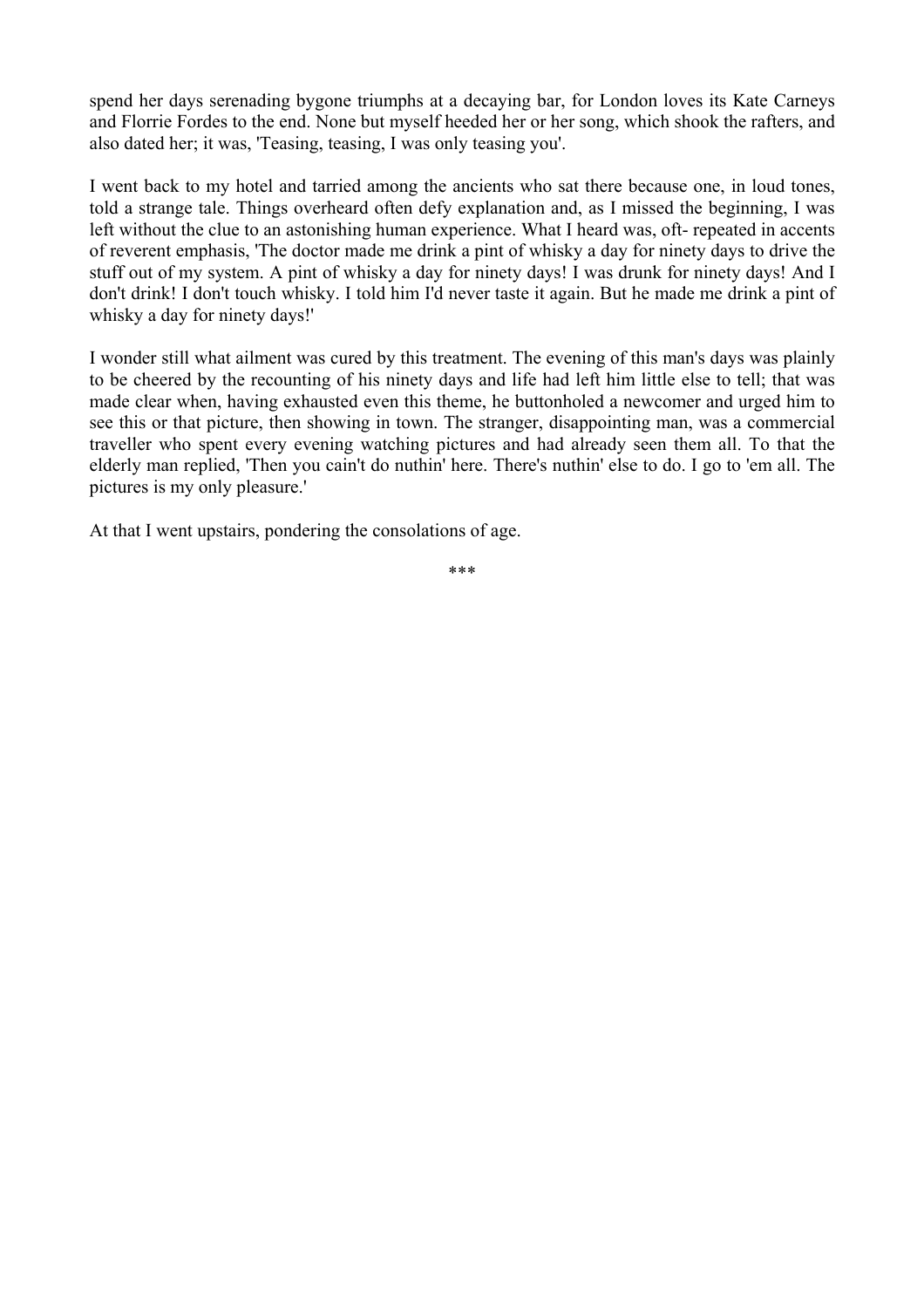spend her days serenading bygone triumphs at a decaying bar, for London loves its Kate Carneys and Florrie Fordes to the end. None but myself heeded her or her song, which shook the rafters, and also dated her; it was, 'Teasing, teasing, I was only teasing you'.

I went back to my hotel and tarried among the ancients who sat there because one, in loud tones, told a strange tale. Things overheard often defy explanation and, as I missed the beginning, I was left without the clue to an astonishing human experience. What I heard was, oft- repeated in accents of reverent emphasis, 'The doctor made me drink a pint of whisky a day for ninety days to drive the stuff out of my system. A pint of whisky a day for ninety days! I was drunk for ninety days! And I don't drink! I don't touch whisky. I told him I'd never taste it again. But he made me drink a pint of whisky a day for ninety days!'

I wonder still what ailment was cured by this treatment. The evening of this man's days was plainly to be cheered by the recounting of his ninety days and life had left him little else to tell; that was made clear when, having exhausted even this theme, he buttonholed a newcomer and urged him to see this or that picture, then showing in town. The stranger, disappointing man, was a commercial traveller who spent every evening watching pictures and had already seen them all. To that the elderly man replied, 'Then you cain't do nuthin' here. There's nuthin' else to do. I go to 'em all. The pictures is my only pleasure.'

At that I went upstairs, pondering the consolations of age.

***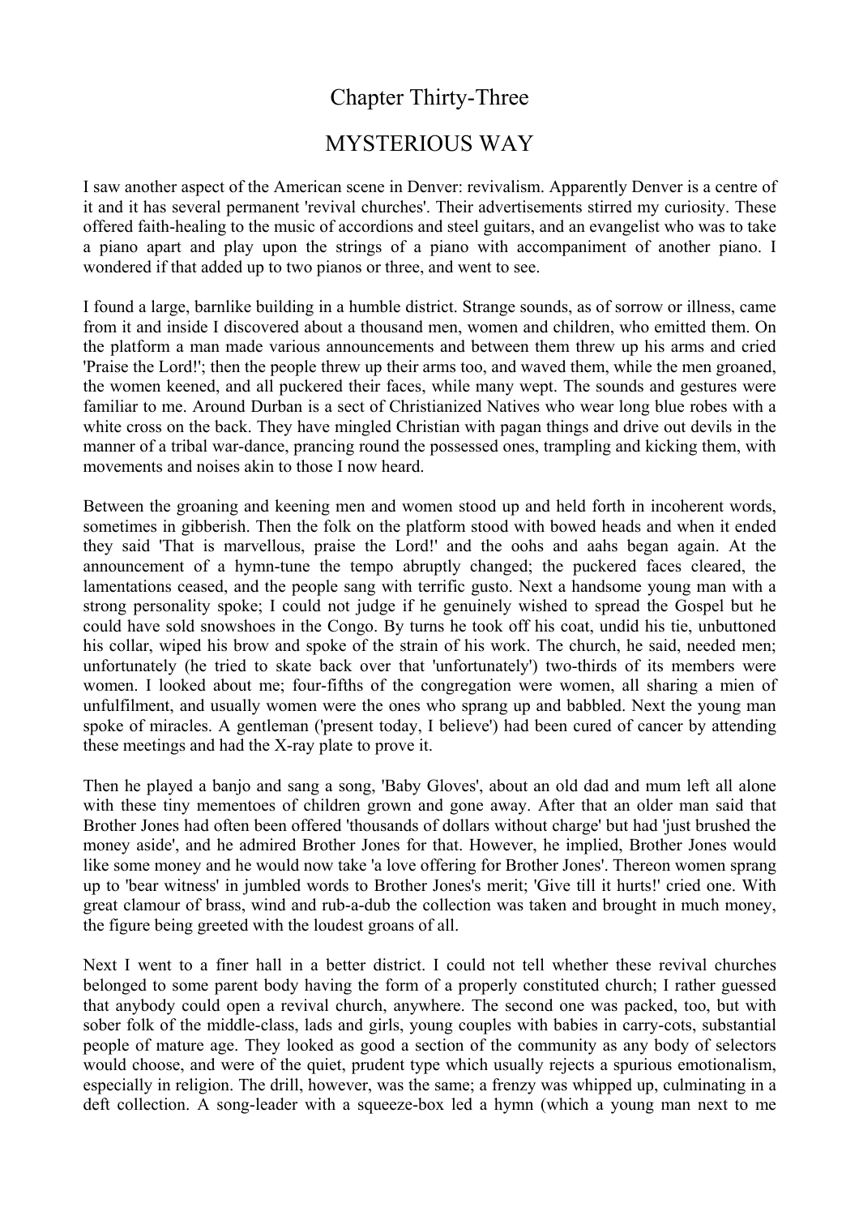# Chapter Thirty-Three

## MYSTERIOUS WAY

I saw another aspect of the American scene in Denver: revivalism. Apparently Denver is a centre of it and it has several permanent 'revival churches'. Their advertisements stirred my curiosity. These offered faith-healing to the music of accordions and steel guitars, and an evangelist who was to take a piano apart and play upon the strings of a piano with accompaniment of another piano. I wondered if that added up to two pianos or three, and went to see.

I found a large, barnlike building in a humble district. Strange sounds, as of sorrow or illness, came from it and inside I discovered about a thousand men, women and children, who emitted them. On the platform a man made various announcements and between them threw up his arms and cried 'Praise the Lord!'; then the people threw up their arms too, and waved them, while the men groaned, the women keened, and all puckered their faces, while many wept. The sounds and gestures were familiar to me. Around Durban is a sect of Christianized Natives who wear long blue robes with a white cross on the back. They have mingled Christian with pagan things and drive out devils in the manner of a tribal war-dance, prancing round the possessed ones, trampling and kicking them, with movements and noises akin to those I now heard.

Between the groaning and keening men and women stood up and held forth in incoherent words, sometimes in gibberish. Then the folk on the platform stood with bowed heads and when it ended they said 'That is marvellous, praise the Lord!' and the oohs and aahs began again. At the announcement of a hymn-tune the tempo abruptly changed; the puckered faces cleared, the lamentations ceased, and the people sang with terrific gusto. Next a handsome young man with a strong personality spoke; I could not judge if he genuinely wished to spread the Gospel but he could have sold snowshoes in the Congo. By turns he took off his coat, undid his tie, unbuttoned his collar, wiped his brow and spoke of the strain of his work. The church, he said, needed men; unfortunately (he tried to skate back over that 'unfortunately') two-thirds of its members were women. I looked about me; four-fifths of the congregation were women, all sharing a mien of unfulfilment, and usually women were the ones who sprang up and babbled. Next the young man spoke of miracles. A gentleman ('present today, I believe') had been cured of cancer by attending these meetings and had the X-ray plate to prove it.

Then he played a banjo and sang a song, 'Baby Gloves', about an old dad and mum left all alone with these tiny mementoes of children grown and gone away. After that an older man said that Brother Jones had often been offered 'thousands of dollars without charge' but had 'just brushed the money aside', and he admired Brother Jones for that. However, he implied, Brother Jones would like some money and he would now take 'a love offering for Brother Jones'. Thereon women sprang up to 'bear witness' in jumbled words to Brother Jones's merit; 'Give till it hurts!' cried one. With great clamour of brass, wind and rub-a-dub the collection was taken and brought in much money, the figure being greeted with the loudest groans of all.

Next I went to a finer hall in a better district. I could not tell whether these revival churches belonged to some parent body having the form of a properly constituted church; I rather guessed that anybody could open a revival church, anywhere. The second one was packed, too, but with sober folk of the middle-class, lads and girls, young couples with babies in carry-cots, substantial people of mature age. They looked as good a section of the community as any body of selectors would choose, and were of the quiet, prudent type which usually rejects a spurious emotionalism, especially in religion. The drill, however, was the same; a frenzy was whipped up, culminating in a deft collection. A song-leader with a squeeze-box led a hymn (which a young man next to me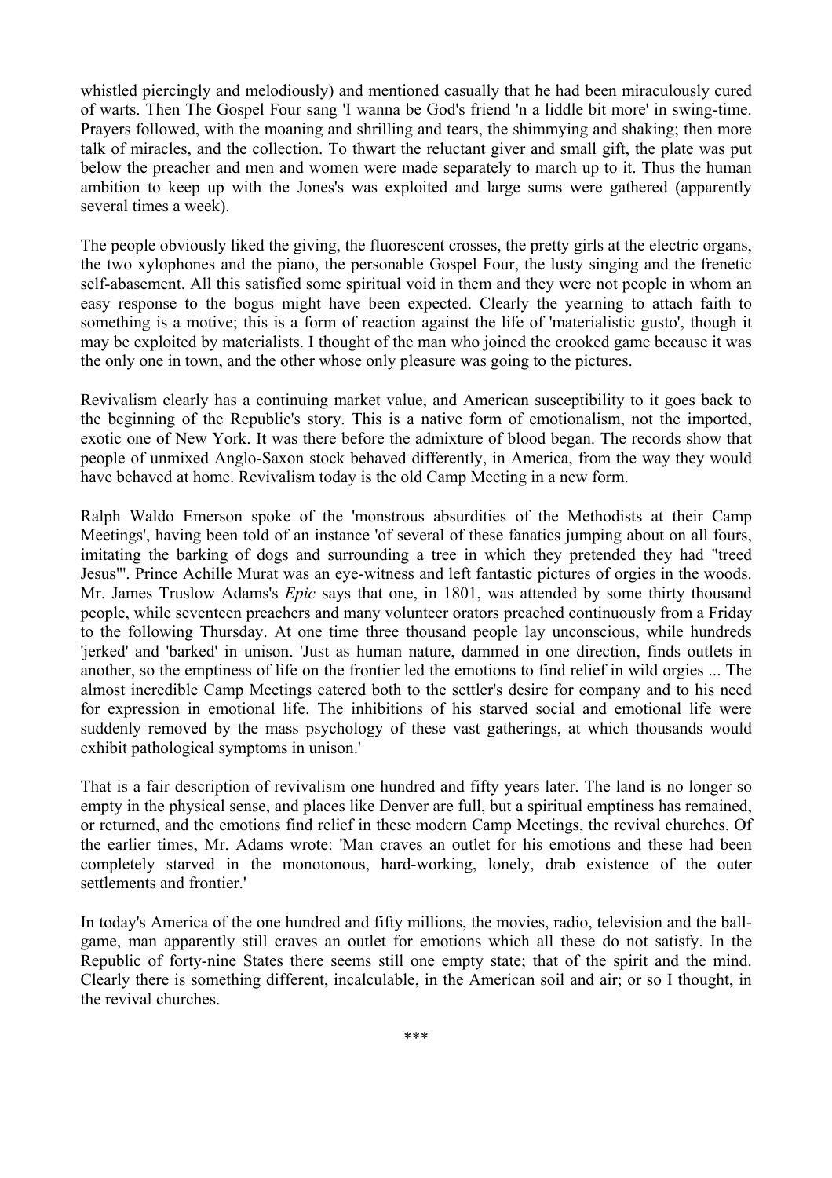whistled piercingly and melodiously) and mentioned casually that he had been miraculously cured of warts. Then The Gospel Four sang 'I wanna be God's friend 'n a liddle bit more' in swing-time. Prayers followed, with the moaning and shrilling and tears, the shimmying and shaking; then more talk of miracles, and the collection. To thwart the reluctant giver and small gift, the plate was put below the preacher and men and women were made separately to march up to it. Thus the human ambition to keep up with the Jones's was exploited and large sums were gathered (apparently several times a week).

The people obviously liked the giving, the fluorescent crosses, the pretty girls at the electric organs, the two xylophones and the piano, the personable Gospel Four, the lusty singing and the frenetic self-abasement. All this satisfied some spiritual void in them and they were not people in whom an easy response to the bogus might have been expected. Clearly the yearning to attach faith to something is a motive; this is a form of reaction against the life of 'materialistic gusto', though it may be exploited by materialists. I thought of the man who joined the crooked game because it was the only one in town, and the other whose only pleasure was going to the pictures.

Revivalism clearly has a continuing market value, and American susceptibility to it goes back to the beginning of the Republic's story. This is a native form of emotionalism, not the imported, exotic one of New York. It was there before the admixture of blood began. The records show that people of unmixed Anglo-Saxon stock behaved differently, in America, from the way they would have behaved at home. Revivalism today is the old Camp Meeting in a new form.

Ralph Waldo Emerson spoke of the 'monstrous absurdities of the Methodists at their Camp Meetings', having been told of an instance 'of several of these fanatics jumping about on all fours, imitating the barking of dogs and surrounding a tree in which they pretended they had "treed Jesus"'. Prince Achille Murat was an eye-witness and left fantastic pictures of orgies in the woods. Mr. James Truslow Adams's *Epic* says that one, in 1801, was attended by some thirty thousand people, while seventeen preachers and many volunteer orators preached continuously from a Friday to the following Thursday. At one time three thousand people lay unconscious, while hundreds 'jerked' and 'barked' in unison. 'Just as human nature, dammed in one direction, finds outlets in another, so the emptiness of life on the frontier led the emotions to find relief in wild orgies ... The almost incredible Camp Meetings catered both to the settler's desire for company and to his need for expression in emotional life. The inhibitions of his starved social and emotional life were suddenly removed by the mass psychology of these vast gatherings, at which thousands would exhibit pathological symptoms in unison.'

That is a fair description of revivalism one hundred and fifty years later. The land is no longer so empty in the physical sense, and places like Denver are full, but a spiritual emptiness has remained, or returned, and the emotions find relief in these modern Camp Meetings, the revival churches. Of the earlier times, Mr. Adams wrote: 'Man craves an outlet for his emotions and these had been completely starved in the monotonous, hard-working, lonely, drab existence of the outer settlements and frontier.'

In today's America of the one hundred and fifty millions, the movies, radio, television and the ball-game, man apparently still craves an outlet for emotions which all these do not satisfy. In the Republic of forty-nine States there seems still one empty state; that of the spirit and the mind. Clearly there is something different, incalculable, in the American soil and air; or so I thought, in the revival churches.

\*\*\*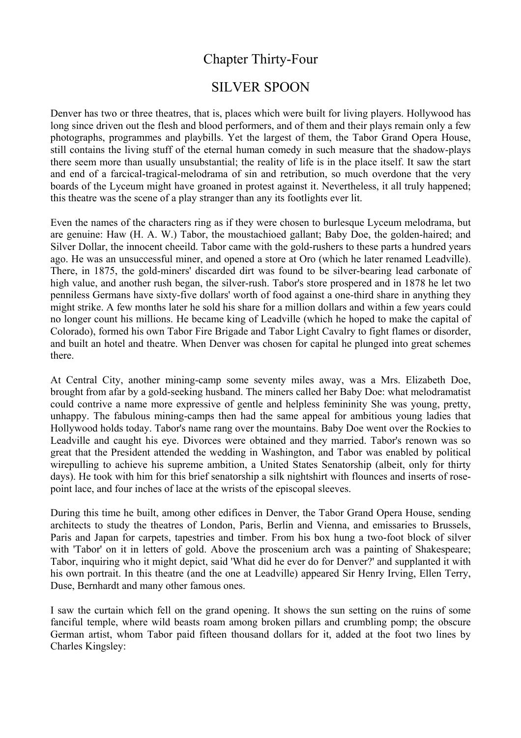# Chapter Thirty-Four

## SILVER SPOON

Denver has two or three theatres, that is, places which were built for living players. Hollywood has long since driven out the flesh and blood performers, and of them and their plays remain only a few photographs, programmes and playbills. Yet the largest of them, the Tabor Grand Opera House, still contains the living stuff of the eternal human comedy in such measure that the shadow-plays there seem more than usually unsubstantial; the reality of life is in the place itself. It saw the start and end of a farcical-tragical-melodrama of sin and retribution, so much overdone that the very boards of the Lyceum might have groaned in protest against it. Nevertheless, it all truly happened; this theatre was the scene of a play stranger than any its footlights ever lit.

Even the names of the characters ring as if they were chosen to burlesque Lyceum melodrama, but are genuine: Haw (H. A. W.) Tabor, the moustachioed gallant; Baby Doe, the golden-haired; and Silver Dollar, the innocent cheeild. Tabor came with the gold-rushers to these parts a hundred years ago. He was an unsuccessful miner, and opened a store at Oro (which he later renamed Leadville). There, in 1875, the gold-miners' discarded dirt was found to be silver-bearing lead carbonate of high value, and another rush began, the silver-rush. Tabor's store prospered and in 1878 he let two penniless Germans have sixty-five dollars' worth of food against a one-third share in anything they might strike. A few months later he sold his share for a million dollars and within a few years could no longer count his millions. He became king of Leadville (which he hoped to make the capital of Colorado), formed his own Tabor Fire Brigade and Tabor Light Cavalry to fight flames or disorder, and built an hotel and theatre. When Denver was chosen for capital he plunged into great schemes there.

At Central City, another mining-camp some seventy miles away, was a Mrs. Elizabeth Doe, brought from afar by a gold-seeking husband. The miners called her Baby Doe: what melodramatist could contrive a name more expressive of gentle and helpless femininity She was young, pretty, unhappy. The fabulous mining-camps then had the same appeal for ambitious young ladies that Hollywood holds today. Tabor's name rang over the mountains. Baby Doe went over the Rockies to Leadville and caught his eye. Divorces were obtained and they married. Tabor's renown was so great that the President attended the wedding in Washington, and Tabor was enabled by political wirepulling to achieve his supreme ambition, a United States Senatorship (albeit, only for thirty days). He took with him for this brief senatorship a silk nightshirt with flounces and inserts of rose-point lace, and four inches of lace at the wrists of the episcopal sleeves.

During this time he built, among other edifices in Denver, the Tabor Grand Opera House, sending architects to study the theatres of London, Paris, Berlin and Vienna, and emissaries to Brussels, Paris and Japan for carpets, tapestries and timber. From his box hung a two-foot block of silver with 'Tabor' on it in letters of gold. Above the proscenium arch was a painting of Shakespeare; Tabor, inquiring who it might depict, said 'What did he ever do for Denver?' and supplanted it with his own portrait. In this theatre (and the one at Leadville) appeared Sir Henry Irving, Ellen Terry, Duse, Bernhardt and many other famous ones.

I saw the curtain which fell on the grand opening. It shows the sun setting on the ruins of some fanciful temple, where wild beasts roam among broken pillars and crumbling pomp; the obscure German artist, whom Tabor paid fifteen thousand dollars for it, added at the foot two lines by Charles Kingsley: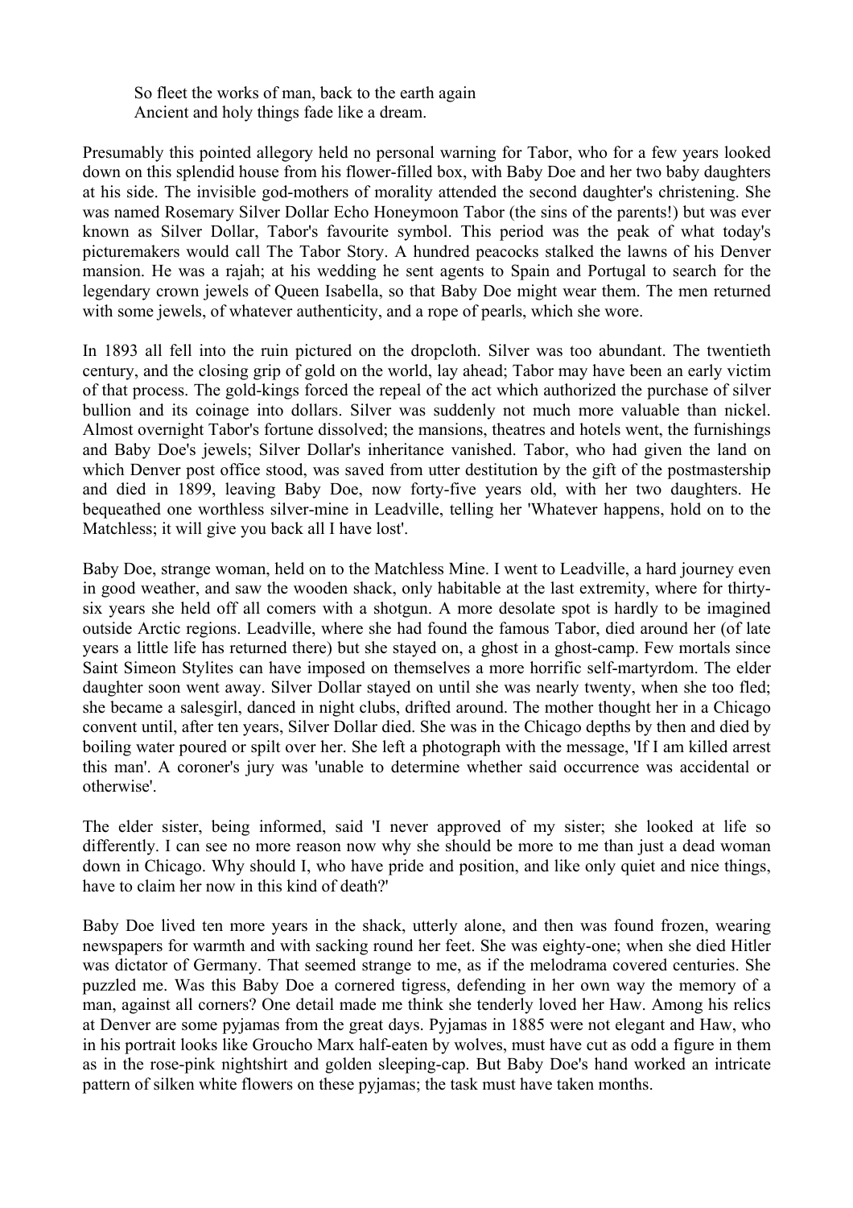> So fleet the works of man, back to the earth again
> Ancient and holy things fade like a dream.

Presumably this pointed allegory held no personal warning for Tabor, who for a few years looked down on this splendid house from his flower-filled box, with Baby Doe and her two baby daughters at his side. The invisible god-mothers of morality attended the second daughter's christening. She was named Rosemary Silver Dollar Echo Honeymoon Tabor (the sins of the parents!) but was ever known as Silver Dollar, Tabor's favourite symbol. This period was the peak of what today's picturemakers would call The Tabor Story. A hundred peacocks stalked the lawns of his Denver mansion. He was a rajah; at his wedding he sent agents to Spain and Portugal to search for the legendary crown jewels of Queen Isabella, so that Baby Doe might wear them. The men returned with some jewels, of whatever authenticity, and a rope of pearls, which she wore.

In 1893 all fell into the ruin pictured on the dropcloth. Silver was too abundant. The twentieth century, and the closing grip of gold on the world, lay ahead; Tabor may have been an early victim of that process. The gold-kings forced the repeal of the act which authorized the purchase of silver bullion and its coinage into dollars. Silver was suddenly not much more valuable than nickel. Almost overnight Tabor's fortune dissolved; the mansions, theatres and hotels went, the furnishings and Baby Doe's jewels; Silver Dollar's inheritance vanished. Tabor, who had given the land on which Denver post office stood, was saved from utter destitution by the gift of the postmastership and died in 1899, leaving Baby Doe, now forty-five years old, with her two daughters. He bequeathed one worthless silver-mine in Leadville, telling her 'Whatever happens, hold on to the Matchless; it will give you back all I have lost'.

Baby Doe, strange woman, held on to the Matchless Mine. I went to Leadville, a hard journey even in good weather, and saw the wooden shack, only habitable at the last extremity, where for thirty-six years she held off all comers with a shotgun. A more desolate spot is hardly to be imagined outside Arctic regions. Leadville, where she had found the famous Tabor, died around her (of late years a little life has returned there) but she stayed on, a ghost in a ghost-camp. Few mortals since Saint Simeon Stylites can have imposed on themselves a more horrific self-martyrdom. The elder daughter soon went away. Silver Dollar stayed on until she was nearly twenty, when she too fled; she became a salesgirl, danced in night clubs, drifted around. The mother thought her in a Chicago convent until, after ten years, Silver Dollar died. She was in the Chicago depths by then and died by boiling water poured or spilt over her. She left a photograph with the message, 'If I am killed arrest this man'. A coroner's jury was 'unable to determine whether said occurrence was accidental or otherwise'.

The elder sister, being informed, said 'I never approved of my sister; she looked at life so differently. I can see no more reason now why she should be more to me than just a dead woman down in Chicago. Why should I, who have pride and position, and like only quiet and nice things, have to claim her now in this kind of death?'

Baby Doe lived ten more years in the shack, utterly alone, and then was found frozen, wearing newspapers for warmth and with sacking round her feet. She was eighty-one; when she died Hitler was dictator of Germany. That seemed strange to me, as if the melodrama covered centuries. She puzzled me. Was this Baby Doe a cornered tigress, defending in her own way the memory of a man, against all corners? One detail made me think she tenderly loved her Haw. Among his relics at Denver are some pyjamas from the great days. Pyjamas in 1885 were not elegant and Haw, who in his portrait looks like Groucho Marx half-eaten by wolves, must have cut as odd a figure in them as in the rose-pink nightshirt and golden sleeping-cap. But Baby Doe's hand worked an intricate pattern of silken white flowers on these pyjamas; the task must have taken months.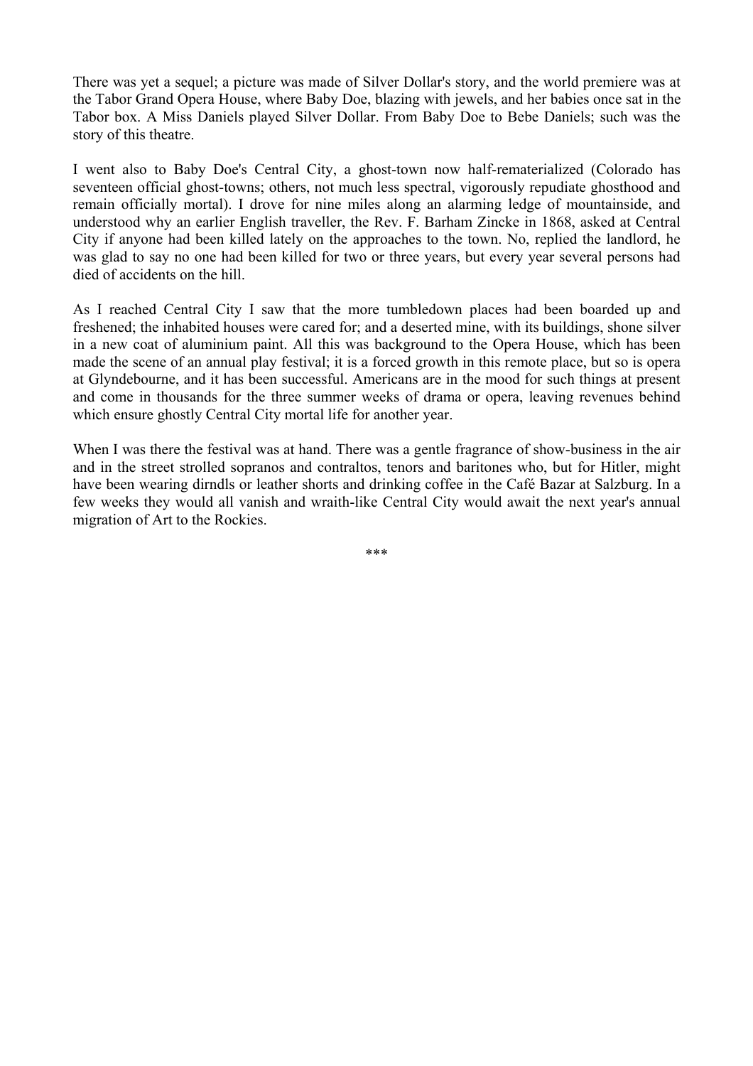There was yet a sequel; a picture was made of Silver Dollar's story, and the world premiere was at the Tabor Grand Opera House, where Baby Doe, blazing with jewels, and her babies once sat in the Tabor box. A Miss Daniels played Silver Dollar. From Baby Doe to Bebe Daniels; such was the story of this theatre.

I went also to Baby Doe's Central City, a ghost-town now half-rematerialized (Colorado has seventeen official ghost-towns; others, not much less spectral, vigorously repudiate ghosthood and remain officially mortal). I drove for nine miles along an alarming ledge of mountainside, and understood why an earlier English traveller, the Rev. F. Barham Zincke in 1868, asked at Central City if anyone had been killed lately on the approaches to the town. No, replied the landlord, he was glad to say no one had been killed for two or three years, but every year several persons had died of accidents on the hill.

As I reached Central City I saw that the more tumbledown places had been boarded up and freshened; the inhabited houses were cared for; and a deserted mine, with its buildings, shone silver in a new coat of aluminium paint. All this was background to the Opera House, which has been made the scene of an annual play festival; it is a forced growth in this remote place, but so is opera at Glyndebourne, and it has been successful. Americans are in the mood for such things at present and come in thousands for the three summer weeks of drama or opera, leaving revenues behind which ensure ghostly Central City mortal life for another year.

When I was there the festival was at hand. There was a gentle fragrance of show-business in the air and in the street strolled sopranos and contraltos, tenors and baritones who, but for Hitler, might have been wearing dirndls or leather shorts and drinking coffee in the Café Bazar at Salzburg. In a few weeks they would all vanish and wraith-like Central City would await the next year's annual migration of Art to the Rockies.

***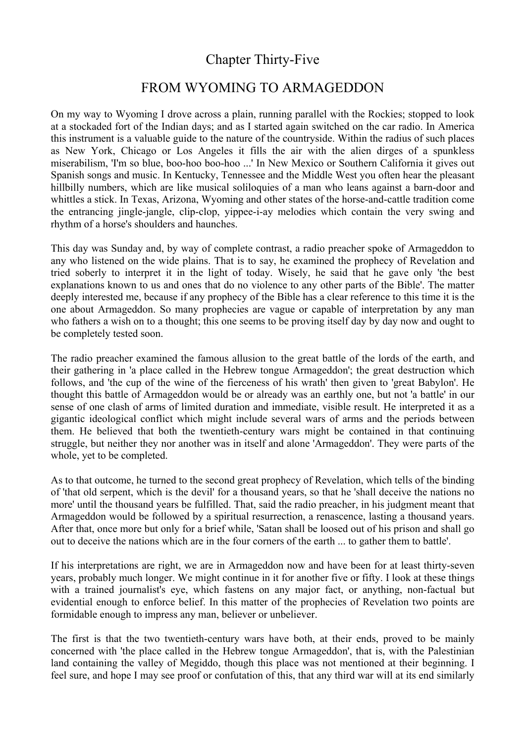# Chapter Thirty-Five

## FROM WYOMING TO ARMAGEDDON

On my way to Wyoming I drove across a plain, running parallel with the Rockies; stopped to look at a stockaded fort of the Indian days; and as I started again switched on the car radio. In America this instrument is a valuable guide to the nature of the countryside. Within the radius of such places as New York, Chicago or Los Angeles it fills the air with the alien dirges of a spunkless miserabilism, 'I'm so blue, boo-hoo boo-hoo ...' In New Mexico or Southern California it gives out Spanish songs and music. In Kentucky, Tennessee and the Middle West you often hear the pleasant hillbilly numbers, which are like musical soliloquies of a man who leans against a barn-door and whittles a stick. In Texas, Arizona, Wyoming and other states of the horse-and-cattle tradition come the entrancing jingle-jangle, clip-clop, yippee-i-ay melodies which contain the very swing and rhythm of a horse's shoulders and haunches.

This day was Sunday and, by way of complete contrast, a radio preacher spoke of Armageddon to any who listened on the wide plains. That is to say, he examined the prophecy of Revelation and tried soberly to interpret it in the light of today. Wisely, he said that he gave only 'the best explanations known to us and ones that do no violence to any other parts of the Bible'. The matter deeply interested me, because if any prophecy of the Bible has a clear reference to this time it is the one about Armageddon. So many prophecies are vague or capable of interpretation by any man who fathers a wish on to a thought; this one seems to be proving itself day by day now and ought to be completely tested soon.

The radio preacher examined the famous allusion to the great battle of the lords of the earth, and their gathering in 'a place called in the Hebrew tongue Armageddon'; the great destruction which follows, and 'the cup of the wine of the fierceness of his wrath' then given to 'great Babylon'. He thought this battle of Armageddon would be or already was an earthly one, but not 'a battle' in our sense of one clash of arms of limited duration and immediate, visible result. He interpreted it as a gigantic ideological conflict which might include several wars of arms and the periods between them. He believed that both the twentieth-century wars might be contained in that continuing struggle, but neither they nor another was in itself and alone 'Armageddon'. They were parts of the whole, yet to be completed.

As to that outcome, he turned to the second great prophecy of Revelation, which tells of the binding of 'that old serpent, which is the devil' for a thousand years, so that he 'shall deceive the nations no more' until the thousand years be fulfilled. That, said the radio preacher, in his judgment meant that Armageddon would be followed by a spiritual resurrection, a renascence, lasting a thousand years. After that, once more but only for a brief while, 'Satan shall be loosed out of his prison and shall go out to deceive the nations which are in the four corners of the earth ... to gather them to battle'.

If his interpretations are right, we are in Armageddon now and have been for at least thirty-seven years, probably much longer. We might continue in it for another five or fifty. I look at these things with a trained journalist's eye, which fastens on any major fact, or anything, non-factual but evidential enough to enforce belief. In this matter of the prophecies of Revelation two points are formidable enough to impress any man, believer or unbeliever.

The first is that the two twentieth-century wars have both, at their ends, proved to be mainly concerned with 'the place called in the Hebrew tongue Armageddon', that is, with the Palestinian land containing the valley of Megiddo, though this place was not mentioned at their beginning. I feel sure, and hope I may see proof or confutation of this, that any third war will at its end similarly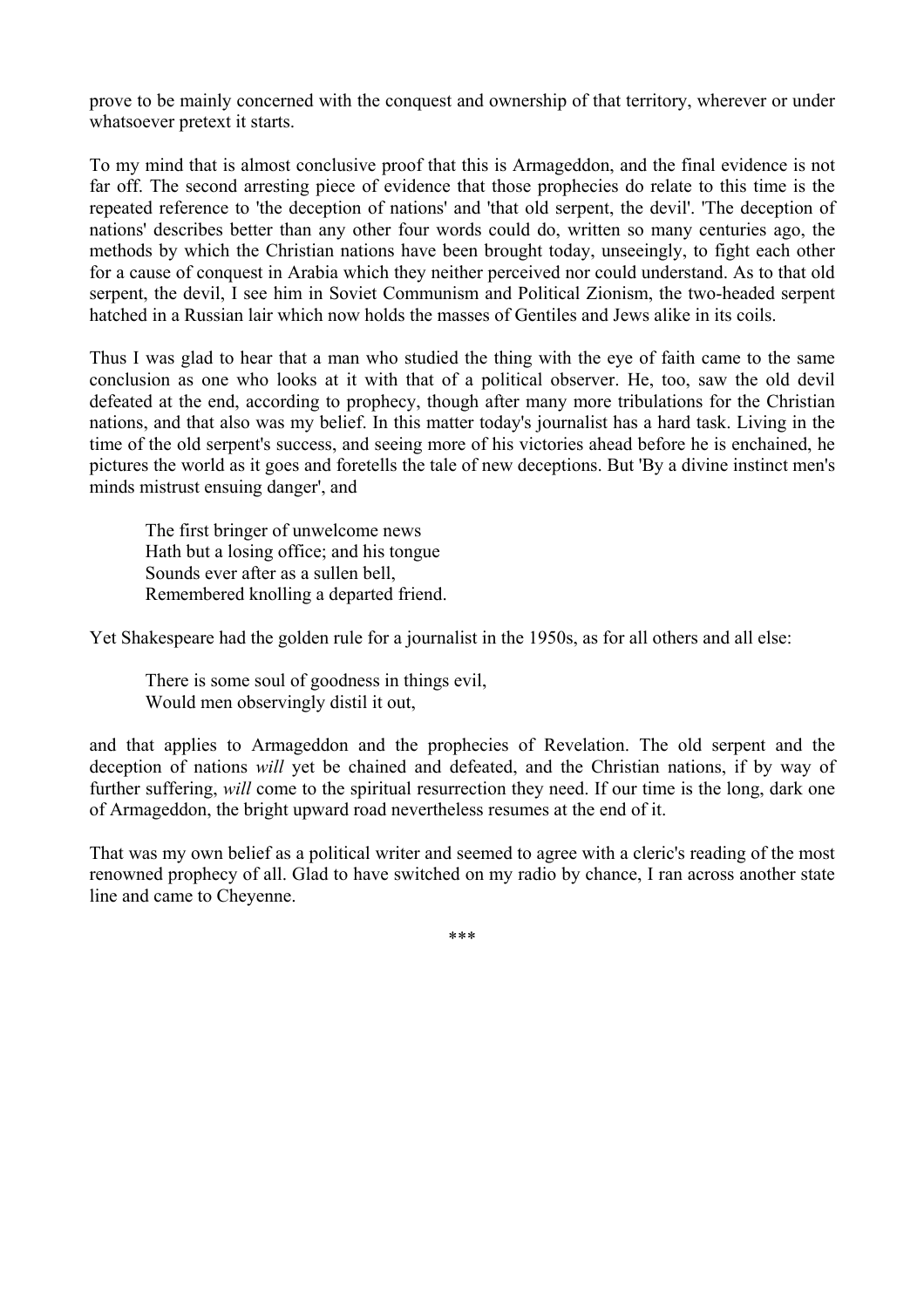prove to be mainly concerned with the conquest and ownership of that territory, wherever or under whatsoever pretext it starts.

To my mind that is almost conclusive proof that this is Armageddon, and the final evidence is not far off. The second arresting piece of evidence that those prophecies do relate to this time is the repeated reference to 'the deception of nations' and 'that old serpent, the devil'. 'The deception of nations' describes better than any other four words could do, written so many centuries ago, the methods by which the Christian nations have been brought today, unseeingly, to fight each other for a cause of conquest in Arabia which they neither perceived nor could understand. As to that old serpent, the devil, I see him in Soviet Communism and Political Zionism, the two-headed serpent hatched in a Russian lair which now holds the masses of Gentiles and Jews alike in its coils.

Thus I was glad to hear that a man who studied the thing with the eye of faith came to the same conclusion as one who looks at it with that of a political observer. He, too, saw the old devil defeated at the end, according to prophecy, though after many more tribulations for the Christian nations, and that also was my belief. In this matter today's journalist has a hard task. Living in the time of the old serpent's success, and seeing more of his victories ahead before he is enchained, he pictures the world as it goes and foretells the tale of new deceptions. But 'By a divine instinct men's minds mistrust ensuing danger', and

> The first bringer of unwelcome news
> Hath but a losing office; and his tongue
> Sounds ever after as a sullen bell,
> Remembered knolling a departed friend.

Yet Shakespeare had the golden rule for a journalist in the 1950s, as for all others and all else:

> There is some soul of goodness in things evil,
> Would men observingly distil it out,

and that applies to Armageddon and the prophecies of Revelation. The old serpent and the deception of nations *will* yet be chained and defeated, and the Christian nations, if by way of further suffering, *will* come to the spiritual resurrection they need. If our time is the long, dark one of Armageddon, the bright upward road nevertheless resumes at the end of it.

That was my own belief as a political writer and seemed to agree with a cleric's reading of the most renowned prophecy of all. Glad to have switched on my radio by chance, I ran across another state line and came to Cheyenne.

***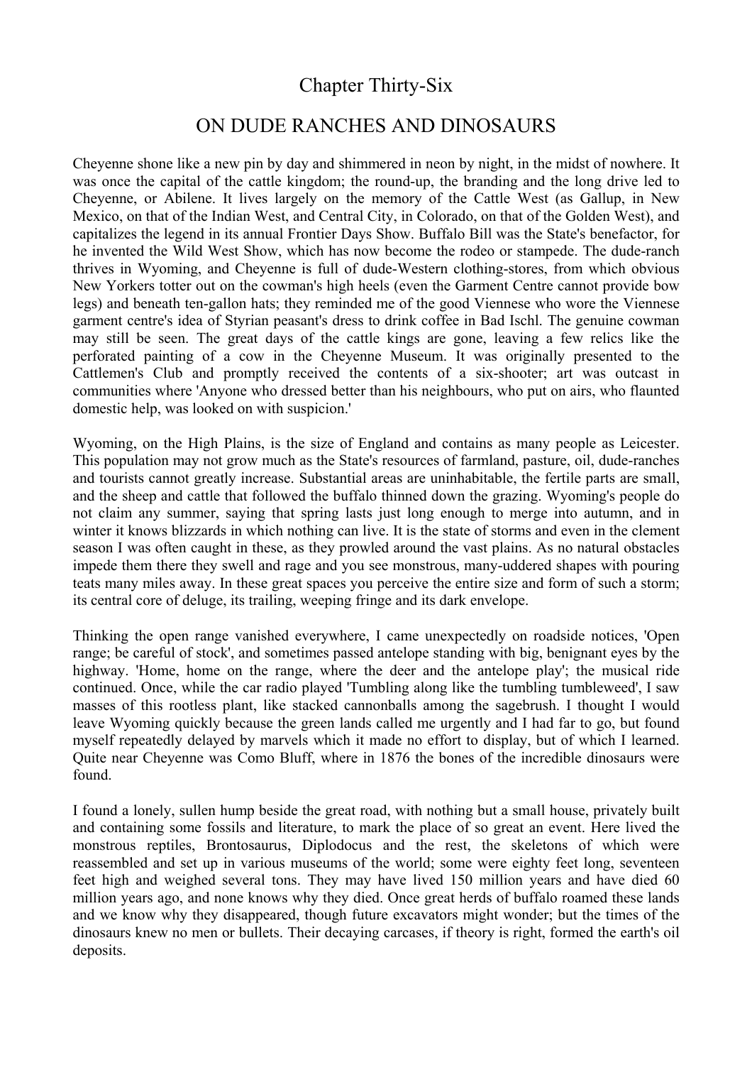# Chapter Thirty-Six

## ON DUDE RANCHES AND DINOSAURS

Cheyenne shone like a new pin by day and shimmered in neon by night, in the midst of nowhere. It was once the capital of the cattle kingdom; the round-up, the branding and the long drive led to Cheyenne, or Abilene. It lives largely on the memory of the Cattle West (as Gallup, in New Mexico, on that of the Indian West, and Central City, in Colorado, on that of the Golden West), and capitalizes the legend in its annual Frontier Days Show. Buffalo Bill was the State's benefactor, for he invented the Wild West Show, which has now become the rodeo or stampede. The dude-ranch thrives in Wyoming, and Cheyenne is full of dude-Western clothing-stores, from which obvious New Yorkers totter out on the cowman's high heels (even the Garment Centre cannot provide bow legs) and beneath ten-gallon hats; they reminded me of the good Viennese who wore the Viennese garment centre's idea of Styrian peasant's dress to drink coffee in Bad Ischl. The genuine cowman may still be seen. The great days of the cattle kings are gone, leaving a few relics like the perforated painting of a cow in the Cheyenne Museum. It was originally presented to the Cattlemen's Club and promptly received the contents of a six-shooter; art was outcast in communities where 'Anyone who dressed better than his neighbours, who put on airs, who flaunted domestic help, was looked on with suspicion.'

Wyoming, on the High Plains, is the size of England and contains as many people as Leicester. This population may not grow much as the State's resources of farmland, pasture, oil, dude-ranches and tourists cannot greatly increase. Substantial areas are uninhabitable, the fertile parts are small, and the sheep and cattle that followed the buffalo thinned down the grazing. Wyoming's people do not claim any summer, saying that spring lasts just long enough to merge into autumn, and in winter it knows blizzards in which nothing can live. It is the state of storms and even in the clement season I was often caught in these, as they prowled around the vast plains. As no natural obstacles impede them there they swell and rage and you see monstrous, many-uddered shapes with pouring teats many miles away. In these great spaces you perceive the entire size and form of such a storm; its central core of deluge, its trailing, weeping fringe and its dark envelope.

Thinking the open range vanished everywhere, I came unexpectedly on roadside notices, 'Open range; be careful of stock', and sometimes passed antelope standing with big, benignant eyes by the highway. 'Home, home on the range, where the deer and the antelope play'; the musical ride continued. Once, while the car radio played 'Tumbling along like the tumbling tumbleweed', I saw masses of this rootless plant, like stacked cannonballs among the sagebrush. I thought I would leave Wyoming quickly because the green lands called me urgently and I had far to go, but found myself repeatedly delayed by marvels which it made no effort to display, but of which I learned. Quite near Cheyenne was Como Bluff, where in 1876 the bones of the incredible dinosaurs were found.

I found a lonely, sullen hump beside the great road, with nothing but a small house, privately built and containing some fossils and literature, to mark the place of so great an event. Here lived the monstrous reptiles, Brontosaurus, Diplodocus and the rest, the skeletons of which were reassembled and set up in various museums of the world; some were eighty feet long, seventeen feet high and weighed several tons. They may have lived 150 million years and have died 60 million years ago, and none knows why they died. Once great herds of buffalo roamed these lands and we know why they disappeared, though future excavators might wonder; but the times of the dinosaurs knew no men or bullets. Their decaying carcases, if theory is right, formed the earth's oil deposits.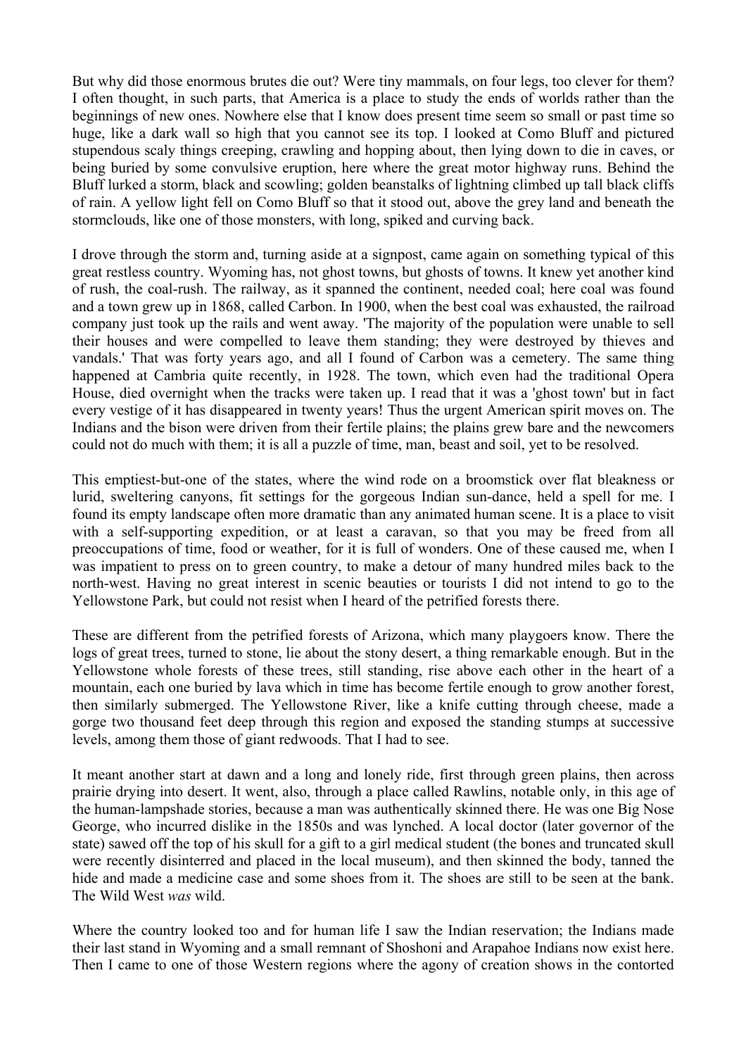But why did those enormous brutes die out? Were tiny mammals, on four legs, too clever for them? I often thought, in such parts, that America is a place to study the ends of worlds rather than the beginnings of new ones. Nowhere else that I know does present time seem so small or past time so huge, like a dark wall so high that you cannot see its top. I looked at Como Bluff and pictured stupendous scaly things creeping, crawling and hopping about, then lying down to die in caves, or being buried by some convulsive eruption, here where the great motor highway runs. Behind the Bluff lurked a storm, black and scowling; golden beanstalks of lightning climbed up tall black cliffs of rain. A yellow light fell on Como Bluff so that it stood out, above the grey land and beneath the stormclouds, like one of those monsters, with long, spiked and curving back.

I drove through the storm and, turning aside at a signpost, came again on something typical of this great restless country. Wyoming has, not ghost towns, but ghosts of towns. It knew yet another kind of rush, the coal-rush. The railway, as it spanned the continent, needed coal; here coal was found and a town grew up in 1868, called Carbon. In 1900, when the best coal was exhausted, the railroad company just took up the rails and went away. 'The majority of the population were unable to sell their houses and were compelled to leave them standing; they were destroyed by thieves and vandals.' That was forty years ago, and all I found of Carbon was a cemetery. The same thing happened at Cambria quite recently, in 1928. The town, which even had the traditional Opera House, died overnight when the tracks were taken up. I read that it was a 'ghost town' but in fact every vestige of it has disappeared in twenty years! Thus the urgent American spirit moves on. The Indians and the bison were driven from their fertile plains; the plains grew bare and the newcomers could not do much with them; it is all a puzzle of time, man, beast and soil, yet to be resolved.

This emptiest-but-one of the states, where the wind rode on a broomstick over flat bleakness or lurid, sweltering canyons, fit settings for the gorgeous Indian sun-dance, held a spell for me. I found its empty landscape often more dramatic than any animated human scene. It is a place to visit with a self-supporting expedition, or at least a caravan, so that you may be freed from all preoccupations of time, food or weather, for it is full of wonders. One of these caused me, when I was impatient to press on to green country, to make a detour of many hundred miles back to the north-west. Having no great interest in scenic beauties or tourists I did not intend to go to the Yellowstone Park, but could not resist when I heard of the petrified forests there.

These are different from the petrified forests of Arizona, which many playgoers know. There the logs of great trees, turned to stone, lie about the stony desert, a thing remarkable enough. But in the Yellowstone whole forests of these trees, still standing, rise above each other in the heart of a mountain, each one buried by lava which in time has become fertile enough to grow another forest, then similarly submerged. The Yellowstone River, like a knife cutting through cheese, made a gorge two thousand feet deep through this region and exposed the standing stumps at successive levels, among them those of giant redwoods. That I had to see.

It meant another start at dawn and a long and lonely ride, first through green plains, then across prairie drying into desert. It went, also, through a place called Rawlins, notable only, in this age of the human-lampshade stories, because a man was authentically skinned there. He was one Big Nose George, who incurred dislike in the 1850s and was lynched. A local doctor (later governor of the state) sawed off the top of his skull for a gift to a girl medical student (the bones and truncated skull were recently disinterred and placed in the local museum), and then skinned the body, tanned the hide and made a medicine case and some shoes from it. The shoes are still to be seen at the bank. The Wild West *was* wild.

Where the country looked too and for human life I saw the Indian reservation; the Indians made their last stand in Wyoming and a small remnant of Shoshoni and Arapahoe Indians now exist here. Then I came to one of those Western regions where the agony of creation shows in the contorted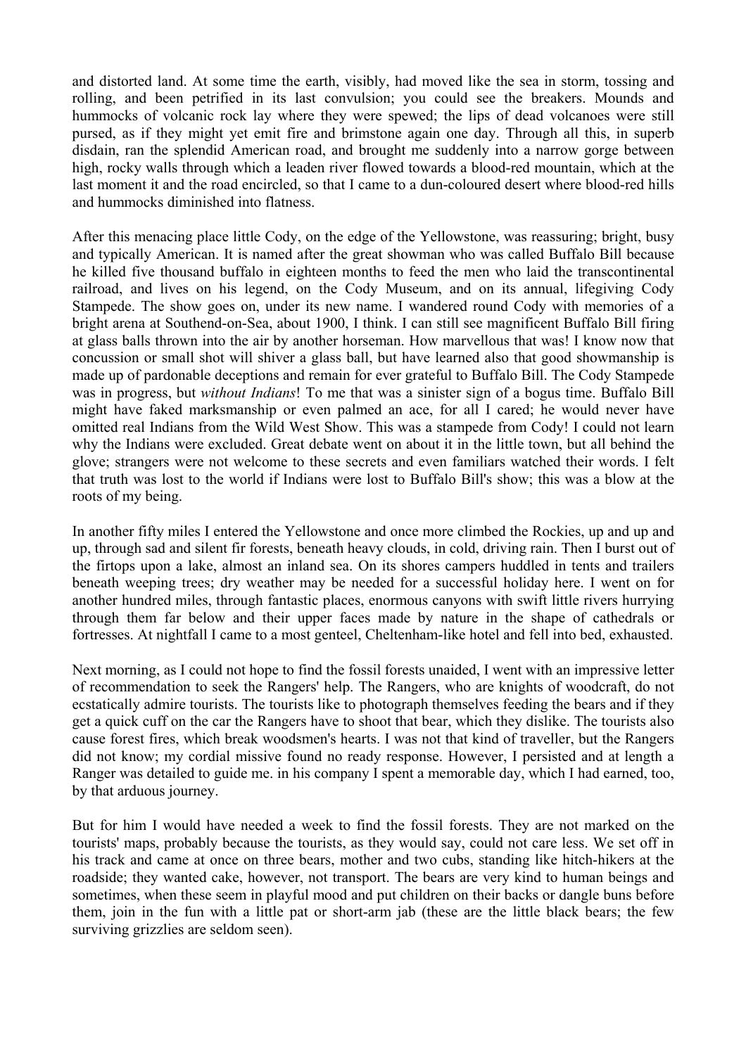and distorted land. At some time the earth, visibly, had moved like the sea in storm, tossing and rolling, and been petrified in its last convulsion; you could see the breakers. Mounds and hummocks of volcanic rock lay where they were spewed; the lips of dead volcanoes were still pursed, as if they might yet emit fire and brimstone again one day. Through all this, in superb disdain, ran the splendid American road, and brought me suddenly into a narrow gorge between high, rocky walls through which a leaden river flowed towards a blood-red mountain, which at the last moment it and the road encircled, so that I came to a dun-coloured desert where blood-red hills and hummocks diminished into flatness.

After this menacing place little Cody, on the edge of the Yellowstone, was reassuring; bright, busy and typically American. It is named after the great showman who was called Buffalo Bill because he killed five thousand buffalo in eighteen months to feed the men who laid the transcontinental railroad, and lives on his legend, on the Cody Museum, and on its annual, lifegiving Cody Stampede. The show goes on, under its new name. I wandered round Cody with memories of a bright arena at Southend-on-Sea, about 1900, I think. I can still see magnificent Buffalo Bill firing at glass balls thrown into the air by another horseman. How marvellous that was! I know now that concussion or small shot will shiver a glass ball, but have learned also that good showmanship is made up of pardonable deceptions and remain for ever grateful to Buffalo Bill. The Cody Stampede was in progress, but *without Indians*! To me that was a sinister sign of a bogus time. Buffalo Bill might have faked marksmanship or even palmed an ace, for all I cared; he would never have omitted real Indians from the Wild West Show. This was a stampede from Cody! I could not learn why the Indians were excluded. Great debate went on about it in the little town, but all behind the glove; strangers were not welcome to these secrets and even familiars watched their words. I felt that truth was lost to the world if Indians were lost to Buffalo Bill's show; this was a blow at the roots of my being.

In another fifty miles I entered the Yellowstone and once more climbed the Rockies, up and up and up, through sad and silent fir forests, beneath heavy clouds, in cold, driving rain. Then I burst out of the firtops upon a lake, almost an inland sea. On its shores campers huddled in tents and trailers beneath weeping trees; dry weather may be needed for a successful holiday here. I went on for another hundred miles, through fantastic places, enormous canyons with swift little rivers hurrying through them far below and their upper faces made by nature in the shape of cathedrals or fortresses. At nightfall I came to a most genteel, Cheltenham-like hotel and fell into bed, exhausted.

Next morning, as I could not hope to find the fossil forests unaided, I went with an impressive letter of recommendation to seek the Rangers' help. The Rangers, who are knights of woodcraft, do not ecstatically admire tourists. The tourists like to photograph themselves feeding the bears and if they get a quick cuff on the car the Rangers have to shoot that bear, which they dislike. The tourists also cause forest fires, which break woodsmen's hearts. I was not that kind of traveller, but the Rangers did not know; my cordial missive found no ready response. However, I persisted and at length a Ranger was detailed to guide me. in his company I spent a memorable day, which I had earned, too, by that arduous journey.

But for him I would have needed a week to find the fossil forests. They are not marked on the tourists' maps, probably because the tourists, as they would say, could not care less. We set off in his track and came at once on three bears, mother and two cubs, standing like hitch-hikers at the roadside; they wanted cake, however, not transport. The bears are very kind to human beings and sometimes, when these seem in playful mood and put children on their backs or dangle buns before them, join in the fun with a little pat or short-arm jab (these are the little black bears; the few surviving grizzlies are seldom seen).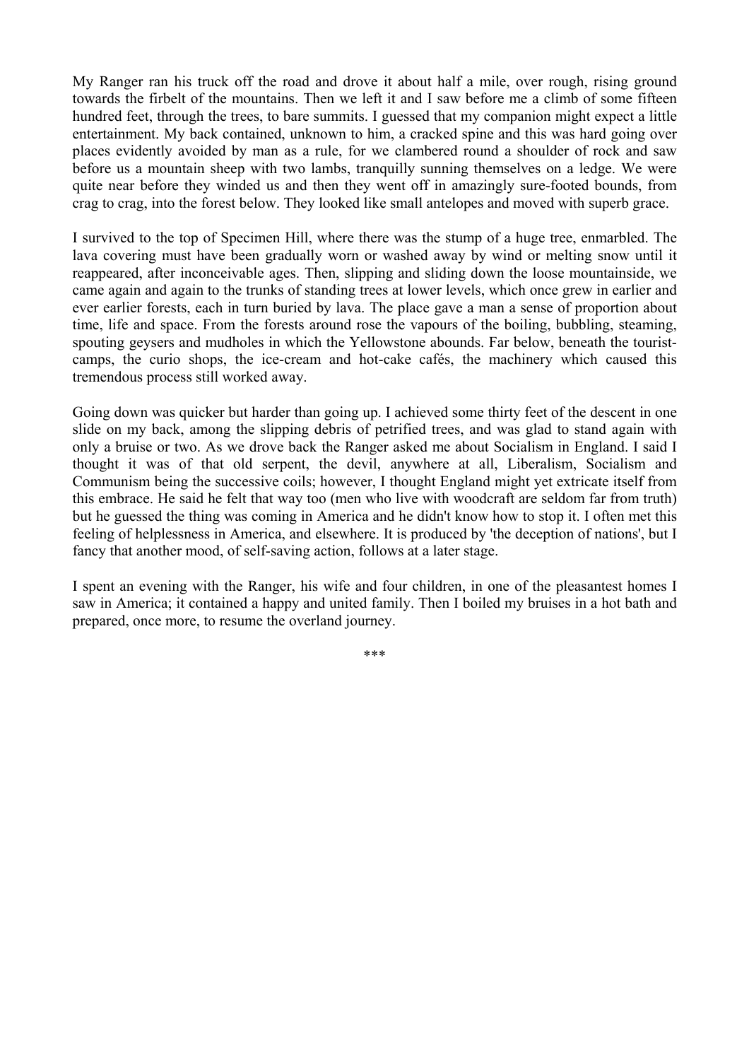My Ranger ran his truck off the road and drove it about half a mile, over rough, rising ground towards the firbelt of the mountains. Then we left it and I saw before me a climb of some fifteen hundred feet, through the trees, to bare summits. I guessed that my companion might expect a little entertainment. My back contained, unknown to him, a cracked spine and this was hard going over places evidently avoided by man as a rule, for we clambered round a shoulder of rock and saw before us a mountain sheep with two lambs, tranquilly sunning themselves on a ledge. We were quite near before they winded us and then they went off in amazingly sure-footed bounds, from crag to crag, into the forest below. They looked like small antelopes and moved with superb grace.

I survived to the top of Specimen Hill, where there was the stump of a huge tree, enmarbled. The lava covering must have been gradually worn or washed away by wind or melting snow until it reappeared, after inconceivable ages. Then, slipping and sliding down the loose mountainside, we came again and again to the trunks of standing trees at lower levels, which once grew in earlier and ever earlier forests, each in turn buried by lava. The place gave a man a sense of proportion about time, life and space. From the forests around rose the vapours of the boiling, bubbling, steaming, spouting geysers and mudholes in which the Yellowstone abounds. Far below, beneath the tourist-camps, the curio shops, the ice-cream and hot-cake cafés, the machinery which caused this tremendous process still worked away.

Going down was quicker but harder than going up. I achieved some thirty feet of the descent in one slide on my back, among the slipping debris of petrified trees, and was glad to stand again with only a bruise or two. As we drove back the Ranger asked me about Socialism in England. I said I thought it was of that old serpent, the devil, anywhere at all, Liberalism, Socialism and Communism being the successive coils; however, I thought England might yet extricate itself from this embrace. He said he felt that way too (men who live with woodcraft are seldom far from truth) but he guessed the thing was coming in America and he didn't know how to stop it. I often met this feeling of helplessness in America, and elsewhere. It is produced by 'the deception of nations', but I fancy that another mood, of self-saving action, follows at a later stage.

I spent an evening with the Ranger, his wife and four children, in one of the pleasantest homes I saw in America; it contained a happy and united family. Then I boiled my bruises in a hot bath and prepared, once more, to resume the overland journey.

***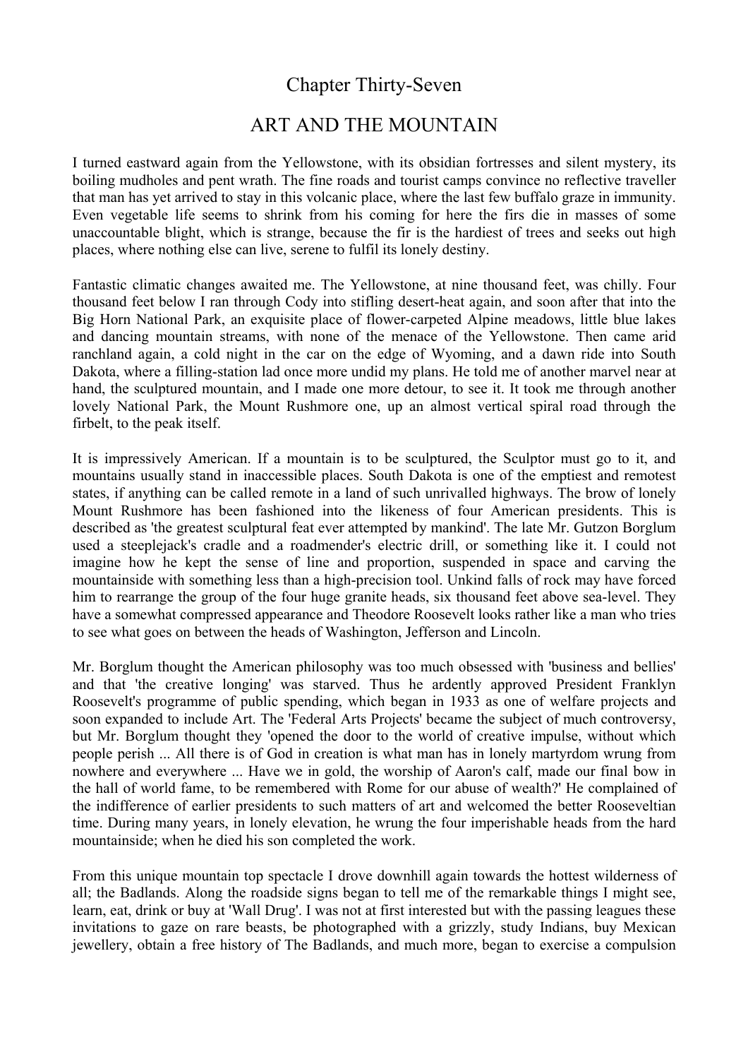## Chapter Thirty-Seven

## ART AND THE MOUNTAIN

I turned eastward again from the Yellowstone, with its obsidian fortresses and silent mystery, its boiling mudholes and pent wrath. The fine roads and tourist camps convince no reflective traveller that man has yet arrived to stay in this volcanic place, where the last few buffalo graze in immunity. Even vegetable life seems to shrink from his coming for here the firs die in masses of some unaccountable blight, which is strange, because the fir is the hardiest of trees and seeks out high places, where nothing else can live, serene to fulfil its lonely destiny.

Fantastic climatic changes awaited me. The Yellowstone, at nine thousand feet, was chilly. Four thousand feet below I ran through Cody into stifling desert-heat again, and soon after that into the Big Horn National Park, an exquisite place of flower-carpeted Alpine meadows, little blue lakes and dancing mountain streams, with none of the menace of the Yellowstone. Then came arid ranchland again, a cold night in the car on the edge of Wyoming, and a dawn ride into South Dakota, where a filling-station lad once more undid my plans. He told me of another marvel near at hand, the sculptured mountain, and I made one more detour, to see it. It took me through another lovely National Park, the Mount Rushmore one, up an almost vertical spiral road through the firbelt, to the peak itself.

It is impressively American. If a mountain is to be sculptured, the Sculptor must go to it, and mountains usually stand in inaccessible places. South Dakota is one of the emptiest and remotest states, if anything can be called remote in a land of such unrivalled highways. The brow of lonely Mount Rushmore has been fashioned into the likeness of four American presidents. This is described as 'the greatest sculptural feat ever attempted by mankind'. The late Mr. Gutzon Borglum used a steeplejack's cradle and a roadmender's electric drill, or something like it. I could not imagine how he kept the sense of line and proportion, suspended in space and carving the mountainside with something less than a high-precision tool. Unkind falls of rock may have forced him to rearrange the group of the four huge granite heads, six thousand feet above sea-level. They have a somewhat compressed appearance and Theodore Roosevelt looks rather like a man who tries to see what goes on between the heads of Washington, Jefferson and Lincoln.

Mr. Borglum thought the American philosophy was too much obsessed with 'business and bellies' and that 'the creative longing' was starved. Thus he ardently approved President Franklyn Roosevelt's programme of public spending, which began in 1933 as one of welfare projects and soon expanded to include Art. The 'Federal Arts Projects' became the subject of much controversy, but Mr. Borglum thought they 'opened the door to the world of creative impulse, without which people perish ... All there is of God in creation is what man has in lonely martyrdom wrung from nowhere and everywhere ... Have we in gold, the worship of Aaron's calf, made our final bow in the hall of world fame, to be remembered with Rome for our abuse of wealth?' He complained of the indifference of earlier presidents to such matters of art and welcomed the better Rooseveltian time. During many years, in lonely elevation, he wrung the four imperishable heads from the hard mountainside; when he died his son completed the work.

From this unique mountain top spectacle I drove downhill again towards the hottest wilderness of all; the Badlands. Along the roadside signs began to tell me of the remarkable things I might see, learn, eat, drink or buy at 'Wall Drug'. I was not at first interested but with the passing leagues these invitations to gaze on rare beasts, be photographed with a grizzly, study Indians, buy Mexican jewellery, obtain a free history of The Badlands, and much more, began to exercise a compulsion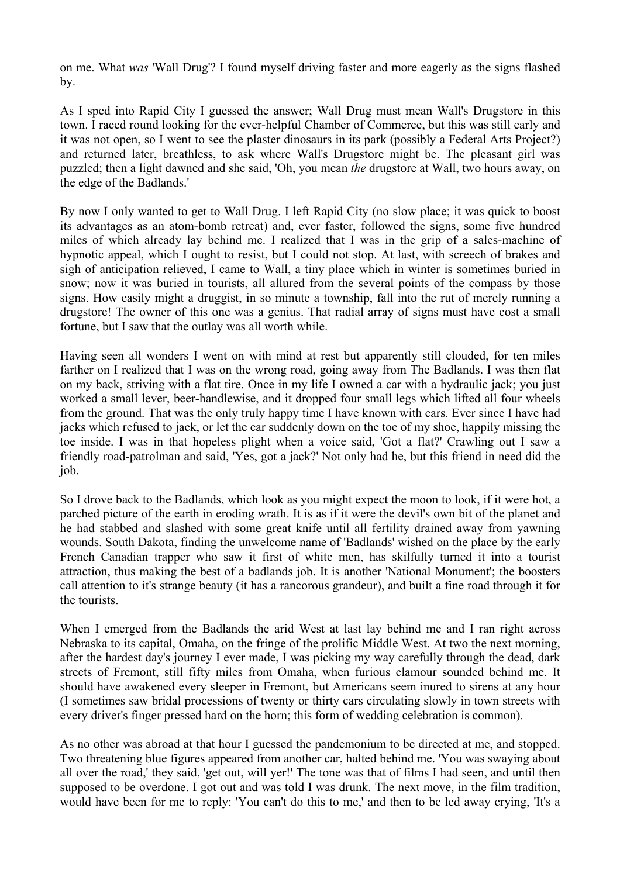on me. What *was* 'Wall Drug'? I found myself driving faster and more eagerly as the signs flashed by.

As I sped into Rapid City I guessed the answer; Wall Drug must mean Wall's Drugstore in this town. I raced round looking for the ever-helpful Chamber of Commerce, but this was still early and it was not open, so I went to see the plaster dinosaurs in its park (possibly a Federal Arts Project?) and returned later, breathless, to ask where Wall's Drugstore might be. The pleasant girl was puzzled; then a light dawned and she said, 'Oh, you mean *the* drugstore at Wall, two hours away, on the edge of the Badlands.'

By now I only wanted to get to Wall Drug. I left Rapid City (no slow place; it was quick to boost its advantages as an atom-bomb retreat) and, ever faster, followed the signs, some five hundred miles of which already lay behind me. I realized that I was in the grip of a sales-machine of hypnotic appeal, which I ought to resist, but I could not stop. At last, with screech of brakes and sigh of anticipation relieved, I came to Wall, a tiny place which in winter is sometimes buried in snow; now it was buried in tourists, all allured from the several points of the compass by those signs. How easily might a druggist, in so minute a township, fall into the rut of merely running a drugstore! The owner of this one was a genius. That radial array of signs must have cost a small fortune, but I saw that the outlay was all worth while.

Having seen all wonders I went on with mind at rest but apparently still clouded, for ten miles farther on I realized that I was on the wrong road, going away from The Badlands. I was then flat on my back, striving with a flat tire. Once in my life I owned a car with a hydraulic jack; you just worked a small lever, beer-handlewise, and it dropped four small legs which lifted all four wheels from the ground. That was the only truly happy time I have known with cars. Ever since I have had jacks which refused to jack, or let the car suddenly down on the toe of my shoe, happily missing the toe inside. I was in that hopeless plight when a voice said, 'Got a flat?' Crawling out I saw a friendly road-patrolman and said, 'Yes, got a jack?' Not only had he, but this friend in need did the job.

So I drove back to the Badlands, which look as you might expect the moon to look, if it were hot, a parched picture of the earth in eroding wrath. It is as if it were the devil's own bit of the planet and he had stabbed and slashed with some great knife until all fertility drained away from yawning wounds. South Dakota, finding the unwelcome name of 'Badlands' wished on the place by the early French Canadian trapper who saw it first of white men, has skilfully turned it into a tourist attraction, thus making the best of a badlands job. It is another 'National Monument'; the boosters call attention to it's strange beauty (it has a rancorous grandeur), and built a fine road through it for the tourists.

When I emerged from the Badlands the arid West at last lay behind me and I ran right across Nebraska to its capital, Omaha, on the fringe of the prolific Middle West. At two the next morning, after the hardest day's journey I ever made, I was picking my way carefully through the dead, dark streets of Fremont, still fifty miles from Omaha, when furious clamour sounded behind me. It should have awakened every sleeper in Fremont, but Americans seem inured to sirens at any hour (I sometimes saw bridal processions of twenty or thirty cars circulating slowly in town streets with every driver's finger pressed hard on the horn; this form of wedding celebration is common).

As no other was abroad at that hour I guessed the pandemonium to be directed at me, and stopped. Two threatening blue figures appeared from another car, halted behind me. 'You was swaying about all over the road,' they said, 'get out, will yer!' The tone was that of films I had seen, and until then supposed to be overdone. I got out and was told I was drunk. The next move, in the film tradition, would have been for me to reply: 'You can't do this to me,' and then to be led away crying, 'It's a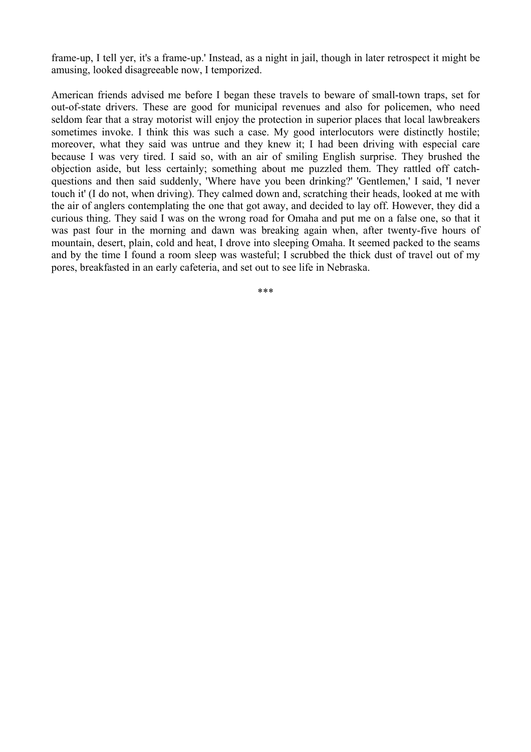frame-up, I tell yer, it's a frame-up.' Instead, as a night in jail, though in later retrospect it might be amusing, looked disagreeable now, I temporized.

American friends advised me before I began these travels to beware of small-town traps, set for out-of-state drivers. These are good for municipal revenues and also for policemen, who need seldom fear that a stray motorist will enjoy the protection in superior places that local lawbreakers sometimes invoke. I think this was such a case. My good interlocutors were distinctly hostile; moreover, what they said was untrue and they knew it; I had been driving with especial care because I was very tired. I said so, with an air of smiling English surprise. They brushed the objection aside, but less certainly; something about me puzzled them. They rattled off catch-questions and then said suddenly, 'Where have you been drinking?' 'Gentlemen,' I said, 'I never touch it' (I do not, when driving). They calmed down and, scratching their heads, looked at me with the air of anglers contemplating the one that got away, and decided to lay off. However, they did a curious thing. They said I was on the wrong road for Omaha and put me on a false one, so that it was past four in the morning and dawn was breaking again when, after twenty-five hours of mountain, desert, plain, cold and heat, I drove into sleeping Omaha. It seemed packed to the seams and by the time I found a room sleep was wasteful; I scrubbed the thick dust of travel out of my pores, breakfasted in an early cafeteria, and set out to see life in Nebraska.

***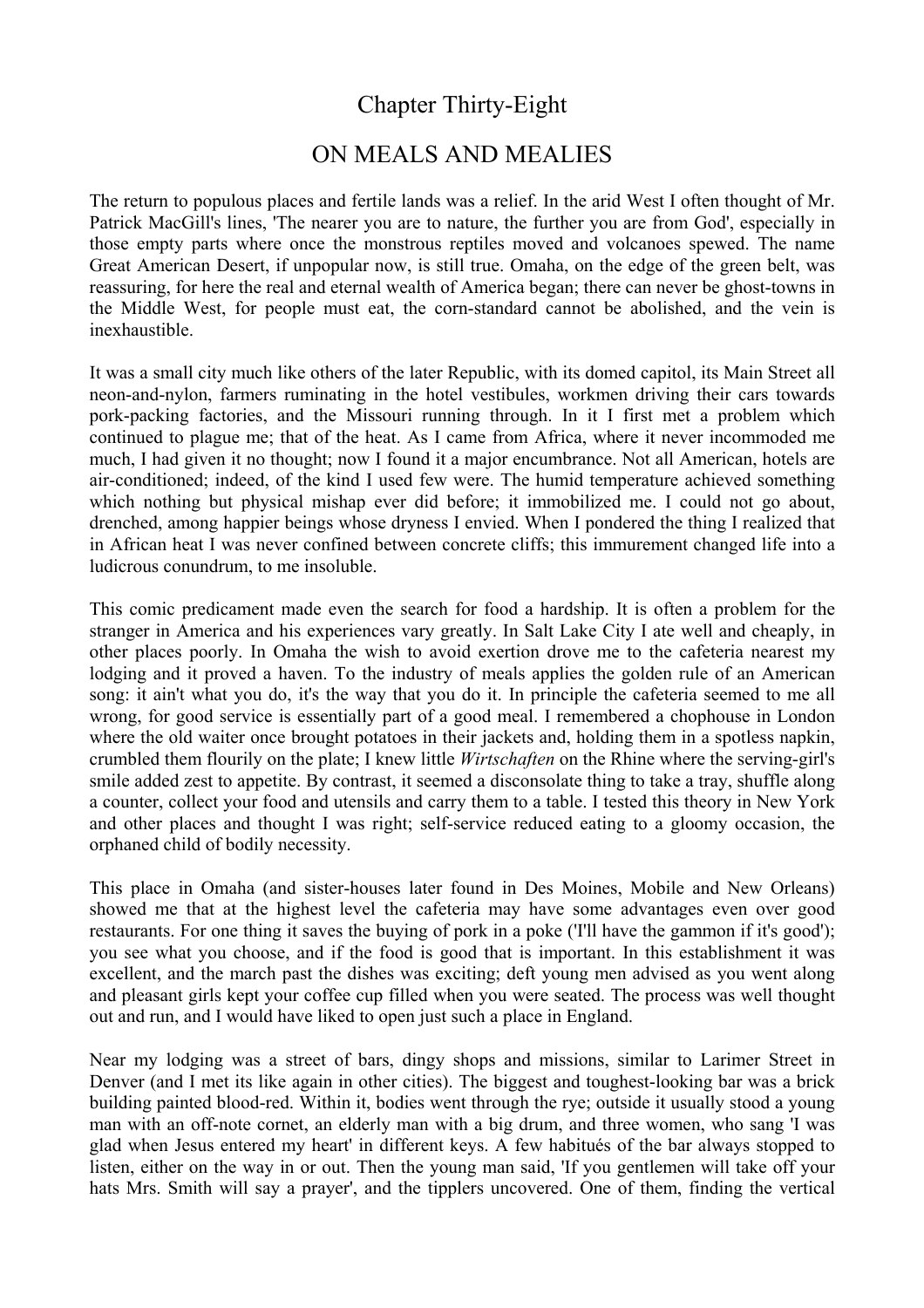# Chapter Thirty-Eight

## ON MEALS AND MEALIES

The return to populous places and fertile lands was a relief. In the arid West I often thought of Mr. Patrick MacGill's lines, 'The nearer you are to nature, the further you are from God', especially in those empty parts where once the monstrous reptiles moved and volcanoes spewed. The name Great American Desert, if unpopular now, is still true. Omaha, on the edge of the green belt, was reassuring, for here the real and eternal wealth of America began; there can never be ghost-towns in the Middle West, for people must eat, the corn-standard cannot be abolished, and the vein is inexhaustible.

It was a small city much like others of the later Republic, with its domed capitol, its Main Street all neon-and-nylon, farmers ruminating in the hotel vestibules, workmen driving their cars towards pork-packing factories, and the Missouri running through. In it I first met a problem which continued to plague me; that of the heat. As I came from Africa, where it never incommoded me much, I had given it no thought; now I found it a major encumbrance. Not all American, hotels are air-conditioned; indeed, of the kind I used few were. The humid temperature achieved something which nothing but physical mishap ever did before; it immobilized me. I could not go about, drenched, among happier beings whose dryness I envied. When I pondered the thing I realized that in African heat I was never confined between concrete cliffs; this immurement changed life into a ludicrous conundrum, to me insoluble.

This comic predicament made even the search for food a hardship. It is often a problem for the stranger in America and his experiences vary greatly. In Salt Lake City I ate well and cheaply, in other places poorly. In Omaha the wish to avoid exertion drove me to the cafeteria nearest my lodging and it proved a haven. To the industry of meals applies the golden rule of an American song: it ain't what you do, it's the way that you do it. In principle the cafeteria seemed to me all wrong, for good service is essentially part of a good meal. I remembered a chophouse in London where the old waiter once brought potatoes in their jackets and, holding them in a spotless napkin, crumbled them flourily on the plate; I knew little *Wirtschaften* on the Rhine where the serving-girl's smile added zest to appetite. By contrast, it seemed a disconsolate thing to take a tray, shuffle along a counter, collect your food and utensils and carry them to a table. I tested this theory in New York and other places and thought I was right; self-service reduced eating to a gloomy occasion, the orphaned child of bodily necessity.

This place in Omaha (and sister-houses later found in Des Moines, Mobile and New Orleans) showed me that at the highest level the cafeteria may have some advantages even over good restaurants. For one thing it saves the buying of pork in a poke ('I'll have the gammon if it's good'); you see what you choose, and if the food is good that is important. In this establishment it was excellent, and the march past the dishes was exciting; deft young men advised as you went along and pleasant girls kept your coffee cup filled when you were seated. The process was well thought out and run, and I would have liked to open just such a place in England.

Near my lodging was a street of bars, dingy shops and missions, similar to Larimer Street in Denver (and I met its like again in other cities). The biggest and toughest-looking bar was a brick building painted blood-red. Within it, bodies went through the rye; outside it usually stood a young man with an off-note cornet, an elderly man with a big drum, and three women, who sang 'I was glad when Jesus entered my heart' in different keys. A few habitués of the bar always stopped to listen, either on the way in or out. Then the young man said, 'If you gentlemen will take off your hats Mrs. Smith will say a prayer', and the tipplers uncovered. One of them, finding the vertical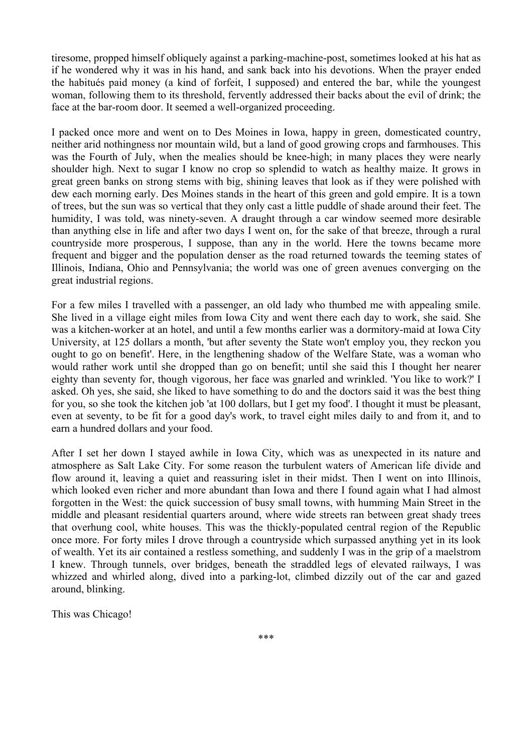tiresome, propped himself obliquely against a parking-machine-post, sometimes looked at his hat as if he wondered why it was in his hand, and sank back into his devotions. When the prayer ended the habitués paid money (a kind of forfeit, I supposed) and entered the bar, while the youngest woman, following them to its threshold, fervently addressed their backs about the evil of drink; the face at the bar-room door. It seemed a well-organized proceeding.

I packed once more and went on to Des Moines in Iowa, happy in green, domesticated country, neither arid nothingness nor mountain wild, but a land of good growing crops and farmhouses. This was the Fourth of July, when the mealies should be knee-high; in many places they were nearly shoulder high. Next to sugar I know no crop so splendid to watch as healthy maize. It grows in great green banks on strong stems with big, shining leaves that look as if they were polished with dew each morning early. Des Moines stands in the heart of this green and gold empire. It is a town of trees, but the sun was so vertical that they only cast a little puddle of shade around their feet. The humidity, I was told, was ninety-seven. A draught through a car window seemed more desirable than anything else in life and after two days I went on, for the sake of that breeze, through a rural countryside more prosperous, I suppose, than any in the world. Here the towns became more frequent and bigger and the population denser as the road returned towards the teeming states of Illinois, Indiana, Ohio and Pennsylvania; the world was one of green avenues converging on the great industrial regions.

For a few miles I travelled with a passenger, an old lady who thumbed me with appealing smile. She lived in a village eight miles from Iowa City and went there each day to work, she said. She was a kitchen-worker at an hotel, and until a few months earlier was a dormitory-maid at Iowa City University, at 125 dollars a month, 'but after seventy the State won't employ you, they reckon you ought to go on benefit'. Here, in the lengthening shadow of the Welfare State, was a woman who would rather work until she dropped than go on benefit; until she said this I thought her nearer eighty than seventy for, though vigorous, her face was gnarled and wrinkled. 'You like to work?' I asked. Oh yes, she said, she liked to have something to do and the doctors said it was the best thing for you, so she took the kitchen job 'at 100 dollars, but I get my food'. I thought it must be pleasant, even at seventy, to be fit for a good day's work, to travel eight miles daily to and from it, and to earn a hundred dollars and your food.

After I set her down I stayed awhile in Iowa City, which was as unexpected in its nature and atmosphere as Salt Lake City. For some reason the turbulent waters of American life divide and flow around it, leaving a quiet and reassuring islet in their midst. Then I went on into Illinois, which looked even richer and more abundant than Iowa and there I found again what I had almost forgotten in the West: the quick succession of busy small towns, with humming Main Street in the middle and pleasant residential quarters around, where wide streets ran between great shady trees that overhung cool, white houses. This was the thickly-populated central region of the Republic once more. For forty miles I drove through a countryside which surpassed anything yet in its look of wealth. Yet its air contained a restless something, and suddenly I was in the grip of a maelstrom I knew. Through tunnels, over bridges, beneath the straddled legs of elevated railways, I was whizzed and whirled along, dived into a parking-lot, climbed dizzily out of the car and gazed around, blinking.

This was Chicago!

***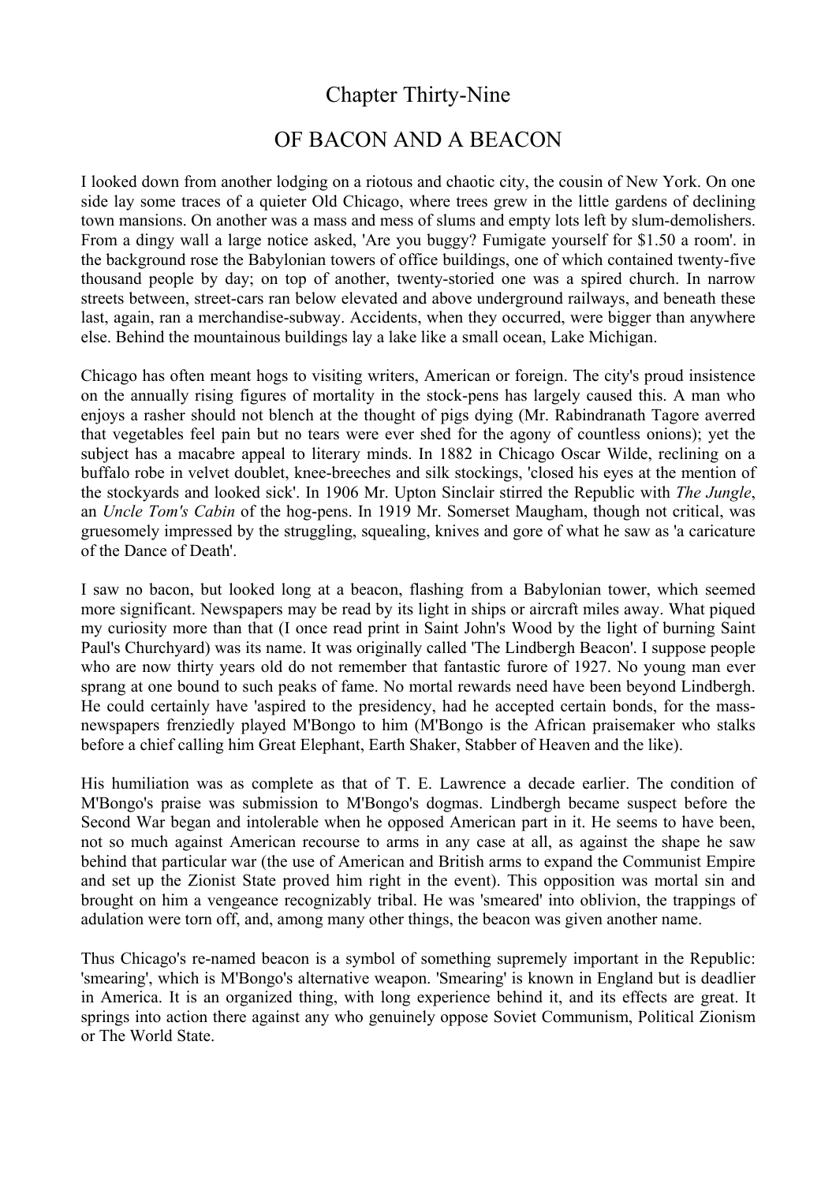# Chapter Thirty-Nine

## OF BACON AND A BEACON

I looked down from another lodging on a riotous and chaotic city, the cousin of New York. On one side lay some traces of a quieter Old Chicago, where trees grew in the little gardens of declining town mansions. On another was a mass and mess of slums and empty lots left by slum-demolishers. From a dingy wall a large notice asked, 'Are you buggy? Fumigate yourself for $1.50 a room'. in the background rose the Babylonian towers of office buildings, one of which contained twenty-five thousand people by day; on top of another, twenty-storied one was a spired church. In narrow streets between, street-cars ran below elevated and above underground railways, and beneath these last, again, ran a merchandise-subway. Accidents, when they occurred, were bigger than anywhere else. Behind the mountainous buildings lay a lake like a small ocean, Lake Michigan.

Chicago has often meant hogs to visiting writers, American or foreign. The city's proud insistence on the annually rising figures of mortality in the stock-pens has largely caused this. A man who enjoys a rasher should not blench at the thought of pigs dying (Mr. Rabindranath Tagore averred that vegetables feel pain but no tears were ever shed for the agony of countless onions); yet the subject has a macabre appeal to literary minds. In 1882 in Chicago Oscar Wilde, reclining on a buffalo robe in velvet doublet, knee-breeches and silk stockings, 'closed his eyes at the mention of the stockyards and looked sick'. In 1906 Mr. Upton Sinclair stirred the Republic with *The Jungle*, an *Uncle Tom's Cabin* of the hog-pens. In 1919 Mr. Somerset Maugham, though not critical, was gruesomely impressed by the struggling, squealing, knives and gore of what he saw as 'a caricature of the Dance of Death'.

I saw no bacon, but looked long at a beacon, flashing from a Babylonian tower, which seemed more significant. Newspapers may be read by its light in ships or aircraft miles away. What piqued my curiosity more than that (I once read print in Saint John's Wood by the light of burning Saint Paul's Churchyard) was its name. It was originally called 'The Lindbergh Beacon'. I suppose people who are now thirty years old do not remember that fantastic furore of 1927. No young man ever sprang at one bound to such peaks of fame. No mortal rewards need have been beyond Lindbergh. He could certainly have 'aspired to the presidency, had he accepted certain bonds, for the mass-newspapers frenziedly played M'Bongo to him (M'Bongo is the African praisemaker who stalks before a chief calling him Great Elephant, Earth Shaker, Stabber of Heaven and the like).

His humiliation was as complete as that of T. E. Lawrence a decade earlier. The condition of M'Bongo's praise was submission to M'Bongo's dogmas. Lindbergh became suspect before the Second War began and intolerable when he opposed American part in it. He seems to have been, not so much against American recourse to arms in any case at all, as against the shape he saw behind that particular war (the use of American and British arms to expand the Communist Empire and set up the Zionist State proved him right in the event). This opposition was mortal sin and brought on him a vengeance recognizably tribal. He was 'smeared' into oblivion, the trappings of adulation were torn off, and, among many other things, the beacon was given another name.

Thus Chicago's re-named beacon is a symbol of something supremely important in the Republic: 'smearing', which is M'Bongo's alternative weapon. 'Smearing' is known in England but is deadlier in America. It is an organized thing, with long experience behind it, and its effects are great. It springs into action there against any who genuinely oppose Soviet Communism, Political Zionism or The World State.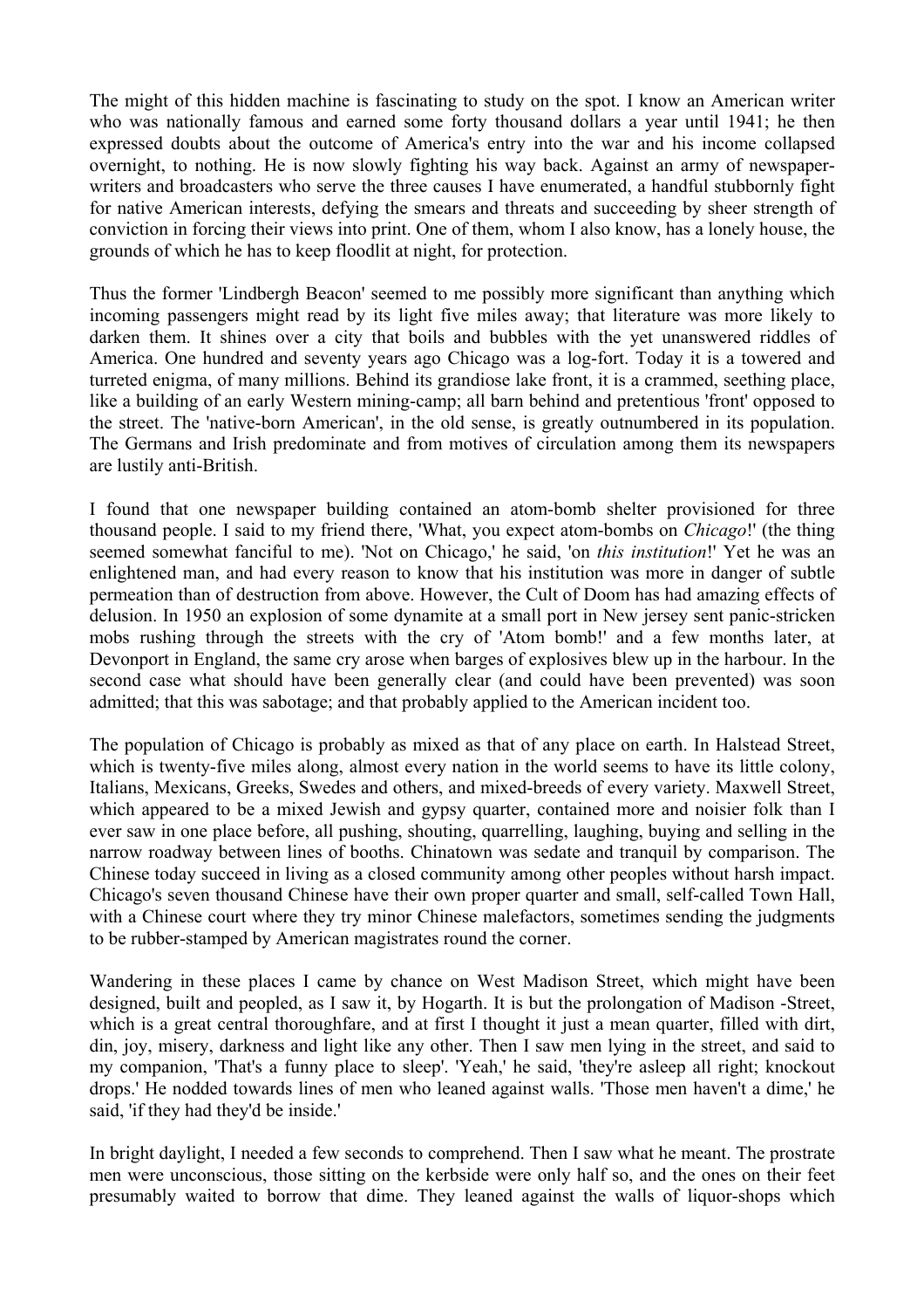The might of this hidden machine is fascinating to study on the spot. I know an American writer who was nationally famous and earned some forty thousand dollars a year until 1941; he then expressed doubts about the outcome of America's entry into the war and his income collapsed overnight, to nothing. He is now slowly fighting his way back. Against an army of newspaper-writers and broadcasters who serve the three causes I have enumerated, a handful stubbornly fight for native American interests, defying the smears and threats and succeeding by sheer strength of conviction in forcing their views into print. One of them, whom I also know, has a lonely house, the grounds of which he has to keep floodlit at night, for protection.

Thus the former 'Lindbergh Beacon' seemed to me possibly more significant than anything which incoming passengers might read by its light five miles away; that literature was more likely to darken them. It shines over a city that boils and bubbles with the yet unanswered riddles of America. One hundred and seventy years ago Chicago was a log-fort. Today it is a towered and turreted enigma, of many millions. Behind its grandiose lake front, it is a crammed, seething place, like a building of an early Western mining-camp; all barn behind and pretentious 'front' opposed to the street. The 'native-born American', in the old sense, is greatly outnumbered in its population. The Germans and Irish predominate and from motives of circulation among them its newspapers are lustily anti-British.

I found that one newspaper building contained an atom-bomb shelter provisioned for three thousand people. I said to my friend there, 'What, you expect atom-bombs on *Chicago*!' (the thing seemed somewhat fanciful to me). 'Not on Chicago,' he said, 'on *this institution*!' Yet he was an enlightened man, and had every reason to know that his institution was more in danger of subtle permeation than of destruction from above. However, the Cult of Doom has had amazing effects of delusion. In 1950 an explosion of some dynamite at a small port in New jersey sent panic-stricken mobs rushing through the streets with the cry of 'Atom bomb!' and a few months later, at Devonport in England, the same cry arose when barges of explosives blew up in the harbour. In the second case what should have been generally clear (and could have been prevented) was soon admitted; that this was sabotage; and that probably applied to the American incident too.

The population of Chicago is probably as mixed as that of any place on earth. In Halstead Street, which is twenty-five miles along, almost every nation in the world seems to have its little colony, Italians, Mexicans, Greeks, Swedes and others, and mixed-breeds of every variety. Maxwell Street, which appeared to be a mixed Jewish and gypsy quarter, contained more and noisier folk than I ever saw in one place before, all pushing, shouting, quarrelling, laughing, buying and selling in the narrow roadway between lines of booths. Chinatown was sedate and tranquil by comparison. The Chinese today succeed in living as a closed community among other peoples without harsh impact. Chicago's seven thousand Chinese have their own proper quarter and small, self-called Town Hall, with a Chinese court where they try minor Chinese malefactors, sometimes sending the judgments to be rubber-stamped by American magistrates round the corner.

Wandering in these places I came by chance on West Madison Street, which might have been designed, built and peopled, as I saw it, by Hogarth. It is but the prolongation of Madison -Street, which is a great central thoroughfare, and at first I thought it just a mean quarter, filled with dirt, din, joy, misery, darkness and light like any other. Then I saw men lying in the street, and said to my companion, 'That's a funny place to sleep'. 'Yeah,' he said, 'they're asleep all right; knockout drops.' He nodded towards lines of men who leaned against walls. 'Those men haven't a dime,' he said, 'if they had they'd be inside.'

In bright daylight, I needed a few seconds to comprehend. Then I saw what he meant. The prostrate men were unconscious, those sitting on the kerbside were only half so, and the ones on their feet presumably waited to borrow that dime. They leaned against the walls of liquor-shops which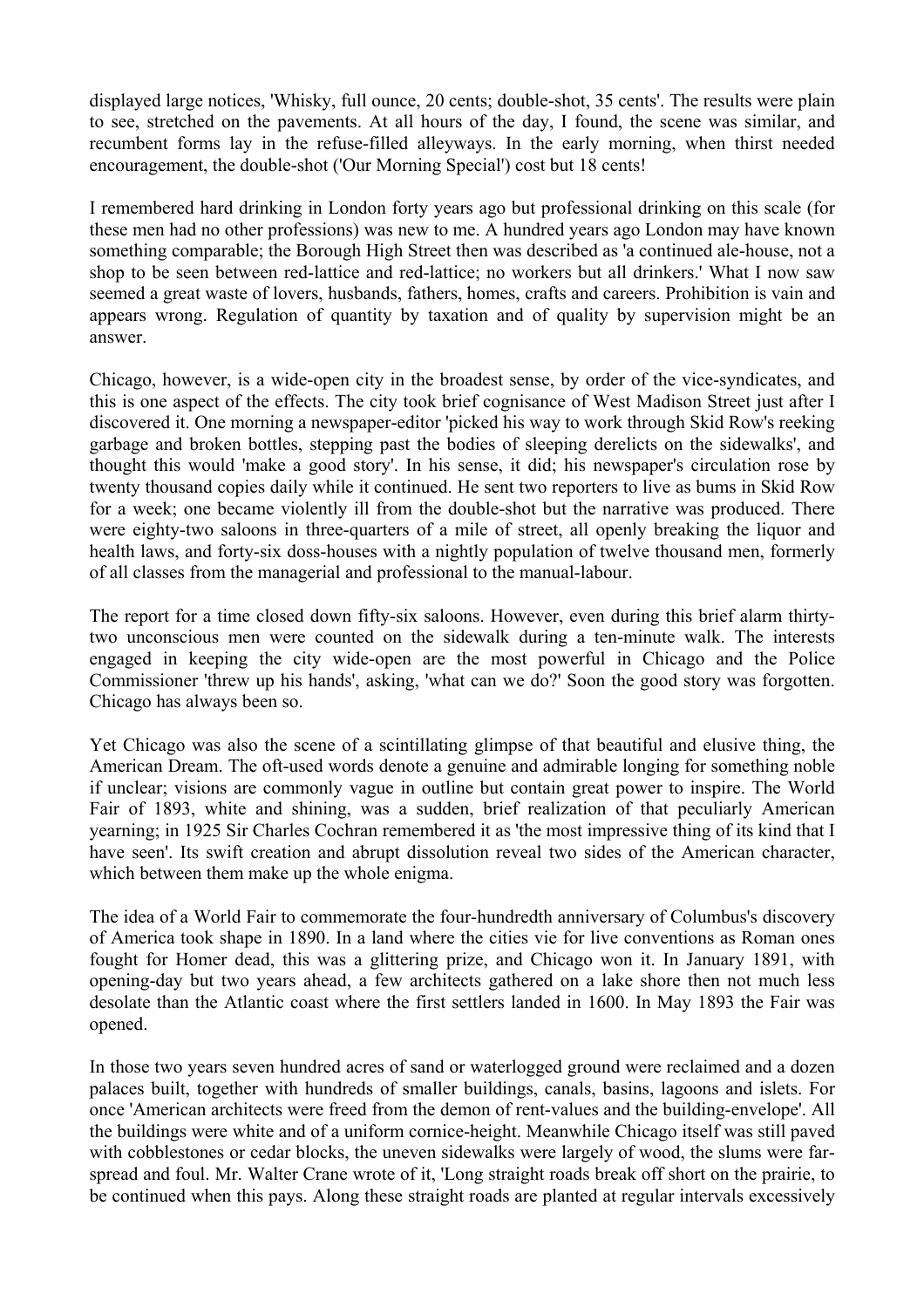displayed large notices, 'Whisky, full ounce, 20 cents; double-shot, 35 cents'. The results were plain to see, stretched on the pavements. At all hours of the day, I found, the scene was similar, and recumbent forms lay in the refuse-filled alleyways. In the early morning, when thirst needed encouragement, the double-shot ('Our Morning Special') cost but 18 cents!

I remembered hard drinking in London forty years ago but professional drinking on this scale (for these men had no other professions) was new to me. A hundred years ago London may have known something comparable; the Borough High Street then was described as 'a continued ale-house, not a shop to be seen between red-lattice and red-lattice; no workers but all drinkers.' What I now saw seemed a great waste of lovers, husbands, fathers, homes, crafts and careers. Prohibition is vain and appears wrong. Regulation of quantity by taxation and of quality by supervision might be an answer.

Chicago, however, is a wide-open city in the broadest sense, by order of the vice-syndicates, and this is one aspect of the effects. The city took brief cognisance of West Madison Street just after I discovered it. One morning a newspaper-editor 'picked his way to work through Skid Row's reeking garbage and broken bottles, stepping past the bodies of sleeping derelicts on the sidewalks', and thought this would 'make a good story'. In his sense, it did; his newspaper's circulation rose by twenty thousand copies daily while it continued. He sent two reporters to live as bums in Skid Row for a week; one became violently ill from the double-shot but the narrative was produced. There were eighty-two saloons in three-quarters of a mile of street, all openly breaking the liquor and health laws, and forty-six doss-houses with a nightly population of twelve thousand men, formerly of all classes from the managerial and professional to the manual-labour.

The report for a time closed down fifty-six saloons. However, even during this brief alarm thirty-two unconscious men were counted on the sidewalk during a ten-minute walk. The interests engaged in keeping the city wide-open are the most powerful in Chicago and the Police Commissioner 'threw up his hands', asking, 'what can we do?' Soon the good story was forgotten. Chicago has always been so.

Yet Chicago was also the scene of a scintillating glimpse of that beautiful and elusive thing, the American Dream. The oft-used words denote a genuine and admirable longing for something noble if unclear; visions are commonly vague in outline but contain great power to inspire. The World Fair of 1893, white and shining, was a sudden, brief realization of that peculiarly American yearning; in 1925 Sir Charles Cochran remembered it as 'the most impressive thing of its kind that I have seen'. Its swift creation and abrupt dissolution reveal two sides of the American character, which between them make up the whole enigma.

The idea of a World Fair to commemorate the four-hundredth anniversary of Columbus's discovery of America took shape in 1890. In a land where the cities vie for live conventions as Roman ones fought for Homer dead, this was a glittering prize, and Chicago won it. In January 1891, with opening-day but two years ahead, a few architects gathered on a lake shore then not much less desolate than the Atlantic coast where the first settlers landed in 1600. In May 1893 the Fair was opened.

In those two years seven hundred acres of sand or waterlogged ground were reclaimed and a dozen palaces built, together with hundreds of smaller buildings, canals, basins, lagoons and islets. For once 'American architects were freed from the demon of rent-values and the building-envelope'. All the buildings were white and of a uniform cornice-height. Meanwhile Chicago itself was still paved with cobblestones or cedar blocks, the uneven sidewalks were largely of wood, the slums were far-spread and foul. Mr. Walter Crane wrote of it, 'Long straight roads break off short on the prairie, to be continued when this pays. Along these straight roads are planted at regular intervals excessively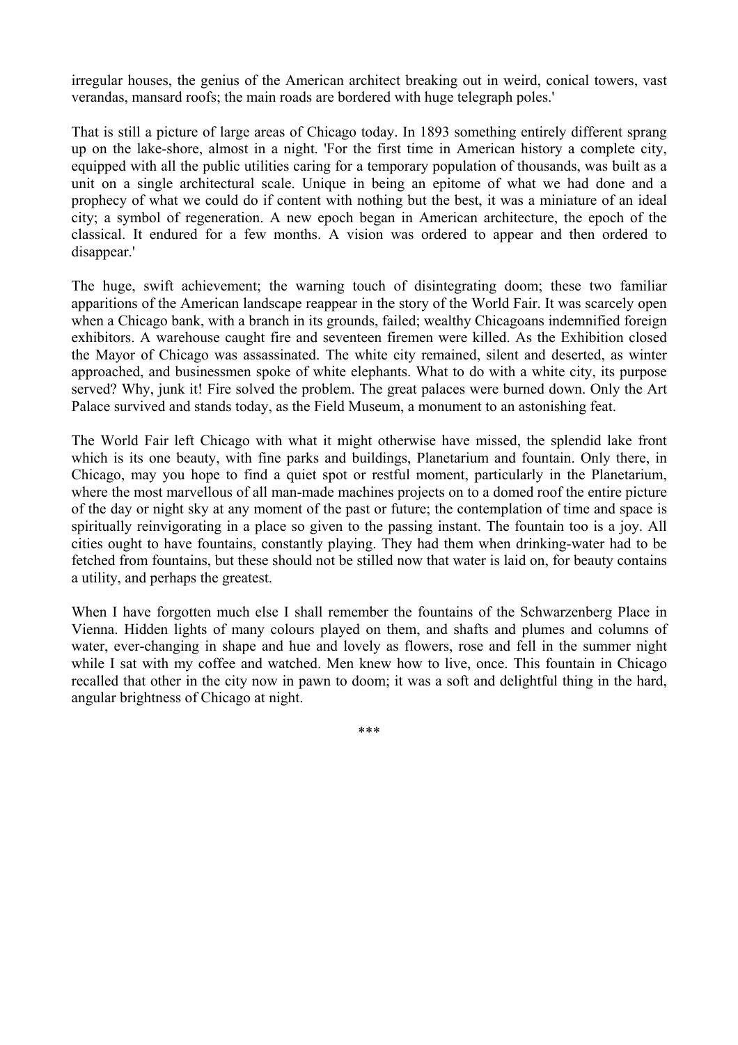irregular houses, the genius of the American architect breaking out in weird, conical towers, vast verandas, mansard roofs; the main roads are bordered with huge telegraph poles.'

That is still a picture of large areas of Chicago today. In 1893 something entirely different sprang up on the lake-shore, almost in a night. 'For the first time in American history a complete city, equipped with all the public utilities caring for a temporary population of thousands, was built as a unit on a single architectural scale. Unique in being an epitome of what we had done and a prophecy of what we could do if content with nothing but the best, it was a miniature of an ideal city; a symbol of regeneration. A new epoch began in American architecture, the epoch of the classical. It endured for a few months. A vision was ordered to appear and then ordered to disappear.'

The huge, swift achievement; the warning touch of disintegrating doom; these two familiar apparitions of the American landscape reappear in the story of the World Fair. It was scarcely open when a Chicago bank, with a branch in its grounds, failed; wealthy Chicagoans indemnified foreign exhibitors. A warehouse caught fire and seventeen firemen were killed. As the Exhibition closed the Mayor of Chicago was assassinated. The white city remained, silent and deserted, as winter approached, and businessmen spoke of white elephants. What to do with a white city, its purpose served? Why, junk it! Fire solved the problem. The great palaces were burned down. Only the Art Palace survived and stands today, as the Field Museum, a monument to an astonishing feat.

The World Fair left Chicago with what it might otherwise have missed, the splendid lake front which is its one beauty, with fine parks and buildings, Planetarium and fountain. Only there, in Chicago, may you hope to find a quiet spot or restful moment, particularly in the Planetarium, where the most marvellous of all man-made machines projects on to a domed roof the entire picture of the day or night sky at any moment of the past or future; the contemplation of time and space is spiritually reinvigorating in a place so given to the passing instant. The fountain too is a joy. All cities ought to have fountains, constantly playing. They had them when drinking-water had to be fetched from fountains, but these should not be stilled now that water is laid on, for beauty contains a utility, and perhaps the greatest.

When I have forgotten much else I shall remember the fountains of the Schwarzenberg Place in Vienna. Hidden lights of many colours played on them, and shafts and plumes and columns of water, ever-changing in shape and hue and lovely as flowers, rose and fell in the summer night while I sat with my coffee and watched. Men knew how to live, once. This fountain in Chicago recalled that other in the city now in pawn to doom; it was a soft and delightful thing in the hard, angular brightness of Chicago at night.

***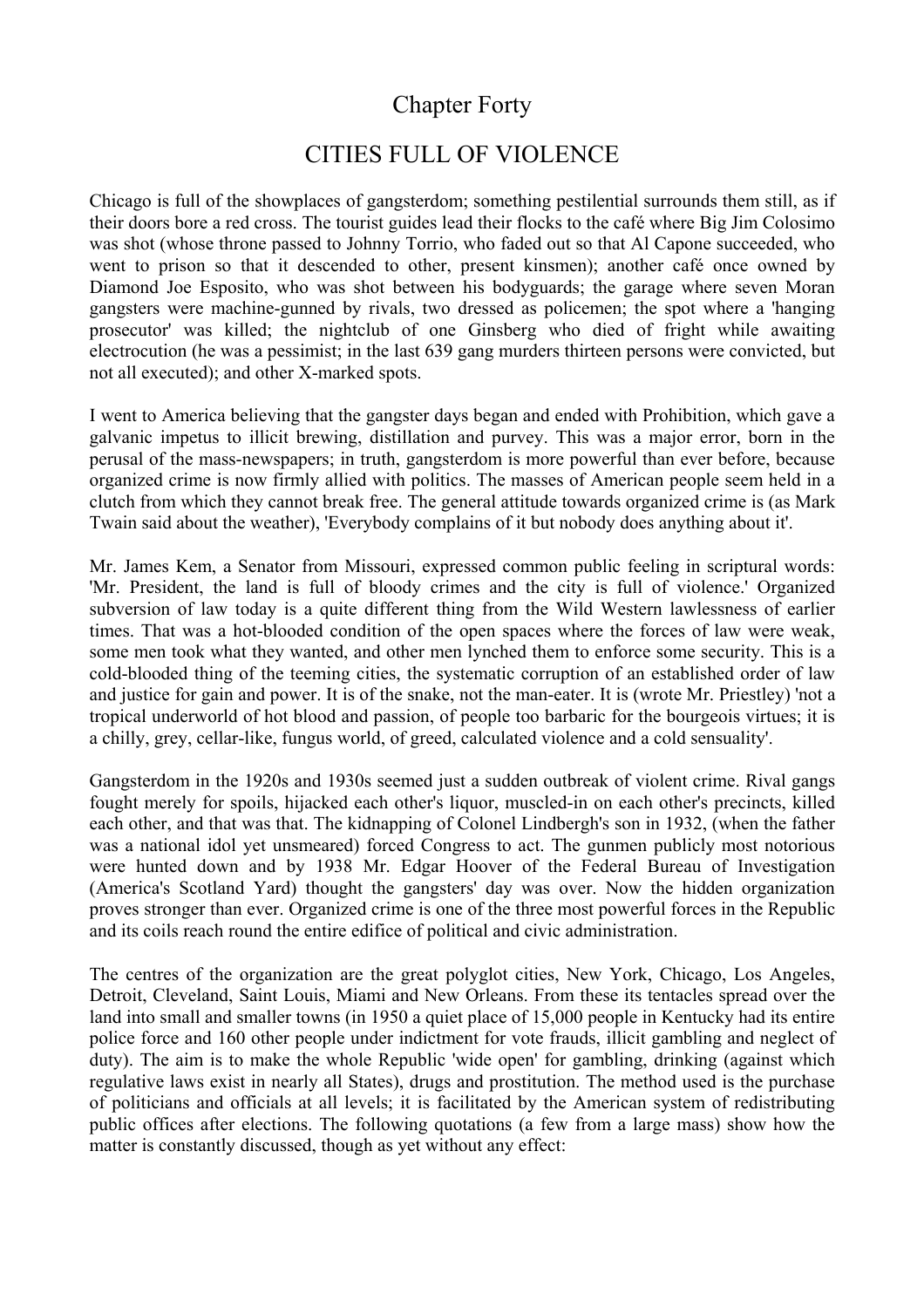# Chapter Forty

## CITIES FULL OF VIOLENCE

Chicago is full of the showplaces of gangsterdom; something pestilential surrounds them still, as if their doors bore a red cross. The tourist guides lead their flocks to the café where Big Jim Colosimo was shot (whose throne passed to Johnny Torrio, who faded out so that Al Capone succeeded, who went to prison so that it descended to other, present kinsmen); another café once owned by Diamond Joe Esposito, who was shot between his bodyguards; the garage where seven Moran gangsters were machine-gunned by rivals, two dressed as policemen; the spot where a 'hanging prosecutor' was killed; the nightclub of one Ginsberg who died of fright while awaiting electrocution (he was a pessimist; in the last 639 gang murders thirteen persons were convicted, but not all executed); and other X-marked spots.

I went to America believing that the gangster days began and ended with Prohibition, which gave a galvanic impetus to illicit brewing, distillation and purvey. This was a major error, born in the perusal of the mass-newspapers; in truth, gangsterdom is more powerful than ever before, because organized crime is now firmly allied with politics. The masses of American people seem held in a clutch from which they cannot break free. The general attitude towards organized crime is (as Mark Twain said about the weather), 'Everybody complains of it but nobody does anything about it'.

Mr. James Kem, a Senator from Missouri, expressed common public feeling in scriptural words: 'Mr. President, the land is full of bloody crimes and the city is full of violence.' Organized subversion of law today is a quite different thing from the Wild Western lawlessness of earlier times. That was a hot-blooded condition of the open spaces where the forces of law were weak, some men took what they wanted, and other men lynched them to enforce some security. This is a cold-blooded thing of the teeming cities, the systematic corruption of an established order of law and justice for gain and power. It is of the snake, not the man-eater. It is (wrote Mr. Priestley) 'not a tropical underworld of hot blood and passion, of people too barbaric for the bourgeois virtues; it is a chilly, grey, cellar-like, fungus world, of greed, calculated violence and a cold sensuality'.

Gangsterdom in the 1920s and 1930s seemed just a sudden outbreak of violent crime. Rival gangs fought merely for spoils, hijacked each other's liquor, muscled-in on each other's precincts, killed each other, and that was that. The kidnapping of Colonel Lindbergh's son in 1932, (when the father was a national idol yet unsmeared) forced Congress to act. The gunmen publicly most notorious were hunted down and by 1938 Mr. Edgar Hoover of the Federal Bureau of Investigation (America's Scotland Yard) thought the gangsters' day was over. Now the hidden organization proves stronger than ever. Organized crime is one of the three most powerful forces in the Republic and its coils reach round the entire edifice of political and civic administration.

The centres of the organization are the great polyglot cities, New York, Chicago, Los Angeles, Detroit, Cleveland, Saint Louis, Miami and New Orleans. From these its tentacles spread over the land into small and smaller towns (in 1950 a quiet place of 15,000 people in Kentucky had its entire police force and 160 other people under indictment for vote frauds, illicit gambling and neglect of duty). The aim is to make the whole Republic 'wide open' for gambling, drinking (against which regulative laws exist in nearly all States), drugs and prostitution. The method used is the purchase of politicians and officials at all levels; it is facilitated by the American system of redistributing public offices after elections. The following quotations (a few from a large mass) show how the matter is constantly discussed, though as yet without any effect: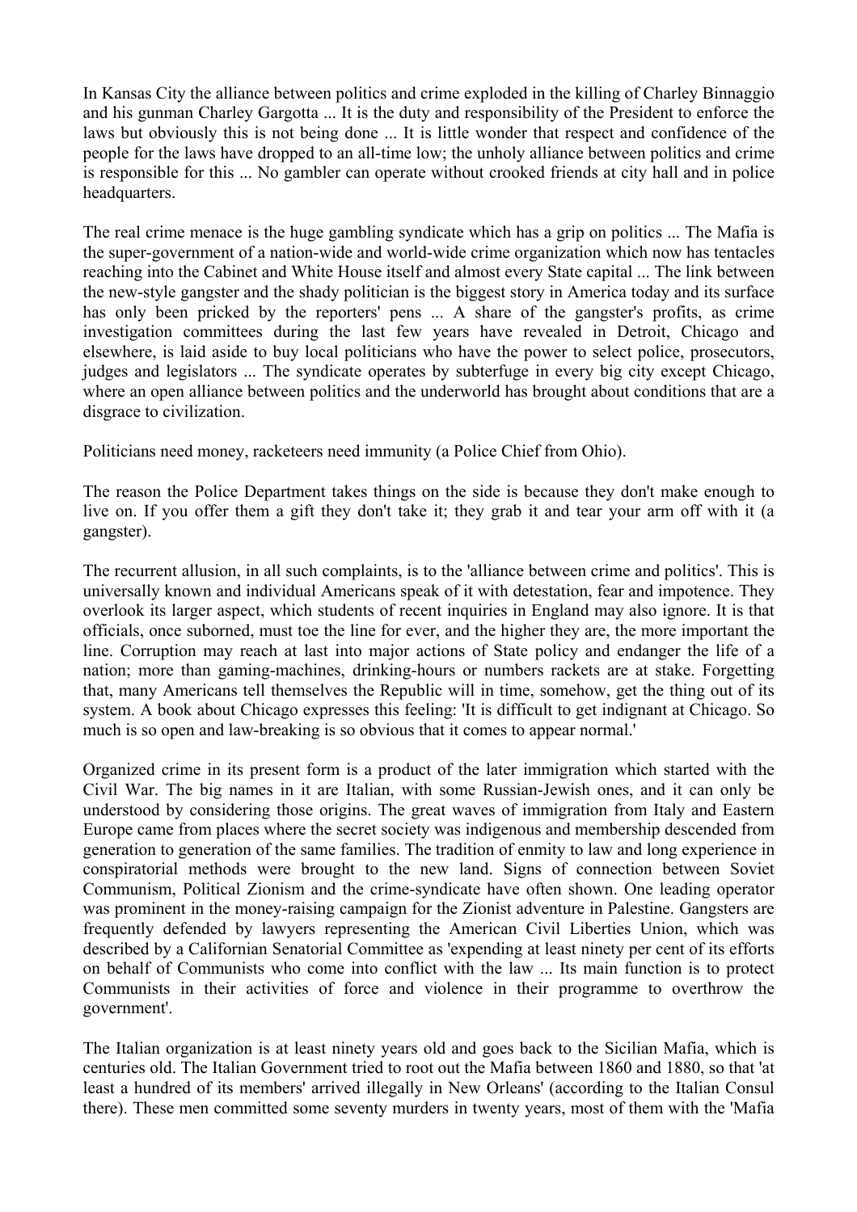In Kansas City the alliance between politics and crime exploded in the killing of Charley Binnaggio and his gunman Charley Gargotta ... It is the duty and responsibility of the President to enforce the laws but obviously this is not being done ... It is little wonder that respect and confidence of the people for the laws have dropped to an all-time low; the unholy alliance between politics and crime is responsible for this ... No gambler can operate without crooked friends at city hall and in police headquarters.

The real crime menace is the huge gambling syndicate which has a grip on politics ... The Mafia is the super-government of a nation-wide and world-wide crime organization which now has tentacles reaching into the Cabinet and White House itself and almost every State capital ... The link between the new-style gangster and the shady politician is the biggest story in America today and its surface has only been pricked by the reporters' pens ... A share of the gangster's profits, as crime investigation committees during the last few years have revealed in Detroit, Chicago and elsewhere, is laid aside to buy local politicians who have the power to select police, prosecutors, judges and legislators ... The syndicate operates by subterfuge in every big city except Chicago, where an open alliance between politics and the underworld has brought about conditions that are a disgrace to civilization.

Politicians need money, racketeers need immunity (a Police Chief from Ohio).

The reason the Police Department takes things on the side is because they don't make enough to live on. If you offer them a gift they don't take it; they grab it and tear your arm off with it (a gangster).

The recurrent allusion, in all such complaints, is to the 'alliance between crime and politics'. This is universally known and individual Americans speak of it with detestation, fear and impotence. They overlook its larger aspect, which students of recent inquiries in England may also ignore. It is that officials, once suborned, must toe the line for ever, and the higher they are, the more important the line. Corruption may reach at last into major actions of State policy and endanger the life of a nation; more than gaming-machines, drinking-hours or numbers rackets are at stake. Forgetting that, many Americans tell themselves the Republic will in time, somehow, get the thing out of its system. A book about Chicago expresses this feeling: 'It is difficult to get indignant at Chicago. So much is so open and law-breaking is so obvious that it comes to appear normal.'

Organized crime in its present form is a product of the later immigration which started with the Civil War. The big names in it are Italian, with some Russian-Jewish ones, and it can only be understood by considering those origins. The great waves of immigration from Italy and Eastern Europe came from places where the secret society was indigenous and membership descended from generation to generation of the same families. The tradition of enmity to law and long experience in conspiratorial methods were brought to the new land. Signs of connection between Soviet Communism, Political Zionism and the crime-syndicate have often shown. One leading operator was prominent in the money-raising campaign for the Zionist adventure in Palestine. Gangsters are frequently defended by lawyers representing the American Civil Liberties Union, which was described by a Californian Senatorial Committee as 'expending at least ninety per cent of its efforts on behalf of Communists who come into conflict with the law ... Its main function is to protect Communists in their activities of force and violence in their programme to overthrow the government'.

The Italian organization is at least ninety years old and goes back to the Sicilian Mafia, which is centuries old. The Italian Government tried to root out the Mafia between 1860 and 1880, so that 'at least a hundred of its members' arrived illegally in New Orleans' (according to the Italian Consul there). These men committed some seventy murders in twenty years, most of them with the 'Mafia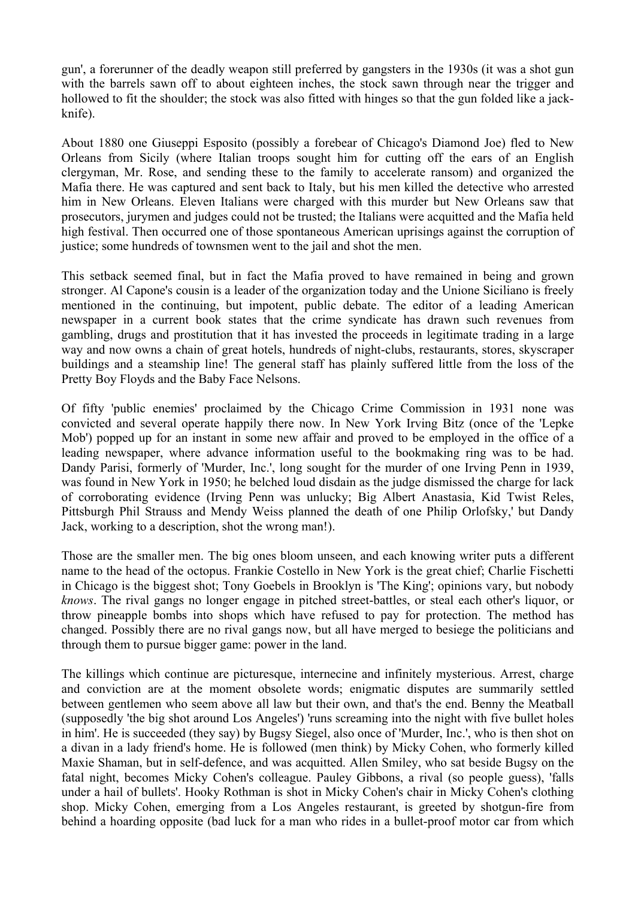gun', a forerunner of the deadly weapon still preferred by gangsters in the 1930s (it was a shot gun with the barrels sawn off to about eighteen inches, the stock sawn through near the trigger and hollowed to fit the shoulder; the stock was also fitted with hinges so that the gun folded like a jack-knife).

About 1880 one Giuseppi Esposito (possibly a forebear of Chicago's Diamond Joe) fled to New Orleans from Sicily (where Italian troops sought him for cutting off the ears of an English clergyman, Mr. Rose, and sending these to the family to accelerate ransom) and organized the Mafia there. He was captured and sent back to Italy, but his men killed the detective who arrested him in New Orleans. Eleven Italians were charged with this murder but New Orleans saw that prosecutors, jurymen and judges could not be trusted; the Italians were acquitted and the Mafia held high festival. Then occurred one of those spontaneous American uprisings against the corruption of justice; some hundreds of townsmen went to the jail and shot the men.

This setback seemed final, but in fact the Mafia proved to have remained in being and grown stronger. Al Capone's cousin is a leader of the organization today and the Unione Siciliano is freely mentioned in the continuing, but impotent, public debate. The editor of a leading American newspaper in a current book states that the crime syndicate has drawn such revenues from gambling, drugs and prostitution that it has invested the proceeds in legitimate trading in a large way and now owns a chain of great hotels, hundreds of night-clubs, restaurants, stores, skyscraper buildings and a steamship line! The general staff has plainly suffered little from the loss of the Pretty Boy Floyds and the Baby Face Nelsons.

Of fifty 'public enemies' proclaimed by the Chicago Crime Commission in 1931 none was convicted and several operate happily there now. In New York Irving Bitz (once of the 'Lepke Mob') popped up for an instant in some new affair and proved to be employed in the office of a leading newspaper, where advance information useful to the bookmaking ring was to be had. Dandy Parisi, formerly of 'Murder, Inc.', long sought for the murder of one Irving Penn in 1939, was found in New York in 1950; he belched loud disdain as the judge dismissed the charge for lack of corroborating evidence (Irving Penn was unlucky; Big Albert Anastasia, Kid Twist Reles, Pittsburgh Phil Strauss and Mendy Weiss planned the death of one Philip Orlofsky,' but Dandy Jack, working to a description, shot the wrong man!).

Those are the smaller men. The big ones bloom unseen, and each knowing writer puts a different name to the head of the octopus. Frankie Costello in New York is the great chief; Charlie Fischetti in Chicago is the biggest shot; Tony Goebels in Brooklyn is 'The King'; opinions vary, but nobody *knows*. The rival gangs no longer engage in pitched street-battles, or steal each other's liquor, or throw pineapple bombs into shops which have refused to pay for protection. The method has changed. Possibly there are no rival gangs now, but all have merged to besiege the politicians and through them to pursue bigger game: power in the land.

The killings which continue are picturesque, internecine and infinitely mysterious. Arrest, charge and conviction are at the moment obsolete words; enigmatic disputes are summarily settled between gentlemen who seem above all law but their own, and that's the end. Benny the Meatball (supposedly 'the big shot around Los Angeles') 'runs screaming into the night with five bullet holes in him'. He is succeeded (they say) by Bugsy Siegel, also once of 'Murder, Inc.', who is then shot on a divan in a lady friend's home. He is followed (men think) by Micky Cohen, who formerly killed Maxie Shaman, but in self-defence, and was acquitted. Allen Smiley, who sat beside Bugsy on the fatal night, becomes Micky Cohen's colleague. Pauley Gibbons, a rival (so people guess), 'falls under a hail of bullets'. Hooky Rothman is shot in Micky Cohen's chair in Micky Cohen's clothing shop. Micky Cohen, emerging from a Los Angeles restaurant, is greeted by shotgun-fire from behind a hoarding opposite (bad luck for a man who rides in a bullet-proof motor car from which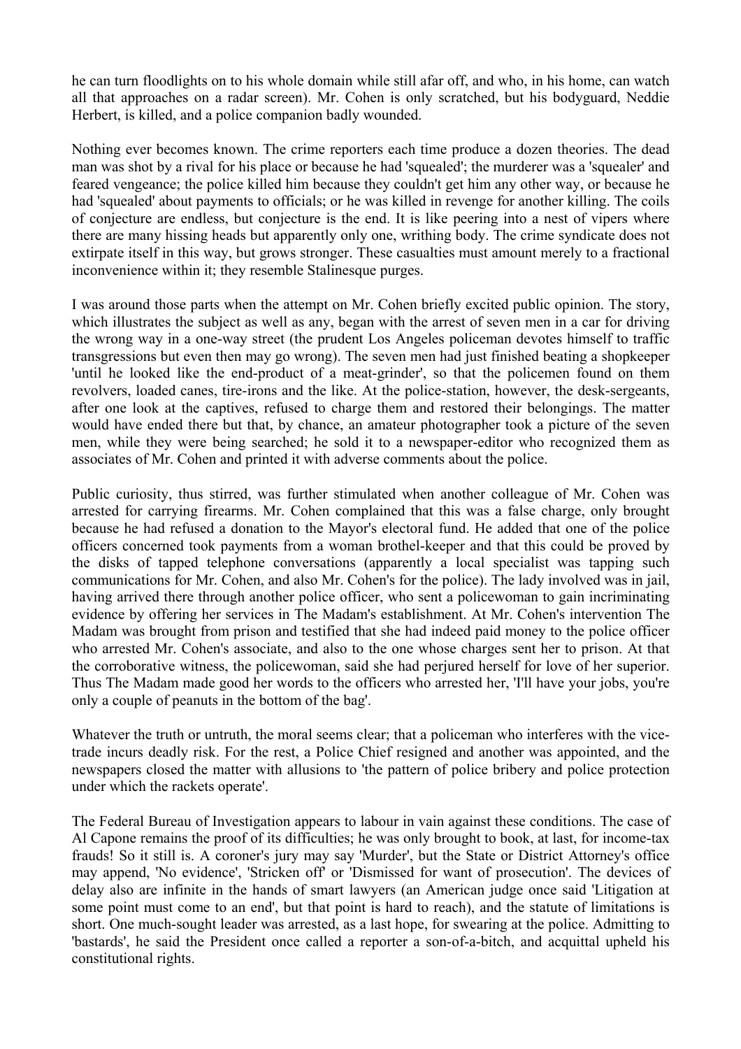he can turn floodlights on to his whole domain while still afar off, and who, in his home, can watch all that approaches on a radar screen). Mr. Cohen is only scratched, but his bodyguard, Neddie Herbert, is killed, and a police companion badly wounded.

Nothing ever becomes known. The crime reporters each time produce a dozen theories. The dead man was shot by a rival for his place or because he had 'squealed'; the murderer was a 'squealer' and feared vengeance; the police killed him because they couldn't get him any other way, or because he had 'squealed' about payments to officials; or he was killed in revenge for another killing. The coils of conjecture are endless, but conjecture is the end. It is like peering into a nest of vipers where there are many hissing heads but apparently only one, writhing body. The crime syndicate does not extirpate itself in this way, but grows stronger. These casualties must amount merely to a fractional inconvenience within it; they resemble Stalinesque purges.

I was around those parts when the attempt on Mr. Cohen briefly excited public opinion. The story, which illustrates the subject as well as any, began with the arrest of seven men in a car for driving the wrong way in a one-way street (the prudent Los Angeles policeman devotes himself to traffic transgressions but even then may go wrong). The seven men had just finished beating a shopkeeper 'until he looked like the end-product of a meat-grinder', so that the policemen found on them revolvers, loaded canes, tire-irons and the like. At the police-station, however, the desk-sergeants, after one look at the captives, refused to charge them and restored their belongings. The matter would have ended there but that, by chance, an amateur photographer took a picture of the seven men, while they were being searched; he sold it to a newspaper-editor who recognized them as associates of Mr. Cohen and printed it with adverse comments about the police.

Public curiosity, thus stirred, was further stimulated when another colleague of Mr. Cohen was arrested for carrying firearms. Mr. Cohen complained that this was a false charge, only brought because he had refused a donation to the Mayor's electoral fund. He added that one of the police officers concerned took payments from a woman brothel-keeper and that this could be proved by the disks of tapped telephone conversations (apparently a local specialist was tapping such communications for Mr. Cohen, and also Mr. Cohen's for the police). The lady involved was in jail, having arrived there through another police officer, who sent a policewoman to gain incriminating evidence by offering her services in The Madam's establishment. At Mr. Cohen's intervention The Madam was brought from prison and testified that she had indeed paid money to the police officer who arrested Mr. Cohen's associate, and also to the one whose charges sent her to prison. At that the corroborative witness, the policewoman, said she had perjured herself for love of her superior. Thus The Madam made good her words to the officers who arrested her, 'I'll have your jobs, you're only a couple of peanuts in the bottom of the bag'.

Whatever the truth or untruth, the moral seems clear; that a policeman who interferes with the vice-trade incurs deadly risk. For the rest, a Police Chief resigned and another was appointed, and the newspapers closed the matter with allusions to 'the pattern of police bribery and police protection under which the rackets operate'.

The Federal Bureau of Investigation appears to labour in vain against these conditions. The case of Al Capone remains the proof of its difficulties; he was only brought to book, at last, for income-tax frauds! So it still is. A coroner's jury may say 'Murder', but the State or District Attorney's office may append, 'No evidence', 'Stricken off' or 'Dismissed for want of prosecution'. The devices of delay also are infinite in the hands of smart lawyers (an American judge once said 'Litigation at some point must come to an end', but that point is hard to reach), and the statute of limitations is short. One much-sought leader was arrested, as a last hope, for swearing at the police. Admitting to 'bastards', he said the President once called a reporter a son-of-a-bitch, and acquittal upheld his constitutional rights.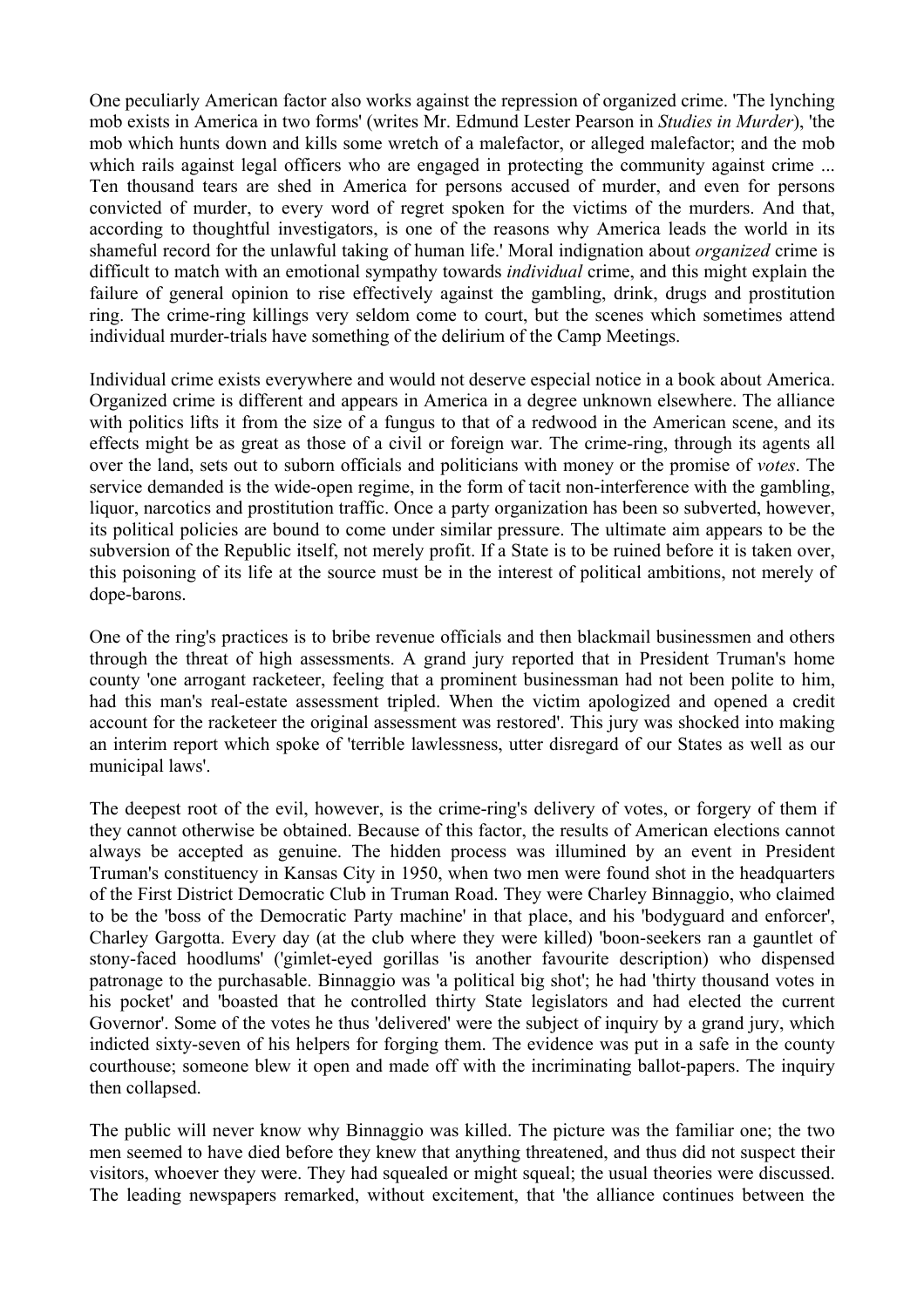One peculiarly American factor also works against the repression of organized crime. 'The lynching mob exists in America in two forms' (writes Mr. Edmund Lester Pearson in *Studies in Murder*), 'the mob which hunts down and kills some wretch of a malefactor, or alleged malefactor; and the mob which rails against legal officers who are engaged in protecting the community against crime ... Ten thousand tears are shed in America for persons accused of murder, and even for persons convicted of murder, to every word of regret spoken for the victims of the murders. And that, according to thoughtful investigators, is one of the reasons why America leads the world in its shameful record for the unlawful taking of human life.' Moral indignation about *organized* crime is difficult to match with an emotional sympathy towards *individual* crime, and this might explain the failure of general opinion to rise effectively against the gambling, drink, drugs and prostitution ring. The crime-ring killings very seldom come to court, but the scenes which sometimes attend individual murder-trials have something of the delirium of the Camp Meetings.

Individual crime exists everywhere and would not deserve especial notice in a book about America. Organized crime is different and appears in America in a degree unknown elsewhere. The alliance with politics lifts it from the size of a fungus to that of a redwood in the American scene, and its effects might be as great as those of a civil or foreign war. The crime-ring, through its agents all over the land, sets out to suborn officials and politicians with money or the promise of *votes*. The service demanded is the wide-open regime, in the form of tacit non-interference with the gambling, liquor, narcotics and prostitution traffic. Once a party organization has been so subverted, however, its political policies are bound to come under similar pressure. The ultimate aim appears to be the subversion of the Republic itself, not merely profit. If a State is to be ruined before it is taken over, this poisoning of its life at the source must be in the interest of political ambitions, not merely of dope-barons.

One of the ring's practices is to bribe revenue officials and then blackmail businessmen and others through the threat of high assessments. A grand jury reported that in President Truman's home county 'one arrogant racketeer, feeling that a prominent businessman had not been polite to him, had this man's real-estate assessment tripled. When the victim apologized and opened a credit account for the racketeer the original assessment was restored'. This jury was shocked into making an interim report which spoke of 'terrible lawlessness, utter disregard of our States as well as our municipal laws'.

The deepest root of the evil, however, is the crime-ring's delivery of votes, or forgery of them if they cannot otherwise be obtained. Because of this factor, the results of American elections cannot always be accepted as genuine. The hidden process was illumined by an event in President Truman's constituency in Kansas City in 1950, when two men were found shot in the headquarters of the First District Democratic Club in Truman Road. They were Charley Binnaggio, who claimed to be the 'boss of the Democratic Party machine' in that place, and his 'bodyguard and enforcer', Charley Gargotta. Every day (at the club where they were killed) 'boon-seekers ran a gauntlet of stony-faced hoodlums' ('gimlet-eyed gorillas 'is another favourite description) who dispensed patronage to the purchasable. Binnaggio was 'a political big shot'; he had 'thirty thousand votes in his pocket' and 'boasted that he controlled thirty State legislators and had elected the current Governor'. Some of the votes he thus 'delivered' were the subject of inquiry by a grand jury, which indicted sixty-seven of his helpers for forging them. The evidence was put in a safe in the county courthouse; someone blew it open and made off with the incriminating ballot-papers. The inquiry then collapsed.

The public will never know why Binnaggio was killed. The picture was the familiar one; the two men seemed to have died before they knew that anything threatened, and thus did not suspect their visitors, whoever they were. They had squealed or might squeal; the usual theories were discussed. The leading newspapers remarked, without excitement, that 'the alliance continues between the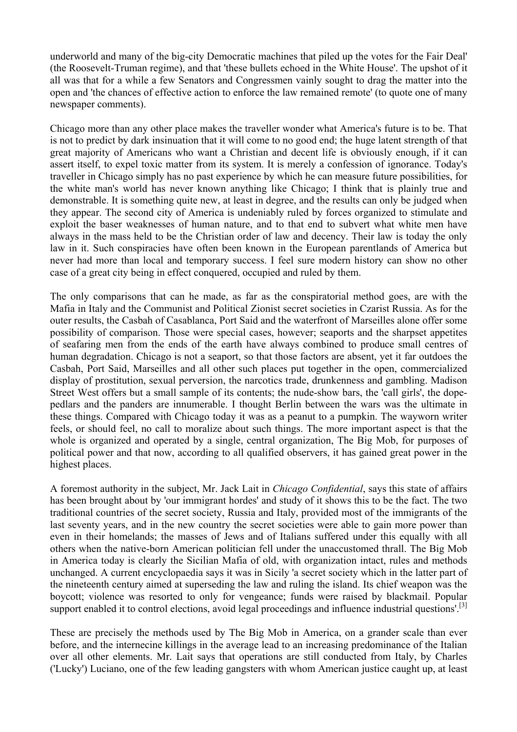underworld and many of the big-city Democratic machines that piled up the votes for the Fair Deal' (the Roosevelt-Truman regime), and that 'these bullets echoed in the White House'. The upshot of it all was that for a while a few Senators and Congressmen vainly sought to drag the matter into the open and 'the chances of effective action to enforce the law remained remote' (to quote one of many newspaper comments).

Chicago more than any other place makes the traveller wonder what America's future is to be. That is not to predict by dark insinuation that it will come to no good end; the huge latent strength of that great majority of Americans who want a Christian and decent life is obviously enough, if it can assert itself, to expel toxic matter from its system. It is merely a confession of ignorance. Today's traveller in Chicago simply has no past experience by which he can measure future possibilities, for the white man's world has never known anything like Chicago; I think that is plainly true and demonstrable. It is something quite new, at least in degree, and the results can only be judged when they appear. The second city of America is undeniably ruled by forces organized to stimulate and exploit the baser weaknesses of human nature, and to that end to subvert what white men have always in the mass held to be the Christian order of law and decency. Their law is today the only law in it. Such conspiracies have often been known in the European parentlands of America but never had more than local and temporary success. I feel sure modern history can show no other case of a great city being in effect conquered, occupied and ruled by them.

The only comparisons that can he made, as far as the conspiratorial method goes, are with the Mafia in Italy and the Communist and Political Zionist secret societies in Czarist Russia. As for the outer results, the Casbah of Casablanca, Port Said and the waterfront of Marseilles alone offer some possibility of comparison. Those were special cases, however; seaports and the sharpset appetites of seafaring men from the ends of the earth have always combined to produce small centres of human degradation. Chicago is not a seaport, so that those factors are absent, yet it far outdoes the Casbah, Port Said, Marseilles and all other such places put together in the open, commercialized display of prostitution, sexual perversion, the narcotics trade, drunkenness and gambling. Madison Street West offers but a small sample of its contents; the nude-show bars, the 'call girls', the dope-pedlars and the panders are innumerable. I thought Berlin between the wars was the ultimate in these things. Compared with Chicago today it was as a peanut to a pumpkin. The wayworn writer feels, or should feel, no call to moralize about such things. The more important aspect is that the whole is organized and operated by a single, central organization, The Big Mob, for purposes of political power and that now, according to all qualified observers, it has gained great power in the highest places.

A foremost authority in the subject, Mr. Jack Lait in *Chicago Confidential*, says this state of affairs has been brought about by 'our immigrant hordes' and study of it shows this to be the fact. The two traditional countries of the secret society, Russia and Italy, provided most of the immigrants of the last seventy years, and in the new country the secret societies were able to gain more power than even in their homelands; the masses of Jews and of Italians suffered under this equally with all others when the native-born American politician fell under the unaccustomed thrall. The Big Mob in America today is clearly the Sicilian Mafia of old, with organization intact, rules and methods unchanged. A current encyclopaedia says it was in Sicily 'a secret society which in the latter part of the nineteenth century aimed at superseding the law and ruling the island. Its chief weapon was the boycott; violence was resorted to only for vengeance; funds were raised by blackmail. Popular support enabled it to control elections, avoid legal proceedings and influence industrial questions'.[3]

These are precisely the methods used by The Big Mob in America, on a grander scale than ever before, and the internecine killings in the average lead to an increasing predominance of the Italian over all other elements. Mr. Lait says that operations are still conducted from Italy, by Charles ('Lucky') Luciano, one of the few leading gangsters with whom American justice caught up, at least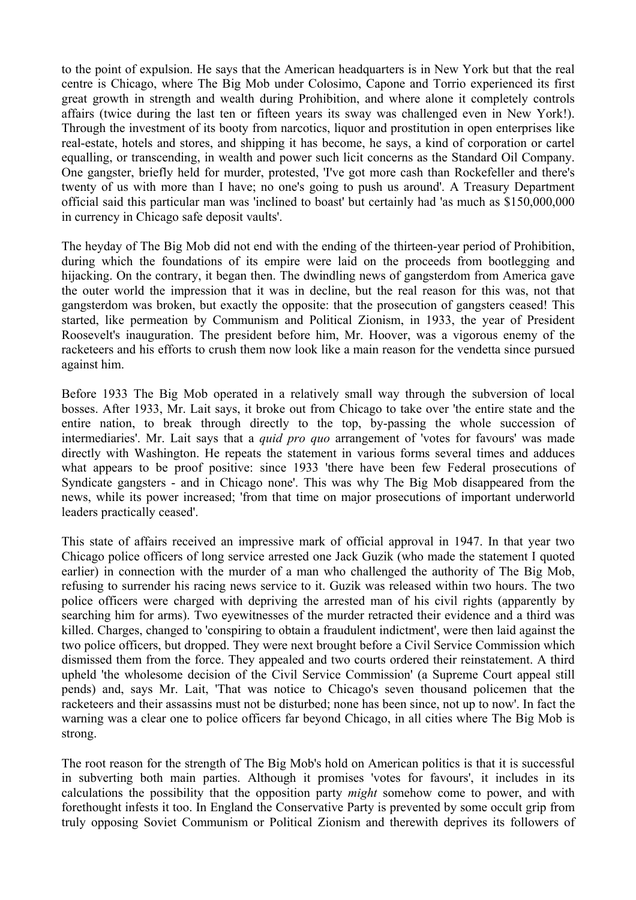to the point of expulsion. He says that the American headquarters is in New York but that the real centre is Chicago, where The Big Mob under Colosimo, Capone and Torrio experienced its first great growth in strength and wealth during Prohibition, and where alone it completely controls affairs (twice during the last ten or fifteen years its sway was challenged even in New York!). Through the investment of its booty from narcotics, liquor and prostitution in open enterprises like real-estate, hotels and stores, and shipping it has become, he says, a kind of corporation or cartel equalling, or transcending, in wealth and power such licit concerns as the Standard Oil Company. One gangster, briefly held for murder, protested, 'I've got more cash than Rockefeller and there's twenty of us with more than I have; no one's going to push us around'. A Treasury Department official said this particular man was 'inclined to boast' but certainly had 'as much as $150,000,000 in currency in Chicago safe deposit vaults'.

The heyday of The Big Mob did not end with the ending of the thirteen-year period of Prohibition, during which the foundations of its empire were laid on the proceeds from bootlegging and hijacking. On the contrary, it began then. The dwindling news of gangsterdom from America gave the outer world the impression that it was in decline, but the real reason for this was, not that gangsterdom was broken, but exactly the opposite: that the prosecution of gangsters ceased! This started, like permeation by Communism and Political Zionism, in 1933, the year of President Roosevelt's inauguration. The president before him, Mr. Hoover, was a vigorous enemy of the racketeers and his efforts to crush them now look like a main reason for the vendetta since pursued against him.

Before 1933 The Big Mob operated in a relatively small way through the subversion of local bosses. After 1933, Mr. Lait says, it broke out from Chicago to take over 'the entire state and the entire nation, to break through directly to the top, by-passing the whole succession of intermediaries'. Mr. Lait says that a *quid pro quo* arrangement of 'votes for favours' was made directly with Washington. He repeats the statement in various forms several times and adduces what appears to be proof positive: since 1933 'there have been few Federal prosecutions of Syndicate gangsters - and in Chicago none'. This was why The Big Mob disappeared from the news, while its power increased; 'from that time on major prosecutions of important underworld leaders practically ceased'.

This state of affairs received an impressive mark of official approval in 1947. In that year two Chicago police officers of long service arrested one Jack Guzik (who made the statement I quoted earlier) in connection with the murder of a man who challenged the authority of The Big Mob, refusing to surrender his racing news service to it. Guzik was released within two hours. The two police officers were charged with depriving the arrested man of his civil rights (apparently by searching him for arms). Two eyewitnesses of the murder retracted their evidence and a third was killed. Charges, changed to 'conspiring to obtain a fraudulent indictment', were then laid against the two police officers, but dropped. They were next brought before a Civil Service Commission which dismissed them from the force. They appealed and two courts ordered their reinstatement. A third upheld 'the wholesome decision of the Civil Service Commission' (a Supreme Court appeal still pends) and, says Mr. Lait, 'That was notice to Chicago's seven thousand policemen that the racketeers and their assassins must not be disturbed; none has been since, not up to now'. In fact the warning was a clear one to police officers far beyond Chicago, in all cities where The Big Mob is strong.

The root reason for the strength of The Big Mob's hold on American politics is that it is successful in subverting both main parties. Although it promises 'votes for favours', it includes in its calculations the possibility that the opposition party *might* somehow come to power, and with forethought infests it too. In England the Conservative Party is prevented by some occult grip from truly opposing Soviet Communism or Political Zionism and therewith deprives its followers of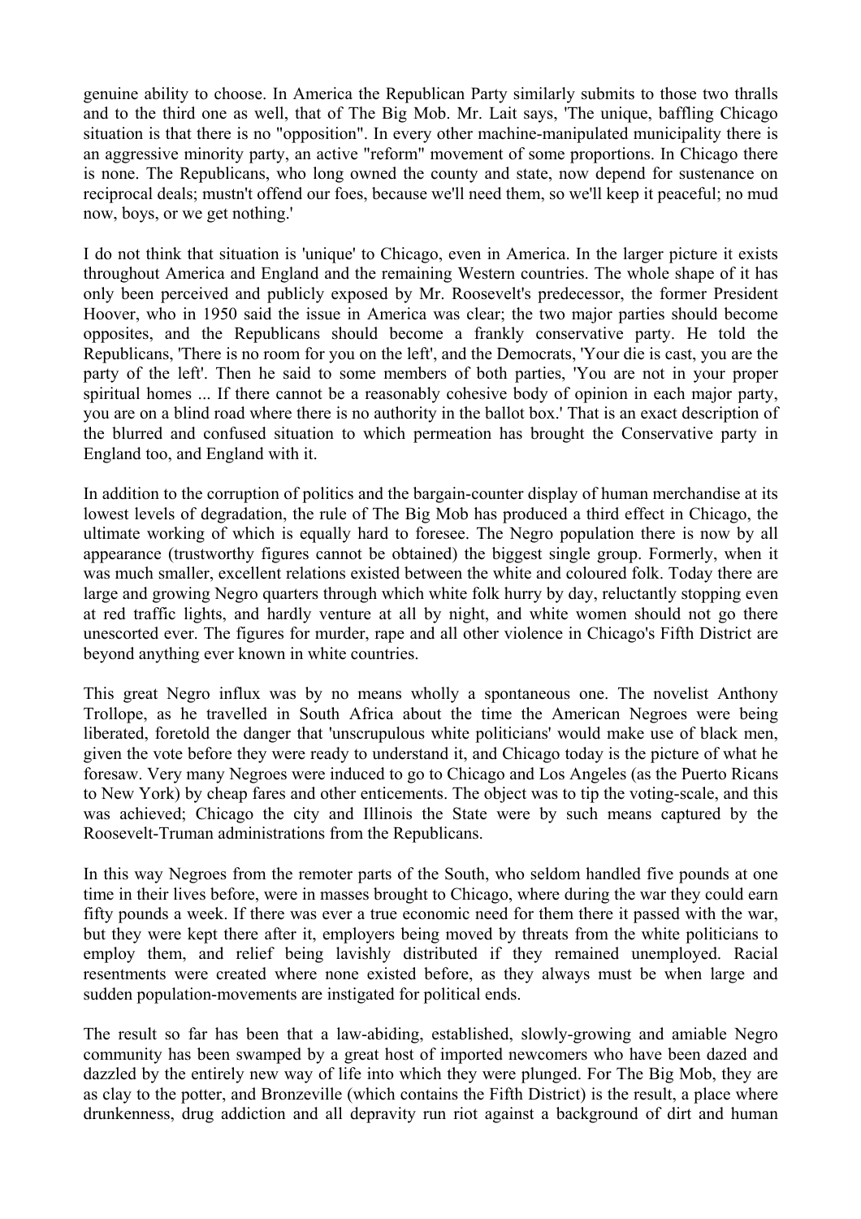genuine ability to choose. In America the Republican Party similarly submits to those two thralls and to the third one as well, that of The Big Mob. Mr. Lait says, 'The unique, baffling Chicago situation is that there is no "opposition". In every other machine-manipulated municipality there is an aggressive minority party, an active "reform" movement of some proportions. In Chicago there is none. The Republicans, who long owned the county and state, now depend for sustenance on reciprocal deals; mustn't offend our foes, because we'll need them, so we'll keep it peaceful; no mud now, boys, or we get nothing.'

I do not think that situation is 'unique' to Chicago, even in America. In the larger picture it exists throughout America and England and the remaining Western countries. The whole shape of it has only been perceived and publicly exposed by Mr. Roosevelt's predecessor, the former President Hoover, who in 1950 said the issue in America was clear; the two major parties should become opposites, and the Republicans should become a frankly conservative party. He told the Republicans, 'There is no room for you on the left', and the Democrats, 'Your die is cast, you are the party of the left'. Then he said to some members of both parties, 'You are not in your proper spiritual homes ... If there cannot be a reasonably cohesive body of opinion in each major party, you are on a blind road where there is no authority in the ballot box.' That is an exact description of the blurred and confused situation to which permeation has brought the Conservative party in England too, and England with it.

In addition to the corruption of politics and the bargain-counter display of human merchandise at its lowest levels of degradation, the rule of The Big Mob has produced a third effect in Chicago, the ultimate working of which is equally hard to foresee. The Negro population there is now by all appearance (trustworthy figures cannot be obtained) the biggest single group. Formerly, when it was much smaller, excellent relations existed between the white and coloured folk. Today there are large and growing Negro quarters through which white folk hurry by day, reluctantly stopping even at red traffic lights, and hardly venture at all by night, and white women should not go there unescorted ever. The figures for murder, rape and all other violence in Chicago's Fifth District are beyond anything ever known in white countries.

This great Negro influx was by no means wholly a spontaneous one. The novelist Anthony Trollope, as he travelled in South Africa about the time the American Negroes were being liberated, foretold the danger that 'unscrupulous white politicians' would make use of black men, given the vote before they were ready to understand it, and Chicago today is the picture of what he foresaw. Very many Negroes were induced to go to Chicago and Los Angeles (as the Puerto Ricans to New York) by cheap fares and other enticements. The object was to tip the voting-scale, and this was achieved; Chicago the city and Illinois the State were by such means captured by the Roosevelt-Truman administrations from the Republicans.

In this way Negroes from the remoter parts of the South, who seldom handled five pounds at one time in their lives before, were in masses brought to Chicago, where during the war they could earn fifty pounds a week. If there was ever a true economic need for them there it passed with the war, but they were kept there after it, employers being moved by threats from the white politicians to employ them, and relief being lavishly distributed if they remained unemployed. Racial resentments were created where none existed before, as they always must be when large and sudden population-movements are instigated for political ends.

The result so far has been that a law-abiding, established, slowly-growing and amiable Negro community has been swamped by a great host of imported newcomers who have been dazed and dazzled by the entirely new way of life into which they were plunged. For The Big Mob, they are as clay to the potter, and Bronzeville (which contains the Fifth District) is the result, a place where drunkenness, drug addiction and all depravity run riot against a background of dirt and human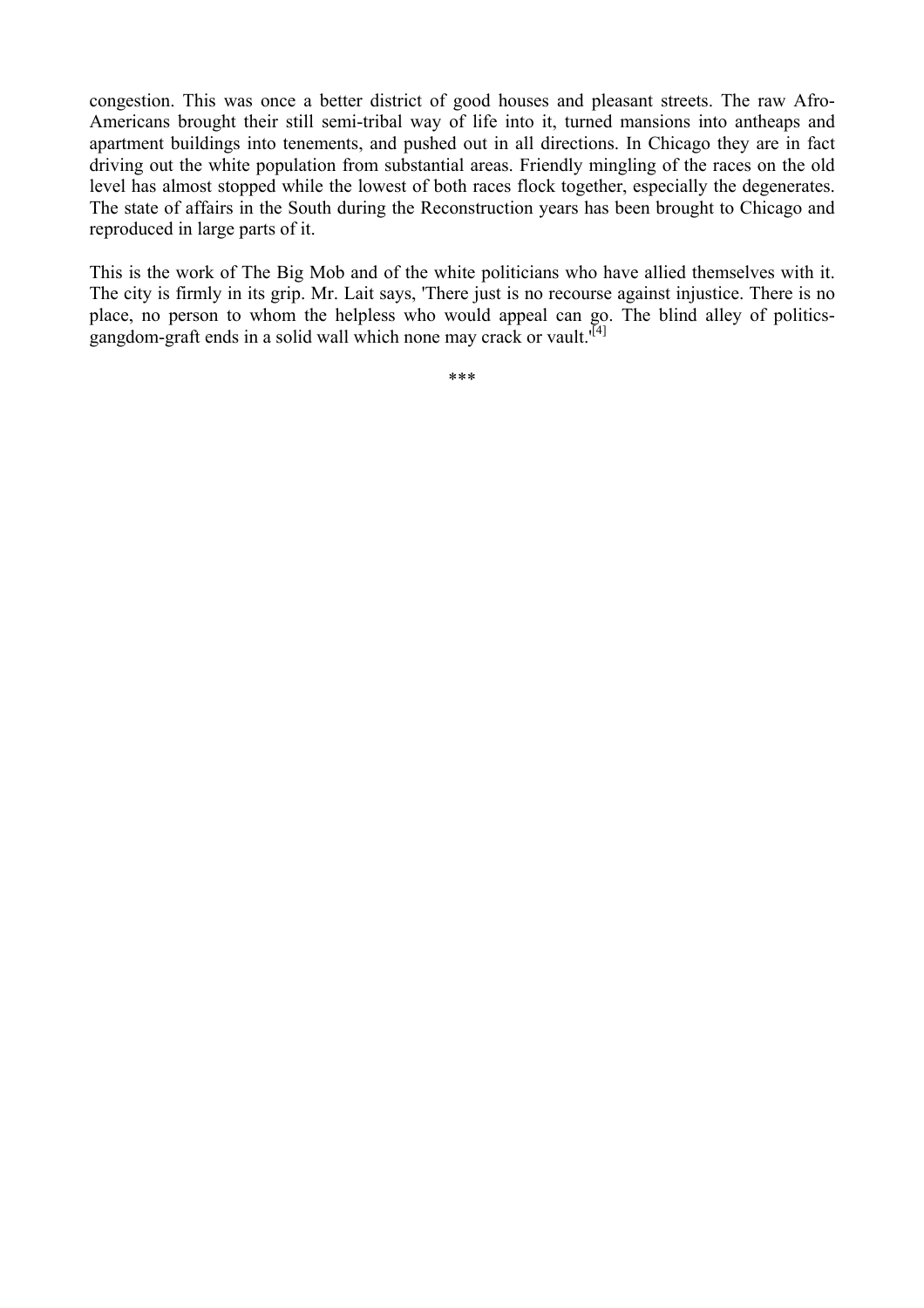congestion. This was once a better district of good houses and pleasant streets. The raw Afro-Americans brought their still semi-tribal way of life into it, turned mansions into antheaps and apartment buildings into tenements, and pushed out in all directions. In Chicago they are in fact driving out the white population from substantial areas. Friendly mingling of the races on the old level has almost stopped while the lowest of both races flock together, especially the degenerates. The state of affairs in the South during the Reconstruction years has been brought to Chicago and reproduced in large parts of it.

This is the work of The Big Mob and of the white politicians who have allied themselves with it. The city is firmly in its grip. Mr. Lait says, 'There just is no recourse against injustice. There is no place, no person to whom the helpless who would appeal can go. The blind alley of politics-gangdom-graft ends in a solid wall which none may crack or vault.'[4]

***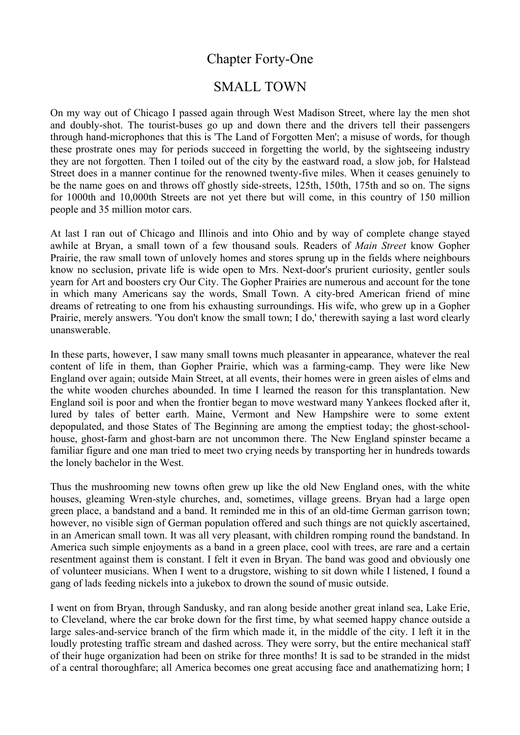# Chapter Forty-One

## SMALL TOWN

On my way out of Chicago I passed again through West Madison Street, where lay the men shot and doubly-shot. The tourist-buses go up and down there and the drivers tell their passengers through hand-microphones that this is 'The Land of Forgotten Men'; a misuse of words, for though these prostrate ones may for periods succeed in forgetting the world, by the sightseeing industry they are not forgotten. Then I toiled out of the city by the eastward road, a slow job, for Halstead Street does in a manner continue for the renowned twenty-five miles. When it ceases genuinely to be the name goes on and throws off ghostly side-streets, 125th, 150th, 175th and so on. The signs for 1000th and 10,000th Streets are not yet there but will come, in this country of 150 million people and 35 million motor cars.

At last I ran out of Chicago and Illinois and into Ohio and by way of complete change stayed awhile at Bryan, a small town of a few thousand souls. Readers of *Main Street* know Gopher Prairie, the raw small town of unlovely homes and stores sprung up in the fields where neighbours know no seclusion, private life is wide open to Mrs. Next-door's prurient curiosity, gentler souls yearn for Art and boosters cry Our City. The Gopher Prairies are numerous and account for the tone in which many Americans say the words, Small Town. A city-bred American friend of mine dreams of retreating to one from his exhausting surroundings. His wife, who grew up in a Gopher Prairie, merely answers. 'You don't know the small town; I do,' therewith saying a last word clearly unanswerable.

In these parts, however, I saw many small towns much pleasanter in appearance, whatever the real content of life in them, than Gopher Prairie, which was a farming-camp. They were like New England over again; outside Main Street, at all events, their homes were in green aisles of elms and the white wooden churches abounded. In time I learned the reason for this transplantation. New England soil is poor and when the frontier began to move westward many Yankees flocked after it, lured by tales of better earth. Maine, Vermont and New Hampshire were to some extent depopulated, and those States of The Beginning are among the emptiest today; the ghost-school-house, ghost-farm and ghost-barn are not uncommon there. The New England spinster became a familiar figure and one man tried to meet two crying needs by transporting her in hundreds towards the lonely bachelor in the West.

Thus the mushrooming new towns often grew up like the old New England ones, with the white houses, gleaming Wren-style churches, and, sometimes, village greens. Bryan had a large open green place, a bandstand and a band. It reminded me in this of an old-time German garrison town; however, no visible sign of German population offered and such things are not quickly ascertained, in an American small town. It was all very pleasant, with children romping round the bandstand. In America such simple enjoyments as a band in a green place, cool with trees, are rare and a certain resentment against them is constant. I felt it even in Bryan. The band was good and obviously one of volunteer musicians. When I went to a drugstore, wishing to sit down while I listened, I found a gang of lads feeding nickels into a jukebox to drown the sound of music outside.

I went on from Bryan, through Sandusky, and ran along beside another great inland sea, Lake Erie, to Cleveland, where the car broke down for the first time, by what seemed happy chance outside a large sales-and-service branch of the firm which made it, in the middle of the city. I left it in the loudly protesting traffic stream and dashed across. They were sorry, but the entire mechanical staff of their huge organization had been on strike for three months! It is sad to be stranded in the midst of a central thoroughfare; all America becomes one great accusing face and anathematizing horn; I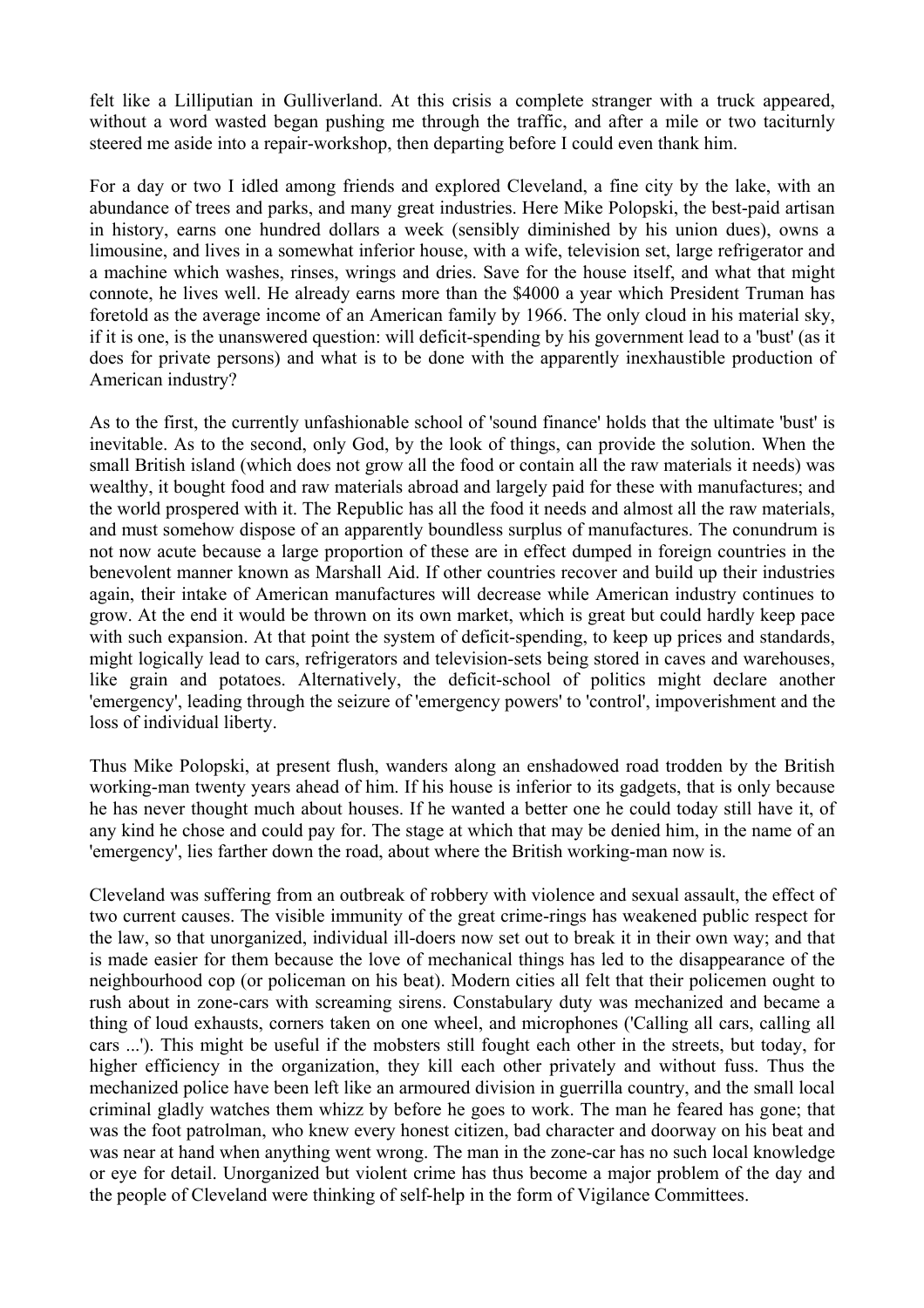felt like a Lilliputian in Gulliverland. At this crisis a complete stranger with a truck appeared, without a word wasted began pushing me through the traffic, and after a mile or two taciturnly steered me aside into a repair-workshop, then departing before I could even thank him.

For a day or two I idled among friends and explored Cleveland, a fine city by the lake, with an abundance of trees and parks, and many great industries. Here Mike Polopski, the best-paid artisan in history, earns one hundred dollars a week (sensibly diminished by his union dues), owns a limousine, and lives in a somewhat inferior house, with a wife, television set, large refrigerator and a machine which washes, rinses, wrings and dries. Save for the house itself, and what that might connote, he lives well. He already earns more than the $4000 a year which President Truman has foretold as the average income of an American family by 1966. The only cloud in his material sky, if it is one, is the unanswered question: will deficit-spending by his government lead to a 'bust' (as it does for private persons) and what is to be done with the apparently inexhaustible production of American industry?

As to the first, the currently unfashionable school of 'sound finance' holds that the ultimate 'bust' is inevitable. As to the second, only God, by the look of things, can provide the solution. When the small British island (which does not grow all the food or contain all the raw materials it needs) was wealthy, it bought food and raw materials abroad and largely paid for these with manufactures; and the world prospered with it. The Republic has all the food it needs and almost all the raw materials, and must somehow dispose of an apparently boundless surplus of manufactures. The conundrum is not now acute because a large proportion of these are in effect dumped in foreign countries in the benevolent manner known as Marshall Aid. If other countries recover and build up their industries again, their intake of American manufactures will decrease while American industry continues to grow. At the end it would be thrown on its own market, which is great but could hardly keep pace with such expansion. At that point the system of deficit-spending, to keep up prices and standards, might logically lead to cars, refrigerators and television-sets being stored in caves and warehouses, like grain and potatoes. Alternatively, the deficit-school of politics might declare another 'emergency', leading through the seizure of 'emergency powers' to 'control', impoverishment and the loss of individual liberty.

Thus Mike Polopski, at present flush, wanders along an enshadowed road trodden by the British working-man twenty years ahead of him. If his house is inferior to its gadgets, that is only because he has never thought much about houses. If he wanted a better one he could today still have it, of any kind he chose and could pay for. The stage at which that may be denied him, in the name of an 'emergency', lies farther down the road, about where the British working-man now is.

Cleveland was suffering from an outbreak of robbery with violence and sexual assault, the effect of two current causes. The visible immunity of the great crime-rings has weakened public respect for the law, so that unorganized, individual ill-doers now set out to break it in their own way; and that is made easier for them because the love of mechanical things has led to the disappearance of the neighbourhood cop (or policeman on his beat). Modern cities all felt that their policemen ought to rush about in zone-cars with screaming sirens. Constabulary duty was mechanized and became a thing of loud exhausts, corners taken on one wheel, and microphones ('Calling all cars, calling all cars ...'). This might be useful if the mobsters still fought each other in the streets, but today, for higher efficiency in the organization, they kill each other privately and without fuss. Thus the mechanized police have been left like an armoured division in guerrilla country, and the small local criminal gladly watches them whizz by before he goes to work. The man he feared has gone; that was the foot patrolman, who knew every honest citizen, bad character and doorway on his beat and was near at hand when anything went wrong. The man in the zone-car has no such local knowledge or eye for detail. Unorganized but violent crime has thus become a major problem of the day and the people of Cleveland were thinking of self-help in the form of Vigilance Committees.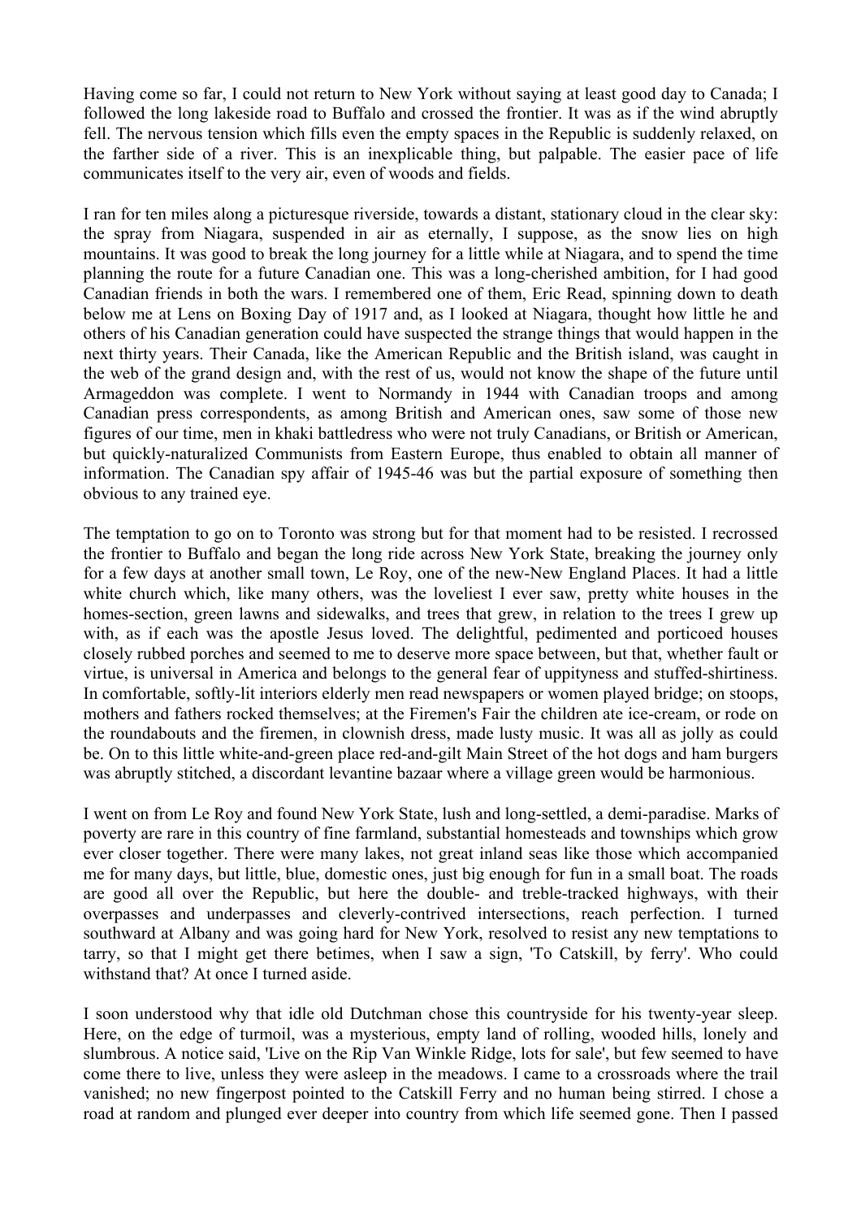Having come so far, I could not return to New York without saying at least good day to Canada; I followed the long lakeside road to Buffalo and crossed the frontier. It was as if the wind abruptly fell. The nervous tension which fills even the empty spaces in the Republic is suddenly relaxed, on the farther side of a river. This is an inexplicable thing, but palpable. The easier pace of life communicates itself to the very air, even of woods and fields.

I ran for ten miles along a picturesque riverside, towards a distant, stationary cloud in the clear sky: the spray from Niagara, suspended in air as eternally, I suppose, as the snow lies on high mountains. It was good to break the long journey for a little while at Niagara, and to spend the time planning the route for a future Canadian one. This was a long-cherished ambition, for I had good Canadian friends in both the wars. I remembered one of them, Eric Read, spinning down to death below me at Lens on Boxing Day of 1917 and, as I looked at Niagara, thought how little he and others of his Canadian generation could have suspected the strange things that would happen in the next thirty years. Their Canada, like the American Republic and the British island, was caught in the web of the grand design and, with the rest of us, would not know the shape of the future until Armageddon was complete. I went to Normandy in 1944 with Canadian troops and among Canadian press correspondents, as among British and American ones, saw some of those new figures of our time, men in khaki battledress who were not truly Canadians, or British or American, but quickly-naturalized Communists from Eastern Europe, thus enabled to obtain all manner of information. The Canadian spy affair of 1945-46 was but the partial exposure of something then obvious to any trained eye.

The temptation to go on to Toronto was strong but for that moment had to be resisted. I recrossed the frontier to Buffalo and began the long ride across New York State, breaking the journey only for a few days at another small town, Le Roy, one of the new-New England Places. It had a little white church which, like many others, was the loveliest I ever saw, pretty white houses in the homes-section, green lawns and sidewalks, and trees that grew, in relation to the trees I grew up with, as if each was the apostle Jesus loved. The delightful, pedimented and porticoed houses closely rubbed porches and seemed to me to deserve more space between, but that, whether fault or virtue, is universal in America and belongs to the general fear of uppityness and stuffed-shirtiness. In comfortable, softly-lit interiors elderly men read newspapers or women played bridge; on stoops, mothers and fathers rocked themselves; at the Firemen's Fair the children ate ice-cream, or rode on the roundabouts and the firemen, in clownish dress, made lusty music. It was all as jolly as could be. On to this little white-and-green place red-and-gilt Main Street of the hot dogs and ham burgers was abruptly stitched, a discordant levantine bazaar where a village green would be harmonious.

I went on from Le Roy and found New York State, lush and long-settled, a demi-paradise. Marks of poverty are rare in this country of fine farmland, substantial homesteads and townships which grow ever closer together. There were many lakes, not great inland seas like those which accompanied me for many days, but little, blue, domestic ones, just big enough for fun in a small boat. The roads are good all over the Republic, but here the double- and treble-tracked highways, with their overpasses and underpasses and cleverly-contrived intersections, reach perfection. I turned southward at Albany and was going hard for New York, resolved to resist any new temptations to tarry, so that I might get there betimes, when I saw a sign, 'To Catskill, by ferry'. Who could withstand that? At once I turned aside.

I soon understood why that idle old Dutchman chose this countryside for his twenty-year sleep. Here, on the edge of turmoil, was a mysterious, empty land of rolling, wooded hills, lonely and slumbrous. A notice said, 'Live on the Rip Van Winkle Ridge, lots for sale', but few seemed to have come there to live, unless they were asleep in the meadows. I came to a crossroads where the trail vanished; no new fingerpost pointed to the Catskill Ferry and no human being stirred. I chose a road at random and plunged ever deeper into country from which life seemed gone. Then I passed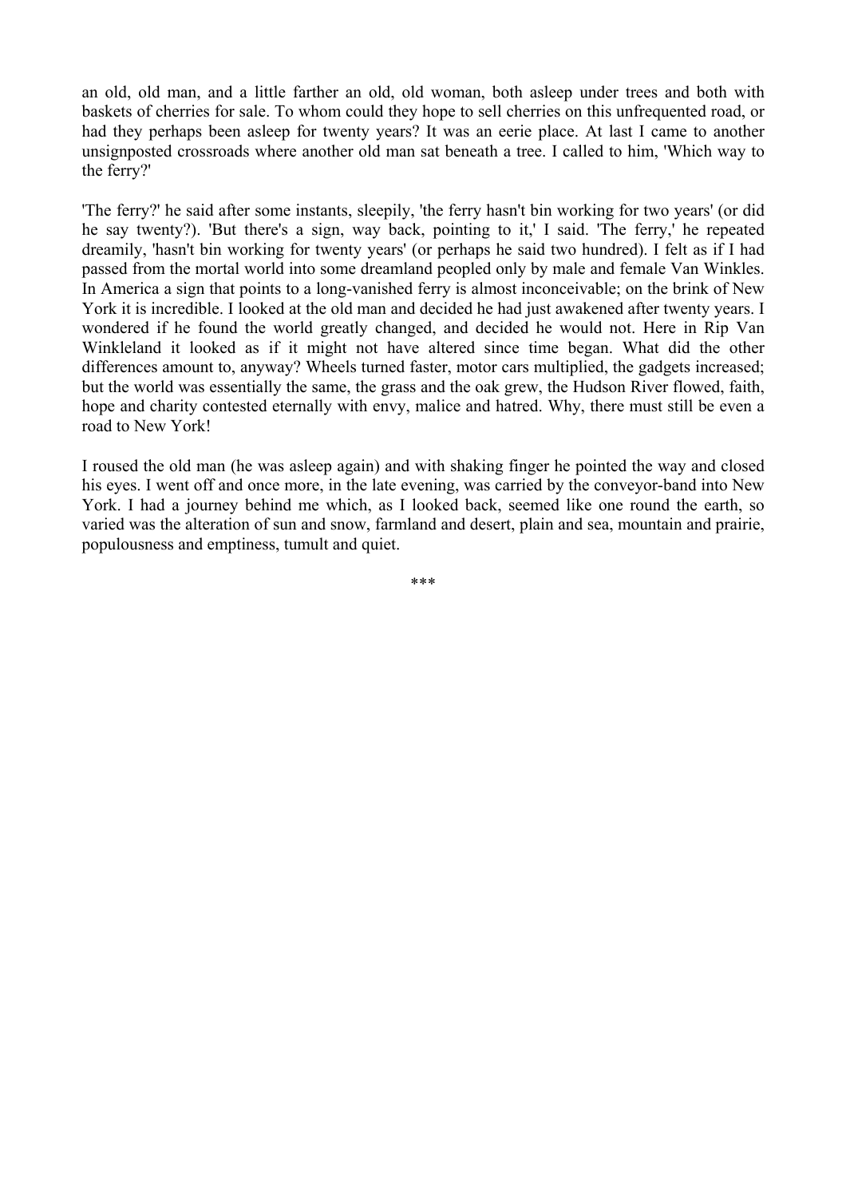an old, old man, and a little farther an old, old woman, both asleep under trees and both with baskets of cherries for sale. To whom could they hope to sell cherries on this unfrequented road, or had they perhaps been asleep for twenty years? It was an eerie place. At last I came to another unsignposted crossroads where another old man sat beneath a tree. I called to him, 'Which way to the ferry?'

'The ferry?' he said after some instants, sleepily, 'the ferry hasn't bin working for two years' (or did he say twenty?). 'But there's a sign, way back, pointing to it,' I said. 'The ferry,' he repeated dreamily, 'hasn't bin working for twenty years' (or perhaps he said two hundred). I felt as if I had passed from the mortal world into some dreamland peopled only by male and female Van Winkles. In America a sign that points to a long-vanished ferry is almost inconceivable; on the brink of New York it is incredible. I looked at the old man and decided he had just awakened after twenty years. I wondered if he found the world greatly changed, and decided he would not. Here in Rip Van Winkleland it looked as if it might not have altered since time began. What did the other differences amount to, anyway? Wheels turned faster, motor cars multiplied, the gadgets increased; but the world was essentially the same, the grass and the oak grew, the Hudson River flowed, faith, hope and charity contested eternally with envy, malice and hatred. Why, there must still be even a road to New York!

I roused the old man (he was asleep again) and with shaking finger he pointed the way and closed his eyes. I went off and once more, in the late evening, was carried by the conveyor-band into New York. I had a journey behind me which, as I looked back, seemed like one round the earth, so varied was the alteration of sun and snow, farmland and desert, plain and sea, mountain and prairie, populousness and emptiness, tumult and quiet.

***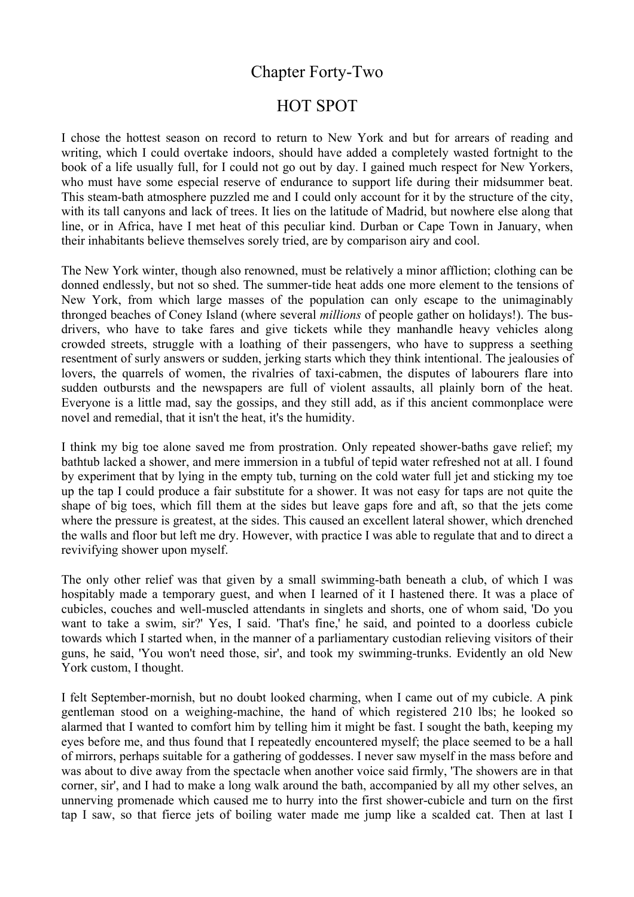# Chapter Forty-Two

## HOT SPOT

I chose the hottest season on record to return to New York and but for arrears of reading and writing, which I could overtake indoors, should have added a completely wasted fortnight to the book of a life usually full, for I could not go out by day. I gained much respect for New Yorkers, who must have some especial reserve of endurance to support life during their midsummer beat. This steam-bath atmosphere puzzled me and I could only account for it by the structure of the city, with its tall canyons and lack of trees. It lies on the latitude of Madrid, but nowhere else along that line, or in Africa, have I met heat of this peculiar kind. Durban or Cape Town in January, when their inhabitants believe themselves sorely tried, are by comparison airy and cool.

The New York winter, though also renowned, must be relatively a minor affliction; clothing can be donned endlessly, but not so shed. The summer-tide heat adds one more element to the tensions of New York, from which large masses of the population can only escape to the unimaginably thronged beaches of Coney Island (where several *millions* of people gather on holidays!). The bus-drivers, who have to take fares and give tickets while they manhandle heavy vehicles along crowded streets, struggle with a loathing of their passengers, who have to suppress a seething resentment of surly answers or sudden, jerking starts which they think intentional. The jealousies of lovers, the quarrels of women, the rivalries of taxi-cabmen, the disputes of labourers flare into sudden outbursts and the newspapers are full of violent assaults, all plainly born of the heat. Everyone is a little mad, say the gossips, and they still add, as if this ancient commonplace were novel and remedial, that it isn't the heat, it's the humidity.

I think my big toe alone saved me from prostration. Only repeated shower-baths gave relief; my bathtub lacked a shower, and mere immersion in a tubful of tepid water refreshed not at all. I found by experiment that by lying in the empty tub, turning on the cold water full jet and sticking my toe up the tap I could produce a fair substitute for a shower. It was not easy for taps are not quite the shape of big toes, which fill them at the sides but leave gaps fore and aft, so that the jets come where the pressure is greatest, at the sides. This caused an excellent lateral shower, which drenched the walls and floor but left me dry. However, with practice I was able to regulate that and to direct a revivifying shower upon myself.

The only other relief was that given by a small swimming-bath beneath a club, of which I was hospitably made a temporary guest, and when I learned of it I hastened there. It was a place of cubicles, couches and well-muscled attendants in singlets and shorts, one of whom said, 'Do you want to take a swim, sir?' Yes, I said. 'That's fine,' he said, and pointed to a doorless cubicle towards which I started when, in the manner of a parliamentary custodian relieving visitors of their guns, he said, 'You won't need those, sir', and took my swimming-trunks. Evidently an old New York custom, I thought.

I felt September-mornish, but no doubt looked charming, when I came out of my cubicle. A pink gentleman stood on a weighing-machine, the hand of which registered 210 lbs; he looked so alarmed that I wanted to comfort him by telling him it might be fast. I sought the bath, keeping my eyes before me, and thus found that I repeatedly encountered myself; the place seemed to be a hall of mirrors, perhaps suitable for a gathering of goddesses. I never saw myself in the mass before and was about to dive away from the spectacle when another voice said firmly, 'The showers are in that corner, sir', and I had to make a long walk around the bath, accompanied by all my other selves, an unnerving promenade which caused me to hurry into the first shower-cubicle and turn on the first tap I saw, so that fierce jets of boiling water made me jump like a scalded cat. Then at last I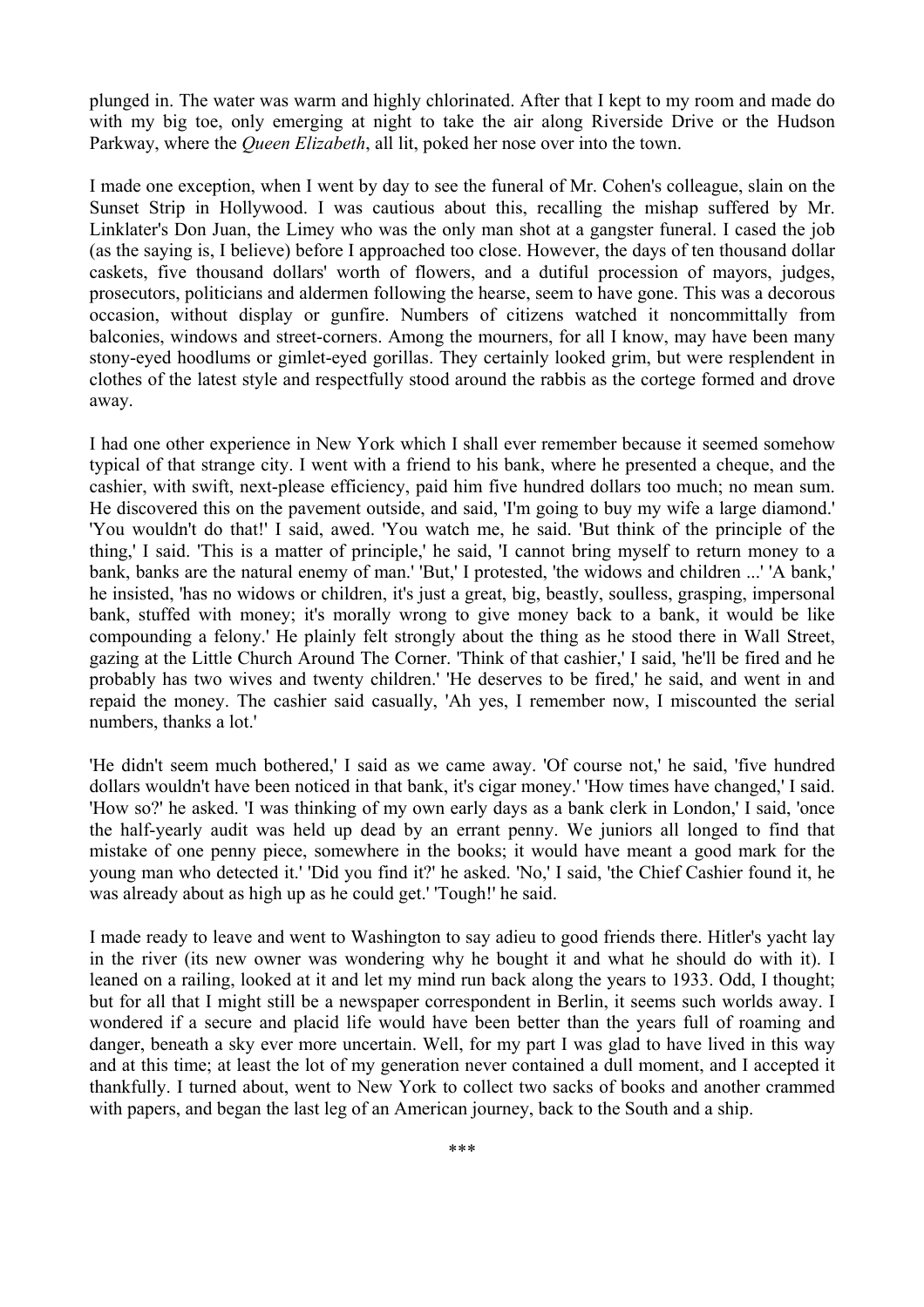plunged in. The water was warm and highly chlorinated. After that I kept to my room and made do with my big toe, only emerging at night to take the air along Riverside Drive or the Hudson Parkway, where the *Queen Elizabeth*, all lit, poked her nose over into the town.

I made one exception, when I went by day to see the funeral of Mr. Cohen's colleague, slain on the Sunset Strip in Hollywood. I was cautious about this, recalling the mishap suffered by Mr. Linklater's Don Juan, the Limey who was the only man shot at a gangster funeral. I cased the job (as the saying is, I believe) before I approached too close. However, the days of ten thousand dollar caskets, five thousand dollars' worth of flowers, and a dutiful procession of mayors, judges, prosecutors, politicians and aldermen following the hearse, seem to have gone. This was a decorous occasion, without display or gunfire. Numbers of citizens watched it noncommittally from balconies, windows and street-corners. Among the mourners, for all I know, may have been many stony-eyed hoodlums or gimlet-eyed gorillas. They certainly looked grim, but were resplendent in clothes of the latest style and respectfully stood around the rabbis as the cortege formed and drove away.

I had one other experience in New York which I shall ever remember because it seemed somehow typical of that strange city. I went with a friend to his bank, where he presented a cheque, and the cashier, with swift, next-please efficiency, paid him five hundred dollars too much; no mean sum. He discovered this on the pavement outside, and said, 'I'm going to buy my wife a large diamond.' 'You wouldn't do that!' I said, awed. 'You watch me, he said. 'But think of the principle of the thing,' I said. 'This is a matter of principle,' he said, 'I cannot bring myself to return money to a bank, banks are the natural enemy of man.' 'But,' I protested, 'the widows and children ...' 'A bank,' he insisted, 'has no widows or children, it's just a great, big, beastly, soulless, grasping, impersonal bank, stuffed with money; it's morally wrong to give money back to a bank, it would be like compounding a felony.' He plainly felt strongly about the thing as he stood there in Wall Street, gazing at the Little Church Around The Corner. 'Think of that cashier,' I said, 'he'll be fired and he probably has two wives and twenty children.' 'He deserves to be fired,' he said, and went in and repaid the money. The cashier said casually, 'Ah yes, I remember now, I miscounted the serial numbers, thanks a lot.'

'He didn't seem much bothered,' I said as we came away. 'Of course not,' he said, 'five hundred dollars wouldn't have been noticed in that bank, it's cigar money.' 'How times have changed,' I said. 'How so?' he asked. 'I was thinking of my own early days as a bank clerk in London,' I said, 'once the half-yearly audit was held up dead by an errant penny. We juniors all longed to find that mistake of one penny piece, somewhere in the books; it would have meant a good mark for the young man who detected it.' 'Did you find it?' he asked. 'No,' I said, 'the Chief Cashier found it, he was already about as high up as he could get.' 'Tough!' he said.

I made ready to leave and went to Washington to say adieu to good friends there. Hitler's yacht lay in the river (its new owner was wondering why he bought it and what he should do with it). I leaned on a railing, looked at it and let my mind run back along the years to 1933. Odd, I thought; but for all that I might still be a newspaper correspondent in Berlin, it seems such worlds away. I wondered if a secure and placid life would have been better than the years full of roaming and danger, beneath a sky ever more uncertain. Well, for my part I was glad to have lived in this way and at this time; at least the lot of my generation never contained a dull moment, and I accepted it thankfully. I turned about, went to New York to collect two sacks of books and another crammed with papers, and began the last leg of an American journey, back to the South and a ship.

\*\*\*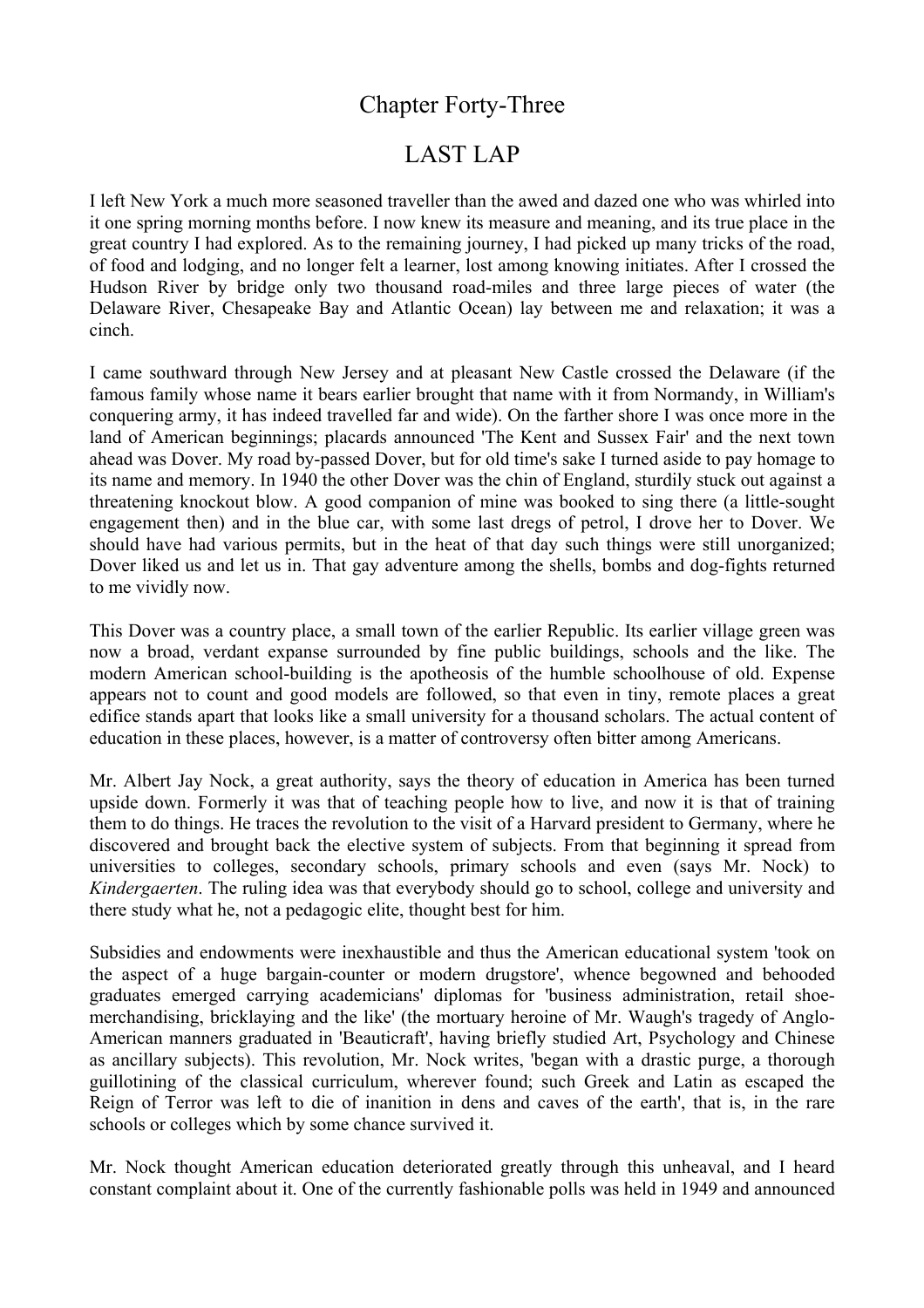# Chapter Forty-Three

## LAST LAP

I left New York a much more seasoned traveller than the awed and dazed one who was whirled into it one spring morning months before. I now knew its measure and meaning, and its true place in the great country I had explored. As to the remaining journey, I had picked up many tricks of the road, of food and lodging, and no longer felt a learner, lost among knowing initiates. After I crossed the Hudson River by bridge only two thousand road-miles and three large pieces of water (the Delaware River, Chesapeake Bay and Atlantic Ocean) lay between me and relaxation; it was a cinch.

I came southward through New Jersey and at pleasant New Castle crossed the Delaware (if the famous family whose name it bears earlier brought that name with it from Normandy, in William's conquering army, it has indeed travelled far and wide). On the farther shore I was once more in the land of American beginnings; placards announced 'The Kent and Sussex Fair' and the next town ahead was Dover. My road by-passed Dover, but for old time's sake I turned aside to pay homage to its name and memory. In 1940 the other Dover was the chin of England, sturdily stuck out against a threatening knockout blow. A good companion of mine was booked to sing there (a little-sought engagement then) and in the blue car, with some last dregs of petrol, I drove her to Dover. We should have had various permits, but in the heat of that day such things were still unorganized; Dover liked us and let us in. That gay adventure among the shells, bombs and dog-fights returned to me vividly now.

This Dover was a country place, a small town of the earlier Republic. Its earlier village green was now a broad, verdant expanse surrounded by fine public buildings, schools and the like. The modern American school-building is the apotheosis of the humble schoolhouse of old. Expense appears not to count and good models are followed, so that even in tiny, remote places a great edifice stands apart that looks like a small university for a thousand scholars. The actual content of education in these places, however, is a matter of controversy often bitter among Americans.

Mr. Albert Jay Nock, a great authority, says the theory of education in America has been turned upside down. Formerly it was that of teaching people how to live, and now it is that of training them to do things. He traces the revolution to the visit of a Harvard president to Germany, where he discovered and brought back the elective system of subjects. From that beginning it spread from universities to colleges, secondary schools, primary schools and even (says Mr. Nock) to *Kindergaerten*. The ruling idea was that everybody should go to school, college and university and there study what he, not a pedagogic elite, thought best for him.

Subsidies and endowments were inexhaustible and thus the American educational system 'took on the aspect of a huge bargain-counter or modern drugstore', whence begowned and behooded graduates emerged carrying academicians' diplomas for 'business administration, retail shoe-merchandising, bricklaying and the like' (the mortuary heroine of Mr. Waugh's tragedy of Anglo-American manners graduated in 'Beauticraft', having briefly studied Art, Psychology and Chinese as ancillary subjects). This revolution, Mr. Nock writes, 'began with a drastic purge, a thorough guillotining of the classical curriculum, wherever found; such Greek and Latin as escaped the Reign of Terror was left to die of inanition in dens and caves of the earth', that is, in the rare schools or colleges which by some chance survived it.

Mr. Nock thought American education deteriorated greatly through this unheaval, and I heard constant complaint about it. One of the currently fashionable polls was held in 1949 and announced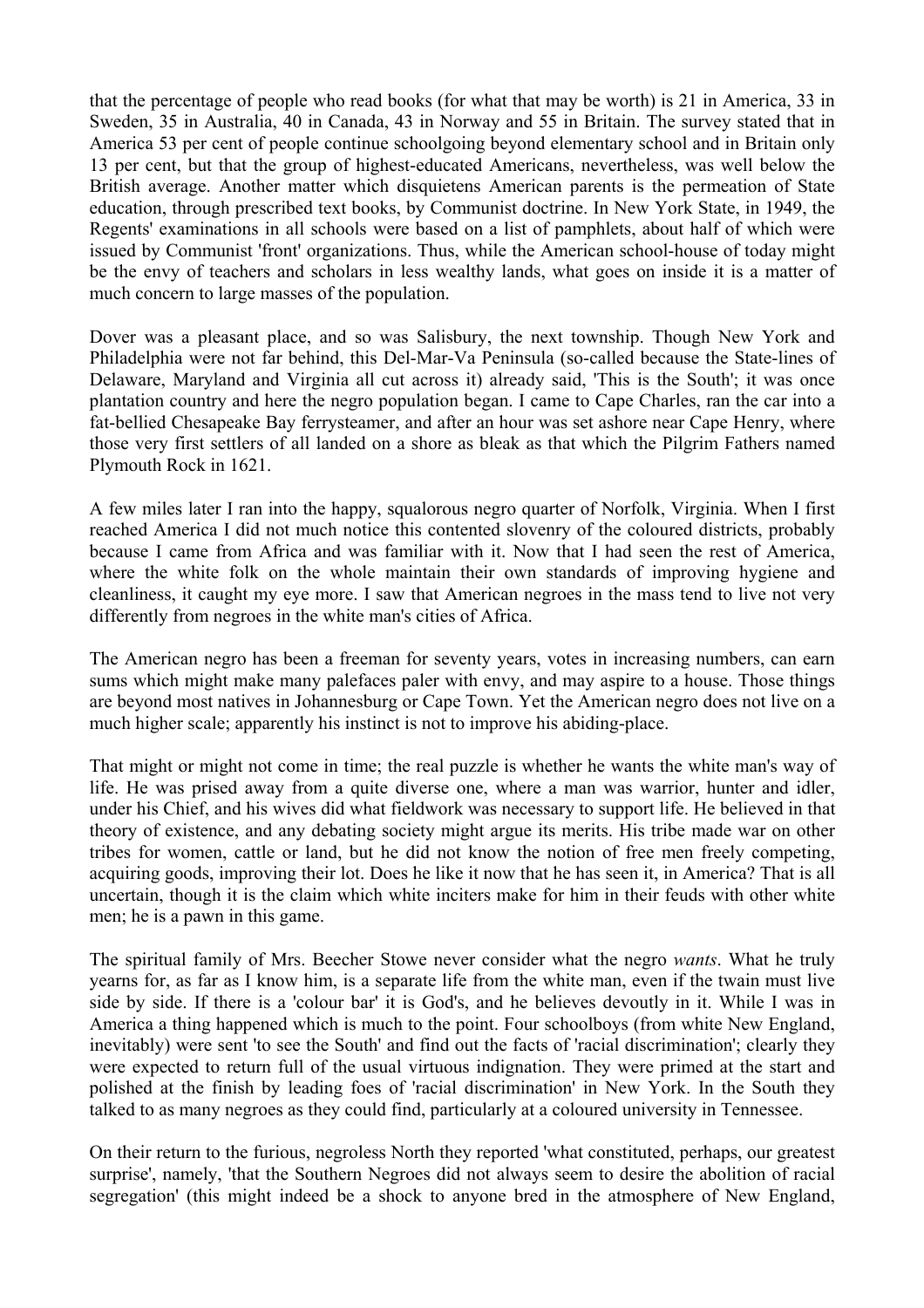that the percentage of people who read books (for what that may be worth) is 21 in America, 33 in Sweden, 35 in Australia, 40 in Canada, 43 in Norway and 55 in Britain. The survey stated that in America 53 per cent of people continue schoolgoing beyond elementary school and in Britain only 13 per cent, but that the group of highest-educated Americans, nevertheless, was well below the British average. Another matter which disquietens American parents is the permeation of State education, through prescribed text books, by Communist doctrine. In New York State, in 1949, the Regents' examinations in all schools were based on a list of pamphlets, about half of which were issued by Communist 'front' organizations. Thus, while the American school-house of today might be the envy of teachers and scholars in less wealthy lands, what goes on inside it is a matter of much concern to large masses of the population.

Dover was a pleasant place, and so was Salisbury, the next township. Though New York and Philadelphia were not far behind, this Del-Mar-Va Peninsula (so-called because the State-lines of Delaware, Maryland and Virginia all cut across it) already said, 'This is the South'; it was once plantation country and here the negro population began. I came to Cape Charles, ran the car into a fat-bellied Chesapeake Bay ferrysteamer, and after an hour was set ashore near Cape Henry, where those very first settlers of all landed on a shore as bleak as that which the Pilgrim Fathers named Plymouth Rock in 1621.

A few miles later I ran into the happy, squalorous negro quarter of Norfolk, Virginia. When I first reached America I did not much notice this contented slovenry of the coloured districts, probably because I came from Africa and was familiar with it. Now that I had seen the rest of America, where the white folk on the whole maintain their own standards of improving hygiene and cleanliness, it caught my eye more. I saw that American negroes in the mass tend to live not very differently from negroes in the white man's cities of Africa.

The American negro has been a freeman for seventy years, votes in increasing numbers, can earn sums which might make many palefaces paler with envy, and may aspire to a house. Those things are beyond most natives in Johannesburg or Cape Town. Yet the American negro does not live on a much higher scale; apparently his instinct is not to improve his abiding-place.

That might or might not come in time; the real puzzle is whether he wants the white man's way of life. He was prised away from a quite diverse one, where a man was warrior, hunter and idler, under his Chief, and his wives did what fieldwork was necessary to support life. He believed in that theory of existence, and any debating society might argue its merits. His tribe made war on other tribes for women, cattle or land, but he did not know the notion of free men freely competing, acquiring goods, improving their lot. Does he like it now that he has seen it, in America? That is all uncertain, though it is the claim which white inciters make for him in their feuds with other white men; he is a pawn in this game.

The spiritual family of Mrs. Beecher Stowe never consider what the negro *wants*. What he truly yearns for, as far as I know him, is a separate life from the white man, even if the twain must live side by side. If there is a 'colour bar' it is God's, and he believes devoutly in it. While I was in America a thing happened which is much to the point. Four schoolboys (from white New England, inevitably) were sent 'to see the South' and find out the facts of 'racial discrimination'; clearly they were expected to return full of the usual virtuous indignation. They were primed at the start and polished at the finish by leading foes of 'racial discrimination' in New York. In the South they talked to as many negroes as they could find, particularly at a coloured university in Tennessee.

On their return to the furious, negroless North they reported 'what constituted, perhaps, our greatest surprise', namely, 'that the Southern Negroes did not always seem to desire the abolition of racial segregation' (this might indeed be a shock to anyone bred in the atmosphere of New England,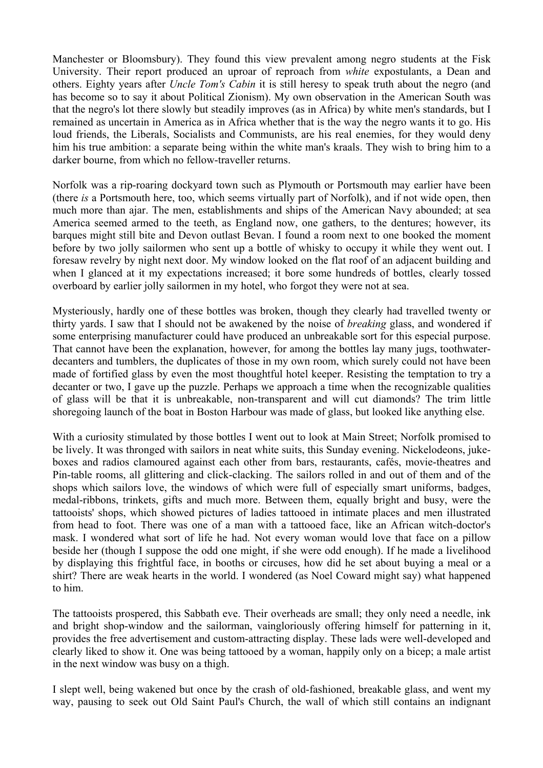Manchester or Bloomsbury). They found this view prevalent among negro students at the Fisk University. Their report produced an uproar of reproach from *white* expostulants, a Dean and others. Eighty years after *Uncle Tom's Cabin* it is still heresy to speak truth about the negro (and has become so to say it about Political Zionism). My own observation in the American South was that the negro's lot there slowly but steadily improves (as in Africa) by white men's standards, but I remained as uncertain in America as in Africa whether that is the way the negro wants it to go. His loud friends, the Liberals, Socialists and Communists, are his real enemies, for they would deny him his true ambition: a separate being within the white man's kraals. They wish to bring him to a darker bourne, from which no fellow-traveller returns.

Norfolk was a rip-roaring dockyard town such as Plymouth or Portsmouth may earlier have been (there *is* a Portsmouth here, too, which seems virtually part of Norfolk), and if not wide open, then much more than ajar. The men, establishments and ships of the American Navy abounded; at sea America seemed armed to the teeth, as England now, one gathers, to the dentures; however, its barques might still bite and Devon outlast Bevan. I found a room next to one booked the moment before by two jolly sailormen who sent up a bottle of whisky to occupy it while they went out. I foresaw revelry by night next door. My window looked on the flat roof of an adjacent building and when I glanced at it my expectations increased; it bore some hundreds of bottles, clearly tossed overboard by earlier jolly sailormen in my hotel, who forgot they were not at sea.

Mysteriously, hardly one of these bottles was broken, though they clearly had travelled twenty or thirty yards. I saw that I should not be awakened by the noise of *breaking* glass, and wondered if some enterprising manufacturer could have produced an unbreakable sort for this especial purpose. That cannot have been the explanation, however, for among the bottles lay many jugs, toothwater-decanters and tumblers, the duplicates of those in my own room, which surely could not have been made of fortified glass by even the most thoughtful hotel keeper. Resisting the temptation to try a decanter or two, I gave up the puzzle. Perhaps we approach a time when the recognizable qualities of glass will be that it is unbreakable, non-transparent and will cut diamonds? The trim little shoregoing launch of the boat in Boston Harbour was made of glass, but looked like anything else.

With a curiosity stimulated by those bottles I went out to look at Main Street; Norfolk promised to be lively. It was thronged with sailors in neat white suits, this Sunday evening. Nickelodeons, juke-boxes and radios clamoured against each other from bars, restaurants, cafés, movie-theatres and Pin-table rooms, all glittering and click-clacking. The sailors rolled in and out of them and of the shops which sailors love, the windows of which were full of especially smart uniforms, badges, medal-ribbons, trinkets, gifts and much more. Between them, equally bright and busy, were the tattooists' shops, which showed pictures of ladies tattooed in intimate places and men illustrated from head to foot. There was one of a man with a tattooed face, like an African witch-doctor's mask. I wondered what sort of life he had. Not every woman would love that face on a pillow beside her (though I suppose the odd one might, if she were odd enough). If he made a livelihood by displaying this frightful face, in booths or circuses, how did he set about buying a meal or a shirt? There are weak hearts in the world. I wondered (as Noel Coward might say) what happened to him.

The tattooists prospered, this Sabbath eve. Their overheads are small; they only need a needle, ink and bright shop-window and the sailorman, vaingloriously offering himself for patterning in it, provides the free advertisement and custom-attracting display. These lads were well-developed and clearly liked to show it. One was being tattooed by a woman, happily only on a bicep; a male artist in the next window was busy on a thigh.

I slept well, being wakened but once by the crash of old-fashioned, breakable glass, and went my way, pausing to seek out Old Saint Paul's Church, the wall of which still contains an indignant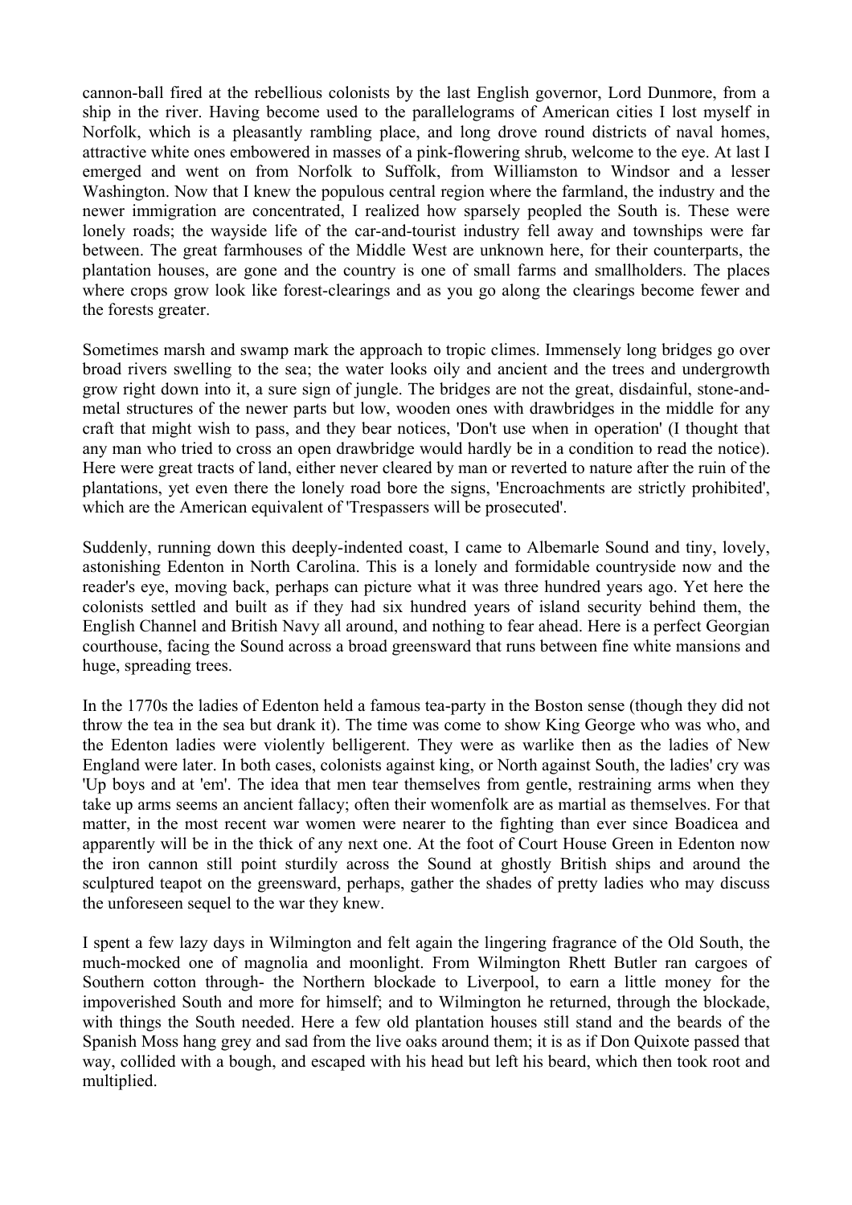cannon-ball fired at the rebellious colonists by the last English governor, Lord Dunmore, from a ship in the river. Having become used to the parallelograms of American cities I lost myself in Norfolk, which is a pleasantly rambling place, and long drove round districts of naval homes, attractive white ones embowered in masses of a pink-flowering shrub, welcome to the eye. At last I emerged and went on from Norfolk to Suffolk, from Williamston to Windsor and a lesser Washington. Now that I knew the populous central region where the farmland, the industry and the newer immigration are concentrated, I realized how sparsely peopled the South is. These were lonely roads; the wayside life of the car-and-tourist industry fell away and townships were far between. The great farmhouses of the Middle West are unknown here, for their counterparts, the plantation houses, are gone and the country is one of small farms and smallholders. The places where crops grow look like forest-clearings and as you go along the clearings become fewer and the forests greater.

Sometimes marsh and swamp mark the approach to tropic climes. Immensely long bridges go over broad rivers swelling to the sea; the water looks oily and ancient and the trees and undergrowth grow right down into it, a sure sign of jungle. The bridges are not the great, disdainful, stone-and-metal structures of the newer parts but low, wooden ones with drawbridges in the middle for any craft that might wish to pass, and they bear notices, 'Don't use when in operation' (I thought that any man who tried to cross an open drawbridge would hardly be in a condition to read the notice). Here were great tracts of land, either never cleared by man or reverted to nature after the ruin of the plantations, yet even there the lonely road bore the signs, 'Encroachments are strictly prohibited', which are the American equivalent of 'Trespassers will be prosecuted'.

Suddenly, running down this deeply-indented coast, I came to Albemarle Sound and tiny, lovely, astonishing Edenton in North Carolina. This is a lonely and formidable countryside now and the reader's eye, moving back, perhaps can picture what it was three hundred years ago. Yet here the colonists settled and built as if they had six hundred years of island security behind them, the English Channel and British Navy all around, and nothing to fear ahead. Here is a perfect Georgian courthouse, facing the Sound across a broad greensward that runs between fine white mansions and huge, spreading trees.

In the 1770s the ladies of Edenton held a famous tea-party in the Boston sense (though they did not throw the tea in the sea but drank it). The time was come to show King George who was who, and the Edenton ladies were violently belligerent. They were as warlike then as the ladies of New England were later. In both cases, colonists against king, or North against South, the ladies' cry was 'Up boys and at 'em'. The idea that men tear themselves from gentle, restraining arms when they take up arms seems an ancient fallacy; often their womenfolk are as martial as themselves. For that matter, in the most recent war women were nearer to the fighting than ever since Boadicea and apparently will be in the thick of any next one. At the foot of Court House Green in Edenton now the iron cannon still point sturdily across the Sound at ghostly British ships and around the sculptured teapot on the greensward, perhaps, gather the shades of pretty ladies who may discuss the unforeseen sequel to the war they knew.

I spent a few lazy days in Wilmington and felt again the lingering fragrance of the Old South, the much-mocked one of magnolia and moonlight. From Wilmington Rhett Butler ran cargoes of Southern cotton through- the Northern blockade to Liverpool, to earn a little money for the impoverished South and more for himself; and to Wilmington he returned, through the blockade, with things the South needed. Here a few old plantation houses still stand and the beards of the Spanish Moss hang grey and sad from the live oaks around them; it is as if Don Quixote passed that way, collided with a bough, and escaped with his head but left his beard, which then took root and multiplied.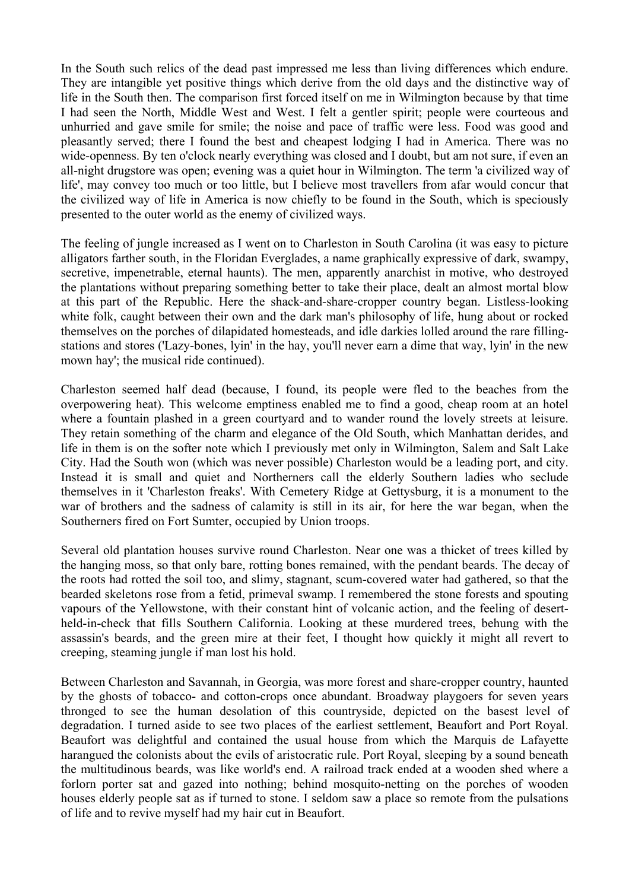In the South such relics of the dead past impressed me less than living differences which endure. They are intangible yet positive things which derive from the old days and the distinctive way of life in the South then. The comparison first forced itself on me in Wilmington because by that time I had seen the North, Middle West and West. I felt a gentler spirit; people were courteous and unhurried and gave smile for smile; the noise and pace of traffic were less. Food was good and pleasantly served; there I found the best and cheapest lodging I had in America. There was no wide-openness. By ten o'clock nearly everything was closed and I doubt, but am not sure, if even an all-night drugstore was open; evening was a quiet hour in Wilmington. The term 'a civilized way of life', may convey too much or too little, but I believe most travellers from afar would concur that the civilized way of life in America is now chiefly to be found in the South, which is speciously presented to the outer world as the enemy of civilized ways.

The feeling of jungle increased as I went on to Charleston in South Carolina (it was easy to picture alligators farther south, in the Floridan Everglades, a name graphically expressive of dark, swampy, secretive, impenetrable, eternal haunts). The men, apparently anarchist in motive, who destroyed the plantations without preparing something better to take their place, dealt an almost mortal blow at this part of the Republic. Here the shack-and-share-cropper country began. Listless-looking white folk, caught between their own and the dark man's philosophy of life, hung about or rocked themselves on the porches of dilapidated homesteads, and idle darkies lolled around the rare filling-stations and stores ('Lazy-bones, lyin' in the hay, you'll never earn a dime that way, lyin' in the new mown hay'; the musical ride continued).

Charleston seemed half dead (because, I found, its people were fled to the beaches from the overpowering heat). This welcome emptiness enabled me to find a good, cheap room at an hotel where a fountain plashed in a green courtyard and to wander round the lovely streets at leisure. They retain something of the charm and elegance of the Old South, which Manhattan derides, and life in them is on the softer note which I previously met only in Wilmington, Salem and Salt Lake City. Had the South won (which was never possible) Charleston would be a leading port, and city. Instead it is small and quiet and Northerners call the elderly Southern ladies who seclude themselves in it 'Charleston freaks'. With Cemetery Ridge at Gettysburg, it is a monument to the war of brothers and the sadness of calamity is still in its air, for here the war began, when the Southerners fired on Fort Sumter, occupied by Union troops.

Several old plantation houses survive round Charleston. Near one was a thicket of trees killed by the hanging moss, so that only bare, rotting bones remained, with the pendant beards. The decay of the roots had rotted the soil too, and slimy, stagnant, scum-covered water had gathered, so that the bearded skeletons rose from a fetid, primeval swamp. I remembered the stone forests and spouting vapours of the Yellowstone, with their constant hint of volcanic action, and the feeling of desert-held-in-check that fills Southern California. Looking at these murdered trees, behung with the assassin's beards, and the green mire at their feet, I thought how quickly it might all revert to creeping, steaming jungle if man lost his hold.

Between Charleston and Savannah, in Georgia, was more forest and share-cropper country, haunted by the ghosts of tobacco- and cotton-crops once abundant. Broadway playgoers for seven years thronged to see the human desolation of this countryside, depicted on the basest level of degradation. I turned aside to see two places of the earliest settlement, Beaufort and Port Royal. Beaufort was delightful and contained the usual house from which the Marquis de Lafayette harangued the colonists about the evils of aristocratic rule. Port Royal, sleeping by a sound beneath the multitudinous beards, was like world's end. A railroad track ended at a wooden shed where a forlorn porter sat and gazed into nothing; behind mosquito-netting on the porches of wooden houses elderly people sat as if turned to stone. I seldom saw a place so remote from the pulsations of life and to revive myself had my hair cut in Beaufort.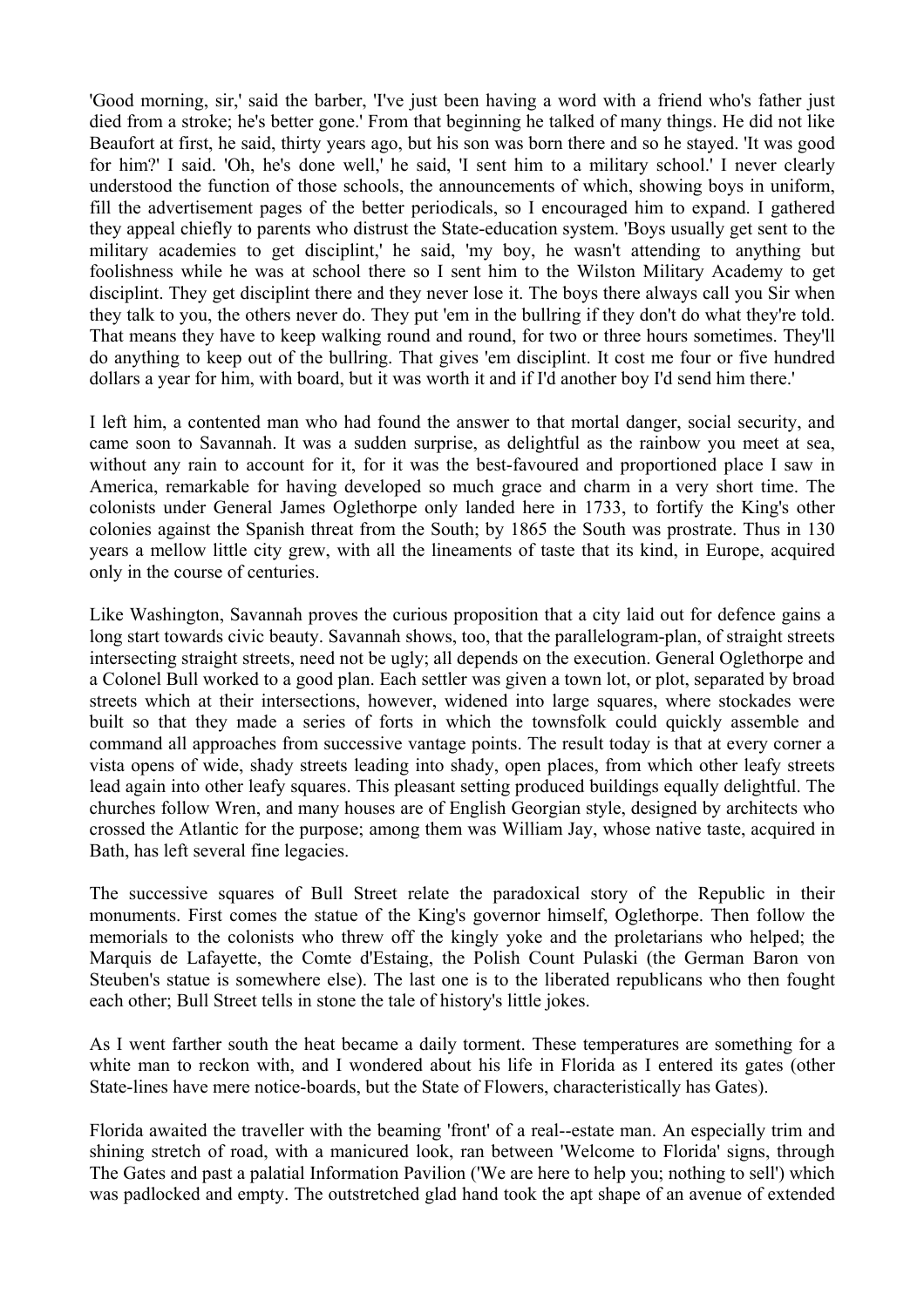'Good morning, sir,' said the barber, 'I've just been having a word with a friend who's father just died from a stroke; he's better gone.' From that beginning he talked of many things. He did not like Beaufort at first, he said, thirty years ago, but his son was born there and so he stayed. 'It was good for him?' I said. 'Oh, he's done well,' he said, 'I sent him to a military school.' I never clearly understood the function of those schools, the announcements of which, showing boys in uniform, fill the advertisement pages of the better periodicals, so I encouraged him to expand. I gathered they appeal chiefly to parents who distrust the State-education system. 'Boys usually get sent to the military academies to get disciplint,' he said, 'my boy, he wasn't attending to anything but foolishness while he was at school there so I sent him to the Wilston Military Academy to get disciplint. They get disciplint there and they never lose it. The boys there always call you Sir when they talk to you, the others never do. They put 'em in the bullring if they don't do what they're told. That means they have to keep walking round and round, for two or three hours sometimes. They'll do anything to keep out of the bullring. That gives 'em disciplint. It cost me four or five hundred dollars a year for him, with board, but it was worth it and if I'd another boy I'd send him there.'

I left him, a contented man who had found the answer to that mortal danger, social security, and came soon to Savannah. It was a sudden surprise, as delightful as the rainbow you meet at sea, without any rain to account for it, for it was the best-favoured and proportioned place I saw in America, remarkable for having developed so much grace and charm in a very short time. The colonists under General James Oglethorpe only landed here in 1733, to fortify the King's other colonies against the Spanish threat from the South; by 1865 the South was prostrate. Thus in 130 years a mellow little city grew, with all the lineaments of taste that its kind, in Europe, acquired only in the course of centuries.

Like Washington, Savannah proves the curious proposition that a city laid out for defence gains a long start towards civic beauty. Savannah shows, too, that the parallelogram-plan, of straight streets intersecting straight streets, need not be ugly; all depends on the execution. General Oglethorpe and a Colonel Bull worked to a good plan. Each settler was given a town lot, or plot, separated by broad streets which at their intersections, however, widened into large squares, where stockades were built so that they made a series of forts in which the townsfolk could quickly assemble and command all approaches from successive vantage points. The result today is that at every corner a vista opens of wide, shady streets leading into shady, open places, from which other leafy streets lead again into other leafy squares. This pleasant setting produced buildings equally delightful. The churches follow Wren, and many houses are of English Georgian style, designed by architects who crossed the Atlantic for the purpose; among them was William Jay, whose native taste, acquired in Bath, has left several fine legacies.

The successive squares of Bull Street relate the paradoxical story of the Republic in their monuments. First comes the statue of the King's governor himself, Oglethorpe. Then follow the memorials to the colonists who threw off the kingly yoke and the proletarians who helped; the Marquis de Lafayette, the Comte d'Estaing, the Polish Count Pulaski (the German Baron von Steuben's statue is somewhere else). The last one is to the liberated republicans who then fought each other; Bull Street tells in stone the tale of history's little jokes.

As I went farther south the heat became a daily torment. These temperatures are something for a white man to reckon with, and I wondered about his life in Florida as I entered its gates (other State-lines have mere notice-boards, but the State of Flowers, characteristically has Gates).

Florida awaited the traveller with the beaming 'front' of a real--estate man. An especially trim and shining stretch of road, with a manicured look, ran between 'Welcome to Florida' signs, through The Gates and past a palatial Information Pavilion ('We are here to help you; nothing to sell') which was padlocked and empty. The outstretched glad hand took the apt shape of an avenue of extended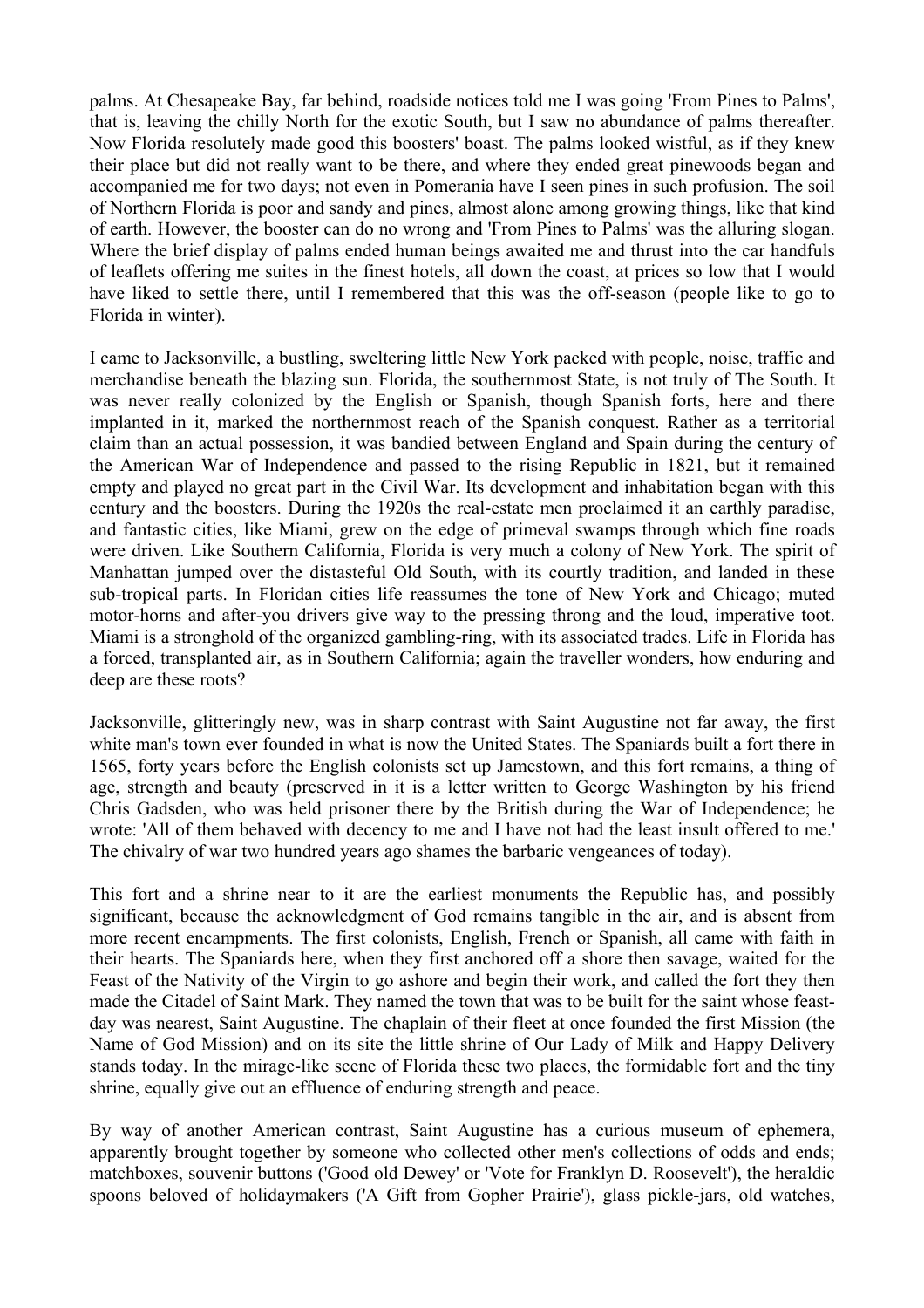palms. At Chesapeake Bay, far behind, roadside notices told me I was going 'From Pines to Palms', that is, leaving the chilly North for the exotic South, but I saw no abundance of palms thereafter. Now Florida resolutely made good this boosters' boast. The palms looked wistful, as if they knew their place but did not really want to be there, and where they ended great pinewoods began and accompanied me for two days; not even in Pomerania have I seen pines in such profusion. The soil of Northern Florida is poor and sandy and pines, almost alone among growing things, like that kind of earth. However, the booster can do no wrong and 'From Pines to Palms' was the alluring slogan. Where the brief display of palms ended human beings awaited me and thrust into the car handfuls of leaflets offering me suites in the finest hotels, all down the coast, at prices so low that I would have liked to settle there, until I remembered that this was the off-season (people like to go to Florida in winter).

I came to Jacksonville, a bustling, sweltering little New York packed with people, noise, traffic and merchandise beneath the blazing sun. Florida, the southernmost State, is not truly of The South. It was never really colonized by the English or Spanish, though Spanish forts, here and there implanted in it, marked the northernmost reach of the Spanish conquest. Rather as a territorial claim than an actual possession, it was bandied between England and Spain during the century of the American War of Independence and passed to the rising Republic in 1821, but it remained empty and played no great part in the Civil War. Its development and inhabitation began with this century and the boosters. During the 1920s the real-estate men proclaimed it an earthly paradise, and fantastic cities, like Miami, grew on the edge of primeval swamps through which fine roads were driven. Like Southern California, Florida is very much a colony of New York. The spirit of Manhattan jumped over the distasteful Old South, with its courtly tradition, and landed in these sub-tropical parts. In Floridan cities life reassumes the tone of New York and Chicago; muted motor-horns and after-you drivers give way to the pressing throng and the loud, imperative toot. Miami is a stronghold of the organized gambling-ring, with its associated trades. Life in Florida has a forced, transplanted air, as in Southern California; again the traveller wonders, how enduring and deep are these roots?

Jacksonville, glitteringly new, was in sharp contrast with Saint Augustine not far away, the first white man's town ever founded in what is now the United States. The Spaniards built a fort there in 1565, forty years before the English colonists set up Jamestown, and this fort remains, a thing of age, strength and beauty (preserved in it is a letter written to George Washington by his friend Chris Gadsden, who was held prisoner there by the British during the War of Independence; he wrote: 'All of them behaved with decency to me and I have not had the least insult offered to me.' The chivalry of war two hundred years ago shames the barbaric vengeances of today).

This fort and a shrine near to it are the earliest monuments the Republic has, and possibly significant, because the acknowledgment of God remains tangible in the air, and is absent from more recent encampments. The first colonists, English, French or Spanish, all came with faith in their hearts. The Spaniards here, when they first anchored off a shore then savage, waited for the Feast of the Nativity of the Virgin to go ashore and begin their work, and called the fort they then made the Citadel of Saint Mark. They named the town that was to be built for the saint whose feast-day was nearest, Saint Augustine. The chaplain of their fleet at once founded the first Mission (the Name of God Mission) and on its site the little shrine of Our Lady of Milk and Happy Delivery stands today. In the mirage-like scene of Florida these two places, the formidable fort and the tiny shrine, equally give out an effluence of enduring strength and peace.

By way of another American contrast, Saint Augustine has a curious museum of ephemera, apparently brought together by someone who collected other men's collections of odds and ends; matchboxes, souvenir buttons ('Good old Dewey' or 'Vote for Franklyn D. Roosevelt'), the heraldic spoons beloved of holidaymakers ('A Gift from Gopher Prairie'), glass pickle-jars, old watches,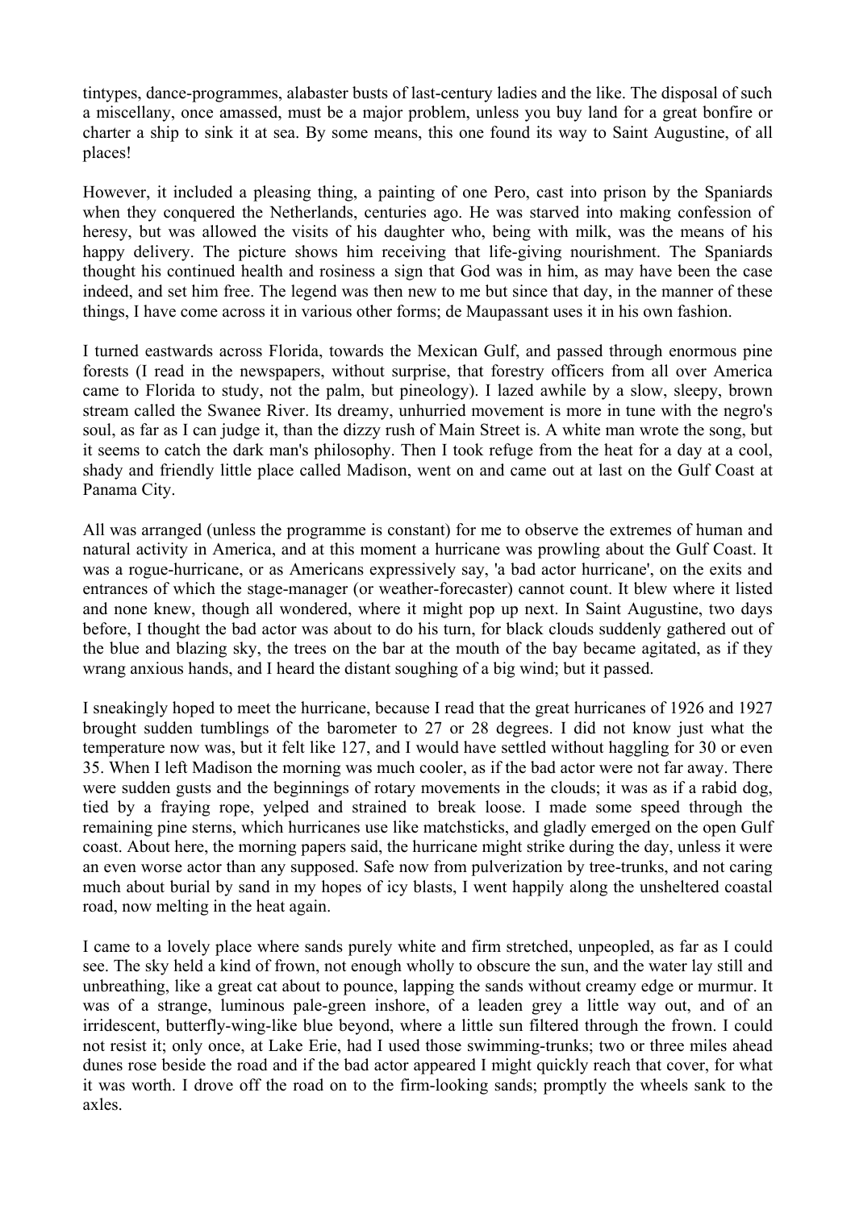tintypes, dance-programmes, alabaster busts of last-century ladies and the like. The disposal of such a miscellany, once amassed, must be a major problem, unless you buy land for a great bonfire or charter a ship to sink it at sea. By some means, this one found its way to Saint Augustine, of all places!

However, it included a pleasing thing, a painting of one Pero, cast into prison by the Spaniards when they conquered the Netherlands, centuries ago. He was starved into making confession of heresy, but was allowed the visits of his daughter who, being with milk, was the means of his happy delivery. The picture shows him receiving that life-giving nourishment. The Spaniards thought his continued health and rosiness a sign that God was in him, as may have been the case indeed, and set him free. The legend was then new to me but since that day, in the manner of these things, I have come across it in various other forms; de Maupassant uses it in his own fashion.

I turned eastwards across Florida, towards the Mexican Gulf, and passed through enormous pine forests (I read in the newspapers, without surprise, that forestry officers from all over America came to Florida to study, not the palm, but pineology). I lazed awhile by a slow, sleepy, brown stream called the Swanee River. Its dreamy, unhurried movement is more in tune with the negro's soul, as far as I can judge it, than the dizzy rush of Main Street is. A white man wrote the song, but it seems to catch the dark man's philosophy. Then I took refuge from the heat for a day at a cool, shady and friendly little place called Madison, went on and came out at last on the Gulf Coast at Panama City.

All was arranged (unless the programme is constant) for me to observe the extremes of human and natural activity in America, and at this moment a hurricane was prowling about the Gulf Coast. It was a rogue-hurricane, or as Americans expressively say, 'a bad actor hurricane', on the exits and entrances of which the stage-manager (or weather-forecaster) cannot count. It blew where it listed and none knew, though all wondered, where it might pop up next. In Saint Augustine, two days before, I thought the bad actor was about to do his turn, for black clouds suddenly gathered out of the blue and blazing sky, the trees on the bar at the mouth of the bay became agitated, as if they wrang anxious hands, and I heard the distant soughing of a big wind; but it passed.

I sneakingly hoped to meet the hurricane, because I read that the great hurricanes of 1926 and 1927 brought sudden tumblings of the barometer to 27 or 28 degrees. I did not know just what the temperature now was, but it felt like 127, and I would have settled without haggling for 30 or even 35. When I left Madison the morning was much cooler, as if the bad actor were not far away. There were sudden gusts and the beginnings of rotary movements in the clouds; it was as if a rabid dog, tied by a fraying rope, yelped and strained to break loose. I made some speed through the remaining pine sterns, which hurricanes use like matchsticks, and gladly emerged on the open Gulf coast. About here, the morning papers said, the hurricane might strike during the day, unless it were an even worse actor than any supposed. Safe now from pulverization by tree-trunks, and not caring much about burial by sand in my hopes of icy blasts, I went happily along the unsheltered coastal road, now melting in the heat again.

I came to a lovely place where sands purely white and firm stretched, unpeopled, as far as I could see. The sky held a kind of frown, not enough wholly to obscure the sun, and the water lay still and unbreathing, like a great cat about to pounce, lapping the sands without creamy edge or murmur. It was of a strange, luminous pale-green inshore, of a leaden grey a little way out, and of an irridescent, butterfly-wing-like blue beyond, where a little sun filtered through the frown. I could not resist it; only once, at Lake Erie, had I used those swimming-trunks; two or three miles ahead dunes rose beside the road and if the bad actor appeared I might quickly reach that cover, for what it was worth. I drove off the road on to the firm-looking sands; promptly the wheels sank to the axles.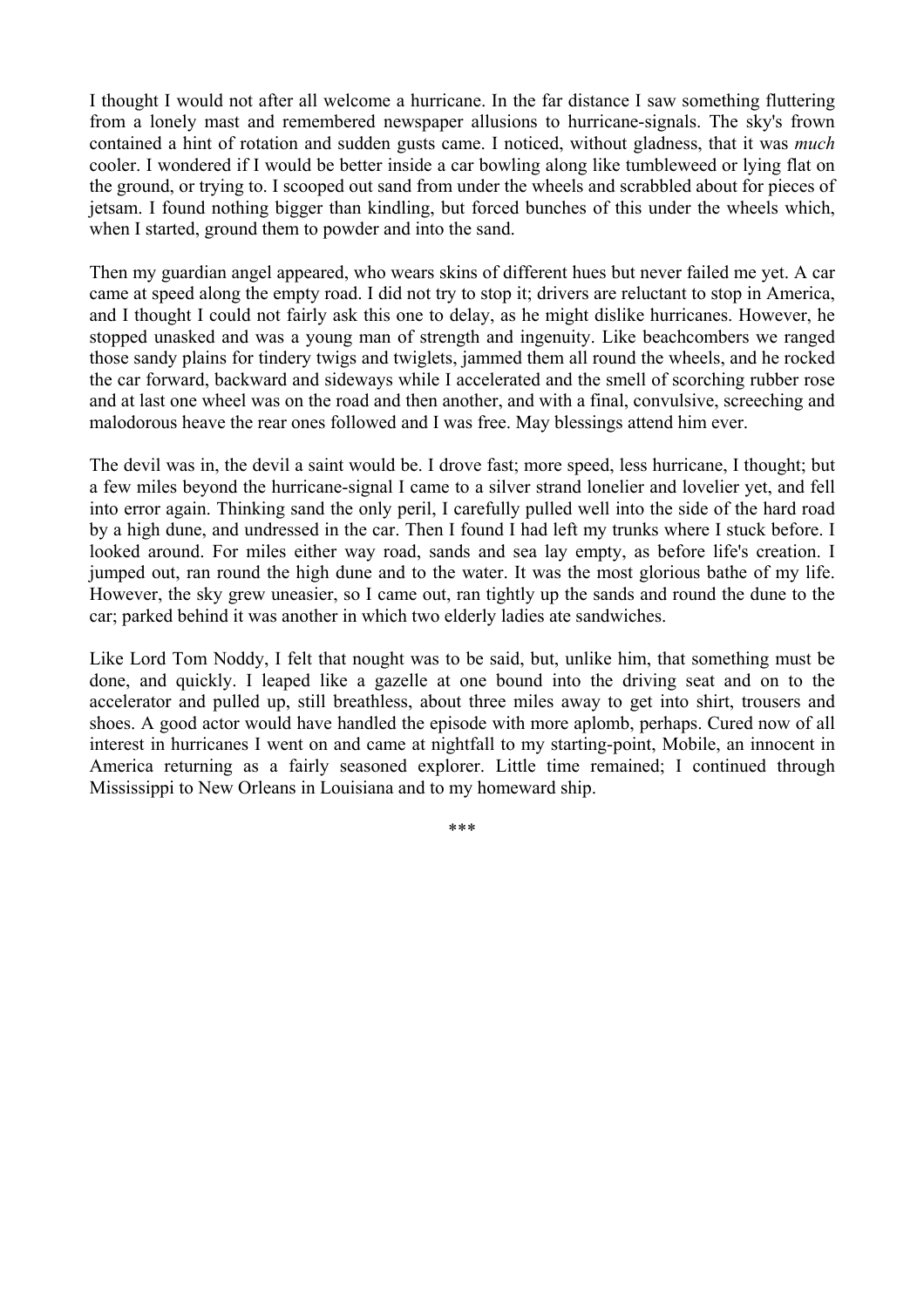I thought I would not after all welcome a hurricane. In the far distance I saw something fluttering from a lonely mast and remembered newspaper allusions to hurricane-signals. The sky's frown contained a hint of rotation and sudden gusts came. I noticed, without gladness, that it was *much* cooler. I wondered if I would be better inside a car bowling along like tumbleweed or lying flat on the ground, or trying to. I scooped out sand from under the wheels and scrabbled about for pieces of jetsam. I found nothing bigger than kindling, but forced bunches of this under the wheels which, when I started, ground them to powder and into the sand.

Then my guardian angel appeared, who wears skins of different hues but never failed me yet. A car came at speed along the empty road. I did not try to stop it; drivers are reluctant to stop in America, and I thought I could not fairly ask this one to delay, as he might dislike hurricanes. However, he stopped unasked and was a young man of strength and ingenuity. Like beachcombers we ranged those sandy plains for tindery twigs and twiglets, jammed them all round the wheels, and he rocked the car forward, backward and sideways while I accelerated and the smell of scorching rubber rose and at last one wheel was on the road and then another, and with a final, convulsive, screeching and malodorous heave the rear ones followed and I was free. May blessings attend him ever.

The devil was in, the devil a saint would be. I drove fast; more speed, less hurricane, I thought; but a few miles beyond the hurricane-signal I came to a silver strand lonelier and lovelier yet, and fell into error again. Thinking sand the only peril, I carefully pulled well into the side of the hard road by a high dune, and undressed in the car. Then I found I had left my trunks where I stuck before. I looked around. For miles either way road, sands and sea lay empty, as before life's creation. I jumped out, ran round the high dune and to the water. It was the most glorious bathe of my life. However, the sky grew uneasier, so I came out, ran tightly up the sands and round the dune to the car; parked behind it was another in which two elderly ladies ate sandwiches.

Like Lord Tom Noddy, I felt that nought was to be said, but, unlike him, that something must be done, and quickly. I leaped like a gazelle at one bound into the driving seat and on to the accelerator and pulled up, still breathless, about three miles away to get into shirt, trousers and shoes. A good actor would have handled the episode with more aplomb, perhaps. Cured now of all interest in hurricanes I went on and came at nightfall to my starting-point, Mobile, an innocent in America returning as a fairly seasoned explorer. Little time remained; I continued through Mississippi to New Orleans in Louisiana and to my homeward ship.

***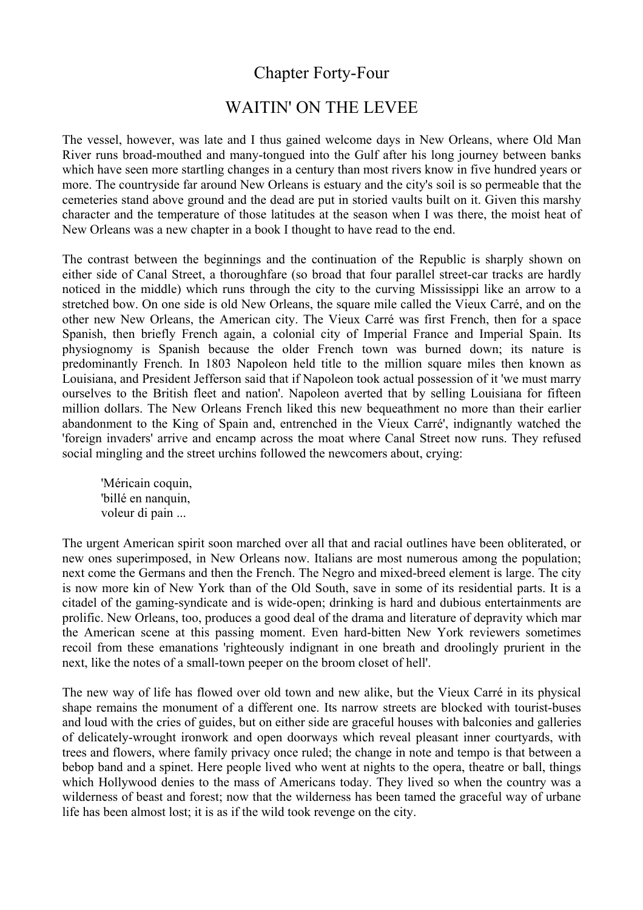# Chapter Forty-Four

## WAITIN' ON THE LEVEE

The vessel, however, was late and I thus gained welcome days in New Orleans, where Old Man River runs broad-mouthed and many-tongued into the Gulf after his long journey between banks which have seen more startling changes in a century than most rivers know in five hundred years or more. The countryside far around New Orleans is estuary and the city's soil is so permeable that the cemeteries stand above ground and the dead are put in storied vaults built on it. Given this marshy character and the temperature of those latitudes at the season when I was there, the moist heat of New Orleans was a new chapter in a book I thought to have read to the end.

The contrast between the beginnings and the continuation of the Republic is sharply shown on either side of Canal Street, a thoroughfare (so broad that four parallel street-car tracks are hardly noticed in the middle) which runs through the city to the curving Mississippi like an arrow to a stretched bow. On one side is old New Orleans, the square mile called the Vieux Carré, and on the other new New Orleans, the American city. The Vieux Carré was first French, then for a space Spanish, then briefly French again, a colonial city of Imperial France and Imperial Spain. Its physiognomy is Spanish because the older French town was burned down; its nature is predominantly French. In 1803 Napoleon held title to the million square miles then known as Louisiana, and President Jefferson said that if Napoleon took actual possession of it 'we must marry ourselves to the British fleet and nation'. Napoleon averted that by selling Louisiana for fifteen million dollars. The New Orleans French liked this new bequeathment no more than their earlier abandonment to the King of Spain and, entrenched in the Vieux Carré', indignantly watched the 'foreign invaders' arrive and encamp across the moat where Canal Street now runs. They refused social mingling and the street urchins followed the newcomers about, crying:

> 'Méricain coquin,  
> 'billé en nanquin,  
> voleur di pain ...

The urgent American spirit soon marched over all that and racial outlines have been obliterated, or new ones superimposed, in New Orleans now. Italians are most numerous among the population; next come the Germans and then the French. The Negro and mixed-breed element is large. The city is now more kin of New York than of the Old South, save in some of its residential parts. It is a citadel of the gaming-syndicate and is wide-open; drinking is hard and dubious entertainments are prolific. New Orleans, too, produces a good deal of the drama and literature of depravity which mar the American scene at this passing moment. Even hard-bitten New York reviewers sometimes recoil from these emanations 'righteously indignant in one breath and droolingly prurient in the next, like the notes of a small-town peeper on the broom closet of hell'.

The new way of life has flowed over old town and new alike, but the Vieux Carré in its physical shape remains the monument of a different one. Its narrow streets are blocked with tourist-buses and loud with the cries of guides, but on either side are graceful houses with balconies and galleries of delicately-wrought ironwork and open doorways which reveal pleasant inner courtyards, with trees and flowers, where family privacy once ruled; the change in note and tempo is that between a bebop band and a spinet. Here people lived who went at nights to the opera, theatre or ball, things which Hollywood denies to the mass of Americans today. They lived so when the country was a wilderness of beast and forest; now that the wilderness has been tamed the graceful way of urbane life has been almost lost; it is as if the wild took revenge on the city.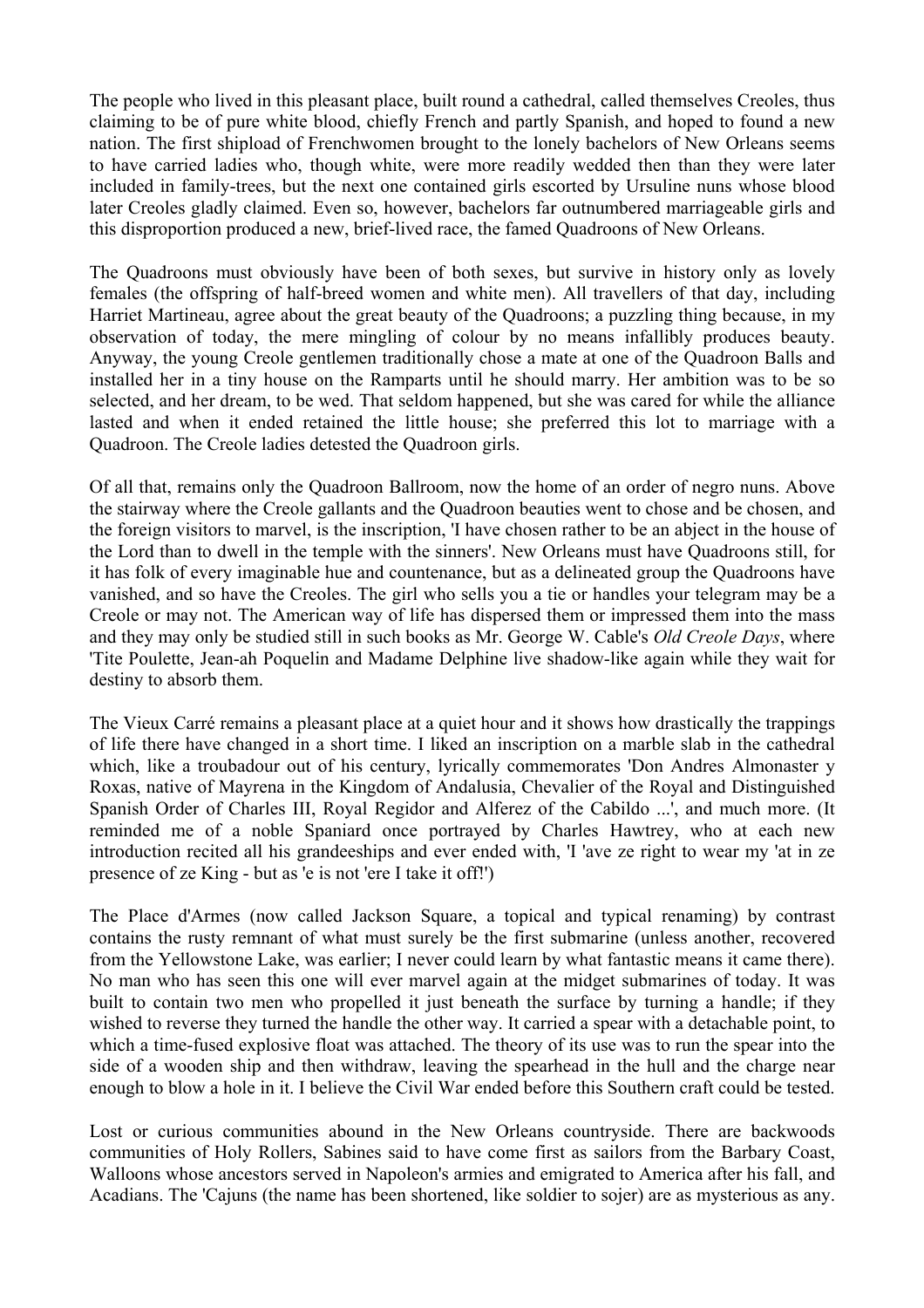The people who lived in this pleasant place, built round a cathedral, called themselves Creoles, thus claiming to be of pure white blood, chiefly French and partly Spanish, and hoped to found a new nation. The first shipload of Frenchwomen brought to the lonely bachelors of New Orleans seems to have carried ladies who, though white, were more readily wedded then than they were later included in family-trees, but the next one contained girls escorted by Ursuline nuns whose blood later Creoles gladly claimed. Even so, however, bachelors far outnumbered marriageable girls and this disproportion produced a new, brief-lived race, the famed Quadroons of New Orleans.

The Quadroons must obviously have been of both sexes, but survive in history only as lovely females (the offspring of half-breed women and white men). All travellers of that day, including Harriet Martineau, agree about the great beauty of the Quadroons; a puzzling thing because, in my observation of today, the mere mingling of colour by no means infallibly produces beauty. Anyway, the young Creole gentlemen traditionally chose a mate at one of the Quadroon Balls and installed her in a tiny house on the Ramparts until he should marry. Her ambition was to be so selected, and her dream, to be wed. That seldom happened, but she was cared for while the alliance lasted and when it ended retained the little house; she preferred this lot to marriage with a Quadroon. The Creole ladies detested the Quadroon girls.

Of all that, remains only the Quadroon Ballroom, now the home of an order of negro nuns. Above the stairway where the Creole gallants and the Quadroon beauties went to chose and be chosen, and the foreign visitors to marvel, is the inscription, 'I have chosen rather to be an abject in the house of the Lord than to dwell in the temple with the sinners'. New Orleans must have Quadroons still, for it has folk of every imaginable hue and countenance, but as a delineated group the Quadroons have vanished, and so have the Creoles. The girl who sells you a tie or handles your telegram may be a Creole or may not. The American way of life has dispersed them or impressed them into the mass and they may only be studied still in such books as Mr. George W. Cable's *Old Creole Days*, where 'Tite Poulette, Jean-ah Poquelin and Madame Delphine live shadow-like again while they wait for destiny to absorb them.

The Vieux Carré remains a pleasant place at a quiet hour and it shows how drastically the trappings of life there have changed in a short time. I liked an inscription on a marble slab in the cathedral which, like a troubadour out of his century, lyrically commemorates 'Don Andres Almonaster y Roxas, native of Mayrena in the Kingdom of Andalusia, Chevalier of the Royal and Distinguished Spanish Order of Charles III, Royal Regidor and Alferez of the Cabildo ...', and much more. (It reminded me of a noble Spaniard once portrayed by Charles Hawtrey, who at each new introduction recited all his grandeeships and ever ended with, 'I 'ave ze right to wear my 'at in ze presence of ze King - but as 'e is not 'ere I take it off!')

The Place d'Armes (now called Jackson Square, a topical and typical renaming) by contrast contains the rusty remnant of what must surely be the first submarine (unless another, recovered from the Yellowstone Lake, was earlier; I never could learn by what fantastic means it came there). No man who has seen this one will ever marvel again at the midget submarines of today. It was built to contain two men who propelled it just beneath the surface by turning a handle; if they wished to reverse they turned the handle the other way. It carried a spear with a detachable point, to which a time-fused explosive float was attached. The theory of its use was to run the spear into the side of a wooden ship and then withdraw, leaving the spearhead in the hull and the charge near enough to blow a hole in it. I believe the Civil War ended before this Southern craft could be tested.

Lost or curious communities abound in the New Orleans countryside. There are backwoods communities of Holy Rollers, Sabines said to have come first as sailors from the Barbary Coast, Walloons whose ancestors served in Napoleon's armies and emigrated to America after his fall, and Acadians. The 'Cajuns (the name has been shortened, like soldier to sojer) are as mysterious as any.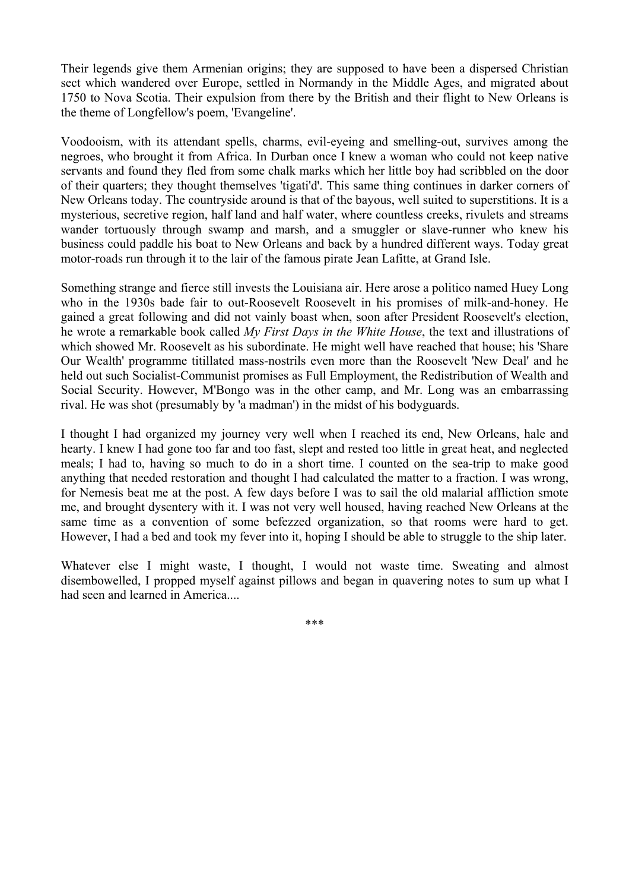Their legends give them Armenian origins; they are supposed to have been a dispersed Christian sect which wandered over Europe, settled in Normandy in the Middle Ages, and migrated about 1750 to Nova Scotia. Their expulsion from there by the British and their flight to New Orleans is the theme of Longfellow's poem, 'Evangeline'.

Voodooism, with its attendant spells, charms, evil-eyeing and smelling-out, survives among the negroes, who brought it from Africa. In Durban once I knew a woman who could not keep native servants and found they fled from some chalk marks which her little boy had scribbled on the door of their quarters; they thought themselves 'tigati'd'. This same thing continues in darker corners of New Orleans today. The countryside around is that of the bayous, well suited to superstitions. It is a mysterious, secretive region, half land and half water, where countless creeks, rivulets and streams wander tortuously through swamp and marsh, and a smuggler or slave-runner who knew his business could paddle his boat to New Orleans and back by a hundred different ways. Today great motor-roads run through it to the lair of the famous pirate Jean Lafitte, at Grand Isle.

Something strange and fierce still invests the Louisiana air. Here arose a politico named Huey Long who in the 1930s bade fair to out-Roosevelt Roosevelt in his promises of milk-and-honey. He gained a great following and did not vainly boast when, soon after President Roosevelt's election, he wrote a remarkable book called *My First Days in the White House*, the text and illustrations of which showed Mr. Roosevelt as his subordinate. He might well have reached that house; his 'Share Our Wealth' programme titillated mass-nostrils even more than the Roosevelt 'New Deal' and he held out such Socialist-Communist promises as Full Employment, the Redistribution of Wealth and Social Security. However, M'Bongo was in the other camp, and Mr. Long was an embarrassing rival. He was shot (presumably by 'a madman') in the midst of his bodyguards.

I thought I had organized my journey very well when I reached its end, New Orleans, hale and hearty. I knew I had gone too far and too fast, slept and rested too little in great heat, and neglected meals; I had to, having so much to do in a short time. I counted on the sea-trip to make good anything that needed restoration and thought I had calculated the matter to a fraction. I was wrong, for Nemesis beat me at the post. A few days before I was to sail the old malarial affliction smote me, and brought dysentery with it. I was not very well housed, having reached New Orleans at the same time as a convention of some befezzed organization, so that rooms were hard to get. However, I had a bed and took my fever into it, hoping I should be able to struggle to the ship later.

Whatever else I might waste, I thought, I would not waste time. Sweating and almost disembowelled, I propped myself against pillows and began in quavering notes to sum up what I had seen and learned in America....

***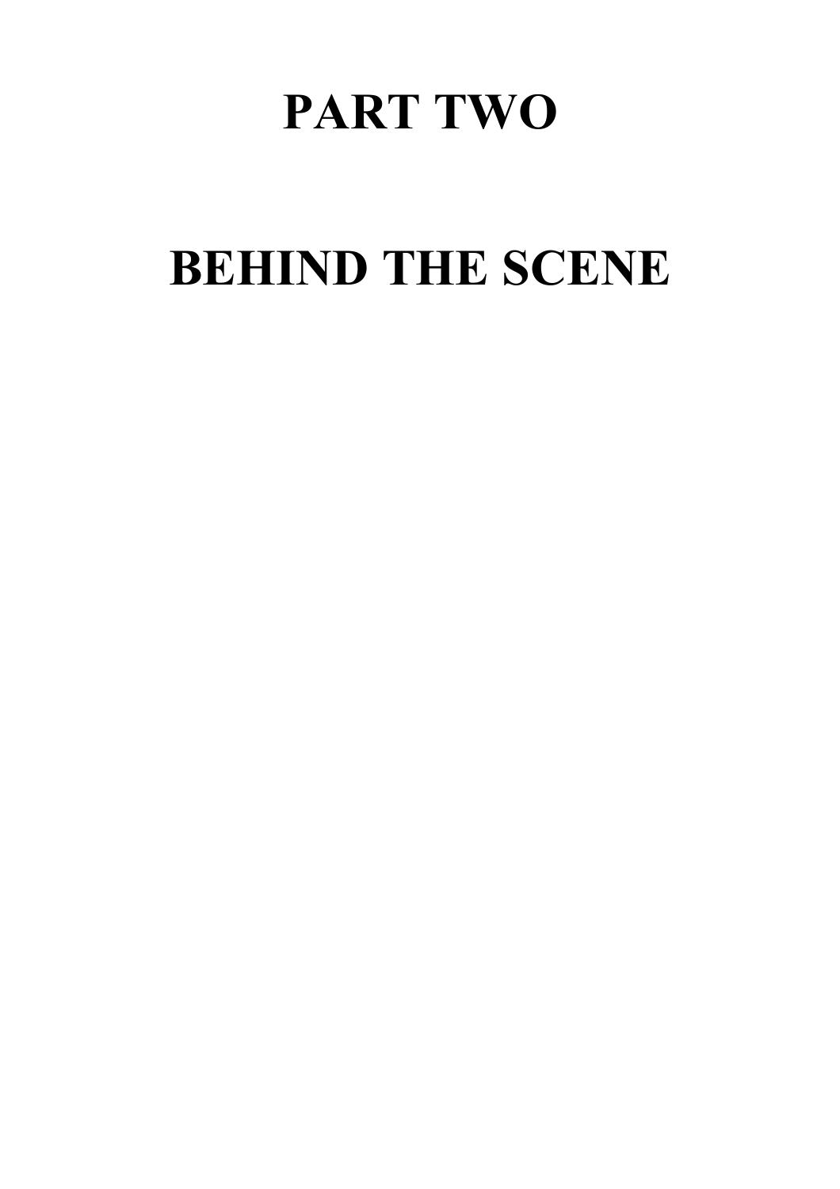# PART TWO

# BEHIND THE SCENE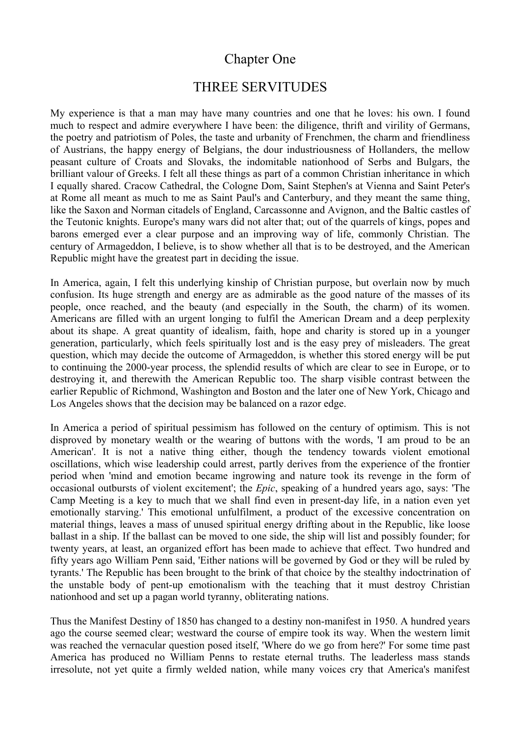# Chapter One

## THREE SERVITUDES

My experience is that a man may have many countries and one that he loves: his own. I found much to respect and admire everywhere I have been: the diligence, thrift and virility of Germans, the poetry and patriotism of Poles, the taste and urbanity of Frenchmen, the charm and friendliness of Austrians, the happy energy of Belgians, the dour industriousness of Hollanders, the mellow peasant culture of Croats and Slovaks, the indomitable nationhood of Serbs and Bulgars, the brilliant valour of Greeks. I felt all these things as part of a common Christian inheritance in which I equally shared. Cracow Cathedral, the Cologne Dom, Saint Stephen's at Vienna and Saint Peter's at Rome all meant as much to me as Saint Paul's and Canterbury, and they meant the same thing, like the Saxon and Norman citadels of England, Carcassonne and Avignon, and the Baltic castles of the Teutonic knights. Europe's many wars did not alter that; out of the quarrels of kings, popes and barons emerged ever a clear purpose and an improving way of life, commonly Christian. The century of Armageddon, I believe, is to show whether all that is to be destroyed, and the American Republic might have the greatest part in deciding the issue.

In America, again, I felt this underlying kinship of Christian purpose, but overlain now by much confusion. Its huge strength and energy are as admirable as the good nature of the masses of its people, once reached, and the beauty (and especially in the South, the charm) of its women. Americans are filled with an urgent longing to fulfil the American Dream and a deep perplexity about its shape. A great quantity of idealism, faith, hope and charity is stored up in a younger generation, particularly, which feels spiritually lost and is the easy prey of misleaders. The great question, which may decide the outcome of Armageddon, is whether this stored energy will be put to continuing the 2000-year process, the splendid results of which are clear to see in Europe, or to destroying it, and therewith the American Republic too. The sharp visible contrast between the earlier Republic of Richmond, Washington and Boston and the later one of New York, Chicago and Los Angeles shows that the decision may be balanced on a razor edge.

In America a period of spiritual pessimism has followed on the century of optimism. This is not disproved by monetary wealth or the wearing of buttons with the words, 'I am proud to be an American'. It is not a native thing either, though the tendency towards violent emotional oscillations, which wise leadership could arrest, partly derives from the experience of the frontier period when 'mind and emotion became ingrowing and nature took its revenge in the form of occasional outbursts of violent excitement'; the *Epic*, speaking of a hundred years ago, says: 'The Camp Meeting is a key to much that we shall find even in present-day life, in a nation even yet emotionally starving.' This emotional unfulfilment, a product of the excessive concentration on material things, leaves a mass of unused spiritual energy drifting about in the Republic, like loose ballast in a ship. If the ballast can be moved to one side, the ship will list and possibly founder; for twenty years, at least, an organized effort has been made to achieve that effect. Two hundred and fifty years ago William Penn said, 'Either nations will be governed by God or they will be ruled by tyrants.' The Republic has been brought to the brink of that choice by the stealthy indoctrination of the unstable body of pent-up emotionalism with the teaching that it must destroy Christian nationhood and set up a pagan world tyranny, obliterating nations.

Thus the Manifest Destiny of 1850 has changed to a destiny non-manifest in 1950. A hundred years ago the course seemed clear; westward the course of empire took its way. When the western limit was reached the vernacular question posed itself, 'Where do we go from here?' For some time past America has produced no William Penns to restate eternal truths. The leaderless mass stands irresolute, not yet quite a firmly welded nation, while many voices cry that America's manifest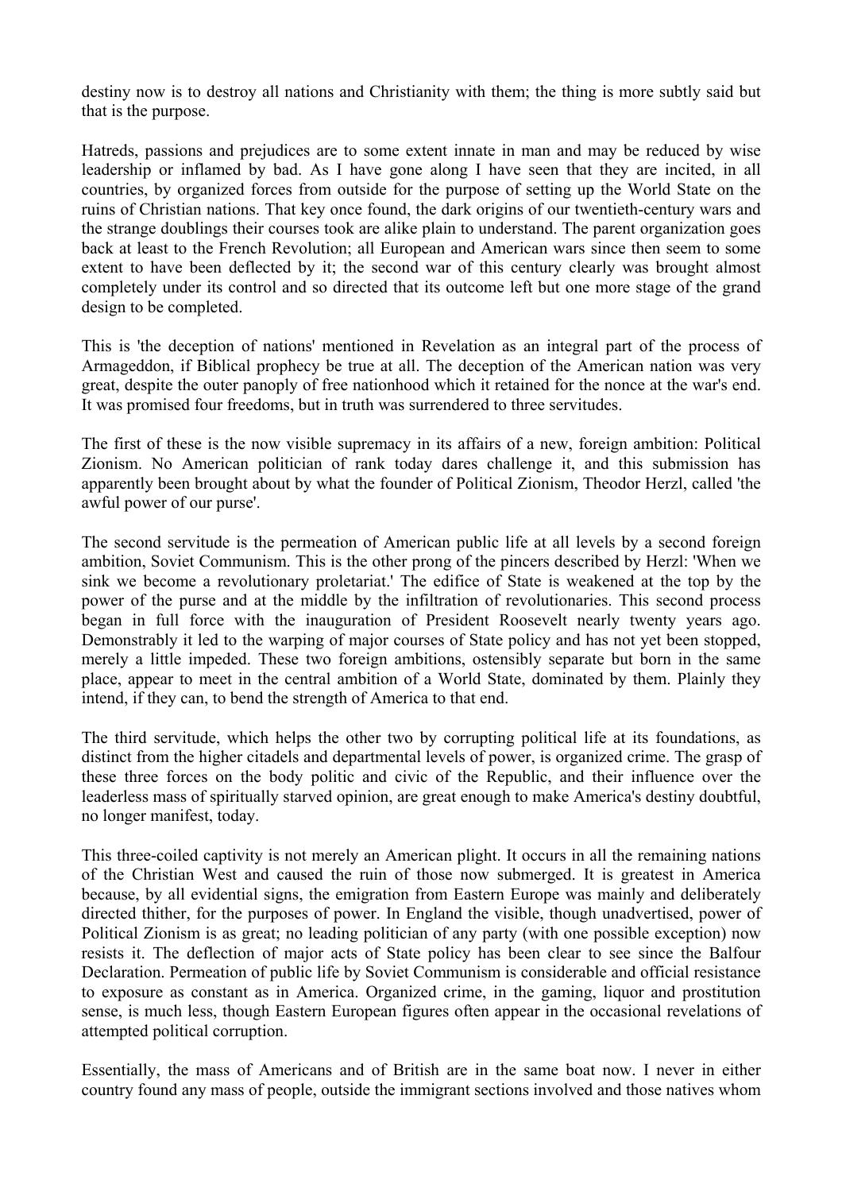destiny now is to destroy all nations and Christianity with them; the thing is more subtly said but that is the purpose.

Hatreds, passions and prejudices are to some extent innate in man and may be reduced by wise leadership or inflamed by bad. As I have gone along I have seen that they are incited, in all countries, by organized forces from outside for the purpose of setting up the World State on the ruins of Christian nations. That key once found, the dark origins of our twentieth-century wars and the strange doublings their courses took are alike plain to understand. The parent organization goes back at least to the French Revolution; all European and American wars since then seem to some extent to have been deflected by it; the second war of this century clearly was brought almost completely under its control and so directed that its outcome left but one more stage of the grand design to be completed.

This is 'the deception of nations' mentioned in Revelation as an integral part of the process of Armageddon, if Biblical prophecy be true at all. The deception of the American nation was very great, despite the outer panoply of free nationhood which it retained for the nonce at the war's end. It was promised four freedoms, but in truth was surrendered to three servitudes.

The first of these is the now visible supremacy in its affairs of a new, foreign ambition: Political Zionism. No American politician of rank today dares challenge it, and this submission has apparently been brought about by what the founder of Political Zionism, Theodor Herzl, called 'the awful power of our purse'.

The second servitude is the permeation of American public life at all levels by a second foreign ambition, Soviet Communism. This is the other prong of the pincers described by Herzl: 'When we sink we become a revolutionary proletariat.' The edifice of State is weakened at the top by the power of the purse and at the middle by the infiltration of revolutionaries. This second process began in full force with the inauguration of President Roosevelt nearly twenty years ago. Demonstrably it led to the warping of major courses of State policy and has not yet been stopped, merely a little impeded. These two foreign ambitions, ostensibly separate but born in the same place, appear to meet in the central ambition of a World State, dominated by them. Plainly they intend, if they can, to bend the strength of America to that end.

The third servitude, which helps the other two by corrupting political life at its foundations, as distinct from the higher citadels and departmental levels of power, is organized crime. The grasp of these three forces on the body politic and civic of the Republic, and their influence over the leaderless mass of spiritually starved opinion, are great enough to make America's destiny doubtful, no longer manifest, today.

This three-coiled captivity is not merely an American plight. It occurs in all the remaining nations of the Christian West and caused the ruin of those now submerged. It is greatest in America because, by all evidential signs, the emigration from Eastern Europe was mainly and deliberately directed thither, for the purposes of power. In England the visible, though unadvertised, power of Political Zionism is as great; no leading politician of any party (with one possible exception) now resists it. The deflection of major acts of State policy has been clear to see since the Balfour Declaration. Permeation of public life by Soviet Communism is considerable and official resistance to exposure as constant as in America. Organized crime, in the gaming, liquor and prostitution sense, is much less, though Eastern European figures often appear in the occasional revelations of attempted political corruption.

Essentially, the mass of Americans and of British are in the same boat now. I never in either country found any mass of people, outside the immigrant sections involved and those natives whom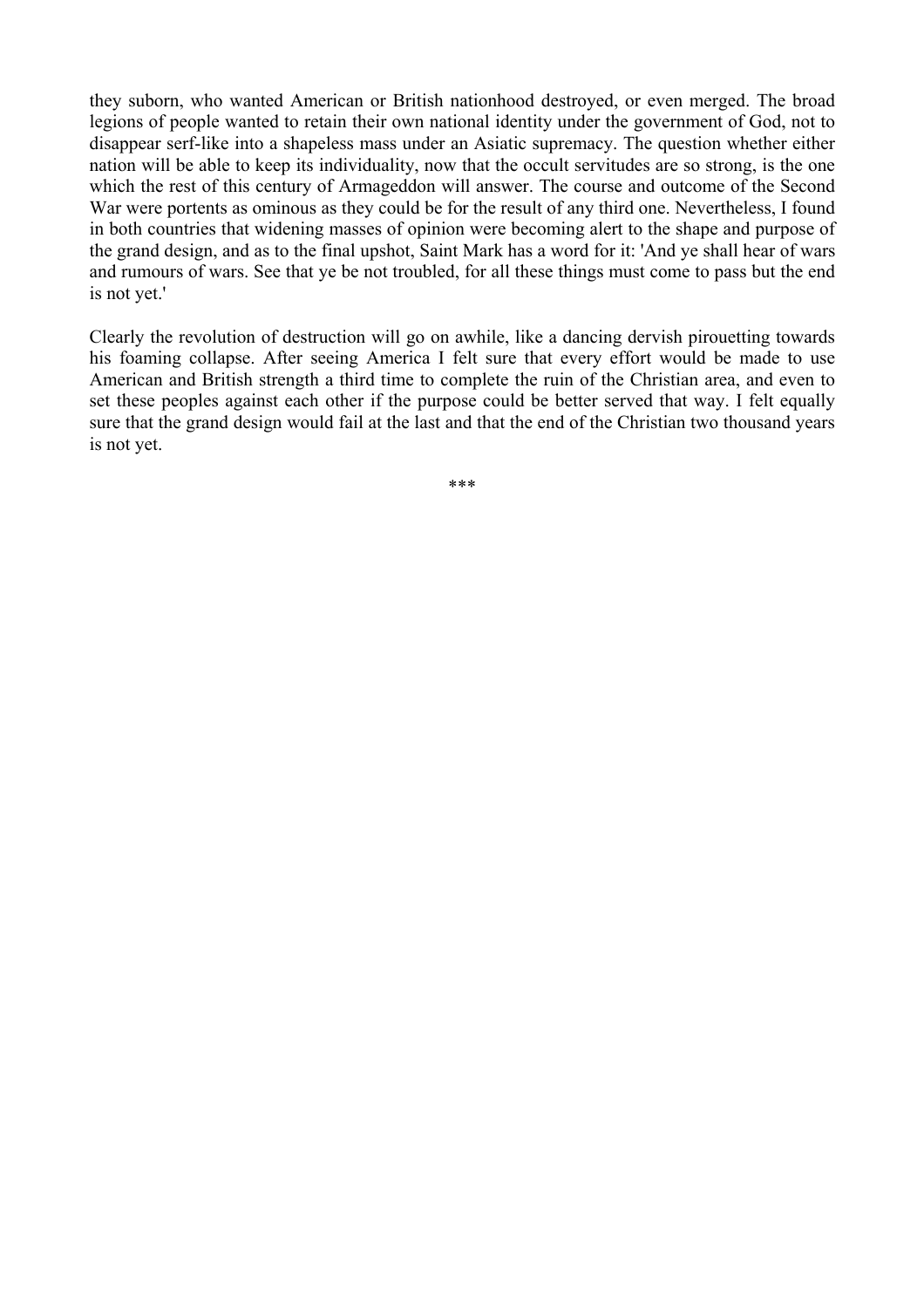they suborn, who wanted American or British nationhood destroyed, or even merged. The broad legions of people wanted to retain their own national identity under the government of God, not to disappear serf-like into a shapeless mass under an Asiatic supremacy. The question whether either nation will be able to keep its individuality, now that the occult servitudes are so strong, is the one which the rest of this century of Armageddon will answer. The course and outcome of the Second War were portents as ominous as they could be for the result of any third one. Nevertheless, I found in both countries that widening masses of opinion were becoming alert to the shape and purpose of the grand design, and as to the final upshot, Saint Mark has a word for it: 'And ye shall hear of wars and rumours of wars. See that ye be not troubled, for all these things must come to pass but the end is not yet.'

Clearly the revolution of destruction will go on awhile, like a dancing dervish pirouetting towards his foaming collapse. After seeing America I felt sure that every effort would be made to use American and British strength a third time to complete the ruin of the Christian area, and even to set these peoples against each other if the purpose could be better served that way. I felt equally sure that the grand design would fail at the last and that the end of the Christian two thousand years is not yet.

***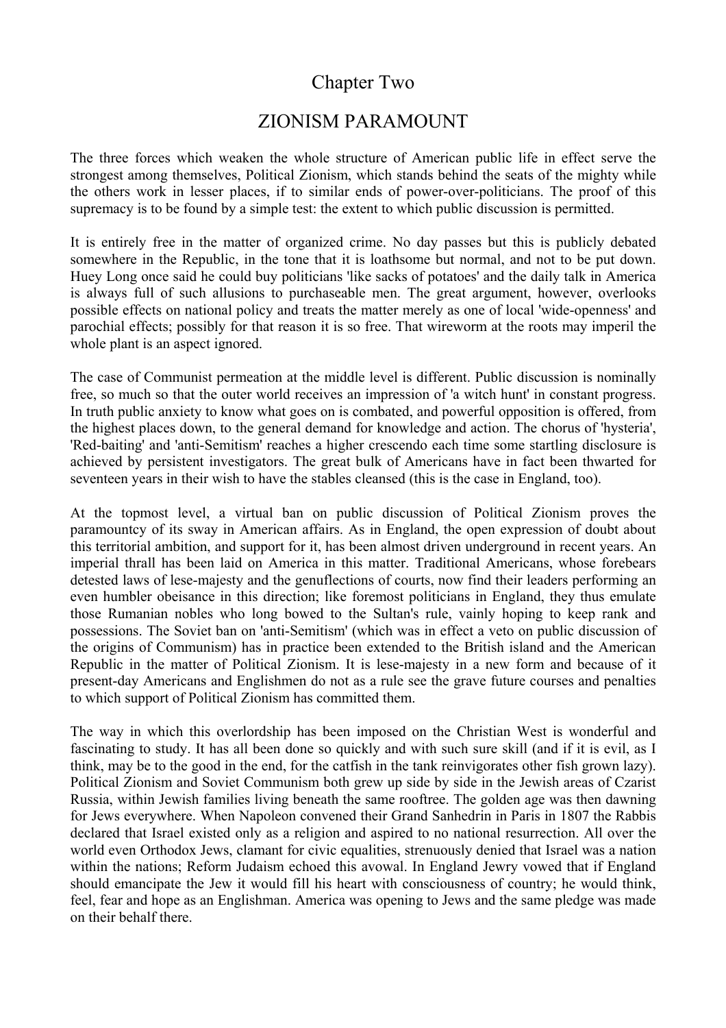# Chapter Two

## ZIONISM PARAMOUNT

The three forces which weaken the whole structure of American public life in effect serve the strongest among themselves, Political Zionism, which stands behind the seats of the mighty while the others work in lesser places, if to similar ends of power-over-politicians. The proof of this supremacy is to be found by a simple test: the extent to which public discussion is permitted.

It is entirely free in the matter of organized crime. No day passes but this is publicly debated somewhere in the Republic, in the tone that it is loathsome but normal, and not to be put down. Huey Long once said he could buy politicians 'like sacks of potatoes' and the daily talk in America is always full of such allusions to purchaseable men. The great argument, however, overlooks possible effects on national policy and treats the matter merely as one of local 'wide-openness' and parochial effects; possibly for that reason it is so free. That wireworm at the roots may imperil the whole plant is an aspect ignored.

The case of Communist permeation at the middle level is different. Public discussion is nominally free, so much so that the outer world receives an impression of 'a witch hunt' in constant progress. In truth public anxiety to know what goes on is combated, and powerful opposition is offered, from the highest places down, to the general demand for knowledge and action. The chorus of 'hysteria', 'Red-baiting' and 'anti-Semitism' reaches a higher crescendo each time some startling disclosure is achieved by persistent investigators. The great bulk of Americans have in fact been thwarted for seventeen years in their wish to have the stables cleansed (this is the case in England, too).

At the topmost level, a virtual ban on public discussion of Political Zionism proves the paramountcy of its sway in American affairs. As in England, the open expression of doubt about this territorial ambition, and support for it, has been almost driven underground in recent years. An imperial thrall has been laid on America in this matter. Traditional Americans, whose forebears detested laws of lese-majesty and the genuflections of courts, now find their leaders performing an even humbler obeisance in this direction; like foremost politicians in England, they thus emulate those Rumanian nobles who long bowed to the Sultan's rule, vainly hoping to keep rank and possessions. The Soviet ban on 'anti-Semitism' (which was in effect a veto on public discussion of the origins of Communism) has in practice been extended to the British island and the American Republic in the matter of Political Zionism. It is lese-majesty in a new form and because of it present-day Americans and Englishmen do not as a rule see the grave future courses and penalties to which support of Political Zionism has committed them.

The way in which this overlordship has been imposed on the Christian West is wonderful and fascinating to study. It has all been done so quickly and with such sure skill (and if it is evil, as I think, may be to the good in the end, for the catfish in the tank reinvigorates other fish grown lazy). Political Zionism and Soviet Communism both grew up side by side in the Jewish areas of Czarist Russia, within Jewish families living beneath the same rooftree. The golden age was then dawning for Jews everywhere. When Napoleon convened their Grand Sanhedrin in Paris in 1807 the Rabbis declared that Israel existed only as a religion and aspired to no national resurrection. All over the world even Orthodox Jews, clamant for civic equalities, strenuously denied that Israel was a nation within the nations; Reform Judaism echoed this avowal. In England Jewry vowed that if England should emancipate the Jew it would fill his heart with consciousness of country; he would think, feel, fear and hope as an Englishman. America was opening to Jews and the same pledge was made on their behalf there.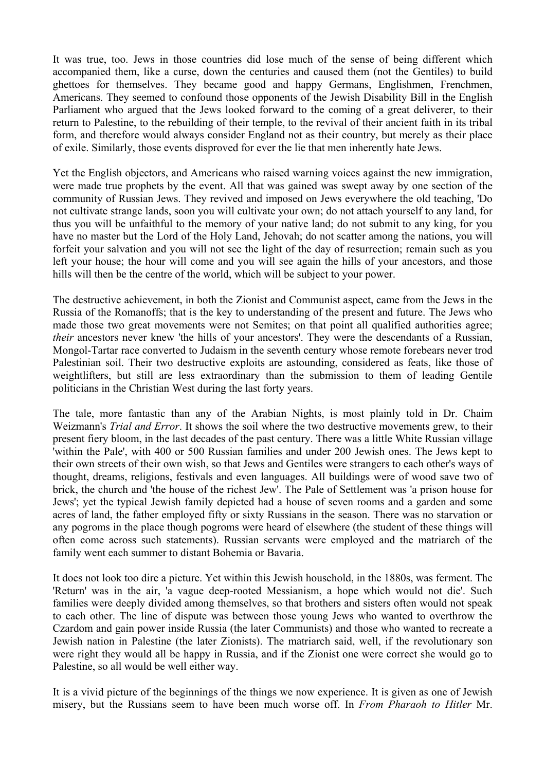It was true, too. Jews in those countries did lose much of the sense of being different which accompanied them, like a curse, down the centuries and caused them (not the Gentiles) to build ghettoes for themselves. They became good and happy Germans, Englishmen, Frenchmen, Americans. They seemed to confound those opponents of the Jewish Disability Bill in the English Parliament who argued that the Jews looked forward to the coming of a great deliverer, to their return to Palestine, to the rebuilding of their temple, to the revival of their ancient faith in its tribal form, and therefore would always consider England not as their country, but merely as their place of exile. Similarly, those events disproved for ever the lie that men inherently hate Jews.

Yet the English objectors, and Americans who raised warning voices against the new immigration, were made true prophets by the event. All that was gained was swept away by one section of the community of Russian Jews. They revived and imposed on Jews everywhere the old teaching, 'Do not cultivate strange lands, soon you will cultivate your own; do not attach yourself to any land, for thus you will be unfaithful to the memory of your native land; do not submit to any king, for you have no master but the Lord of the Holy Land, Jehovah; do not scatter among the nations, you will forfeit your salvation and you will not see the light of the day of resurrection; remain such as you left your house; the hour will come and you will see again the hills of your ancestors, and those hills will then be the centre of the world, which will be subject to your power.

The destructive achievement, in both the Zionist and Communist aspect, came from the Jews in the Russia of the Romanoffs; that is the key to understanding of the present and future. The Jews who made those two great movements were not Semites; on that point all qualified authorities agree; *their* ancestors never knew 'the hills of your ancestors'. They were the descendants of a Russian, Mongol-Tartar race converted to Judaism in the seventh century whose remote forebears never trod Palestinian soil. Their two destructive exploits are astounding, considered as feats, like those of weightlifters, but still are less extraordinary than the submission to them of leading Gentile politicians in the Christian West during the last forty years.

The tale, more fantastic than any of the Arabian Nights, is most plainly told in Dr. Chaim Weizmann's *Trial and Error*. It shows the soil where the two destructive movements grew, to their present fiery bloom, in the last decades of the past century. There was a little White Russian village 'within the Pale', with 400 or 500 Russian families and under 200 Jewish ones. The Jews kept to their own streets of their own wish, so that Jews and Gentiles were strangers to each other's ways of thought, dreams, religions, festivals and even languages. All buildings were of wood save two of brick, the church and 'the house of the richest Jew'. The Pale of Settlement was 'a prison house for Jews'; yet the typical Jewish family depicted had a house of seven rooms and a garden and some acres of land, the father employed fifty or sixty Russians in the season. There was no starvation or any pogroms in the place though pogroms were heard of elsewhere (the student of these things will often come across such statements). Russian servants were employed and the matriarch of the family went each summer to distant Bohemia or Bavaria.

It does not look too dire a picture. Yet within this Jewish household, in the 1880s, was ferment. The 'Return' was in the air, 'a vague deep-rooted Messianism, a hope which would not die'. Such families were deeply divided among themselves, so that brothers and sisters often would not speak to each other. The line of dispute was between those young Jews who wanted to overthrow the Czardom and gain power inside Russia (the later Communists) and those who wanted to recreate a Jewish nation in Palestine (the later Zionists). The matriarch said, well, if the revolutionary son were right they would all be happy in Russia, and if the Zionist one were correct she would go to Palestine, so all would be well either way.

It is a vivid picture of the beginnings of the things we now experience. It is given as one of Jewish misery, but the Russians seem to have been much worse off. In *From Pharaoh to Hitler* Mr.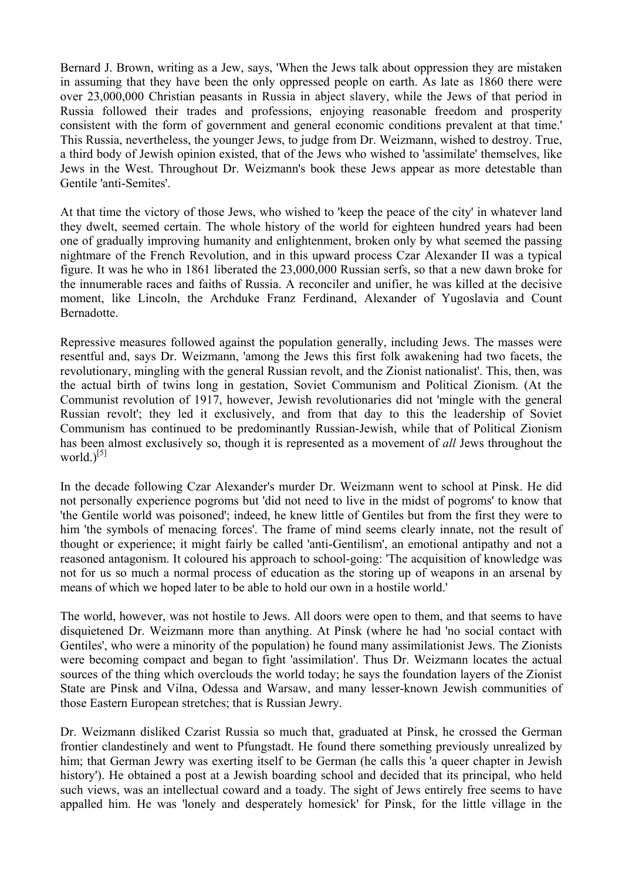Bernard J. Brown, writing as a Jew, says, 'When the Jews talk about oppression they are mistaken in assuming that they have been the only oppressed people on earth. As late as 1860 there were over 23,000,000 Christian peasants in Russia in abject slavery, while the Jews of that period in Russia followed their trades and professions, enjoying reasonable freedom and prosperity consistent with the form of government and general economic conditions prevalent at that time.' This Russia, nevertheless, the younger Jews, to judge from Dr. Weizmann, wished to destroy. True, a third body of Jewish opinion existed, that of the Jews who wished to 'assimilate' themselves, like Jews in the West. Throughout Dr. Weizmann's book these Jews appear as more detestable than Gentile 'anti-Semites'.

At that time the victory of those Jews, who wished to 'keep the peace of the city' in whatever land they dwelt, seemed certain. The whole history of the world for eighteen hundred years had been one of gradually improving humanity and enlightenment, broken only by what seemed the passing nightmare of the French Revolution, and in this upward process Czar Alexander II was a typical figure. It was he who in 1861 liberated the 23,000,000 Russian serfs, so that a new dawn broke for the innumerable races and faiths of Russia. A reconciler and unifier, he was killed at the decisive moment, like Lincoln, the Archduke Franz Ferdinand, Alexander of Yugoslavia and Count Bernadotte.

Repressive measures followed against the population generally, including Jews. The masses were resentful and, says Dr. Weizmann, 'among the Jews this first folk awakening had two facets, the revolutionary, mingling with the general Russian revolt, and the Zionist nationalist'. This, then, was the actual birth of twins long in gestation, Soviet Communism and Political Zionism. (At the Communist revolution of 1917, however, Jewish revolutionaries did not 'mingle with the general Russian revolt'; they led it exclusively, and from that day to this the leadership of Soviet Communism has continued to be predominantly Russian-Jewish, while that of Political Zionism has been almost exclusively so, though it is represented as a movement of *all* Jews throughout the world.)[5]

In the decade following Czar Alexander's murder Dr. Weizmann went to school at Pinsk. He did not personally experience pogroms but 'did not need to live in the midst of pogroms' to know that 'the Gentile world was poisoned'; indeed, he knew little of Gentiles but from the first they were to him 'the symbols of menacing forces'. The frame of mind seems clearly innate, not the result of thought or experience; it might fairly be called 'anti-Gentilism', an emotional antipathy and not a reasoned antagonism. It coloured his approach to school-going: 'The acquisition of knowledge was not for us so much a normal process of education as the storing up of weapons in an arsenal by means of which we hoped later to be able to hold our own in a hostile world.'

The world, however, was not hostile to Jews. All doors were open to them, and that seems to have disquietened Dr. Weizmann more than anything. At Pinsk (where he had 'no social contact with Gentiles', who were a minority of the population) he found many assimilationist Jews. The Zionists were becoming compact and began to fight 'assimilation'. Thus Dr. Weizmann locates the actual sources of the thing which overclouds the world today; he says the foundation layers of the Zionist State are Pinsk and Vilna, Odessa and Warsaw, and many lesser-known Jewish communities of those Eastern European stretches; that is Russian Jewry.

Dr. Weizmann disliked Czarist Russia so much that, graduated at Pinsk, he crossed the German frontier clandestinely and went to Pfungstadt. He found there something previously unrealized by him; that German Jewry was exerting itself to be German (he calls this 'a queer chapter in Jewish history'). He obtained a post at a Jewish boarding school and decided that its principal, who held such views, was an intellectual coward and a toady. The sight of Jews entirely free seems to have appalled him. He was 'lonely and desperately homesick' for Pinsk, for the little village in the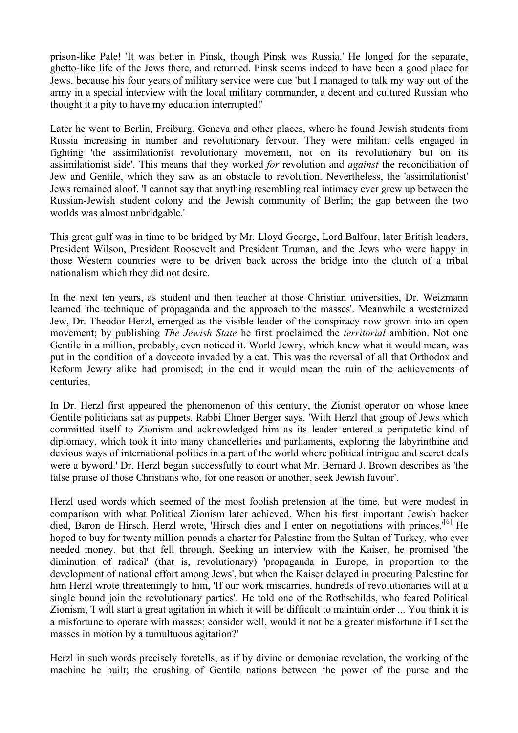prison-like Pale! 'It was better in Pinsk, though Pinsk was Russia.' He longed for the separate, ghetto-like life of the Jews there, and returned. Pinsk seems indeed to have been a good place for Jews, because his four years of military service were due 'but I managed to talk my way out of the army in a special interview with the local military commander, a decent and cultured Russian who thought it a pity to have my education interrupted!'

Later he went to Berlin, Freiburg, Geneva and other places, where he found Jewish students from Russia increasing in number and revolutionary fervour. They were militant cells engaged in fighting 'the assimilationist revolutionary movement, not on its revolutionary but on its assimilationist side'. This means that they worked *for* revolution and *against* the reconciliation of Jew and Gentile, which they saw as an obstacle to revolution. Nevertheless, the 'assimilationist' Jews remained aloof. 'I cannot say that anything resembling real intimacy ever grew up between the Russian-Jewish student colony and the Jewish community of Berlin; the gap between the two worlds was almost unbridgable.'

This great gulf was in time to be bridged by Mr. Lloyd George, Lord Balfour, later British leaders, President Wilson, President Roosevelt and President Truman, and the Jews who were happy in those Western countries were to be driven back across the bridge into the clutch of a tribal nationalism which they did not desire.

In the next ten years, as student and then teacher at those Christian universities, Dr. Weizmann learned 'the technique of propaganda and the approach to the masses'. Meanwhile a westernized Jew, Dr. Theodor Herzl, emerged as the visible leader of the conspiracy now grown into an open movement; by publishing *The Jewish State* he first proclaimed the *territorial* ambition. Not one Gentile in a million, probably, even noticed it. World Jewry, which knew what it would mean, was put in the condition of a dovecote invaded by a cat. This was the reversal of all that Orthodox and Reform Jewry alike had promised; in the end it would mean the ruin of the achievements of centuries.

In Dr. Herzl first appeared the phenomenon of this century, the Zionist operator on whose knee Gentile politicians sat as puppets. Rabbi Elmer Berger says, 'With Herzl that group of Jews which committed itself to Zionism and acknowledged him as its leader entered a peripatetic kind of diplomacy, which took it into many chancelleries and parliaments, exploring the labyrinthine and devious ways of international politics in a part of the world where political intrigue and secret deals were a byword.' Dr. Herzl began successfully to court what Mr. Bernard J. Brown describes as 'the false praise of those Christians who, for one reason or another, seek Jewish favour'.

Herzl used words which seemed of the most foolish pretension at the time, but were modest in comparison with what Political Zionism later achieved. When his first important Jewish backer died, Baron de Hirsch, Herzl wrote, 'Hirsch dies and I enter on negotiations with princes.'[6] He hoped to buy for twenty million pounds a charter for Palestine from the Sultan of Turkey, who ever needed money, but that fell through. Seeking an interview with the Kaiser, he promised 'the diminution of radical' (that is, revolutionary) 'propaganda in Europe, in proportion to the development of national effort among Jews', but when the Kaiser delayed in procuring Palestine for him Herzl wrote threateningly to him, 'If our work miscarries, hundreds of revolutionaries will at a single bound join the revolutionary parties'. He told one of the Rothschilds, who feared Political Zionism, 'I will start a great agitation in which it will be difficult to maintain order ... You think it is a misfortune to operate with masses; consider well, would it not be a greater misfortune if I set the masses in motion by a tumultuous agitation?'

Herzl in such words precisely foretells, as if by divine or demoniac revelation, the working of the machine he built; the crushing of Gentile nations between the power of the purse and the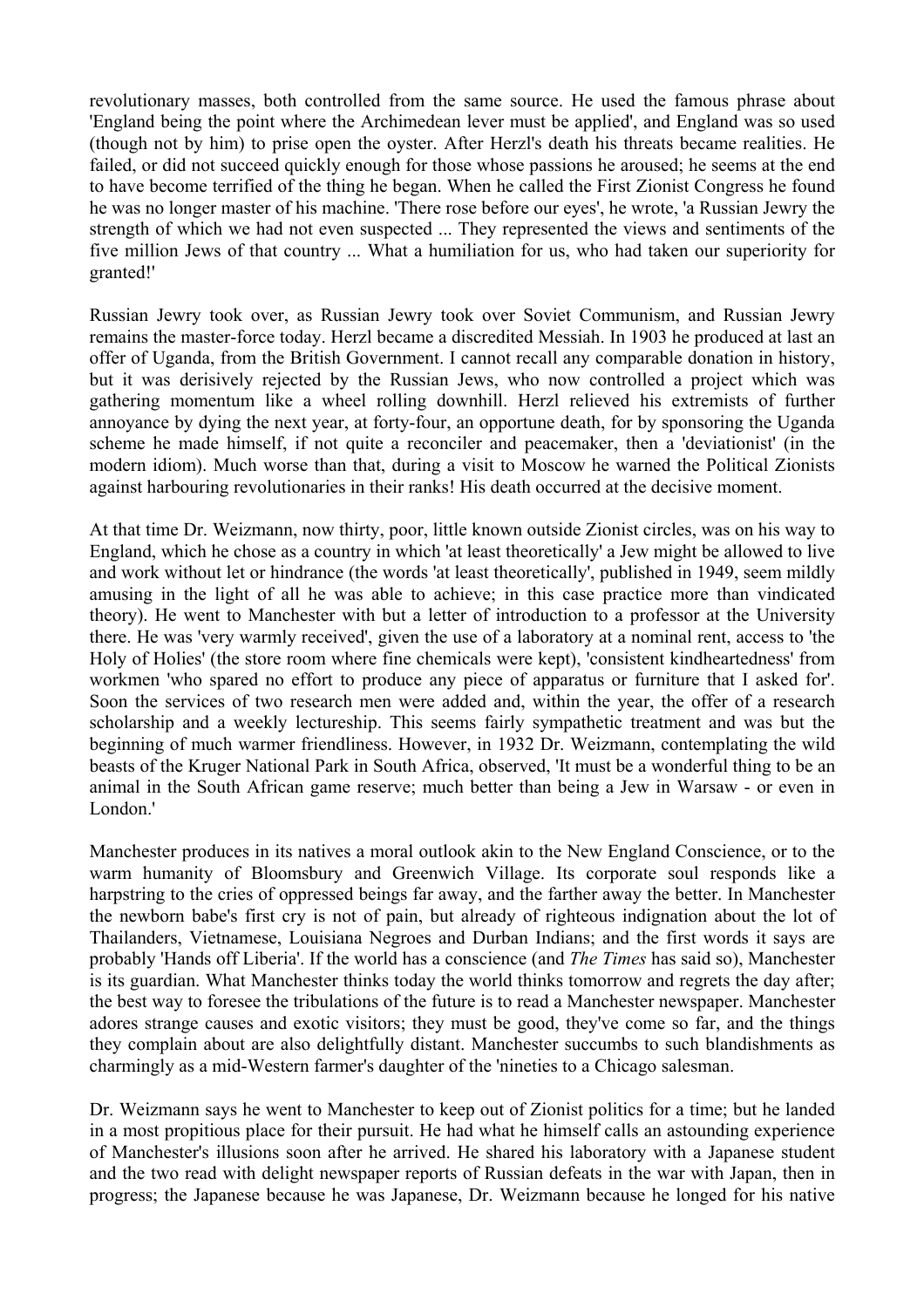revolutionary masses, both controlled from the same source. He used the famous phrase about 'England being the point where the Archimedean lever must be applied', and England was so used (though not by him) to prise open the oyster. After Herzl's death his threats became realities. He failed, or did not succeed quickly enough for those whose passions he aroused; he seems at the end to have become terrified of the thing he began. When he called the First Zionist Congress he found he was no longer master of his machine. 'There rose before our eyes', he wrote, 'a Russian Jewry the strength of which we had not even suspected ... They represented the views and sentiments of the five million Jews of that country ... What a humiliation for us, who had taken our superiority for granted!'

Russian Jewry took over, as Russian Jewry took over Soviet Communism, and Russian Jewry remains the master-force today. Herzl became a discredited Messiah. In 1903 he produced at last an offer of Uganda, from the British Government. I cannot recall any comparable donation in history, but it was derisively rejected by the Russian Jews, who now controlled a project which was gathering momentum like a wheel rolling downhill. Herzl relieved his extremists of further annoyance by dying the next year, at forty-four, an opportune death, for by sponsoring the Uganda scheme he made himself, if not quite a reconciler and peacemaker, then a 'deviationist' (in the modern idiom). Much worse than that, during a visit to Moscow he warned the Political Zionists against harbouring revolutionaries in their ranks! His death occurred at the decisive moment.

At that time Dr. Weizmann, now thirty, poor, little known outside Zionist circles, was on his way to England, which he chose as a country in which 'at least theoretically' a Jew might be allowed to live and work without let or hindrance (the words 'at least theoretically', published in 1949, seem mildly amusing in the light of all he was able to achieve; in this case practice more than vindicated theory). He went to Manchester with but a letter of introduction to a professor at the University there. He was 'very warmly received', given the use of a laboratory at a nominal rent, access to 'the Holy of Holies' (the store room where fine chemicals were kept), 'consistent kindheartedness' from workmen 'who spared no effort to produce any piece of apparatus or furniture that I asked for'. Soon the services of two research men were added and, within the year, the offer of a research scholarship and a weekly lectureship. This seems fairly sympathetic treatment and was but the beginning of much warmer friendliness. However, in 1932 Dr. Weizmann, contemplating the wild beasts of the Kruger National Park in South Africa, observed, 'It must be a wonderful thing to be an animal in the South African game reserve; much better than being a Jew in Warsaw - or even in London.'

Manchester produces in its natives a moral outlook akin to the New England Conscience, or to the warm humanity of Bloomsbury and Greenwich Village. Its corporate soul responds like a harpstring to the cries of oppressed beings far away, and the farther away the better. In Manchester the newborn babe's first cry is not of pain, but already of righteous indignation about the lot of Thailanders, Vietnamese, Louisiana Negroes and Durban Indians; and the first words it says are probably 'Hands off Liberia'. If the world has a conscience (and *The Times* has said so), Manchester is its guardian. What Manchester thinks today the world thinks tomorrow and regrets the day after; the best way to foresee the tribulations of the future is to read a Manchester newspaper. Manchester adores strange causes and exotic visitors; they must be good, they've come so far, and the things they complain about are also delightfully distant. Manchester succumbs to such blandishments as charmingly as a mid-Western farmer's daughter of the 'nineties to a Chicago salesman.

Dr. Weizmann says he went to Manchester to keep out of Zionist politics for a time; but he landed in a most propitious place for their pursuit. He had what he himself calls an astounding experience of Manchester's illusions soon after he arrived. He shared his laboratory with a Japanese student and the two read with delight newspaper reports of Russian defeats in the war with Japan, then in progress; the Japanese because he was Japanese, Dr. Weizmann because he longed for his native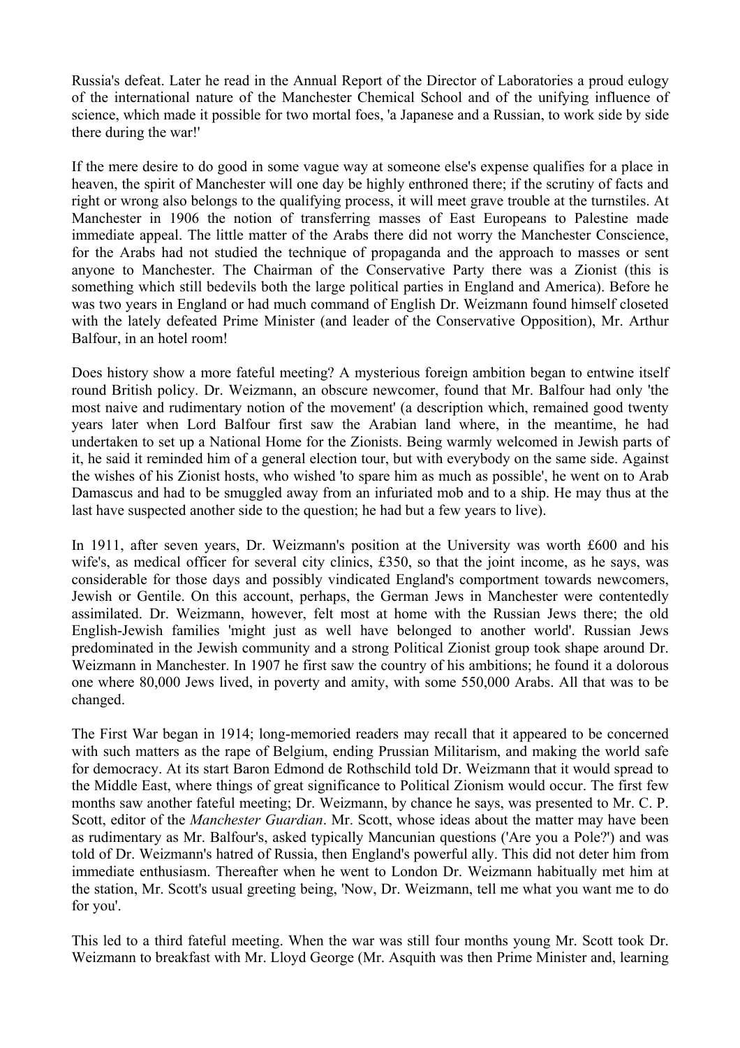Russia's defeat. Later he read in the Annual Report of the Director of Laboratories a proud eulogy of the international nature of the Manchester Chemical School and of the unifying influence of science, which made it possible for two mortal foes, 'a Japanese and a Russian, to work side by side there during the war!'

If the mere desire to do good in some vague way at someone else's expense qualifies for a place in heaven, the spirit of Manchester will one day be highly enthroned there; if the scrutiny of facts and right or wrong also belongs to the qualifying process, it will meet grave trouble at the turnstiles. At Manchester in 1906 the notion of transferring masses of East Europeans to Palestine made immediate appeal. The little matter of the Arabs there did not worry the Manchester Conscience, for the Arabs had not studied the technique of propaganda and the approach to masses or sent anyone to Manchester. The Chairman of the Conservative Party there was a Zionist (this is something which still bedevils both the large political parties in England and America). Before he was two years in England or had much command of English Dr. Weizmann found himself closeted with the lately defeated Prime Minister (and leader of the Conservative Opposition), Mr. Arthur Balfour, in an hotel room!

Does history show a more fateful meeting? A mysterious foreign ambition began to entwine itself round British policy. Dr. Weizmann, an obscure newcomer, found that Mr. Balfour had only 'the most naive and rudimentary notion of the movement' (a description which, remained good twenty years later when Lord Balfour first saw the Arabian land where, in the meantime, he had undertaken to set up a National Home for the Zionists. Being warmly welcomed in Jewish parts of it, he said it reminded him of a general election tour, but with everybody on the same side. Against the wishes of his Zionist hosts, who wished 'to spare him as much as possible', he went on to Arab Damascus and had to be smuggled away from an infuriated mob and to a ship. He may thus at the last have suspected another side to the question; he had but a few years to live).

In 1911, after seven years, Dr. Weizmann's position at the University was worth £600 and his wife's, as medical officer for several city clinics, £350, so that the joint income, as he says, was considerable for those days and possibly vindicated England's comportment towards newcomers, Jewish or Gentile. On this account, perhaps, the German Jews in Manchester were contentedly assimilated. Dr. Weizmann, however, felt most at home with the Russian Jews there; the old English-Jewish families 'might just as well have belonged to another world'. Russian Jews predominated in the Jewish community and a strong Political Zionist group took shape around Dr. Weizmann in Manchester. In 1907 he first saw the country of his ambitions; he found it a dolorous one where 80,000 Jews lived, in poverty and amity, with some 550,000 Arabs. All that was to be changed.

The First War began in 1914; long-memoried readers may recall that it appeared to be concerned with such matters as the rape of Belgium, ending Prussian Militarism, and making the world safe for democracy. At its start Baron Edmond de Rothschild told Dr. Weizmann that it would spread to the Middle East, where things of great significance to Political Zionism would occur. The first few months saw another fateful meeting; Dr. Weizmann, by chance he says, was presented to Mr. C. P. Scott, editor of the *Manchester Guardian*. Mr. Scott, whose ideas about the matter may have been as rudimentary as Mr. Balfour's, asked typically Mancunian questions ('Are you a Pole?') and was told of Dr. Weizmann's hatred of Russia, then England's powerful ally. This did not deter him from immediate enthusiasm. Thereafter when he went to London Dr. Weizmann habitually met him at the station, Mr. Scott's usual greeting being, 'Now, Dr. Weizmann, tell me what you want me to do for you'.

This led to a third fateful meeting. When the war was still four months young Mr. Scott took Dr. Weizmann to breakfast with Mr. Lloyd George (Mr. Asquith was then Prime Minister and, learning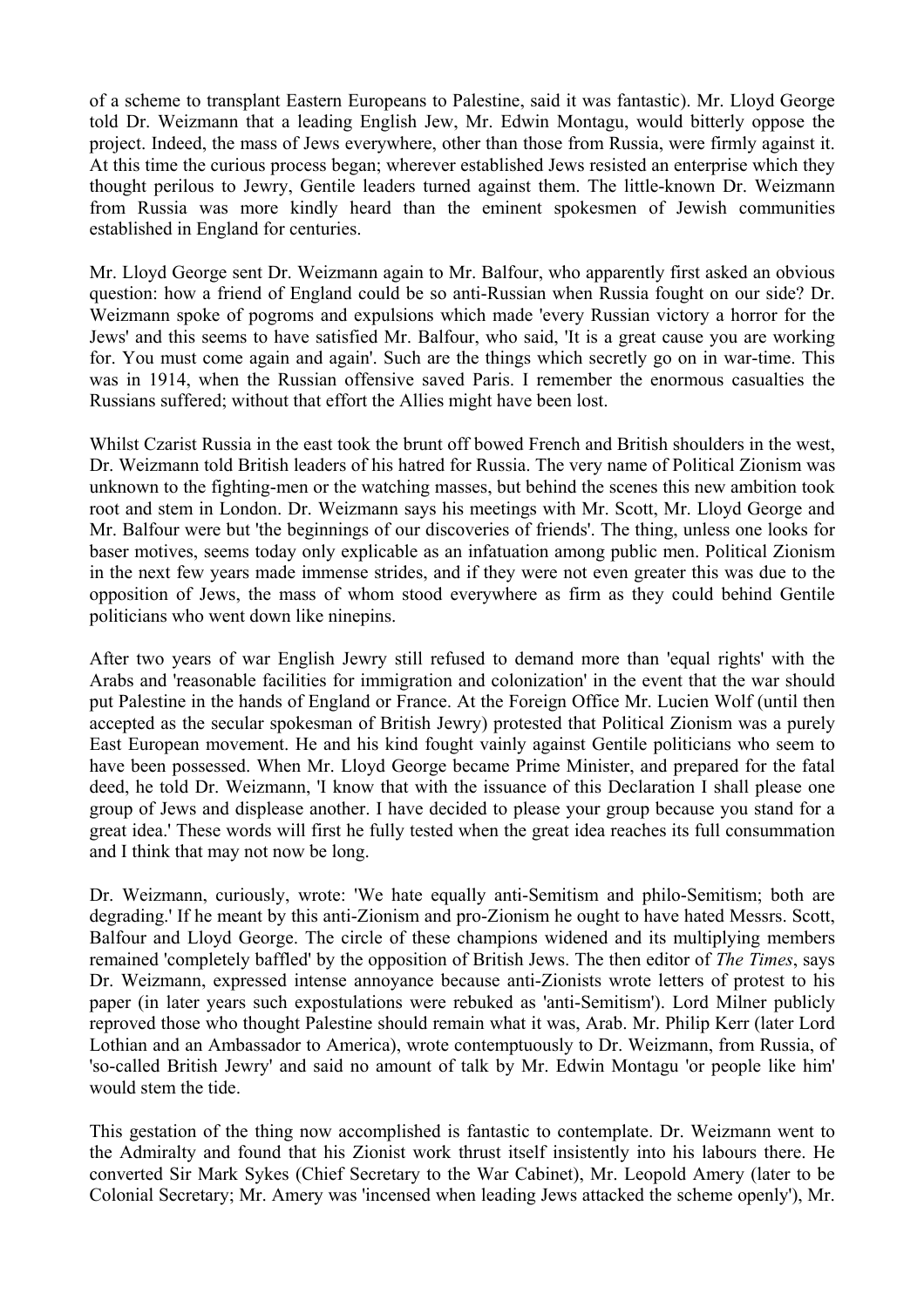of a scheme to transplant Eastern Europeans to Palestine, said it was fantastic). Mr. Lloyd George told Dr. Weizmann that a leading English Jew, Mr. Edwin Montagu, would bitterly oppose the project. Indeed, the mass of Jews everywhere, other than those from Russia, were firmly against it. At this time the curious process began; wherever established Jews resisted an enterprise which they thought perilous to Jewry, Gentile leaders turned against them. The little-known Dr. Weizmann from Russia was more kindly heard than the eminent spokesmen of Jewish communities established in England for centuries.

Mr. Lloyd George sent Dr. Weizmann again to Mr. Balfour, who apparently first asked an obvious question: how a friend of England could be so anti-Russian when Russia fought on our side? Dr. Weizmann spoke of pogroms and expulsions which made 'every Russian victory a horror for the Jews' and this seems to have satisfied Mr. Balfour, who said, 'It is a great cause you are working for. You must come again and again'. Such are the things which secretly go on in war-time. This was in 1914, when the Russian offensive saved Paris. I remember the enormous casualties the Russians suffered; without that effort the Allies might have been lost.

Whilst Czarist Russia in the east took the brunt off bowed French and British shoulders in the west, Dr. Weizmann told British leaders of his hatred for Russia. The very name of Political Zionism was unknown to the fighting-men or the watching masses, but behind the scenes this new ambition took root and stem in London. Dr. Weizmann says his meetings with Mr. Scott, Mr. Lloyd George and Mr. Balfour were but 'the beginnings of our discoveries of friends'. The thing, unless one looks for baser motives, seems today only explicable as an infatuation among public men. Political Zionism in the next few years made immense strides, and if they were not even greater this was due to the opposition of Jews, the mass of whom stood everywhere as firm as they could behind Gentile politicians who went down like ninepins.

After two years of war English Jewry still refused to demand more than 'equal rights' with the Arabs and 'reasonable facilities for immigration and colonization' in the event that the war should put Palestine in the hands of England or France. At the Foreign Office Mr. Lucien Wolf (until then accepted as the secular spokesman of British Jewry) protested that Political Zionism was a purely East European movement. He and his kind fought vainly against Gentile politicians who seem to have been possessed. When Mr. Lloyd George became Prime Minister, and prepared for the fatal deed, he told Dr. Weizmann, 'I know that with the issuance of this Declaration I shall please one group of Jews and displease another. I have decided to please your group because you stand for a great idea.' These words will first he fully tested when the great idea reaches its full consummation and I think that may not now be long.

Dr. Weizmann, curiously, wrote: 'We hate equally anti-Semitism and philo-Semitism; both are degrading.' If he meant by this anti-Zionism and pro-Zionism he ought to have hated Messrs. Scott, Balfour and Lloyd George. The circle of these champions widened and its multiplying members remained 'completely baffled' by the opposition of British Jews. The then editor of *The Times*, says Dr. Weizmann, expressed intense annoyance because anti-Zionists wrote letters of protest to his paper (in later years such expostulations were rebuked as 'anti-Semitism'). Lord Milner publicly reproved those who thought Palestine should remain what it was, Arab. Mr. Philip Kerr (later Lord Lothian and an Ambassador to America), wrote contemptuously to Dr. Weizmann, from Russia, of 'so-called British Jewry' and said no amount of talk by Mr. Edwin Montagu 'or people like him' would stem the tide.

This gestation of the thing now accomplished is fantastic to contemplate. Dr. Weizmann went to the Admiralty and found that his Zionist work thrust itself insistently into his labours there. He converted Sir Mark Sykes (Chief Secretary to the War Cabinet), Mr. Leopold Amery (later to be Colonial Secretary; Mr. Amery was 'incensed when leading Jews attacked the scheme openly'), Mr.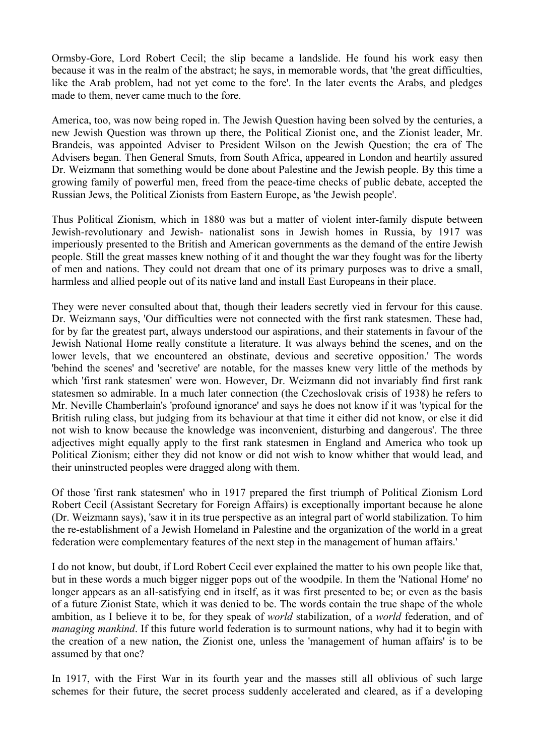Ormsby-Gore, Lord Robert Cecil; the slip became a landslide. He found his work easy then because it was in the realm of the abstract; he says, in memorable words, that 'the great difficulties, like the Arab problem, had not yet come to the fore'. In the later events the Arabs, and pledges made to them, never came much to the fore.

America, too, was now being roped in. The Jewish Question having been solved by the centuries, a new Jewish Question was thrown up there, the Political Zionist one, and the Zionist leader, Mr. Brandeis, was appointed Adviser to President Wilson on the Jewish Question; the era of The Advisers began. Then General Smuts, from South Africa, appeared in London and heartily assured Dr. Weizmann that something would be done about Palestine and the Jewish people. By this time a growing family of powerful men, freed from the peace-time checks of public debate, accepted the Russian Jews, the Political Zionists from Eastern Europe, as 'the Jewish people'.

Thus Political Zionism, which in 1880 was but a matter of violent inter-family dispute between Jewish-revolutionary and Jewish- nationalist sons in Jewish homes in Russia, by 1917 was imperiously presented to the British and American governments as the demand of the entire Jewish people. Still the great masses knew nothing of it and thought the war they fought was for the liberty of men and nations. They could not dream that one of its primary purposes was to drive a small, harmless and allied people out of its native land and install East Europeans in their place.

They were never consulted about that, though their leaders secretly vied in fervour for this cause. Dr. Weizmann says, 'Our difficulties were not connected with the first rank statesmen. These had, for by far the greatest part, always understood our aspirations, and their statements in favour of the Jewish National Home really constitute a literature. It was always behind the scenes, and on the lower levels, that we encountered an obstinate, devious and secretive opposition.' The words 'behind the scenes' and 'secretive' are notable, for the masses knew very little of the methods by which 'first rank statesmen' were won. However, Dr. Weizmann did not invariably find first rank statesmen so admirable. In a much later connection (the Czechoslovak crisis of 1938) he refers to Mr. Neville Chamberlain's 'profound ignorance' and says he does not know if it was 'typical for the British ruling class, but judging from its behaviour at that time it either did not know, or else it did not wish to know because the knowledge was inconvenient, disturbing and dangerous'. The three adjectives might equally apply to the first rank statesmen in England and America who took up Political Zionism; either they did not know or did not wish to know whither that would lead, and their uninstructed peoples were dragged along with them.

Of those 'first rank statesmen' who in 1917 prepared the first triumph of Political Zionism Lord Robert Cecil (Assistant Secretary for Foreign Affairs) is exceptionally important because he alone (Dr. Weizmann says), 'saw it in its true perspective as an integral part of world stabilization. To him the re-establishment of a Jewish Homeland in Palestine and the organization of the world in a great federation were complementary features of the next step in the management of human affairs.'

I do not know, but doubt, if Lord Robert Cecil ever explained the matter to his own people like that, but in these words a much bigger nigger pops out of the woodpile. In them the 'National Home' no longer appears as an all-satisfying end in itself, as it was first presented to be; or even as the basis of a future Zionist State, which it was denied to be. The words contain the true shape of the whole ambition, as I believe it to be, for they speak of *world* stabilization, of a *world* federation, and of *managing mankind*. If this future world federation is to surmount nations, why had it to begin with the creation of a new nation, the Zionist one, unless the 'management of human affairs' is to be assumed by that one?

In 1917, with the First War in its fourth year and the masses still all oblivious of such large schemes for their future, the secret process suddenly accelerated and cleared, as if a developing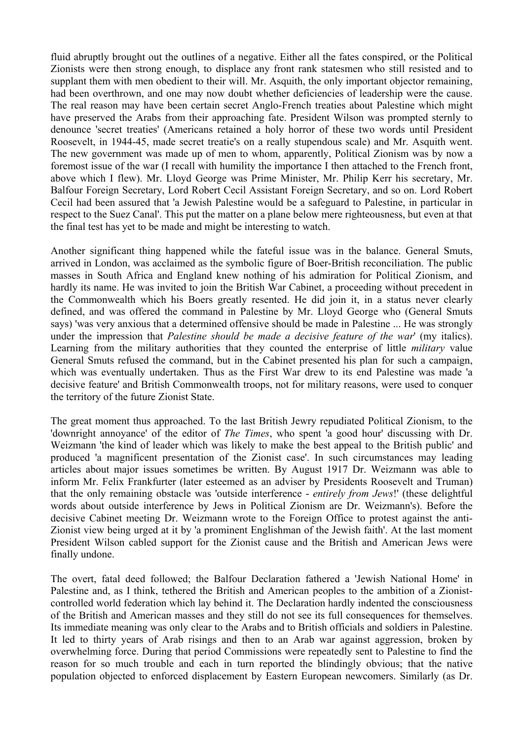fluid abruptly brought out the outlines of a negative. Either all the fates conspired, or the Political Zionists were then strong enough, to displace any front rank statesmen who still resisted and to supplant them with men obedient to their will. Mr. Asquith, the only important objector remaining, had been overthrown, and one may now doubt whether deficiencies of leadership were the cause. The real reason may have been certain secret Anglo-French treaties about Palestine which might have preserved the Arabs from their approaching fate. President Wilson was prompted sternly to denounce 'secret treaties' (Americans retained a holy horror of these two words until President Roosevelt, in 1944-45, made secret treatie's on a really stupendous scale) and Mr. Asquith went. The new government was made up of men to whom, apparently, Political Zionism was by now a foremost issue of the war (I recall with humility the importance I then attached to the French front, above which I flew). Mr. Lloyd George was Prime Minister, Mr. Philip Kerr his secretary, Mr. Balfour Foreign Secretary, Lord Robert Cecil Assistant Foreign Secretary, and so on. Lord Robert Cecil had been assured that 'a Jewish Palestine would be a safeguard to Palestine, in particular in respect to the Suez Canal'. This put the matter on a plane below mere righteousness, but even at that the final test has yet to be made and might be interesting to watch.

Another significant thing happened while the fateful issue was in the balance. General Smuts, arrived in London, was acclaimed as the symbolic figure of Boer-British reconciliation. The public masses in South Africa and England knew nothing of his admiration for Political Zionism, and hardly its name. He was invited to join the British War Cabinet, a proceeding without precedent in the Commonwealth which his Boers greatly resented. He did join it, in a status never clearly defined, and was offered the command in Palestine by Mr. Lloyd George who (General Smuts says) 'was very anxious that a determined offensive should be made in Palestine ... He was strongly under the impression that *Palestine should be made a decisive feature of the war*' (my italics). Learning from the military authorities that they counted the enterprise of little *military* value General Smuts refused the command, but in the Cabinet presented his plan for such a campaign, which was eventually undertaken. Thus as the First War drew to its end Palestine was made 'a decisive feature' and British Commonwealth troops, not for military reasons, were used to conquer the territory of the future Zionist State.

The great moment thus approached. To the last British Jewry repudiated Political Zionism, to the 'downright annoyance' of the editor of *The Times*, who spent 'a good hour' discussing with Dr. Weizmann 'the kind of leader which was likely to make the best appeal to the British public' and produced 'a magnificent presentation of the Zionist case'. In such circumstances may leading articles about major issues sometimes be written. By August 1917 Dr. Weizmann was able to inform Mr. Felix Frankfurter (later esteemed as an adviser by Presidents Roosevelt and Truman) that the only remaining obstacle was 'outside interference - *entirely from Jews*!' (these delightful words about outside interference by Jews in Political Zionism are Dr. Weizmann's). Before the decisive Cabinet meeting Dr. Weizmann wrote to the Foreign Office to protest against the anti-Zionist view being urged at it by 'a prominent Englishman of the Jewish faith'. At the last moment President Wilson cabled support for the Zionist cause and the British and American Jews were finally undone.

The overt, fatal deed followed; the Balfour Declaration fathered a 'Jewish National Home' in Palestine and, as I think, tethered the British and American peoples to the ambition of a Zionist-controlled world federation which lay behind it. The Declaration hardly indented the consciousness of the British and American masses and they still do not see its full consequences for themselves. Its immediate meaning was only clear to the Arabs and to British officials and soldiers in Palestine. It led to thirty years of Arab risings and then to an Arab war against aggression, broken by overwhelming force. During that period Commissions were repeatedly sent to Palestine to find the reason for so much trouble and each in turn reported the blindingly obvious; that the native population objected to enforced displacement by Eastern European newcomers. Similarly (as Dr.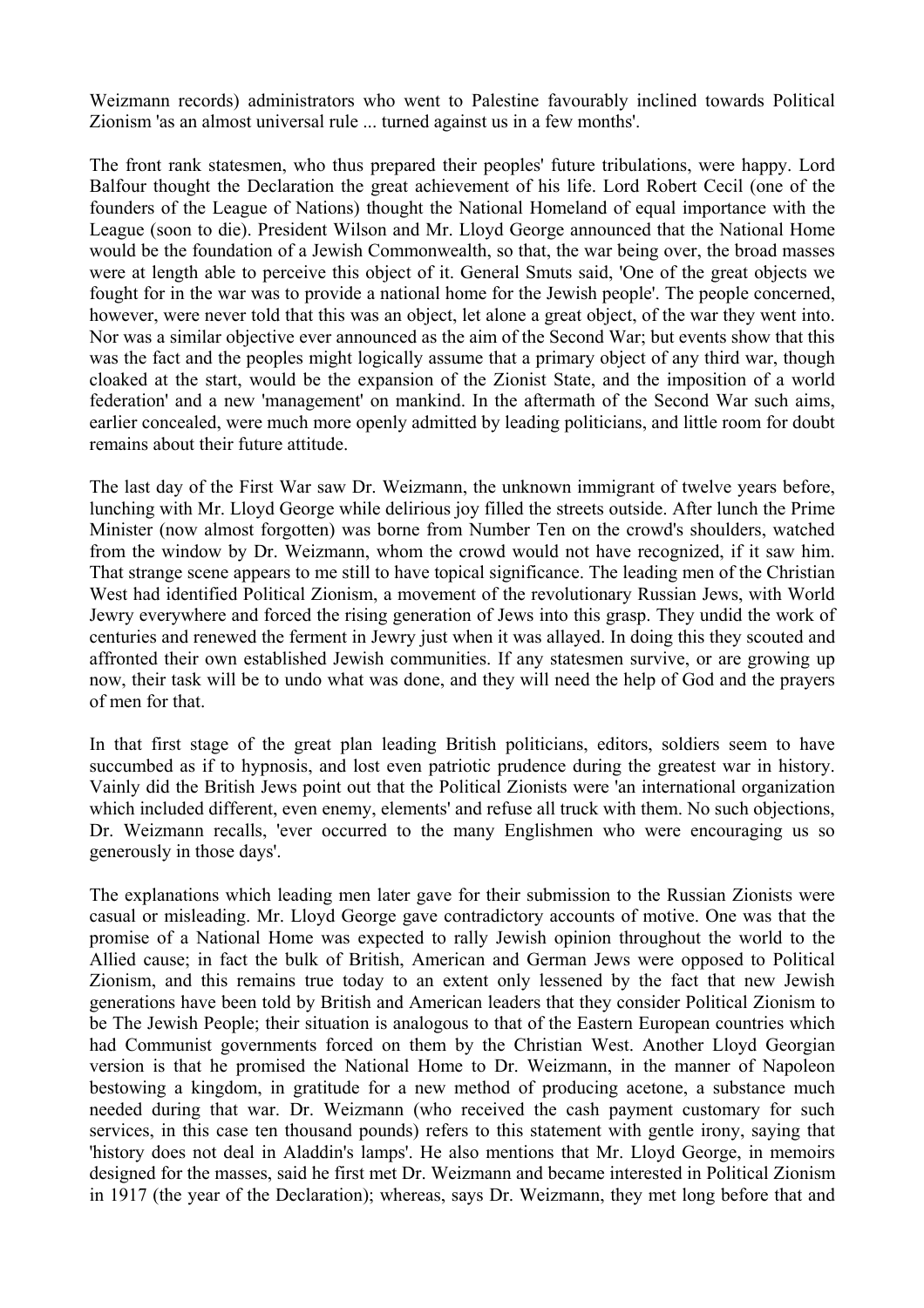Weizmann records) administrators who went to Palestine favourably inclined towards Political Zionism 'as an almost universal rule ... turned against us in a few months'.

The front rank statesmen, who thus prepared their peoples' future tribulations, were happy. Lord Balfour thought the Declaration the great achievement of his life. Lord Robert Cecil (one of the founders of the League of Nations) thought the National Homeland of equal importance with the League (soon to die). President Wilson and Mr. Lloyd George announced that the National Home would be the foundation of a Jewish Commonwealth, so that, the war being over, the broad masses were at length able to perceive this object of it. General Smuts said, 'One of the great objects we fought for in the war was to provide a national home for the Jewish people'. The people concerned, however, were never told that this was an object, let alone a great object, of the war they went into. Nor was a similar objective ever announced as the aim of the Second War; but events show that this was the fact and the peoples might logically assume that a primary object of any third war, though cloaked at the start, would be the expansion of the Zionist State, and the imposition of a world federation' and a new 'management' on mankind. In the aftermath of the Second War such aims, earlier concealed, were much more openly admitted by leading politicians, and little room for doubt remains about their future attitude.

The last day of the First War saw Dr. Weizmann, the unknown immigrant of twelve years before, lunching with Mr. Lloyd George while delirious joy filled the streets outside. After lunch the Prime Minister (now almost forgotten) was borne from Number Ten on the crowd's shoulders, watched from the window by Dr. Weizmann, whom the crowd would not have recognized, if it saw him. That strange scene appears to me still to have topical significance. The leading men of the Christian West had identified Political Zionism, a movement of the revolutionary Russian Jews, with World Jewry everywhere and forced the rising generation of Jews into this grasp. They undid the work of centuries and renewed the ferment in Jewry just when it was allayed. In doing this they scouted and affronted their own established Jewish communities. If any statesmen survive, or are growing up now, their task will be to undo what was done, and they will need the help of God and the prayers of men for that.

In that first stage of the great plan leading British politicians, editors, soldiers seem to have succumbed as if to hypnosis, and lost even patriotic prudence during the greatest war in history. Vainly did the British Jews point out that the Political Zionists were 'an international organization which included different, even enemy, elements' and refuse all truck with them. No such objections, Dr. Weizmann recalls, 'ever occurred to the many Englishmen who were encouraging us so generously in those days'.

The explanations which leading men later gave for their submission to the Russian Zionists were casual or misleading. Mr. Lloyd George gave contradictory accounts of motive. One was that the promise of a National Home was expected to rally Jewish opinion throughout the world to the Allied cause; in fact the bulk of British, American and German Jews were opposed to Political Zionism, and this remains true today to an extent only lessened by the fact that new Jewish generations have been told by British and American leaders that they consider Political Zionism to be The Jewish People; their situation is analogous to that of the Eastern European countries which had Communist governments forced on them by the Christian West. Another Lloyd Georgian version is that he promised the National Home to Dr. Weizmann, in the manner of Napoleon bestowing a kingdom, in gratitude for a new method of producing acetone, a substance much needed during that war. Dr. Weizmann (who received the cash payment customary for such services, in this case ten thousand pounds) refers to this statement with gentle irony, saying that 'history does not deal in Aladdin's lamps'. He also mentions that Mr. Lloyd George, in memoirs designed for the masses, said he first met Dr. Weizmann and became interested in Political Zionism in 1917 (the year of the Declaration); whereas, says Dr. Weizmann, they met long before that and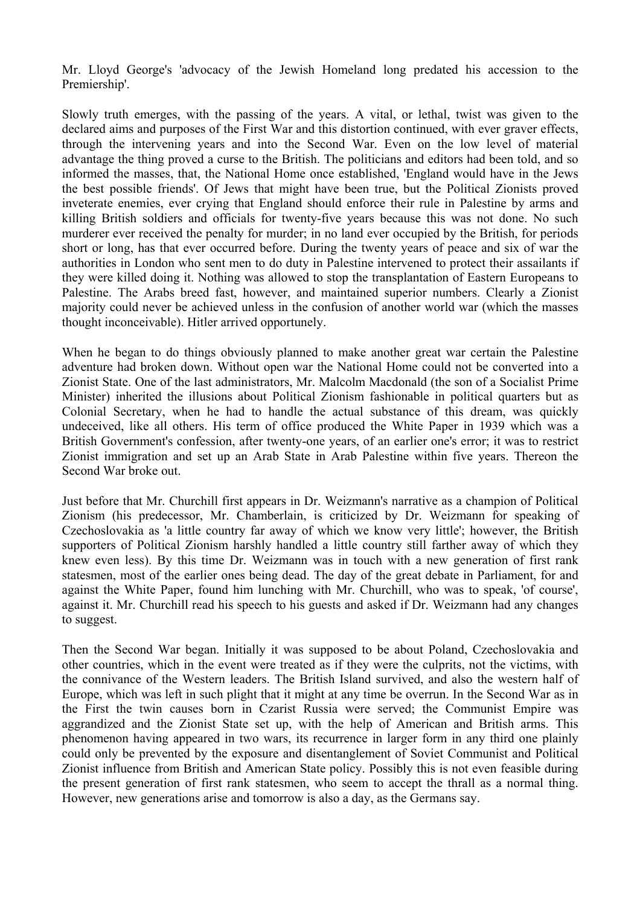Mr. Lloyd George's 'advocacy of the Jewish Homeland long predated his accession to the Premiership'.

Slowly truth emerges, with the passing of the years. A vital, or lethal, twist was given to the declared aims and purposes of the First War and this distortion continued, with ever graver effects, through the intervening years and into the Second War. Even on the low level of material advantage the thing proved a curse to the British. The politicians and editors had been told, and so informed the masses, that, the National Home once established, 'England would have in the Jews the best possible friends'. Of Jews that might have been true, but the Political Zionists proved inveterate enemies, ever crying that England should enforce their rule in Palestine by arms and killing British soldiers and officials for twenty-five years because this was not done. No such murderer ever received the penalty for murder; in no land ever occupied by the British, for periods short or long, has that ever occurred before. During the twenty years of peace and six of war the authorities in London who sent men to do duty in Palestine intervened to protect their assailants if they were killed doing it. Nothing was allowed to stop the transplantation of Eastern Europeans to Palestine. The Arabs breed fast, however, and maintained superior numbers. Clearly a Zionist majority could never be achieved unless in the confusion of another world war (which the masses thought inconceivable). Hitler arrived opportunely.

When he began to do things obviously planned to make another great war certain the Palestine adventure had broken down. Without open war the National Home could not be converted into a Zionist State. One of the last administrators, Mr. Malcolm Macdonald (the son of a Socialist Prime Minister) inherited the illusions about Political Zionism fashionable in political quarters but as Colonial Secretary, when he had to handle the actual substance of this dream, was quickly undeceived, like all others. His term of office produced the White Paper in 1939 which was a British Government's confession, after twenty-one years, of an earlier one's error; it was to restrict Zionist immigration and set up an Arab State in Arab Palestine within five years. Thereon the Second War broke out.

Just before that Mr. Churchill first appears in Dr. Weizmann's narrative as a champion of Political Zionism (his predecessor, Mr. Chamberlain, is criticized by Dr. Weizmann for speaking of Czechoslovakia as 'a little country far away of which we know very little'; however, the British supporters of Political Zionism harshly handled a little country still farther away of which they knew even less). By this time Dr. Weizmann was in touch with a new generation of first rank statesmen, most of the earlier ones being dead. The day of the great debate in Parliament, for and against the White Paper, found him lunching with Mr. Churchill, who was to speak, 'of course', against it. Mr. Churchill read his speech to his guests and asked if Dr. Weizmann had any changes to suggest.

Then the Second War began. Initially it was supposed to be about Poland, Czechoslovakia and other countries, which in the event were treated as if they were the culprits, not the victims, with the connivance of the Western leaders. The British Island survived, and also the western half of Europe, which was left in such plight that it might at any time be overrun. In the Second War as in the First the twin causes born in Czarist Russia were served; the Communist Empire was aggrandized and the Zionist State set up, with the help of American and British arms. This phenomenon having appeared in two wars, its recurrence in larger form in any third one plainly could only be prevented by the exposure and disentanglement of Soviet Communist and Political Zionist influence from British and American State policy. Possibly this is not even feasible during the present generation of first rank statesmen, who seem to accept the thrall as a normal thing. However, new generations arise and tomorrow is also a day, as the Germans say.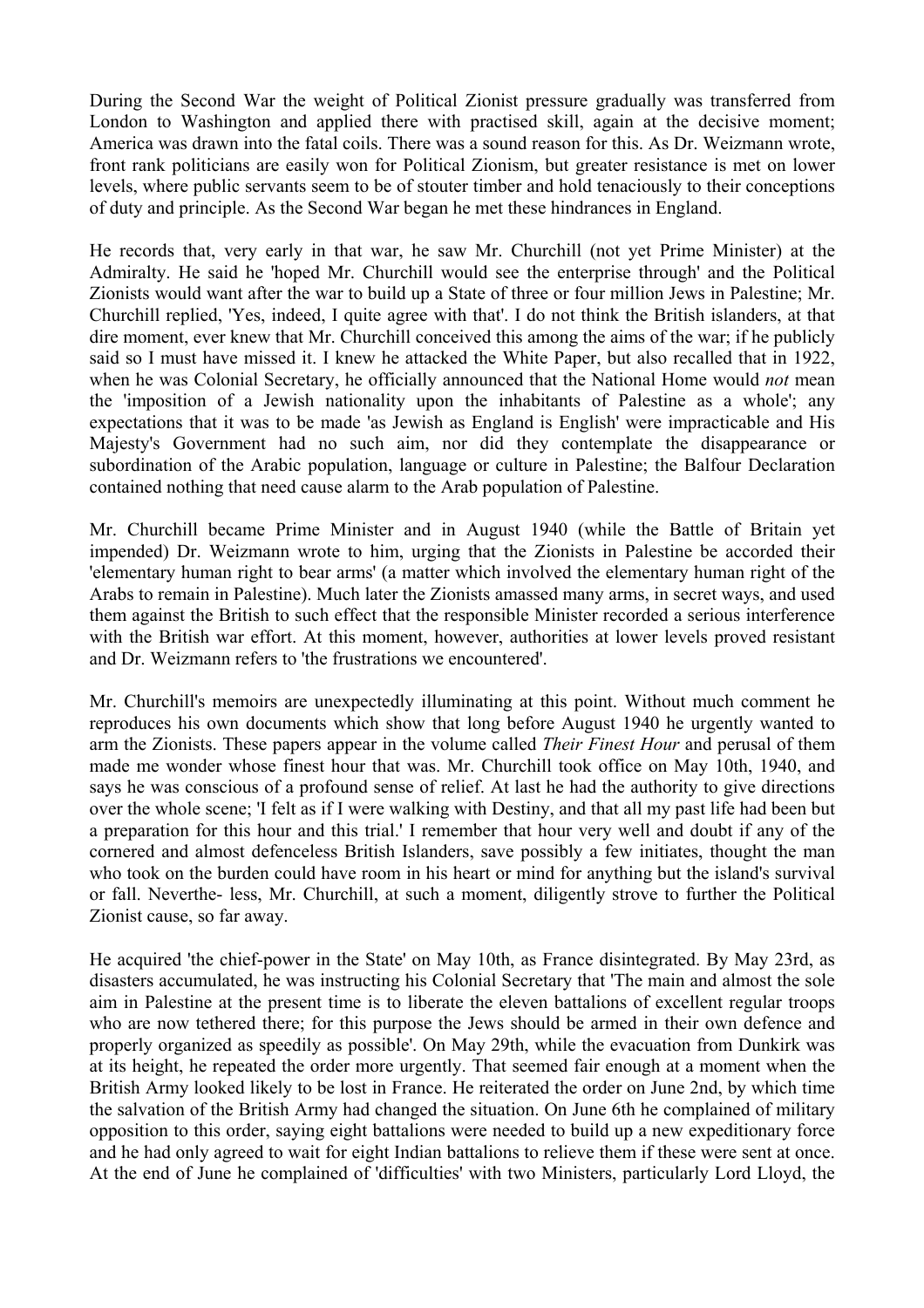During the Second War the weight of Political Zionist pressure gradually was transferred from London to Washington and applied there with practised skill, again at the decisive moment; America was drawn into the fatal coils. There was a sound reason for this. As Dr. Weizmann wrote, front rank politicians are easily won for Political Zionism, but greater resistance is met on lower levels, where public servants seem to be of stouter timber and hold tenaciously to their conceptions of duty and principle. As the Second War began he met these hindrances in England.

He records that, very early in that war, he saw Mr. Churchill (not yet Prime Minister) at the Admiralty. He said he 'hoped Mr. Churchill would see the enterprise through' and the Political Zionists would want after the war to build up a State of three or four million Jews in Palestine; Mr. Churchill replied, 'Yes, indeed, I quite agree with that'. I do not think the British islanders, at that dire moment, ever knew that Mr. Churchill conceived this among the aims of the war; if he publicly said so I must have missed it. I knew he attacked the White Paper, but also recalled that in 1922, when he was Colonial Secretary, he officially announced that the National Home would *not* mean the 'imposition of a Jewish nationality upon the inhabitants of Palestine as a whole'; any expectations that it was to be made 'as Jewish as England is English' were impracticable and His Majesty's Government had no such aim, nor did they contemplate the disappearance or subordination of the Arabic population, language or culture in Palestine; the Balfour Declaration contained nothing that need cause alarm to the Arab population of Palestine.

Mr. Churchill became Prime Minister and in August 1940 (while the Battle of Britain yet impended) Dr. Weizmann wrote to him, urging that the Zionists in Palestine be accorded their 'elementary human right to bear arms' (a matter which involved the elementary human right of the Arabs to remain in Palestine). Much later the Zionists amassed many arms, in secret ways, and used them against the British to such effect that the responsible Minister recorded a serious interference with the British war effort. At this moment, however, authorities at lower levels proved resistant and Dr. Weizmann refers to 'the frustrations we encountered'.

Mr. Churchill's memoirs are unexpectedly illuminating at this point. Without much comment he reproduces his own documents which show that long before August 1940 he urgently wanted to arm the Zionists. These papers appear in the volume called *Their Finest Hour* and perusal of them made me wonder whose finest hour that was. Mr. Churchill took office on May 10th, 1940, and says he was conscious of a profound sense of relief. At last he had the authority to give directions over the whole scene; 'I felt as if I were walking with Destiny, and that all my past life had been but a preparation for this hour and this trial.' I remember that hour very well and doubt if any of the cornered and almost defenceless British Islanders, save possibly a few initiates, thought the man who took on the burden could have room in his heart or mind for anything but the island's survival or fall. Neverthe- less, Mr. Churchill, at such a moment, diligently strove to further the Political Zionist cause, so far away.

He acquired 'the chief-power in the State' on May 10th, as France disintegrated. By May 23rd, as disasters accumulated, he was instructing his Colonial Secretary that 'The main and almost the sole aim in Palestine at the present time is to liberate the eleven battalions of excellent regular troops who are now tethered there; for this purpose the Jews should be armed in their own defence and properly organized as speedily as possible'. On May 29th, while the evacuation from Dunkirk was at its height, he repeated the order more urgently. That seemed fair enough at a moment when the British Army looked likely to be lost in France. He reiterated the order on June 2nd, by which time the salvation of the British Army had changed the situation. On June 6th he complained of military opposition to this order, saying eight battalions were needed to build up a new expeditionary force and he had only agreed to wait for eight Indian battalions to relieve them if these were sent at once. At the end of June he complained of 'difficulties' with two Ministers, particularly Lord Lloyd, the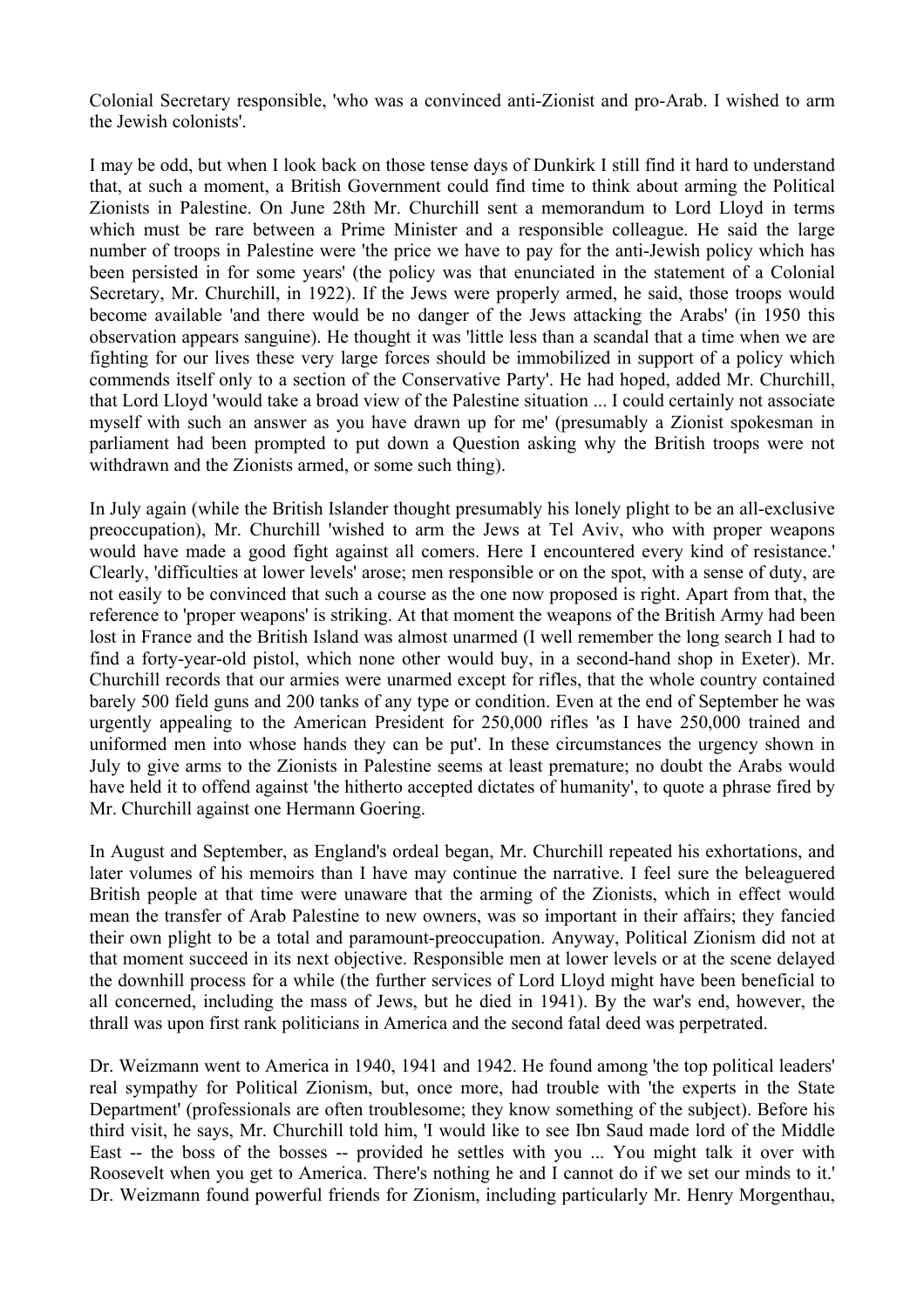Colonial Secretary responsible, 'who was a convinced anti-Zionist and pro-Arab. I wished to arm the Jewish colonists'.

I may be odd, but when I look back on those tense days of Dunkirk I still find it hard to understand that, at such a moment, a British Government could find time to think about arming the Political Zionists in Palestine. On June 28th Mr. Churchill sent a memorandum to Lord Lloyd in terms which must be rare between a Prime Minister and a responsible colleague. He said the large number of troops in Palestine were 'the price we have to pay for the anti-Jewish policy which has been persisted in for some years' (the policy was that enunciated in the statement of a Colonial Secretary, Mr. Churchill, in 1922). If the Jews were properly armed, he said, those troops would become available 'and there would be no danger of the Jews attacking the Arabs' (in 1950 this observation appears sanguine). He thought it was 'little less than a scandal that a time when we are fighting for our lives these very large forces should be immobilized in support of a policy which commends itself only to a section of the Conservative Party'. He had hoped, added Mr. Churchill, that Lord Lloyd 'would take a broad view of the Palestine situation ... I could certainly not associate myself with such an answer as you have drawn up for me' (presumably a Zionist spokesman in parliament had been prompted to put down a Question asking why the British troops were not withdrawn and the Zionists armed, or some such thing).

In July again (while the British Islander thought presumably his lonely plight to be an all-exclusive preoccupation), Mr. Churchill 'wished to arm the Jews at Tel Aviv, who with proper weapons would have made a good fight against all comers. Here I encountered every kind of resistance.' Clearly, 'difficulties at lower levels' arose; men responsible or on the spot, with a sense of duty, are not easily to be convinced that such a course as the one now proposed is right. Apart from that, the reference to 'proper weapons' is striking. At that moment the weapons of the British Army had been lost in France and the British Island was almost unarmed (I well remember the long search I had to find a forty-year-old pistol, which none other would buy, in a second-hand shop in Exeter). Mr. Churchill records that our armies were unarmed except for rifles, that the whole country contained barely 500 field guns and 200 tanks of any type or condition. Even at the end of September he was urgently appealing to the American President for 250,000 rifles 'as I have 250,000 trained and uniformed men into whose hands they can be put'. In these circumstances the urgency shown in July to give arms to the Zionists in Palestine seems at least premature; no doubt the Arabs would have held it to offend against 'the hitherto accepted dictates of humanity', to quote a phrase fired by Mr. Churchill against one Hermann Goering.

In August and September, as England's ordeal began, Mr. Churchill repeated his exhortations, and later volumes of his memoirs than I have may continue the narrative. I feel sure the beleaguered British people at that time were unaware that the arming of the Zionists, which in effect would mean the transfer of Arab Palestine to new owners, was so important in their affairs; they fancied their own plight to be a total and paramount-preoccupation. Anyway, Political Zionism did not at that moment succeed in its next objective. Responsible men at lower levels or at the scene delayed the downhill process for a while (the further services of Lord Lloyd might have been beneficial to all concerned, including the mass of Jews, but he died in 1941). By the war's end, however, the thrall was upon first rank politicians in America and the second fatal deed was perpetrated.

Dr. Weizmann went to America in 1940, 1941 and 1942. He found among 'the top political leaders' real sympathy for Political Zionism, but, once more, had trouble with 'the experts in the State Department' (professionals are often troublesome; they know something of the subject). Before his third visit, he says, Mr. Churchill told him, 'I would like to see Ibn Saud made lord of the Middle East -- the boss of the bosses -- provided he settles with you ... You might talk it over with Roosevelt when you get to America. There's nothing he and I cannot do if we set our minds to it.' Dr. Weizmann found powerful friends for Zionism, including particularly Mr. Henry Morgenthau,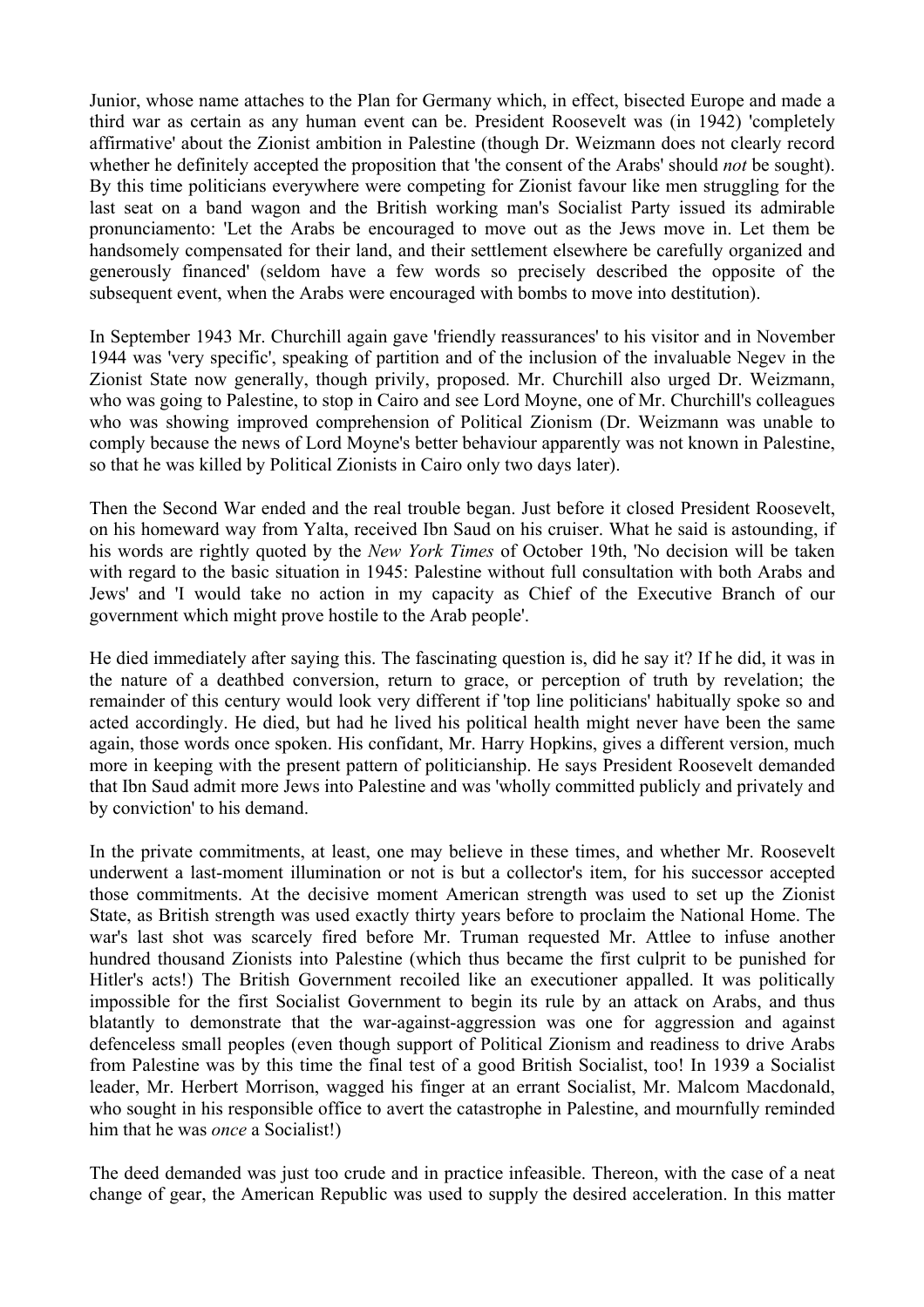Junior, whose name attaches to the Plan for Germany which, in effect, bisected Europe and made a third war as certain as any human event can be. President Roosevelt was (in 1942) 'completely affirmative' about the Zionist ambition in Palestine (though Dr. Weizmann does not clearly record whether he definitely accepted the proposition that 'the consent of the Arabs' should *not* be sought). By this time politicians everywhere were competing for Zionist favour like men struggling for the last seat on a band wagon and the British working man's Socialist Party issued its admirable pronunciamento: 'Let the Arabs be encouraged to move out as the Jews move in. Let them be handsomely compensated for their land, and their settlement elsewhere be carefully organized and generously financed' (seldom have a few words so precisely described the opposite of the subsequent event, when the Arabs were encouraged with bombs to move into destitution).

In September 1943 Mr. Churchill again gave 'friendly reassurances' to his visitor and in November 1944 was 'very specific', speaking of partition and of the inclusion of the invaluable Negev in the Zionist State now generally, though privily, proposed. Mr. Churchill also urged Dr. Weizmann, who was going to Palestine, to stop in Cairo and see Lord Moyne, one of Mr. Churchill's colleagues who was showing improved comprehension of Political Zionism (Dr. Weizmann was unable to comply because the news of Lord Moyne's better behaviour apparently was not known in Palestine, so that he was killed by Political Zionists in Cairo only two days later).

Then the Second War ended and the real trouble began. Just before it closed President Roosevelt, on his homeward way from Yalta, received Ibn Saud on his cruiser. What he said is astounding, if his words are rightly quoted by the *New York Times* of October 19th, 'No decision will be taken with regard to the basic situation in 1945: Palestine without full consultation with both Arabs and Jews' and 'I would take no action in my capacity as Chief of the Executive Branch of our government which might prove hostile to the Arab people'.

He died immediately after saying this. The fascinating question is, did he say it? If he did, it was in the nature of a deathbed conversion, return to grace, or perception of truth by revelation; the remainder of this century would look very different if 'top line politicians' habitually spoke so and acted accordingly. He died, but had he lived his political health might never have been the same again, those words once spoken. His confidant, Mr. Harry Hopkins, gives a different version, much more in keeping with the present pattern of politicianship. He says President Roosevelt demanded that Ibn Saud admit more Jews into Palestine and was 'wholly committed publicly and privately and by conviction' to his demand.

In the private commitments, at least, one may believe in these times, and whether Mr. Roosevelt underwent a last-moment illumination or not is but a collector's item, for his successor accepted those commitments. At the decisive moment American strength was used to set up the Zionist State, as British strength was used exactly thirty years before to proclaim the National Home. The war's last shot was scarcely fired before Mr. Truman requested Mr. Attlee to infuse another hundred thousand Zionists into Palestine (which thus became the first culprit to be punished for Hitler's acts!) The British Government recoiled like an executioner appalled. It was politically impossible for the first Socialist Government to begin its rule by an attack on Arabs, and thus blatantly to demonstrate that the war-against-aggression was one for aggression and against defenceless small peoples (even though support of Political Zionism and readiness to drive Arabs from Palestine was by this time the final test of a good British Socialist, too! In 1939 a Socialist leader, Mr. Herbert Morrison, wagged his finger at an errant Socialist, Mr. Malcom Macdonald, who sought in his responsible office to avert the catastrophe in Palestine, and mournfully reminded him that he was *once* a Socialist!)

The deed demanded was just too crude and in practice infeasible. Thereon, with the case of a neat change of gear, the American Republic was used to supply the desired acceleration. In this matter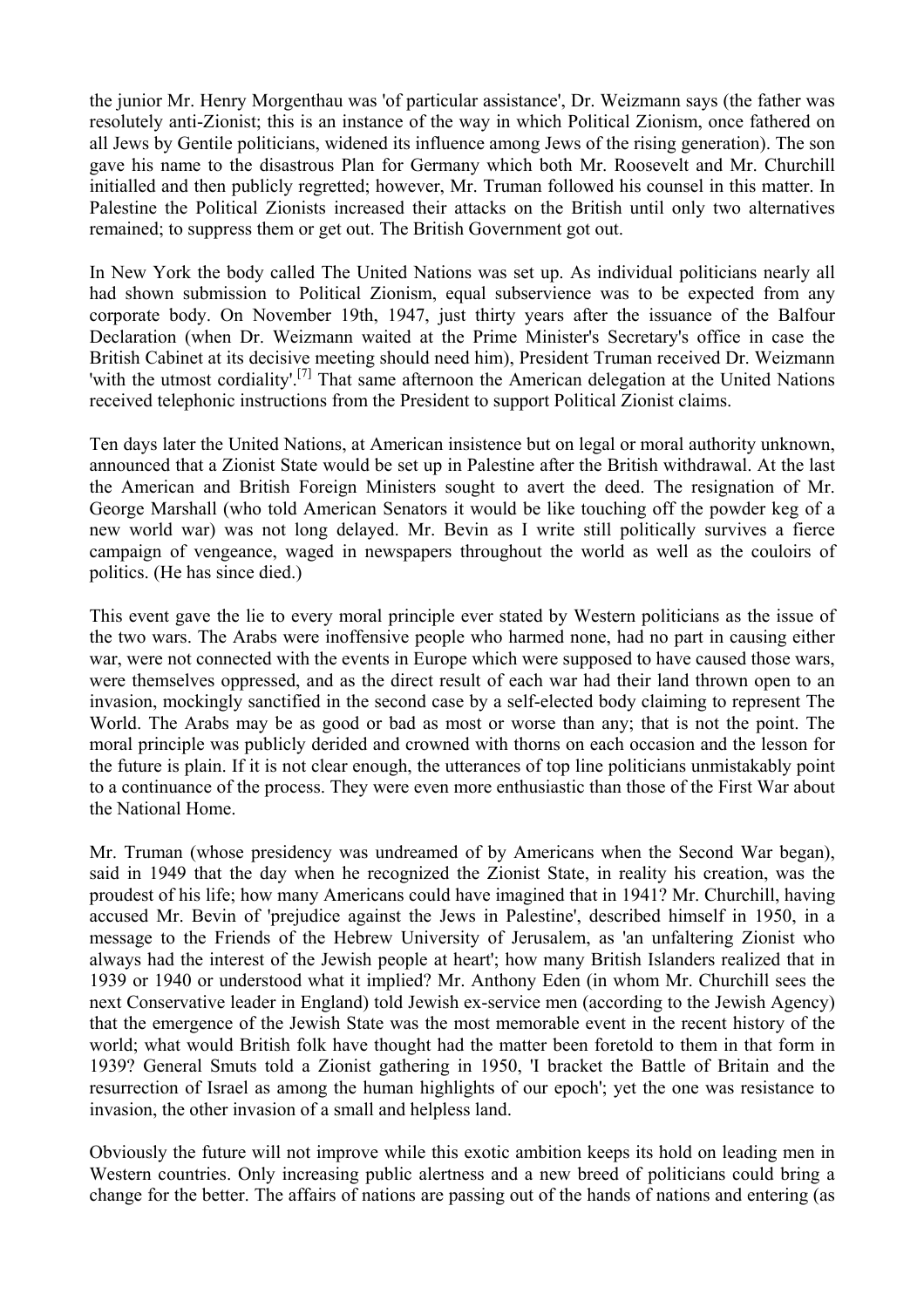the junior Mr. Henry Morgenthau was 'of particular assistance', Dr. Weizmann says (the father was resolutely anti-Zionist; this is an instance of the way in which Political Zionism, once fathered on all Jews by Gentile politicians, widened its influence among Jews of the rising generation). The son gave his name to the disastrous Plan for Germany which both Mr. Roosevelt and Mr. Churchill initialled and then publicly regretted; however, Mr. Truman followed his counsel in this matter. In Palestine the Political Zionists increased their attacks on the British until only two alternatives remained; to suppress them or get out. The British Government got out.

In New York the body called The United Nations was set up. As individual politicians nearly all had shown submission to Political Zionism, equal subservience was to be expected from any corporate body. On November 19th, 1947, just thirty years after the issuance of the Balfour Declaration (when Dr. Weizmann waited at the Prime Minister's Secretary's office in case the British Cabinet at its decisive meeting should need him), President Truman received Dr. Weizmann 'with the utmost cordiality'.[7] That same afternoon the American delegation at the United Nations received telephonic instructions from the President to support Political Zionist claims.

Ten days later the United Nations, at American insistence but on legal or moral authority unknown, announced that a Zionist State would be set up in Palestine after the British withdrawal. At the last the American and British Foreign Ministers sought to avert the deed. The resignation of Mr. George Marshall (who told American Senators it would be like touching off the powder keg of a new world war) was not long delayed. Mr. Bevin as I write still politically survives a fierce campaign of vengeance, waged in newspapers throughout the world as well as the couloirs of politics. (He has since died.)

This event gave the lie to every moral principle ever stated by Western politicians as the issue of the two wars. The Arabs were inoffensive people who harmed none, had no part in causing either war, were not connected with the events in Europe which were supposed to have caused those wars, were themselves oppressed, and as the direct result of each war had their land thrown open to an invasion, mockingly sanctified in the second case by a self-elected body claiming to represent The World. The Arabs may be as good or bad as most or worse than any; that is not the point. The moral principle was publicly derided and crowned with thorns on each occasion and the lesson for the future is plain. If it is not clear enough, the utterances of top line politicians unmistakably point to a continuance of the process. They were even more enthusiastic than those of the First War about the National Home.

Mr. Truman (whose presidency was undreamed of by Americans when the Second War began), said in 1949 that the day when he recognized the Zionist State, in reality his creation, was the proudest of his life; how many Americans could have imagined that in 1941? Mr. Churchill, having accused Mr. Bevin of 'prejudice against the Jews in Palestine', described himself in 1950, in a message to the Friends of the Hebrew University of Jerusalem, as 'an unfaltering Zionist who always had the interest of the Jewish people at heart'; how many British Islanders realized that in 1939 or 1940 or understood what it implied? Mr. Anthony Eden (in whom Mr. Churchill sees the next Conservative leader in England) told Jewish ex-service men (according to the Jewish Agency) that the emergence of the Jewish State was the most memorable event in the recent history of the world; what would British folk have thought had the matter been foretold to them in that form in 1939? General Smuts told a Zionist gathering in 1950, 'I bracket the Battle of Britain and the resurrection of Israel as among the human highlights of our epoch'; yet the one was resistance to invasion, the other invasion of a small and helpless land.

Obviously the future will not improve while this exotic ambition keeps its hold on leading men in Western countries. Only increasing public alertness and a new breed of politicians could bring a change for the better. The affairs of nations are passing out of the hands of nations and entering (as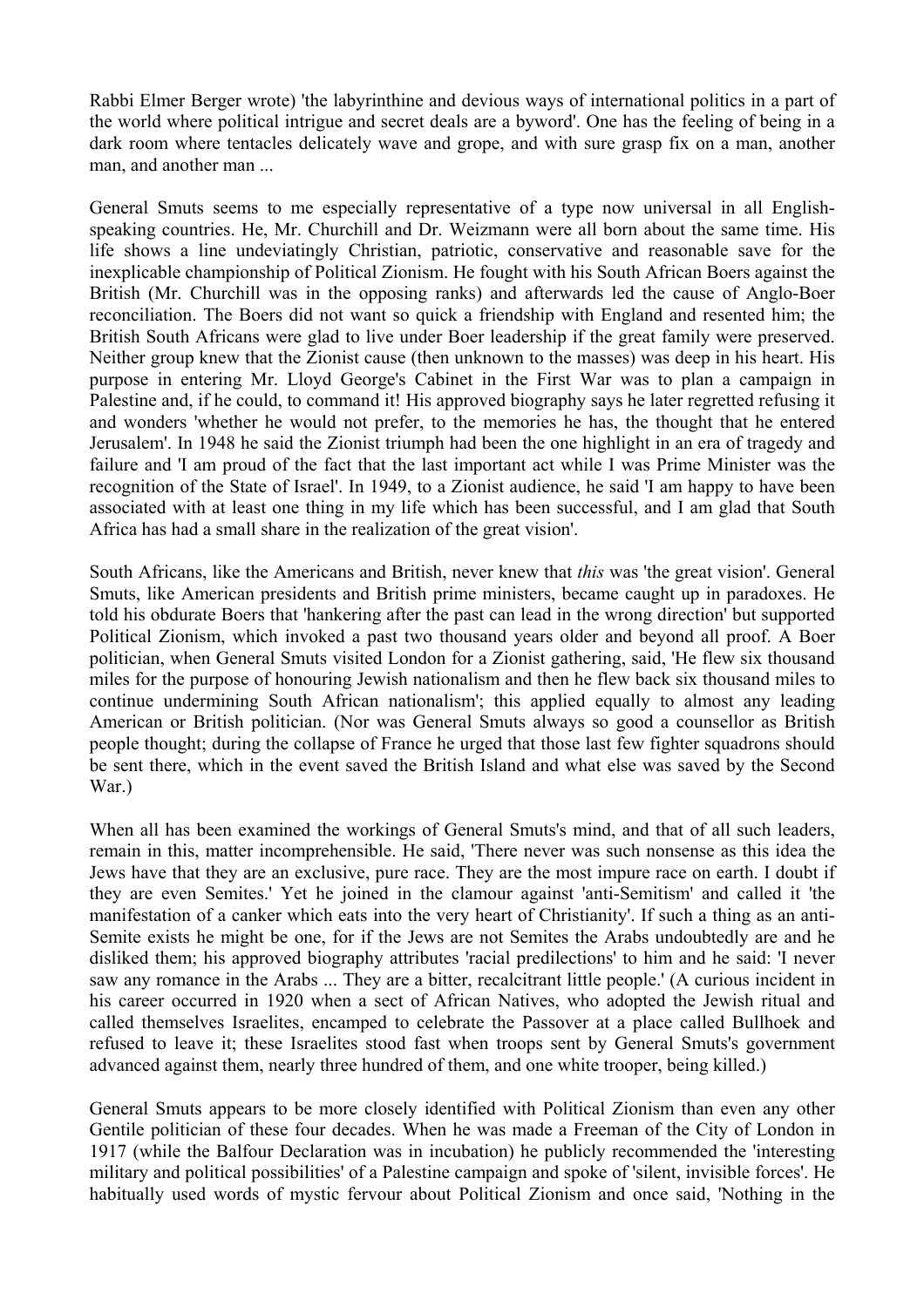Rabbi Elmer Berger wrote) 'the labyrinthine and devious ways of international politics in a part of the world where political intrigue and secret deals are a byword'. One has the feeling of being in a dark room where tentacles delicately wave and grope, and with sure grasp fix on a man, another man, and another man ...

General Smuts seems to me especially representative of a type now universal in all English-speaking countries. He, Mr. Churchill and Dr. Weizmann were all born about the same time. His life shows a line undeviatingly Christian, patriotic, conservative and reasonable save for the inexplicable championship of Political Zionism. He fought with his South African Boers against the British (Mr. Churchill was in the opposing ranks) and afterwards led the cause of Anglo-Boer reconciliation. The Boers did not want so quick a friendship with England and resented him; the British South Africans were glad to live under Boer leadership if the great family were preserved. Neither group knew that the Zionist cause (then unknown to the masses) was deep in his heart. His purpose in entering Mr. Lloyd George's Cabinet in the First War was to plan a campaign in Palestine and, if he could, to command it! His approved biography says he later regretted refusing it and wonders 'whether he would not prefer, to the memories he has, the thought that he entered Jerusalem'. In 1948 he said the Zionist triumph had been the one highlight in an era of tragedy and failure and 'I am proud of the fact that the last important act while I was Prime Minister was the recognition of the State of Israel'. In 1949, to a Zionist audience, he said 'I am happy to have been associated with at least one thing in my life which has been successful, and I am glad that South Africa has had a small share in the realization of the great vision'.

South Africans, like the Americans and British, never knew that *this* was 'the great vision'. General Smuts, like American presidents and British prime ministers, became caught up in paradoxes. He told his obdurate Boers that 'hankering after the past can lead in the wrong direction' but supported Political Zionism, which invoked a past two thousand years older and beyond all proof. A Boer politician, when General Smuts visited London for a Zionist gathering, said, 'He flew six thousand miles for the purpose of honouring Jewish nationalism and then he flew back six thousand miles to continue undermining South African nationalism'; this applied equally to almost any leading American or British politician. (Nor was General Smuts always so good a counsellor as British people thought; during the collapse of France he urged that those last few fighter squadrons should be sent there, which in the event saved the British Island and what else was saved by the Second War.)

When all has been examined the workings of General Smuts's mind, and that of all such leaders, remain in this, matter incomprehensible. He said, 'There never was such nonsense as this idea the Jews have that they are an exclusive, pure race. They are the most impure race on earth. I doubt if they are even Semites.' Yet he joined in the clamour against 'anti-Semitism' and called it 'the manifestation of a canker which eats into the very heart of Christianity'. If such a thing as an anti-Semite exists he might be one, for if the Jews are not Semites the Arabs undoubtedly are and he disliked them; his approved biography attributes 'racial predilections' to him and he said: 'I never saw any romance in the Arabs ... They are a bitter, recalcitrant little people.' (A curious incident in his career occurred in 1920 when a sect of African Natives, who adopted the Jewish ritual and called themselves Israelites, encamped to celebrate the Passover at a place called Bullhoek and refused to leave it; these Israelites stood fast when troops sent by General Smuts's government advanced against them, nearly three hundred of them, and one white trooper, being killed.)

General Smuts appears to be more closely identified with Political Zionism than even any other Gentile politician of these four decades. When he was made a Freeman of the City of London in 1917 (while the Balfour Declaration was in incubation) he publicly recommended the 'interesting military and political possibilities' of a Palestine campaign and spoke of 'silent, invisible forces'. He habitually used words of mystic fervour about Political Zionism and once said, 'Nothing in the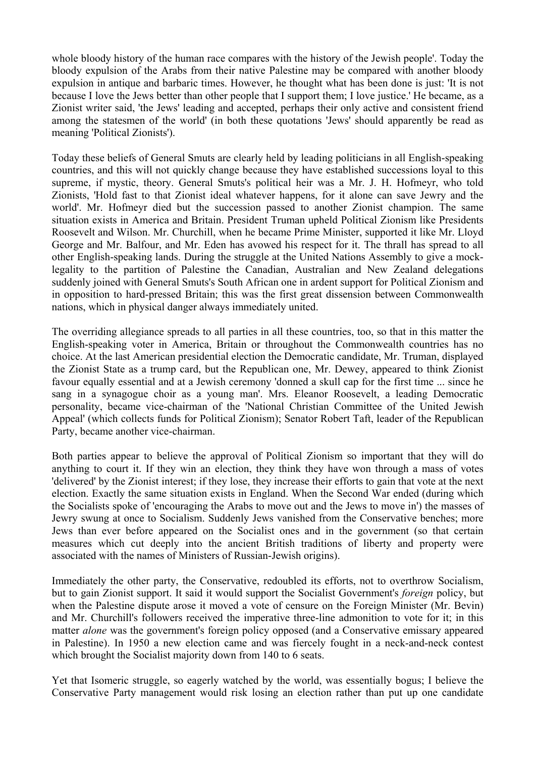whole bloody history of the human race compares with the history of the Jewish people'. Today the bloody expulsion of the Arabs from their native Palestine may be compared with another bloody expulsion in antique and barbaric times. However, he thought what has been done is just: 'It is not because I love the Jews better than other people that I support them; I love justice.' He became, as a Zionist writer said, 'the Jews' leading and accepted, perhaps their only active and consistent friend among the statesmen of the world' (in both these quotations 'Jews' should apparently be read as meaning 'Political Zionists').

Today these beliefs of General Smuts are clearly held by leading politicians in all English-speaking countries, and this will not quickly change because they have established successions loyal to this supreme, if mystic, theory. General Smuts's political heir was a Mr. J. H. Hofmeyr, who told Zionists, 'Hold fast to that Zionist ideal whatever happens, for it alone can save Jewry and the world'. Mr. Hofmeyr died but the succession passed to another Zionist champion. The same situation exists in America and Britain. President Truman upheld Political Zionism like Presidents Roosevelt and Wilson. Mr. Churchill, when he became Prime Minister, supported it like Mr. Lloyd George and Mr. Balfour, and Mr. Eden has avowed his respect for it. The thrall has spread to all other English-speaking lands. During the struggle at the United Nations Assembly to give a mock-legality to the partition of Palestine the Canadian, Australian and New Zealand delegations suddenly joined with General Smuts's South African one in ardent support for Political Zionism and in opposition to hard-pressed Britain; this was the first great dissension between Commonwealth nations, which in physical danger always immediately united.

The overriding allegiance spreads to all parties in all these countries, too, so that in this matter the English-speaking voter in America, Britain or throughout the Commonwealth countries has no choice. At the last American presidential election the Democratic candidate, Mr. Truman, displayed the Zionist State as a trump card, but the Republican one, Mr. Dewey, appeared to think Zionist favour equally essential and at a Jewish ceremony 'donned a skull cap for the first time ... since he sang in a synagogue choir as a young man'. Mrs. Eleanor Roosevelt, a leading Democratic personality, became vice-chairman of the 'National Christian Committee of the United Jewish Appeal' (which collects funds for Political Zionism); Senator Robert Taft, leader of the Republican Party, became another vice-chairman.

Both parties appear to believe the approval of Political Zionism so important that they will do anything to court it. If they win an election, they think they have won through a mass of votes 'delivered' by the Zionist interest; if they lose, they increase their efforts to gain that vote at the next election. Exactly the same situation exists in England. When the Second War ended (during which the Socialists spoke of 'encouraging the Arabs to move out and the Jews to move in') the masses of Jewry swung at once to Socialism. Suddenly Jews vanished from the Conservative benches; more Jews than ever before appeared on the Socialist ones and in the government (so that certain measures which cut deeply into the ancient British traditions of liberty and property were associated with the names of Ministers of Russian-Jewish origins).

Immediately the other party, the Conservative, redoubled its efforts, not to overthrow Socialism, but to gain Zionist support. It said it would support the Socialist Government's *foreign* policy, but when the Palestine dispute arose it moved a vote of censure on the Foreign Minister (Mr. Bevin) and Mr. Churchill's followers received the imperative three-line admonition to vote for it; in this matter *alone* was the government's foreign policy opposed (and a Conservative emissary appeared in Palestine). In 1950 a new election came and was fiercely fought in a neck-and-neck contest which brought the Socialist majority down from 140 to 6 seats.

Yet that Isomeric struggle, so eagerly watched by the world, was essentially bogus; I believe the Conservative Party management would risk losing an election rather than put up one candidate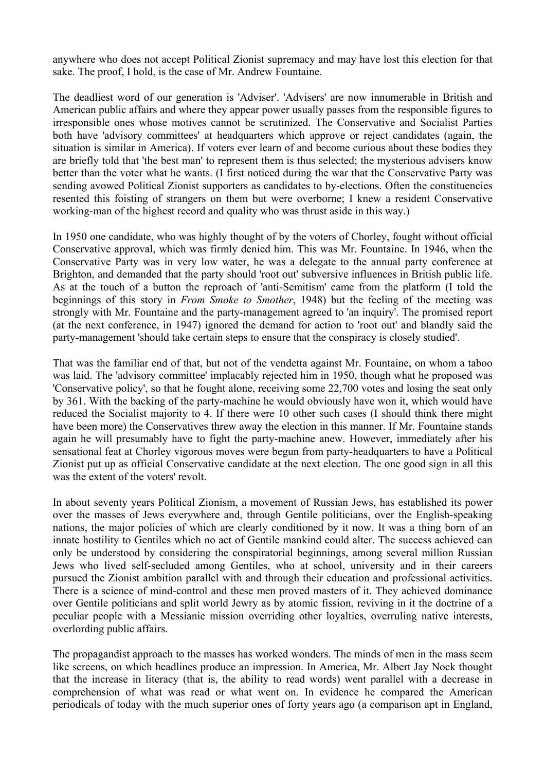anywhere who does not accept Political Zionist supremacy and may have lost this election for that sake. The proof, I hold, is the case of Mr. Andrew Fountaine.

The deadliest word of our generation is 'Adviser'. 'Advisers' are now innumerable in British and American public affairs and where they appear power usually passes from the responsible figures to irresponsible ones whose motives cannot be scrutinized. The Conservative and Socialist Parties both have 'advisory committees' at headquarters which approve or reject candidates (again, the situation is similar in America). If voters ever learn of and become curious about these bodies they are briefly told that 'the best man' to represent them is thus selected; the mysterious advisers know better than the voter what he wants. (I first noticed during the war that the Conservative Party was sending avowed Political Zionist supporters as candidates to by-elections. Often the constituencies resented this foisting of strangers on them but were overborne; I knew a resident Conservative working-man of the highest record and quality who was thrust aside in this way.)

In 1950 one candidate, who was highly thought of by the voters of Chorley, fought without official Conservative approval, which was firmly denied him. This was Mr. Fountaine. In 1946, when the Conservative Party was in very low water, he was a delegate to the annual party conference at Brighton, and demanded that the party should 'root out' subversive influences in British public life. As at the touch of a button the reproach of 'anti-Semitism' came from the platform (I told the beginnings of this story in *From Smoke to Smother*, 1948) but the feeling of the meeting was strongly with Mr. Fountaine and the party-management agreed to 'an inquiry'. The promised report (at the next conference, in 1947) ignored the demand for action to 'root out' and blandly said the party-management 'should take certain steps to ensure that the conspiracy is closely studied'.

That was the familiar end of that, but not of the vendetta against Mr. Fountaine, on whom a taboo was laid. The 'advisory committee' implacably rejected him in 1950, though what he proposed was 'Conservative policy', so that he fought alone, receiving some 22,700 votes and losing the seat only by 361. With the backing of the party-machine he would obviously have won it, which would have reduced the Socialist majority to 4. If there were 10 other such cases (I should think there might have been more) the Conservatives threw away the election in this manner. If Mr. Fountaine stands again he will presumably have to fight the party-machine anew. However, immediately after his sensational feat at Chorley vigorous moves were begun from party-headquarters to have a Political Zionist put up as official Conservative candidate at the next election. The one good sign in all this was the extent of the voters' revolt.

In about seventy years Political Zionism, a movement of Russian Jews, has established its power over the masses of Jews everywhere and, through Gentile politicians, over the English-speaking nations, the major policies of which are clearly conditioned by it now. It was a thing born of an innate hostility to Gentiles which no act of Gentile mankind could alter. The success achieved can only be understood by considering the conspiratorial beginnings, among several million Russian Jews who lived self-secluded among Gentiles, who at school, university and in their careers pursued the Zionist ambition parallel with and through their education and professional activities. There is a science of mind-control and these men proved masters of it. They achieved dominance over Gentile politicians and split world Jewry as by atomic fission, reviving in it the doctrine of a peculiar people with a Messianic mission overriding other loyalties, overruling native interests, overlording public affairs.

The propagandist approach to the masses has worked wonders. The minds of men in the mass seem like screens, on which headlines produce an impression. In America, Mr. Albert Jay Nock thought that the increase in literacy (that is, the ability to read words) went parallel with a decrease in comprehension of what was read or what went on. In evidence he compared the American periodicals of today with the much superior ones of forty years ago (a comparison apt in England,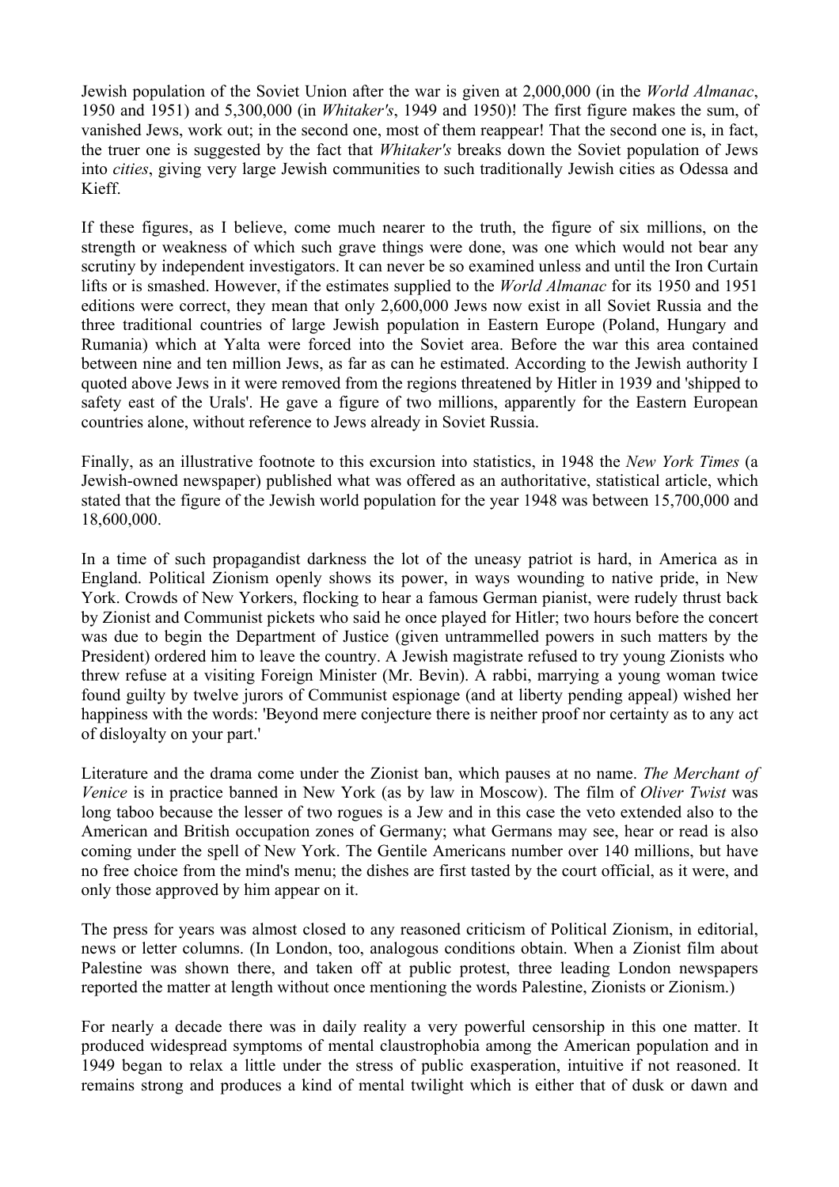Jewish population of the Soviet Union after the war is given at 2,000,000 (in the *World Almanac*, 1950 and 1951) and 5,300,000 (in *Whitaker's*, 1949 and 1950)! The first figure makes the sum, of vanished Jews, work out; in the second one, most of them reappear! That the second one is, in fact, the truer one is suggested by the fact that *Whitaker's* breaks down the Soviet population of Jews into *cities*, giving very large Jewish communities to such traditionally Jewish cities as Odessa and Kieff.

If these figures, as I believe, come much nearer to the truth, the figure of six millions, on the strength or weakness of which such grave things were done, was one which would not bear any scrutiny by independent investigators. It can never be so examined unless and until the Iron Curtain lifts or is smashed. However, if the estimates supplied to the *World Almanac* for its 1950 and 1951 editions were correct, they mean that only 2,600,000 Jews now exist in all Soviet Russia and the three traditional countries of large Jewish population in Eastern Europe (Poland, Hungary and Rumania) which at Yalta were forced into the Soviet area. Before the war this area contained between nine and ten million Jews, as far as can he estimated. According to the Jewish authority I quoted above Jews in it were removed from the regions threatened by Hitler in 1939 and 'shipped to safety east of the Urals'. He gave a figure of two millions, apparently for the Eastern European countries alone, without reference to Jews already in Soviet Russia.

Finally, as an illustrative footnote to this excursion into statistics, in 1948 the *New York Times* (a Jewish-owned newspaper) published what was offered as an authoritative, statistical article, which stated that the figure of the Jewish world population for the year 1948 was between 15,700,000 and 18,600,000.

In a time of such propagandist darkness the lot of the uneasy patriot is hard, in America as in England. Political Zionism openly shows its power, in ways wounding to native pride, in New York. Crowds of New Yorkers, flocking to hear a famous German pianist, were rudely thrust back by Zionist and Communist pickets who said he once played for Hitler; two hours before the concert was due to begin the Department of Justice (given untrammelled powers in such matters by the President) ordered him to leave the country. A Jewish magistrate refused to try young Zionists who threw refuse at a visiting Foreign Minister (Mr. Bevin). A rabbi, marrying a young woman twice found guilty by twelve jurors of Communist espionage (and at liberty pending appeal) wished her happiness with the words: 'Beyond mere conjecture there is neither proof nor certainty as to any act of disloyalty on your part.'

Literature and the drama come under the Zionist ban, which pauses at no name. *The Merchant of Venice* is in practice banned in New York (as by law in Moscow). The film of *Oliver Twist* was long taboo because the lesser of two rogues is a Jew and in this case the veto extended also to the American and British occupation zones of Germany; what Germans may see, hear or read is also coming under the spell of New York. The Gentile Americans number over 140 millions, but have no free choice from the mind's menu; the dishes are first tasted by the court official, as it were, and only those approved by him appear on it.

The press for years was almost closed to any reasoned criticism of Political Zionism, in editorial, news or letter columns. (In London, too, analogous conditions obtain. When a Zionist film about Palestine was shown there, and taken off at public protest, three leading London newspapers reported the matter at length without once mentioning the words Palestine, Zionists or Zionism.)

For nearly a decade there was in daily reality a very powerful censorship in this one matter. It produced widespread symptoms of mental claustrophobia among the American population and in 1949 began to relax a little under the stress of public exasperation, intuitive if not reasoned. It remains strong and produces a kind of mental twilight which is either that of dusk or dawn and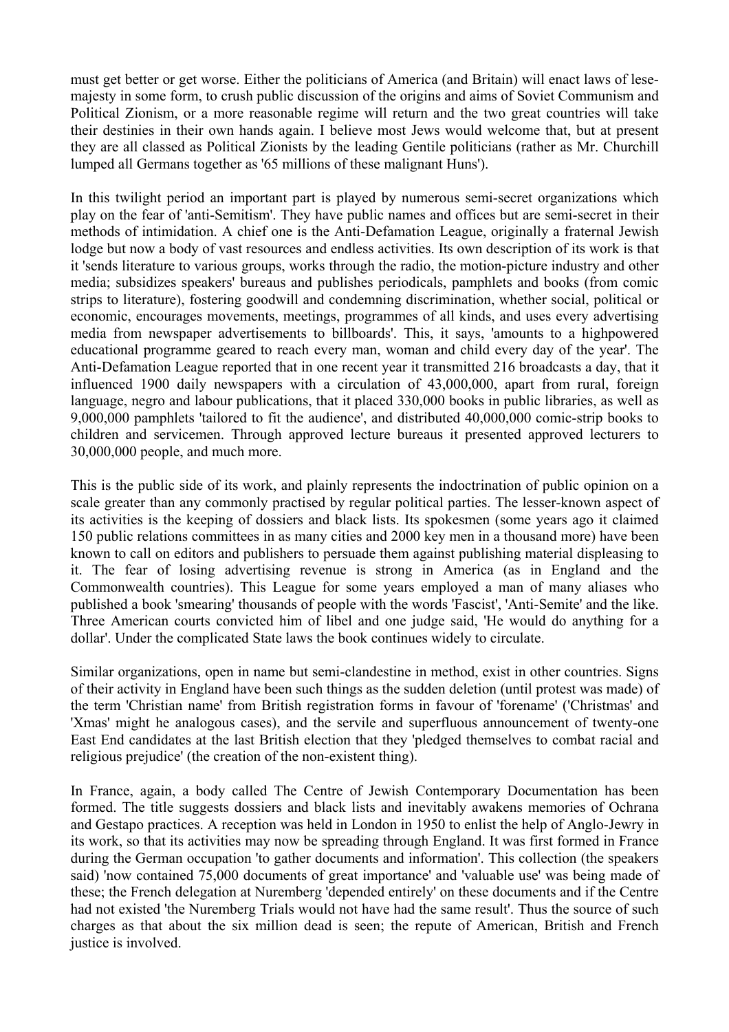must get better or get worse. Either the politicians of America (and Britain) will enact laws of lese-majesty in some form, to crush public discussion of the origins and aims of Soviet Communism and Political Zionism, or a more reasonable regime will return and the two great countries will take their destinies in their own hands again. I believe most Jews would welcome that, but at present they are all classed as Political Zionists by the leading Gentile politicians (rather as Mr. Churchill lumped all Germans together as '65 millions of these malignant Huns').

In this twilight period an important part is played by numerous semi-secret organizations which play on the fear of 'anti-Semitism'. They have public names and offices but are semi-secret in their methods of intimidation. A chief one is the Anti-Defamation League, originally a fraternal Jewish lodge but now a body of vast resources and endless activities. Its own description of its work is that it 'sends literature to various groups, works through the radio, the motion-picture industry and other media; subsidizes speakers' bureaus and publishes periodicals, pamphlets and books (from comic strips to literature), fostering goodwill and condemning discrimination, whether social, political or economic, encourages movements, meetings, programmes of all kinds, and uses every advertising media from newspaper advertisements to billboards'. This, it says, 'amounts to a highpowered educational programme geared to reach every man, woman and child every day of the year'. The Anti-Defamation League reported that in one recent year it transmitted 216 broadcasts a day, that it influenced 1900 daily newspapers with a circulation of 43,000,000, apart from rural, foreign language, negro and labour publications, that it placed 330,000 books in public libraries, as well as 9,000,000 pamphlets 'tailored to fit the audience', and distributed 40,000,000 comic-strip books to children and servicemen. Through approved lecture bureaus it presented approved lecturers to 30,000,000 people, and much more.

This is the public side of its work, and plainly represents the indoctrination of public opinion on a scale greater than any commonly practised by regular political parties. The lesser-known aspect of its activities is the keeping of dossiers and black lists. Its spokesmen (some years ago it claimed 150 public relations committees in as many cities and 2000 key men in a thousand more) have been known to call on editors and publishers to persuade them against publishing material displeasing to it. The fear of losing advertising revenue is strong in America (as in England and the Commonwealth countries). This League for some years employed a man of many aliases who published a book 'smearing' thousands of people with the words 'Fascist', 'Anti-Semite' and the like. Three American courts convicted him of libel and one judge said, 'He would do anything for a dollar'. Under the complicated State laws the book continues widely to circulate.

Similar organizations, open in name but semi-clandestine in method, exist in other countries. Signs of their activity in England have been such things as the sudden deletion (until protest was made) of the term 'Christian name' from British registration forms in favour of 'forename' ('Christmas' and 'Xmas' might he analogous cases), and the servile and superfluous announcement of twenty-one East End candidates at the last British election that they 'pledged themselves to combat racial and religious prejudice' (the creation of the non-existent thing).

In France, again, a body called The Centre of Jewish Contemporary Documentation has been formed. The title suggests dossiers and black lists and inevitably awakens memories of Ochrana and Gestapo practices. A reception was held in London in 1950 to enlist the help of Anglo-Jewry in its work, so that its activities may now be spreading through England. It was first formed in France during the German occupation 'to gather documents and information'. This collection (the speakers said) 'now contained 75,000 documents of great importance' and 'valuable use' was being made of these; the French delegation at Nuremberg 'depended entirely' on these documents and if the Centre had not existed 'the Nuremberg Trials would not have had the same result'. Thus the source of such charges as that about the six million dead is seen; the repute of American, British and French justice is involved.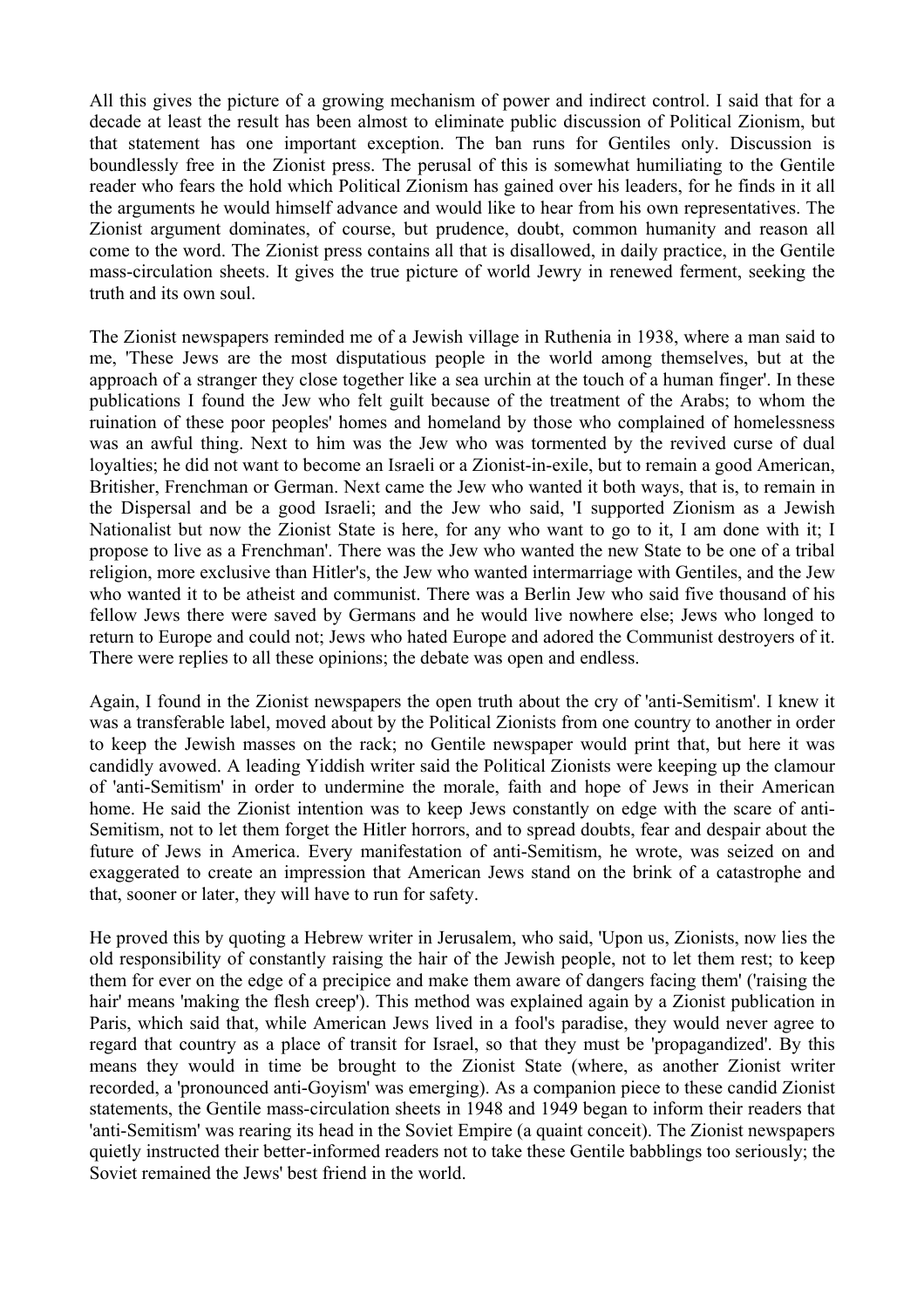All this gives the picture of a growing mechanism of power and indirect control. I said that for a decade at least the result has been almost to eliminate public discussion of Political Zionism, but that statement has one important exception. The ban runs for Gentiles only. Discussion is boundlessly free in the Zionist press. The perusal of this is somewhat humiliating to the Gentile reader who fears the hold which Political Zionism has gained over his leaders, for he finds in it all the arguments he would himself advance and would like to hear from his own representatives. The Zionist argument dominates, of course, but prudence, doubt, common humanity and reason all come to the word. The Zionist press contains all that is disallowed, in daily practice, in the Gentile mass-circulation sheets. It gives the true picture of world Jewry in renewed ferment, seeking the truth and its own soul.

The Zionist newspapers reminded me of a Jewish village in Ruthenia in 1938, where a man said to me, 'These Jews are the most disputatious people in the world among themselves, but at the approach of a stranger they close together like a sea urchin at the touch of a human finger'. In these publications I found the Jew who felt guilt because of the treatment of the Arabs; to whom the ruination of these poor peoples' homes and homeland by those who complained of homelessness was an awful thing. Next to him was the Jew who was tormented by the revived curse of dual loyalties; he did not want to become an Israeli or a Zionist-in-exile, but to remain a good American, Britisher, Frenchman or German. Next came the Jew who wanted it both ways, that is, to remain in the Dispersal and be a good Israeli; and the Jew who said, 'I supported Zionism as a Jewish Nationalist but now the Zionist State is here, for any who want to go to it, I am done with it; I propose to live as a Frenchman'. There was the Jew who wanted the new State to be one of a tribal religion, more exclusive than Hitler's, the Jew who wanted intermarriage with Gentiles, and the Jew who wanted it to be atheist and communist. There was a Berlin Jew who said five thousand of his fellow Jews there were saved by Germans and he would live nowhere else; Jews who longed to return to Europe and could not; Jews who hated Europe and adored the Communist destroyers of it. There were replies to all these opinions; the debate was open and endless.

Again, I found in the Zionist newspapers the open truth about the cry of 'anti-Semitism'. I knew it was a transferable label, moved about by the Political Zionists from one country to another in order to keep the Jewish masses on the rack; no Gentile newspaper would print that, but here it was candidly avowed. A leading Yiddish writer said the Political Zionists were keeping up the clamour of 'anti-Semitism' in order to undermine the morale, faith and hope of Jews in their American home. He said the Zionist intention was to keep Jews constantly on edge with the scare of anti-Semitism, not to let them forget the Hitler horrors, and to spread doubts, fear and despair about the future of Jews in America. Every manifestation of anti-Semitism, he wrote, was seized on and exaggerated to create an impression that American Jews stand on the brink of a catastrophe and that, sooner or later, they will have to run for safety.

He proved this by quoting a Hebrew writer in Jerusalem, who said, 'Upon us, Zionists, now lies the old responsibility of constantly raising the hair of the Jewish people, not to let them rest; to keep them for ever on the edge of a precipice and make them aware of dangers facing them' ('raising the hair' means 'making the flesh creep'). This method was explained again by a Zionist publication in Paris, which said that, while American Jews lived in a fool's paradise, they would never agree to regard that country as a place of transit for Israel, so that they must be 'propagandized'. By this means they would in time be brought to the Zionist State (where, as another Zionist writer recorded, a 'pronounced anti-Goyism' was emerging). As a companion piece to these candid Zionist statements, the Gentile mass-circulation sheets in 1948 and 1949 began to inform their readers that 'anti-Semitism' was rearing its head in the Soviet Empire (a quaint conceit). The Zionist newspapers quietly instructed their better-informed readers not to take these Gentile babblings too seriously; the Soviet remained the Jews' best friend in the world.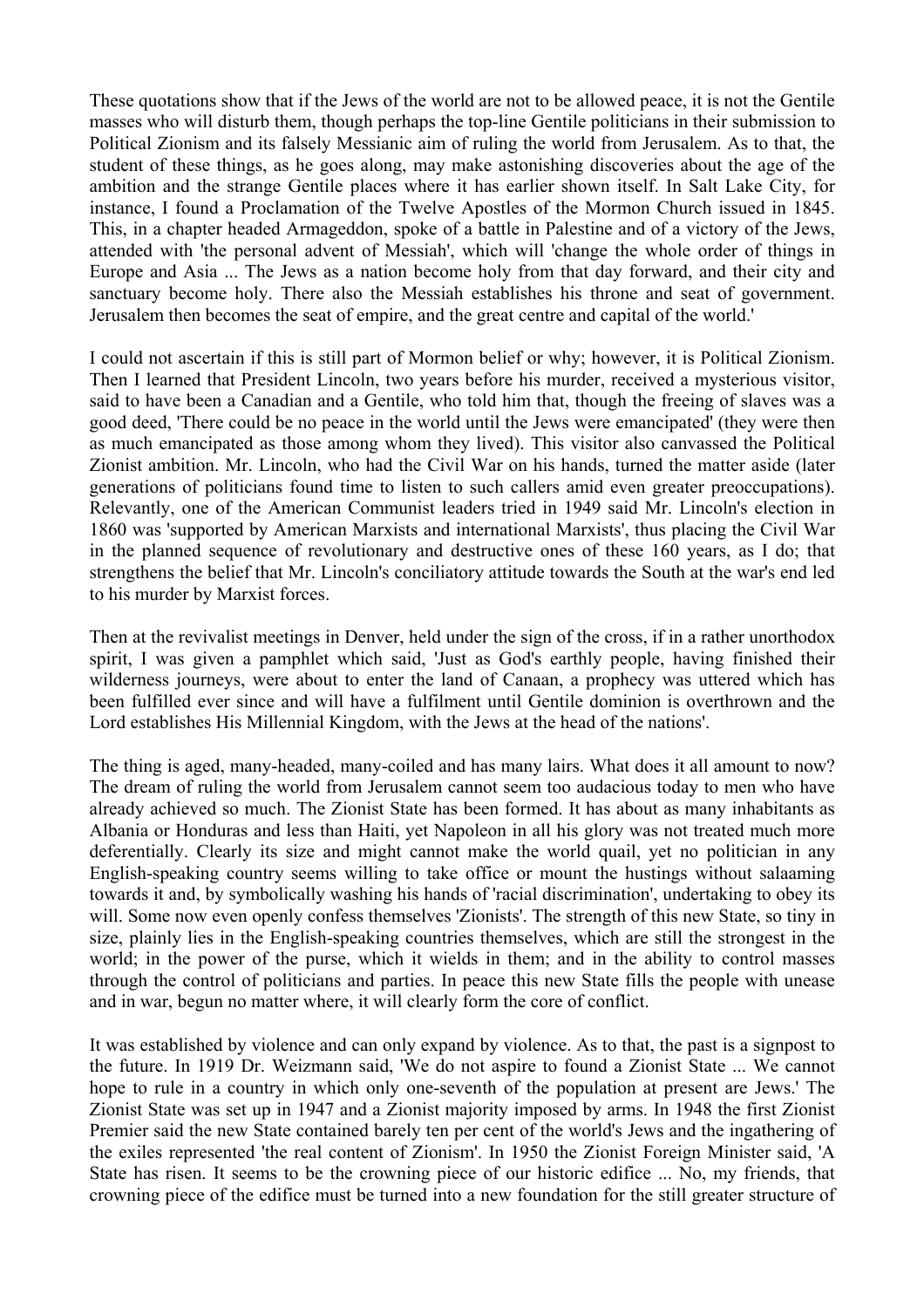These quotations show that if the Jews of the world are not to be allowed peace, it is not the Gentile masses who will disturb them, though perhaps the top-line Gentile politicians in their submission to Political Zionism and its falsely Messianic aim of ruling the world from Jerusalem. As to that, the student of these things, as he goes along, may make astonishing discoveries about the age of the ambition and the strange Gentile places where it has earlier shown itself. In Salt Lake City, for instance, I found a Proclamation of the Twelve Apostles of the Mormon Church issued in 1845. This, in a chapter headed Armageddon, spoke of a battle in Palestine and of a victory of the Jews, attended with 'the personal advent of Messiah', which will 'change the whole order of things in Europe and Asia ... The Jews as a nation become holy from that day forward, and their city and sanctuary become holy. There also the Messiah establishes his throne and seat of government. Jerusalem then becomes the seat of empire, and the great centre and capital of the world.'

I could not ascertain if this is still part of Mormon belief or why; however, it is Political Zionism. Then I learned that President Lincoln, two years before his murder, received a mysterious visitor, said to have been a Canadian and a Gentile, who told him that, though the freeing of slaves was a good deed, 'There could be no peace in the world until the Jews were emancipated' (they were then as much emancipated as those among whom they lived). This visitor also canvassed the Political Zionist ambition. Mr. Lincoln, who had the Civil War on his hands, turned the matter aside (later generations of politicians found time to listen to such callers amid even greater preoccupations). Relevantly, one of the American Communist leaders tried in 1949 said Mr. Lincoln's election in 1860 was 'supported by American Marxists and international Marxists', thus placing the Civil War in the planned sequence of revolutionary and destructive ones of these 160 years, as I do; that strengthens the belief that Mr. Lincoln's conciliatory attitude towards the South at the war's end led to his murder by Marxist forces.

Then at the revivalist meetings in Denver, held under the sign of the cross, if in a rather unorthodox spirit, I was given a pamphlet which said, 'Just as God's earthly people, having finished their wilderness journeys, were about to enter the land of Canaan, a prophecy was uttered which has been fulfilled ever since and will have a fulfilment until Gentile dominion is overthrown and the Lord establishes His Millennial Kingdom, with the Jews at the head of the nations'.

The thing is aged, many-headed, many-coiled and has many lairs. What does it all amount to now? The dream of ruling the world from Jerusalem cannot seem too audacious today to men who have already achieved so much. The Zionist State has been formed. It has about as many inhabitants as Albania or Honduras and less than Haiti, yet Napoleon in all his glory was not treated much more deferentially. Clearly its size and might cannot make the world quail, yet no politician in any English-speaking country seems willing to take office or mount the hustings without salaaming towards it and, by symbolically washing his hands of 'racial discrimination', undertaking to obey its will. Some now even openly confess themselves 'Zionists'. The strength of this new State, so tiny in size, plainly lies in the English-speaking countries themselves, which are still the strongest in the world; in the power of the purse, which it wields in them; and in the ability to control masses through the control of politicians and parties. In peace this new State fills the people with unease and in war, begun no matter where, it will clearly form the core of conflict.

It was established by violence and can only expand by violence. As to that, the past is a signpost to the future. In 1919 Dr. Weizmann said, 'We do not aspire to found a Zionist State ... We cannot hope to rule in a country in which only one-seventh of the population at present are Jews.' The Zionist State was set up in 1947 and a Zionist majority imposed by arms. In 1948 the first Zionist Premier said the new State contained barely ten per cent of the world's Jews and the ingathering of the exiles represented 'the real content of Zionism'. In 1950 the Zionist Foreign Minister said, 'A State has risen. It seems to be the crowning piece of our historic edifice ... No, my friends, that crowning piece of the edifice must be turned into a new foundation for the still greater structure of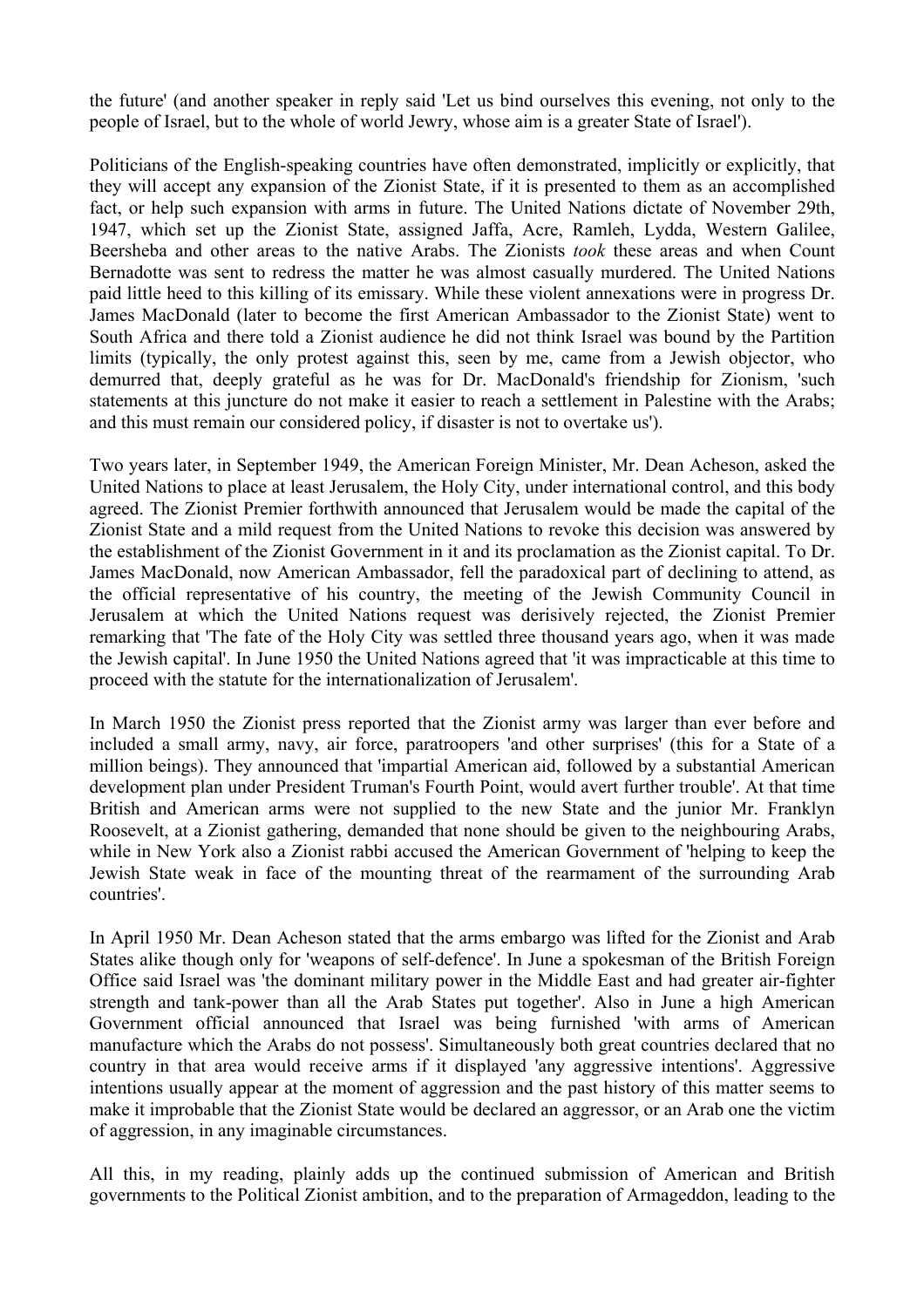the future' (and another speaker in reply said 'Let us bind ourselves this evening, not only to the people of Israel, but to the whole of world Jewry, whose aim is a greater State of Israel').

Politicians of the English-speaking countries have often demonstrated, implicitly or explicitly, that they will accept any expansion of the Zionist State, if it is presented to them as an accomplished fact, or help such expansion with arms in future. The United Nations dictate of November 29th, 1947, which set up the Zionist State, assigned Jaffa, Acre, Ramleh, Lydda, Western Galilee, Beersheba and other areas to the native Arabs. The Zionists *took* these areas and when Count Bernadotte was sent to redress the matter he was almost casually murdered. The United Nations paid little heed to this killing of its emissary. While these violent annexations were in progress Dr. James MacDonald (later to become the first American Ambassador to the Zionist State) went to South Africa and there told a Zionist audience he did not think Israel was bound by the Partition limits (typically, the only protest against this, seen by me, came from a Jewish objector, who demurred that, deeply grateful as he was for Dr. MacDonald's friendship for Zionism, 'such statements at this juncture do not make it easier to reach a settlement in Palestine with the Arabs; and this must remain our considered policy, if disaster is not to overtake us').

Two years later, in September 1949, the American Foreign Minister, Mr. Dean Acheson, asked the United Nations to place at least Jerusalem, the Holy City, under international control, and this body agreed. The Zionist Premier forthwith announced that Jerusalem would be made the capital of the Zionist State and a mild request from the United Nations to revoke this decision was answered by the establishment of the Zionist Government in it and its proclamation as the Zionist capital. To Dr. James MacDonald, now American Ambassador, fell the paradoxical part of declining to attend, as the official representative of his country, the meeting of the Jewish Community Council in Jerusalem at which the United Nations request was derisively rejected, the Zionist Premier remarking that 'The fate of the Holy City was settled three thousand years ago, when it was made the Jewish capital'. In June 1950 the United Nations agreed that 'it was impracticable at this time to proceed with the statute for the internationalization of Jerusalem'.

In March 1950 the Zionist press reported that the Zionist army was larger than ever before and included a small army, navy, air force, paratroopers 'and other surprises' (this for a State of a million beings). They announced that 'impartial American aid, followed by a substantial American development plan under President Truman's Fourth Point, would avert further trouble'. At that time British and American arms were not supplied to the new State and the junior Mr. Franklyn Roosevelt, at a Zionist gathering, demanded that none should be given to the neighbouring Arabs, while in New York also a Zionist rabbi accused the American Government of 'helping to keep the Jewish State weak in face of the mounting threat of the rearmament of the surrounding Arab countries'.

In April 1950 Mr. Dean Acheson stated that the arms embargo was lifted for the Zionist and Arab States alike though only for 'weapons of self-defence'. In June a spokesman of the British Foreign Office said Israel was 'the dominant military power in the Middle East and had greater air-fighter strength and tank-power than all the Arab States put together'. Also in June a high American Government official announced that Israel was being furnished 'with arms of American manufacture which the Arabs do not possess'. Simultaneously both great countries declared that no country in that area would receive arms if it displayed 'any aggressive intentions'. Aggressive intentions usually appear at the moment of aggression and the past history of this matter seems to make it improbable that the Zionist State would be declared an aggressor, or an Arab one the victim of aggression, in any imaginable circumstances.

All this, in my reading, plainly adds up the continued submission of American and British governments to the Political Zionist ambition, and to the preparation of Armageddon, leading to the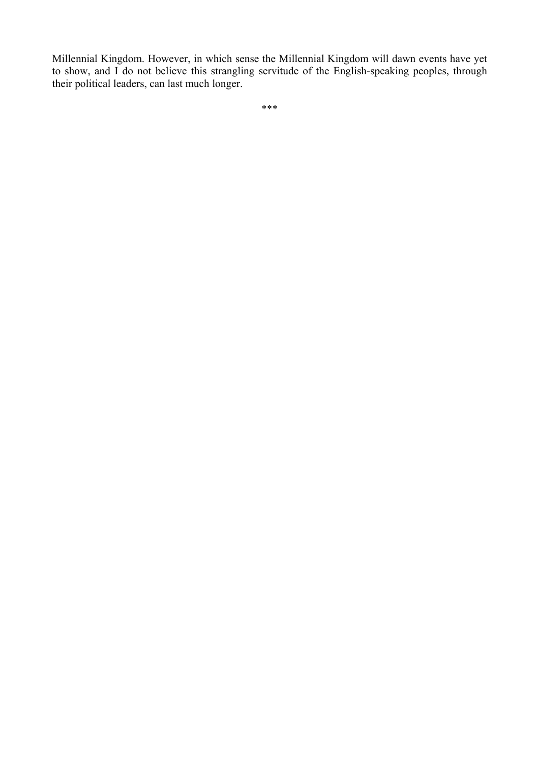Millennial Kingdom. However, in which sense the Millennial Kingdom will dawn events have yet to show, and I do not believe this strangling servitude of the English-speaking peoples, through their political leaders, can last much longer.

***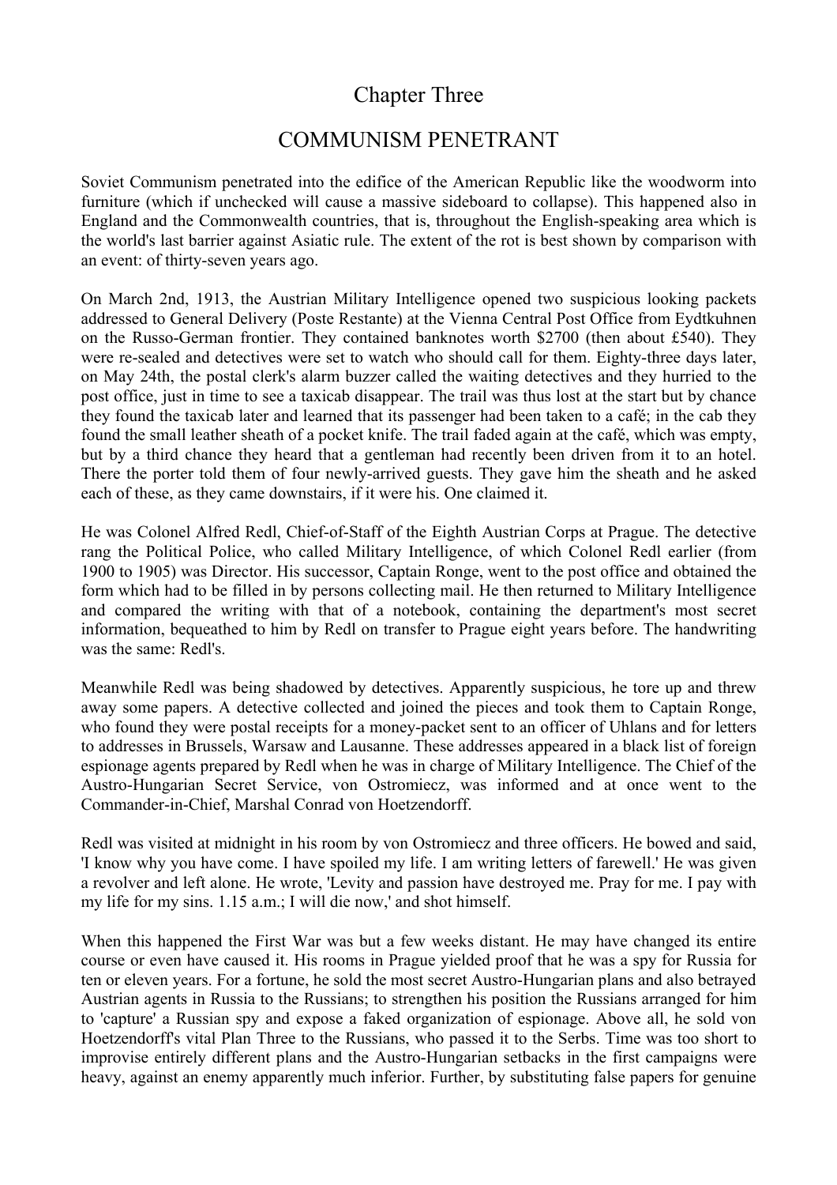# Chapter Three

## COMMUNISM PENETRANT

Soviet Communism penetrated into the edifice of the American Republic like the woodworm into furniture (which if unchecked will cause a massive sideboard to collapse). This happened also in England and the Commonwealth countries, that is, throughout the English-speaking area which is the world's last barrier against Asiatic rule. The extent of the rot is best shown by comparison with an event: of thirty-seven years ago.

On March 2nd, 1913, the Austrian Military Intelligence opened two suspicious looking packets addressed to General Delivery (Poste Restante) at the Vienna Central Post Office from Eydtkuhnen on the Russo-German frontier. They contained banknotes worth $2700 (then about £540). They were re-sealed and detectives were set to watch who should call for them. Eighty-three days later, on May 24th, the postal clerk's alarm buzzer called the waiting detectives and they hurried to the post office, just in time to see a taxicab disappear. The trail was thus lost at the start but by chance they found the taxicab later and learned that its passenger had been taken to a café; in the cab they found the small leather sheath of a pocket knife. The trail faded again at the café, which was empty, but by a third chance they heard that a gentleman had recently been driven from it to an hotel. There the porter told them of four newly-arrived guests. They gave him the sheath and he asked each of these, as they came downstairs, if it were his. One claimed it.

He was Colonel Alfred Redl, Chief-of-Staff of the Eighth Austrian Corps at Prague. The detective rang the Political Police, who called Military Intelligence, of which Colonel Redl earlier (from 1900 to 1905) was Director. His successor, Captain Ronge, went to the post office and obtained the form which had to be filled in by persons collecting mail. He then returned to Military Intelligence and compared the writing with that of a notebook, containing the department's most secret information, bequeathed to him by Redl on transfer to Prague eight years before. The handwriting was the same: Redl's.

Meanwhile Redl was being shadowed by detectives. Apparently suspicious, he tore up and threw away some papers. A detective collected and joined the pieces and took them to Captain Ronge, who found they were postal receipts for a money-packet sent to an officer of Uhlans and for letters to addresses in Brussels, Warsaw and Lausanne. These addresses appeared in a black list of foreign espionage agents prepared by Redl when he was in charge of Military Intelligence. The Chief of the Austro-Hungarian Secret Service, von Ostromiecz, was informed and at once went to the Commander-in-Chief, Marshal Conrad von Hoetzendorff.

Redl was visited at midnight in his room by von Ostromiecz and three officers. He bowed and said, 'I know why you have come. I have spoiled my life. I am writing letters of farewell.' He was given a revolver and left alone. He wrote, 'Levity and passion have destroyed me. Pray for me. I pay with my life for my sins. 1.15 a.m.; I will die now,' and shot himself.

When this happened the First War was but a few weeks distant. He may have changed its entire course or even have caused it. His rooms in Prague yielded proof that he was a spy for Russia for ten or eleven years. For a fortune, he sold the most secret Austro-Hungarian plans and also betrayed Austrian agents in Russia to the Russians; to strengthen his position the Russians arranged for him to 'capture' a Russian spy and expose a faked organization of espionage. Above all, he sold von Hoetzendorff's vital Plan Three to the Russians, who passed it to the Serbs. Time was too short to improvise entirely different plans and the Austro-Hungarian setbacks in the first campaigns were heavy, against an enemy apparently much inferior. Further, by substituting false papers for genuine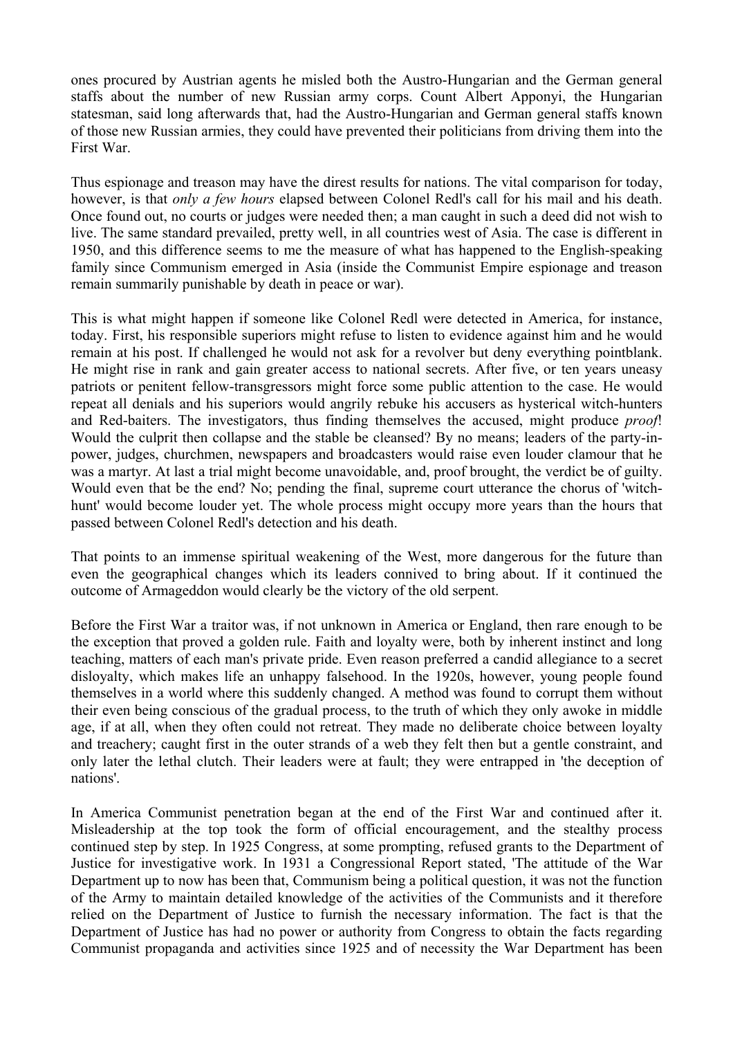ones procured by Austrian agents he misled both the Austro-Hungarian and the German general staffs about the number of new Russian army corps. Count Albert Apponyi, the Hungarian statesman, said long afterwards that, had the Austro-Hungarian and German general staffs known of those new Russian armies, they could have prevented their politicians from driving them into the First War.

Thus espionage and treason may have the direst results for nations. The vital comparison for today, however, is that *only a few hours* elapsed between Colonel Redl's call for his mail and his death. Once found out, no courts or judges were needed then; a man caught in such a deed did not wish to live. The same standard prevailed, pretty well, in all countries west of Asia. The case is different in 1950, and this difference seems to me the measure of what has happened to the English-speaking family since Communism emerged in Asia (inside the Communist Empire espionage and treason remain summarily punishable by death in peace or war).

This is what might happen if someone like Colonel Redl were detected in America, for instance, today. First, his responsible superiors might refuse to listen to evidence against him and he would remain at his post. If challenged he would not ask for a revolver but deny everything pointblank. He might rise in rank and gain greater access to national secrets. After five, or ten years uneasy patriots or penitent fellow-transgressors might force some public attention to the case. He would repeat all denials and his superiors would angrily rebuke his accusers as hysterical witch-hunters and Red-baiters. The investigators, thus finding themselves the accused, might produce *proof*! Would the culprit then collapse and the stable be cleansed? By no means; leaders of the party-in-power, judges, churchmen, newspapers and broadcasters would raise even louder clamour that he was a martyr. At last a trial might become unavoidable, and, proof brought, the verdict be of guilty. Would even that be the end? No; pending the final, supreme court utterance the chorus of 'witch-hunt' would become louder yet. The whole process might occupy more years than the hours that passed between Colonel Redl's detection and his death.

That points to an immense spiritual weakening of the West, more dangerous for the future than even the geographical changes which its leaders connived to bring about. If it continued the outcome of Armageddon would clearly be the victory of the old serpent.

Before the First War a traitor was, if not unknown in America or England, then rare enough to be the exception that proved a golden rule. Faith and loyalty were, both by inherent instinct and long teaching, matters of each man's private pride. Even reason preferred a candid allegiance to a secret disloyalty, which makes life an unhappy falsehood. In the 1920s, however, young people found themselves in a world where this suddenly changed. A method was found to corrupt them without their even being conscious of the gradual process, to the truth of which they only awoke in middle age, if at all, when they often could not retreat. They made no deliberate choice between loyalty and treachery; caught first in the outer strands of a web they felt then but a gentle constraint, and only later the lethal clutch. Their leaders were at fault; they were entrapped in 'the deception of nations'.

In America Communist penetration began at the end of the First War and continued after it. Misleadership at the top took the form of official encouragement, and the stealthy process continued step by step. In 1925 Congress, at some prompting, refused grants to the Department of Justice for investigative work. In 1931 a Congressional Report stated, 'The attitude of the War Department up to now has been that, Communism being a political question, it was not the function of the Army to maintain detailed knowledge of the activities of the Communists and it therefore relied on the Department of Justice to furnish the necessary information. The fact is that the Department of Justice has had no power or authority from Congress to obtain the facts regarding Communist propaganda and activities since 1925 and of necessity the War Department has been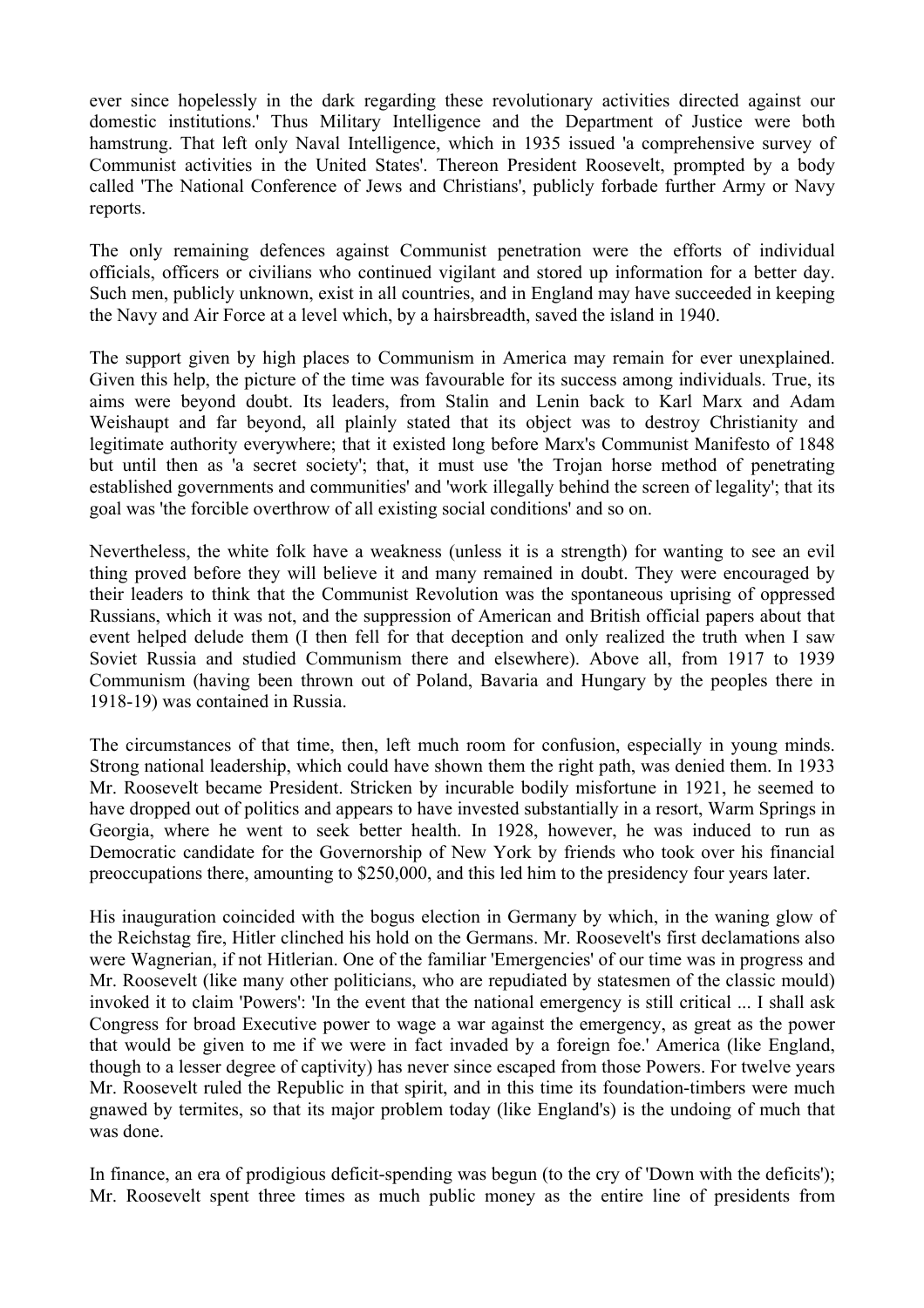ever since hopelessly in the dark regarding these revolutionary activities directed against our domestic institutions.' Thus Military Intelligence and the Department of Justice were both hamstrung. That left only Naval Intelligence, which in 1935 issued 'a comprehensive survey of Communist activities in the United States'. Thereon President Roosevelt, prompted by a body called 'The National Conference of Jews and Christians', publicly forbade further Army or Navy reports.

The only remaining defences against Communist penetration were the efforts of individual officials, officers or civilians who continued vigilant and stored up information for a better day. Such men, publicly unknown, exist in all countries, and in England may have succeeded in keeping the Navy and Air Force at a level which, by a hairsbreadth, saved the island in 1940.

The support given by high places to Communism in America may remain for ever unexplained. Given this help, the picture of the time was favourable for its success among individuals. True, its aims were beyond doubt. Its leaders, from Stalin and Lenin back to Karl Marx and Adam Weishaupt and far beyond, all plainly stated that its object was to destroy Christianity and legitimate authority everywhere; that it existed long before Marx's Communist Manifesto of 1848 but until then as 'a secret society'; that, it must use 'the Trojan horse method of penetrating established governments and communities' and 'work illegally behind the screen of legality'; that its goal was 'the forcible overthrow of all existing social conditions' and so on.

Nevertheless, the white folk have a weakness (unless it is a strength) for wanting to see an evil thing proved before they will believe it and many remained in doubt. They were encouraged by their leaders to think that the Communist Revolution was the spontaneous uprising of oppressed Russians, which it was not, and the suppression of American and British official papers about that event helped delude them (I then fell for that deception and only realized the truth when I saw Soviet Russia and studied Communism there and elsewhere). Above all, from 1917 to 1939 Communism (having been thrown out of Poland, Bavaria and Hungary by the peoples there in 1918-19) was contained in Russia.

The circumstances of that time, then, left much room for confusion, especially in young minds. Strong national leadership, which could have shown them the right path, was denied them. In 1933 Mr. Roosevelt became President. Stricken by incurable bodily misfortune in 1921, he seemed to have dropped out of politics and appears to have invested substantially in a resort, Warm Springs in Georgia, where he went to seek better health. In 1928, however, he was induced to run as Democratic candidate for the Governorship of New York by friends who took over his financial preoccupations there, amounting to $250,000, and this led him to the presidency four years later.

His inauguration coincided with the bogus election in Germany by which, in the waning glow of the Reichstag fire, Hitler clinched his hold on the Germans. Mr. Roosevelt's first declamations also were Wagnerian, if not Hitlerian. One of the familiar 'Emergencies' of our time was in progress and Mr. Roosevelt (like many other politicians, who are repudiated by statesmen of the classic mould) invoked it to claim 'Powers': 'In the event that the national emergency is still critical ... I shall ask Congress for broad Executive power to wage a war against the emergency, as great as the power that would be given to me if we were in fact invaded by a foreign foe.' America (like England, though to a lesser degree of captivity) has never since escaped from those Powers. For twelve years Mr. Roosevelt ruled the Republic in that spirit, and in this time its foundation-timbers were much gnawed by termites, so that its major problem today (like England's) is the undoing of much that was done.

In finance, an era of prodigious deficit-spending was begun (to the cry of 'Down with the deficits'); Mr. Roosevelt spent three times as much public money as the entire line of presidents from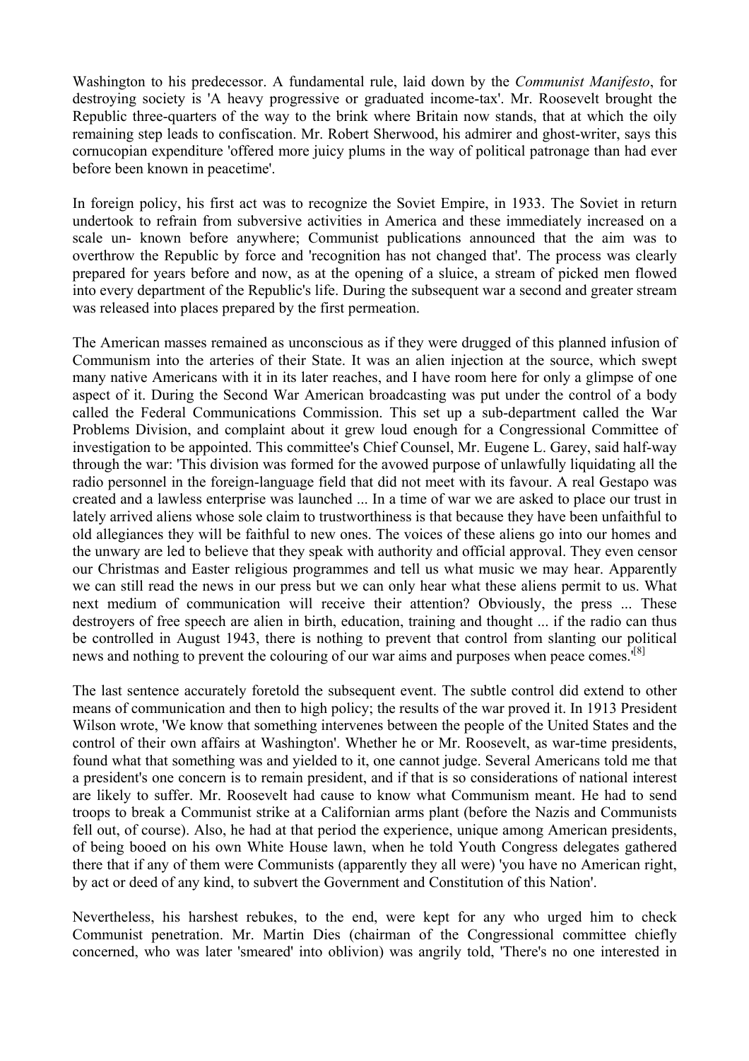Washington to his predecessor. A fundamental rule, laid down by the *Communist Manifesto*, for destroying society is 'A heavy progressive or graduated income-tax'. Mr. Roosevelt brought the Republic three-quarters of the way to the brink where Britain now stands, that at which the oily remaining step leads to confiscation. Mr. Robert Sherwood, his admirer and ghost-writer, says this cornucopian expenditure 'offered more juicy plums in the way of political patronage than had ever before been known in peacetime'.

In foreign policy, his first act was to recognize the Soviet Empire, in 1933. The Soviet in return undertook to refrain from subversive activities in America and these immediately increased on a scale un- known before anywhere; Communist publications announced that the aim was to overthrow the Republic by force and 'recognition has not changed that'. The process was clearly prepared for years before and now, as at the opening of a sluice, a stream of picked men flowed into every department of the Republic's life. During the subsequent war a second and greater stream was released into places prepared by the first permeation.

The American masses remained as unconscious as if they were drugged of this planned infusion of Communism into the arteries of their State. It was an alien injection at the source, which swept many native Americans with it in its later reaches, and I have room here for only a glimpse of one aspect of it. During the Second War American broadcasting was put under the control of a body called the Federal Communications Commission. This set up a sub-department called the War Problems Division, and complaint about it grew loud enough for a Congressional Committee of investigation to be appointed. This committee's Chief Counsel, Mr. Eugene L. Garey, said half-way through the war: 'This division was formed for the avowed purpose of unlawfully liquidating all the radio personnel in the foreign-language field that did not meet with its favour. A real Gestapo was created and a lawless enterprise was launched ... In a time of war we are asked to place our trust in lately arrived aliens whose sole claim to trustworthiness is that because they have been unfaithful to old allegiances they will be faithful to new ones. The voices of these aliens go into our homes and the unwary are led to believe that they speak with authority and official approval. They even censor our Christmas and Easter religious programmes and tell us what music we may hear. Apparently we can still read the news in our press but we can only hear what these aliens permit to us. What next medium of communication will receive their attention? Obviously, the press ... These destroyers of free speech are alien in birth, education, training and thought ... if the radio can thus be controlled in August 1943, there is nothing to prevent that control from slanting our political news and nothing to prevent the colouring of our war aims and purposes when peace comes.'[8]

The last sentence accurately foretold the subsequent event. The subtle control did extend to other means of communication and then to high policy; the results of the war proved it. In 1913 President Wilson wrote, 'We know that something intervenes between the people of the United States and the control of their own affairs at Washington'. Whether he or Mr. Roosevelt, as war-time presidents, found what that something was and yielded to it, one cannot judge. Several Americans told me that a president's one concern is to remain president, and if that is so considerations of national interest are likely to suffer. Mr. Roosevelt had cause to know what Communism meant. He had to send troops to break a Communist strike at a Californian arms plant (before the Nazis and Communists fell out, of course). Also, he had at that period the experience, unique among American presidents, of being booed on his own White House lawn, when he told Youth Congress delegates gathered there that if any of them were Communists (apparently they all were) 'you have no American right, by act or deed of any kind, to subvert the Government and Constitution of this Nation'.

Nevertheless, his harshest rebukes, to the end, were kept for any who urged him to check Communist penetration. Mr. Martin Dies (chairman of the Congressional committee chiefly concerned, who was later 'smeared' into oblivion) was angrily told, 'There's no one interested in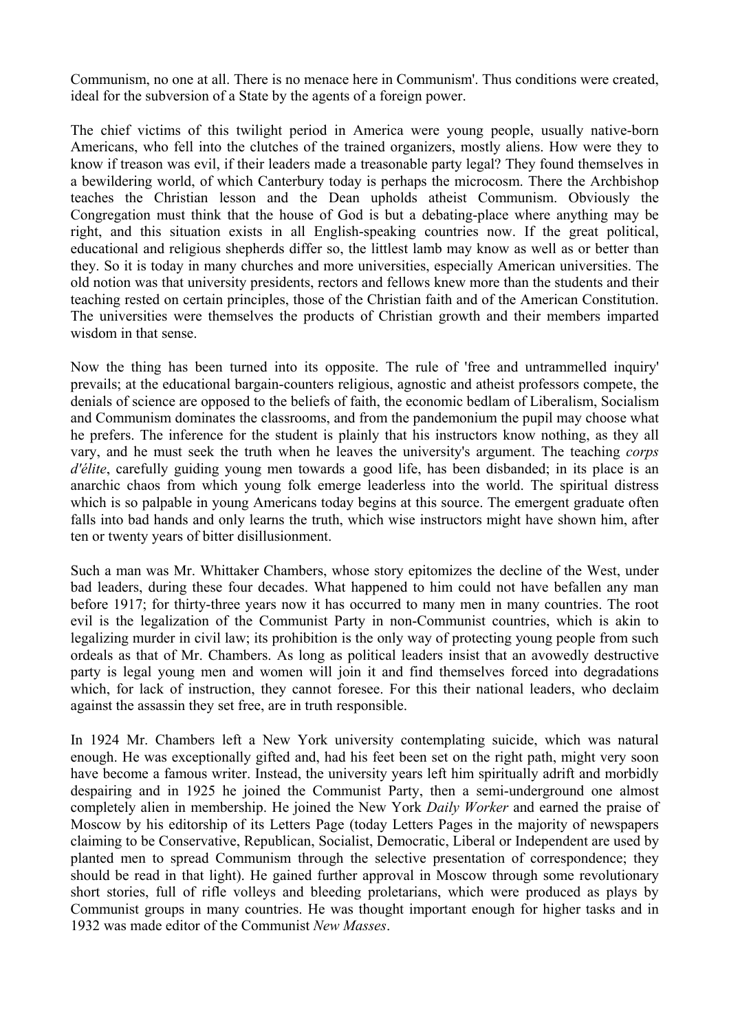Communism, no one at all. There is no menace here in Communism'. Thus conditions were created, ideal for the subversion of a State by the agents of a foreign power.

The chief victims of this twilight period in America were young people, usually native-born Americans, who fell into the clutches of the trained organizers, mostly aliens. How were they to know if treason was evil, if their leaders made a treasonable party legal? They found themselves in a bewildering world, of which Canterbury today is perhaps the microcosm. There the Archbishop teaches the Christian lesson and the Dean upholds atheist Communism. Obviously the Congregation must think that the house of God is but a debating-place where anything may be right, and this situation exists in all English-speaking countries now. If the great political, educational and religious shepherds differ so, the littlest lamb may know as well as or better than they. So it is today in many churches and more universities, especially American universities. The old notion was that university presidents, rectors and fellows knew more than the students and their teaching rested on certain principles, those of the Christian faith and of the American Constitution. The universities were themselves the products of Christian growth and their members imparted wisdom in that sense.

Now the thing has been turned into its opposite. The rule of 'free and untrammelled inquiry' prevails; at the educational bargain-counters religious, agnostic and atheist professors compete, the denials of science are opposed to the beliefs of faith, the economic bedlam of Liberalism, Socialism and Communism dominates the classrooms, and from the pandemonium the pupil may choose what he prefers. The inference for the student is plainly that his instructors know nothing, as they all vary, and he must seek the truth when he leaves the university's argument. The teaching *corps d'élite*, carefully guiding young men towards a good life, has been disbanded; in its place is an anarchic chaos from which young folk emerge leaderless into the world. The spiritual distress which is so palpable in young Americans today begins at this source. The emergent graduate often falls into bad hands and only learns the truth, which wise instructors might have shown him, after ten or twenty years of bitter disillusionment.

Such a man was Mr. Whittaker Chambers, whose story epitomizes the decline of the West, under bad leaders, during these four decades. What happened to him could not have befallen any man before 1917; for thirty-three years now it has occurred to many men in many countries. The root evil is the legalization of the Communist Party in non-Communist countries, which is akin to legalizing murder in civil law; its prohibition is the only way of protecting young people from such ordeals as that of Mr. Chambers. As long as political leaders insist that an avowedly destructive party is legal young men and women will join it and find themselves forced into degradations which, for lack of instruction, they cannot foresee. For this their national leaders, who declaim against the assassin they set free, are in truth responsible.

In 1924 Mr. Chambers left a New York university contemplating suicide, which was natural enough. He was exceptionally gifted and, had his feet been set on the right path, might very soon have become a famous writer. Instead, the university years left him spiritually adrift and morbidly despairing and in 1925 he joined the Communist Party, then a semi-underground one almost completely alien in membership. He joined the New York *Daily Worker* and earned the praise of Moscow by his editorship of its Letters Page (today Letters Pages in the majority of newspapers claiming to be Conservative, Republican, Socialist, Democratic, Liberal or Independent are used by planted men to spread Communism through the selective presentation of correspondence; they should be read in that light). He gained further approval in Moscow through some revolutionary short stories, full of rifle volleys and bleeding proletarians, which were produced as plays by Communist groups in many countries. He was thought important enough for higher tasks and in 1932 was made editor of the Communist *New Masses*.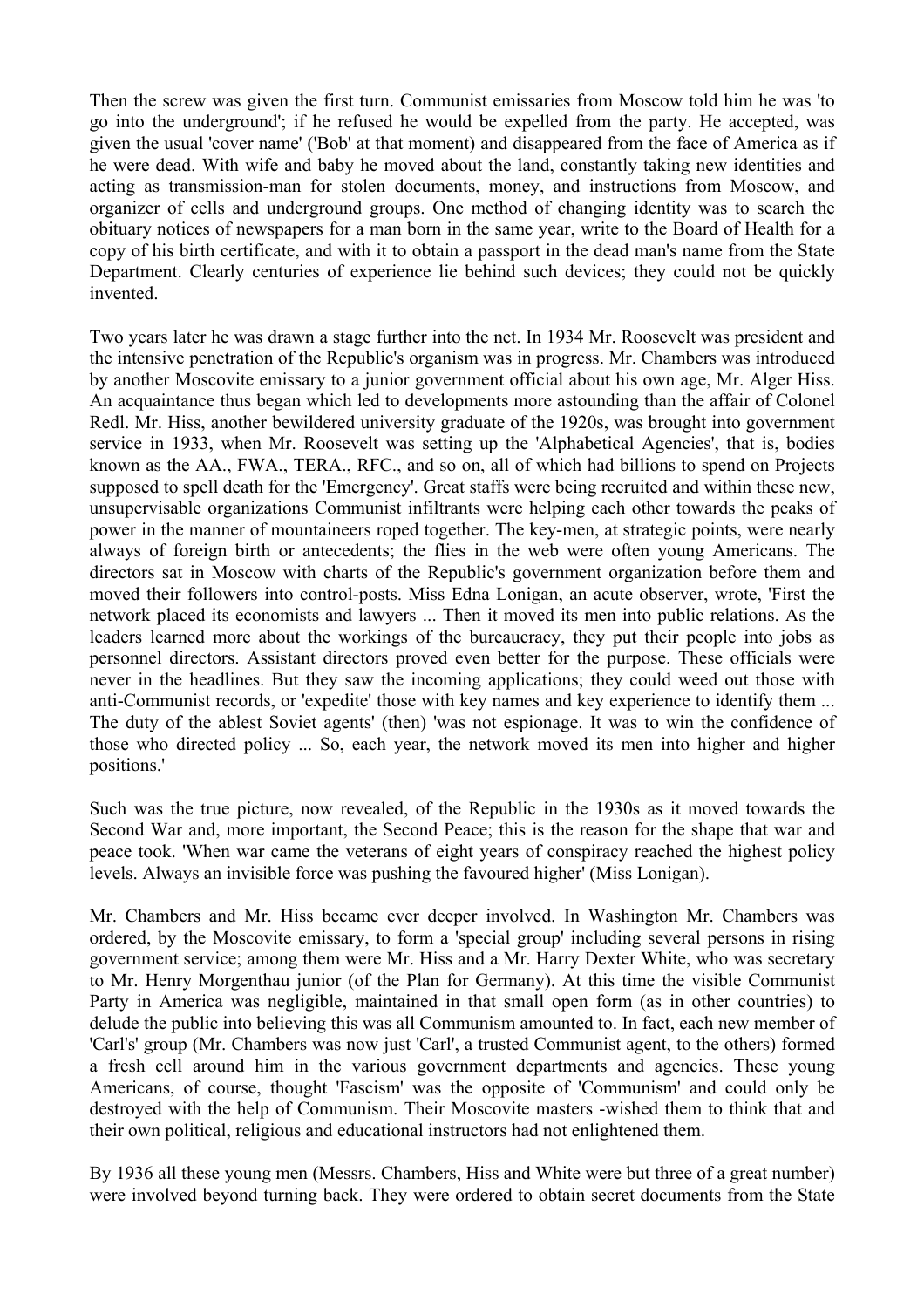Then the screw was given the first turn. Communist emissaries from Moscow told him he was 'to go into the underground'; if he refused he would be expelled from the party. He accepted, was given the usual 'cover name' ('Bob' at that moment) and disappeared from the face of America as if he were dead. With wife and baby he moved about the land, constantly taking new identities and acting as transmission-man for stolen documents, money, and instructions from Moscow, and organizer of cells and underground groups. One method of changing identity was to search the obituary notices of newspapers for a man born in the same year, write to the Board of Health for a copy of his birth certificate, and with it to obtain a passport in the dead man's name from the State Department. Clearly centuries of experience lie behind such devices; they could not be quickly invented.

Two years later he was drawn a stage further into the net. In 1934 Mr. Roosevelt was president and the intensive penetration of the Republic's organism was in progress. Mr. Chambers was introduced by another Moscovite emissary to a junior government official about his own age, Mr. Alger Hiss. An acquaintance thus began which led to developments more astounding than the affair of Colonel Redl. Mr. Hiss, another bewildered university graduate of the 1920s, was brought into government service in 1933, when Mr. Roosevelt was setting up the 'Alphabetical Agencies', that is, bodies known as the AA., FWA., TERA., RFC., and so on, all of which had billions to spend on Projects supposed to spell death for the 'Emergency'. Great staffs were being recruited and within these new, unsupervisable organizations Communist infiltrants were helping each other towards the peaks of power in the manner of mountaineers roped together. The key-men, at strategic points, were nearly always of foreign birth or antecedents; the flies in the web were often young Americans. The directors sat in Moscow with charts of the Republic's government organization before them and moved their followers into control-posts. Miss Edna Lonigan, an acute observer, wrote, 'First the network placed its economists and lawyers ... Then it moved its men into public relations. As the leaders learned more about the workings of the bureaucracy, they put their people into jobs as personnel directors. Assistant directors proved even better for the purpose. These officials were never in the headlines. But they saw the incoming applications; they could weed out those with anti-Communist records, or 'expedite' those with key names and key experience to identify them ... The duty of the ablest Soviet agents' (then) 'was not espionage. It was to win the confidence of those who directed policy ... So, each year, the network moved its men into higher and higher positions.'

Such was the true picture, now revealed, of the Republic in the 1930s as it moved towards the Second War and, more important, the Second Peace; this is the reason for the shape that war and peace took. 'When war came the veterans of eight years of conspiracy reached the highest policy levels. Always an invisible force was pushing the favoured higher' (Miss Lonigan).

Mr. Chambers and Mr. Hiss became ever deeper involved. In Washington Mr. Chambers was ordered, by the Moscovite emissary, to form a 'special group' including several persons in rising government service; among them were Mr. Hiss and a Mr. Harry Dexter White, who was secretary to Mr. Henry Morgenthau junior (of the Plan for Germany). At this time the visible Communist Party in America was negligible, maintained in that small open form (as in other countries) to delude the public into believing this was all Communism amounted to. In fact, each new member of 'Carl's' group (Mr. Chambers was now just 'Carl', a trusted Communist agent, to the others) formed a fresh cell around him in the various government departments and agencies. These young Americans, of course, thought 'Fascism' was the opposite of 'Communism' and could only be destroyed with the help of Communism. Their Moscovite masters -wished them to think that and their own political, religious and educational instructors had not enlightened them.

By 1936 all these young men (Messrs. Chambers, Hiss and White were but three of a great number) were involved beyond turning back. They were ordered to obtain secret documents from the State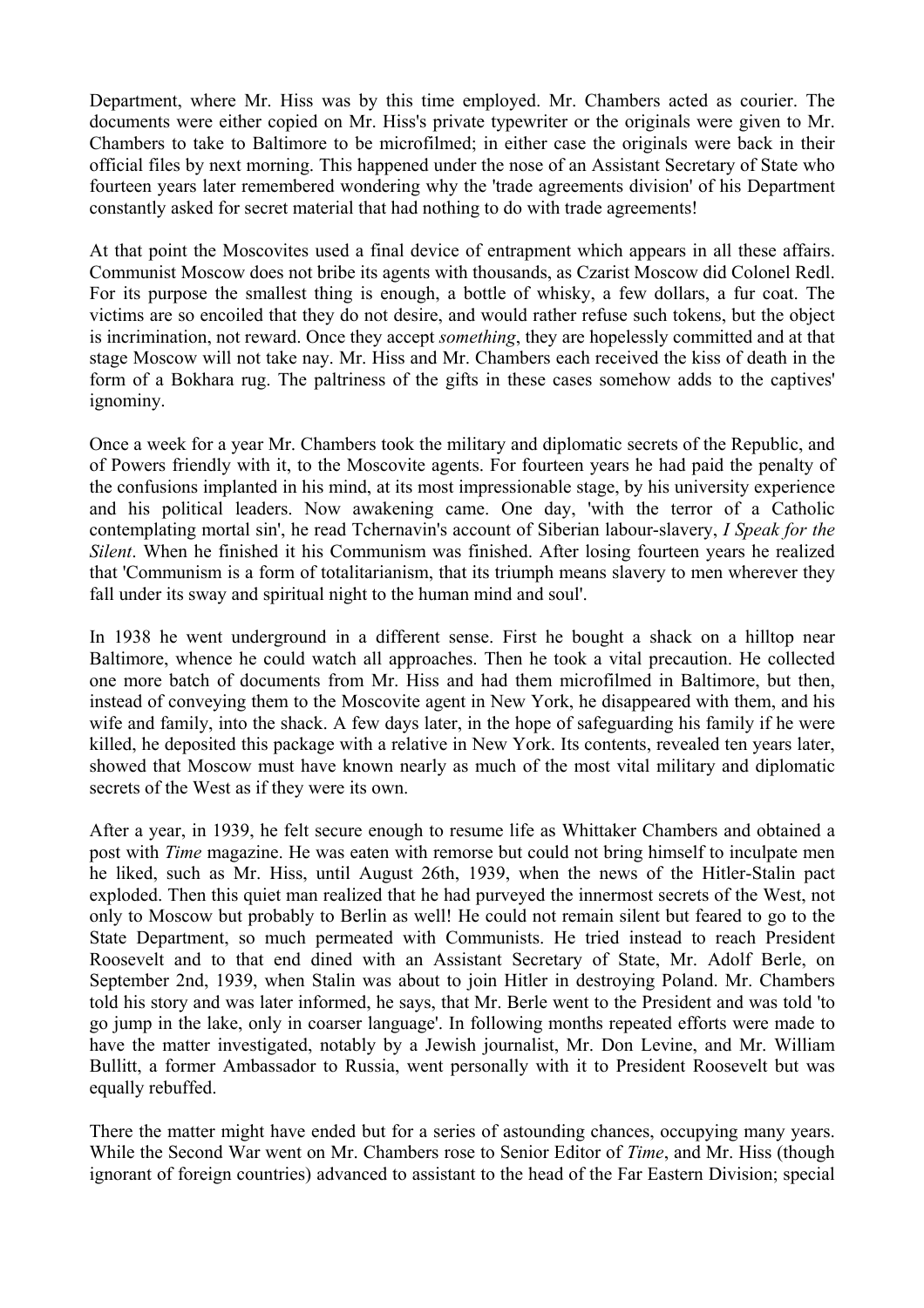Department, where Mr. Hiss was by this time employed. Mr. Chambers acted as courier. The documents were either copied on Mr. Hiss's private typewriter or the originals were given to Mr. Chambers to take to Baltimore to be microfilmed; in either case the originals were back in their official files by next morning. This happened under the nose of an Assistant Secretary of State who fourteen years later remembered wondering why the 'trade agreements division' of his Department constantly asked for secret material that had nothing to do with trade agreements!

At that point the Moscovites used a final device of entrapment which appears in all these affairs. Communist Moscow does not bribe its agents with thousands, as Czarist Moscow did Colonel Redl. For its purpose the smallest thing is enough, a bottle of whisky, a few dollars, a fur coat. The victims are so encoiled that they do not desire, and would rather refuse such tokens, but the object is incrimination, not reward. Once they accept *something*, they are hopelessly committed and at that stage Moscow will not take nay. Mr. Hiss and Mr. Chambers each received the kiss of death in the form of a Bokhara rug. The paltriness of the gifts in these cases somehow adds to the captives' ignominy.

Once a week for a year Mr. Chambers took the military and diplomatic secrets of the Republic, and of Powers friendly with it, to the Moscovite agents. For fourteen years he had paid the penalty of the confusions implanted in his mind, at its most impressionable stage, by his university experience and his political leaders. Now awakening came. One day, 'with the terror of a Catholic contemplating mortal sin', he read Tchernavin's account of Siberian labour-slavery, *I Speak for the Silent*. When he finished it his Communism was finished. After losing fourteen years he realized that 'Communism is a form of totalitarianism, that its triumph means slavery to men wherever they fall under its sway and spiritual night to the human mind and soul'.

In 1938 he went underground in a different sense. First he bought a shack on a hilltop near Baltimore, whence he could watch all approaches. Then he took a vital precaution. He collected one more batch of documents from Mr. Hiss and had them microfilmed in Baltimore, but then, instead of conveying them to the Moscovite agent in New York, he disappeared with them, and his wife and family, into the shack. A few days later, in the hope of safeguarding his family if he were killed, he deposited this package with a relative in New York. Its contents, revealed ten years later, showed that Moscow must have known nearly as much of the most vital military and diplomatic secrets of the West as if they were its own.

After a year, in 1939, he felt secure enough to resume life as Whittaker Chambers and obtained a post with *Time* magazine. He was eaten with remorse but could not bring himself to inculpate men he liked, such as Mr. Hiss, until August 26th, 1939, when the news of the Hitler-Stalin pact exploded. Then this quiet man realized that he had purveyed the innermost secrets of the West, not only to Moscow but probably to Berlin as well! He could not remain silent but feared to go to the State Department, so much permeated with Communists. He tried instead to reach President Roosevelt and to that end dined with an Assistant Secretary of State, Mr. Adolf Berle, on September 2nd, 1939, when Stalin was about to join Hitler in destroying Poland. Mr. Chambers told his story and was later informed, he says, that Mr. Berle went to the President and was told 'to go jump in the lake, only in coarser language'. In following months repeated efforts were made to have the matter investigated, notably by a Jewish journalist, Mr. Don Levine, and Mr. William Bullitt, a former Ambassador to Russia, went personally with it to President Roosevelt but was equally rebuffed.

There the matter might have ended but for a series of astounding chances, occupying many years. While the Second War went on Mr. Chambers rose to Senior Editor of *Time*, and Mr. Hiss (though ignorant of foreign countries) advanced to assistant to the head of the Far Eastern Division; special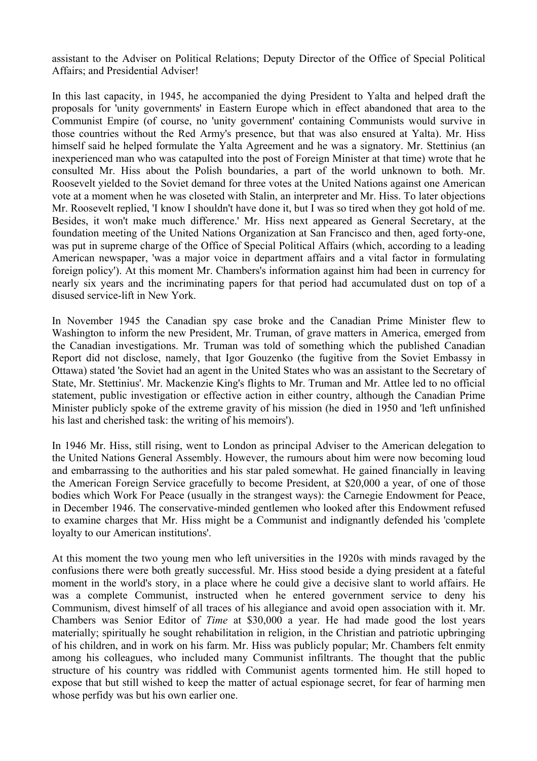assistant to the Adviser on Political Relations; Deputy Director of the Office of Special Political Affairs; and Presidential Adviser!

In this last capacity, in 1945, he accompanied the dying President to Yalta and helped draft the proposals for 'unity governments' in Eastern Europe which in effect abandoned that area to the Communist Empire (of course, no 'unity government' containing Communists would survive in those countries without the Red Army's presence, but that was also ensured at Yalta). Mr. Hiss himself said he helped formulate the Yalta Agreement and he was a signatory. Mr. Stettinius (an inexperienced man who was catapulted into the post of Foreign Minister at that time) wrote that he consulted Mr. Hiss about the Polish boundaries, a part of the world unknown to both. Mr. Roosevelt yielded to the Soviet demand for three votes at the United Nations against one American vote at a moment when he was closeted with Stalin, an interpreter and Mr. Hiss. To later objections Mr. Roosevelt replied, 'I know I shouldn't have done it, but I was so tired when they got hold of me. Besides, it won't make much difference.' Mr. Hiss next appeared as General Secretary, at the foundation meeting of the United Nations Organization at San Francisco and then, aged forty-one, was put in supreme charge of the Office of Special Political Affairs (which, according to a leading American newspaper, 'was a major voice in department affairs and a vital factor in formulating foreign policy'). At this moment Mr. Chambers's information against him had been in currency for nearly six years and the incriminating papers for that period had accumulated dust on top of a disused service-lift in New York.

In November 1945 the Canadian spy case broke and the Canadian Prime Minister flew to Washington to inform the new President, Mr. Truman, of grave matters in America, emerged from the Canadian investigations. Mr. Truman was told of something which the published Canadian Report did not disclose, namely, that Igor Gouzenko (the fugitive from the Soviet Embassy in Ottawa) stated 'the Soviet had an agent in the United States who was an assistant to the Secretary of State, Mr. Stettinius'. Mr. Mackenzie King's flights to Mr. Truman and Mr. Attlee led to no official statement, public investigation or effective action in either country, although the Canadian Prime Minister publicly spoke of the extreme gravity of his mission (he died in 1950 and 'left unfinished his last and cherished task: the writing of his memoirs').

In 1946 Mr. Hiss, still rising, went to London as principal Adviser to the American delegation to the United Nations General Assembly. However, the rumours about him were now becoming loud and embarrassing to the authorities and his star paled somewhat. He gained financially in leaving the American Foreign Service gracefully to become President, at $20,000 a year, of one of those bodies which Work For Peace (usually in the strangest ways): the Carnegie Endowment for Peace, in December 1946. The conservative-minded gentlemen who looked after this Endowment refused to examine charges that Mr. Hiss might be a Communist and indignantly defended his 'complete loyalty to our American institutions'.

At this moment the two young men who left universities in the 1920s with minds ravaged by the confusions there were both greatly successful. Mr. Hiss stood beside a dying president at a fateful moment in the world's story, in a place where he could give a decisive slant to world affairs. He was a complete Communist, instructed when he entered government service to deny his Communism, divest himself of all traces of his allegiance and avoid open association with it. Mr. Chambers was Senior Editor of *Time* at $30,000 a year. He had made good the lost years materially; spiritually he sought rehabilitation in religion, in the Christian and patriotic upbringing of his children, and in work on his farm. Mr. Hiss was publicly popular; Mr. Chambers felt enmity among his colleagues, who included many Communist infiltrants. The thought that the public structure of his country was riddled with Communist agents tormented him. He still hoped to expose that but still wished to keep the matter of actual espionage secret, for fear of harming men whose perfidy was but his own earlier one.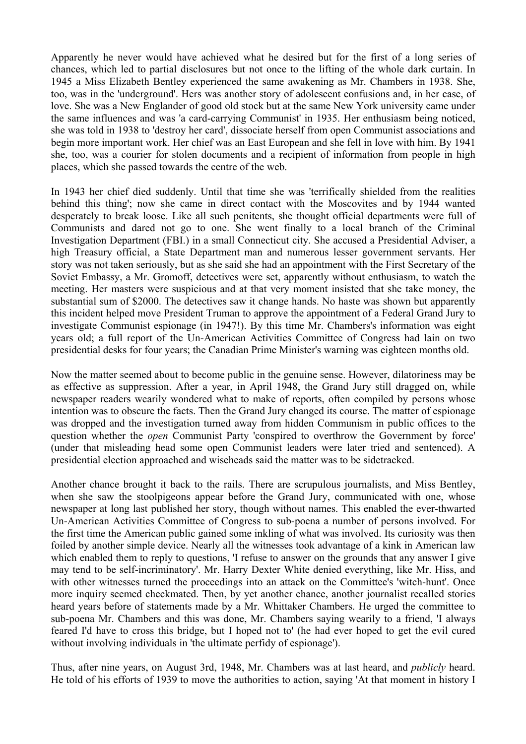Apparently he never would have achieved what he desired but for the first of a long series of chances, which led to partial disclosures but not once to the lifting of the whole dark curtain. In 1945 a Miss Elizabeth Bentley experienced the same awakening as Mr. Chambers in 1938. She, too, was in the 'underground'. Hers was another story of adolescent confusions and, in her case, of love. She was a New Englander of good old stock but at the same New York university came under the same influences and was 'a card-carrying Communist' in 1935. Her enthusiasm being noticed, she was told in 1938 to 'destroy her card', dissociate herself from open Communist associations and begin more important work. Her chief was an East European and she fell in love with him. By 1941 she, too, was a courier for stolen documents and a recipient of information from people in high places, which she passed towards the centre of the web.

In 1943 her chief died suddenly. Until that time she was 'terrifically shielded from the realities behind this thing'; now she came in direct contact with the Moscovites and by 1944 wanted desperately to break loose. Like all such penitents, she thought official departments were full of Communists and dared not go to one. She went finally to a local branch of the Criminal Investigation Department (FBI.) in a small Connecticut city. She accused a Presidential Adviser, a high Treasury official, a State Department man and numerous lesser government servants. Her story was not taken seriously, but as she said she had an appointment with the First Secretary of the Soviet Embassy, a Mr. Gromoff, detectives were set, apparently without enthusiasm, to watch the meeting. Her masters were suspicious and at that very moment insisted that she take money, the substantial sum of $2000. The detectives saw it change hands. No haste was shown but apparently this incident helped move President Truman to approve the appointment of a Federal Grand Jury to investigate Communist espionage (in 1947!). By this time Mr. Chambers's information was eight years old; a full report of the Un-American Activities Committee of Congress had lain on two presidential desks for four years; the Canadian Prime Minister's warning was eighteen months old.

Now the matter seemed about to become public in the genuine sense. However, dilatoriness may be as effective as suppression. After a year, in April 1948, the Grand Jury still dragged on, while newspaper readers wearily wondered what to make of reports, often compiled by persons whose intention was to obscure the facts. Then the Grand Jury changed its course. The matter of espionage was dropped and the investigation turned away from hidden Communism in public offices to the question whether the *open* Communist Party 'conspired to overthrow the Government by force' (under that misleading head some open Communist leaders were later tried and sentenced). A presidential election approached and wiseheads said the matter was to be sidetracked.

Another chance brought it back to the rails. There are scrupulous journalists, and Miss Bentley, when she saw the stoolpigeons appear before the Grand Jury, communicated with one, whose newspaper at long last published her story, though without names. This enabled the ever-thwarted Un-American Activities Committee of Congress to sub-poena a number of persons involved. For the first time the American public gained some inkling of what was involved. Its curiosity was then foiled by another simple device. Nearly all the witnesses took advantage of a kink in American law which enabled them to reply to questions, 'I refuse to answer on the grounds that any answer I give may tend to be self-incriminatory'. Mr. Harry Dexter White denied everything, like Mr. Hiss, and with other witnesses turned the proceedings into an attack on the Committee's 'witch-hunt'. Once more inquiry seemed checkmated. Then, by yet another chance, another journalist recalled stories heard years before of statements made by a Mr. Whittaker Chambers. He urged the committee to sub-poena Mr. Chambers and this was done, Mr. Chambers saying wearily to a friend, 'I always feared I'd have to cross this bridge, but I hoped not to' (he had ever hoped to get the evil cured without involving individuals in 'the ultimate perfidy of espionage').

Thus, after nine years, on August 3rd, 1948, Mr. Chambers was at last heard, and *publicly* heard. He told of his efforts of 1939 to move the authorities to action, saying 'At that moment in history I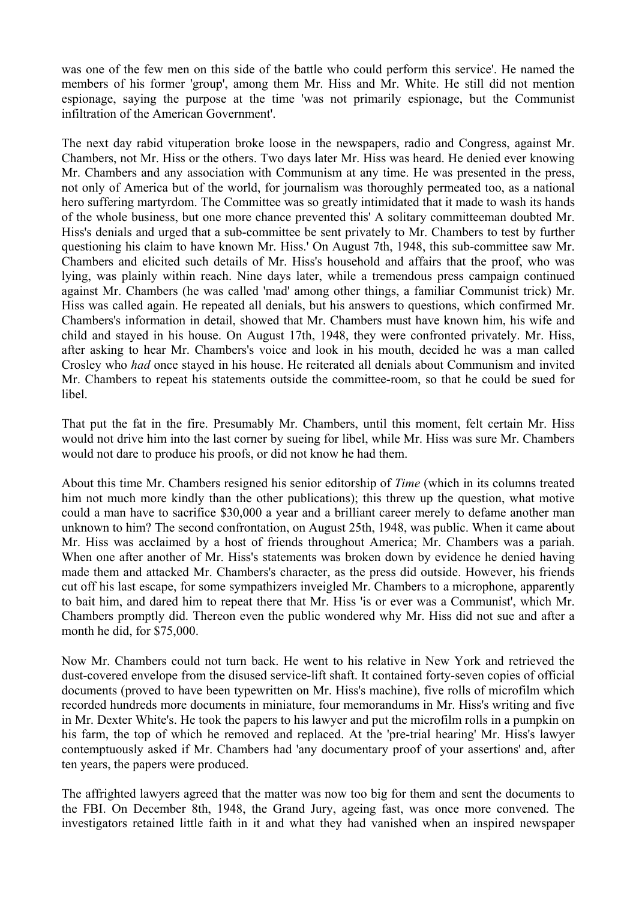was one of the few men on this side of the battle who could perform this service'. He named the members of his former 'group', among them Mr. Hiss and Mr. White. He still did not mention espionage, saying the purpose at the time 'was not primarily espionage, but the Communist infiltration of the American Government'.

The next day rabid vituperation broke loose in the newspapers, radio and Congress, against Mr. Chambers, not Mr. Hiss or the others. Two days later Mr. Hiss was heard. He denied ever knowing Mr. Chambers and any association with Communism at any time. He was presented in the press, not only of America but of the world, for journalism was thoroughly permeated too, as a national hero suffering martyrdom. The Committee was so greatly intimidated that it made to wash its hands of the whole business, but one more chance prevented this' A solitary committeeman doubted Mr. Hiss's denials and urged that a sub-committee be sent privately to Mr. Chambers to test by further questioning his claim to have known Mr. Hiss.' On August 7th, 1948, this sub-committee saw Mr. Chambers and elicited such details of Mr. Hiss's household and affairs that the proof, who was lying, was plainly within reach. Nine days later, while a tremendous press campaign continued against Mr. Chambers (he was called 'mad' among other things, a familiar Communist trick) Mr. Hiss was called again. He repeated all denials, but his answers to questions, which confirmed Mr. Chambers's information in detail, showed that Mr. Chambers must have known him, his wife and child and stayed in his house. On August 17th, 1948, they were confronted privately. Mr. Hiss, after asking to hear Mr. Chambers's voice and look in his mouth, decided he was a man called Crosley who *had* once stayed in his house. He reiterated all denials about Communism and invited Mr. Chambers to repeat his statements outside the committee-room, so that he could be sued for libel.

That put the fat in the fire. Presumably Mr. Chambers, until this moment, felt certain Mr. Hiss would not drive him into the last corner by sueing for libel, while Mr. Hiss was sure Mr. Chambers would not dare to produce his proofs, or did not know he had them.

About this time Mr. Chambers resigned his senior editorship of *Time* (which in its columns treated him not much more kindly than the other publications); this threw up the question, what motive could a man have to sacrifice $30,000 a year and a brilliant career merely to defame another man unknown to him? The second confrontation, on August 25th, 1948, was public. When it came about Mr. Hiss was acclaimed by a host of friends throughout America; Mr. Chambers was a pariah. When one after another of Mr. Hiss's statements was broken down by evidence he denied having made them and attacked Mr. Chambers's character, as the press did outside. However, his friends cut off his last escape, for some sympathizers inveigled Mr. Chambers to a microphone, apparently to bait him, and dared him to repeat there that Mr. Hiss 'is or ever was a Communist', which Mr. Chambers promptly did. Thereon even the public wondered why Mr. Hiss did not sue and after a month he did, for $75,000.

Now Mr. Chambers could not turn back. He went to his relative in New York and retrieved the dust-covered envelope from the disused service-lift shaft. It contained forty-seven copies of official documents (proved to have been typewritten on Mr. Hiss's machine), five rolls of microfilm which recorded hundreds more documents in miniature, four memorandums in Mr. Hiss's writing and five in Mr. Dexter White's. He took the papers to his lawyer and put the microfilm rolls in a pumpkin on his farm, the top of which he removed and replaced. At the 'pre-trial hearing' Mr. Hiss's lawyer contemptuously asked if Mr. Chambers had 'any documentary proof of your assertions' and, after ten years, the papers were produced.

The affrighted lawyers agreed that the matter was now too big for them and sent the documents to the FBI. On December 8th, 1948, the Grand Jury, ageing fast, was once more convened. The investigators retained little faith in it and what they had vanished when an inspired newspaper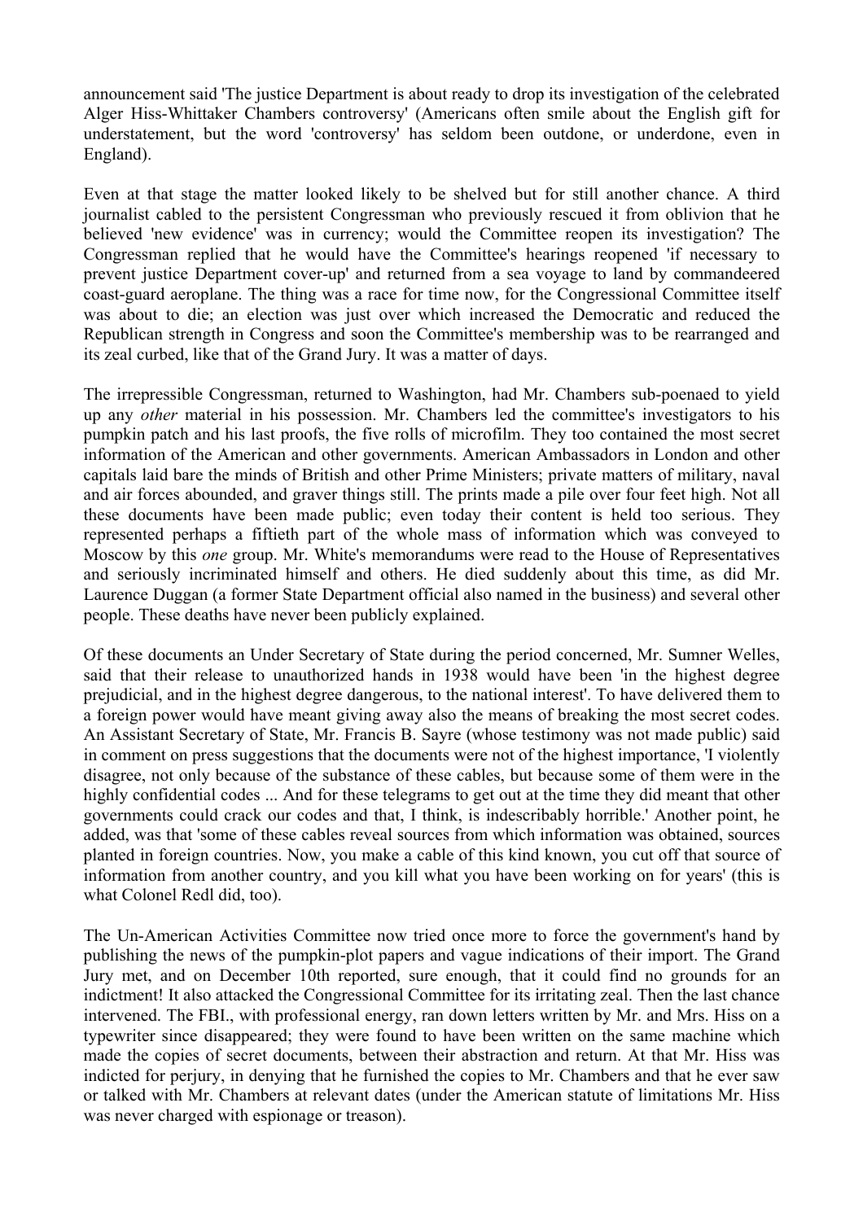announcement said 'The justice Department is about ready to drop its investigation of the celebrated Alger Hiss-Whittaker Chambers controversy' (Americans often smile about the English gift for understatement, but the word 'controversy' has seldom been outdone, or underdone, even in England).

Even at that stage the matter looked likely to be shelved but for still another chance. A third journalist cabled to the persistent Congressman who previously rescued it from oblivion that he believed 'new evidence' was in currency; would the Committee reopen its investigation? The Congressman replied that he would have the Committee's hearings reopened 'if necessary to prevent justice Department cover-up' and returned from a sea voyage to land by commandeered coast-guard aeroplane. The thing was a race for time now, for the Congressional Committee itself was about to die; an election was just over which increased the Democratic and reduced the Republican strength in Congress and soon the Committee's membership was to be rearranged and its zeal curbed, like that of the Grand Jury. It was a matter of days.

The irrepressible Congressman, returned to Washington, had Mr. Chambers sub-poenaed to yield up any *other* material in his possession. Mr. Chambers led the committee's investigators to his pumpkin patch and his last proofs, the five rolls of microfilm. They too contained the most secret information of the American and other governments. American Ambassadors in London and other capitals laid bare the minds of British and other Prime Ministers; private matters of military, naval and air forces abounded, and graver things still. The prints made a pile over four feet high. Not all these documents have been made public; even today their content is held too serious. They represented perhaps a fiftieth part of the whole mass of information which was conveyed to Moscow by this *one* group. Mr. White's memorandums were read to the House of Representatives and seriously incriminated himself and others. He died suddenly about this time, as did Mr. Laurence Duggan (a former State Department official also named in the business) and several other people. These deaths have never been publicly explained.

Of these documents an Under Secretary of State during the period concerned, Mr. Sumner Welles, said that their release to unauthorized hands in 1938 would have been 'in the highest degree prejudicial, and in the highest degree dangerous, to the national interest'. To have delivered them to a foreign power would have meant giving away also the means of breaking the most secret codes. An Assistant Secretary of State, Mr. Francis B. Sayre (whose testimony was not made public) said in comment on press suggestions that the documents were not of the highest importance, 'I violently disagree, not only because of the substance of these cables, but because some of them were in the highly confidential codes ... And for these telegrams to get out at the time they did meant that other governments could crack our codes and that, I think, is indescribably horrible.' Another point, he added, was that 'some of these cables reveal sources from which information was obtained, sources planted in foreign countries. Now, you make a cable of this kind known, you cut off that source of information from another country, and you kill what you have been working on for years' (this is what Colonel Redl did, too).

The Un-American Activities Committee now tried once more to force the government's hand by publishing the news of the pumpkin-plot papers and vague indications of their import. The Grand Jury met, and on December 10th reported, sure enough, that it could find no grounds for an indictment! It also attacked the Congressional Committee for its irritating zeal. Then the last chance intervened. The FBI., with professional energy, ran down letters written by Mr. and Mrs. Hiss on a typewriter since disappeared; they were found to have been written on the same machine which made the copies of secret documents, between their abstraction and return. At that Mr. Hiss was indicted for perjury, in denying that he furnished the copies to Mr. Chambers and that he ever saw or talked with Mr. Chambers at relevant dates (under the American statute of limitations Mr. Hiss was never charged with espionage or treason).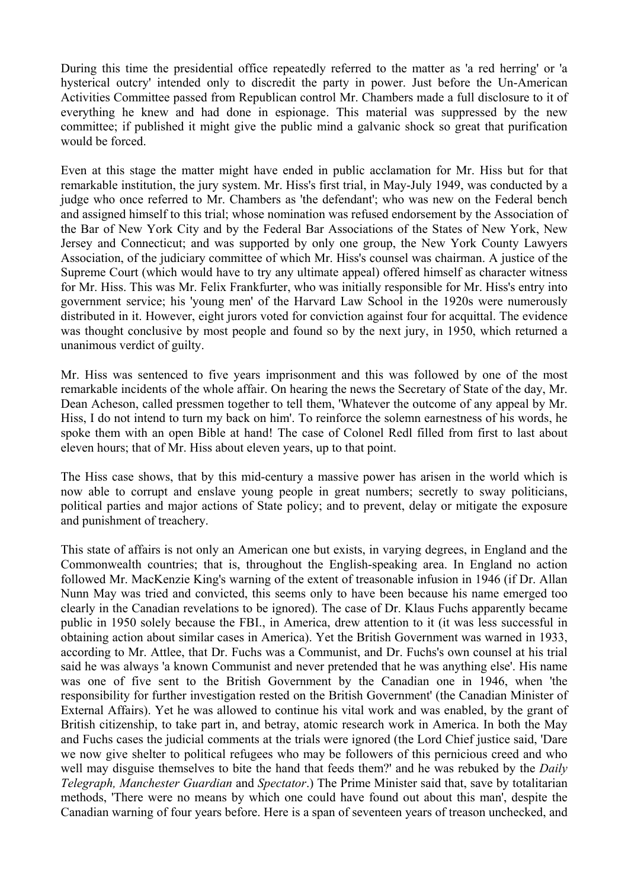During this time the presidential office repeatedly referred to the matter as 'a red herring' or 'a hysterical outcry' intended only to discredit the party in power. Just before the Un-American Activities Committee passed from Republican control Mr. Chambers made a full disclosure to it of everything he knew and had done in espionage. This material was suppressed by the new committee; if published it might give the public mind a galvanic shock so great that purification would be forced.

Even at this stage the matter might have ended in public acclamation for Mr. Hiss but for that remarkable institution, the jury system. Mr. Hiss's first trial, in May-July 1949, was conducted by a judge who once referred to Mr. Chambers as 'the defendant'; who was new on the Federal bench and assigned himself to this trial; whose nomination was refused endorsement by the Association of the Bar of New York City and by the Federal Bar Associations of the States of New York, New Jersey and Connecticut; and was supported by only one group, the New York County Lawyers Association, of the judiciary committee of which Mr. Hiss's counsel was chairman. A justice of the Supreme Court (which would have to try any ultimate appeal) offered himself as character witness for Mr. Hiss. This was Mr. Felix Frankfurter, who was initially responsible for Mr. Hiss's entry into government service; his 'young men' of the Harvard Law School in the 1920s were numerously distributed in it. However, eight jurors voted for conviction against four for acquittal. The evidence was thought conclusive by most people and found so by the next jury, in 1950, which returned a unanimous verdict of guilty.

Mr. Hiss was sentenced to five years imprisonment and this was followed by one of the most remarkable incidents of the whole affair. On hearing the news the Secretary of State of the day, Mr. Dean Acheson, called pressmen together to tell them, 'Whatever the outcome of any appeal by Mr. Hiss, I do not intend to turn my back on him'. To reinforce the solemn earnestness of his words, he spoke them with an open Bible at hand! The case of Colonel Redl filled from first to last about eleven hours; that of Mr. Hiss about eleven years, up to that point.

The Hiss case shows, that by this mid-century a massive power has arisen in the world which is now able to corrupt and enslave young people in great numbers; secretly to sway politicians, political parties and major actions of State policy; and to prevent, delay or mitigate the exposure and punishment of treachery.

This state of affairs is not only an American one but exists, in varying degrees, in England and the Commonwealth countries; that is, throughout the English-speaking area. In England no action followed Mr. MacKenzie King's warning of the extent of treasonable infusion in 1946 (if Dr. Allan Nunn May was tried and convicted, this seems only to have been because his name emerged too clearly in the Canadian revelations to be ignored). The case of Dr. Klaus Fuchs apparently became public in 1950 solely because the FBI., in America, drew attention to it (it was less successful in obtaining action about similar cases in America). Yet the British Government was warned in 1933, according to Mr. Attlee, that Dr. Fuchs was a Communist, and Dr. Fuchs's own counsel at his trial said he was always 'a known Communist and never pretended that he was anything else'. His name was one of five sent to the British Government by the Canadian one in 1946, when 'the responsibility for further investigation rested on the British Government' (the Canadian Minister of External Affairs). Yet he was allowed to continue his vital work and was enabled, by the grant of British citizenship, to take part in, and betray, atomic research work in America. In both the May and Fuchs cases the judicial comments at the trials were ignored (the Lord Chief justice said, 'Dare we now give shelter to political refugees who may be followers of this pernicious creed and who well may disguise themselves to bite the hand that feeds them?' and he was rebuked by the *Daily Telegraph, Manchester Guardian* and *Spectator*.) The Prime Minister said that, save by totalitarian methods, 'There were no means by which one could have found out about this man', despite the Canadian warning of four years before. Here is a span of seventeen years of treason unchecked, and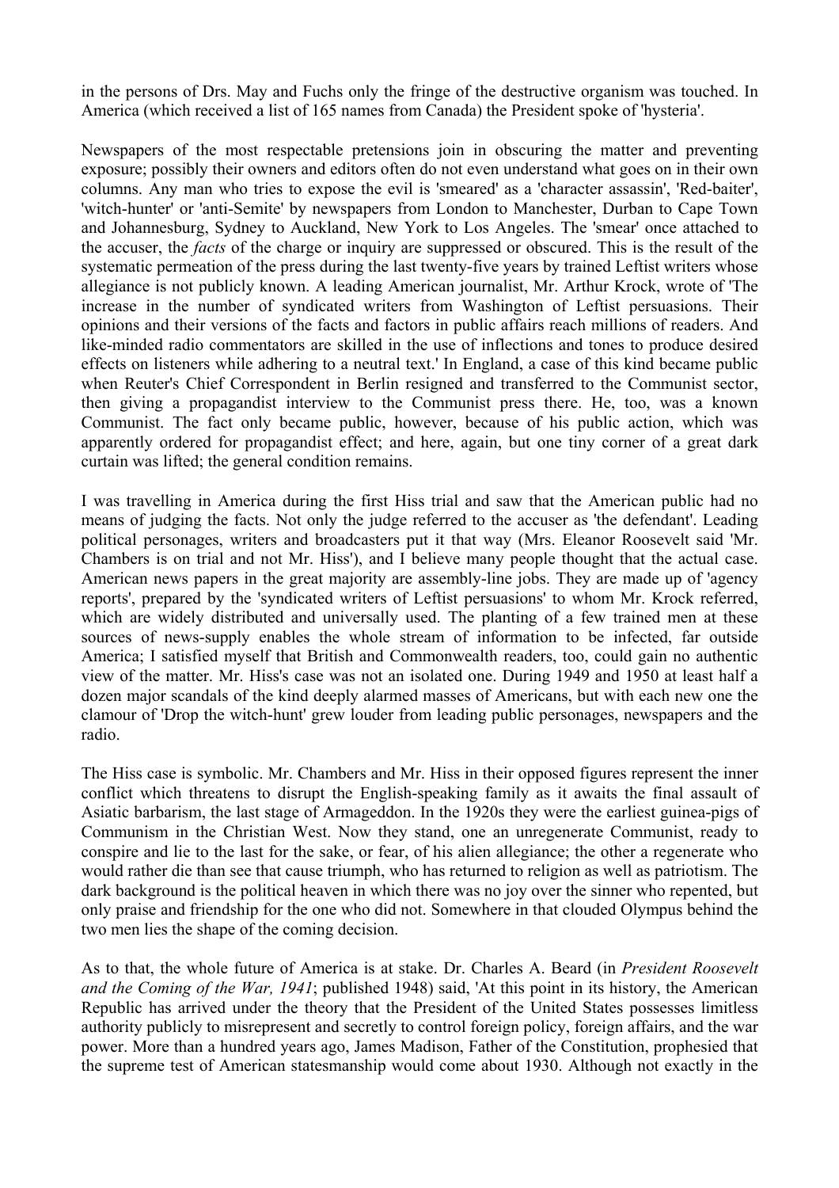in the persons of Drs. May and Fuchs only the fringe of the destructive organism was touched. In America (which received a list of 165 names from Canada) the President spoke of 'hysteria'.

Newspapers of the most respectable pretensions join in obscuring the matter and preventing exposure; possibly their owners and editors often do not even understand what goes on in their own columns. Any man who tries to expose the evil is 'smeared' as a 'character assassin', 'Red-baiter', 'witch-hunter' or 'anti-Semite' by newspapers from London to Manchester, Durban to Cape Town and Johannesburg, Sydney to Auckland, New York to Los Angeles. The 'smear' once attached to the accuser, the *facts* of the charge or inquiry are suppressed or obscured. This is the result of the systematic permeation of the press during the last twenty-five years by trained Leftist writers whose allegiance is not publicly known. A leading American journalist, Mr. Arthur Krock, wrote of 'The increase in the number of syndicated writers from Washington of Leftist persuasions. Their opinions and their versions of the facts and factors in public affairs reach millions of readers. And like-minded radio commentators are skilled in the use of inflections and tones to produce desired effects on listeners while adhering to a neutral text.' In England, a case of this kind became public when Reuter's Chief Correspondent in Berlin resigned and transferred to the Communist sector, then giving a propagandist interview to the Communist press there. He, too, was a known Communist. The fact only became public, however, because of his public action, which was apparently ordered for propagandist effect; and here, again, but one tiny corner of a great dark curtain was lifted; the general condition remains.

I was travelling in America during the first Hiss trial and saw that the American public had no means of judging the facts. Not only the judge referred to the accuser as 'the defendant'. Leading political personages, writers and broadcasters put it that way (Mrs. Eleanor Roosevelt said 'Mr. Chambers is on trial and not Mr. Hiss'), and I believe many people thought that the actual case. American news papers in the great majority are assembly-line jobs. They are made up of 'agency reports', prepared by the 'syndicated writers of Leftist persuasions' to whom Mr. Krock referred, which are widely distributed and universally used. The planting of a few trained men at these sources of news-supply enables the whole stream of information to be infected, far outside America; I satisfied myself that British and Commonwealth readers, too, could gain no authentic view of the matter. Mr. Hiss's case was not an isolated one. During 1949 and 1950 at least half a dozen major scandals of the kind deeply alarmed masses of Americans, but with each new one the clamour of 'Drop the witch-hunt' grew louder from leading public personages, newspapers and the radio.

The Hiss case is symbolic. Mr. Chambers and Mr. Hiss in their opposed figures represent the inner conflict which threatens to disrupt the English-speaking family as it awaits the final assault of Asiatic barbarism, the last stage of Armageddon. In the 1920s they were the earliest guinea-pigs of Communism in the Christian West. Now they stand, one an unregenerate Communist, ready to conspire and lie to the last for the sake, or fear, of his alien allegiance; the other a regenerate who would rather die than see that cause triumph, who has returned to religion as well as patriotism. The dark background is the political heaven in which there was no joy over the sinner who repented, but only praise and friendship for the one who did not. Somewhere in that clouded Olympus behind the two men lies the shape of the coming decision.

As to that, the whole future of America is at stake. Dr. Charles A. Beard (in *President Roosevelt and the Coming of the War, 1941*; published 1948) said, 'At this point in its history, the American Republic has arrived under the theory that the President of the United States possesses limitless authority publicly to misrepresent and secretly to control foreign policy, foreign affairs, and the war power. More than a hundred years ago, James Madison, Father of the Constitution, prophesied that the supreme test of American statesmanship would come about 1930. Although not exactly in the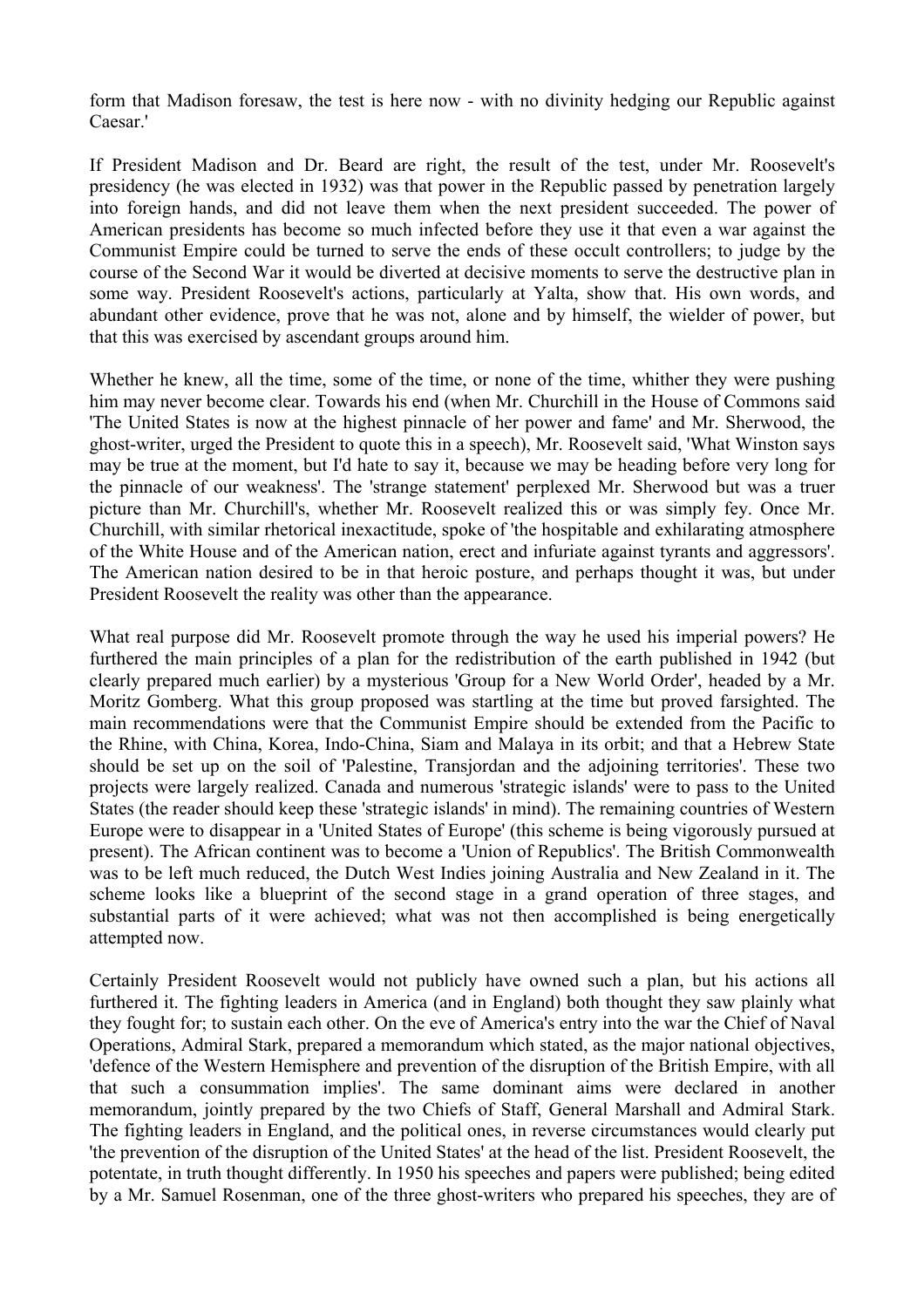form that Madison foresaw, the test is here now - with no divinity hedging our Republic against Caesar.'

If President Madison and Dr. Beard are right, the result of the test, under Mr. Roosevelt's presidency (he was elected in 1932) was that power in the Republic passed by penetration largely into foreign hands, and did not leave them when the next president succeeded. The power of American presidents has become so much infected before they use it that even a war against the Communist Empire could be turned to serve the ends of these occult controllers; to judge by the course of the Second War it would be diverted at decisive moments to serve the destructive plan in some way. President Roosevelt's actions, particularly at Yalta, show that. His own words, and abundant other evidence, prove that he was not, alone and by himself, the wielder of power, but that this was exercised by ascendant groups around him.

Whether he knew, all the time, some of the time, or none of the time, whither they were pushing him may never become clear. Towards his end (when Mr. Churchill in the House of Commons said 'The United States is now at the highest pinnacle of her power and fame' and Mr. Sherwood, the ghost-writer, urged the President to quote this in a speech), Mr. Roosevelt said, 'What Winston says may be true at the moment, but I'd hate to say it, because we may be heading before very long for the pinnacle of our weakness'. The 'strange statement' perplexed Mr. Sherwood but was a truer picture than Mr. Churchill's, whether Mr. Roosevelt realized this or was simply fey. Once Mr. Churchill, with similar rhetorical inexactitude, spoke of 'the hospitable and exhilarating atmosphere of the White House and of the American nation, erect and infuriate against tyrants and aggressors'. The American nation desired to be in that heroic posture, and perhaps thought it was, but under President Roosevelt the reality was other than the appearance.

What real purpose did Mr. Roosevelt promote through the way he used his imperial powers? He furthered the main principles of a plan for the redistribution of the earth published in 1942 (but clearly prepared much earlier) by a mysterious 'Group for a New World Order', headed by a Mr. Moritz Gomberg. What this group proposed was startling at the time but proved farsighted. The main recommendations were that the Communist Empire should be extended from the Pacific to the Rhine, with China, Korea, Indo-China, Siam and Malaya in its orbit; and that a Hebrew State should be set up on the soil of 'Palestine, Transjordan and the adjoining territories'. These two projects were largely realized. Canada and numerous 'strategic islands' were to pass to the United States (the reader should keep these 'strategic islands' in mind). The remaining countries of Western Europe were to disappear in a 'United States of Europe' (this scheme is being vigorously pursued at present). The African continent was to become a 'Union of Republics'. The British Commonwealth was to be left much reduced, the Dutch West Indies joining Australia and New Zealand in it. The scheme looks like a blueprint of the second stage in a grand operation of three stages, and substantial parts of it were achieved; what was not then accomplished is being energetically attempted now.

Certainly President Roosevelt would not publicly have owned such a plan, but his actions all furthered it. The fighting leaders in America (and in England) both thought they saw plainly what they fought for; to sustain each other. On the eve of America's entry into the war the Chief of Naval Operations, Admiral Stark, prepared a memorandum which stated, as the major national objectives, 'defence of the Western Hemisphere and prevention of the disruption of the British Empire, with all that such a consummation implies'. The same dominant aims were declared in another memorandum, jointly prepared by the two Chiefs of Staff, General Marshall and Admiral Stark. The fighting leaders in England, and the political ones, in reverse circumstances would clearly put 'the prevention of the disruption of the United States' at the head of the list. President Roosevelt, the potentate, in truth thought differently. In 1950 his speeches and papers were published; being edited by a Mr. Samuel Rosenman, one of the three ghost-writers who prepared his speeches, they are of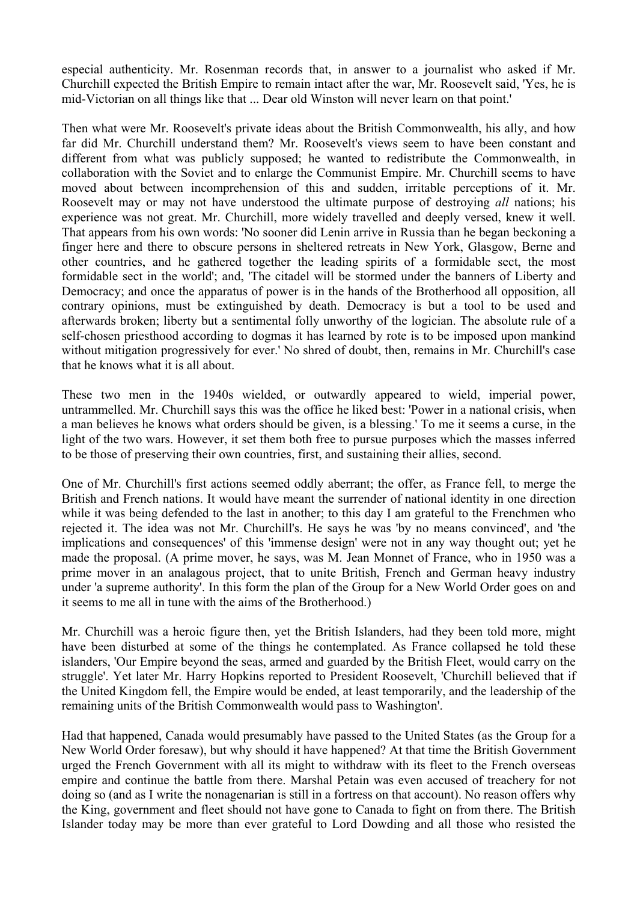especial authenticity. Mr. Rosenman records that, in answer to a journalist who asked if Mr. Churchill expected the British Empire to remain intact after the war, Mr. Roosevelt said, 'Yes, he is mid-Victorian on all things like that ... Dear old Winston will never learn on that point.'

Then what were Mr. Roosevelt's private ideas about the British Commonwealth, his ally, and how far did Mr. Churchill understand them? Mr. Roosevelt's views seem to have been constant and different from what was publicly supposed; he wanted to redistribute the Commonwealth, in collaboration with the Soviet and to enlarge the Communist Empire. Mr. Churchill seems to have moved about between incomprehension of this and sudden, irritable perceptions of it. Mr. Roosevelt may or may not have understood the ultimate purpose of destroying *all* nations; his experience was not great. Mr. Churchill, more widely travelled and deeply versed, knew it well. That appears from his own words: 'No sooner did Lenin arrive in Russia than he began beckoning a finger here and there to obscure persons in sheltered retreats in New York, Glasgow, Berne and other countries, and he gathered together the leading spirits of a formidable sect, the most formidable sect in the world'; and, 'The citadel will be stormed under the banners of Liberty and Democracy; and once the apparatus of power is in the hands of the Brotherhood all opposition, all contrary opinions, must be extinguished by death. Democracy is but a tool to be used and afterwards broken; liberty but a sentimental folly unworthy of the logician. The absolute rule of a self-chosen priesthood according to dogmas it has learned by rote is to be imposed upon mankind without mitigation progressively for ever.' No shred of doubt, then, remains in Mr. Churchill's case that he knows what it is all about.

These two men in the 1940s wielded, or outwardly appeared to wield, imperial power, untrammelled. Mr. Churchill says this was the office he liked best: 'Power in a national crisis, when a man believes he knows what orders should be given, is a blessing.' To me it seems a curse, in the light of the two wars. However, it set them both free to pursue purposes which the masses inferred to be those of preserving their own countries, first, and sustaining their allies, second.

One of Mr. Churchill's first actions seemed oddly aberrant; the offer, as France fell, to merge the British and French nations. It would have meant the surrender of national identity in one direction while it was being defended to the last in another; to this day I am grateful to the Frenchmen who rejected it. The idea was not Mr. Churchill's. He says he was 'by no means convinced', and 'the implications and consequences' of this 'immense design' were not in any way thought out; yet he made the proposal. (A prime mover, he says, was M. Jean Monnet of France, who in 1950 was a prime mover in an analagous project, that to unite British, French and German heavy industry under 'a supreme authority'. In this form the plan of the Group for a New World Order goes on and it seems to me all in tune with the aims of the Brotherhood.)

Mr. Churchill was a heroic figure then, yet the British Islanders, had they been told more, might have been disturbed at some of the things he contemplated. As France collapsed he told these islanders, 'Our Empire beyond the seas, armed and guarded by the British Fleet, would carry on the struggle'. Yet later Mr. Harry Hopkins reported to President Roosevelt, 'Churchill believed that if the United Kingdom fell, the Empire would be ended, at least temporarily, and the leadership of the remaining units of the British Commonwealth would pass to Washington'.

Had that happened, Canada would presumably have passed to the United States (as the Group for a New World Order foresaw), but why should it have happened? At that time the British Government urged the French Government with all its might to withdraw with its fleet to the French overseas empire and continue the battle from there. Marshal Petain was even accused of treachery for not doing so (and as I write the nonagenarian is still in a fortress on that account). No reason offers why the King, government and fleet should not have gone to Canada to fight on from there. The British Islander today may be more than ever grateful to Lord Dowding and all those who resisted the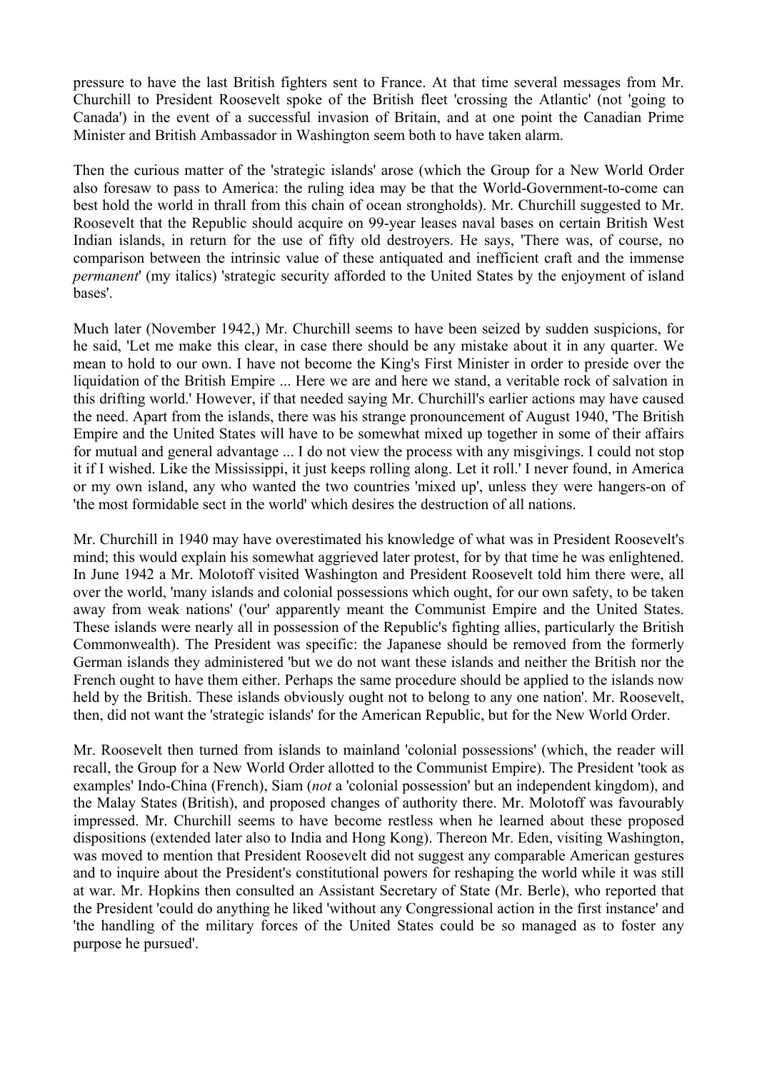pressure to have the last British fighters sent to France. At that time several messages from Mr. Churchill to President Roosevelt spoke of the British fleet 'crossing the Atlantic' (not 'going to Canada') in the event of a successful invasion of Britain, and at one point the Canadian Prime Minister and British Ambassador in Washington seem both to have taken alarm.

Then the curious matter of the 'strategic islands' arose (which the Group for a New World Order also foresaw to pass to America: the ruling idea may be that the World-Government-to-come can best hold the world in thrall from this chain of ocean strongholds). Mr. Churchill suggested to Mr. Roosevelt that the Republic should acquire on 99-year leases naval bases on certain British West Indian islands, in return for the use of fifty old destroyers. He says, 'There was, of course, no comparison between the intrinsic value of these antiquated and inefficient craft and the immense *permanent*' (my italics) 'strategic security afforded to the United States by the enjoyment of island bases'.

Much later (November 1942,) Mr. Churchill seems to have been seized by sudden suspicions, for he said, 'Let me make this clear, in case there should be any mistake about it in any quarter. We mean to hold to our own. I have not become the King's First Minister in order to preside over the liquidation of the British Empire ... Here we are and here we stand, a veritable rock of salvation in this drifting world.' However, if that needed saying Mr. Churchill's earlier actions may have caused the need. Apart from the islands, there was his strange pronouncement of August 1940, 'The British Empire and the United States will have to be somewhat mixed up together in some of their affairs for mutual and general advantage ... I do not view the process with any misgivings. I could not stop it if I wished. Like the Mississippi, it just keeps rolling along. Let it roll.' I never found, in America or my own island, any who wanted the two countries 'mixed up', unless they were hangers-on of 'the most formidable sect in the world' which desires the destruction of all nations.

Mr. Churchill in 1940 may have overestimated his knowledge of what was in President Roosevelt's mind; this would explain his somewhat aggrieved later protest, for by that time he was enlightened. In June 1942 a Mr. Molotoff visited Washington and President Roosevelt told him there were, all over the world, 'many islands and colonial possessions which ought, for our own safety, to be taken away from weak nations' ('our' apparently meant the Communist Empire and the United States. These islands were nearly all in possession of the Republic's fighting allies, particularly the British Commonwealth). The President was specific: the Japanese should be removed from the formerly German islands they administered 'but we do not want these islands and neither the British nor the French ought to have them either. Perhaps the same procedure should be applied to the islands now held by the British. These islands obviously ought not to belong to any one nation'. Mr. Roosevelt, then, did not want the 'strategic islands' for the American Republic, but for the New World Order.

Mr. Roosevelt then turned from islands to mainland 'colonial possessions' (which, the reader will recall, the Group for a New World Order allotted to the Communist Empire). The President 'took as examples' Indo-China (French), Siam (*not* a 'colonial possession' but an independent kingdom), and the Malay States (British), and proposed changes of authority there. Mr. Molotoff was favourably impressed. Mr. Churchill seems to have become restless when he learned about these proposed dispositions (extended later also to India and Hong Kong). Thereon Mr. Eden, visiting Washington, was moved to mention that President Roosevelt did not suggest any comparable American gestures and to inquire about the President's constitutional powers for reshaping the world while it was still at war. Mr. Hopkins then consulted an Assistant Secretary of State (Mr. Berle), who reported that the President 'could do anything he liked 'without any Congressional action in the first instance' and 'the handling of the military forces of the United States could be so managed as to foster any purpose he pursued'.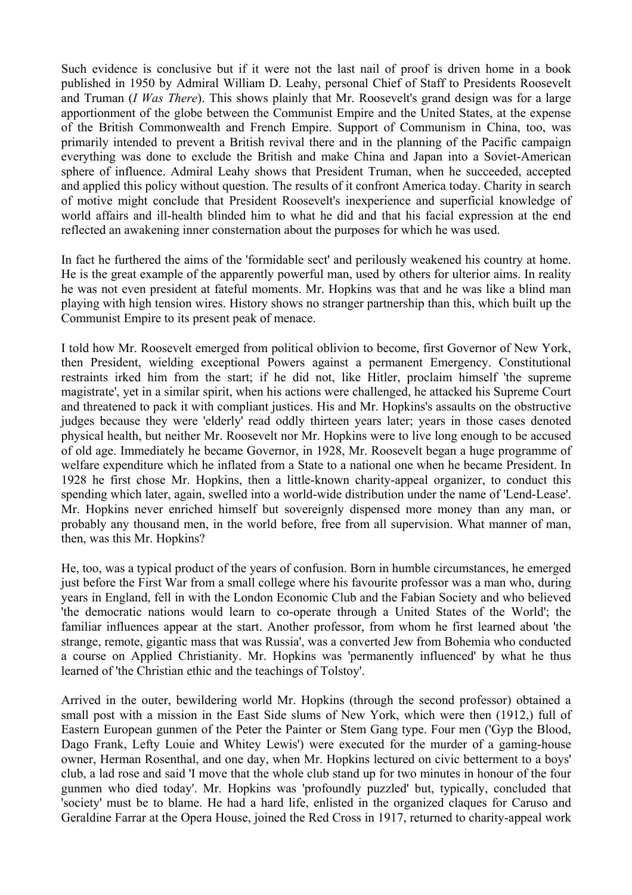Such evidence is conclusive but if it were not the last nail of proof is driven home in a book published in 1950 by Admiral William D. Leahy, personal Chief of Staff to Presidents Roosevelt and Truman (*I Was There*). This shows plainly that Mr. Roosevelt's grand design was for a large apportionment of the globe between the Communist Empire and the United States, at the expense of the British Commonwealth and French Empire. Support of Communism in China, too, was primarily intended to prevent a British revival there and in the planning of the Pacific campaign everything was done to exclude the British and make China and Japan into a Soviet-American sphere of influence. Admiral Leahy shows that President Truman, when he succeeded, accepted and applied this policy without question. The results of it confront America today. Charity in search of motive might conclude that President Roosevelt's inexperience and superficial knowledge of world affairs and ill-health blinded him to what he did and that his facial expression at the end reflected an awakening inner consternation about the purposes for which he was used.

In fact he furthered the aims of the 'formidable sect' and perilously weakened his country at home. He is the great example of the apparently powerful man, used by others for ulterior aims. In reality he was not even president at fateful moments. Mr. Hopkins was that and he was like a blind man playing with high tension wires. History shows no stranger partnership than this, which built up the Communist Empire to its present peak of menace.

I told how Mr. Roosevelt emerged from political oblivion to become, first Governor of New York, then President, wielding exceptional Powers against a permanent Emergency. Constitutional restraints irked him from the start; if he did not, like Hitler, proclaim himself 'the supreme magistrate', yet in a similar spirit, when his actions were challenged, he attacked his Supreme Court and threatened to pack it with compliant justices. His and Mr. Hopkins's assaults on the obstructive judges because they were 'elderly' read oddly thirteen years later; years in those cases denoted physical health, but neither Mr. Roosevelt nor Mr. Hopkins were to live long enough to be accused of old age. Immediately he became Governor, in 1928, Mr. Roosevelt began a huge programme of welfare expenditure which he inflated from a State to a national one when he became President. In 1928 he first chose Mr. Hopkins, then a little-known charity-appeal organizer, to conduct this spending which later, again, swelled into a world-wide distribution under the name of 'Lend-Lease'. Mr. Hopkins never enriched himself but sovereignly dispensed more money than any man, or probably any thousand men, in the world before, free from all supervision. What manner of man, then, was this Mr. Hopkins?

He, too, was a typical product of the years of confusion. Born in humble circumstances, he emerged just before the First War from a small college where his favourite professor was a man who, during years in England, fell in with the London Economic Club and the Fabian Society and who believed 'the democratic nations would learn to co-operate through a United States of the World'; the familiar influences appear at the start. Another professor, from whom he first learned about 'the strange, remote, gigantic mass that was Russia', was a converted Jew from Bohemia who conducted a course on Applied Christianity. Mr. Hopkins was 'permanently influenced' by what he thus learned of 'the Christian ethic and the teachings of Tolstoy'.

Arrived in the outer, bewildering world Mr. Hopkins (through the second professor) obtained a small post with a mission in the East Side slums of New York, which were then (1912,) full of Eastern European gunmen of the Peter the Painter or Stem Gang type. Four men ('Gyp the Blood, Dago Frank, Lefty Louie and Whitey Lewis') were executed for the murder of a gaming-house owner, Herman Rosenthal, and one day, when Mr. Hopkins lectured on civic betterment to a boys' club, a lad rose and said 'I move that the whole club stand up for two minutes in honour of the four gunmen who died today'. Mr. Hopkins was 'profoundly puzzled' but, typically, concluded that 'society' must be to blame. He had a hard life, enlisted in the organized claques for Caruso and Geraldine Farrar at the Opera House, joined the Red Cross in 1917, returned to charity-appeal work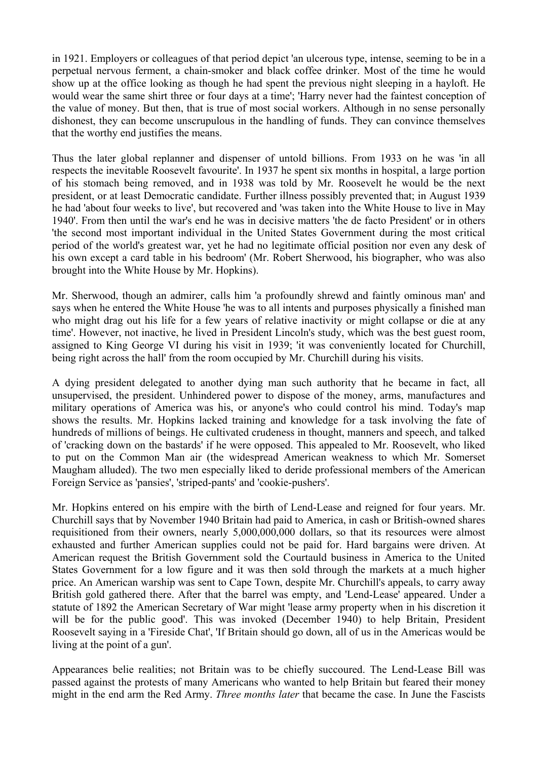in 1921. Employers or colleagues of that period depict 'an ulcerous type, intense, seeming to be in a perpetual nervous ferment, a chain-smoker and black coffee drinker. Most of the time he would show up at the office looking as though he had spent the previous night sleeping in a hayloft. He would wear the same shirt three or four days at a time'; 'Harry never had the faintest conception of the value of money. But then, that is true of most social workers. Although in no sense personally dishonest, they can become unscrupulous in the handling of funds. They can convince themselves that the worthy end justifies the means.

Thus the later global replanner and dispenser of untold billions. From 1933 on he was 'in all respects the inevitable Roosevelt favourite'. In 1937 he spent six months in hospital, a large portion of his stomach being removed, and in 1938 was told by Mr. Roosevelt he would be the next president, or at least Democratic candidate. Further illness possibly prevented that; in August 1939 he had 'about four weeks to live', but recovered and 'was taken into the White House to live in May 1940'. From then until the war's end he was in decisive matters 'the de facto President' or in others 'the second most important individual in the United States Government during the most critical period of the world's greatest war, yet he had no legitimate official position nor even any desk of his own except a card table in his bedroom' (Mr. Robert Sherwood, his biographer, who was also brought into the White House by Mr. Hopkins).

Mr. Sherwood, though an admirer, calls him 'a profoundly shrewd and faintly ominous man' and says when he entered the White House 'he was to all intents and purposes physically a finished man who might drag out his life for a few years of relative inactivity or might collapse or die at any time'. However, not inactive, he lived in President Lincoln's study, which was the best guest room, assigned to King George VI during his visit in 1939; 'it was conveniently located for Churchill, being right across the hall' from the room occupied by Mr. Churchill during his visits.

A dying president delegated to another dying man such authority that he became in fact, all unsupervised, the president. Unhindered power to dispose of the money, arms, manufactures and military operations of America was his, or anyone's who could control his mind. Today's map shows the results. Mr. Hopkins lacked training and knowledge for a task involving the fate of hundreds of millions of beings. He cultivated crudeness in thought, manners and speech, and talked of 'cracking down on the bastards' if he were opposed. This appealed to Mr. Roosevelt, who liked to put on the Common Man air (the widespread American weakness to which Mr. Somerset Maugham alluded). The two men especially liked to deride professional members of the American Foreign Service as 'pansies', 'striped-pants' and 'cookie-pushers'.

Mr. Hopkins entered on his empire with the birth of Lend-Lease and reigned for four years. Mr. Churchill says that by November 1940 Britain had paid to America, in cash or British-owned shares requisitioned from their owners, nearly 5,000,000,000 dollars, so that its resources were almost exhausted and further American supplies could not be paid for. Hard bargains were driven. At American request the British Government sold the Courtauld business in America to the United States Government for a low figure and it was then sold through the markets at a much higher price. An American warship was sent to Cape Town, despite Mr. Churchill's appeals, to carry away British gold gathered there. After that the barrel was empty, and 'Lend-Lease' appeared. Under a statute of 1892 the American Secretary of War might 'lease army property when in his discretion it will be for the public good'. This was invoked (December 1940) to help Britain, President Roosevelt saying in a 'Fireside Chat', 'If Britain should go down, all of us in the Americas would be living at the point of a gun'.

Appearances belie realities; not Britain was to be chiefly succoured. The Lend-Lease Bill was passed against the protests of many Americans who wanted to help Britain but feared their money might in the end arm the Red Army. *Three months later* that became the case. In June the Fascists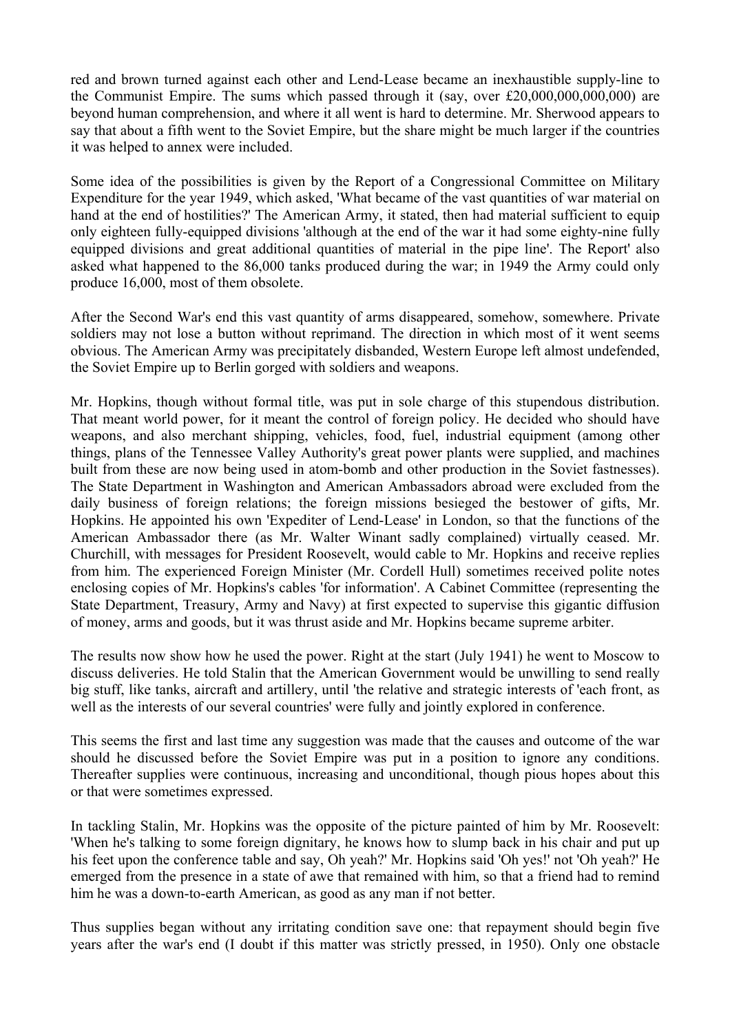red and brown turned against each other and Lend-Lease became an inexhaustible supply-line to the Communist Empire. The sums which passed through it (say, over £20,000,000,000,000) are beyond human comprehension, and where it all went is hard to determine. Mr. Sherwood appears to say that about a fifth went to the Soviet Empire, but the share might be much larger if the countries it was helped to annex were included.

Some idea of the possibilities is given by the Report of a Congressional Committee on Military Expenditure for the year 1949, which asked, 'What became of the vast quantities of war material on hand at the end of hostilities?' The American Army, it stated, then had material sufficient to equip only eighteen fully-equipped divisions 'although at the end of the war it had some eighty-nine fully equipped divisions and great additional quantities of material in the pipe line'. The Report' also asked what happened to the 86,000 tanks produced during the war; in 1949 the Army could only produce 16,000, most of them obsolete.

After the Second War's end this vast quantity of arms disappeared, somehow, somewhere. Private soldiers may not lose a button without reprimand. The direction in which most of it went seems obvious. The American Army was precipitately disbanded, Western Europe left almost undefended, the Soviet Empire up to Berlin gorged with soldiers and weapons.

Mr. Hopkins, though without formal title, was put in sole charge of this stupendous distribution. That meant world power, for it meant the control of foreign policy. He decided who should have weapons, and also merchant shipping, vehicles, food, fuel, industrial equipment (among other things, plans of the Tennessee Valley Authority's great power plants were supplied, and machines built from these are now being used in atom-bomb and other production in the Soviet fastnesses). The State Department in Washington and American Ambassadors abroad were excluded from the daily business of foreign relations; the foreign missions besieged the bestower of gifts, Mr. Hopkins. He appointed his own 'Expediter of Lend-Lease' in London, so that the functions of the American Ambassador there (as Mr. Walter Winant sadly complained) virtually ceased. Mr. Churchill, with messages for President Roosevelt, would cable to Mr. Hopkins and receive replies from him. The experienced Foreign Minister (Mr. Cordell Hull) sometimes received polite notes enclosing copies of Mr. Hopkins's cables 'for information'. A Cabinet Committee (representing the State Department, Treasury, Army and Navy) at first expected to supervise this gigantic diffusion of money, arms and goods, but it was thrust aside and Mr. Hopkins became supreme arbiter.

The results now show how he used the power. Right at the start (July 1941) he went to Moscow to discuss deliveries. He told Stalin that the American Government would be unwilling to send really big stuff, like tanks, aircraft and artillery, until 'the relative and strategic interests of 'each front, as well as the interests of our several countries' were fully and jointly explored in conference.

This seems the first and last time any suggestion was made that the causes and outcome of the war should he discussed before the Soviet Empire was put in a position to ignore any conditions. Thereafter supplies were continuous, increasing and unconditional, though pious hopes about this or that were sometimes expressed.

In tackling Stalin, Mr. Hopkins was the opposite of the picture painted of him by Mr. Roosevelt: 'When he's talking to some foreign dignitary, he knows how to slump back in his chair and put up his feet upon the conference table and say, Oh yeah?' Mr. Hopkins said 'Oh yes!' not 'Oh yeah?' He emerged from the presence in a state of awe that remained with him, so that a friend had to remind him he was a down-to-earth American, as good as any man if not better.

Thus supplies began without any irritating condition save one: that repayment should begin five years after the war's end (I doubt if this matter was strictly pressed, in 1950). Only one obstacle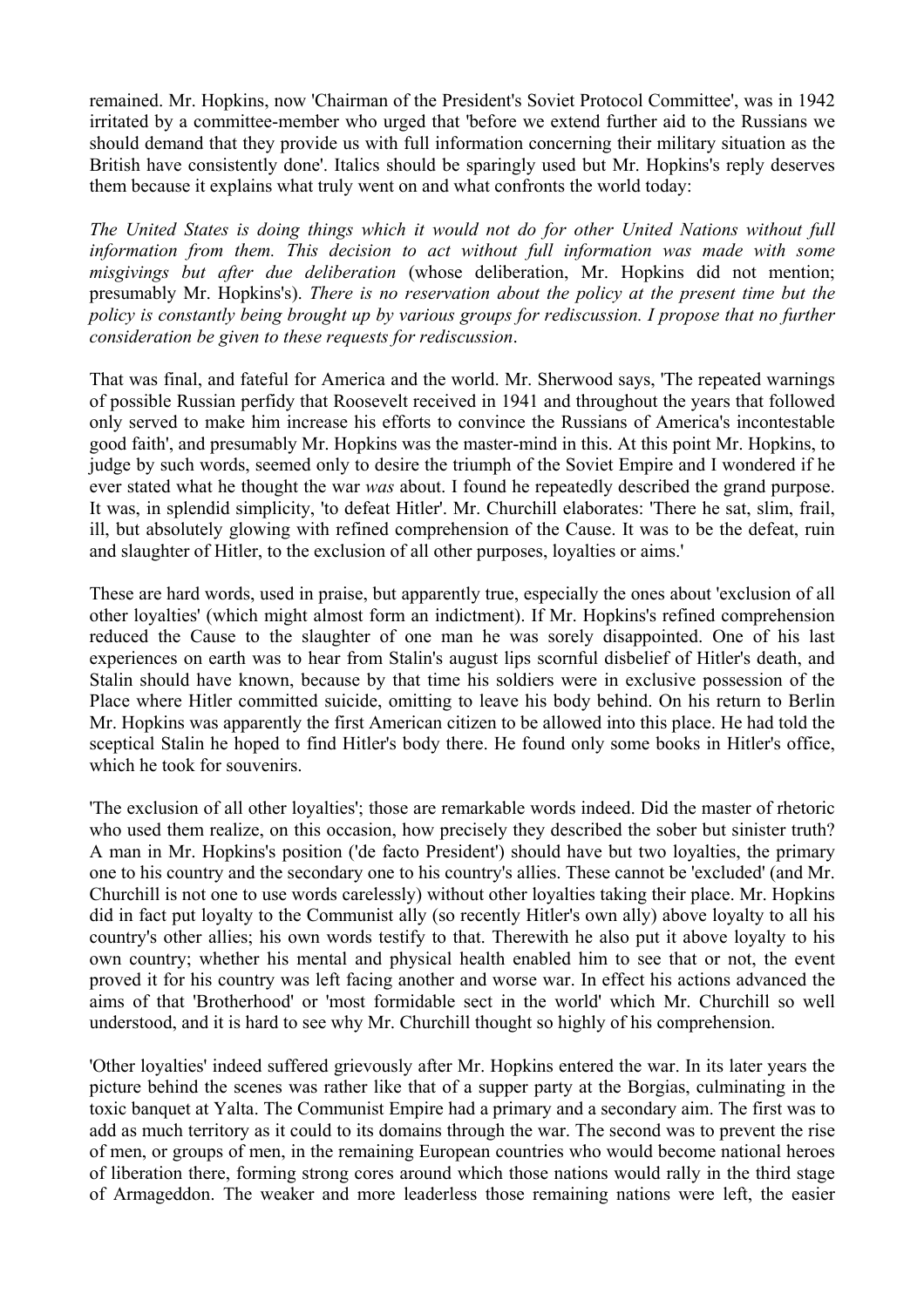remained. Mr. Hopkins, now 'Chairman of the President's Soviet Protocol Committee', was in 1942 irritated by a committee-member who urged that 'before we extend further aid to the Russians we should demand that they provide us with full information concerning their military situation as the British have consistently done'. Italics should be sparingly used but Mr. Hopkins's reply deserves them because it explains what truly went on and what confronts the world today:

*The United States is doing things which it would not do for other United Nations without full information from them. This decision to act without full information was made with some misgivings but after due deliberation* (whose deliberation, Mr. Hopkins did not mention; presumably Mr. Hopkins's). *There is no reservation about the policy at the present time but the policy is constantly being brought up by various groups for rediscussion. I propose that no further consideration be given to these requests for rediscussion*.

That was final, and fateful for America and the world. Mr. Sherwood says, 'The repeated warnings of possible Russian perfidy that Roosevelt received in 1941 and throughout the years that followed only served to make him increase his efforts to convince the Russians of America's incontestable good faith', and presumably Mr. Hopkins was the master-mind in this. At this point Mr. Hopkins, to judge by such words, seemed only to desire the triumph of the Soviet Empire and I wondered if he ever stated what he thought the war *was* about. I found he repeatedly described the grand purpose. It was, in splendid simplicity, 'to defeat Hitler'. Mr. Churchill elaborates: 'There he sat, slim, frail, ill, but absolutely glowing with refined comprehension of the Cause. It was to be the defeat, ruin and slaughter of Hitler, to the exclusion of all other purposes, loyalties or aims.'

These are hard words, used in praise, but apparently true, especially the ones about 'exclusion of all other loyalties' (which might almost form an indictment). If Mr. Hopkins's refined comprehension reduced the Cause to the slaughter of one man he was sorely disappointed. One of his last experiences on earth was to hear from Stalin's august lips scornful disbelief of Hitler's death, and Stalin should have known, because by that time his soldiers were in exclusive possession of the Place where Hitler committed suicide, omitting to leave his body behind. On his return to Berlin Mr. Hopkins was apparently the first American citizen to be allowed into this place. He had told the sceptical Stalin he hoped to find Hitler's body there. He found only some books in Hitler's office, which he took for souvenirs.

'The exclusion of all other loyalties'; those are remarkable words indeed. Did the master of rhetoric who used them realize, on this occasion, how precisely they described the sober but sinister truth? A man in Mr. Hopkins's position ('de facto President') should have but two loyalties, the primary one to his country and the secondary one to his country's allies. These cannot be 'excluded' (and Mr. Churchill is not one to use words carelessly) without other loyalties taking their place. Mr. Hopkins did in fact put loyalty to the Communist ally (so recently Hitler's own ally) above loyalty to all his country's other allies; his own words testify to that. Therewith he also put it above loyalty to his own country; whether his mental and physical health enabled him to see that or not, the event proved it for his country was left facing another and worse war. In effect his actions advanced the aims of that 'Brotherhood' or 'most formidable sect in the world' which Mr. Churchill so well understood, and it is hard to see why Mr. Churchill thought so highly of his comprehension.

'Other loyalties' indeed suffered grievously after Mr. Hopkins entered the war. In its later years the picture behind the scenes was rather like that of a supper party at the Borgias, culminating in the toxic banquet at Yalta. The Communist Empire had a primary and a secondary aim. The first was to add as much territory as it could to its domains through the war. The second was to prevent the rise of men, or groups of men, in the remaining European countries who would become national heroes of liberation there, forming strong cores around which those nations would rally in the third stage of Armageddon. The weaker and more leaderless those remaining nations were left, the easier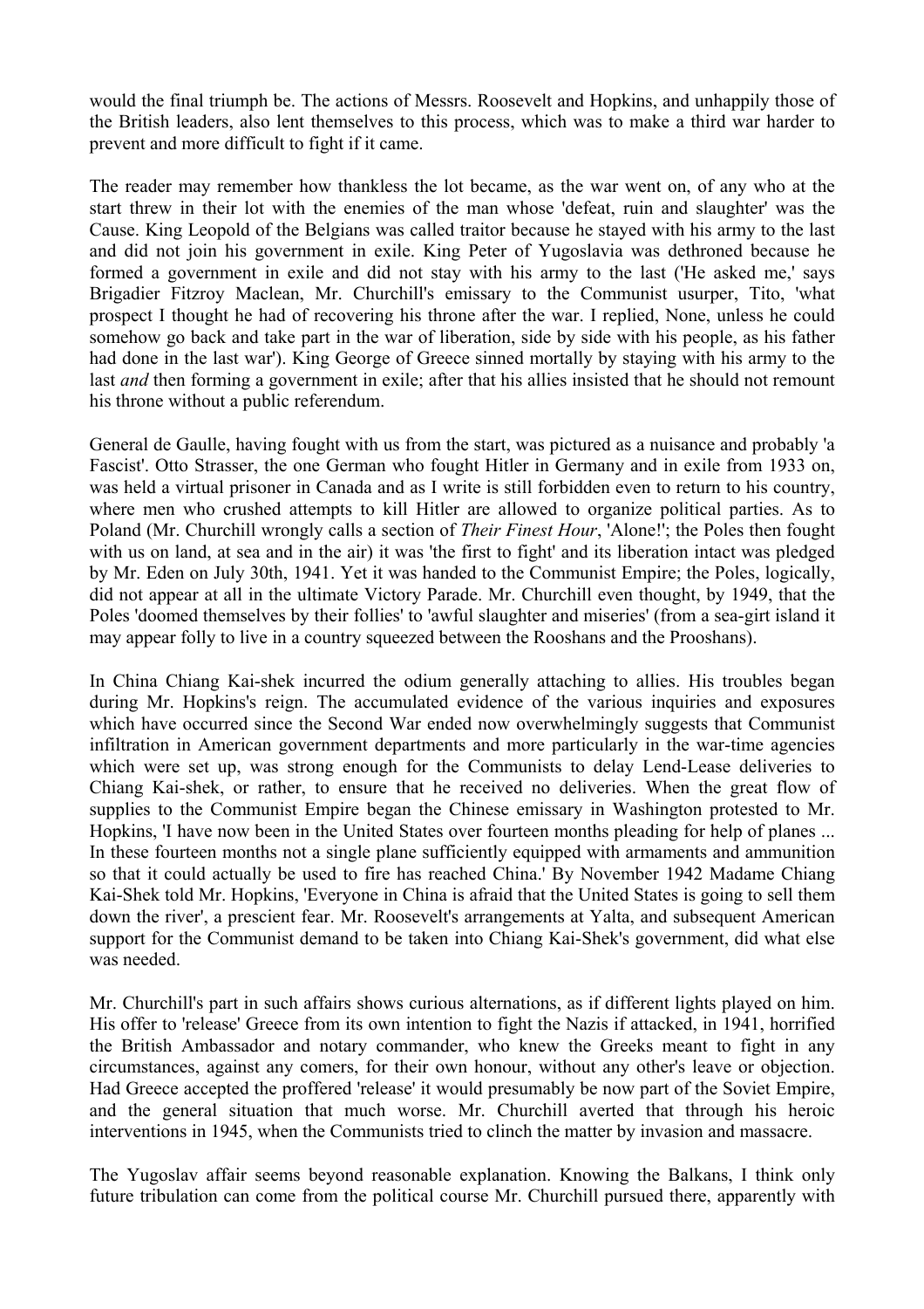would the final triumph be. The actions of Messrs. Roosevelt and Hopkins, and unhappily those of the British leaders, also lent themselves to this process, which was to make a third war harder to prevent and more difficult to fight if it came.

The reader may remember how thankless the lot became, as the war went on, of any who at the start threw in their lot with the enemies of the man whose 'defeat, ruin and slaughter' was the Cause. King Leopold of the Belgians was called traitor because he stayed with his army to the last and did not join his government in exile. King Peter of Yugoslavia was dethroned because he formed a government in exile and did not stay with his army to the last ('He asked me,' says Brigadier Fitzroy Maclean, Mr. Churchill's emissary to the Communist usurper, Tito, 'what prospect I thought he had of recovering his throne after the war. I replied, None, unless he could somehow go back and take part in the war of liberation, side by side with his people, as his father had done in the last war'). King George of Greece sinned mortally by staying with his army to the last *and* then forming a government in exile; after that his allies insisted that he should not remount his throne without a public referendum.

General de Gaulle, having fought with us from the start, was pictured as a nuisance and probably 'a Fascist'. Otto Strasser, the one German who fought Hitler in Germany and in exile from 1933 on, was held a virtual prisoner in Canada and as I write is still forbidden even to return to his country, where men who crushed attempts to kill Hitler are allowed to organize political parties. As to Poland (Mr. Churchill wrongly calls a section of *Their Finest Hour*, 'Alone!'; the Poles then fought with us on land, at sea and in the air) it was 'the first to fight' and its liberation intact was pledged by Mr. Eden on July 30th, 1941. Yet it was handed to the Communist Empire; the Poles, logically, did not appear at all in the ultimate Victory Parade. Mr. Churchill even thought, by 1949, that the Poles 'doomed themselves by their follies' to 'awful slaughter and miseries' (from a sea-girt island it may appear folly to live in a country squeezed between the Rooshans and the Prooshans).

In China Chiang Kai-shek incurred the odium generally attaching to allies. His troubles began during Mr. Hopkins's reign. The accumulated evidence of the various inquiries and exposures which have occurred since the Second War ended now overwhelmingly suggests that Communist infiltration in American government departments and more particularly in the war-time agencies which were set up, was strong enough for the Communists to delay Lend-Lease deliveries to Chiang Kai-shek, or rather, to ensure that he received no deliveries. When the great flow of supplies to the Communist Empire began the Chinese emissary in Washington protested to Mr. Hopkins, 'I have now been in the United States over fourteen months pleading for help of planes ... In these fourteen months not a single plane sufficiently equipped with armaments and ammunition so that it could actually be used to fire has reached China.' By November 1942 Madame Chiang Kai-Shek told Mr. Hopkins, 'Everyone in China is afraid that the United States is going to sell them down the river', a prescient fear. Mr. Roosevelt's arrangements at Yalta, and subsequent American support for the Communist demand to be taken into Chiang Kai-Shek's government, did what else was needed.

Mr. Churchill's part in such affairs shows curious alternations, as if different lights played on him. His offer to 'release' Greece from its own intention to fight the Nazis if attacked, in 1941, horrified the British Ambassador and notary commander, who knew the Greeks meant to fight in any circumstances, against any comers, for their own honour, without any other's leave or objection. Had Greece accepted the proffered 'release' it would presumably be now part of the Soviet Empire, and the general situation that much worse. Mr. Churchill averted that through his heroic interventions in 1945, when the Communists tried to clinch the matter by invasion and massacre.

The Yugoslav affair seems beyond reasonable explanation. Knowing the Balkans, I think only future tribulation can come from the political course Mr. Churchill pursued there, apparently with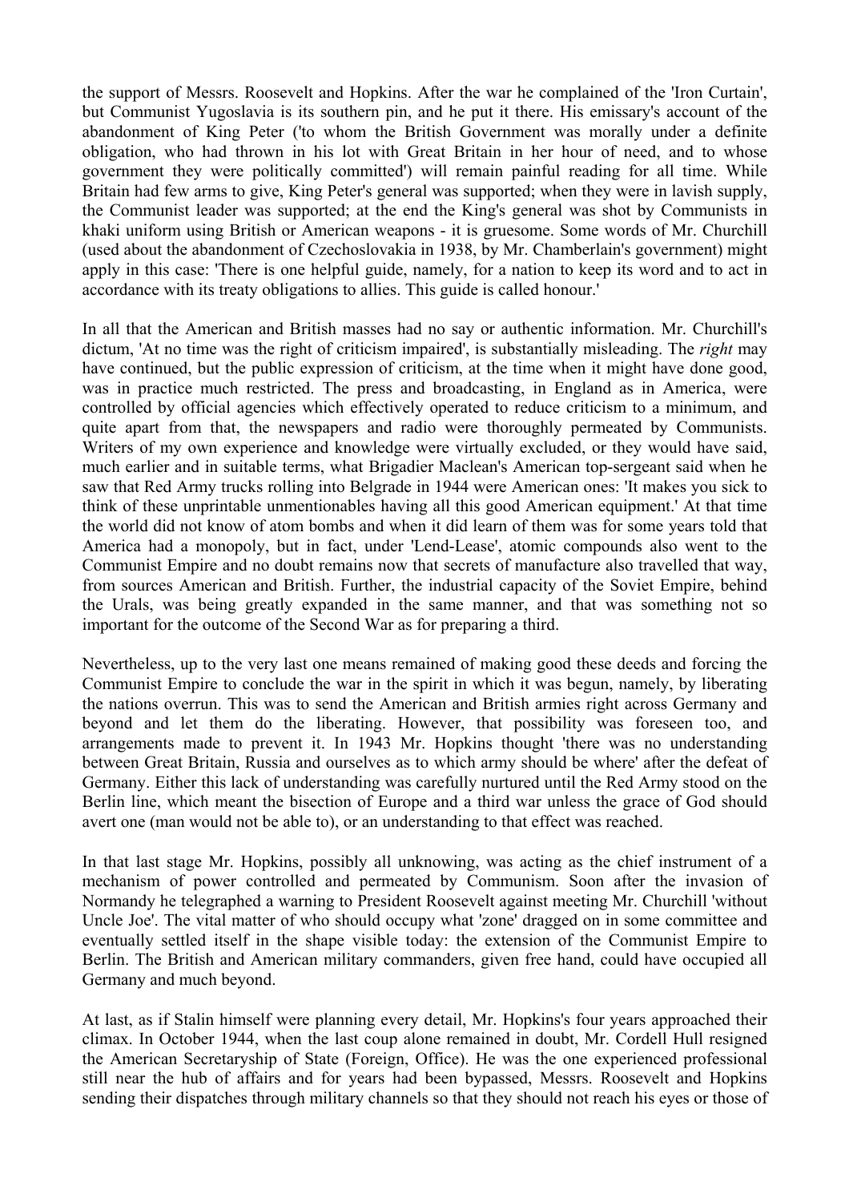the support of Messrs. Roosevelt and Hopkins. After the war he complained of the 'Iron Curtain', but Communist Yugoslavia is its southern pin, and he put it there. His emissary's account of the abandonment of King Peter ('to whom the British Government was morally under a definite obligation, who had thrown in his lot with Great Britain in her hour of need, and to whose government they were politically committed') will remain painful reading for all time. While Britain had few arms to give, King Peter's general was supported; when they were in lavish supply, the Communist leader was supported; at the end the King's general was shot by Communists in khaki uniform using British or American weapons - it is gruesome. Some words of Mr. Churchill (used about the abandonment of Czechoslovakia in 1938, by Mr. Chamberlain's government) might apply in this case: 'There is one helpful guide, namely, for a nation to keep its word and to act in accordance with its treaty obligations to allies. This guide is called honour.'

In all that the American and British masses had no say or authentic information. Mr. Churchill's dictum, 'At no time was the right of criticism impaired', is substantially misleading. The *right* may have continued, but the public expression of criticism, at the time when it might have done good, was in practice much restricted. The press and broadcasting, in England as in America, were controlled by official agencies which effectively operated to reduce criticism to a minimum, and quite apart from that, the newspapers and radio were thoroughly permeated by Communists. Writers of my own experience and knowledge were virtually excluded, or they would have said, much earlier and in suitable terms, what Brigadier Maclean's American top-sergeant said when he saw that Red Army trucks rolling into Belgrade in 1944 were American ones: 'It makes you sick to think of these unprintable unmentionables having all this good American equipment.' At that time the world did not know of atom bombs and when it did learn of them was for some years told that America had a monopoly, but in fact, under 'Lend-Lease', atomic compounds also went to the Communist Empire and no doubt remains now that secrets of manufacture also travelled that way, from sources American and British. Further, the industrial capacity of the Soviet Empire, behind the Urals, was being greatly expanded in the same manner, and that was something not so important for the outcome of the Second War as for preparing a third.

Nevertheless, up to the very last one means remained of making good these deeds and forcing the Communist Empire to conclude the war in the spirit in which it was begun, namely, by liberating the nations overrun. This was to send the American and British armies right across Germany and beyond and let them do the liberating. However, that possibility was foreseen too, and arrangements made to prevent it. In 1943 Mr. Hopkins thought 'there was no understanding between Great Britain, Russia and ourselves as to which army should be where' after the defeat of Germany. Either this lack of understanding was carefully nurtured until the Red Army stood on the Berlin line, which meant the bisection of Europe and a third war unless the grace of God should avert one (man would not be able to), or an understanding to that effect was reached.

In that last stage Mr. Hopkins, possibly all unknowing, was acting as the chief instrument of a mechanism of power controlled and permeated by Communism. Soon after the invasion of Normandy he telegraphed a warning to President Roosevelt against meeting Mr. Churchill 'without Uncle Joe'. The vital matter of who should occupy what 'zone' dragged on in some committee and eventually settled itself in the shape visible today: the extension of the Communist Empire to Berlin. The British and American military commanders, given free hand, could have occupied all Germany and much beyond.

At last, as if Stalin himself were planning every detail, Mr. Hopkins's four years approached their climax. In October 1944, when the last coup alone remained in doubt, Mr. Cordell Hull resigned the American Secretaryship of State (Foreign, Office). He was the one experienced professional still near the hub of affairs and for years had been bypassed, Messrs. Roosevelt and Hopkins sending their dispatches through military channels so that they should not reach his eyes or those of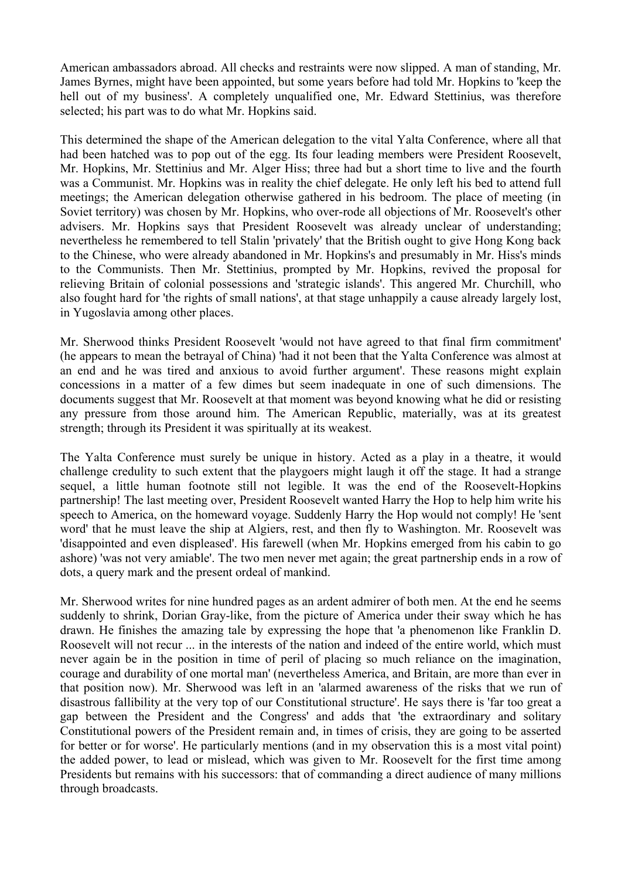American ambassadors abroad. All checks and restraints were now slipped. A man of standing, Mr. James Byrnes, might have been appointed, but some years before had told Mr. Hopkins to 'keep the hell out of my business'. A completely unqualified one, Mr. Edward Stettinius, was therefore selected; his part was to do what Mr. Hopkins said.

This determined the shape of the American delegation to the vital Yalta Conference, where all that had been hatched was to pop out of the egg. Its four leading members were President Roosevelt, Mr. Hopkins, Mr. Stettinius and Mr. Alger Hiss; three had but a short time to live and the fourth was a Communist. Mr. Hopkins was in reality the chief delegate. He only left his bed to attend full meetings; the American delegation otherwise gathered in his bedroom. The place of meeting (in Soviet territory) was chosen by Mr. Hopkins, who over-rode all objections of Mr. Roosevelt's other advisers. Mr. Hopkins says that President Roosevelt was already unclear of understanding; nevertheless he remembered to tell Stalin 'privately' that the British ought to give Hong Kong back to the Chinese, who were already abandoned in Mr. Hopkins's and presumably in Mr. Hiss's minds to the Communists. Then Mr. Stettinius, prompted by Mr. Hopkins, revived the proposal for relieving Britain of colonial possessions and 'strategic islands'. This angered Mr. Churchill, who also fought hard for 'the rights of small nations', at that stage unhappily a cause already largely lost, in Yugoslavia among other places.

Mr. Sherwood thinks President Roosevelt 'would not have agreed to that final firm commitment' (he appears to mean the betrayal of China) 'had it not been that the Yalta Conference was almost at an end and he was tired and anxious to avoid further argument'. These reasons might explain concessions in a matter of a few dimes but seem inadequate in one of such dimensions. The documents suggest that Mr. Roosevelt at that moment was beyond knowing what he did or resisting any pressure from those around him. The American Republic, materially, was at its greatest strength; through its President it was spiritually at its weakest.

The Yalta Conference must surely be unique in history. Acted as a play in a theatre, it would challenge credulity to such extent that the playgoers might laugh it off the stage. It had a strange sequel, a little human footnote still not legible. It was the end of the Roosevelt-Hopkins partnership! The last meeting over, President Roosevelt wanted Harry the Hop to help him write his speech to America, on the homeward voyage. Suddenly Harry the Hop would not comply! He 'sent word' that he must leave the ship at Algiers, rest, and then fly to Washington. Mr. Roosevelt was 'disappointed and even displeased'. His farewell (when Mr. Hopkins emerged from his cabin to go ashore) 'was not very amiable'. The two men never met again; the great partnership ends in a row of dots, a query mark and the present ordeal of mankind.

Mr. Sherwood writes for nine hundred pages as an ardent admirer of both men. At the end he seems suddenly to shrink, Dorian Gray-like, from the picture of America under their sway which he has drawn. He finishes the amazing tale by expressing the hope that 'a phenomenon like Franklin D. Roosevelt will not recur ... in the interests of the nation and indeed of the entire world, which must never again be in the position in time of peril of placing so much reliance on the imagination, courage and durability of one mortal man' (nevertheless America, and Britain, are more than ever in that position now). Mr. Sherwood was left in an 'alarmed awareness of the risks that we run of disastrous fallibility at the very top of our Constitutional structure'. He says there is 'far too great a gap between the President and the Congress' and adds that 'the extraordinary and solitary Constitutional powers of the President remain and, in times of crisis, they are going to be asserted for better or for worse'. He particularly mentions (and in my observation this is a most vital point) the added power, to lead or mislead, which was given to Mr. Roosevelt for the first time among Presidents but remains with his successors: that of commanding a direct audience of many millions through broadcasts.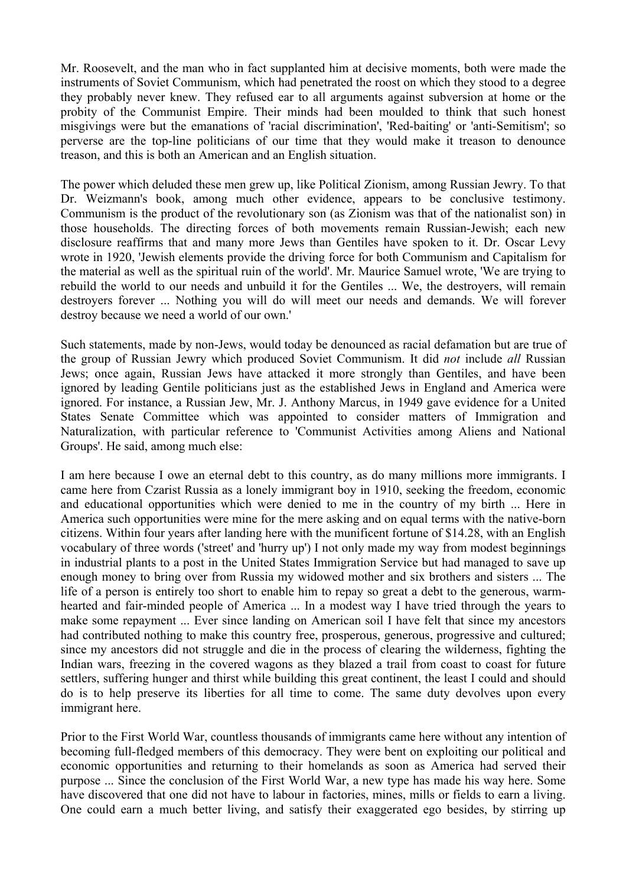Mr. Roosevelt, and the man who in fact supplanted him at decisive moments, both were made the instruments of Soviet Communism, which had penetrated the roost on which they stood to a degree they probably never knew. They refused ear to all arguments against subversion at home or the probity of the Communist Empire. Their minds had been moulded to think that such honest misgivings were but the emanations of 'racial discrimination', 'Red-baiting' or 'anti-Semitism'; so perverse are the top-line politicians of our time that they would make it treason to denounce treason, and this is both an American and an English situation.

The power which deluded these men grew up, like Political Zionism, among Russian Jewry. To that Dr. Weizmann's book, among much other evidence, appears to be conclusive testimony. Communism is the product of the revolutionary son (as Zionism was that of the nationalist son) in those households. The directing forces of both movements remain Russian-Jewish; each new disclosure reaffirms that and many more Jews than Gentiles have spoken to it. Dr. Oscar Levy wrote in 1920, 'Jewish elements provide the driving force for both Communism and Capitalism for the material as well as the spiritual ruin of the world'. Mr. Maurice Samuel wrote, 'We are trying to rebuild the world to our needs and unbuild it for the Gentiles ... We, the destroyers, will remain destroyers forever ... Nothing you will do will meet our needs and demands. We will forever destroy because we need a world of our own.'

Such statements, made by non-Jews, would today be denounced as racial defamation but are true of the group of Russian Jewry which produced Soviet Communism. It did *not* include *all* Russian Jews; once again, Russian Jews have attacked it more strongly than Gentiles, and have been ignored by leading Gentile politicians just as the established Jews in England and America were ignored. For instance, a Russian Jew, Mr. J. Anthony Marcus, in 1949 gave evidence for a United States Senate Committee which was appointed to consider matters of Immigration and Naturalization, with particular reference to 'Communist Activities among Aliens and National Groups'. He said, among much else:

I am here because I owe an eternal debt to this country, as do many millions more immigrants. I came here from Czarist Russia as a lonely immigrant boy in 1910, seeking the freedom, economic and educational opportunities which were denied to me in the country of my birth ... Here in America such opportunities were mine for the mere asking and on equal terms with the native-born citizens. Within four years after landing here with the munificent fortune of $14.28, with an English vocabulary of three words ('street' and 'hurry up') I not only made my way from modest beginnings in industrial plants to a post in the United States Immigration Service but had managed to save up enough money to bring over from Russia my widowed mother and six brothers and sisters ... The life of a person is entirely too short to enable him to repay so great a debt to the generous, warm-hearted and fair-minded people of America ... In a modest way I have tried through the years to make some repayment ... Ever since landing on American soil I have felt that since my ancestors had contributed nothing to make this country free, prosperous, generous, progressive and cultured; since my ancestors did not struggle and die in the process of clearing the wilderness, fighting the Indian wars, freezing in the covered wagons as they blazed a trail from coast to coast for future settlers, suffering hunger and thirst while building this great continent, the least I could and should do is to help preserve its liberties for all time to come. The same duty devolves upon every immigrant here.

Prior to the First World War, countless thousands of immigrants came here without any intention of becoming full-fledged members of this democracy. They were bent on exploiting our political and economic opportunities and returning to their homelands as soon as America had served their purpose ... Since the conclusion of the First World War, a new type has made his way here. Some have discovered that one did not have to labour in factories, mines, mills or fields to earn a living. One could earn a much better living, and satisfy their exaggerated ego besides, by stirring up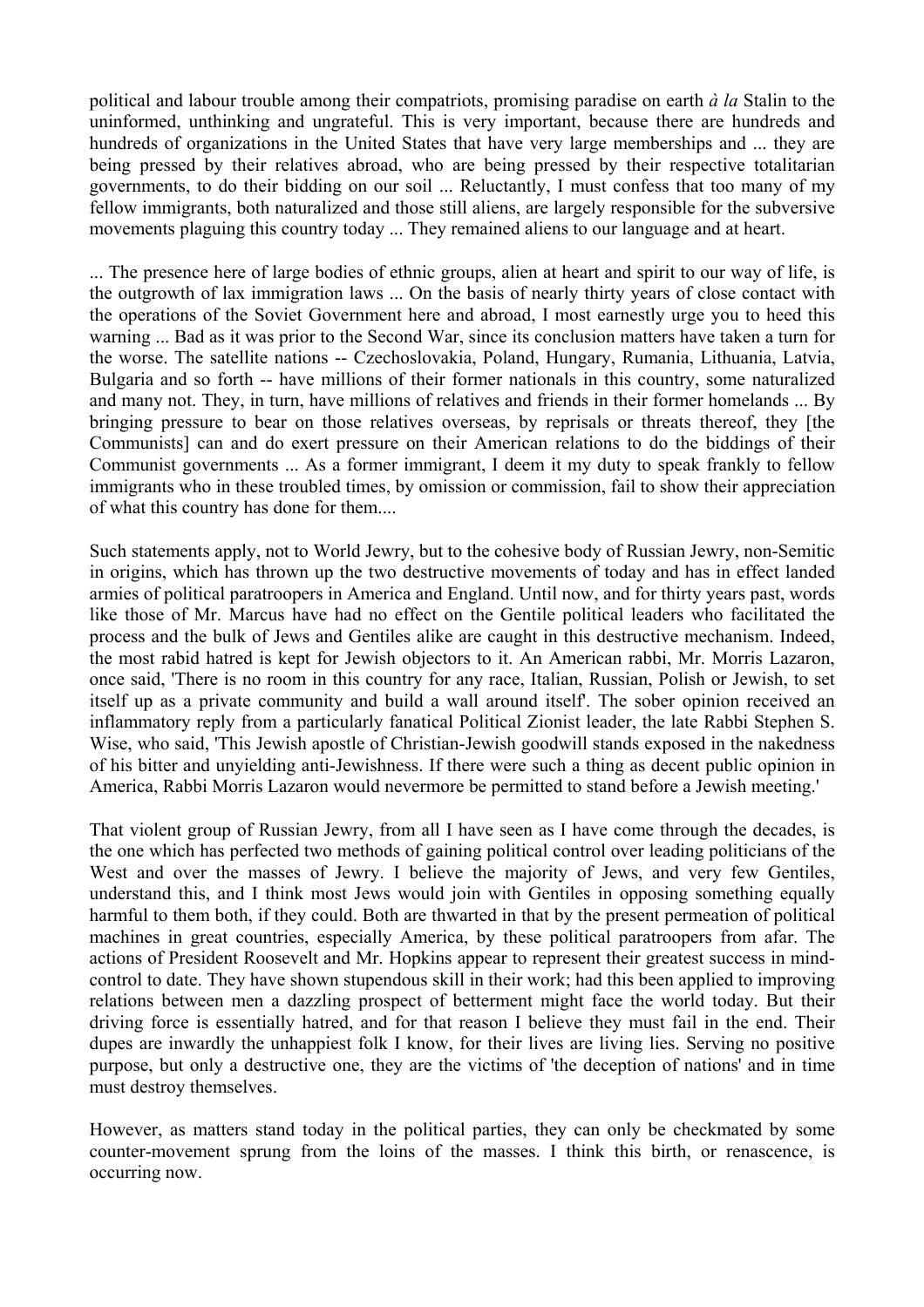political and labour trouble among their compatriots, promising paradise on earth *à la* Stalin to the uninformed, unthinking and ungrateful. This is very important, because there are hundreds and hundreds of organizations in the United States that have very large memberships and ... they are being pressed by their relatives abroad, who are being pressed by their respective totalitarian governments, to do their bidding on our soil ... Reluctantly, I must confess that too many of my fellow immigrants, both naturalized and those still aliens, are largely responsible for the subversive movements plaguing this country today ... They remained aliens to our language and at heart.

... The presence here of large bodies of ethnic groups, alien at heart and spirit to our way of life, is the outgrowth of lax immigration laws ... On the basis of nearly thirty years of close contact with the operations of the Soviet Government here and abroad, I most earnestly urge you to heed this warning ... Bad as it was prior to the Second War, since its conclusion matters have taken a turn for the worse. The satellite nations -- Czechoslovakia, Poland, Hungary, Rumania, Lithuania, Latvia, Bulgaria and so forth -- have millions of their former nationals in this country, some naturalized and many not. They, in turn, have millions of relatives and friends in their former homelands ... By bringing pressure to bear on those relatives overseas, by reprisals or threats thereof, they [the Communists] can and do exert pressure on their American relations to do the biddings of their Communist governments ... As a former immigrant, I deem it my duty to speak frankly to fellow immigrants who in these troubled times, by omission or commission, fail to show their appreciation of what this country has done for them....

Such statements apply, not to World Jewry, but to the cohesive body of Russian Jewry, non-Semitic in origins, which has thrown up the two destructive movements of today and has in effect landed armies of political paratroopers in America and England. Until now, and for thirty years past, words like those of Mr. Marcus have had no effect on the Gentile political leaders who facilitated the process and the bulk of Jews and Gentiles alike are caught in this destructive mechanism. Indeed, the most rabid hatred is kept for Jewish objectors to it. An American rabbi, Mr. Morris Lazaron, once said, 'There is no room in this country for any race, Italian, Russian, Polish or Jewish, to set itself up as a private community and build a wall around itself'. The sober opinion received an inflammatory reply from a particularly fanatical Political Zionist leader, the late Rabbi Stephen S. Wise, who said, 'This Jewish apostle of Christian-Jewish goodwill stands exposed in the nakedness of his bitter and unyielding anti-Jewishness. If there were such a thing as decent public opinion in America, Rabbi Morris Lazaron would nevermore be permitted to stand before a Jewish meeting.'

That violent group of Russian Jewry, from all I have seen as I have come through the decades, is the one which has perfected two methods of gaining political control over leading politicians of the West and over the masses of Jewry. I believe the majority of Jews, and very few Gentiles, understand this, and I think most Jews would join with Gentiles in opposing something equally harmful to them both, if they could. Both are thwarted in that by the present permeation of political machines in great countries, especially America, by these political paratroopers from afar. The actions of President Roosevelt and Mr. Hopkins appear to represent their greatest success in mind-control to date. They have shown stupendous skill in their work; had this been applied to improving relations between men a dazzling prospect of betterment might face the world today. But their driving force is essentially hatred, and for that reason I believe they must fail in the end. Their dupes are inwardly the unhappiest folk I know, for their lives are living lies. Serving no positive purpose, but only a destructive one, they are the victims of 'the deception of nations' and in time must destroy themselves.

However, as matters stand today in the political parties, they can only be checkmated by some counter-movement sprung from the loins of the masses. I think this birth, or renascence, is occurring now.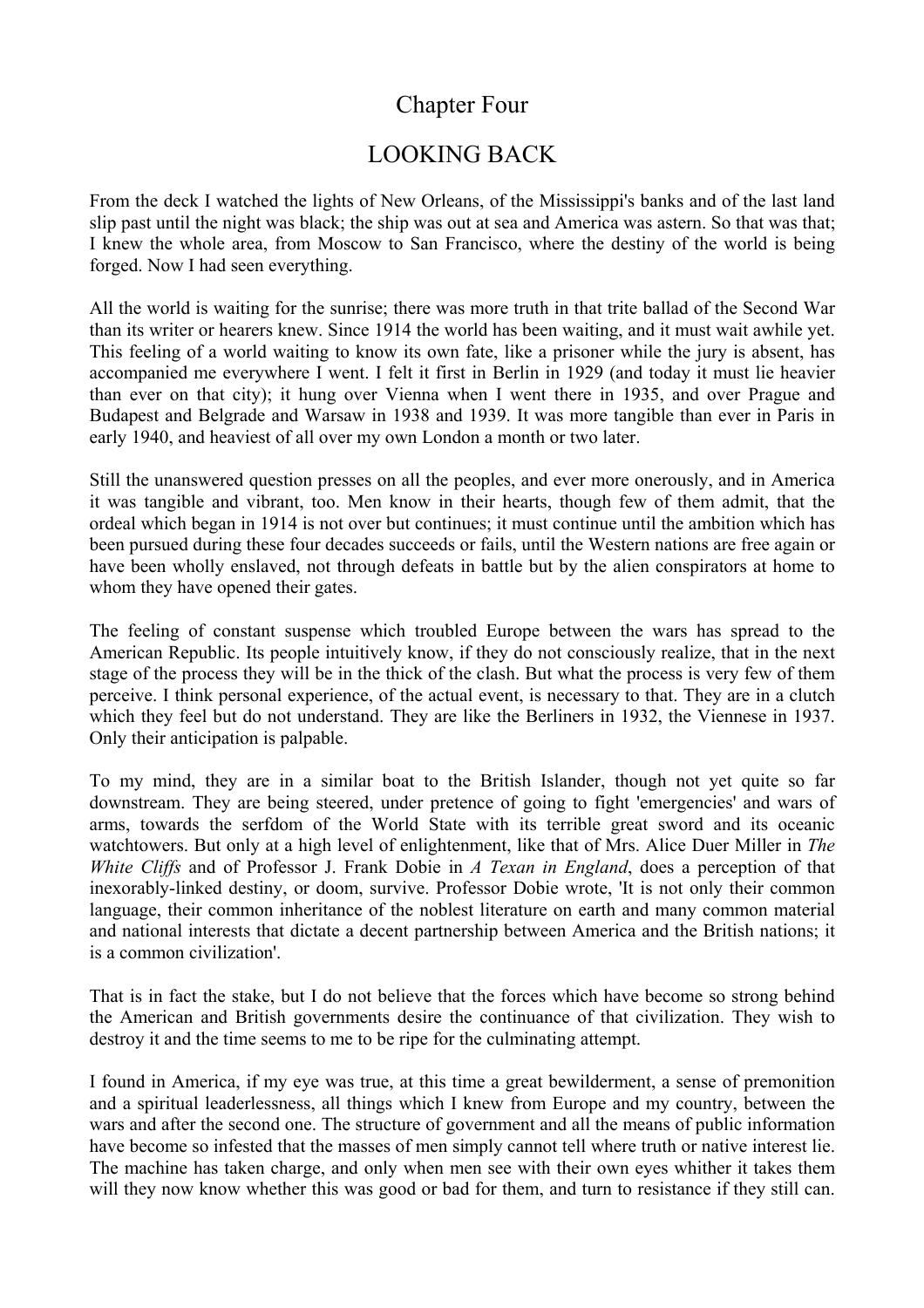# Chapter Four

## LOOKING BACK

From the deck I watched the lights of New Orleans, of the Mississippi's banks and of the last land slip past until the night was black; the ship was out at sea and America was astern. So that was that; I knew the whole area, from Moscow to San Francisco, where the destiny of the world is being forged. Now I had seen everything.

All the world is waiting for the sunrise; there was more truth in that trite ballad of the Second War than its writer or hearers knew. Since 1914 the world has been waiting, and it must wait awhile yet. This feeling of a world waiting to know its own fate, like a prisoner while the jury is absent, has accompanied me everywhere I went. I felt it first in Berlin in 1929 (and today it must lie heavier than ever on that city); it hung over Vienna when I went there in 1935, and over Prague and Budapest and Belgrade and Warsaw in 1938 and 1939. It was more tangible than ever in Paris in early 1940, and heaviest of all over my own London a month or two later.

Still the unanswered question presses on all the peoples, and ever more onerously, and in America it was tangible and vibrant, too. Men know in their hearts, though few of them admit, that the ordeal which began in 1914 is not over but continues; it must continue until the ambition which has been pursued during these four decades succeeds or fails, until the Western nations are free again or have been wholly enslaved, not through defeats in battle but by the alien conspirators at home to whom they have opened their gates.

The feeling of constant suspense which troubled Europe between the wars has spread to the American Republic. Its people intuitively know, if they do not consciously realize, that in the next stage of the process they will be in the thick of the clash. But what the process is very few of them perceive. I think personal experience, of the actual event, is necessary to that. They are in a clutch which they feel but do not understand. They are like the Berliners in 1932, the Viennese in 1937. Only their anticipation is palpable.

To my mind, they are in a similar boat to the British Islander, though not yet quite so far downstream. They are being steered, under pretence of going to fight 'emergencies' and wars of arms, towards the serfdom of the World State with its terrible great sword and its oceanic watchtowers. But only at a high level of enlightenment, like that of Mrs. Alice Duer Miller in *The White Cliffs* and of Professor J. Frank Dobie in *A Texan in England*, does a perception of that inexorably-linked destiny, or doom, survive. Professor Dobie wrote, 'It is not only their common language, their common inheritance of the noblest literature on earth and many common material and national interests that dictate a decent partnership between America and the British nations; it is a common civilization'.

That is in fact the stake, but I do not believe that the forces which have become so strong behind the American and British governments desire the continuance of that civilization. They wish to destroy it and the time seems to me to be ripe for the culminating attempt.

I found in America, if my eye was true, at this time a great bewilderment, a sense of premonition and a spiritual leaderlessness, all things which I knew from Europe and my country, between the wars and after the second one. The structure of government and all the means of public information have become so infested that the masses of men simply cannot tell where truth or native interest lie. The machine has taken charge, and only when men see with their own eyes whither it takes them will they now know whether this was good or bad for them, and turn to resistance if they still can.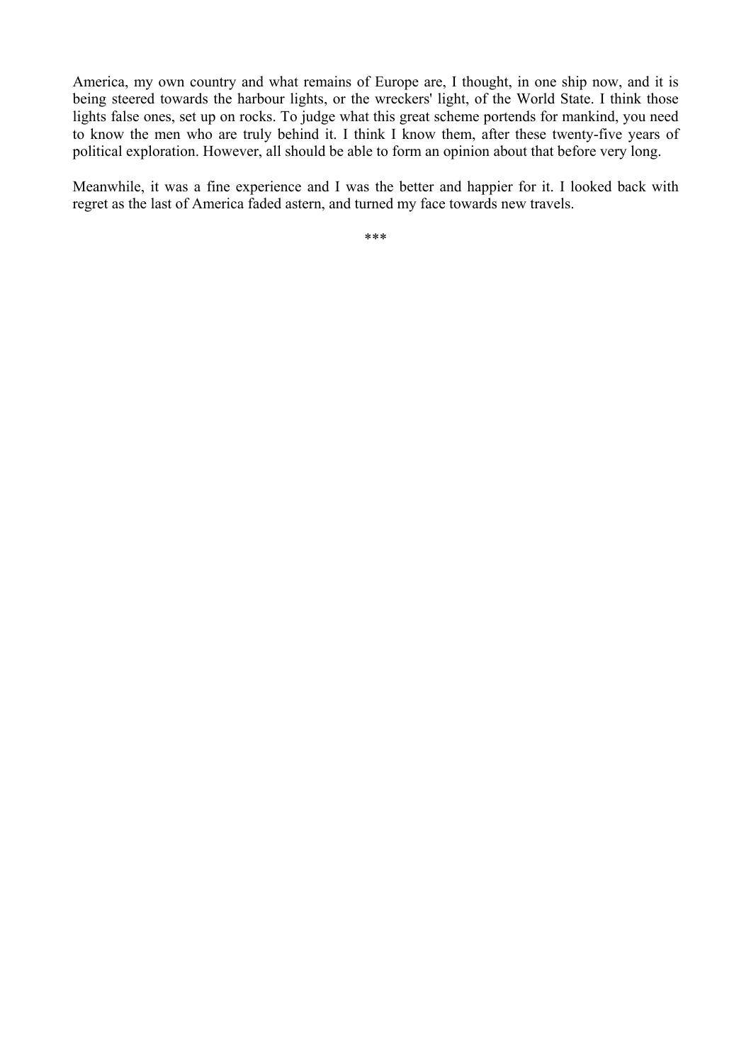America, my own country and what remains of Europe are, I thought, in one ship now, and it is being steered towards the harbour lights, or the wreckers' light, of the World State. I think those lights false ones, set up on rocks. To judge what this great scheme portends for mankind, you need to know the men who are truly behind it. I think I know them, after these twenty-five years of political exploration. However, all should be able to form an opinion about that before very long.

Meanwhile, it was a fine experience and I was the better and happier for it. I looked back with regret as the last of America faded astern, and turned my face towards new travels.

***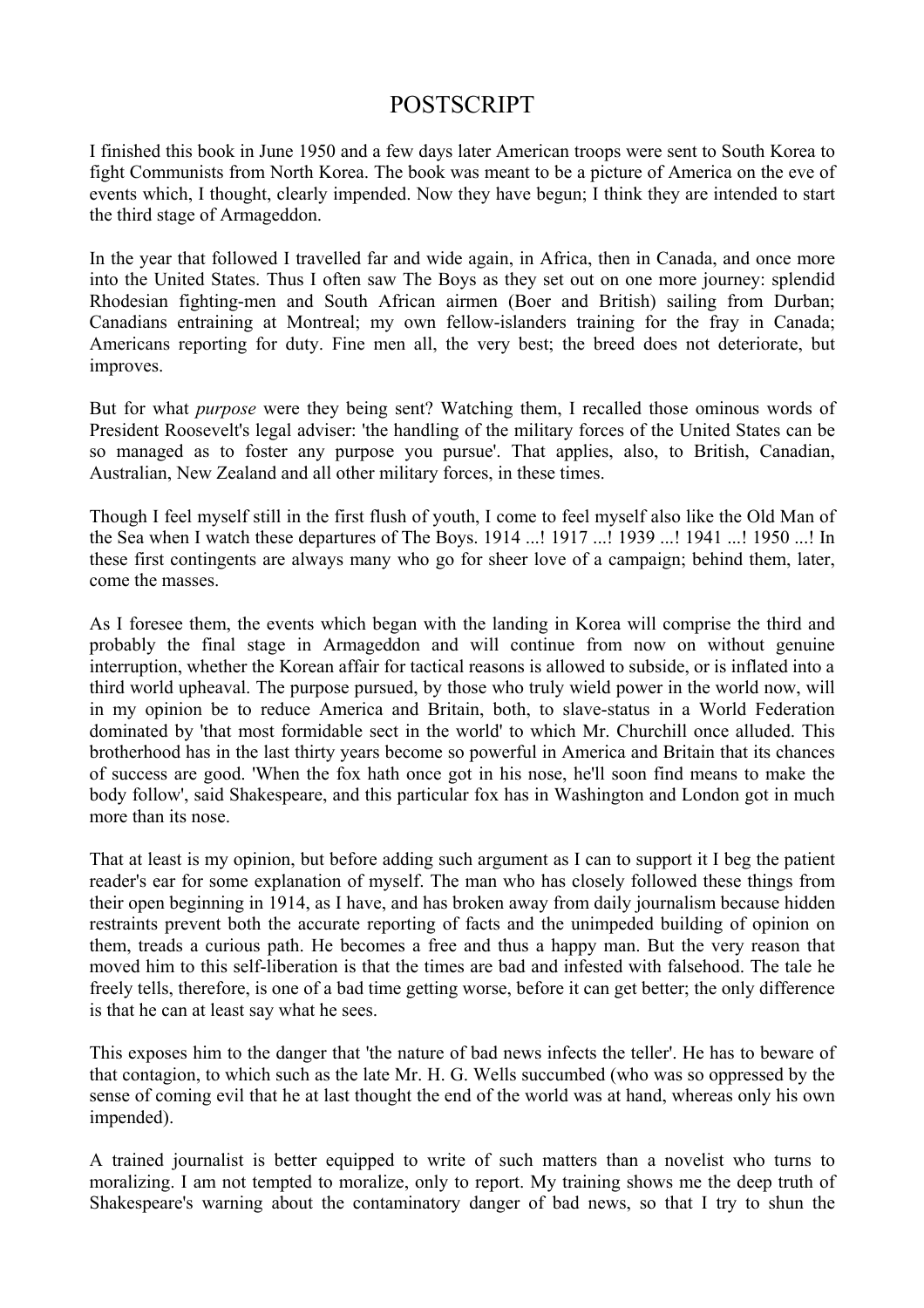# POSTSCRIPT

I finished this book in June 1950 and a few days later American troops were sent to South Korea to fight Communists from North Korea. The book was meant to be a picture of America on the eve of events which, I thought, clearly impended. Now they have begun; I think they are intended to start the third stage of Armageddon.

In the year that followed I travelled far and wide again, in Africa, then in Canada, and once more into the United States. Thus I often saw The Boys as they set out on one more journey: splendid Rhodesian fighting-men and South African airmen (Boer and British) sailing from Durban; Canadians entraining at Montreal; my own fellow-islanders training for the fray in Canada; Americans reporting for duty. Fine men all, the very best; the breed does not deteriorate, but improves.

But for what *purpose* were they being sent? Watching them, I recalled those ominous words of President Roosevelt's legal adviser: 'the handling of the military forces of the United States can be so managed as to foster any purpose you pursue'. That applies, also, to British, Canadian, Australian, New Zealand and all other military forces, in these times.

Though I feel myself still in the first flush of youth, I come to feel myself also like the Old Man of the Sea when I watch these departures of The Boys. 1914 ...! 1917 ...! 1939 ...! 1941 ...! 1950 ...! In these first contingents are always many who go for sheer love of a campaign; behind them, later, come the masses.

As I foresee them, the events which began with the landing in Korea will comprise the third and probably the final stage in Armageddon and will continue from now on without genuine interruption, whether the Korean affair for tactical reasons is allowed to subside, or is inflated into a third world upheaval. The purpose pursued, by those who truly wield power in the world now, will in my opinion be to reduce America and Britain, both, to slave-status in a World Federation dominated by 'that most formidable sect in the world' to which Mr. Churchill once alluded. This brotherhood has in the last thirty years become so powerful in America and Britain that its chances of success are good. 'When the fox hath once got in his nose, he'll soon find means to make the body follow', said Shakespeare, and this particular fox has in Washington and London got in much more than its nose.

That at least is my opinion, but before adding such argument as I can to support it I beg the patient reader's ear for some explanation of myself. The man who has closely followed these things from their open beginning in 1914, as I have, and has broken away from daily journalism because hidden restraints prevent both the accurate reporting of facts and the unimpeded building of opinion on them, treads a curious path. He becomes a free and thus a happy man. But the very reason that moved him to this self-liberation is that the times are bad and infested with falsehood. The tale he freely tells, therefore, is one of a bad time getting worse, before it can get better; the only difference is that he can at least say what he sees.

This exposes him to the danger that 'the nature of bad news infects the teller'. He has to beware of that contagion, to which such as the late Mr. H. G. Wells succumbed (who was so oppressed by the sense of coming evil that he at last thought the end of the world was at hand, whereas only his own impended).

A trained journalist is better equipped to write of such matters than a novelist who turns to moralizing. I am not tempted to moralize, only to report. My training shows me the deep truth of Shakespeare's warning about the contaminatory danger of bad news, so that I try to shun the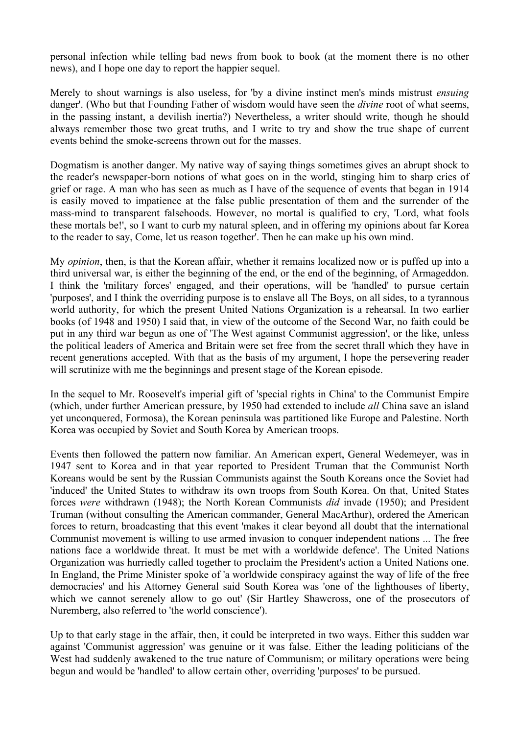personal infection while telling bad news from book to book (at the moment there is no other news), and I hope one day to report the happier sequel.

Merely to shout warnings is also useless, for 'by a divine instinct men's minds mistrust *ensuing* danger'. (Who but that Founding Father of wisdom would have seen the *divine* root of what seems, in the passing instant, a devilish inertia?) Nevertheless, a writer should write, though he should always remember those two great truths, and I write to try and show the true shape of current events behind the smoke-screens thrown out for the masses.

Dogmatism is another danger. My native way of saying things sometimes gives an abrupt shock to the reader's newspaper-born notions of what goes on in the world, stinging him to sharp cries of grief or rage. A man who has seen as much as I have of the sequence of events that began in 1914 is easily moved to impatience at the false public presentation of them and the surrender of the mass-mind to transparent falsehoods. However, no mortal is qualified to cry, 'Lord, what fools these mortals be!', so I want to curb my natural spleen, and in offering my opinions about far Korea to the reader to say, Come, let us reason together'. Then he can make up his own mind.

My *opinion*, then, is that the Korean affair, whether it remains localized now or is puffed up into a third universal war, is either the beginning of the end, or the end of the beginning, of Armageddon. I think the 'military forces' engaged, and their operations, will be 'handled' to pursue certain 'purposes', and I think the overriding purpose is to enslave all The Boys, on all sides, to a tyrannous world authority, for which the present United Nations Organization is a rehearsal. In two earlier books (of 1948 and 1950) I said that, in view of the outcome of the Second War, no faith could be put in any third war begun as one of 'The West against Communist aggression', or the like, unless the political leaders of America and Britain were set free from the secret thrall which they have in recent generations accepted. With that as the basis of my argument, I hope the persevering reader will scrutinize with me the beginnings and present stage of the Korean episode.

In the sequel to Mr. Roosevelt's imperial gift of 'special rights in China' to the Communist Empire (which, under further American pressure, by 1950 had extended to include *all* China save an island yet unconquered, Formosa), the Korean peninsula was partitioned like Europe and Palestine. North Korea was occupied by Soviet and South Korea by American troops.

Events then followed the pattern now familiar. An American expert, General Wedemeyer, was in 1947 sent to Korea and in that year reported to President Truman that the Communist North Koreans would be sent by the Russian Communists against the South Koreans once the Soviet had 'induced' the United States to withdraw its own troops from South Korea. On that, United States forces *were* withdrawn (1948); the North Korean Communists *did* invade (1950); and President Truman (without consulting the American commander, General MacArthur), ordered the American forces to return, broadcasting that this event 'makes it clear beyond all doubt that the international Communist movement is willing to use armed invasion to conquer independent nations ... The free nations face a worldwide threat. It must be met with a worldwide defence'. The United Nations Organization was hurriedly called together to proclaim the President's action a United Nations one. In England, the Prime Minister spoke of 'a worldwide conspiracy against the way of life of the free democracies' and his Attorney General said South Korea was 'one of the lighthouses of liberty, which we cannot serenely allow to go out' (Sir Hartley Shawcross, one of the prosecutors of Nuremberg, also referred to 'the world conscience').

Up to that early stage in the affair, then, it could be interpreted in two ways. Either this sudden war against 'Communist aggression' was genuine or it was false. Either the leading politicians of the West had suddenly awakened to the true nature of Communism; or military operations were being begun and would be 'handled' to allow certain other, overriding 'purposes' to be pursued.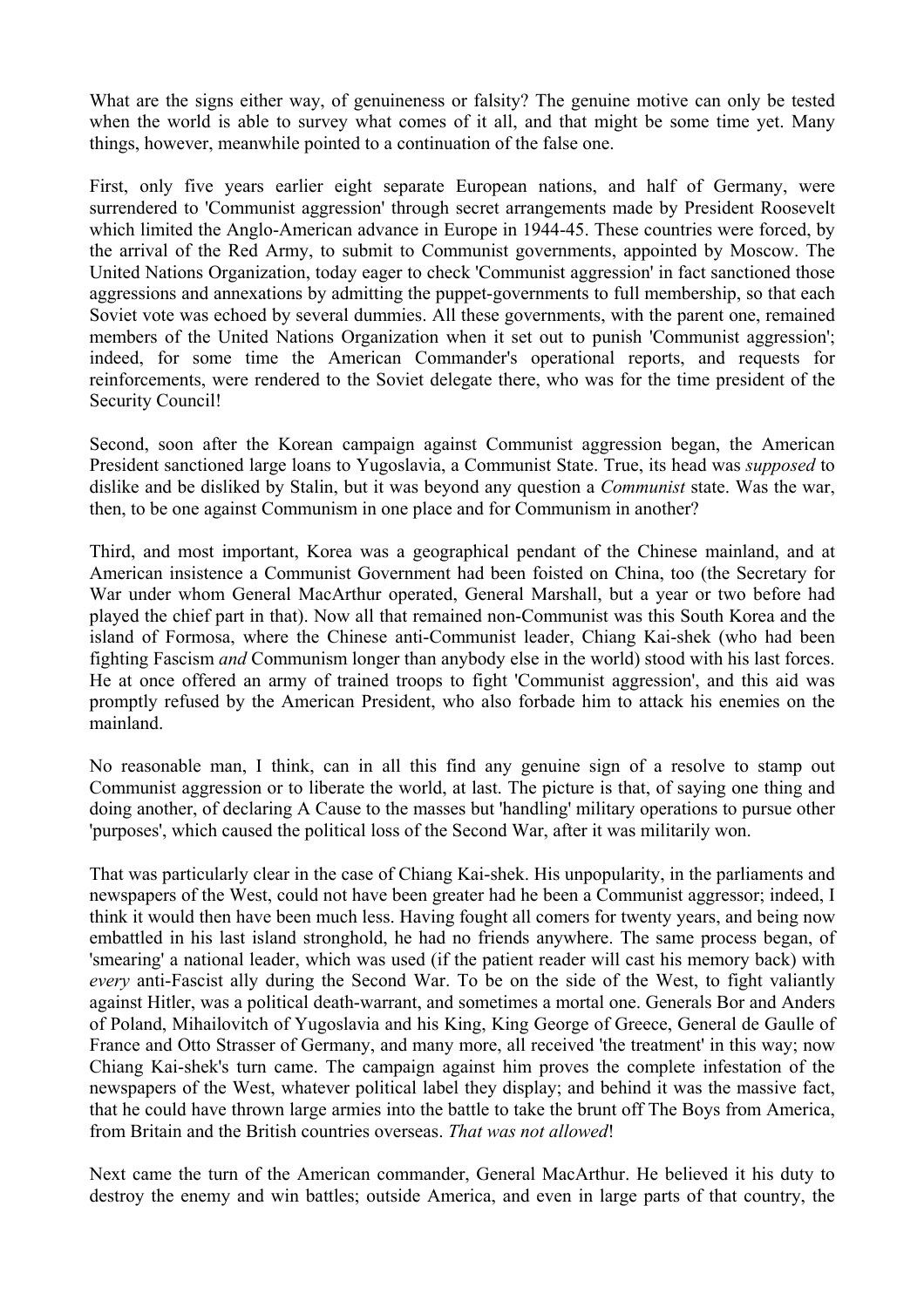What are the signs either way, of genuineness or falsity? The genuine motive can only be tested when the world is able to survey what comes of it all, and that might be some time yet. Many things, however, meanwhile pointed to a continuation of the false one.

First, only five years earlier eight separate European nations, and half of Germany, were surrendered to 'Communist aggression' through secret arrangements made by President Roosevelt which limited the Anglo-American advance in Europe in 1944-45. These countries were forced, by the arrival of the Red Army, to submit to Communist governments, appointed by Moscow. The United Nations Organization, today eager to check 'Communist aggression' in fact sanctioned those aggressions and annexations by admitting the puppet-governments to full membership, so that each Soviet vote was echoed by several dummies. All these governments, with the parent one, remained members of the United Nations Organization when it set out to punish 'Communist aggression'; indeed, for some time the American Commander's operational reports, and requests for reinforcements, were rendered to the Soviet delegate there, who was for the time president of the Security Council!

Second, soon after the Korean campaign against Communist aggression began, the American President sanctioned large loans to Yugoslavia, a Communist State. True, its head was *supposed* to dislike and be disliked by Stalin, but it was beyond any question a *Communist* state. Was the war, then, to be one against Communism in one place and for Communism in another?

Third, and most important, Korea was a geographical pendant of the Chinese mainland, and at American insistence a Communist Government had been foisted on China, too (the Secretary for War under whom General MacArthur operated, General Marshall, but a year or two before had played the chief part in that). Now all that remained non-Communist was this South Korea and the island of Formosa, where the Chinese anti-Communist leader, Chiang Kai-shek (who had been fighting Fascism *and* Communism longer than anybody else in the world) stood with his last forces. He at once offered an army of trained troops to fight 'Communist aggression', and this aid was promptly refused by the American President, who also forbade him to attack his enemies on the mainland.

No reasonable man, I think, can in all this find any genuine sign of a resolve to stamp out Communist aggression or to liberate the world, at last. The picture is that, of saying one thing and doing another, of declaring A Cause to the masses but 'handling' military operations to pursue other 'purposes', which caused the political loss of the Second War, after it was militarily won.

That was particularly clear in the case of Chiang Kai-shek. His unpopularity, in the parliaments and newspapers of the West, could not have been greater had he been a Communist aggressor; indeed, I think it would then have been much less. Having fought all comers for twenty years, and being now embattled in his last island stronghold, he had no friends anywhere. The same process began, of 'smearing' a national leader, which was used (if the patient reader will cast his memory back) with *every* anti-Fascist ally during the Second War. To be on the side of the West, to fight valiantly against Hitler, was a political death-warrant, and sometimes a mortal one. Generals Bor and Anders of Poland, Mihailovitch of Yugoslavia and his King, King George of Greece, General de Gaulle of France and Otto Strasser of Germany, and many more, all received 'the treatment' in this way; now Chiang Kai-shek's turn came. The campaign against him proves the complete infestation of the newspapers of the West, whatever political label they display; and behind it was the massive fact, that he could have thrown large armies into the battle to take the brunt off The Boys from America, from Britain and the British countries overseas. *That was not allowed*!

Next came the turn of the American commander, General MacArthur. He believed it his duty to destroy the enemy and win battles; outside America, and even in large parts of that country, the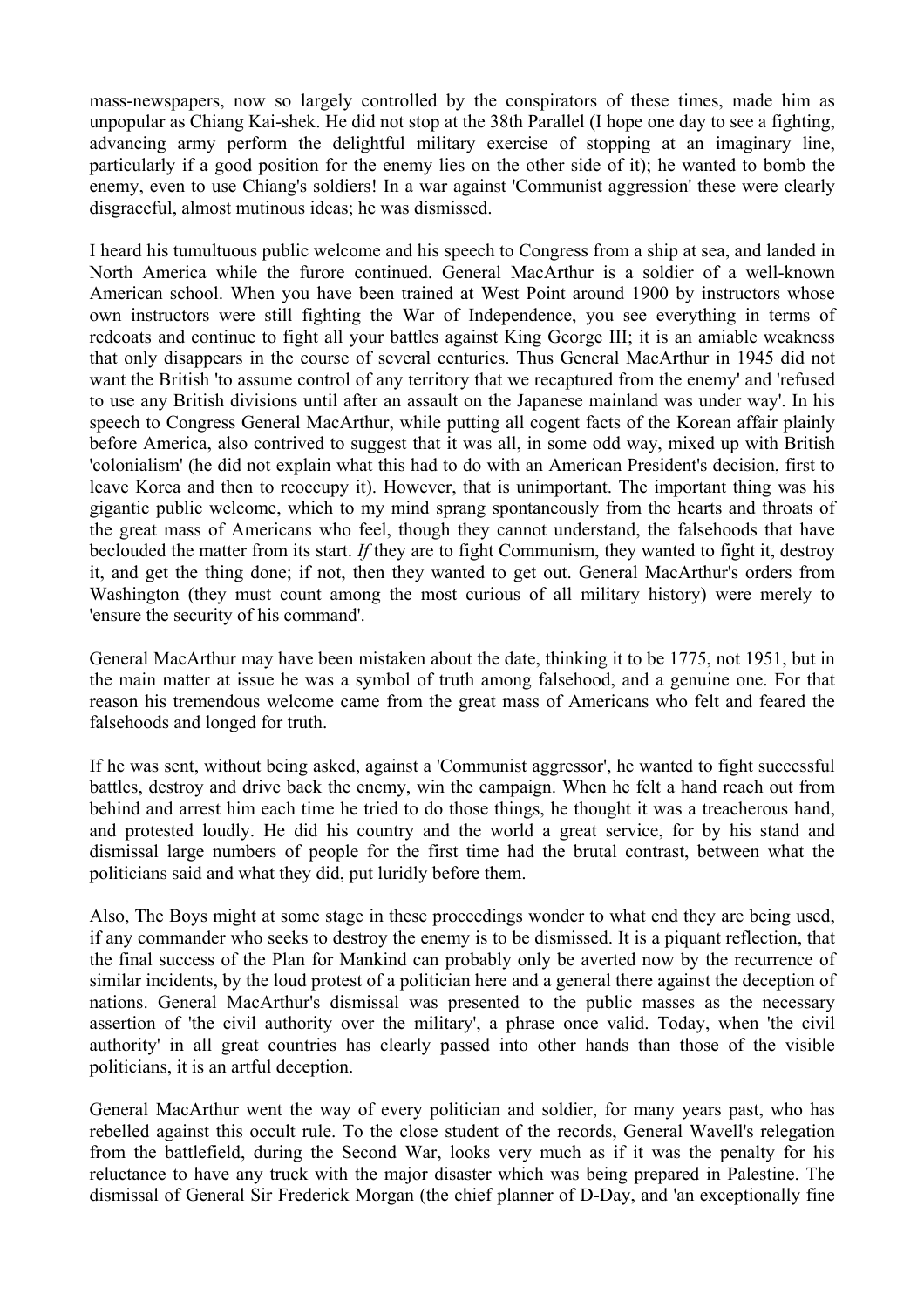mass-newspapers, now so largely controlled by the conspirators of these times, made him as unpopular as Chiang Kai-shek. He did not stop at the 38th Parallel (I hope one day to see a fighting, advancing army perform the delightful military exercise of stopping at an imaginary line, particularly if a good position for the enemy lies on the other side of it); he wanted to bomb the enemy, even to use Chiang's soldiers! In a war against 'Communist aggression' these were clearly disgraceful, almost mutinous ideas; he was dismissed.

I heard his tumultuous public welcome and his speech to Congress from a ship at sea, and landed in North America while the furore continued. General MacArthur is a soldier of a well-known American school. When you have been trained at West Point around 1900 by instructors whose own instructors were still fighting the War of Independence, you see everything in terms of redcoats and continue to fight all your battles against King George III; it is an amiable weakness that only disappears in the course of several centuries. Thus General MacArthur in 1945 did not want the British 'to assume control of any territory that we recaptured from the enemy' and 'refused to use any British divisions until after an assault on the Japanese mainland was under way'. In his speech to Congress General MacArthur, while putting all cogent facts of the Korean affair plainly before America, also contrived to suggest that it was all, in some odd way, mixed up with British 'colonialism' (he did not explain what this had to do with an American President's decision, first to leave Korea and then to reoccupy it). However, that is unimportant. The important thing was his gigantic public welcome, which to my mind sprang spontaneously from the hearts and throats of the great mass of Americans who feel, though they cannot understand, the falsehoods that have beclouded the matter from its start. *If* they are to fight Communism, they wanted to fight it, destroy it, and get the thing done; if not, then they wanted to get out. General MacArthur's orders from Washington (they must count among the most curious of all military history) were merely to 'ensure the security of his command'.

General MacArthur may have been mistaken about the date, thinking it to be 1775, not 1951, but in the main matter at issue he was a symbol of truth among falsehood, and a genuine one. For that reason his tremendous welcome came from the great mass of Americans who felt and feared the falsehoods and longed for truth.

If he was sent, without being asked, against a 'Communist aggressor', he wanted to fight successful battles, destroy and drive back the enemy, win the campaign. When he felt a hand reach out from behind and arrest him each time he tried to do those things, he thought it was a treacherous hand, and protested loudly. He did his country and the world a great service, for by his stand and dismissal large numbers of people for the first time had the brutal contrast, between what the politicians said and what they did, put luridly before them.

Also, The Boys might at some stage in these proceedings wonder to what end they are being used, if any commander who seeks to destroy the enemy is to be dismissed. It is a piquant reflection, that the final success of the Plan for Mankind can probably only be averted now by the recurrence of similar incidents, by the loud protest of a politician here and a general there against the deception of nations. General MacArthur's dismissal was presented to the public masses as the necessary assertion of 'the civil authority over the military', a phrase once valid. Today, when 'the civil authority' in all great countries has clearly passed into other hands than those of the visible politicians, it is an artful deception.

General MacArthur went the way of every politician and soldier, for many years past, who has rebelled against this occult rule. To the close student of the records, General Wavell's relegation from the battlefield, during the Second War, looks very much as if it was the penalty for his reluctance to have any truck with the major disaster which was being prepared in Palestine. The dismissal of General Sir Frederick Morgan (the chief planner of D-Day, and 'an exceptionally fine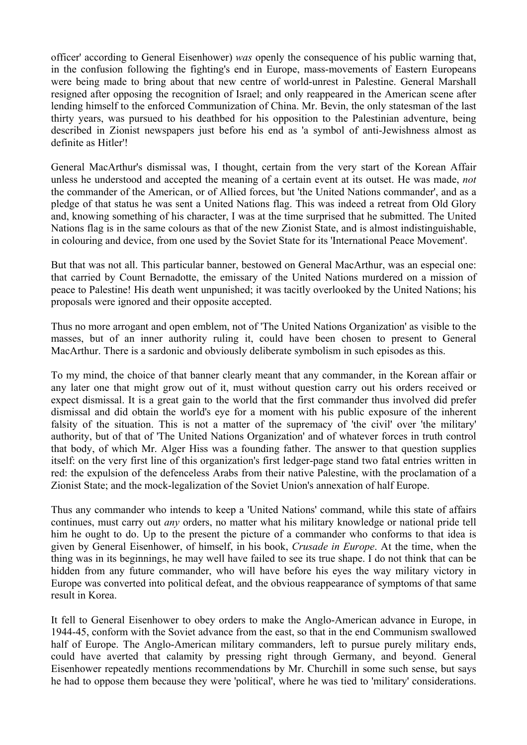officer' according to General Eisenhower) *was* openly the consequence of his public warning that, in the confusion following the fighting's end in Europe, mass-movements of Eastern Europeans were being made to bring about that new centre of world-unrest in Palestine. General Marshall resigned after opposing the recognition of Israel; and only reappeared in the American scene after lending himself to the enforced Communization of China. Mr. Bevin, the only statesman of the last thirty years, was pursued to his deathbed for his opposition to the Palestinian adventure, being described in Zionist newspapers just before his end as 'a symbol of anti-Jewishness almost as definite as Hitler'!

General MacArthur's dismissal was, I thought, certain from the very start of the Korean Affair unless he understood and accepted the meaning of a certain event at its outset. He was made, *not* the commander of the American, or of Allied forces, but 'the United Nations commander', and as a pledge of that status he was sent a United Nations flag. This was indeed a retreat from Old Glory and, knowing something of his character, I was at the time surprised that he submitted. The United Nations flag is in the same colours as that of the new Zionist State, and is almost indistinguishable, in colouring and device, from one used by the Soviet State for its 'International Peace Movement'.

But that was not all. This particular banner, bestowed on General MacArthur, was an especial one: that carried by Count Bernadotte, the emissary of the United Nations murdered on a mission of peace to Palestine! His death went unpunished; it was tacitly overlooked by the United Nations; his proposals were ignored and their opposite accepted.

Thus no more arrogant and open emblem, not of 'The United Nations Organization' as visible to the masses, but of an inner authority ruling it, could have been chosen to present to General MacArthur. There is a sardonic and obviously deliberate symbolism in such episodes as this.

To my mind, the choice of that banner clearly meant that any commander, in the Korean affair or any later one that might grow out of it, must without question carry out his orders received or expect dismissal. It is a great gain to the world that the first commander thus involved did prefer dismissal and did obtain the world's eye for a moment with his public exposure of the inherent falsity of the situation. This is not a matter of the supremacy of 'the civil' over 'the military' authority, but of that of 'The United Nations Organization' and of whatever forces in truth control that body, of which Mr. Alger Hiss was a founding father. The answer to that question supplies itself: on the very first line of this organization's first ledger-page stand two fatal entries written in red: the expulsion of the defenceless Arabs from their native Palestine, with the proclamation of a Zionist State; and the mock-legalization of the Soviet Union's annexation of half Europe.

Thus any commander who intends to keep a 'United Nations' command, while this state of affairs continues, must carry out *any* orders, no matter what his military knowledge or national pride tell him he ought to do. Up to the present the picture of a commander who conforms to that idea is given by General Eisenhower, of himself, in his book, *Crusade in Europe*. At the time, when the thing was in its beginnings, he may well have failed to see its true shape. I do not think that can be hidden from any future commander, who will have before his eyes the way military victory in Europe was converted into political defeat, and the obvious reappearance of symptoms of that same result in Korea.

It fell to General Eisenhower to obey orders to make the Anglo-American advance in Europe, in 1944-45, conform with the Soviet advance from the east, so that in the end Communism swallowed half of Europe. The Anglo-American military commanders, left to pursue purely military ends, could have averted that calamity by pressing right through Germany, and beyond. General Eisenhower repeatedly mentions recommendations by Mr. Churchill in some such sense, but says he had to oppose them because they were 'political', where he was tied to 'military' considerations.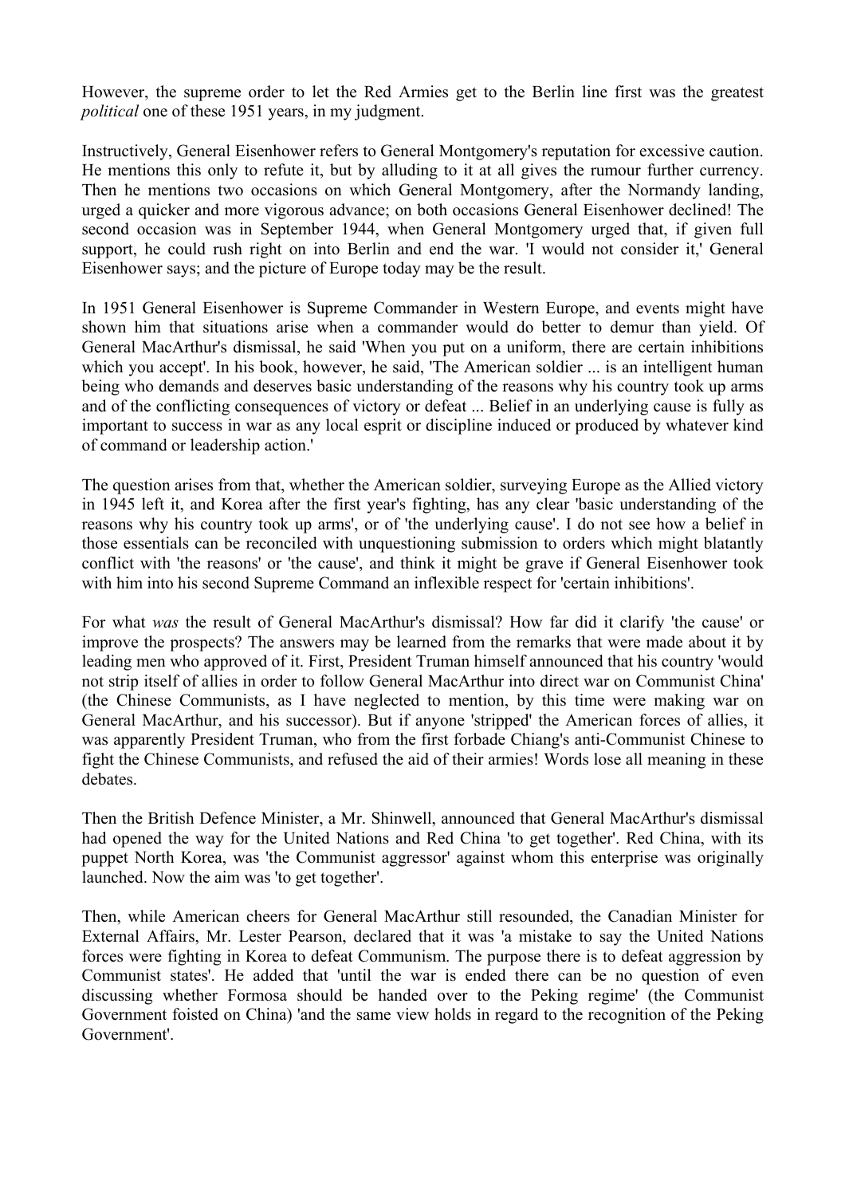However, the supreme order to let the Red Armies get to the Berlin line first was the greatest *political* one of these 1951 years, in my judgment.

Instructively, General Eisenhower refers to General Montgomery's reputation for excessive caution. He mentions this only to refute it, but by alluding to it at all gives the rumour further currency. Then he mentions two occasions on which General Montgomery, after the Normandy landing, urged a quicker and more vigorous advance; on both occasions General Eisenhower declined! The second occasion was in September 1944, when General Montgomery urged that, if given full support, he could rush right on into Berlin and end the war. 'I would not consider it,' General Eisenhower says; and the picture of Europe today may be the result.

In 1951 General Eisenhower is Supreme Commander in Western Europe, and events might have shown him that situations arise when a commander would do better to demur than yield. Of General MacArthur's dismissal, he said 'When you put on a uniform, there are certain inhibitions which you accept'. In his book, however, he said, 'The American soldier ... is an intelligent human being who demands and deserves basic understanding of the reasons why his country took up arms and of the conflicting consequences of victory or defeat ... Belief in an underlying cause is fully as important to success in war as any local esprit or discipline induced or produced by whatever kind of command or leadership action.'

The question arises from that, whether the American soldier, surveying Europe as the Allied victory in 1945 left it, and Korea after the first year's fighting, has any clear 'basic understanding of the reasons why his country took up arms', or of 'the underlying cause'. I do not see how a belief in those essentials can be reconciled with unquestioning submission to orders which might blatantly conflict with 'the reasons' or 'the cause', and think it might be grave if General Eisenhower took with him into his second Supreme Command an inflexible respect for 'certain inhibitions'.

For what *was* the result of General MacArthur's dismissal? How far did it clarify 'the cause' or improve the prospects? The answers may be learned from the remarks that were made about it by leading men who approved of it. First, President Truman himself announced that his country 'would not strip itself of allies in order to follow General MacArthur into direct war on Communist China' (the Chinese Communists, as I have neglected to mention, by this time were making war on General MacArthur, and his successor). But if anyone 'stripped' the American forces of allies, it was apparently President Truman, who from the first forbade Chiang's anti-Communist Chinese to fight the Chinese Communists, and refused the aid of their armies! Words lose all meaning in these debates.

Then the British Defence Minister, a Mr. Shinwell, announced that General MacArthur's dismissal had opened the way for the United Nations and Red China 'to get together'. Red China, with its puppet North Korea, was 'the Communist aggressor' against whom this enterprise was originally launched. Now the aim was 'to get together'.

Then, while American cheers for General MacArthur still resounded, the Canadian Minister for External Affairs, Mr. Lester Pearson, declared that it was 'a mistake to say the United Nations forces were fighting in Korea to defeat Communism. The purpose there is to defeat aggression by Communist states'. He added that 'until the war is ended there can be no question of even discussing whether Formosa should be handed over to the Peking regime' (the Communist Government foisted on China) 'and the same view holds in regard to the recognition of the Peking Government'.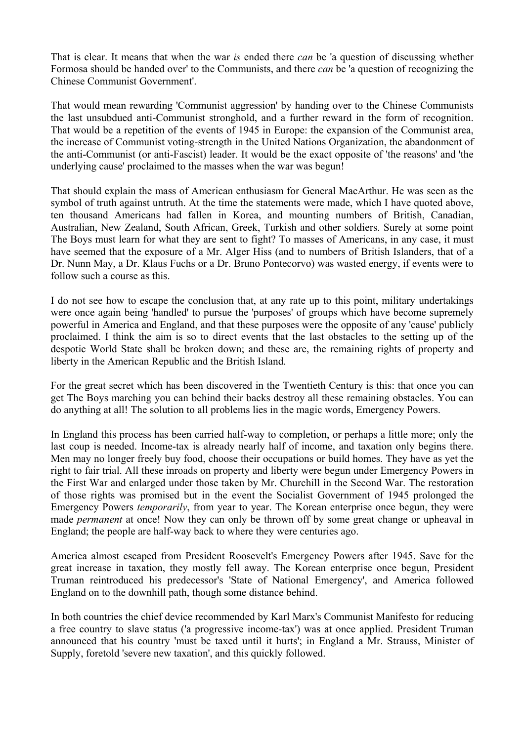That is clear. It means that when the war *is* ended there *can* be 'a question of discussing whether Formosa should be handed over' to the Communists, and there *can* be 'a question of recognizing the Chinese Communist Government'.

That would mean rewarding 'Communist aggression' by handing over to the Chinese Communists the last unsubdued anti-Communist stronghold, and a further reward in the form of recognition. That would be a repetition of the events of 1945 in Europe: the expansion of the Communist area, the increase of Communist voting-strength in the United Nations Organization, the abandonment of the anti-Communist (or anti-Fascist) leader. It would be the exact opposite of 'the reasons' and 'the underlying cause' proclaimed to the masses when the war was begun!

That should explain the mass of American enthusiasm for General MacArthur. He was seen as the symbol of truth against untruth. At the time the statements were made, which I have quoted above, ten thousand Americans had fallen in Korea, and mounting numbers of British, Canadian, Australian, New Zealand, South African, Greek, Turkish and other soldiers. Surely at some point The Boys must learn for what they are sent to fight? To masses of Americans, in any case, it must have seemed that the exposure of a Mr. Alger Hiss (and to numbers of British Islanders, that of a Dr. Nunn May, a Dr. Klaus Fuchs or a Dr. Bruno Pontecorvo) was wasted energy, if events were to follow such a course as this.

I do not see how to escape the conclusion that, at any rate up to this point, military undertakings were once again being 'handled' to pursue the 'purposes' of groups which have become supremely powerful in America and England, and that these purposes were the opposite of any 'cause' publicly proclaimed. I think the aim is so to direct events that the last obstacles to the setting up of the despotic World State shall be broken down; and these are, the remaining rights of property and liberty in the American Republic and the British Island.

For the great secret which has been discovered in the Twentieth Century is this: that once you can get The Boys marching you can behind their backs destroy all these remaining obstacles. You can do anything at all! The solution to all problems lies in the magic words, Emergency Powers.

In England this process has been carried half-way to completion, or perhaps a little more; only the last coup is needed. Income-tax is already nearly half of income, and taxation only begins there. Men may no longer freely buy food, choose their occupations or build homes. They have as yet the right to fair trial. All these inroads on property and liberty were begun under Emergency Powers in the First War and enlarged under those taken by Mr. Churchill in the Second War. The restoration of those rights was promised but in the event the Socialist Government of 1945 prolonged the Emergency Powers *temporarily*, from year to year. The Korean enterprise once begun, they were made *permanent* at once! Now they can only be thrown off by some great change or upheaval in England; the people are half-way back to where they were centuries ago.

America almost escaped from President Roosevelt's Emergency Powers after 1945. Save for the great increase in taxation, they mostly fell away. The Korean enterprise once begun, President Truman reintroduced his predecessor's 'State of National Emergency', and America followed England on to the downhill path, though some distance behind.

In both countries the chief device recommended by Karl Marx's Communist Manifesto for reducing a free country to slave status ('a progressive income-tax') was at once applied. President Truman announced that his country 'must be taxed until it hurts'; in England a Mr. Strauss, Minister of Supply, foretold 'severe new taxation', and this quickly followed.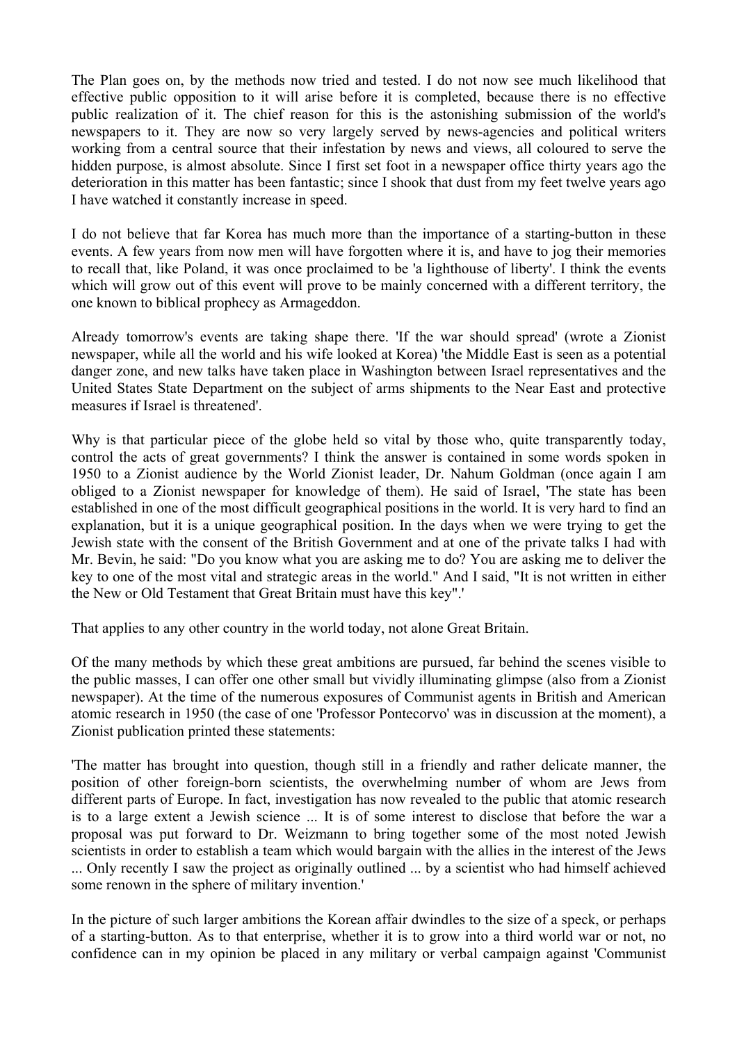The Plan goes on, by the methods now tried and tested. I do not now see much likelihood that effective public opposition to it will arise before it is completed, because there is no effective public realization of it. The chief reason for this is the astonishing submission of the world's newspapers to it. They are now so very largely served by news-agencies and political writers working from a central source that their infestation by news and views, all coloured to serve the hidden purpose, is almost absolute. Since I first set foot in a newspaper office thirty years ago the deterioration in this matter has been fantastic; since I shook that dust from my feet twelve years ago I have watched it constantly increase in speed.

I do not believe that far Korea has much more than the importance of a starting-button in these events. A few years from now men will have forgotten where it is, and have to jog their memories to recall that, like Poland, it was once proclaimed to be 'a lighthouse of liberty'. I think the events which will grow out of this event will prove to be mainly concerned with a different territory, the one known to biblical prophecy as Armageddon.

Already tomorrow's events are taking shape there. 'If the war should spread' (wrote a Zionist newspaper, while all the world and his wife looked at Korea) 'the Middle East is seen as a potential danger zone, and new talks have taken place in Washington between Israel representatives and the United States State Department on the subject of arms shipments to the Near East and protective measures if Israel is threatened'.

Why is that particular piece of the globe held so vital by those who, quite transparently today, control the acts of great governments? I think the answer is contained in some words spoken in 1950 to a Zionist audience by the World Zionist leader, Dr. Nahum Goldman (once again I am obliged to a Zionist newspaper for knowledge of them). He said of Israel, 'The state has been established in one of the most difficult geographical positions in the world. It is very hard to find an explanation, but it is a unique geographical position. In the days when we were trying to get the Jewish state with the consent of the British Government and at one of the private talks I had with Mr. Bevin, he said: "Do you know what you are asking me to do? You are asking me to deliver the key to one of the most vital and strategic areas in the world." And I said, "It is not written in either the New or Old Testament that Great Britain must have this key".'

That applies to any other country in the world today, not alone Great Britain.

Of the many methods by which these great ambitions are pursued, far behind the scenes visible to the public masses, I can offer one other small but vividly illuminating glimpse (also from a Zionist newspaper). At the time of the numerous exposures of Communist agents in British and American atomic research in 1950 (the case of one 'Professor Pontecorvo' was in discussion at the moment), a Zionist publication printed these statements:

'The matter has brought into question, though still in a friendly and rather delicate manner, the position of other foreign-born scientists, the overwhelming number of whom are Jews from different parts of Europe. In fact, investigation has now revealed to the public that atomic research is to a large extent a Jewish science ... It is of some interest to disclose that before the war a proposal was put forward to Dr. Weizmann to bring together some of the most noted Jewish scientists in order to establish a team which would bargain with the allies in the interest of the Jews ... Only recently I saw the project as originally outlined ... by a scientist who had himself achieved some renown in the sphere of military invention.'

In the picture of such larger ambitions the Korean affair dwindles to the size of a speck, or perhaps of a starting-button. As to that enterprise, whether it is to grow into a third world war or not, no confidence can in my opinion be placed in any military or verbal campaign against 'Communist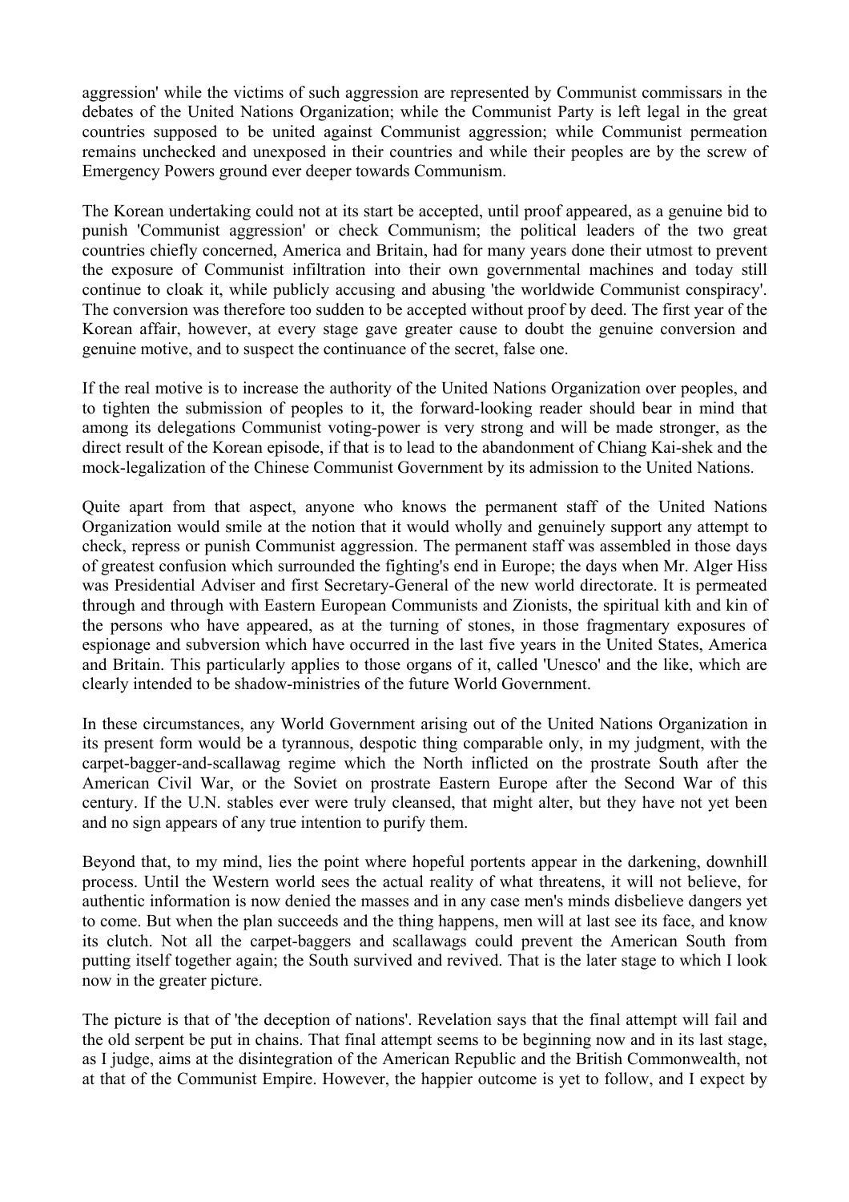aggression' while the victims of such aggression are represented by Communist commissars in the debates of the United Nations Organization; while the Communist Party is left legal in the great countries supposed to be united against Communist aggression; while Communist permeation remains unchecked and unexposed in their countries and while their peoples are by the screw of Emergency Powers ground ever deeper towards Communism.

The Korean undertaking could not at its start be accepted, until proof appeared, as a genuine bid to punish 'Communist aggression' or check Communism; the political leaders of the two great countries chiefly concerned, America and Britain, had for many years done their utmost to prevent the exposure of Communist infiltration into their own governmental machines and today still continue to cloak it, while publicly accusing and abusing 'the worldwide Communist conspiracy'. The conversion was therefore too sudden to be accepted without proof by deed. The first year of the Korean affair, however, at every stage gave greater cause to doubt the genuine conversion and genuine motive, and to suspect the continuance of the secret, false one.

If the real motive is to increase the authority of the United Nations Organization over peoples, and to tighten the submission of peoples to it, the forward-looking reader should bear in mind that among its delegations Communist voting-power is very strong and will be made stronger, as the direct result of the Korean episode, if that is to lead to the abandonment of Chiang Kai-shek and the mock-legalization of the Chinese Communist Government by its admission to the United Nations.

Quite apart from that aspect, anyone who knows the permanent staff of the United Nations Organization would smile at the notion that it would wholly and genuinely support any attempt to check, repress or punish Communist aggression. The permanent staff was assembled in those days of greatest confusion which surrounded the fighting's end in Europe; the days when Mr. Alger Hiss was Presidential Adviser and first Secretary-General of the new world directorate. It is permeated through and through with Eastern European Communists and Zionists, the spiritual kith and kin of the persons who have appeared, as at the turning of stones, in those fragmentary exposures of espionage and subversion which have occurred in the last five years in the United States, America and Britain. This particularly applies to those organs of it, called 'Unesco' and the like, which are clearly intended to be shadow-ministries of the future World Government.

In these circumstances, any World Government arising out of the United Nations Organization in its present form would be a tyrannous, despotic thing comparable only, in my judgment, with the carpet-bagger-and-scallawag regime which the North inflicted on the prostrate South after the American Civil War, or the Soviet on prostrate Eastern Europe after the Second War of this century. If the U.N. stables ever were truly cleansed, that might alter, but they have not yet been and no sign appears of any true intention to purify them.

Beyond that, to my mind, lies the point where hopeful portents appear in the darkening, downhill process. Until the Western world sees the actual reality of what threatens, it will not believe, for authentic information is now denied the masses and in any case men's minds disbelieve dangers yet to come. But when the plan succeeds and the thing happens, men will at last see its face, and know its clutch. Not all the carpet-baggers and scallawags could prevent the American South from putting itself together again; the South survived and revived. That is the later stage to which I look now in the greater picture.

The picture is that of 'the deception of nations'. Revelation says that the final attempt will fail and the old serpent be put in chains. That final attempt seems to be beginning now and in its last stage, as I judge, aims at the disintegration of the American Republic and the British Commonwealth, not at that of the Communist Empire. However, the happier outcome is yet to follow, and I expect by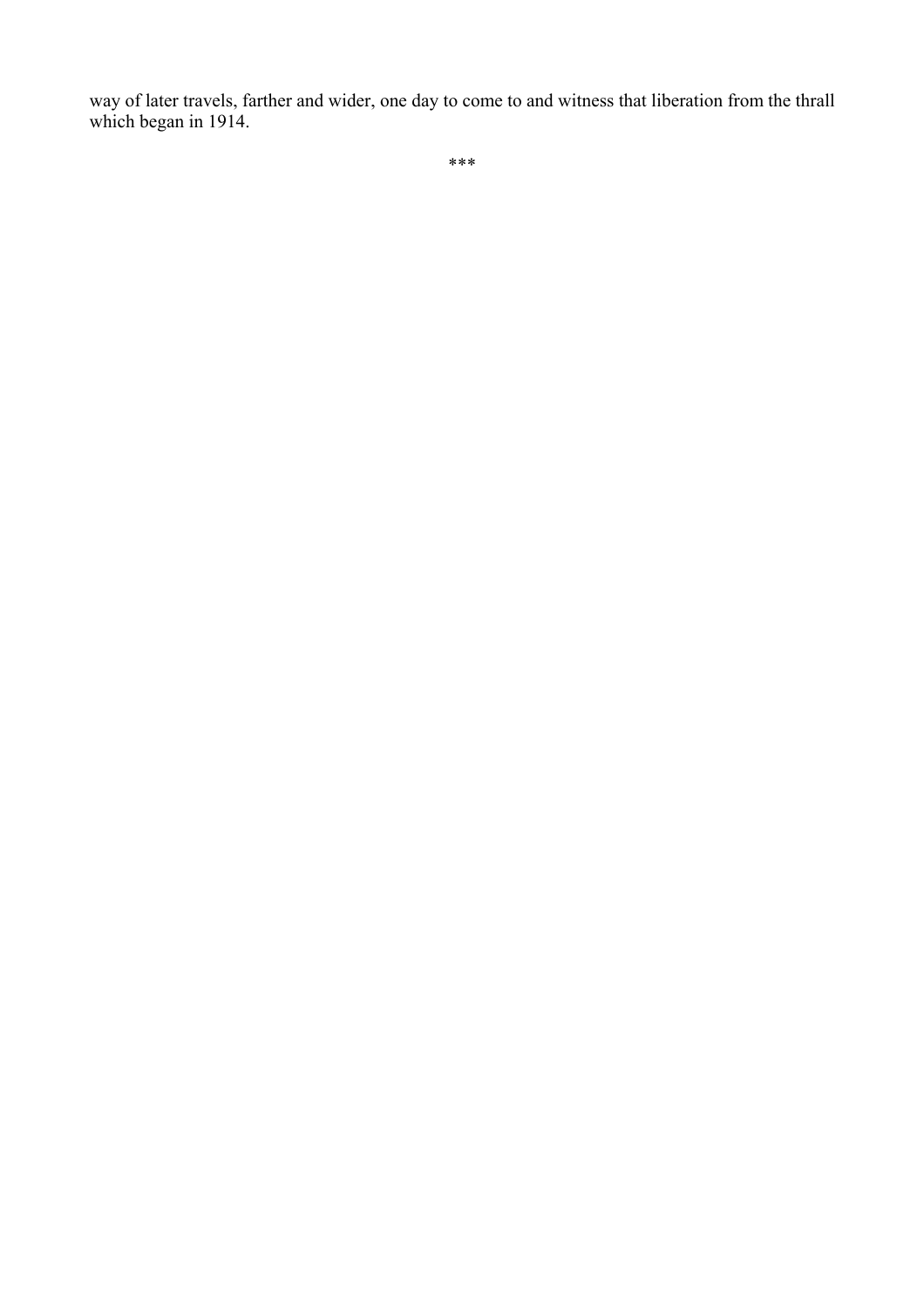way of later travels, farther and wider, one day to come to and witness that liberation from the thrall which began in 1914.

***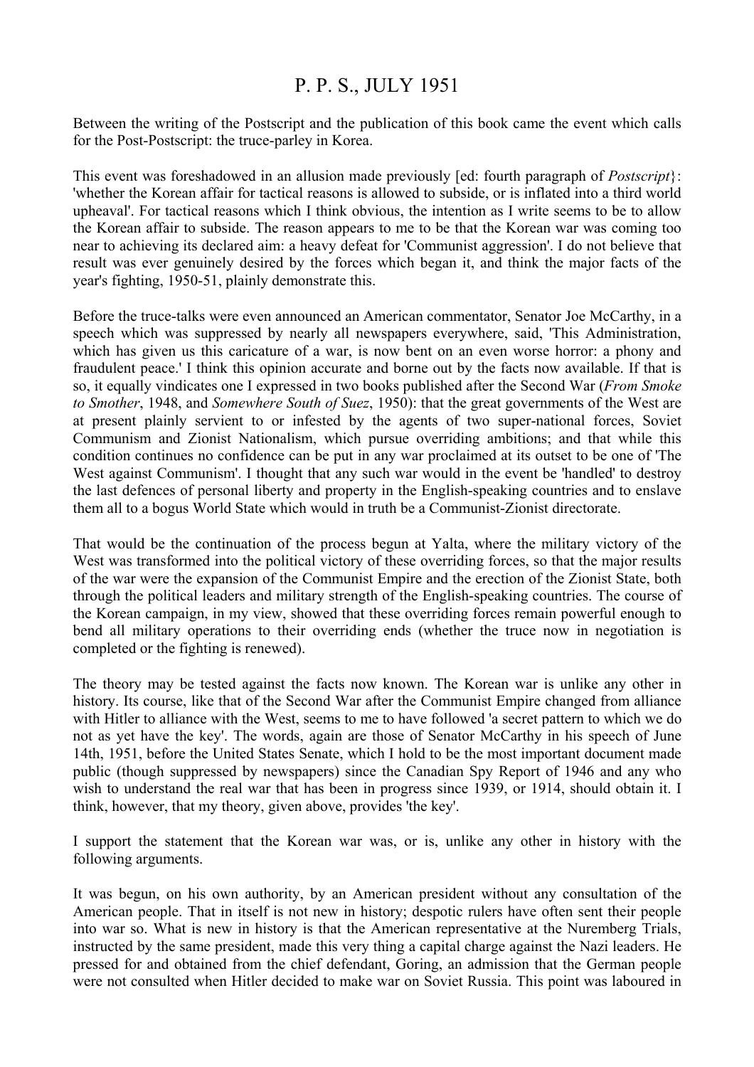# P. P. S., JULY 1951

Between the writing of the Postscript and the publication of this book came the event which calls for the Post-Postscript: the truce-parley in Korea.

This event was foreshadowed in an allusion made previously [ed: fourth paragraph of *Postscript*}: 'whether the Korean affair for tactical reasons is allowed to subside, or is inflated into a third world upheaval'. For tactical reasons which I think obvious, the intention as I write seems to be to allow the Korean affair to subside. The reason appears to me to be that the Korean war was coming too near to achieving its declared aim: a heavy defeat for 'Communist aggression'. I do not believe that result was ever genuinely desired by the forces which began it, and think the major facts of the year's fighting, 1950-51, plainly demonstrate this.

Before the truce-talks were even announced an American commentator, Senator Joe McCarthy, in a speech which was suppressed by nearly all newspapers everywhere, said, 'This Administration, which has given us this caricature of a war, is now bent on an even worse horror: a phony and fraudulent peace.' I think this opinion accurate and borne out by the facts now available. If that is so, it equally vindicates one I expressed in two books published after the Second War (*From Smoke to Smother*, 1948, and *Somewhere South of Suez*, 1950): that the great governments of the West are at present plainly servient to or infested by the agents of two super-national forces, Soviet Communism and Zionist Nationalism, which pursue overriding ambitions; and that while this condition continues no confidence can be put in any war proclaimed at its outset to be one of 'The West against Communism'. I thought that any such war would in the event be 'handled' to destroy the last defences of personal liberty and property in the English-speaking countries and to enslave them all to a bogus World State which would in truth be a Communist-Zionist directorate.

That would be the continuation of the process begun at Yalta, where the military victory of the West was transformed into the political victory of these overriding forces, so that the major results of the war were the expansion of the Communist Empire and the erection of the Zionist State, both through the political leaders and military strength of the English-speaking countries. The course of the Korean campaign, in my view, showed that these overriding forces remain powerful enough to bend all military operations to their overriding ends (whether the truce now in negotiation is completed or the fighting is renewed).

The theory may be tested against the facts now known. The Korean war is unlike any other in history. Its course, like that of the Second War after the Communist Empire changed from alliance with Hitler to alliance with the West, seems to me to have followed 'a secret pattern to which we do not as yet have the key'. The words, again are those of Senator McCarthy in his speech of June 14th, 1951, before the United States Senate, which I hold to be the most important document made public (though suppressed by newspapers) since the Canadian Spy Report of 1946 and any who wish to understand the real war that has been in progress since 1939, or 1914, should obtain it. I think, however, that my theory, given above, provides 'the key'.

I support the statement that the Korean war was, or is, unlike any other in history with the following arguments.

It was begun, on his own authority, by an American president without any consultation of the American people. That in itself is not new in history; despotic rulers have often sent their people into war so. What is new in history is that the American representative at the Nuremberg Trials, instructed by the same president, made this very thing a capital charge against the Nazi leaders. He pressed for and obtained from the chief defendant, Goring, an admission that the German people were not consulted when Hitler decided to make war on Soviet Russia. This point was laboured in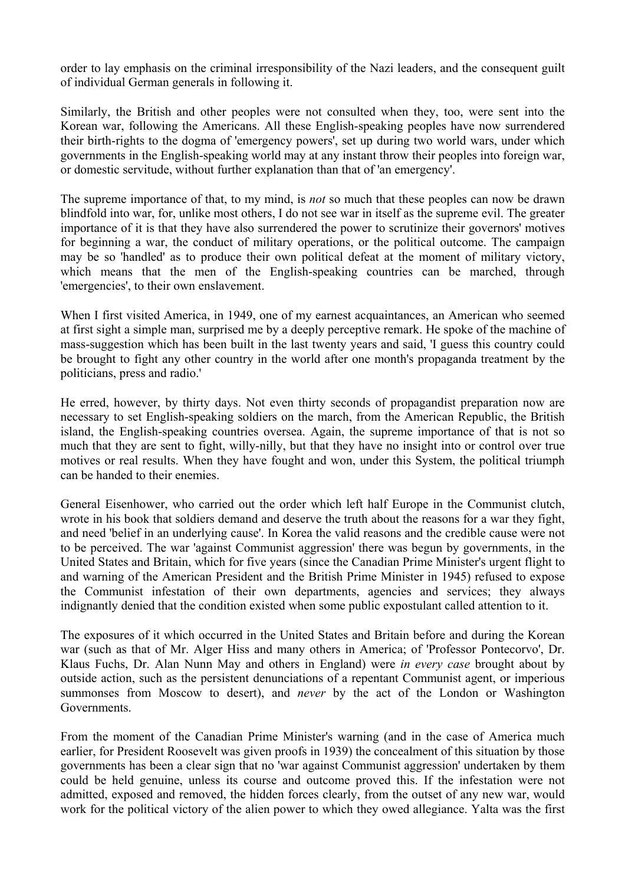order to lay emphasis on the criminal irresponsibility of the Nazi leaders, and the consequent guilt of individual German generals in following it.

Similarly, the British and other peoples were not consulted when they, too, were sent into the Korean war, following the Americans. All these English-speaking peoples have now surrendered their birth-rights to the dogma of 'emergency powers', set up during two world wars, under which governments in the English-speaking world may at any instant throw their peoples into foreign war, or domestic servitude, without further explanation than that of 'an emergency'.

The supreme importance of that, to my mind, is *not* so much that these peoples can now be drawn blindfold into war, for, unlike most others, I do not see war in itself as the supreme evil. The greater importance of it is that they have also surrendered the power to scrutinize their governors' motives for beginning a war, the conduct of military operations, or the political outcome. The campaign may be so 'handled' as to produce their own political defeat at the moment of military victory, which means that the men of the English-speaking countries can be marched, through 'emergencies', to their own enslavement.

When I first visited America, in 1949, one of my earnest acquaintances, an American who seemed at first sight a simple man, surprised me by a deeply perceptive remark. He spoke of the machine of mass-suggestion which has been built in the last twenty years and said, 'I guess this country could be brought to fight any other country in the world after one month's propaganda treatment by the politicians, press and radio.'

He erred, however, by thirty days. Not even thirty seconds of propagandist preparation now are necessary to set English-speaking soldiers on the march, from the American Republic, the British island, the English-speaking countries oversea. Again, the supreme importance of that is not so much that they are sent to fight, willy-nilly, but that they have no insight into or control over true motives or real results. When they have fought and won, under this System, the political triumph can be handed to their enemies.

General Eisenhower, who carried out the order which left half Europe in the Communist clutch, wrote in his book that soldiers demand and deserve the truth about the reasons for a war they fight, and need 'belief in an underlying cause'. In Korea the valid reasons and the credible cause were not to be perceived. The war 'against Communist aggression' there was begun by governments, in the United States and Britain, which for five years (since the Canadian Prime Minister's urgent flight to and warning of the American President and the British Prime Minister in 1945) refused to expose the Communist infestation of their own departments, agencies and services; they always indignantly denied that the condition existed when some public expostulant called attention to it.

The exposures of it which occurred in the United States and Britain before and during the Korean war (such as that of Mr. Alger Hiss and many others in America; of 'Professor Pontecorvo', Dr. Klaus Fuchs, Dr. Alan Nunn May and others in England) were *in every case* brought about by outside action, such as the persistent denunciations of a repentant Communist agent, or imperious summonses from Moscow to desert), and *never* by the act of the London or Washington Governments.

From the moment of the Canadian Prime Minister's warning (and in the case of America much earlier, for President Roosevelt was given proofs in 1939) the concealment of this situation by those governments has been a clear sign that no 'war against Communist aggression' undertaken by them could be held genuine, unless its course and outcome proved this. If the infestation were not admitted, exposed and removed, the hidden forces clearly, from the outset of any new war, would work for the political victory of the alien power to which they owed allegiance. Yalta was the first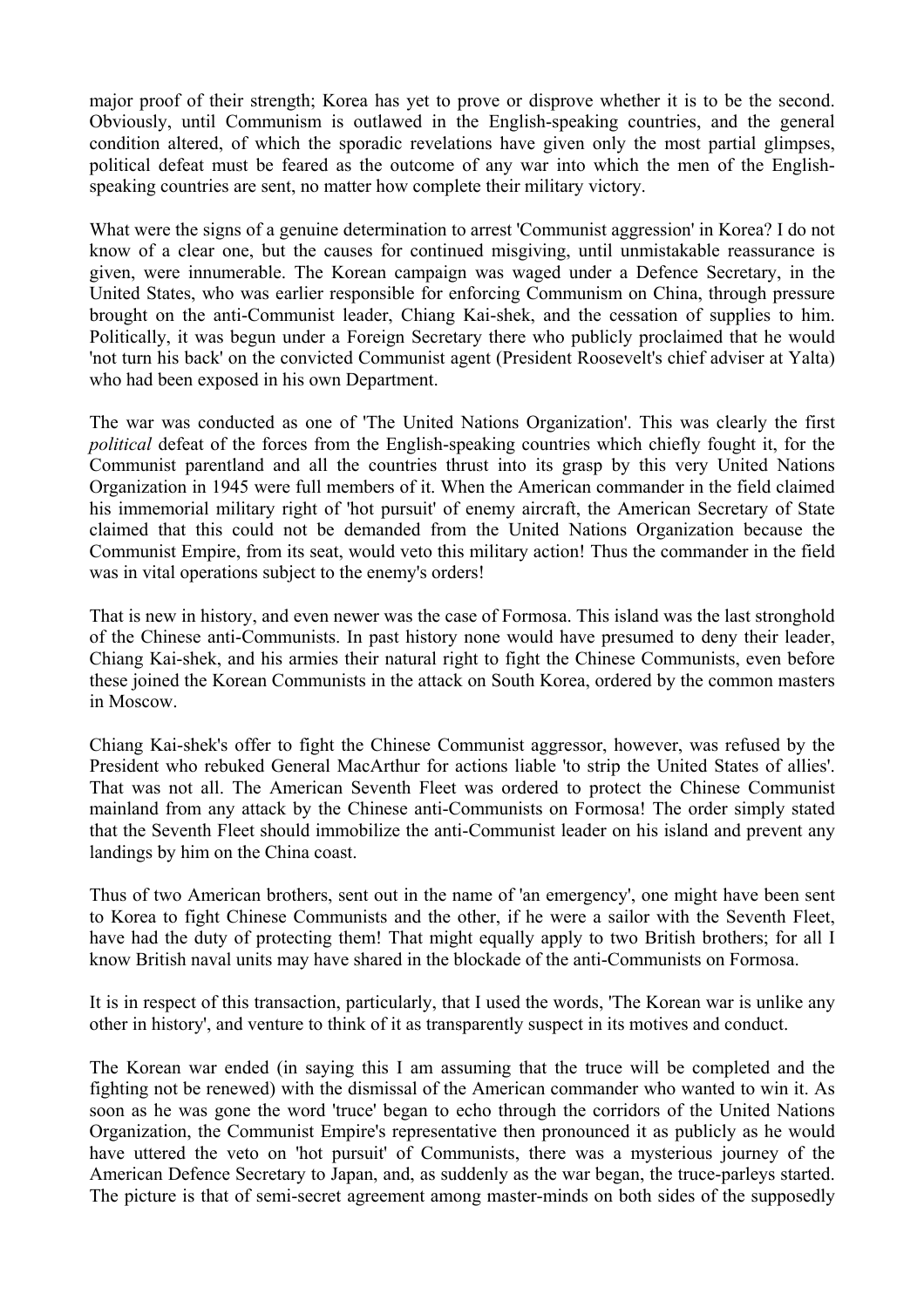major proof of their strength; Korea has yet to prove or disprove whether it is to be the second. Obviously, until Communism is outlawed in the English-speaking countries, and the general condition altered, of which the sporadic revelations have given only the most partial glimpses, political defeat must be feared as the outcome of any war into which the men of the English-speaking countries are sent, no matter how complete their military victory.

What were the signs of a genuine determination to arrest 'Communist aggression' in Korea? I do not know of a clear one, but the causes for continued misgiving, until unmistakable reassurance is given, were innumerable. The Korean campaign was waged under a Defence Secretary, in the United States, who was earlier responsible for enforcing Communism on China, through pressure brought on the anti-Communist leader, Chiang Kai-shek, and the cessation of supplies to him. Politically, it was begun under a Foreign Secretary there who publicly proclaimed that he would 'not turn his back' on the convicted Communist agent (President Roosevelt's chief adviser at Yalta) who had been exposed in his own Department.

The war was conducted as one of 'The United Nations Organization'. This was clearly the first *political* defeat of the forces from the English-speaking countries which chiefly fought it, for the Communist parentland and all the countries thrust into its grasp by this very United Nations Organization in 1945 were full members of it. When the American commander in the field claimed his immemorial military right of 'hot pursuit' of enemy aircraft, the American Secretary of State claimed that this could not be demanded from the United Nations Organization because the Communist Empire, from its seat, would veto this military action! Thus the commander in the field was in vital operations subject to the enemy's orders!

That is new in history, and even newer was the case of Formosa. This island was the last stronghold of the Chinese anti-Communists. In past history none would have presumed to deny their leader, Chiang Kai-shek, and his armies their natural right to fight the Chinese Communists, even before these joined the Korean Communists in the attack on South Korea, ordered by the common masters in Moscow.

Chiang Kai-shek's offer to fight the Chinese Communist aggressor, however, was refused by the President who rebuked General MacArthur for actions liable 'to strip the United States of allies'. That was not all. The American Seventh Fleet was ordered to protect the Chinese Communist mainland from any attack by the Chinese anti-Communists on Formosa! The order simply stated that the Seventh Fleet should immobilize the anti-Communist leader on his island and prevent any landings by him on the China coast.

Thus of two American brothers, sent out in the name of 'an emergency', one might have been sent to Korea to fight Chinese Communists and the other, if he were a sailor with the Seventh Fleet, have had the duty of protecting them! That might equally apply to two British brothers; for all I know British naval units may have shared in the blockade of the anti-Communists on Formosa.

It is in respect of this transaction, particularly, that I used the words, 'The Korean war is unlike any other in history', and venture to think of it as transparently suspect in its motives and conduct.

The Korean war ended (in saying this I am assuming that the truce will be completed and the fighting not be renewed) with the dismissal of the American commander who wanted to win it. As soon as he was gone the word 'truce' began to echo through the corridors of the United Nations Organization, the Communist Empire's representative then pronounced it as publicly as he would have uttered the veto on 'hot pursuit' of Communists, there was a mysterious journey of the American Defence Secretary to Japan, and, as suddenly as the war began, the truce-parleys started. The picture is that of semi-secret agreement among master-minds on both sides of the supposedly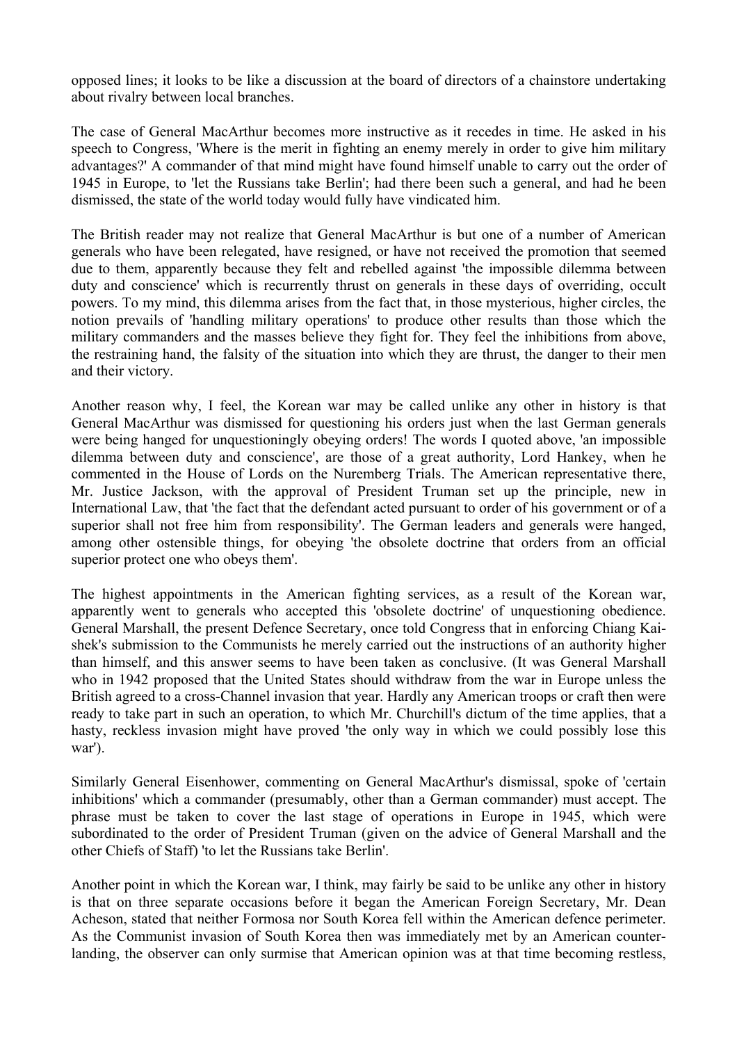opposed lines; it looks to be like a discussion at the board of directors of a chainstore undertaking about rivalry between local branches.

The case of General MacArthur becomes more instructive as it recedes in time. He asked in his speech to Congress, 'Where is the merit in fighting an enemy merely in order to give him military advantages?' A commander of that mind might have found himself unable to carry out the order of 1945 in Europe, to 'let the Russians take Berlin'; had there been such a general, and had he been dismissed, the state of the world today would fully have vindicated him.

The British reader may not realize that General MacArthur is but one of a number of American generals who have been relegated, have resigned, or have not received the promotion that seemed due to them, apparently because they felt and rebelled against 'the impossible dilemma between duty and conscience' which is recurrently thrust on generals in these days of overriding, occult powers. To my mind, this dilemma arises from the fact that, in those mysterious, higher circles, the notion prevails of 'handling military operations' to produce other results than those which the military commanders and the masses believe they fight for. They feel the inhibitions from above, the restraining hand, the falsity of the situation into which they are thrust, the danger to their men and their victory.

Another reason why, I feel, the Korean war may be called unlike any other in history is that General MacArthur was dismissed for questioning his orders just when the last German generals were being hanged for unquestioningly obeying orders! The words I quoted above, 'an impossible dilemma between duty and conscience', are those of a great authority, Lord Hankey, when he commented in the House of Lords on the Nuremberg Trials. The American representative there, Mr. Justice Jackson, with the approval of President Truman set up the principle, new in International Law, that 'the fact that the defendant acted pursuant to order of his government or of a superior shall not free him from responsibility'. The German leaders and generals were hanged, among other ostensible things, for obeying 'the obsolete doctrine that orders from an official superior protect one who obeys them'.

The highest appointments in the American fighting services, as a result of the Korean war, apparently went to generals who accepted this 'obsolete doctrine' of unquestioning obedience. General Marshall, the present Defence Secretary, once told Congress that in enforcing Chiang Kai-shek's submission to the Communists he merely carried out the instructions of an authority higher than himself, and this answer seems to have been taken as conclusive. (It was General Marshall who in 1942 proposed that the United States should withdraw from the war in Europe unless the British agreed to a cross-Channel invasion that year. Hardly any American troops or craft then were ready to take part in such an operation, to which Mr. Churchill's dictum of the time applies, that a hasty, reckless invasion might have proved 'the only way in which we could possibly lose this war').

Similarly General Eisenhower, commenting on General MacArthur's dismissal, spoke of 'certain inhibitions' which a commander (presumably, other than a German commander) must accept. The phrase must be taken to cover the last stage of operations in Europe in 1945, which were subordinated to the order of President Truman (given on the advice of General Marshall and the other Chiefs of Staff) 'to let the Russians take Berlin'.

Another point in which the Korean war, I think, may fairly be said to be unlike any other in history is that on three separate occasions before it began the American Foreign Secretary, Mr. Dean Acheson, stated that neither Formosa nor South Korea fell within the American defence perimeter. As the Communist invasion of South Korea then was immediately met by an American counter-landing, the observer can only surmise that American opinion was at that time becoming restless,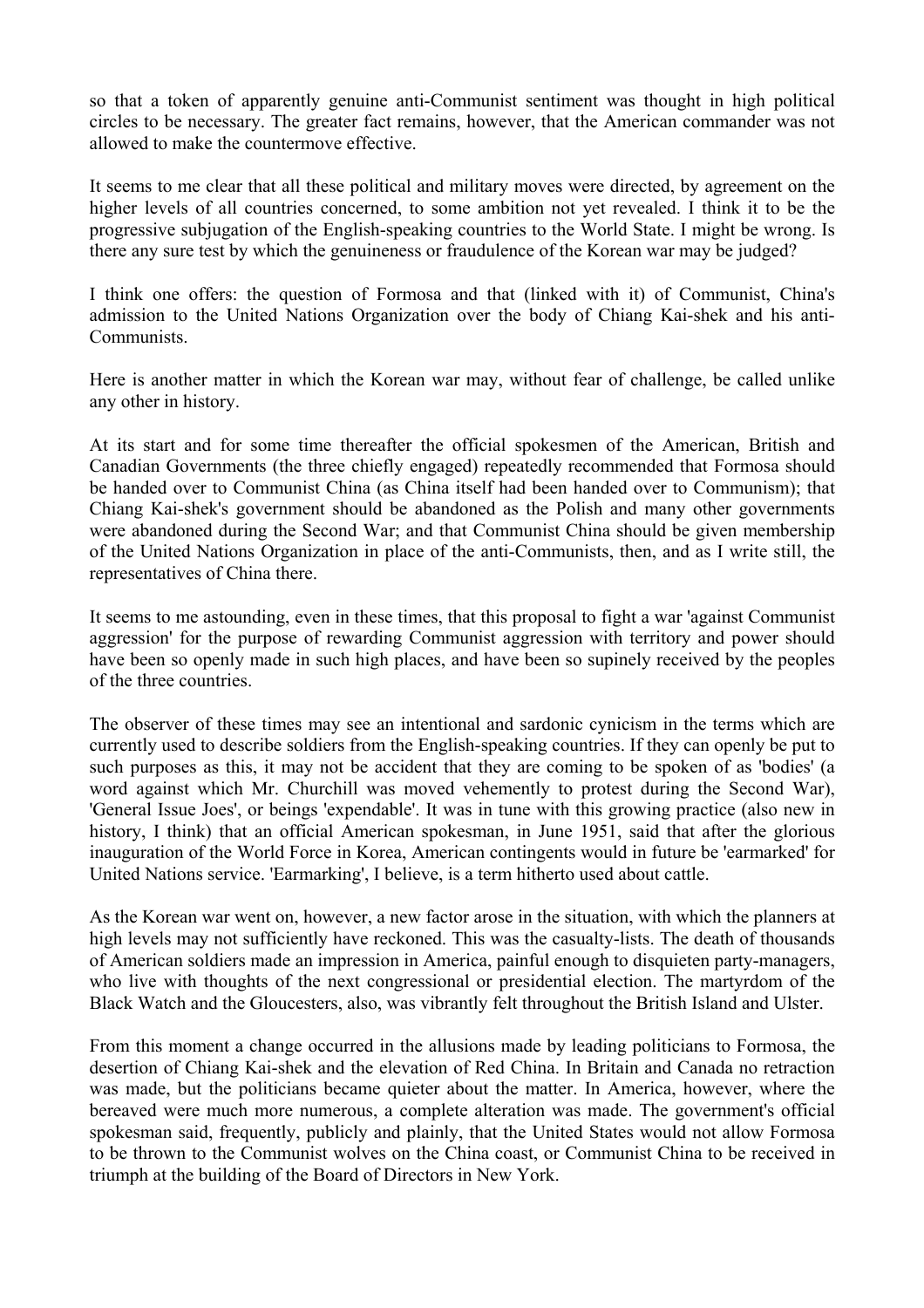so that a token of apparently genuine anti-Communist sentiment was thought in high political circles to be necessary. The greater fact remains, however, that the American commander was not allowed to make the countermove effective.

It seems to me clear that all these political and military moves were directed, by agreement on the higher levels of all countries concerned, to some ambition not yet revealed. I think it to be the progressive subjugation of the English-speaking countries to the World State. I might be wrong. Is there any sure test by which the genuineness or fraudulence of the Korean war may be judged?

I think one offers: the question of Formosa and that (linked with it) of Communist, China's admission to the United Nations Organization over the body of Chiang Kai-shek and his anti-Communists.

Here is another matter in which the Korean war may, without fear of challenge, be called unlike any other in history.

At its start and for some time thereafter the official spokesmen of the American, British and Canadian Governments (the three chiefly engaged) repeatedly recommended that Formosa should be handed over to Communist China (as China itself had been handed over to Communism); that Chiang Kai-shek's government should be abandoned as the Polish and many other governments were abandoned during the Second War; and that Communist China should be given membership of the United Nations Organization in place of the anti-Communists, then, and as I write still, the representatives of China there.

It seems to me astounding, even in these times, that this proposal to fight a war 'against Communist aggression' for the purpose of rewarding Communist aggression with territory and power should have been so openly made in such high places, and have been so supinely received by the peoples of the three countries.

The observer of these times may see an intentional and sardonic cynicism in the terms which are currently used to describe soldiers from the English-speaking countries. If they can openly be put to such purposes as this, it may not be accident that they are coming to be spoken of as 'bodies' (a word against which Mr. Churchill was moved vehemently to protest during the Second War), 'General Issue Joes', or beings 'expendable'. It was in tune with this growing practice (also new in history, I think) that an official American spokesman, in June 1951, said that after the glorious inauguration of the World Force in Korea, American contingents would in future be 'earmarked' for United Nations service. 'Earmarking', I believe, is a term hitherto used about cattle.

As the Korean war went on, however, a new factor arose in the situation, with which the planners at high levels may not sufficiently have reckoned. This was the casualty-lists. The death of thousands of American soldiers made an impression in America, painful enough to disquieten party-managers, who live with thoughts of the next congressional or presidential election. The martyrdom of the Black Watch and the Gloucesters, also, was vibrantly felt throughout the British Island and Ulster.

From this moment a change occurred in the allusions made by leading politicians to Formosa, the desertion of Chiang Kai-shek and the elevation of Red China. In Britain and Canada no retraction was made, but the politicians became quieter about the matter. In America, however, where the bereaved were much more numerous, a complete alteration was made. The government's official spokesman said, frequently, publicly and plainly, that the United States would not allow Formosa to be thrown to the Communist wolves on the China coast, or Communist China to be received in triumph at the building of the Board of Directors in New York.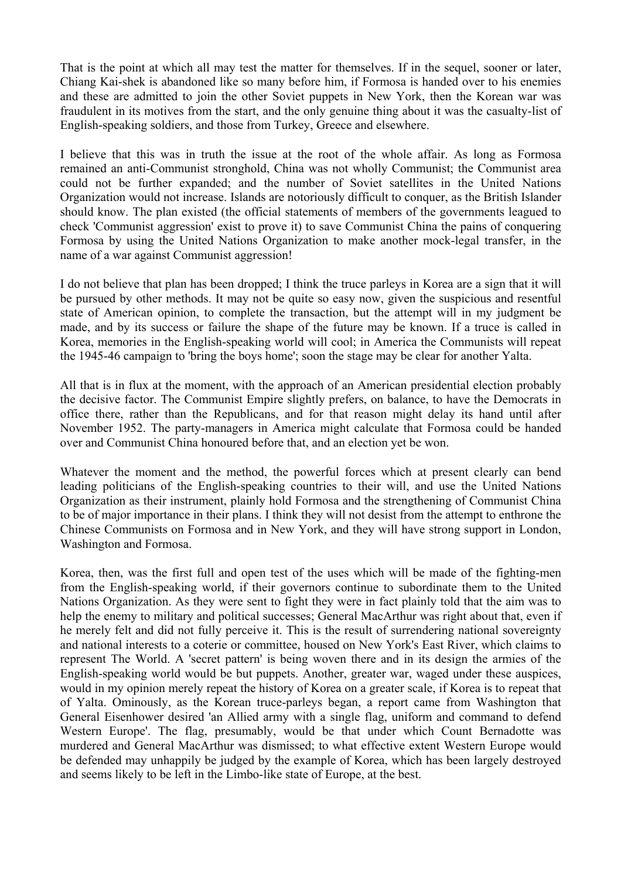That is the point at which all may test the matter for themselves. If in the sequel, sooner or later, Chiang Kai-shek is abandoned like so many before him, if Formosa is handed over to his enemies and these are admitted to join the other Soviet puppets in New York, then the Korean war was fraudulent in its motives from the start, and the only genuine thing about it was the casualty-list of English-speaking soldiers, and those from Turkey, Greece and elsewhere.

I believe that this was in truth the issue at the root of the whole affair. As long as Formosa remained an anti-Communist stronghold, China was not wholly Communist; the Communist area could not be further expanded; and the number of Soviet satellites in the United Nations Organization would not increase. Islands are notoriously difficult to conquer, as the British Islander should know. The plan existed (the official statements of members of the governments leagued to check 'Communist aggression' exist to prove it) to save Communist China the pains of conquering Formosa by using the United Nations Organization to make another mock-legal transfer, in the name of a war against Communist aggression!

I do not believe that plan has been dropped; I think the truce parleys in Korea are a sign that it will be pursued by other methods. It may not be quite so easy now, given the suspicious and resentful state of American opinion, to complete the transaction, but the attempt will in my judgment be made, and by its success or failure the shape of the future may be known. If a truce is called in Korea, memories in the English-speaking world will cool; in America the Communists will repeat the 1945-46 campaign to 'bring the boys home'; soon the stage may be clear for another Yalta.

All that is in flux at the moment, with the approach of an American presidential election probably the decisive factor. The Communist Empire slightly prefers, on balance, to have the Democrats in office there, rather than the Republicans, and for that reason might delay its hand until after November 1952. The party-managers in America might calculate that Formosa could be handed over and Communist China honoured before that, and an election yet be won.

Whatever the moment and the method, the powerful forces which at present clearly can bend leading politicians of the English-speaking countries to their will, and use the United Nations Organization as their instrument, plainly hold Formosa and the strengthening of Communist China to be of major importance in their plans. I think they will not desist from the attempt to enthrone the Chinese Communists on Formosa and in New York, and they will have strong support in London, Washington and Formosa.

Korea, then, was the first full and open test of the uses which will be made of the fighting-men from the English-speaking world, if their governors continue to subordinate them to the United Nations Organization. As they were sent to fight they were in fact plainly told that the aim was to help the enemy to military and political successes; General MacArthur was right about that, even if he merely felt and did not fully perceive it. This is the result of surrendering national sovereignty and national interests to a coterie or committee, housed on New York's East River, which claims to represent The World. A 'secret pattern' is being woven there and in its design the armies of the English-speaking world would be but puppets. Another, greater war, waged under these auspices, would in my opinion merely repeat the history of Korea on a greater scale, if Korea is to repeat that of Yalta. Ominously, as the Korean truce-parleys began, a report came from Washington that General Eisenhower desired 'an Allied army with a single flag, uniform and command to defend Western Europe'. The flag, presumably, would be that under which Count Bernadotte was murdered and General MacArthur was dismissed; to what effective extent Western Europe would be defended may unhappily be judged by the example of Korea, which has been largely destroyed and seems likely to be left in the Limbo-like state of Europe, at the best.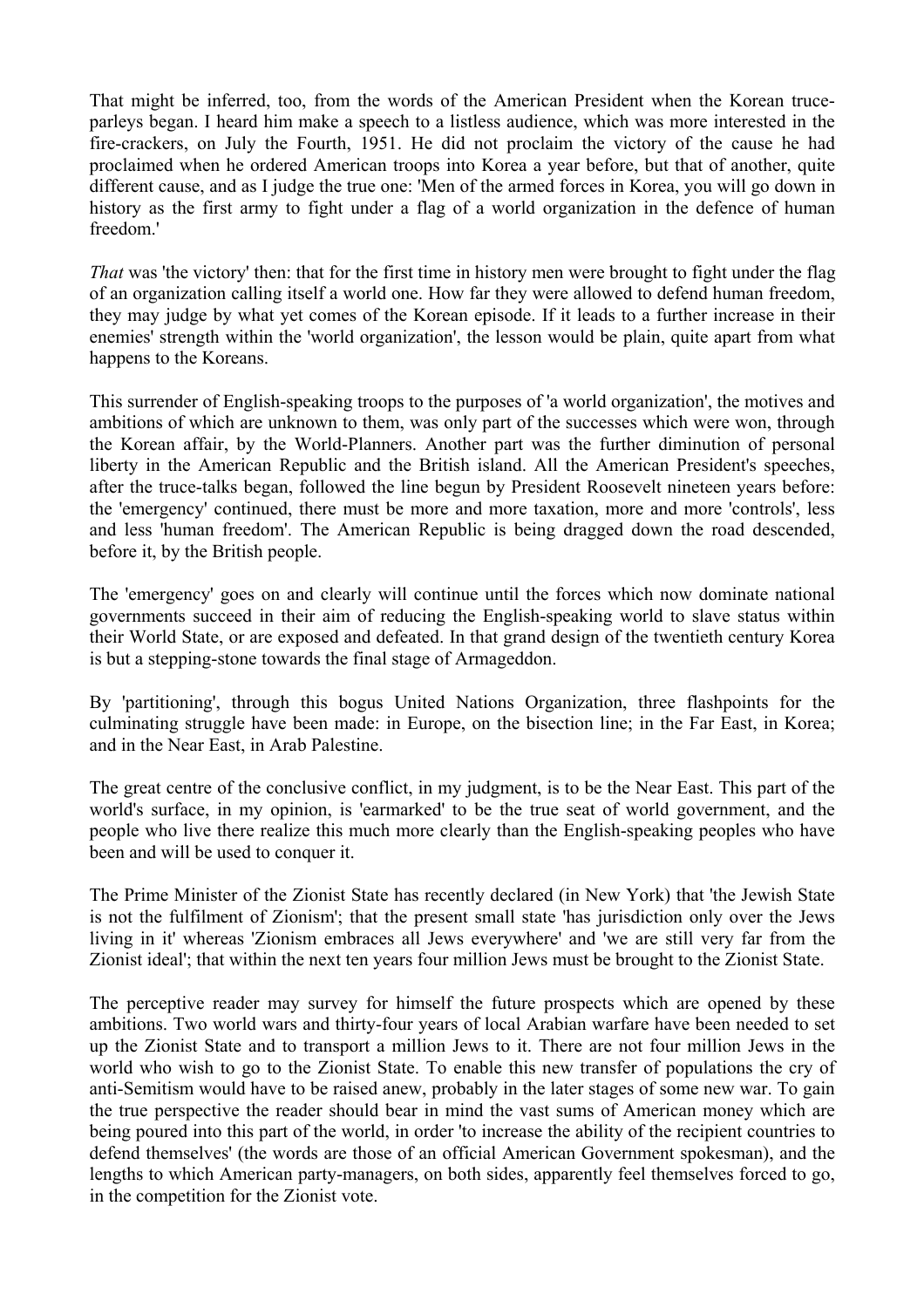That might be inferred, too, from the words of the American President when the Korean truce-parleys began. I heard him make a speech to a listless audience, which was more interested in the fire-crackers, on July the Fourth, 1951. He did not proclaim the victory of the cause he had proclaimed when he ordered American troops into Korea a year before, but that of another, quite different cause, and as I judge the true one: 'Men of the armed forces in Korea, you will go down in history as the first army to fight under a flag of a world organization in the defence of human freedom.'

*That* was 'the victory' then: that for the first time in history men were brought to fight under the flag of an organization calling itself a world one. How far they were allowed to defend human freedom, they may judge by what yet comes of the Korean episode. If it leads to a further increase in their enemies' strength within the 'world organization', the lesson would be plain, quite apart from what happens to the Koreans.

This surrender of English-speaking troops to the purposes of 'a world organization', the motives and ambitions of which are unknown to them, was only part of the successes which were won, through the Korean affair, by the World-Planners. Another part was the further diminution of personal liberty in the American Republic and the British island. All the American President's speeches, after the truce-talks began, followed the line begun by President Roosevelt nineteen years before: the 'emergency' continued, there must be more and more taxation, more and more 'controls', less and less 'human freedom'. The American Republic is being dragged down the road descended, before it, by the British people.

The 'emergency' goes on and clearly will continue until the forces which now dominate national governments succeed in their aim of reducing the English-speaking world to slave status within their World State, or are exposed and defeated. In that grand design of the twentieth century Korea is but a stepping-stone towards the final stage of Armageddon.

By 'partitioning', through this bogus United Nations Organization, three flashpoints for the culminating struggle have been made: in Europe, on the bisection line; in the Far East, in Korea; and in the Near East, in Arab Palestine.

The great centre of the conclusive conflict, in my judgment, is to be the Near East. This part of the world's surface, in my opinion, is 'earmarked' to be the true seat of world government, and the people who live there realize this much more clearly than the English-speaking peoples who have been and will be used to conquer it.

The Prime Minister of the Zionist State has recently declared (in New York) that 'the Jewish State is not the fulfilment of Zionism'; that the present small state 'has jurisdiction only over the Jews living in it' whereas 'Zionism embraces all Jews everywhere' and 'we are still very far from the Zionist ideal'; that within the next ten years four million Jews must be brought to the Zionist State.

The perceptive reader may survey for himself the future prospects which are opened by these ambitions. Two world wars and thirty-four years of local Arabian warfare have been needed to set up the Zionist State and to transport a million Jews to it. There are not four million Jews in the world who wish to go to the Zionist State. To enable this new transfer of populations the cry of anti-Semitism would have to be raised anew, probably in the later stages of some new war. To gain the true perspective the reader should bear in mind the vast sums of American money which are being poured into this part of the world, in order 'to increase the ability of the recipient countries to defend themselves' (the words are those of an official American Government spokesman), and the lengths to which American party-managers, on both sides, apparently feel themselves forced to go, in the competition for the Zionist vote.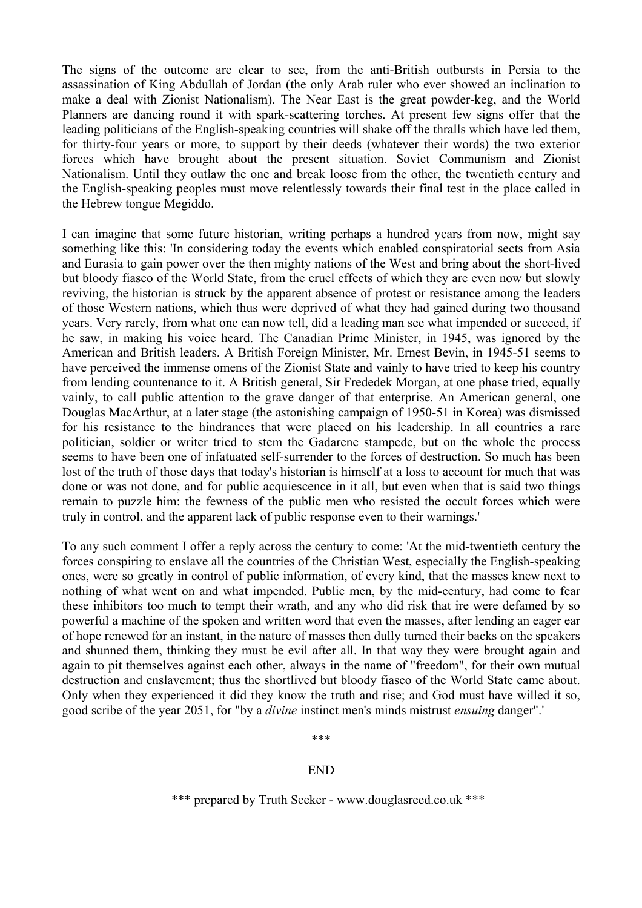The signs of the outcome are clear to see, from the anti-British outbursts in Persia to the assassination of King Abdullah of Jordan (the only Arab ruler who ever showed an inclination to make a deal with Zionist Nationalism). The Near East is the great powder-keg, and the World Planners are dancing round it with spark-scattering torches. At present few signs offer that the leading politicians of the English-speaking countries will shake off the thralls which have led them, for thirty-four years or more, to support by their deeds (whatever their words) the two exterior forces which have brought about the present situation. Soviet Communism and Zionist Nationalism. Until they outlaw the one and break loose from the other, the twentieth century and the English-speaking peoples must move relentlessly towards their final test in the place called in the Hebrew tongue Megiddo.

I can imagine that some future historian, writing perhaps a hundred years from now, might say something like this: 'In considering today the events which enabled conspiratorial sects from Asia and Eurasia to gain power over the then mighty nations of the West and bring about the short-lived but bloody fiasco of the World State, from the cruel effects of which they are even now but slowly reviving, the historian is struck by the apparent absence of protest or resistance among the leaders of those Western nations, which thus were deprived of what they had gained during two thousand years. Very rarely, from what one can now tell, did a leading man see what impended or succeed, if he saw, in making his voice heard. The Canadian Prime Minister, in 1945, was ignored by the American and British leaders. A British Foreign Minister, Mr. Ernest Bevin, in 1945-51 seems to have perceived the immense omens of the Zionist State and vainly to have tried to keep his country from lending countenance to it. A British general, Sir Frededek Morgan, at one phase tried, equally vainly, to call public attention to the grave danger of that enterprise. An American general, one Douglas MacArthur, at a later stage (the astonishing campaign of 1950-51 in Korea) was dismissed for his resistance to the hindrances that were placed on his leadership. In all countries a rare politician, soldier or writer tried to stem the Gadarene stampede, but on the whole the process seems to have been one of infatuated self-surrender to the forces of destruction. So much has been lost of the truth of those days that today's historian is himself at a loss to account for much that was done or was not done, and for public acquiescence in it all, but even when that is said two things remain to puzzle him: the fewness of the public men who resisted the occult forces which were truly in control, and the apparent lack of public response even to their warnings.'

To any such comment I offer a reply across the century to come: 'At the mid-twentieth century the forces conspiring to enslave all the countries of the Christian West, especially the English-speaking ones, were so greatly in control of public information, of every kind, that the masses knew next to nothing of what went on and what impended. Public men, by the mid-century, had come to fear these inhibitors too much to tempt their wrath, and any who did risk that ire were defamed by so powerful a machine of the spoken and written word that even the masses, after lending an eager ear of hope renewed for an instant, in the nature of masses then dully turned their backs on the speakers and shunned them, thinking they must be evil after all. In that way they were brought again and again to pit themselves against each other, always in the name of "freedom", for their own mutual destruction and enslavement; thus the shortlived but bloody fiasco of the World State came about. Only when they experienced it did they know the truth and rise; and God must have willed it so, good scribe of the year 2051, for "by a *divine* instinct men's minds mistrust *ensuing* danger".'

\*\*\*

END

\*\*\* prepared by Truth Seeker - www.douglasreed.co.uk \*\*\*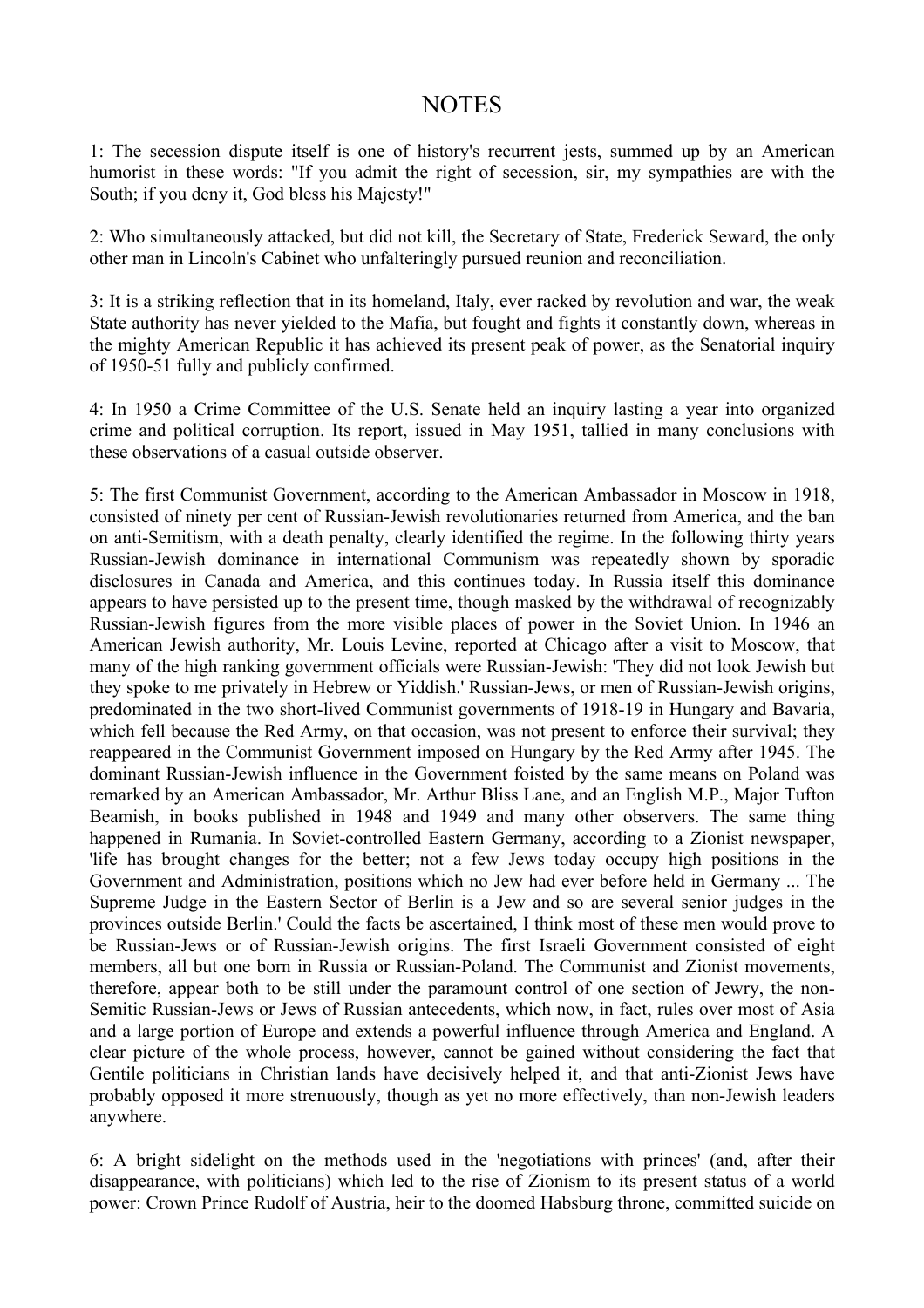# NOTES

1: The secession dispute itself is one of history's recurrent jests, summed up by an American humorist in these words: "If you admit the right of secession, sir, my sympathies are with the South; if you deny it, God bless his Majesty!"

2: Who simultaneously attacked, but did not kill, the Secretary of State, Frederick Seward, the only other man in Lincoln's Cabinet who unfalteringly pursued reunion and reconciliation.

3: It is a striking reflection that in its homeland, Italy, ever racked by revolution and war, the weak State authority has never yielded to the Mafia, but fought and fights it constantly down, whereas in the mighty American Republic it has achieved its present peak of power, as the Senatorial inquiry of 1950-51 fully and publicly confirmed.

4: In 1950 a Crime Committee of the U.S. Senate held an inquiry lasting a year into organized crime and political corruption. Its report, issued in May 1951, tallied in many conclusions with these observations of a casual outside observer.

5: The first Communist Government, according to the American Ambassador in Moscow in 1918, consisted of ninety per cent of Russian-Jewish revolutionaries returned from America, and the ban on anti-Semitism, with a death penalty, clearly identified the regime. In the following thirty years Russian-Jewish dominance in international Communism was repeatedly shown by sporadic disclosures in Canada and America, and this continues today. In Russia itself this dominance appears to have persisted up to the present time, though masked by the withdrawal of recognizably Russian-Jewish figures from the more visible places of power in the Soviet Union. In 1946 an American Jewish authority, Mr. Louis Levine, reported at Chicago after a visit to Moscow, that many of the high ranking government officials were Russian-Jewish: 'They did not look Jewish but they spoke to me privately in Hebrew or Yiddish.' Russian-Jews, or men of Russian-Jewish origins, predominated in the two short-lived Communist governments of 1918-19 in Hungary and Bavaria, which fell because the Red Army, on that occasion, was not present to enforce their survival; they reappeared in the Communist Government imposed on Hungary by the Red Army after 1945. The dominant Russian-Jewish influence in the Government foisted by the same means on Poland was remarked by an American Ambassador, Mr. Arthur Bliss Lane, and an English M.P., Major Tufton Beamish, in books published in 1948 and 1949 and many other observers. The same thing happened in Rumania. In Soviet-controlled Eastern Germany, according to a Zionist newspaper, 'life has brought changes for the better; not a few Jews today occupy high positions in the Government and Administration, positions which no Jew had ever before held in Germany ... The Supreme Judge in the Eastern Sector of Berlin is a Jew and so are several senior judges in the provinces outside Berlin.' Could the facts be ascertained, I think most of these men would prove to be Russian-Jews or of Russian-Jewish origins. The first Israeli Government consisted of eight members, all but one born in Russia or Russian-Poland. The Communist and Zionist movements, therefore, appear both to be still under the paramount control of one section of Jewry, the non-Semitic Russian-Jews or Jews of Russian antecedents, which now, in fact, rules over most of Asia and a large portion of Europe and extends a powerful influence through America and England. A clear picture of the whole process, however, cannot be gained without considering the fact that Gentile politicians in Christian lands have decisively helped it, and that anti-Zionist Jews have probably opposed it more strenuously, though as yet no more effectively, than non-Jewish leaders anywhere.

6: A bright sidelight on the methods used in the 'negotiations with princes' (and, after their disappearance, with politicians) which led to the rise of Zionism to its present status of a world power: Crown Prince Rudolf of Austria, heir to the doomed Habsburg throne, committed suicide on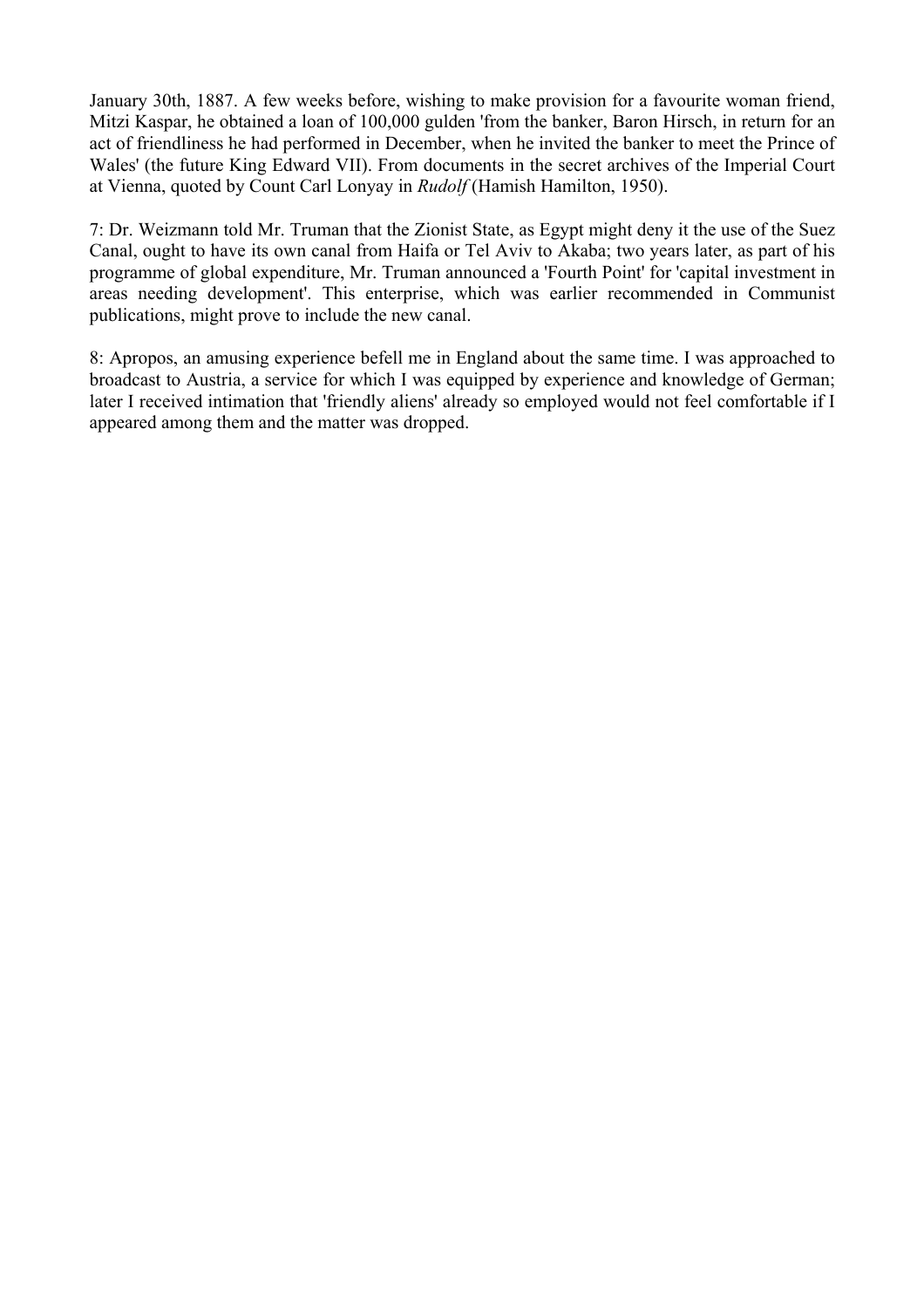January 30th, 1887. A few weeks before, wishing to make provision for a favourite woman friend, Mitzi Kaspar, he obtained a loan of 100,000 gulden 'from the banker, Baron Hirsch, in return for an act of friendliness he had performed in December, when he invited the banker to meet the Prince of Wales' (the future King Edward VII). From documents in the secret archives of the Imperial Court at Vienna, quoted by Count Carl Lonyay in *Rudolf* (Hamish Hamilton, 1950).

7: Dr. Weizmann told Mr. Truman that the Zionist State, as Egypt might deny it the use of the Suez Canal, ought to have its own canal from Haifa or Tel Aviv to Akaba; two years later, as part of his programme of global expenditure, Mr. Truman announced a 'Fourth Point' for 'capital investment in areas needing development'. This enterprise, which was earlier recommended in Communist publications, might prove to include the new canal.

8: Apropos, an amusing experience befell me in England about the same time. I was approached to broadcast to Austria, a service for which I was equipped by experience and knowledge of German; later I received intimation that 'friendly aliens' already so employed would not feel comfortable if I appeared among them and the matter was dropped.